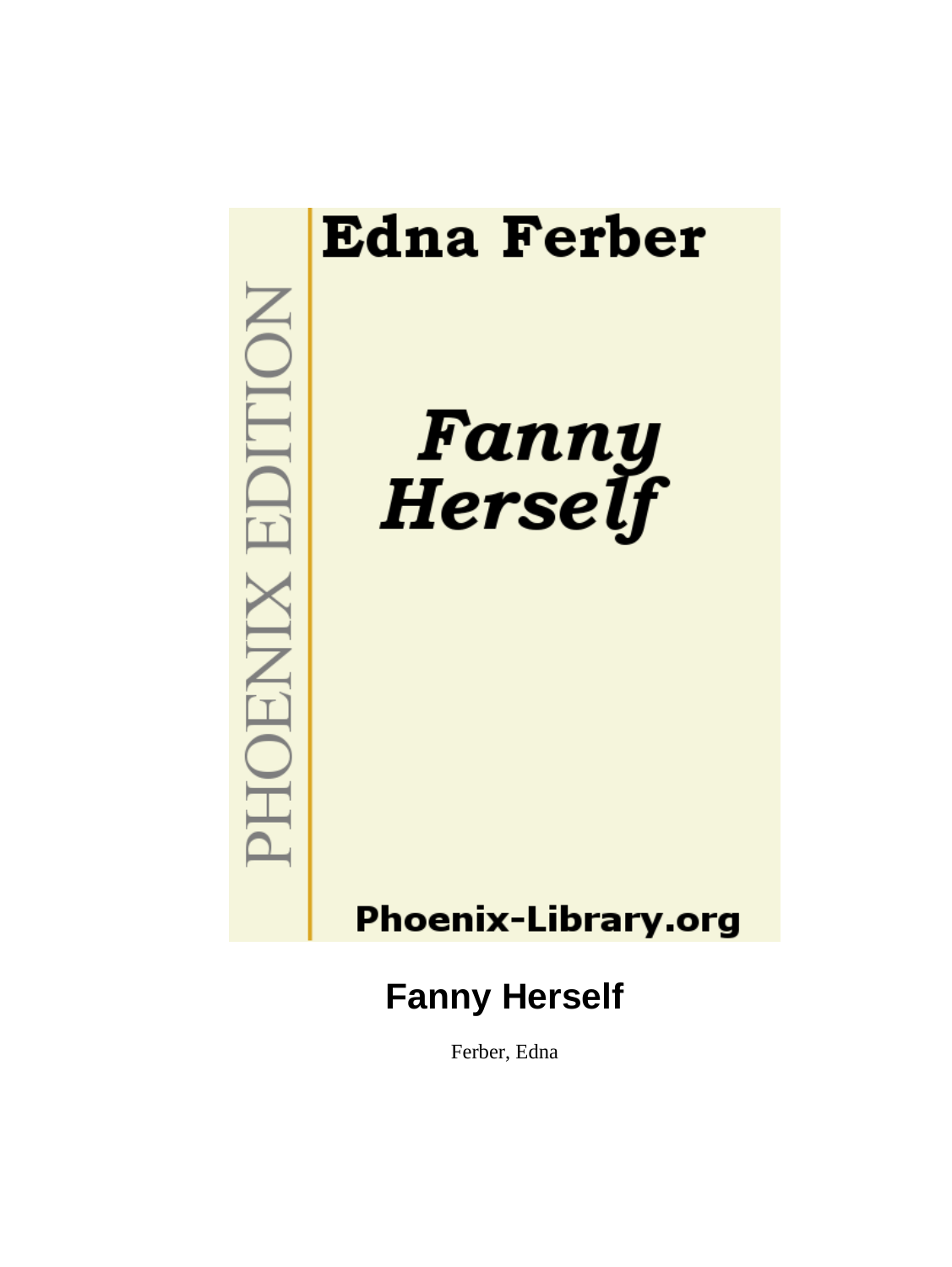Edna Ferber

*Fanny Herself*

PHOENIX EDITION

Phoenix-Library.org

# Fanny Herself

Ferber, Edna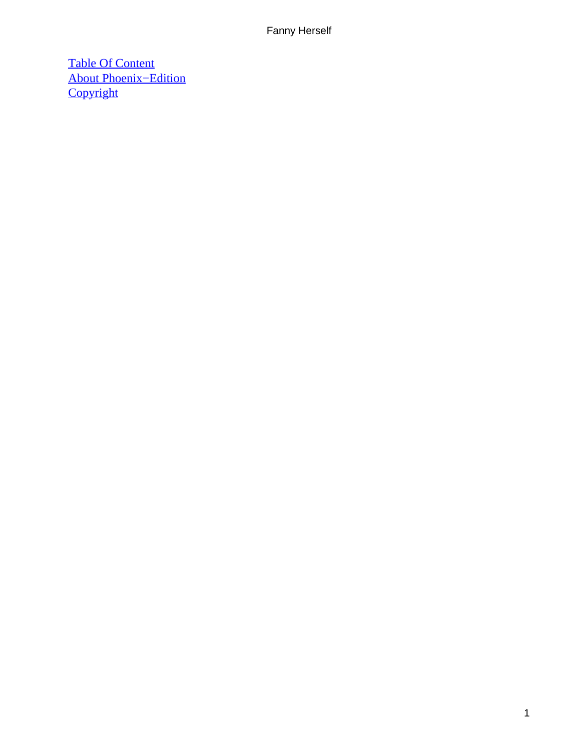[Table Of Content](#)
[About Phoenix−Edition](#)
[Copyright](#)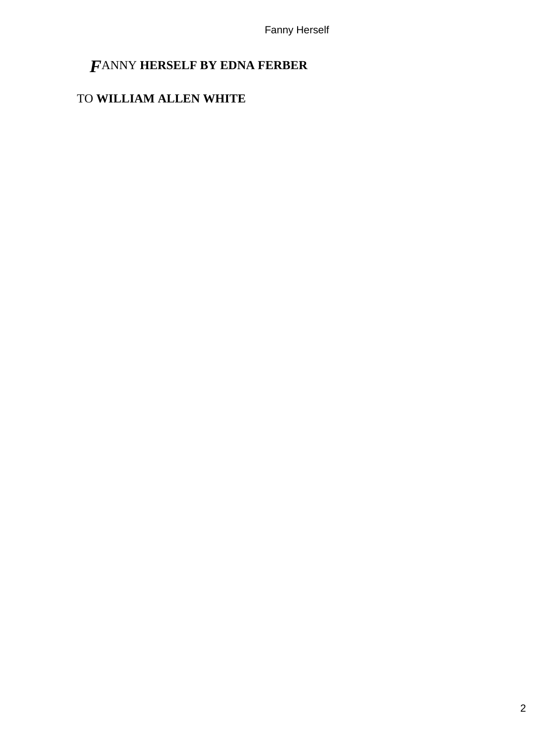# FANNY HERSELF BY EDNA FERBER

TO **WILLIAM ALLEN WHITE**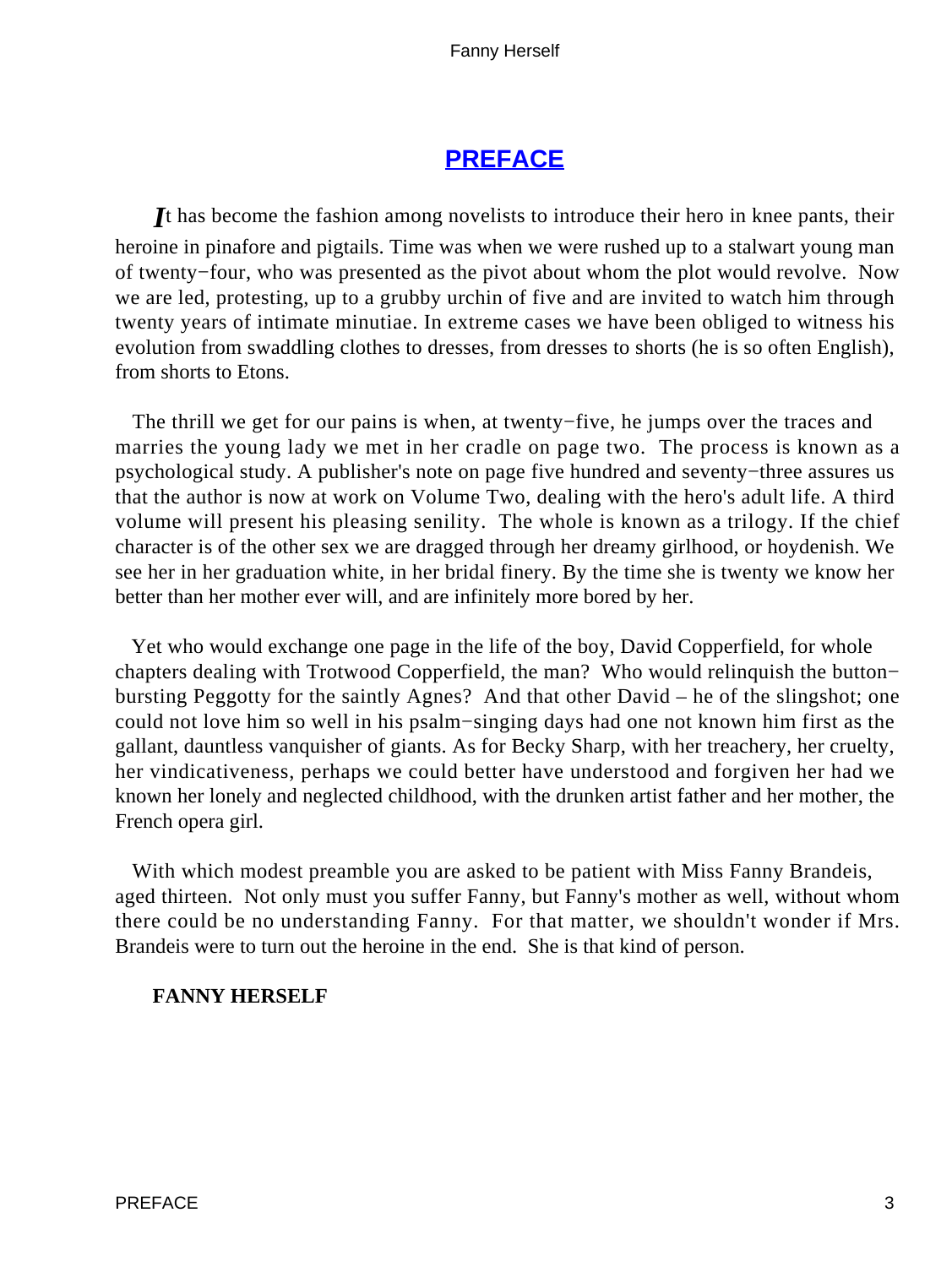## PREFACE

It has become the fashion among novelists to introduce their hero in knee pants, their heroine in pinafore and pigtails. Time was when we were rushed up to a stalwart young man of twenty−four, who was presented as the pivot about whom the plot would revolve. Now we are led, protesting, up to a grubby urchin of five and are invited to watch him through twenty years of intimate minutiae. In extreme cases we have been obliged to witness his evolution from swaddling clothes to dresses, from dresses to shorts (he is so often English), from shorts to Etons.

The thrill we get for our pains is when, at twenty−five, he jumps over the traces and marries the young lady we met in her cradle on page two. The process is known as a psychological study. A publisher's note on page five hundred and seventy−three assures us that the author is now at work on Volume Two, dealing with the hero's adult life. A third volume will present his pleasing senility. The whole is known as a trilogy. If the chief character is of the other sex we are dragged through her dreamy girlhood, or hoydenish. We see her in her graduation white, in her bridal finery. By the time she is twenty we know her better than her mother ever will, and are infinitely more bored by her.

Yet who would exchange one page in the life of the boy, David Copperfield, for whole chapters dealing with Trotwood Copperfield, the man? Who would relinquish the button−bursting Peggotty for the saintly Agnes? And that other David – he of the slingshot; one could not love him so well in his psalm−singing days had one not known him first as the gallant, dauntless vanquisher of giants. As for Becky Sharp, with her treachery, her cruelty, her vindicativeness, perhaps we could better have understood and forgiven her had we known her lonely and neglected childhood, with the drunken artist father and her mother, the French opera girl.

With which modest preamble you are asked to be patient with Miss Fanny Brandeis, aged thirteen. Not only must you suffer Fanny, but Fanny's mother as well, without whom there could be no understanding Fanny. For that matter, we shouldn't wonder if Mrs. Brandeis were to turn out the heroine in the end. She is that kind of person.

**FANNY HERSELF**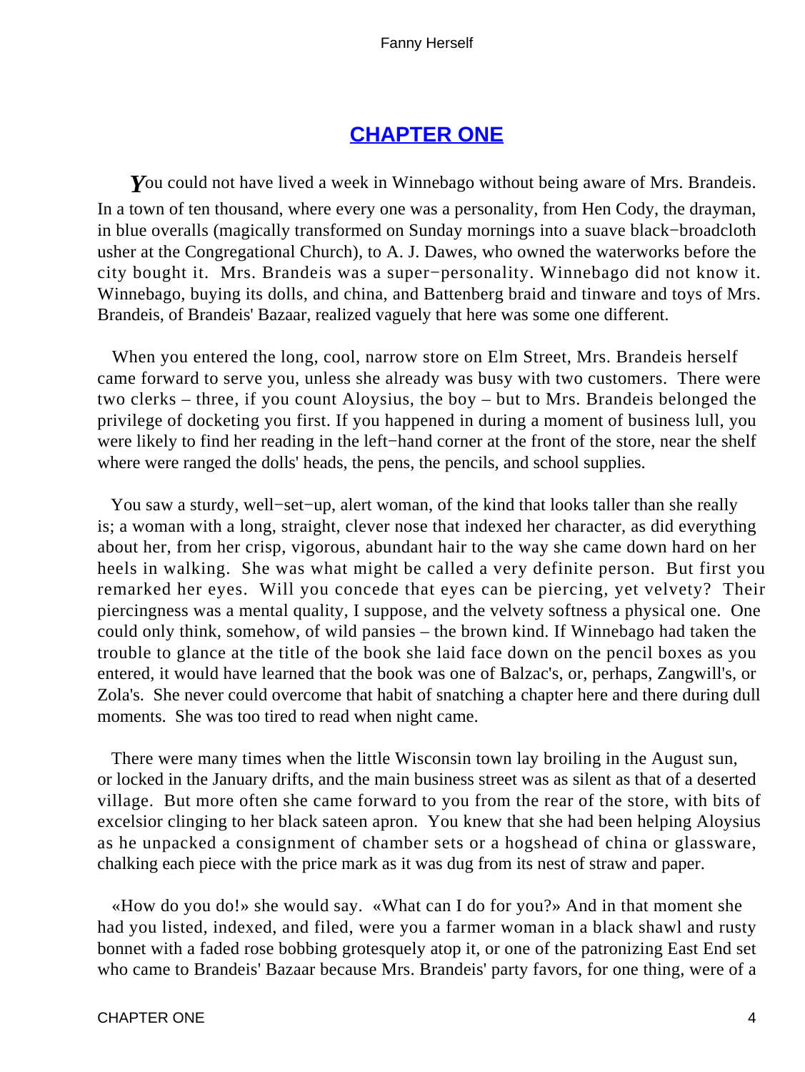## CHAPTER ONE

*Y*ou could not have lived a week in Winnebago without being aware of Mrs. Brandeis. In a town of ten thousand, where every one was a personality, from Hen Cody, the drayman, in blue overalls (magically transformed on Sunday mornings into a suave black−broadcloth usher at the Congregational Church), to A. J. Dawes, who owned the waterworks before the city bought it. Mrs. Brandeis was a super−personality. Winnebago did not know it. Winnebago, buying its dolls, and china, and Battenberg braid and tinware and toys of Mrs. Brandeis, of Brandeis' Bazaar, realized vaguely that here was some one different.

When you entered the long, cool, narrow store on Elm Street, Mrs. Brandeis herself came forward to serve you, unless she already was busy with two customers. There were two clerks – three, if you count Aloysius, the boy – but to Mrs. Brandeis belonged the privilege of docketing you first. If you happened in during a moment of business lull, you were likely to find her reading in the left−hand corner at the front of the store, near the shelf where were ranged the dolls' heads, the pens, the pencils, and school supplies.

You saw a sturdy, well−set−up, alert woman, of the kind that looks taller than she really is; a woman with a long, straight, clever nose that indexed her character, as did everything about her, from her crisp, vigorous, abundant hair to the way she came down hard on her heels in walking. She was what might be called a very definite person. But first you remarked her eyes. Will you concede that eyes can be piercing, yet velvety? Their piercingness was a mental quality, I suppose, and the velvety softness a physical one. One could only think, somehow, of wild pansies – the brown kind. If Winnebago had taken the trouble to glance at the title of the book she laid face down on the pencil boxes as you entered, it would have learned that the book was one of Balzac's, or, perhaps, Zangwill's, or Zola's. She never could overcome that habit of snatching a chapter here and there during dull moments. She was too tired to read when night came.

There were many times when the little Wisconsin town lay broiling in the August sun, or locked in the January drifts, and the main business street was as silent as that of a deserted village. But more often she came forward to you from the rear of the store, with bits of excelsior clinging to her black sateen apron. You knew that she had been helping Aloysius as he unpacked a consignment of chamber sets or a hogshead of china or glassware, chalking each piece with the price mark as it was dug from its nest of straw and paper.

«How do you do!» she would say. «What can I do for you?» And in that moment she had you listed, indexed, and filed, were you a farmer woman in a black shawl and rusty bonnet with a faded rose bobbing grotesquely atop it, or one of the patronizing East End set who came to Brandeis' Bazaar because Mrs. Brandeis' party favors, for one thing, were of a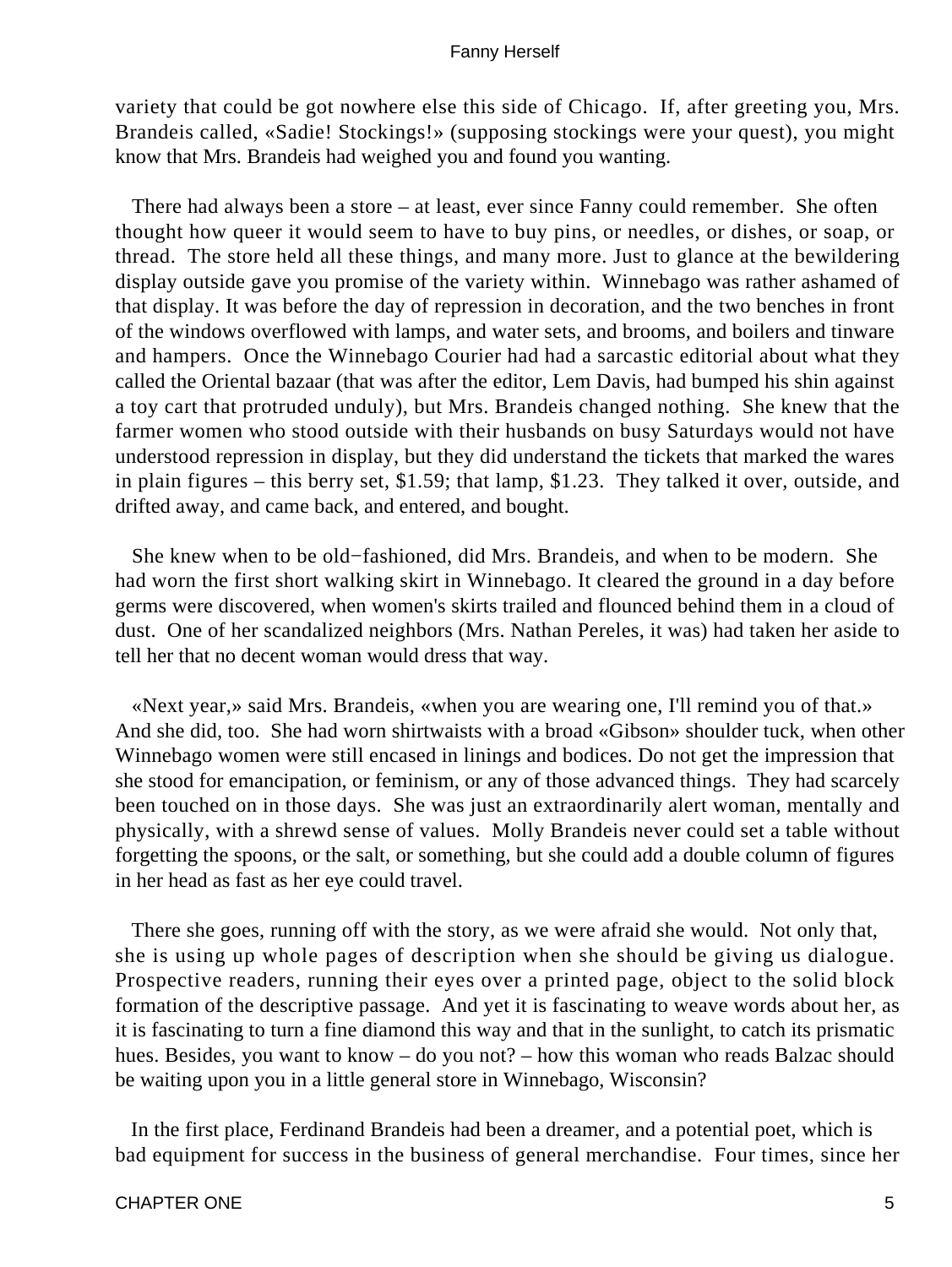variety that could be got nowhere else this side of Chicago. If, after greeting you, Mrs. Brandeis called, «Sadie! Stockings!» (supposing stockings were your quest), you might know that Mrs. Brandeis had weighed you and found you wanting.

There had always been a store – at least, ever since Fanny could remember. She often thought how queer it would seem to have to buy pins, or needles, or dishes, or soap, or thread. The store held all these things, and many more. Just to glance at the bewildering display outside gave you promise of the variety within. Winnebago was rather ashamed of that display. It was before the day of repression in decoration, and the two benches in front of the windows overflowed with lamps, and water sets, and brooms, and boilers and tinware and hampers. Once the Winnebago Courier had had a sarcastic editorial about what they called the Oriental bazaar (that was after the editor, Lem Davis, had bumped his shin against a toy cart that protruded unduly), but Mrs. Brandeis changed nothing. She knew that the farmer women who stood outside with their husbands on busy Saturdays would not have understood repression in display, but they did understand the tickets that marked the wares in plain figures – this berry set, $1.59; that lamp, $1.23. They talked it over, outside, and drifted away, and came back, and entered, and bought.

She knew when to be old−fashioned, did Mrs. Brandeis, and when to be modern. She had worn the first short walking skirt in Winnebago. It cleared the ground in a day before germs were discovered, when women's skirts trailed and flounced behind them in a cloud of dust. One of her scandalized neighbors (Mrs. Nathan Pereles, it was) had taken her aside to tell her that no decent woman would dress that way.

«Next year,» said Mrs. Brandeis, «when you are wearing one, I'll remind you of that.» And she did, too. She had worn shirtwaists with a broad «Gibson» shoulder tuck, when other Winnebago women were still encased in linings and bodices. Do not get the impression that she stood for emancipation, or feminism, or any of those advanced things. They had scarcely been touched on in those days. She was just an extraordinarily alert woman, mentally and physically, with a shrewd sense of values. Molly Brandeis never could set a table without forgetting the spoons, or the salt, or something, but she could add a double column of figures in her head as fast as her eye could travel.

There she goes, running off with the story, as we were afraid she would. Not only that, she is using up whole pages of description when she should be giving us dialogue. Prospective readers, running their eyes over a printed page, object to the solid block formation of the descriptive passage. And yet it is fascinating to weave words about her, as it is fascinating to turn a fine diamond this way and that in the sunlight, to catch its prismatic hues. Besides, you want to know – do you not? – how this woman who reads Balzac should be waiting upon you in a little general store in Winnebago, Wisconsin?

In the first place, Ferdinand Brandeis had been a dreamer, and a potential poet, which is bad equipment for success in the business of general merchandise. Four times, since her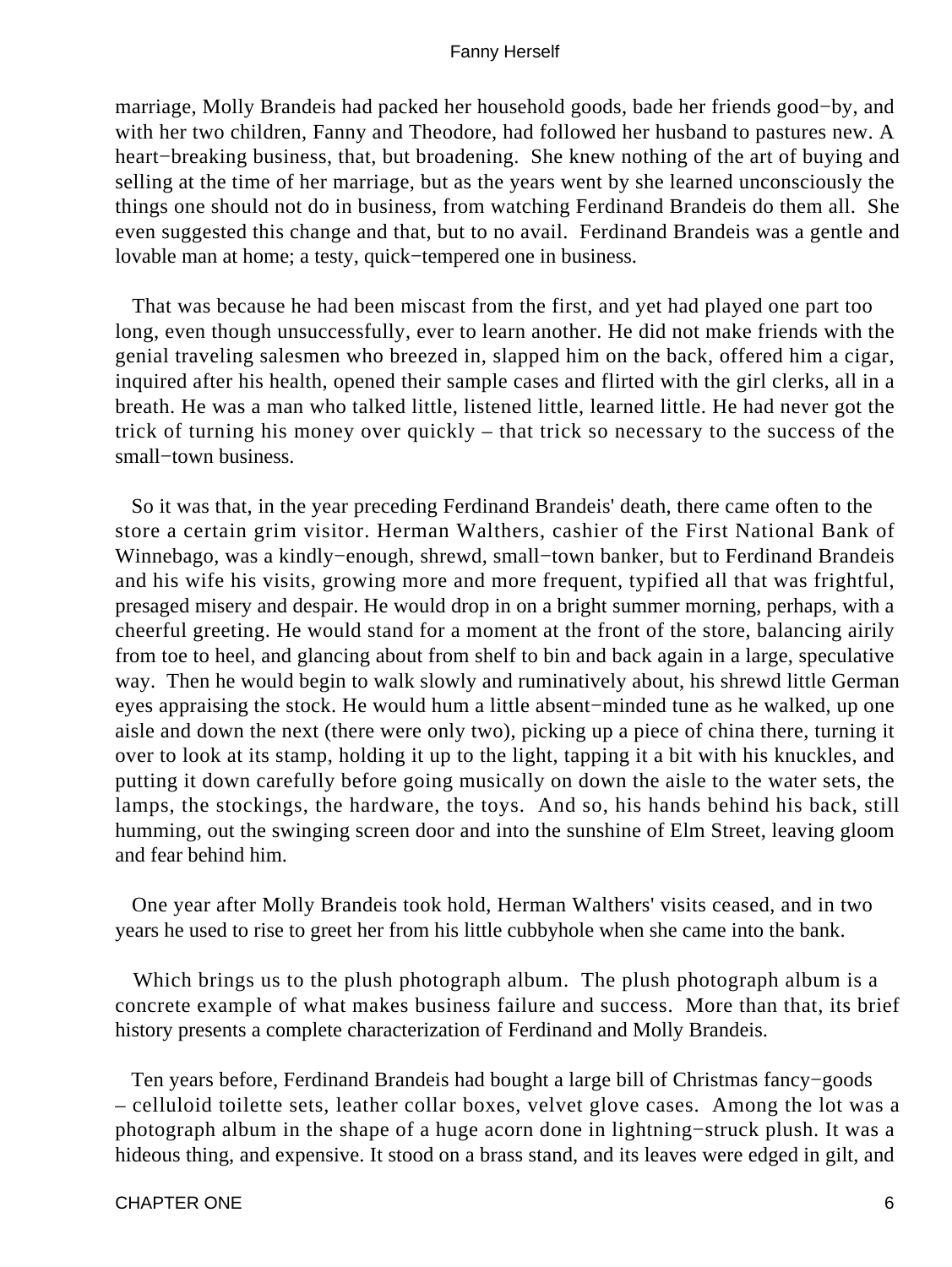marriage, Molly Brandeis had packed her household goods, bade her friends good−by, and with her two children, Fanny and Theodore, had followed her husband to pastures new. A heart−breaking business, that, but broadening. She knew nothing of the art of buying and selling at the time of her marriage, but as the years went by she learned unconsciously the things one should not do in business, from watching Ferdinand Brandeis do them all. She even suggested this change and that, but to no avail. Ferdinand Brandeis was a gentle and lovable man at home; a testy, quick−tempered one in business.

That was because he had been miscast from the first, and yet had played one part too long, even though unsuccessfully, ever to learn another. He did not make friends with the genial traveling salesmen who breezed in, slapped him on the back, offered him a cigar, inquired after his health, opened their sample cases and flirted with the girl clerks, all in a breath. He was a man who talked little, listened little, learned little. He had never got the trick of turning his money over quickly – that trick so necessary to the success of the small−town business.

So it was that, in the year preceding Ferdinand Brandeis' death, there came often to the store a certain grim visitor. Herman Walthers, cashier of the First National Bank of Winnebago, was a kindly−enough, shrewd, small−town banker, but to Ferdinand Brandeis and his wife his visits, growing more and more frequent, typified all that was frightful, presaged misery and despair. He would drop in on a bright summer morning, perhaps, with a cheerful greeting. He would stand for a moment at the front of the store, balancing airily from toe to heel, and glancing about from shelf to bin and back again in a large, speculative way. Then he would begin to walk slowly and ruminatively about, his shrewd little German eyes appraising the stock. He would hum a little absent−minded tune as he walked, up one aisle and down the next (there were only two), picking up a piece of china there, turning it over to look at its stamp, holding it up to the light, tapping it a bit with his knuckles, and putting it down carefully before going musically on down the aisle to the water sets, the lamps, the stockings, the hardware, the toys. And so, his hands behind his back, still humming, out the swinging screen door and into the sunshine of Elm Street, leaving gloom and fear behind him.

One year after Molly Brandeis took hold, Herman Walthers' visits ceased, and in two years he used to rise to greet her from his little cubbyhole when she came into the bank.

Which brings us to the plush photograph album. The plush photograph album is a concrete example of what makes business failure and success. More than that, its brief history presents a complete characterization of Ferdinand and Molly Brandeis.

Ten years before, Ferdinand Brandeis had bought a large bill of Christmas fancy−goods – celluloid toilette sets, leather collar boxes, velvet glove cases. Among the lot was a photograph album in the shape of a huge acorn done in lightning−struck plush. It was a hideous thing, and expensive. It stood on a brass stand, and its leaves were edged in gilt, and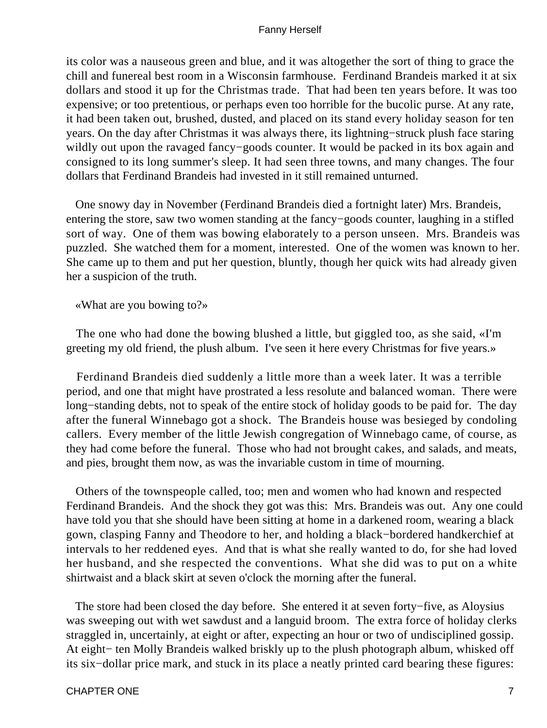its color was a nauseous green and blue, and it was altogether the sort of thing to grace the chill and funereal best room in a Wisconsin farmhouse. Ferdinand Brandeis marked it at six dollars and stood it up for the Christmas trade. That had been ten years before. It was too expensive; or too pretentious, or perhaps even too horrible for the bucolic purse. At any rate, it had been taken out, brushed, dusted, and placed on its stand every holiday season for ten years. On the day after Christmas it was always there, its lightning−struck plush face staring wildly out upon the ravaged fancy−goods counter. It would be packed in its box again and consigned to its long summer's sleep. It had seen three towns, and many changes. The four dollars that Ferdinand Brandeis had invested in it still remained unturned.

One snowy day in November (Ferdinand Brandeis died a fortnight later) Mrs. Brandeis, entering the store, saw two women standing at the fancy−goods counter, laughing in a stifled sort of way. One of them was bowing elaborately to a person unseen. Mrs. Brandeis was puzzled. She watched them for a moment, interested. One of the women was known to her. She came up to them and put her question, bluntly, though her quick wits had already given her a suspicion of the truth.

«What are you bowing to?»

The one who had done the bowing blushed a little, but giggled too, as she said, «I'm greeting my old friend, the plush album. I've seen it here every Christmas for five years.»

Ferdinand Brandeis died suddenly a little more than a week later. It was a terrible period, and one that might have prostrated a less resolute and balanced woman. There were long−standing debts, not to speak of the entire stock of holiday goods to be paid for. The day after the funeral Winnebago got a shock. The Brandeis house was besieged by condoling callers. Every member of the little Jewish congregation of Winnebago came, of course, as they had come before the funeral. Those who had not brought cakes, and salads, and meats, and pies, brought them now, as was the invariable custom in time of mourning.

Others of the townspeople called, too; men and women who had known and respected Ferdinand Brandeis. And the shock they got was this: Mrs. Brandeis was out. Any one could have told you that she should have been sitting at home in a darkened room, wearing a black gown, clasping Fanny and Theodore to her, and holding a black−bordered handkerchief at intervals to her reddened eyes. And that is what she really wanted to do, for she had loved her husband, and she respected the conventions. What she did was to put on a white shirtwaist and a black skirt at seven o'clock the morning after the funeral.

The store had been closed the day before. She entered it at seven forty−five, as Aloysius was sweeping out with wet sawdust and a languid broom. The extra force of holiday clerks straggled in, uncertainly, at eight or after, expecting an hour or two of undisciplined gossip. At eight− ten Molly Brandeis walked briskly up to the plush photograph album, whisked off its six−dollar price mark, and stuck in its place a neatly printed card bearing these figures: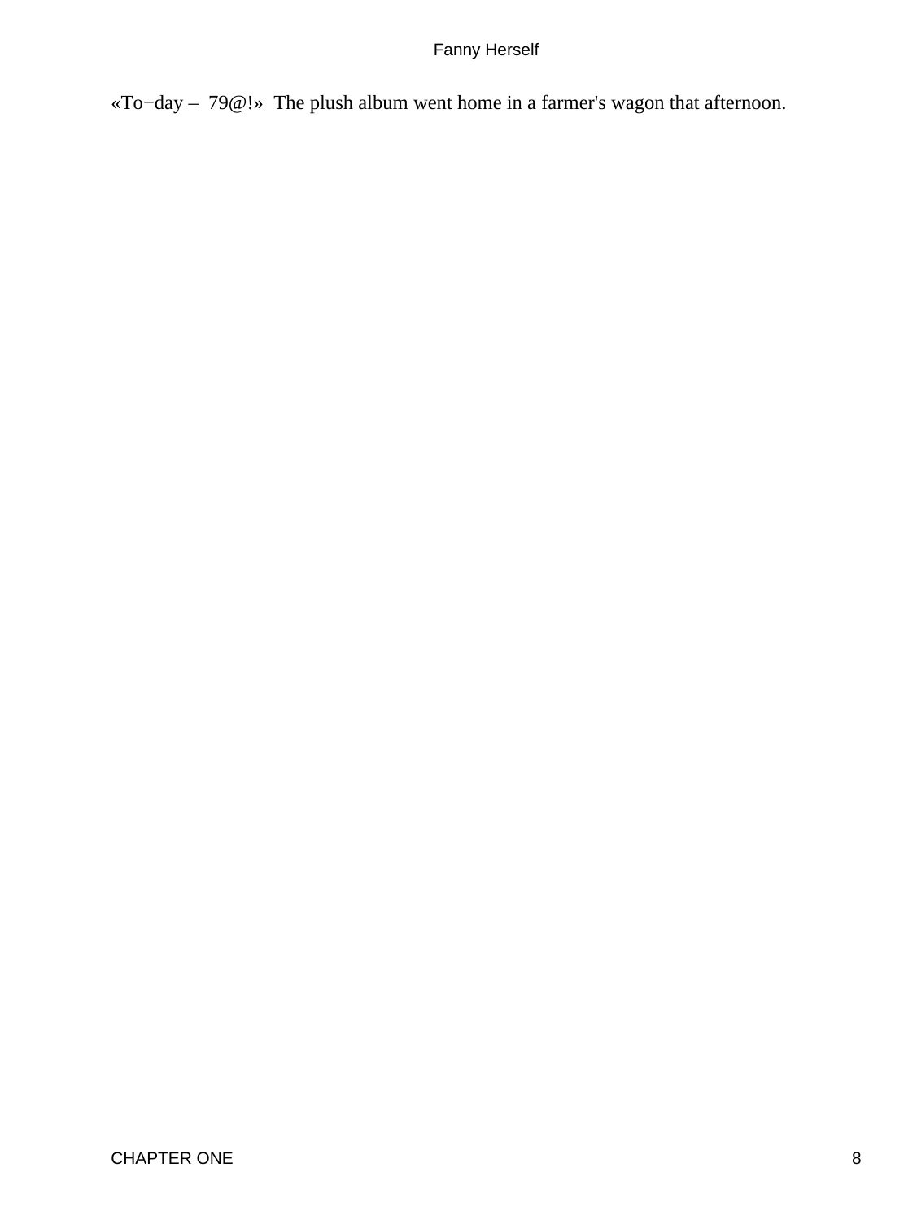«To−day – 79@!» The plush album went home in a farmer's wagon that afternoon.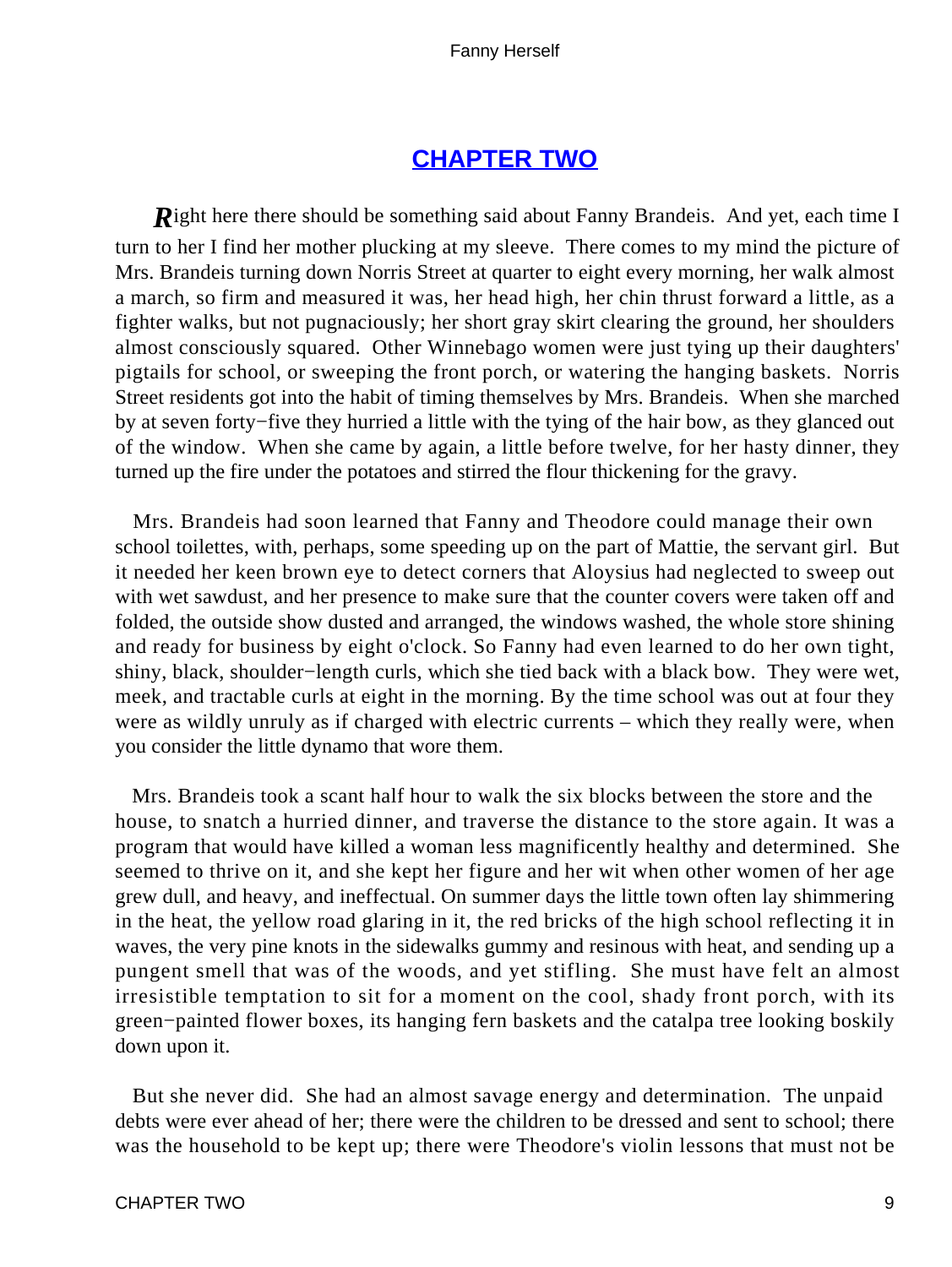## CHAPTER TWO

*R*ight here there should be something said about Fanny Brandeis. And yet, each time I turn to her I find her mother plucking at my sleeve. There comes to my mind the picture of Mrs. Brandeis turning down Norris Street at quarter to eight every morning, her walk almost a march, so firm and measured it was, her head high, her chin thrust forward a little, as a fighter walks, but not pugnaciously; her short gray skirt clearing the ground, her shoulders almost consciously squared. Other Winnebago women were just tying up their daughters' pigtails for school, or sweeping the front porch, or watering the hanging baskets. Norris Street residents got into the habit of timing themselves by Mrs. Brandeis. When she marched by at seven forty−five they hurried a little with the tying of the hair bow, as they glanced out of the window. When she came by again, a little before twelve, for her hasty dinner, they turned up the fire under the potatoes and stirred the flour thickening for the gravy.

Mrs. Brandeis had soon learned that Fanny and Theodore could manage their own school toilettes, with, perhaps, some speeding up on the part of Mattie, the servant girl. But it needed her keen brown eye to detect corners that Aloysius had neglected to sweep out with wet sawdust, and her presence to make sure that the counter covers were taken off and folded, the outside show dusted and arranged, the windows washed, the whole store shining and ready for business by eight o'clock. So Fanny had even learned to do her own tight, shiny, black, shoulder−length curls, which she tied back with a black bow. They were wet, meek, and tractable curls at eight in the morning. By the time school was out at four they were as wildly unruly as if charged with electric currents – which they really were, when you consider the little dynamo that wore them.

Mrs. Brandeis took a scant half hour to walk the six blocks between the store and the house, to snatch a hurried dinner, and traverse the distance to the store again. It was a program that would have killed a woman less magnificently healthy and determined. She seemed to thrive on it, and she kept her figure and her wit when other women of her age grew dull, and heavy, and ineffectual. On summer days the little town often lay shimmering in the heat, the yellow road glaring in it, the red bricks of the high school reflecting it in waves, the very pine knots in the sidewalks gummy and resinous with heat, and sending up a pungent smell that was of the woods, and yet stifling. She must have felt an almost irresistible temptation to sit for a moment on the cool, shady front porch, with its green−painted flower boxes, its hanging fern baskets and the catalpa tree looking boskily down upon it.

But she never did. She had an almost savage energy and determination. The unpaid debts were ever ahead of her; there were the children to be dressed and sent to school; there was the household to be kept up; there were Theodore's violin lessons that must not be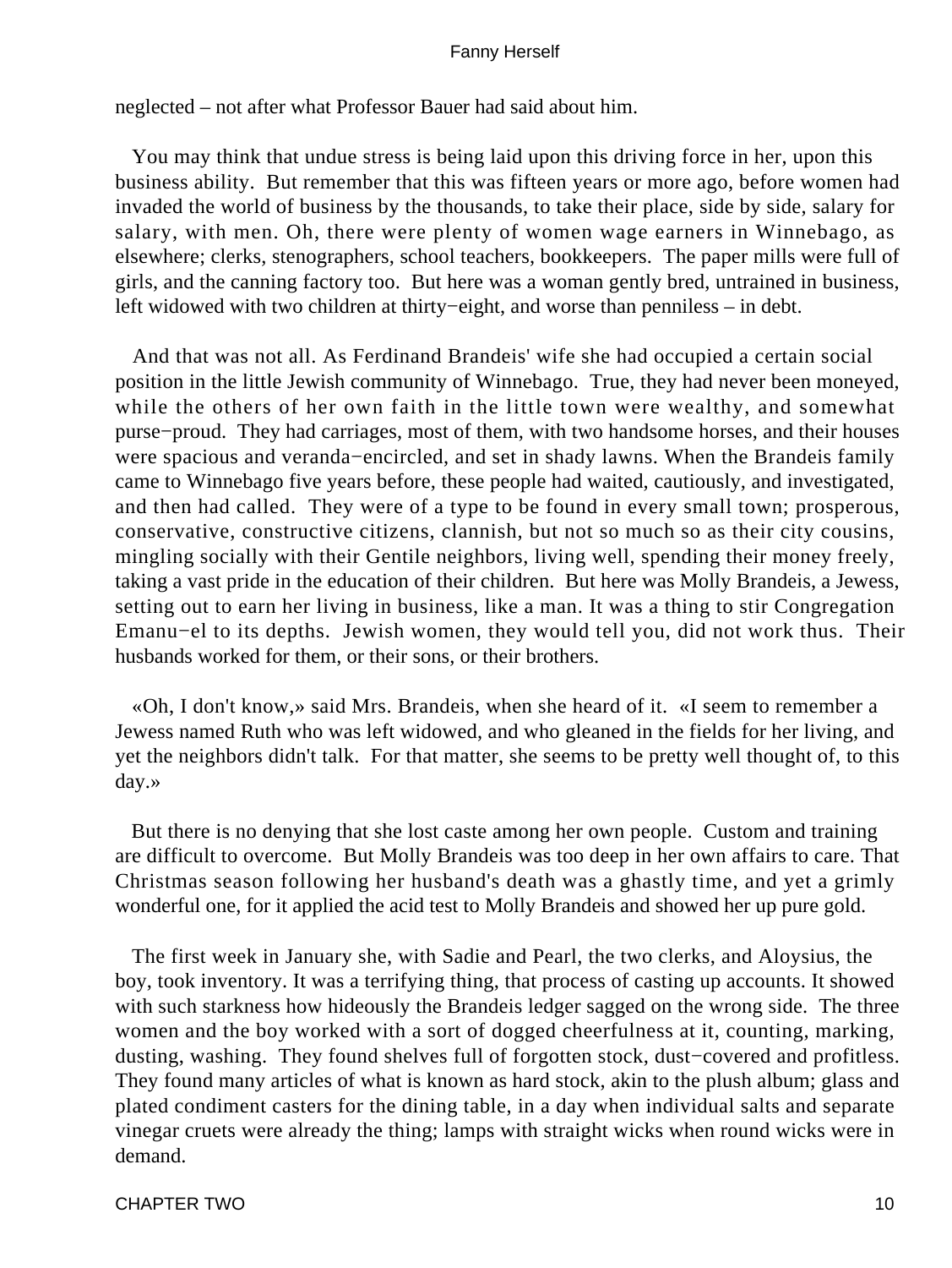neglected – not after what Professor Bauer had said about him.

You may think that undue stress is being laid upon this driving force in her, upon this business ability. But remember that this was fifteen years or more ago, before women had invaded the world of business by the thousands, to take their place, side by side, salary for salary, with men. Oh, there were plenty of women wage earners in Winnebago, as elsewhere; clerks, stenographers, school teachers, bookkeepers. The paper mills were full of girls, and the canning factory too. But here was a woman gently bred, untrained in business, left widowed with two children at thirty−eight, and worse than penniless – in debt.

And that was not all. As Ferdinand Brandeis' wife she had occupied a certain social position in the little Jewish community of Winnebago. True, they had never been moneyed, while the others of her own faith in the little town were wealthy, and somewhat purse−proud. They had carriages, most of them, with two handsome horses, and their houses were spacious and veranda−encircled, and set in shady lawns. When the Brandeis family came to Winnebago five years before, these people had waited, cautiously, and investigated, and then had called. They were of a type to be found in every small town; prosperous, conservative, constructive citizens, clannish, but not so much so as their city cousins, mingling socially with their Gentile neighbors, living well, spending their money freely, taking a vast pride in the education of their children. But here was Molly Brandeis, a Jewess, setting out to earn her living in business, like a man. It was a thing to stir Congregation Emanu−el to its depths. Jewish women, they would tell you, did not work thus. Their husbands worked for them, or their sons, or their brothers.

«Oh, I don't know,» said Mrs. Brandeis, when she heard of it. «I seem to remember a Jewess named Ruth who was left widowed, and who gleaned in the fields for her living, and yet the neighbors didn't talk. For that matter, she seems to be pretty well thought of, to this day.»

But there is no denying that she lost caste among her own people. Custom and training are difficult to overcome. But Molly Brandeis was too deep in her own affairs to care. That Christmas season following her husband's death was a ghastly time, and yet a grimly wonderful one, for it applied the acid test to Molly Brandeis and showed her up pure gold.

The first week in January she, with Sadie and Pearl, the two clerks, and Aloysius, the boy, took inventory. It was a terrifying thing, that process of casting up accounts. It showed with such starkness how hideously the Brandeis ledger sagged on the wrong side. The three women and the boy worked with a sort of dogged cheerfulness at it, counting, marking, dusting, washing. They found shelves full of forgotten stock, dust−covered and profitless. They found many articles of what is known as hard stock, akin to the plush album; glass and plated condiment casters for the dining table, in a day when individual salts and separate vinegar cruets were already the thing; lamps with straight wicks when round wicks were in demand.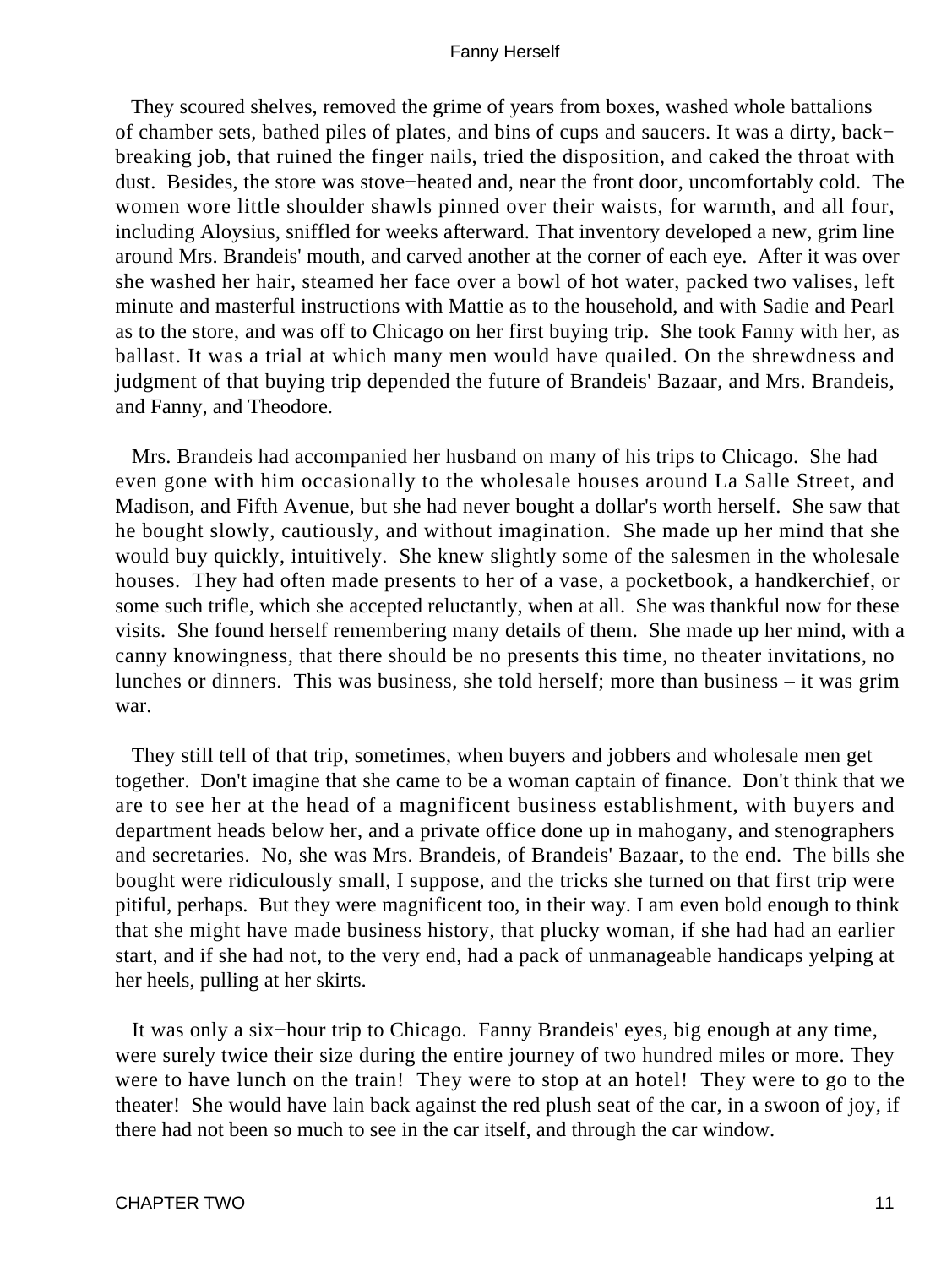They scoured shelves, removed the grime of years from boxes, washed whole battalions of chamber sets, bathed piles of plates, and bins of cups and saucers. It was a dirty, back−breaking job, that ruined the finger nails, tried the disposition, and caked the throat with dust. Besides, the store was stove−heated and, near the front door, uncomfortably cold. The women wore little shoulder shawls pinned over their waists, for warmth, and all four, including Aloysius, sniffled for weeks afterward. That inventory developed a new, grim line around Mrs. Brandeis' mouth, and carved another at the corner of each eye. After it was over she washed her hair, steamed her face over a bowl of hot water, packed two valises, left minute and masterful instructions with Mattie as to the household, and with Sadie and Pearl as to the store, and was off to Chicago on her first buying trip. She took Fanny with her, as ballast. It was a trial at which many men would have quailed. On the shrewdness and judgment of that buying trip depended the future of Brandeis' Bazaar, and Mrs. Brandeis, and Fanny, and Theodore.

Mrs. Brandeis had accompanied her husband on many of his trips to Chicago. She had even gone with him occasionally to the wholesale houses around La Salle Street, and Madison, and Fifth Avenue, but she had never bought a dollar's worth herself. She saw that he bought slowly, cautiously, and without imagination. She made up her mind that she would buy quickly, intuitively. She knew slightly some of the salesmen in the wholesale houses. They had often made presents to her of a vase, a pocketbook, a handkerchief, or some such trifle, which she accepted reluctantly, when at all. She was thankful now for these visits. She found herself remembering many details of them. She made up her mind, with a canny knowingness, that there should be no presents this time, no theater invitations, no lunches or dinners. This was business, she told herself; more than business – it was grim war.

They still tell of that trip, sometimes, when buyers and jobbers and wholesale men get together. Don't imagine that she came to be a woman captain of finance. Don't think that we are to see her at the head of a magnificent business establishment, with buyers and department heads below her, and a private office done up in mahogany, and stenographers and secretaries. No, she was Mrs. Brandeis, of Brandeis' Bazaar, to the end. The bills she bought were ridiculously small, I suppose, and the tricks she turned on that first trip were pitiful, perhaps. But they were magnificent too, in their way. I am even bold enough to think that she might have made business history, that plucky woman, if she had had an earlier start, and if she had not, to the very end, had a pack of unmanageable handicaps yelping at her heels, pulling at her skirts.

It was only a six−hour trip to Chicago. Fanny Brandeis' eyes, big enough at any time, were surely twice their size during the entire journey of two hundred miles or more. They were to have lunch on the train! They were to stop at an hotel! They were to go to the theater! She would have lain back against the red plush seat of the car, in a swoon of joy, if there had not been so much to see in the car itself, and through the car window.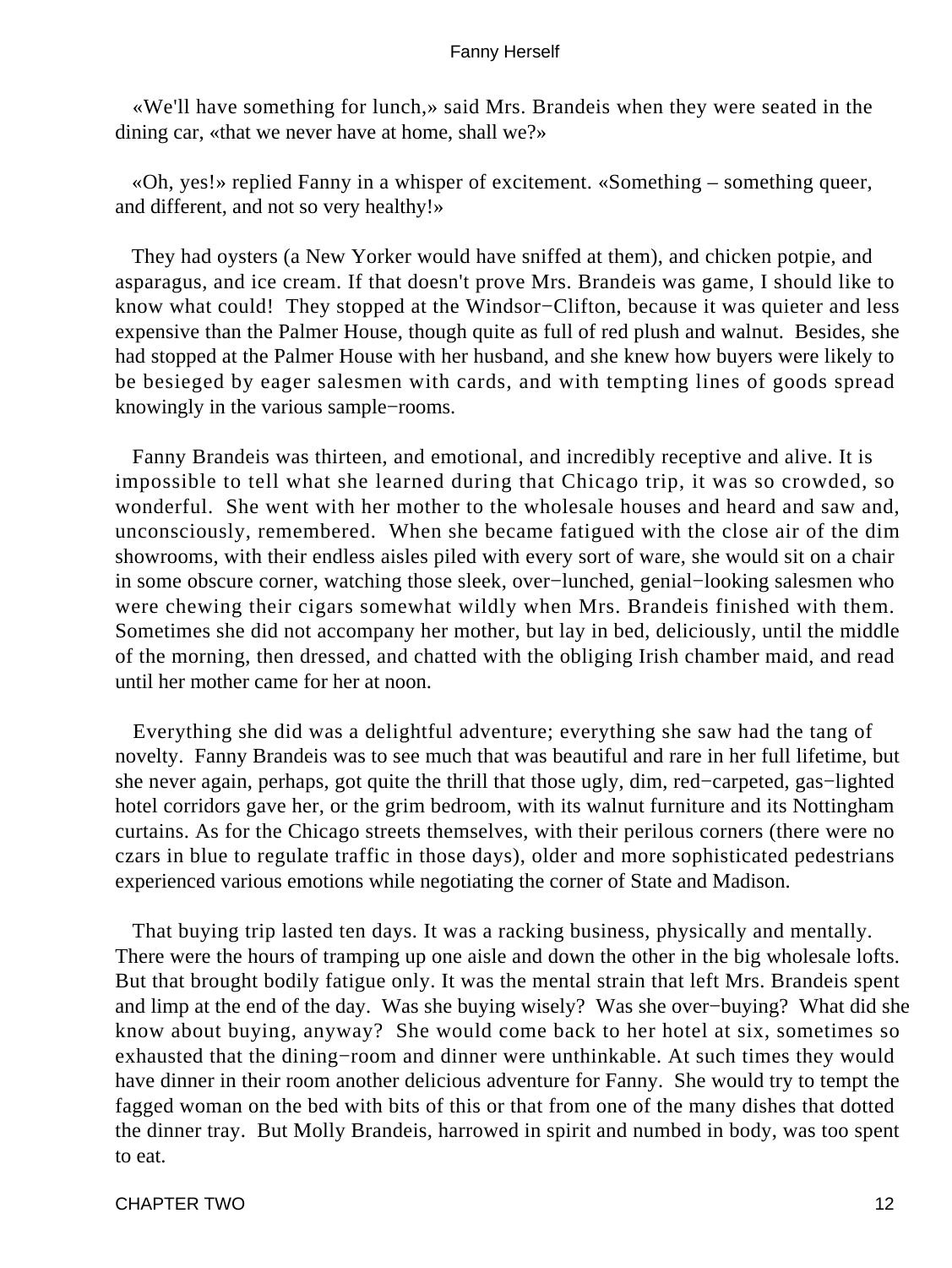«We'll have something for lunch,» said Mrs. Brandeis when they were seated in the dining car, «that we never have at home, shall we?»

«Oh, yes!» replied Fanny in a whisper of excitement. «Something – something queer, and different, and not so very healthy!»

They had oysters (a New Yorker would have sniffed at them), and chicken potpie, and asparagus, and ice cream. If that doesn't prove Mrs. Brandeis was game, I should like to know what could! They stopped at the Windsor−Clifton, because it was quieter and less expensive than the Palmer House, though quite as full of red plush and walnut. Besides, she had stopped at the Palmer House with her husband, and she knew how buyers were likely to be besieged by eager salesmen with cards, and with tempting lines of goods spread knowingly in the various sample−rooms.

Fanny Brandeis was thirteen, and emotional, and incredibly receptive and alive. It is impossible to tell what she learned during that Chicago trip, it was so crowded, so wonderful. She went with her mother to the wholesale houses and heard and saw and, unconsciously, remembered. When she became fatigued with the close air of the dim showrooms, with their endless aisles piled with every sort of ware, she would sit on a chair in some obscure corner, watching those sleek, over−lunched, genial−looking salesmen who were chewing their cigars somewhat wildly when Mrs. Brandeis finished with them. Sometimes she did not accompany her mother, but lay in bed, deliciously, until the middle of the morning, then dressed, and chatted with the obliging Irish chamber maid, and read until her mother came for her at noon.

Everything she did was a delightful adventure; everything she saw had the tang of novelty. Fanny Brandeis was to see much that was beautiful and rare in her full lifetime, but she never again, perhaps, got quite the thrill that those ugly, dim, red−carpeted, gas−lighted hotel corridors gave her, or the grim bedroom, with its walnut furniture and its Nottingham curtains. As for the Chicago streets themselves, with their perilous corners (there were no czars in blue to regulate traffic in those days), older and more sophisticated pedestrians experienced various emotions while negotiating the corner of State and Madison.

That buying trip lasted ten days. It was a racking business, physically and mentally. There were the hours of tramping up one aisle and down the other in the big wholesale lofts. But that brought bodily fatigue only. It was the mental strain that left Mrs. Brandeis spent and limp at the end of the day. Was she buying wisely? Was she over−buying? What did she know about buying, anyway? She would come back to her hotel at six, sometimes so exhausted that the dining−room and dinner were unthinkable. At such times they would have dinner in their room another delicious adventure for Fanny. She would try to tempt the fagged woman on the bed with bits of this or that from one of the many dishes that dotted the dinner tray. But Molly Brandeis, harrowed in spirit and numbed in body, was too spent to eat.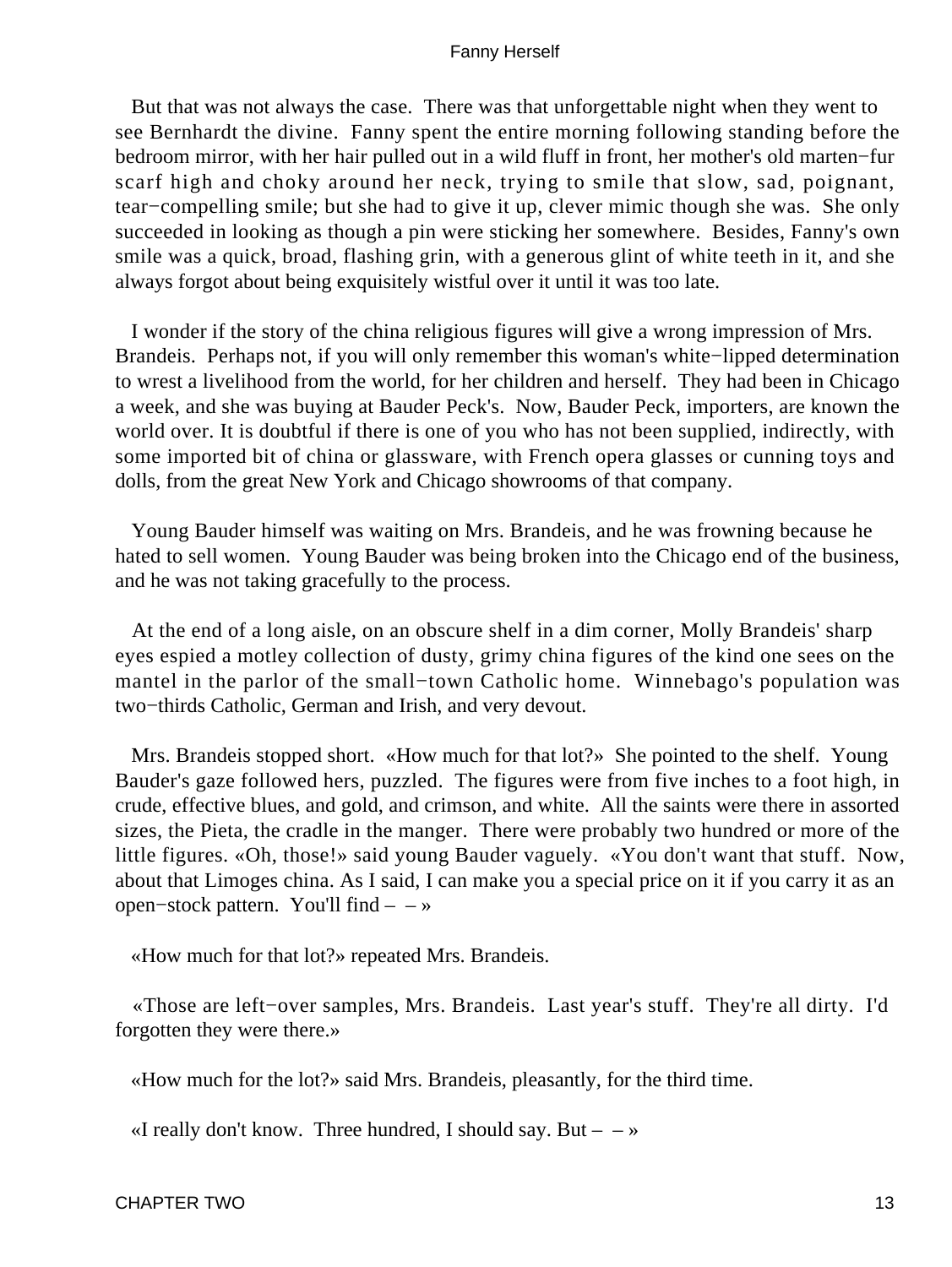But that was not always the case. There was that unforgettable night when they went to see Bernhardt the divine. Fanny spent the entire morning following standing before the bedroom mirror, with her hair pulled out in a wild fluff in front, her mother's old marten−fur scarf high and choky around her neck, trying to smile that slow, sad, poignant, tear−compelling smile; but she had to give it up, clever mimic though she was. She only succeeded in looking as though a pin were sticking her somewhere. Besides, Fanny's own smile was a quick, broad, flashing grin, with a generous glint of white teeth in it, and she always forgot about being exquisitely wistful over it until it was too late.

I wonder if the story of the china religious figures will give a wrong impression of Mrs. Brandeis. Perhaps not, if you will only remember this woman's white−lipped determination to wrest a livelihood from the world, for her children and herself. They had been in Chicago a week, and she was buying at Bauder Peck's. Now, Bauder Peck, importers, are known the world over. It is doubtful if there is one of you who has not been supplied, indirectly, with some imported bit of china or glassware, with French opera glasses or cunning toys and dolls, from the great New York and Chicago showrooms of that company.

Young Bauder himself was waiting on Mrs. Brandeis, and he was frowning because he hated to sell women. Young Bauder was being broken into the Chicago end of the business, and he was not taking gracefully to the process.

At the end of a long aisle, on an obscure shelf in a dim corner, Molly Brandeis' sharp eyes espied a motley collection of dusty, grimy china figures of the kind one sees on the mantel in the parlor of the small−town Catholic home. Winnebago's population was two−thirds Catholic, German and Irish, and very devout.

Mrs. Brandeis stopped short. «How much for that lot?» She pointed to the shelf. Young Bauder's gaze followed hers, puzzled. The figures were from five inches to a foot high, in crude, effective blues, and gold, and crimson, and white. All the saints were there in assorted sizes, the Pieta, the cradle in the manger. There were probably two hundred or more of the little figures. «Oh, those!» said young Bauder vaguely. «You don't want that stuff. Now, about that Limoges china. As I said, I can make you a special price on it if you carry it as an open−stock pattern. You'll find – – »

«How much for that lot?» repeated Mrs. Brandeis.

«Those are left−over samples, Mrs. Brandeis. Last year's stuff. They're all dirty. I'd forgotten they were there.»

«How much for the lot?» said Mrs. Brandeis, pleasantly, for the third time.

«I really don't know. Three hundred, I should say. But – – »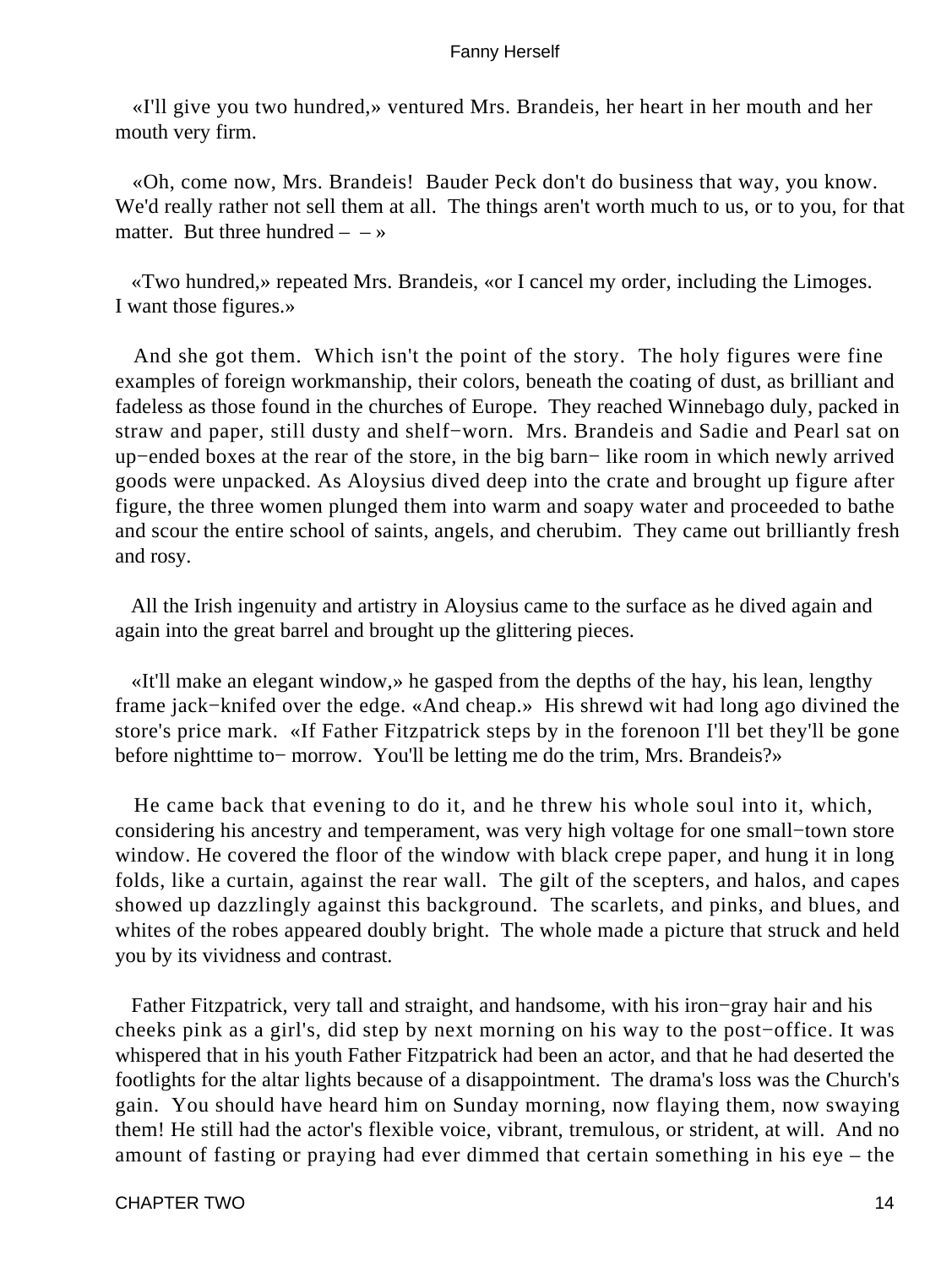«I'll give you two hundred,» ventured Mrs. Brandeis, her heart in her mouth and her mouth very firm.

«Oh, come now, Mrs. Brandeis! Bauder Peck don't do business that way, you know. We'd really rather not sell them at all. The things aren't worth much to us, or to you, for that matter. But three hundred – – »

«Two hundred,» repeated Mrs. Brandeis, «or I cancel my order, including the Limoges. I want those figures.»

And she got them. Which isn't the point of the story. The holy figures were fine examples of foreign workmanship, their colors, beneath the coating of dust, as brilliant and fadeless as those found in the churches of Europe. They reached Winnebago duly, packed in straw and paper, still dusty and shelf−worn. Mrs. Brandeis and Sadie and Pearl sat on up−ended boxes at the rear of the store, in the big barn− like room in which newly arrived goods were unpacked. As Aloysius dived deep into the crate and brought up figure after figure, the three women plunged them into warm and soapy water and proceeded to bathe and scour the entire school of saints, angels, and cherubim. They came out brilliantly fresh and rosy.

All the Irish ingenuity and artistry in Aloysius came to the surface as he dived again and again into the great barrel and brought up the glittering pieces.

«It'll make an elegant window,» he gasped from the depths of the hay, his lean, lengthy frame jack−knifed over the edge. «And cheap.» His shrewd wit had long ago divined the store's price mark. «If Father Fitzpatrick steps by in the forenoon I'll bet they'll be gone before nighttime to− morrow. You'll be letting me do the trim, Mrs. Brandeis?»

He came back that evening to do it, and he threw his whole soul into it, which, considering his ancestry and temperament, was very high voltage for one small−town store window. He covered the floor of the window with black crepe paper, and hung it in long folds, like a curtain, against the rear wall. The gilt of the scepters, and halos, and capes showed up dazzlingly against this background. The scarlets, and pinks, and blues, and whites of the robes appeared doubly bright. The whole made a picture that struck and held you by its vividness and contrast.

Father Fitzpatrick, very tall and straight, and handsome, with his iron−gray hair and his cheeks pink as a girl's, did step by next morning on his way to the post−office. It was whispered that in his youth Father Fitzpatrick had been an actor, and that he had deserted the footlights for the altar lights because of a disappointment. The drama's loss was the Church's gain. You should have heard him on Sunday morning, now flaying them, now swaying them! He still had the actor's flexible voice, vibrant, tremulous, or strident, at will. And no amount of fasting or praying had ever dimmed that certain something in his eye – the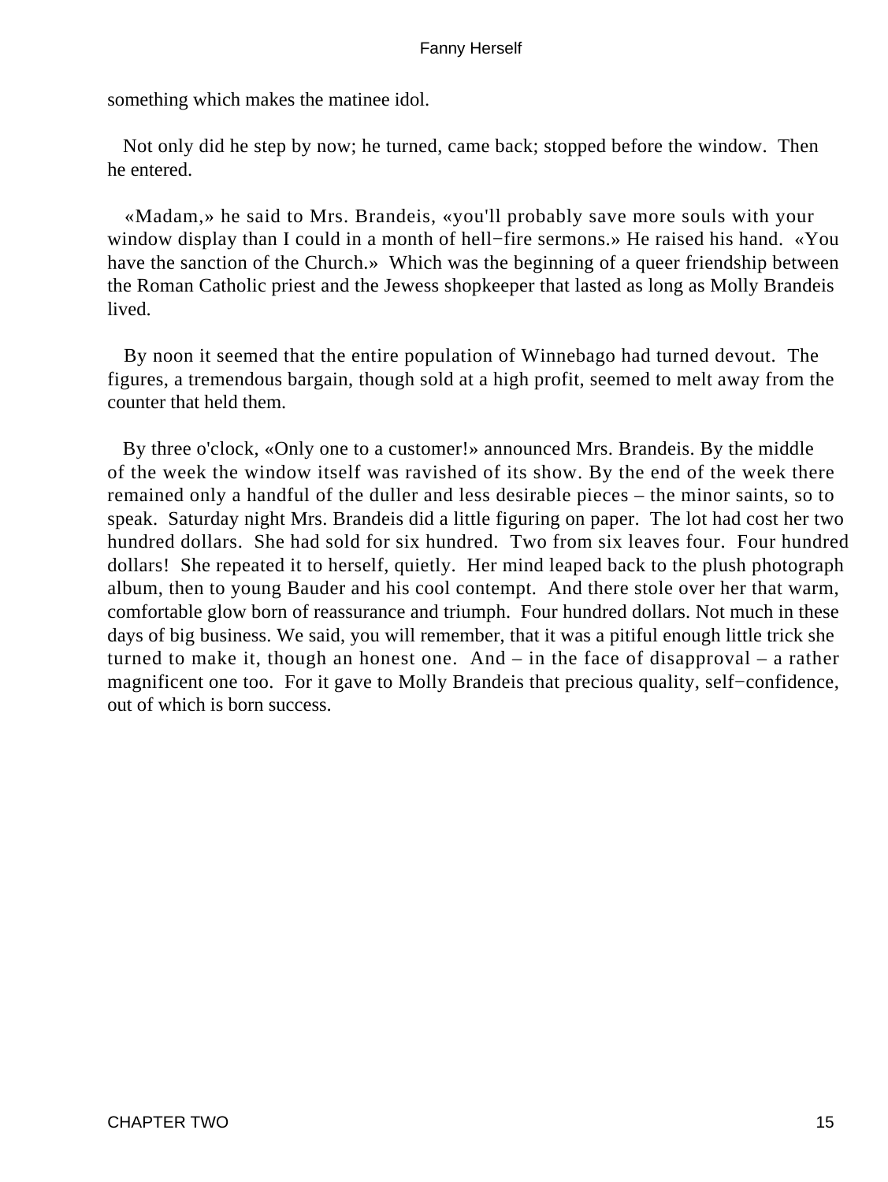something which makes the matinee idol.

Not only did he step by now; he turned, came back; stopped before the window. Then he entered.

«Madam,» he said to Mrs. Brandeis, «you'll probably save more souls with your window display than I could in a month of hell−fire sermons.» He raised his hand. «You have the sanction of the Church.» Which was the beginning of a queer friendship between the Roman Catholic priest and the Jewess shopkeeper that lasted as long as Molly Brandeis lived.

By noon it seemed that the entire population of Winnebago had turned devout. The figures, a tremendous bargain, though sold at a high profit, seemed to melt away from the counter that held them.

By three o'clock, «Only one to a customer!» announced Mrs. Brandeis. By the middle of the week the window itself was ravished of its show. By the end of the week there remained only a handful of the duller and less desirable pieces – the minor saints, so to speak. Saturday night Mrs. Brandeis did a little figuring on paper. The lot had cost her two hundred dollars. She had sold for six hundred. Two from six leaves four. Four hundred dollars! She repeated it to herself, quietly. Her mind leaped back to the plush photograph album, then to young Bauder and his cool contempt. And there stole over her that warm, comfortable glow born of reassurance and triumph. Four hundred dollars. Not much in these days of big business. We said, you will remember, that it was a pitiful enough little trick she turned to make it, though an honest one. And – in the face of disapproval – a rather magnificent one too. For it gave to Molly Brandeis that precious quality, self−confidence, out of which is born success.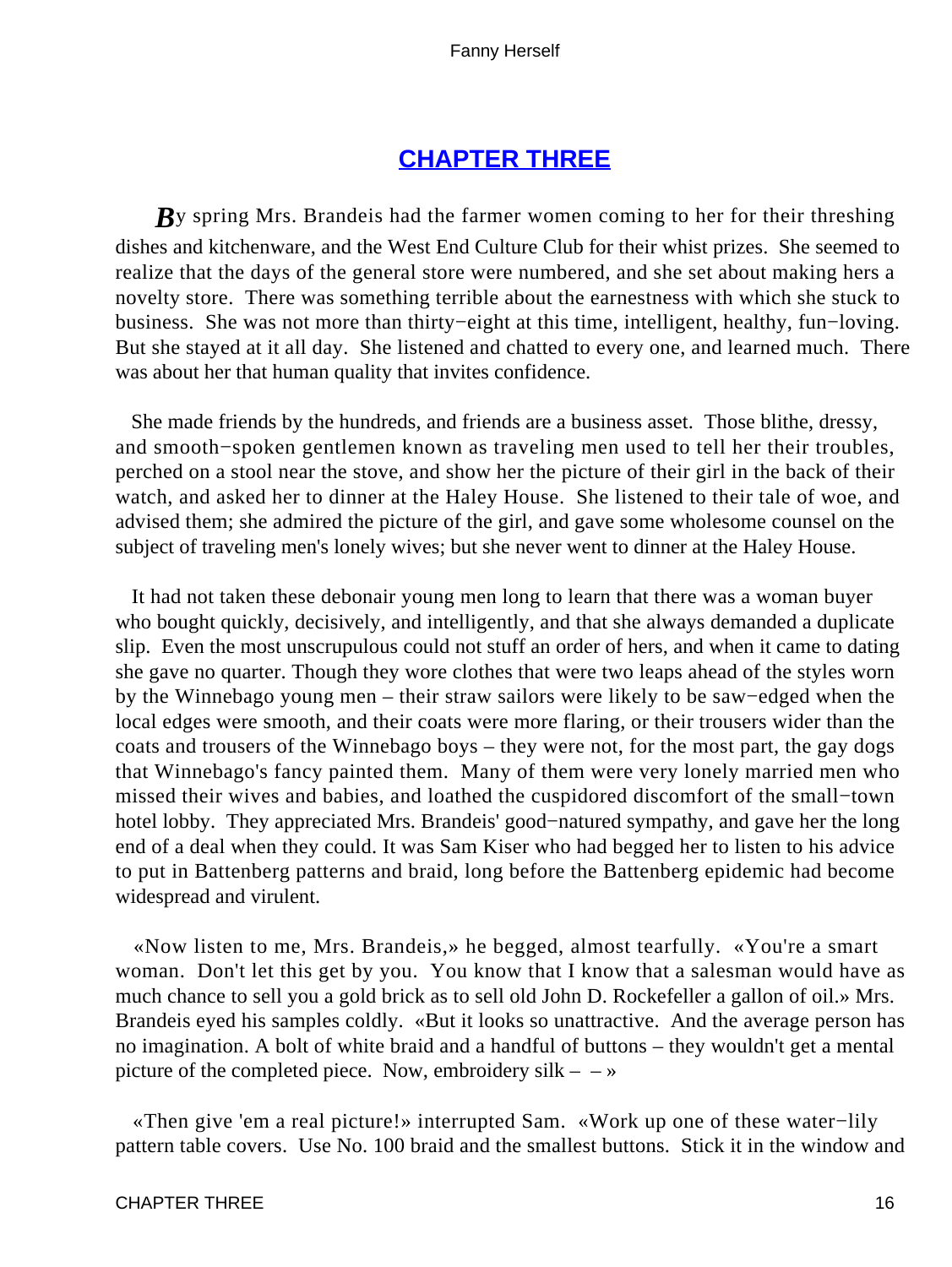## CHAPTER THREE

By spring Mrs. Brandeis had the farmer women coming to her for their threshing dishes and kitchenware, and the West End Culture Club for their whist prizes. She seemed to realize that the days of the general store were numbered, and she set about making hers a novelty store. There was something terrible about the earnestness with which she stuck to business. She was not more than thirty−eight at this time, intelligent, healthy, fun−loving. But she stayed at it all day. She listened and chatted to every one, and learned much. There was about her that human quality that invites confidence.

She made friends by the hundreds, and friends are a business asset. Those blithe, dressy, and smooth−spoken gentlemen known as traveling men used to tell her their troubles, perched on a stool near the stove, and show her the picture of their girl in the back of their watch, and asked her to dinner at the Haley House. She listened to their tale of woe, and advised them; she admired the picture of the girl, and gave some wholesome counsel on the subject of traveling men's lonely wives; but she never went to dinner at the Haley House.

It had not taken these debonair young men long to learn that there was a woman buyer who bought quickly, decisively, and intelligently, and that she always demanded a duplicate slip. Even the most unscrupulous could not stuff an order of hers, and when it came to dating she gave no quarter. Though they wore clothes that were two leaps ahead of the styles worn by the Winnebago young men – their straw sailors were likely to be saw−edged when the local edges were smooth, and their coats were more flaring, or their trousers wider than the coats and trousers of the Winnebago boys – they were not, for the most part, the gay dogs that Winnebago's fancy painted them. Many of them were very lonely married men who missed their wives and babies, and loathed the cuspidored discomfort of the small−town hotel lobby. They appreciated Mrs. Brandeis' good−natured sympathy, and gave her the long end of a deal when they could. It was Sam Kiser who had begged her to listen to his advice to put in Battenberg patterns and braid, long before the Battenberg epidemic had become widespread and virulent.

«Now listen to me, Mrs. Brandeis,» he begged, almost tearfully. «You're a smart woman. Don't let this get by you. You know that I know that a salesman would have as much chance to sell you a gold brick as to sell old John D. Rockefeller a gallon of oil.» Mrs. Brandeis eyed his samples coldly. «But it looks so unattractive. And the average person has no imagination. A bolt of white braid and a handful of buttons – they wouldn't get a mental picture of the completed piece. Now, embroidery silk – – »

«Then give 'em a real picture!» interrupted Sam. «Work up one of these water−lily pattern table covers. Use No. 100 braid and the smallest buttons. Stick it in the window and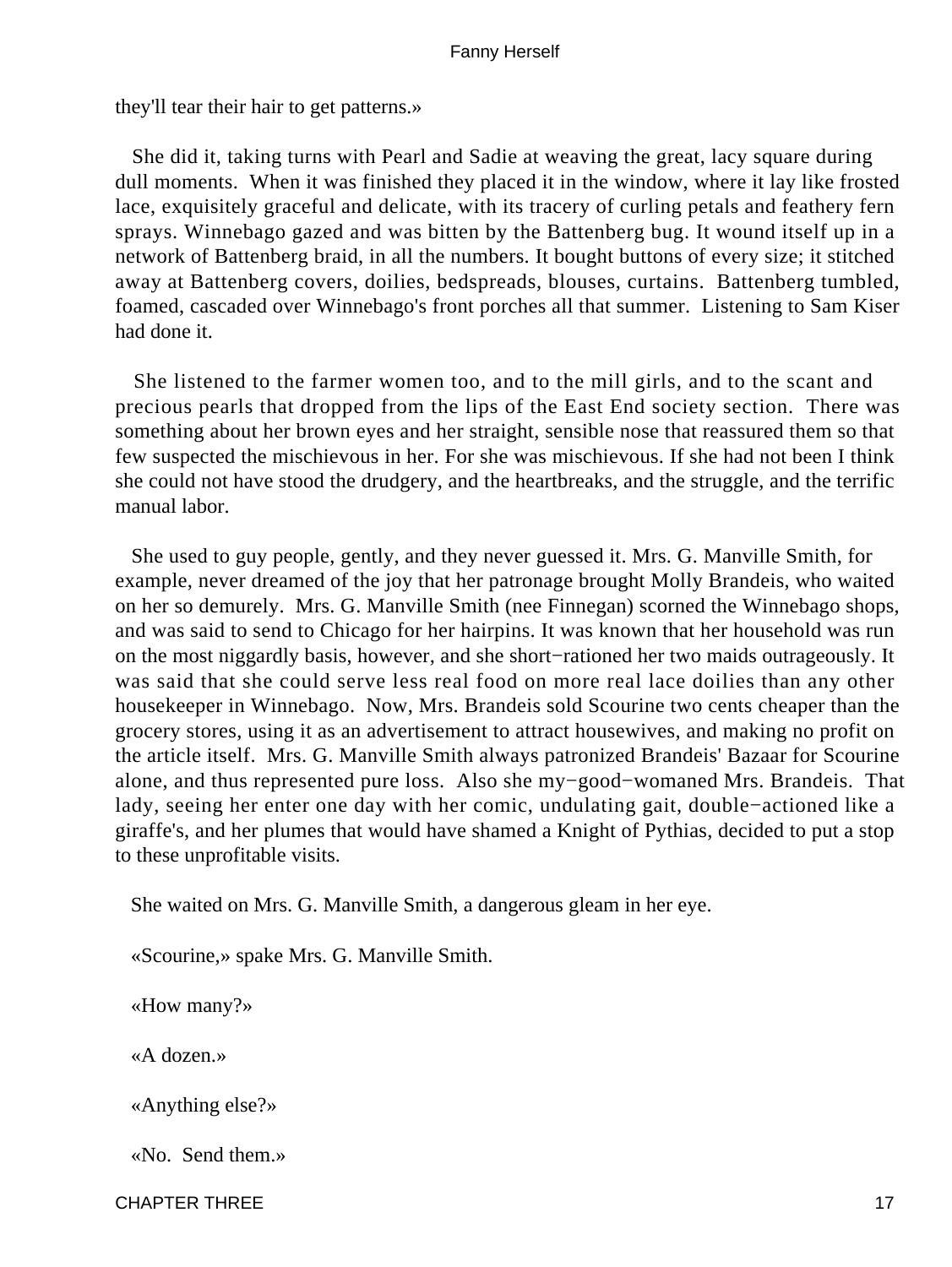they'll tear their hair to get patterns.»

She did it, taking turns with Pearl and Sadie at weaving the great, lacy square during dull moments. When it was finished they placed it in the window, where it lay like frosted lace, exquisitely graceful and delicate, with its tracery of curling petals and feathery fern sprays. Winnebago gazed and was bitten by the Battenberg bug. It wound itself up in a network of Battenberg braid, in all the numbers. It bought buttons of every size; it stitched away at Battenberg covers, doilies, bedspreads, blouses, curtains. Battenberg tumbled, foamed, cascaded over Winnebago's front porches all that summer. Listening to Sam Kiser had done it.

She listened to the farmer women too, and to the mill girls, and to the scant and precious pearls that dropped from the lips of the East End society section. There was something about her brown eyes and her straight, sensible nose that reassured them so that few suspected the mischievous in her. For she was mischievous. If she had not been I think she could not have stood the drudgery, and the heartbreaks, and the struggle, and the terrific manual labor.

She used to guy people, gently, and they never guessed it. Mrs. G. Manville Smith, for example, never dreamed of the joy that her patronage brought Molly Brandeis, who waited on her so demurely. Mrs. G. Manville Smith (nee Finnegan) scorned the Winnebago shops, and was said to send to Chicago for her hairpins. It was known that her household was run on the most niggardly basis, however, and she short−rationed her two maids outrageously. It was said that she could serve less real food on more real lace doilies than any other housekeeper in Winnebago. Now, Mrs. Brandeis sold Scourine two cents cheaper than the grocery stores, using it as an advertisement to attract housewives, and making no profit on the article itself. Mrs. G. Manville Smith always patronized Brandeis' Bazaar for Scourine alone, and thus represented pure loss. Also she my−good−womaned Mrs. Brandeis. That lady, seeing her enter one day with her comic, undulating gait, double−actioned like a giraffe's, and her plumes that would have shamed a Knight of Pythias, decided to put a stop to these unprofitable visits.

She waited on Mrs. G. Manville Smith, a dangerous gleam in her eye.

«Scourine,» spake Mrs. G. Manville Smith.

«How many?»

«A dozen.»

«Anything else?»

«No. Send them.»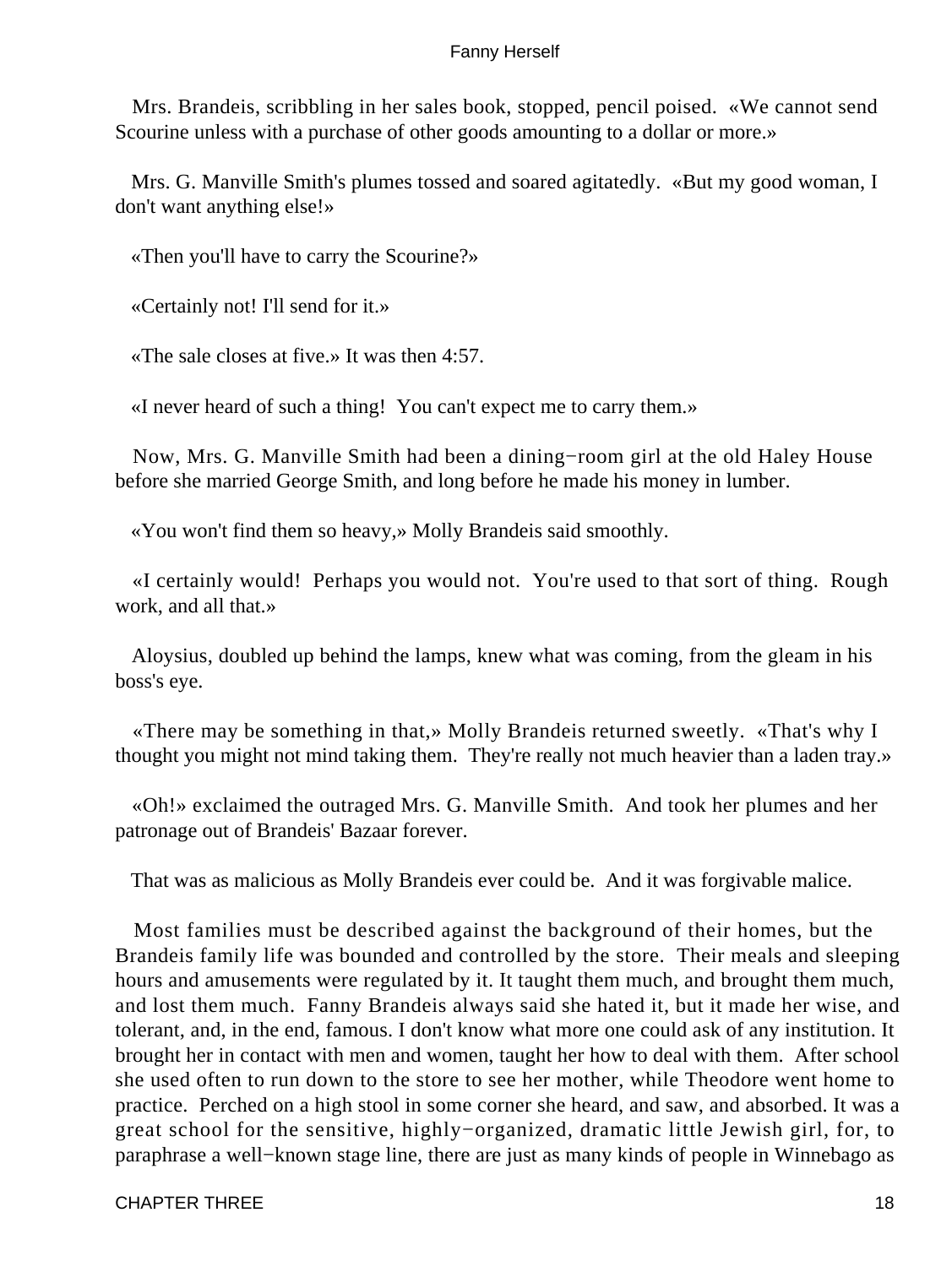Mrs. Brandeis, scribbling in her sales book, stopped, pencil poised. «We cannot send Scourine unless with a purchase of other goods amounting to a dollar or more.»

Mrs. G. Manville Smith's plumes tossed and soared agitatedly. «But my good woman, I don't want anything else!»

«Then you'll have to carry the Scourine?»

«Certainly not! I'll send for it.»

«The sale closes at five.» It was then 4:57.

«I never heard of such a thing! You can't expect me to carry them.»

Now, Mrs. G. Manville Smith had been a dining−room girl at the old Haley House before she married George Smith, and long before he made his money in lumber.

«You won't find them so heavy,» Molly Brandeis said smoothly.

«I certainly would! Perhaps you would not. You're used to that sort of thing. Rough work, and all that.»

Aloysius, doubled up behind the lamps, knew what was coming, from the gleam in his boss's eye.

«There may be something in that,» Molly Brandeis returned sweetly. «That's why I thought you might not mind taking them. They're really not much heavier than a laden tray.»

«Oh!» exclaimed the outraged Mrs. G. Manville Smith. And took her plumes and her patronage out of Brandeis' Bazaar forever.

That was as malicious as Molly Brandeis ever could be. And it was forgivable malice.

Most families must be described against the background of their homes, but the Brandeis family life was bounded and controlled by the store. Their meals and sleeping hours and amusements were regulated by it. It taught them much, and brought them much, and lost them much. Fanny Brandeis always said she hated it, but it made her wise, and tolerant, and, in the end, famous. I don't know what more one could ask of any institution. It brought her in contact with men and women, taught her how to deal with them. After school she used often to run down to the store to see her mother, while Theodore went home to practice. Perched on a high stool in some corner she heard, and saw, and absorbed. It was a great school for the sensitive, highly−organized, dramatic little Jewish girl, for, to paraphrase a well−known stage line, there are just as many kinds of people in Winnebago as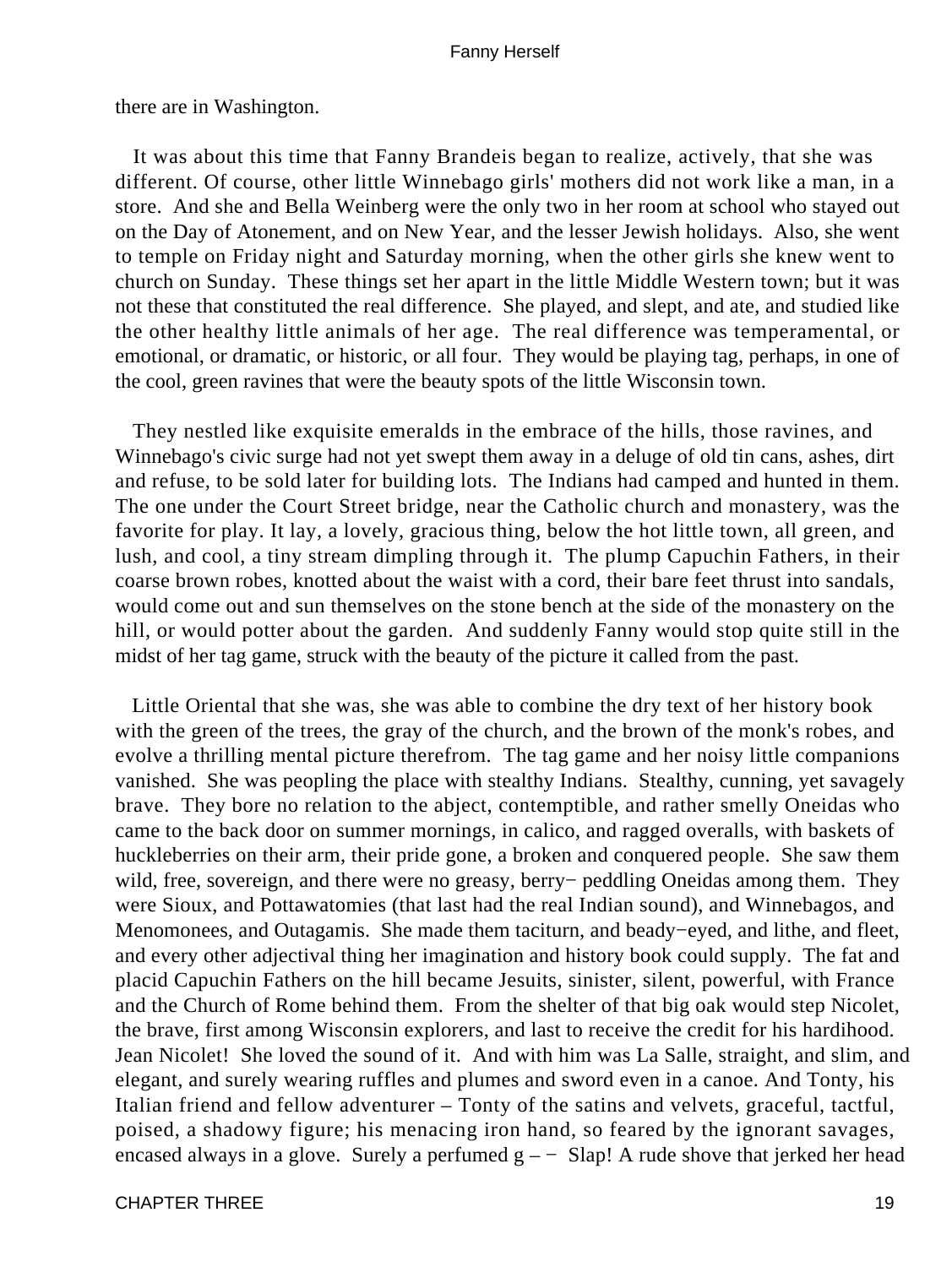there are in Washington.

It was about this time that Fanny Brandeis began to realize, actively, that she was different. Of course, other little Winnebago girls' mothers did not work like a man, in a store. And she and Bella Weinberg were the only two in her room at school who stayed out on the Day of Atonement, and on New Year, and the lesser Jewish holidays. Also, she went to temple on Friday night and Saturday morning, when the other girls she knew went to church on Sunday. These things set her apart in the little Middle Western town; but it was not these that constituted the real difference. She played, and slept, and ate, and studied like the other healthy little animals of her age. The real difference was temperamental, or emotional, or dramatic, or historic, or all four. They would be playing tag, perhaps, in one of the cool, green ravines that were the beauty spots of the little Wisconsin town.

They nestled like exquisite emeralds in the embrace of the hills, those ravines, and Winnebago's civic surge had not yet swept them away in a deluge of old tin cans, ashes, dirt and refuse, to be sold later for building lots. The Indians had camped and hunted in them. The one under the Court Street bridge, near the Catholic church and monastery, was the favorite for play. It lay, a lovely, gracious thing, below the hot little town, all green, and lush, and cool, a tiny stream dimpling through it. The plump Capuchin Fathers, in their coarse brown robes, knotted about the waist with a cord, their bare feet thrust into sandals, would come out and sun themselves on the stone bench at the side of the monastery on the hill, or would potter about the garden. And suddenly Fanny would stop quite still in the midst of her tag game, struck with the beauty of the picture it called from the past.

Little Oriental that she was, she was able to combine the dry text of her history book with the green of the trees, the gray of the church, and the brown of the monk's robes, and evolve a thrilling mental picture therefrom. The tag game and her noisy little companions vanished. She was peopling the place with stealthy Indians. Stealthy, cunning, yet savagely brave. They bore no relation to the abject, contemptible, and rather smelly Oneidas who came to the back door on summer mornings, in calico, and ragged overalls, with baskets of huckleberries on their arm, their pride gone, a broken and conquered people. She saw them wild, free, sovereign, and there were no greasy, berry− peddling Oneidas among them. They were Sioux, and Pottawatomies (that last had the real Indian sound), and Winnebagos, and Menomonees, and Outagamis. She made them taciturn, and beady−eyed, and lithe, and fleet, and every other adjectival thing her imagination and history book could supply. The fat and placid Capuchin Fathers on the hill became Jesuits, sinister, silent, powerful, with France and the Church of Rome behind them. From the shelter of that big oak would step Nicolet, the brave, first among Wisconsin explorers, and last to receive the credit for his hardihood. Jean Nicolet! She loved the sound of it. And with him was La Salle, straight, and slim, and elegant, and surely wearing ruffles and plumes and sword even in a canoe. And Tonty, his Italian friend and fellow adventurer – Tonty of the satins and velvets, graceful, tactful, poised, a shadowy figure; his menacing iron hand, so feared by the ignorant savages, encased always in a glove. Surely a perfumed g – − Slap! A rude shove that jerked her head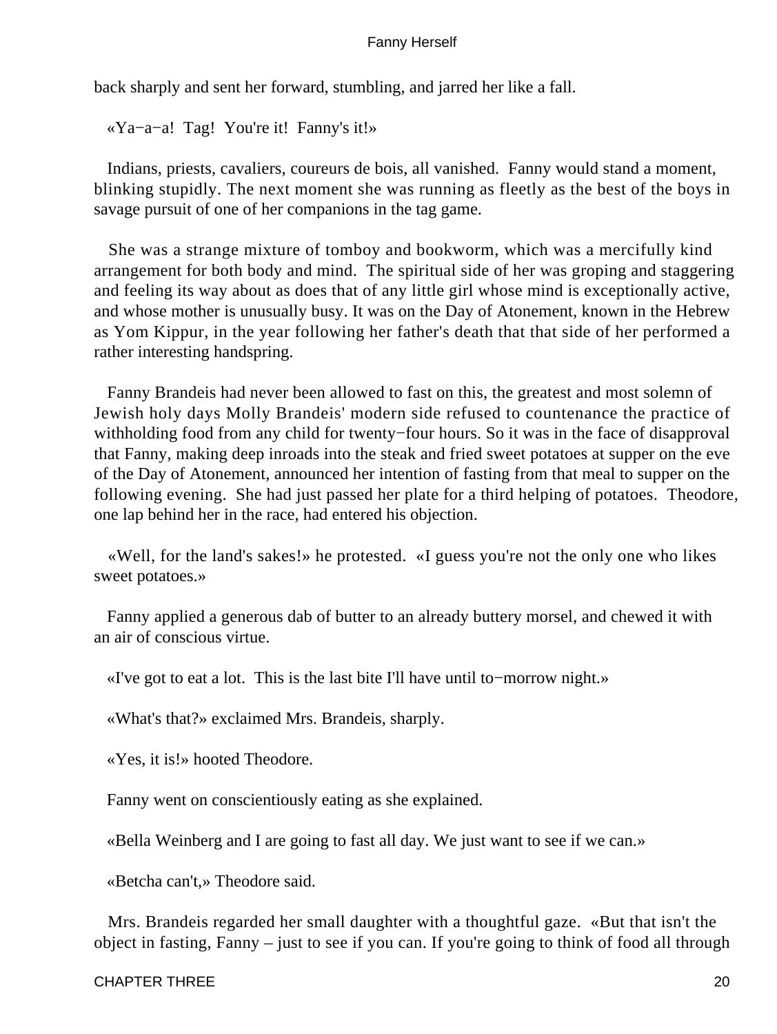back sharply and sent her forward, stumbling, and jarred her like a fall.

«Ya−a−a! Tag! You're it! Fanny's it!»

Indians, priests, cavaliers, coureurs de bois, all vanished. Fanny would stand a moment, blinking stupidly. The next moment she was running as fleetly as the best of the boys in savage pursuit of one of her companions in the tag game.

She was a strange mixture of tomboy and bookworm, which was a mercifully kind arrangement for both body and mind. The spiritual side of her was groping and staggering and feeling its way about as does that of any little girl whose mind is exceptionally active, and whose mother is unusually busy. It was on the Day of Atonement, known in the Hebrew as Yom Kippur, in the year following her father's death that that side of her performed a rather interesting handspring.

Fanny Brandeis had never been allowed to fast on this, the greatest and most solemn of Jewish holy days Molly Brandeis' modern side refused to countenance the practice of withholding food from any child for twenty−four hours. So it was in the face of disapproval that Fanny, making deep inroads into the steak and fried sweet potatoes at supper on the eve of the Day of Atonement, announced her intention of fasting from that meal to supper on the following evening. She had just passed her plate for a third helping of potatoes. Theodore, one lap behind her in the race, had entered his objection.

«Well, for the land's sakes!» he protested. «I guess you're not the only one who likes sweet potatoes.»

Fanny applied a generous dab of butter to an already buttery morsel, and chewed it with an air of conscious virtue.

«I've got to eat a lot. This is the last bite I'll have until to−morrow night.»

«What's that?» exclaimed Mrs. Brandeis, sharply.

«Yes, it is!» hooted Theodore.

Fanny went on conscientiously eating as she explained.

«Bella Weinberg and I are going to fast all day. We just want to see if we can.»

«Betcha can't,» Theodore said.

Mrs. Brandeis regarded her small daughter with a thoughtful gaze. «But that isn't the object in fasting, Fanny – just to see if you can. If you're going to think of food all through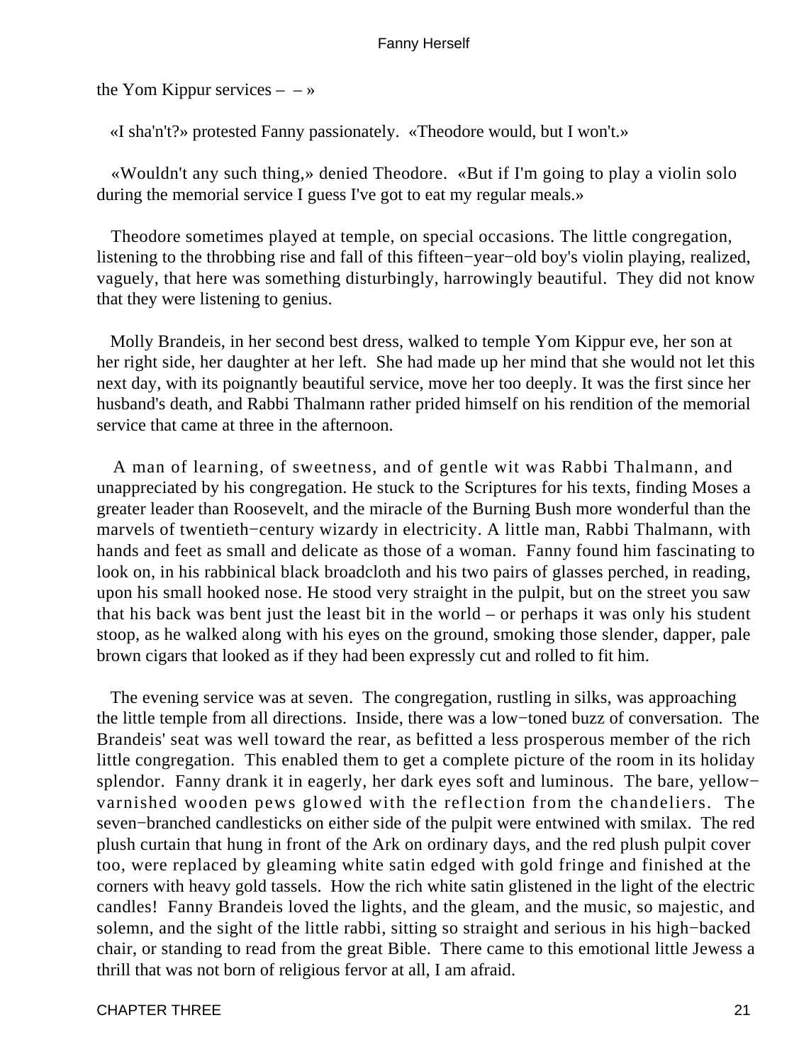the Yom Kippur services – – »

«I sha'n't?» protested Fanny passionately. «Theodore would, but I won't.»

«Wouldn't any such thing,» denied Theodore. «But if I'm going to play a violin solo during the memorial service I guess I've got to eat my regular meals.»

Theodore sometimes played at temple, on special occasions. The little congregation, listening to the throbbing rise and fall of this fifteen−year−old boy's violin playing, realized, vaguely, that here was something disturbingly, harrowingly beautiful. They did not know that they were listening to genius.

Molly Brandeis, in her second best dress, walked to temple Yom Kippur eve, her son at her right side, her daughter at her left. She had made up her mind that she would not let this next day, with its poignantly beautiful service, move her too deeply. It was the first since her husband's death, and Rabbi Thalmann rather prided himself on his rendition of the memorial service that came at three in the afternoon.

A man of learning, of sweetness, and of gentle wit was Rabbi Thalmann, and unappreciated by his congregation. He stuck to the Scriptures for his texts, finding Moses a greater leader than Roosevelt, and the miracle of the Burning Bush more wonderful than the marvels of twentieth−century wizardy in electricity. A little man, Rabbi Thalmann, with hands and feet as small and delicate as those of a woman. Fanny found him fascinating to look on, in his rabbinical black broadcloth and his two pairs of glasses perched, in reading, upon his small hooked nose. He stood very straight in the pulpit, but on the street you saw that his back was bent just the least bit in the world – or perhaps it was only his student stoop, as he walked along with his eyes on the ground, smoking those slender, dapper, pale brown cigars that looked as if they had been expressly cut and rolled to fit him.

The evening service was at seven. The congregation, rustling in silks, was approaching the little temple from all directions. Inside, there was a low−toned buzz of conversation. The Brandeis' seat was well toward the rear, as befitted a less prosperous member of the rich little congregation. This enabled them to get a complete picture of the room in its holiday splendor. Fanny drank it in eagerly, her dark eyes soft and luminous. The bare, yellow−varnished wooden pews glowed with the reflection from the chandeliers. The seven−branched candlesticks on either side of the pulpit were entwined with smilax. The red plush curtain that hung in front of the Ark on ordinary days, and the red plush pulpit cover too, were replaced by gleaming white satin edged with gold fringe and finished at the corners with heavy gold tassels. How the rich white satin glistened in the light of the electric candles! Fanny Brandeis loved the lights, and the gleam, and the music, so majestic, and solemn, and the sight of the little rabbi, sitting so straight and serious in his high−backed chair, or standing to read from the great Bible. There came to this emotional little Jewess a thrill that was not born of religious fervor at all, I am afraid.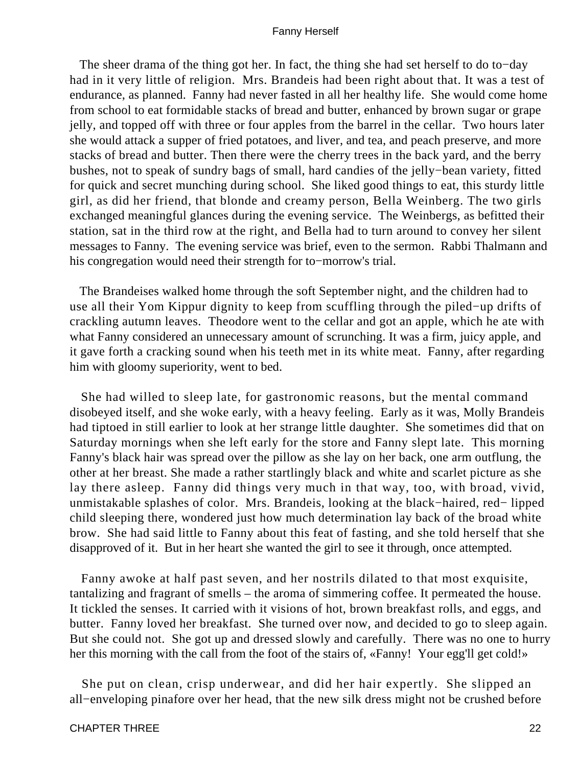The sheer drama of the thing got her. In fact, the thing she had set herself to do to−day had in it very little of religion. Mrs. Brandeis had been right about that. It was a test of endurance, as planned. Fanny had never fasted in all her healthy life. She would come home from school to eat formidable stacks of bread and butter, enhanced by brown sugar or grape jelly, and topped off with three or four apples from the barrel in the cellar. Two hours later she would attack a supper of fried potatoes, and liver, and tea, and peach preserve, and more stacks of bread and butter. Then there were the cherry trees in the back yard, and the berry bushes, not to speak of sundry bags of small, hard candies of the jelly−bean variety, fitted for quick and secret munching during school. She liked good things to eat, this sturdy little girl, as did her friend, that blonde and creamy person, Bella Weinberg. The two girls exchanged meaningful glances during the evening service. The Weinbergs, as befitted their station, sat in the third row at the right, and Bella had to turn around to convey her silent messages to Fanny. The evening service was brief, even to the sermon. Rabbi Thalmann and his congregation would need their strength for to−morrow's trial.

The Brandeises walked home through the soft September night, and the children had to use all their Yom Kippur dignity to keep from scuffling through the piled−up drifts of crackling autumn leaves. Theodore went to the cellar and got an apple, which he ate with what Fanny considered an unnecessary amount of scrunching. It was a firm, juicy apple, and it gave forth a cracking sound when his teeth met in its white meat. Fanny, after regarding him with gloomy superiority, went to bed.

She had willed to sleep late, for gastronomic reasons, but the mental command disobeyed itself, and she woke early, with a heavy feeling. Early as it was, Molly Brandeis had tiptoed in still earlier to look at her strange little daughter. She sometimes did that on Saturday mornings when she left early for the store and Fanny slept late. This morning Fanny's black hair was spread over the pillow as she lay on her back, one arm outflung, the other at her breast. She made a rather startlingly black and white and scarlet picture as she lay there asleep. Fanny did things very much in that way, too, with broad, vivid, unmistakable splashes of color. Mrs. Brandeis, looking at the black−haired, red− lipped child sleeping there, wondered just how much determination lay back of the broad white brow. She had said little to Fanny about this feat of fasting, and she told herself that she disapproved of it. But in her heart she wanted the girl to see it through, once attempted.

Fanny awoke at half past seven, and her nostrils dilated to that most exquisite, tantalizing and fragrant of smells – the aroma of simmering coffee. It permeated the house. It tickled the senses. It carried with it visions of hot, brown breakfast rolls, and eggs, and butter. Fanny loved her breakfast. She turned over now, and decided to go to sleep again. But she could not. She got up and dressed slowly and carefully. There was no one to hurry her this morning with the call from the foot of the stairs of, «Fanny! Your egg'll get cold!»

She put on clean, crisp underwear, and did her hair expertly. She slipped an all−enveloping pinafore over her head, that the new silk dress might not be crushed before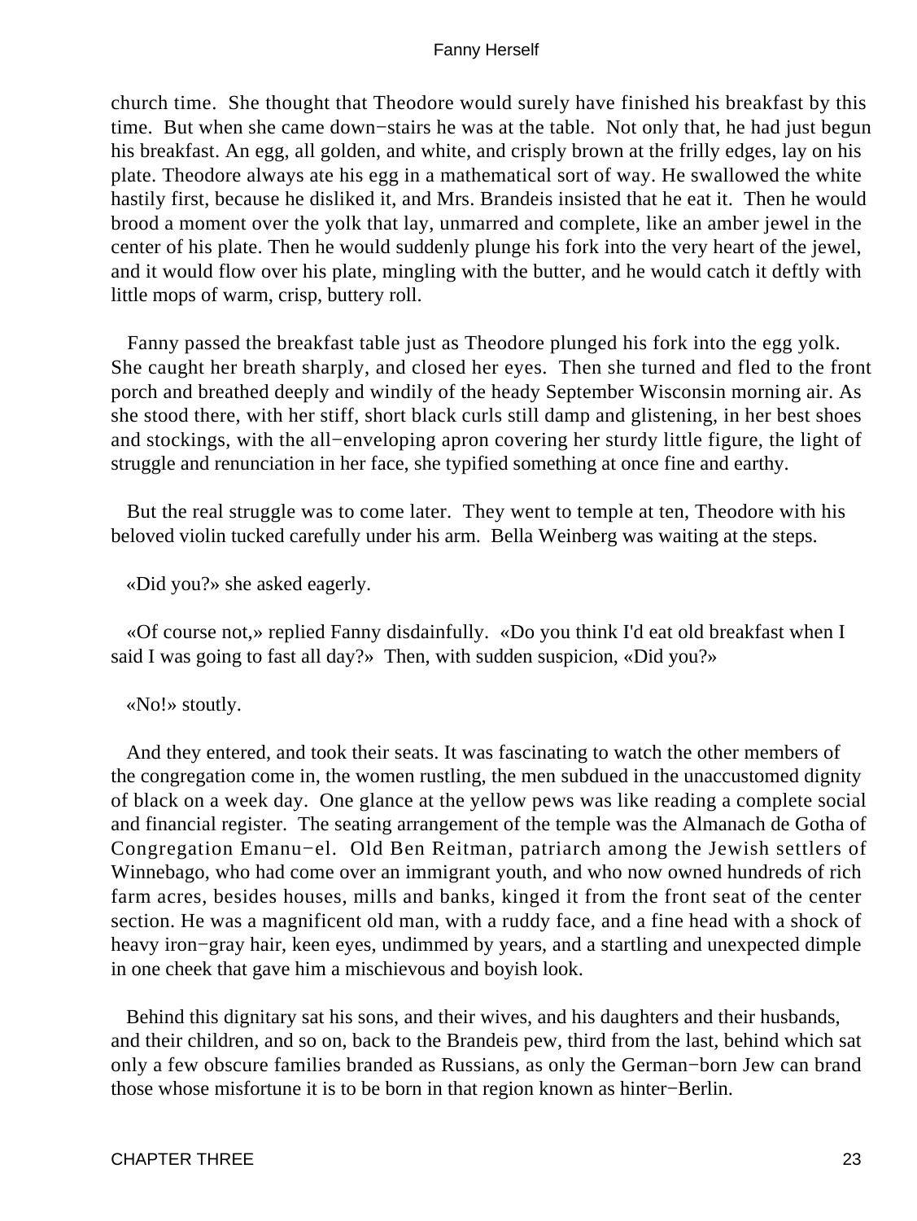church time. She thought that Theodore would surely have finished his breakfast by this time. But when she came down−stairs he was at the table. Not only that, he had just begun his breakfast. An egg, all golden, and white, and crisply brown at the frilly edges, lay on his plate. Theodore always ate his egg in a mathematical sort of way. He swallowed the white hastily first, because he disliked it, and Mrs. Brandeis insisted that he eat it. Then he would brood a moment over the yolk that lay, unmarred and complete, like an amber jewel in the center of his plate. Then he would suddenly plunge his fork into the very heart of the jewel, and it would flow over his plate, mingling with the butter, and he would catch it deftly with little mops of warm, crisp, buttery roll.

Fanny passed the breakfast table just as Theodore plunged his fork into the egg yolk. She caught her breath sharply, and closed her eyes. Then she turned and fled to the front porch and breathed deeply and windily of the heady September Wisconsin morning air. As she stood there, with her stiff, short black curls still damp and glistening, in her best shoes and stockings, with the all−enveloping apron covering her sturdy little figure, the light of struggle and renunciation in her face, she typified something at once fine and earthy.

But the real struggle was to come later. They went to temple at ten, Theodore with his beloved violin tucked carefully under his arm. Bella Weinberg was waiting at the steps.

«Did you?» she asked eagerly.

«Of course not,» replied Fanny disdainfully. «Do you think I'd eat old breakfast when I said I was going to fast all day?» Then, with sudden suspicion, «Did you?»

«No!» stoutly.

And they entered, and took their seats. It was fascinating to watch the other members of the congregation come in, the women rustling, the men subdued in the unaccustomed dignity of black on a week day. One glance at the yellow pews was like reading a complete social and financial register. The seating arrangement of the temple was the Almanach de Gotha of Congregation Emanu−el. Old Ben Reitman, patriarch among the Jewish settlers of Winnebago, who had come over an immigrant youth, and who now owned hundreds of rich farm acres, besides houses, mills and banks, kinged it from the front seat of the center section. He was a magnificent old man, with a ruddy face, and a fine head with a shock of heavy iron−gray hair, keen eyes, undimmed by years, and a startling and unexpected dimple in one cheek that gave him a mischievous and boyish look.

Behind this dignitary sat his sons, and their wives, and his daughters and their husbands, and their children, and so on, back to the Brandeis pew, third from the last, behind which sat only a few obscure families branded as Russians, as only the German−born Jew can brand those whose misfortune it is to be born in that region known as hinter−Berlin.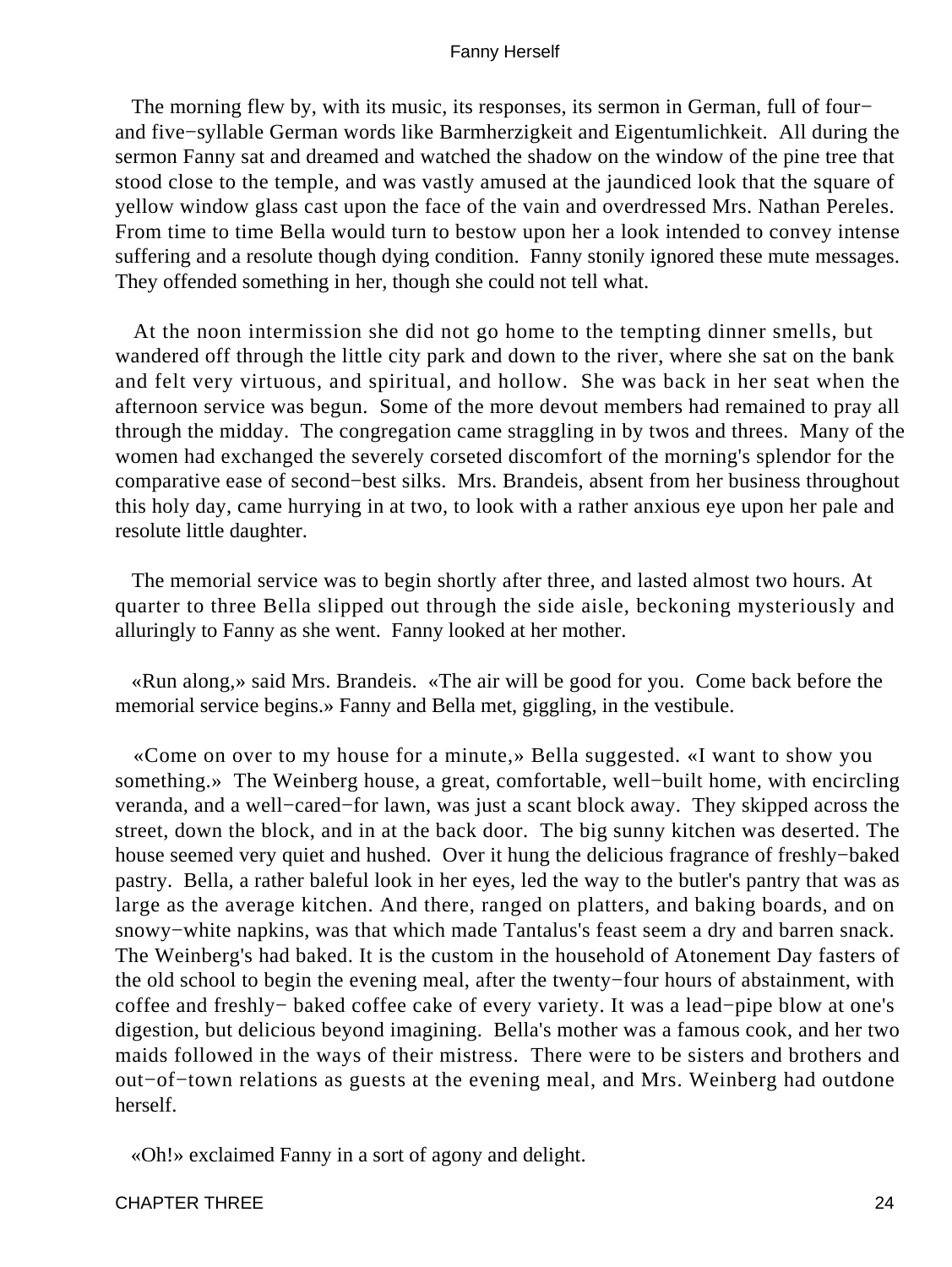The morning flew by, with its music, its responses, its sermon in German, full of four− and five−syllable German words like Barmherzigkeit and Eigentumlichkeit. All during the sermon Fanny sat and dreamed and watched the shadow on the window of the pine tree that stood close to the temple, and was vastly amused at the jaundiced look that the square of yellow window glass cast upon the face of the vain and overdressed Mrs. Nathan Pereles. From time to time Bella would turn to bestow upon her a look intended to convey intense suffering and a resolute though dying condition. Fanny stonily ignored these mute messages. They offended something in her, though she could not tell what.

At the noon intermission she did not go home to the tempting dinner smells, but wandered off through the little city park and down to the river, where she sat on the bank and felt very virtuous, and spiritual, and hollow. She was back in her seat when the afternoon service was begun. Some of the more devout members had remained to pray all through the midday. The congregation came straggling in by twos and threes. Many of the women had exchanged the severely corseted discomfort of the morning's splendor for the comparative ease of second−best silks. Mrs. Brandeis, absent from her business throughout this holy day, came hurrying in at two, to look with a rather anxious eye upon her pale and resolute little daughter.

The memorial service was to begin shortly after three, and lasted almost two hours. At quarter to three Bella slipped out through the side aisle, beckoning mysteriously and alluringly to Fanny as she went. Fanny looked at her mother.

«Run along,» said Mrs. Brandeis. «The air will be good for you. Come back before the memorial service begins.» Fanny and Bella met, giggling, in the vestibule.

«Come on over to my house for a minute,» Bella suggested. «I want to show you something.» The Weinberg house, a great, comfortable, well−built home, with encircling veranda, and a well−cared−for lawn, was just a scant block away. They skipped across the street, down the block, and in at the back door. The big sunny kitchen was deserted. The house seemed very quiet and hushed. Over it hung the delicious fragrance of freshly−baked pastry. Bella, a rather baleful look in her eyes, led the way to the butler's pantry that was as large as the average kitchen. And there, ranged on platters, and baking boards, and on snowy−white napkins, was that which made Tantalus's feast seem a dry and barren snack. The Weinberg's had baked. It is the custom in the household of Atonement Day fasters of the old school to begin the evening meal, after the twenty−four hours of abstainment, with coffee and freshly− baked coffee cake of every variety. It was a lead−pipe blow at one's digestion, but delicious beyond imagining. Bella's mother was a famous cook, and her two maids followed in the ways of their mistress. There were to be sisters and brothers and out−of−town relations as guests at the evening meal, and Mrs. Weinberg had outdone herself.

«Oh!» exclaimed Fanny in a sort of agony and delight.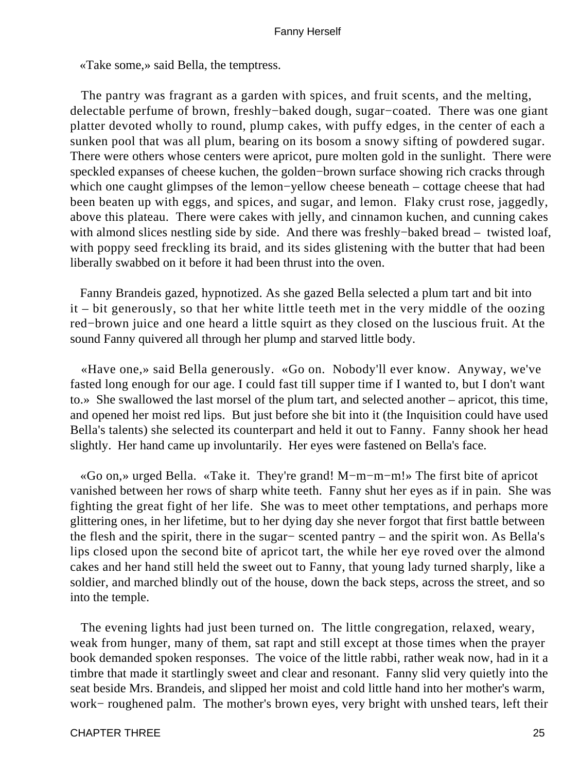«Take some,» said Bella, the temptress.

The pantry was fragrant as a garden with spices, and fruit scents, and the melting, delectable perfume of brown, freshly−baked dough, sugar−coated. There was one giant platter devoted wholly to round, plump cakes, with puffy edges, in the center of each a sunken pool that was all plum, bearing on its bosom a snowy sifting of powdered sugar. There were others whose centers were apricot, pure molten gold in the sunlight. There were speckled expanses of cheese kuchen, the golden−brown surface showing rich cracks through which one caught glimpses of the lemon−yellow cheese beneath – cottage cheese that had been beaten up with eggs, and spices, and sugar, and lemon. Flaky crust rose, jaggedly, above this plateau. There were cakes with jelly, and cinnamon kuchen, and cunning cakes with almond slices nestling side by side. And there was freshly−baked bread – twisted loaf, with poppy seed freckling its braid, and its sides glistening with the butter that had been liberally swabbed on it before it had been thrust into the oven.

Fanny Brandeis gazed, hypnotized. As she gazed Bella selected a plum tart and bit into it – bit generously, so that her white little teeth met in the very middle of the oozing red−brown juice and one heard a little squirt as they closed on the luscious fruit. At the sound Fanny quivered all through her plump and starved little body.

«Have one,» said Bella generously. «Go on. Nobody'll ever know. Anyway, we've fasted long enough for our age. I could fast till supper time if I wanted to, but I don't want to.» She swallowed the last morsel of the plum tart, and selected another – apricot, this time, and opened her moist red lips. But just before she bit into it (the Inquisition could have used Bella's talents) she selected its counterpart and held it out to Fanny. Fanny shook her head slightly. Her hand came up involuntarily. Her eyes were fastened on Bella's face.

«Go on,» urged Bella. «Take it. They're grand! M−m−m−m!» The first bite of apricot vanished between her rows of sharp white teeth. Fanny shut her eyes as if in pain. She was fighting the great fight of her life. She was to meet other temptations, and perhaps more glittering ones, in her lifetime, but to her dying day she never forgot that first battle between the flesh and the spirit, there in the sugar− scented pantry – and the spirit won. As Bella's lips closed upon the second bite of apricot tart, the while her eye roved over the almond cakes and her hand still held the sweet out to Fanny, that young lady turned sharply, like a soldier, and marched blindly out of the house, down the back steps, across the street, and so into the temple.

The evening lights had just been turned on. The little congregation, relaxed, weary, weak from hunger, many of them, sat rapt and still except at those times when the prayer book demanded spoken responses. The voice of the little rabbi, rather weak now, had in it a timbre that made it startlingly sweet and clear and resonant. Fanny slid very quietly into the seat beside Mrs. Brandeis, and slipped her moist and cold little hand into her mother's warm, work− roughened palm. The mother's brown eyes, very bright with unshed tears, left their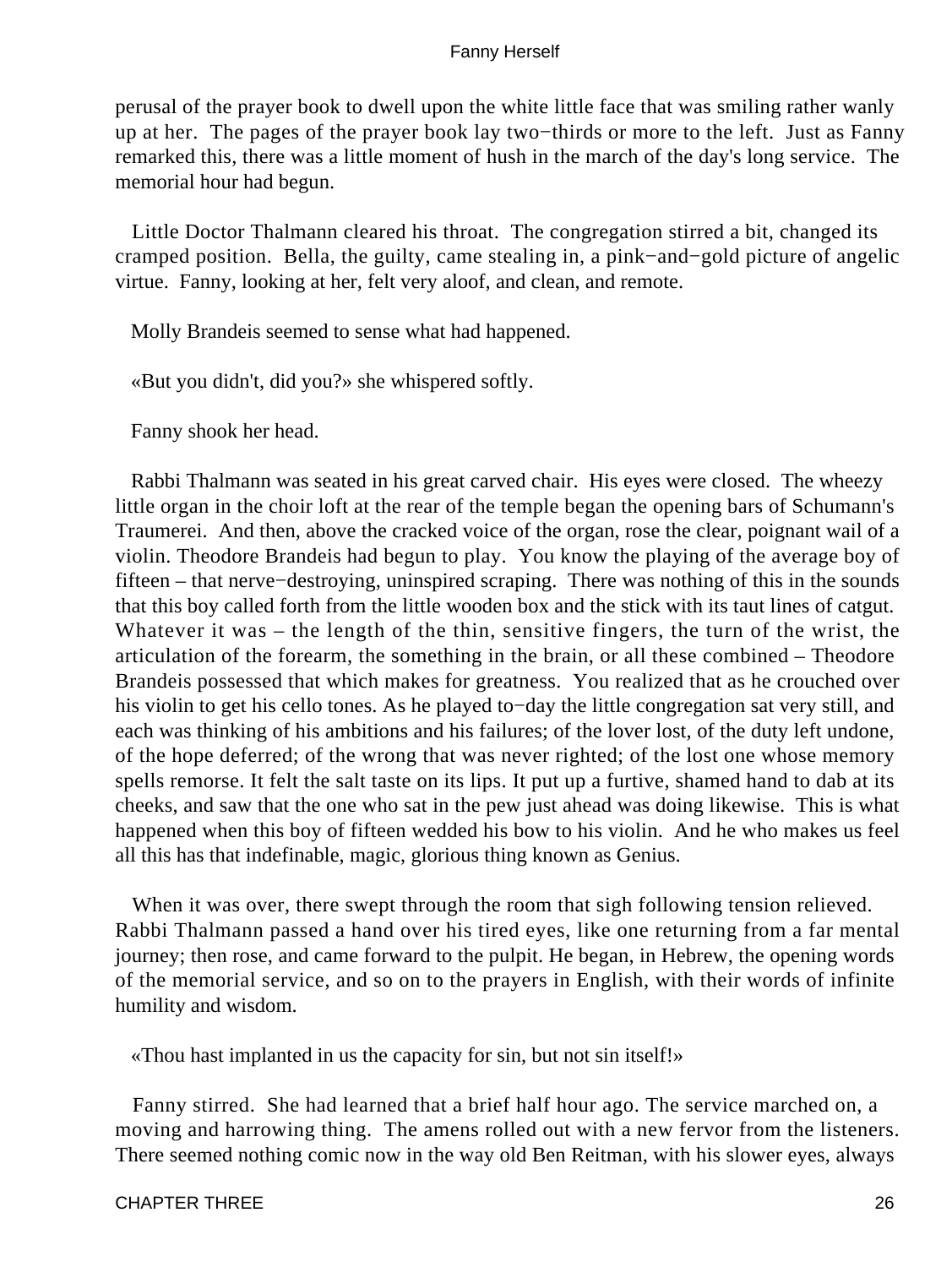perusal of the prayer book to dwell upon the white little face that was smiling rather wanly up at her. The pages of the prayer book lay two−thirds or more to the left. Just as Fanny remarked this, there was a little moment of hush in the march of the day's long service. The memorial hour had begun.

Little Doctor Thalmann cleared his throat. The congregation stirred a bit, changed its cramped position. Bella, the guilty, came stealing in, a pink−and−gold picture of angelic virtue. Fanny, looking at her, felt very aloof, and clean, and remote.

Molly Brandeis seemed to sense what had happened.

«But you didn't, did you?» she whispered softly.

Fanny shook her head.

Rabbi Thalmann was seated in his great carved chair. His eyes were closed. The wheezy little organ in the choir loft at the rear of the temple began the opening bars of Schumann's Traumerei. And then, above the cracked voice of the organ, rose the clear, poignant wail of a violin. Theodore Brandeis had begun to play. You know the playing of the average boy of fifteen – that nerve−destroying, uninspired scraping. There was nothing of this in the sounds that this boy called forth from the little wooden box and the stick with its taut lines of catgut. Whatever it was – the length of the thin, sensitive fingers, the turn of the wrist, the articulation of the forearm, the something in the brain, or all these combined – Theodore Brandeis possessed that which makes for greatness. You realized that as he crouched over his violin to get his cello tones. As he played to−day the little congregation sat very still, and each was thinking of his ambitions and his failures; of the lover lost, of the duty left undone, of the hope deferred; of the wrong that was never righted; of the lost one whose memory spells remorse. It felt the salt taste on its lips. It put up a furtive, shamed hand to dab at its cheeks, and saw that the one who sat in the pew just ahead was doing likewise. This is what happened when this boy of fifteen wedded his bow to his violin. And he who makes us feel all this has that indefinable, magic, glorious thing known as Genius.

When it was over, there swept through the room that sigh following tension relieved. Rabbi Thalmann passed a hand over his tired eyes, like one returning from a far mental journey; then rose, and came forward to the pulpit. He began, in Hebrew, the opening words of the memorial service, and so on to the prayers in English, with their words of infinite humility and wisdom.

«Thou hast implanted in us the capacity for sin, but not sin itself!»

Fanny stirred. She had learned that a brief half hour ago. The service marched on, a moving and harrowing thing. The amens rolled out with a new fervor from the listeners. There seemed nothing comic now in the way old Ben Reitman, with his slower eyes, always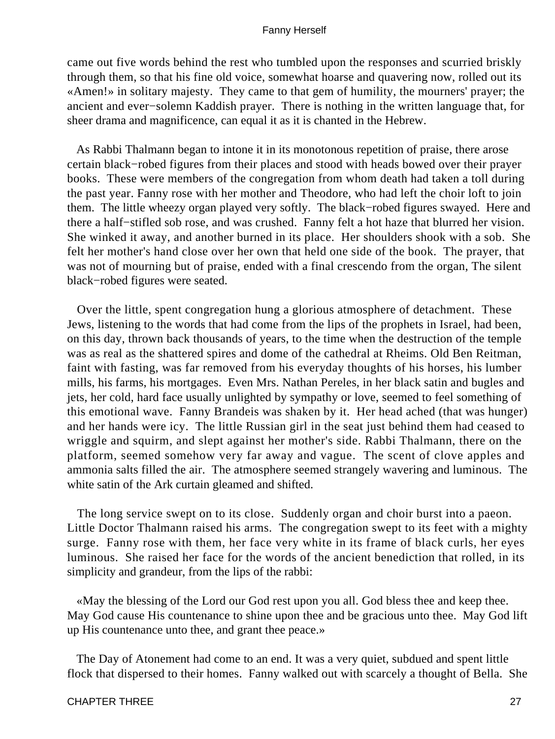came out five words behind the rest who tumbled upon the responses and scurried briskly through them, so that his fine old voice, somewhat hoarse and quavering now, rolled out its «Amen!» in solitary majesty. They came to that gem of humility, the mourners' prayer; the ancient and ever−solemn Kaddish prayer. There is nothing in the written language that, for sheer drama and magnificence, can equal it as it is chanted in the Hebrew.

As Rabbi Thalmann began to intone it in its monotonous repetition of praise, there arose certain black−robed figures from their places and stood with heads bowed over their prayer books. These were members of the congregation from whom death had taken a toll during the past year. Fanny rose with her mother and Theodore, who had left the choir loft to join them. The little wheezy organ played very softly. The black−robed figures swayed. Here and there a half−stifled sob rose, and was crushed. Fanny felt a hot haze that blurred her vision. She winked it away, and another burned in its place. Her shoulders shook with a sob. She felt her mother's hand close over her own that held one side of the book. The prayer, that was not of mourning but of praise, ended with a final crescendo from the organ, The silent black−robed figures were seated.

Over the little, spent congregation hung a glorious atmosphere of detachment. These Jews, listening to the words that had come from the lips of the prophets in Israel, had been, on this day, thrown back thousands of years, to the time when the destruction of the temple was as real as the shattered spires and dome of the cathedral at Rheims. Old Ben Reitman, faint with fasting, was far removed from his everyday thoughts of his horses, his lumber mills, his farms, his mortgages. Even Mrs. Nathan Pereles, in her black satin and bugles and jets, her cold, hard face usually unlighted by sympathy or love, seemed to feel something of this emotional wave. Fanny Brandeis was shaken by it. Her head ached (that was hunger) and her hands were icy. The little Russian girl in the seat just behind them had ceased to wriggle and squirm, and slept against her mother's side. Rabbi Thalmann, there on the platform, seemed somehow very far away and vague. The scent of clove apples and ammonia salts filled the air. The atmosphere seemed strangely wavering and luminous. The white satin of the Ark curtain gleamed and shifted.

The long service swept on to its close. Suddenly organ and choir burst into a paeon. Little Doctor Thalmann raised his arms. The congregation swept to its feet with a mighty surge. Fanny rose with them, her face very white in its frame of black curls, her eyes luminous. She raised her face for the words of the ancient benediction that rolled, in its simplicity and grandeur, from the lips of the rabbi:

«May the blessing of the Lord our God rest upon you all. God bless thee and keep thee. May God cause His countenance to shine upon thee and be gracious unto thee. May God lift up His countenance unto thee, and grant thee peace.»

The Day of Atonement had come to an end. It was a very quiet, subdued and spent little flock that dispersed to their homes. Fanny walked out with scarcely a thought of Bella. She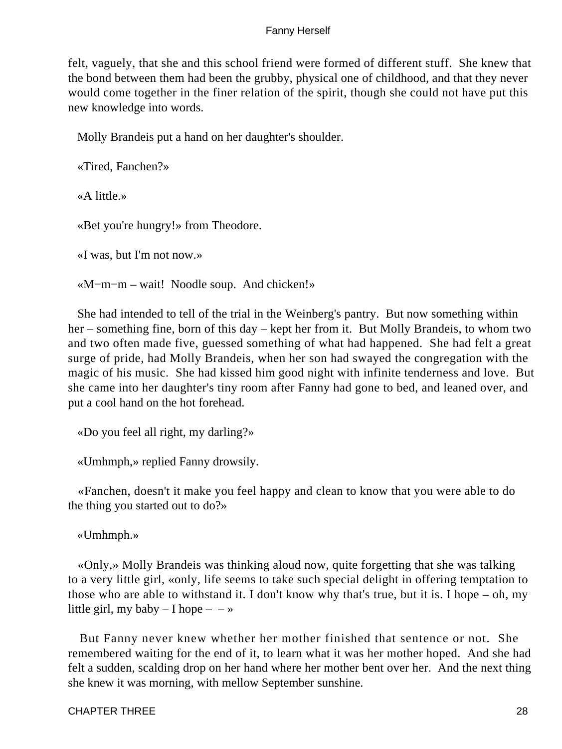felt, vaguely, that she and this school friend were formed of different stuff. She knew that the bond between them had been the grubby, physical one of childhood, and that they never would come together in the finer relation of the spirit, though she could not have put this new knowledge into words.

Molly Brandeis put a hand on her daughter's shoulder.

«Tired, Fanchen?»

«A little.»

«Bet you're hungry!» from Theodore.

«I was, but I'm not now.»

«M−m−m – wait! Noodle soup. And chicken!»

She had intended to tell of the trial in the Weinberg's pantry. But now something within her – something fine, born of this day – kept her from it. But Molly Brandeis, to whom two and two often made five, guessed something of what had happened. She had felt a great surge of pride, had Molly Brandeis, when her son had swayed the congregation with the magic of his music. She had kissed him good night with infinite tenderness and love. But she came into her daughter's tiny room after Fanny had gone to bed, and leaned over, and put a cool hand on the hot forehead.

«Do you feel all right, my darling?»

«Umhmph,» replied Fanny drowsily.

«Fanchen, doesn't it make you feel happy and clean to know that you were able to do the thing you started out to do?»

«Umhmph.»

«Only,» Molly Brandeis was thinking aloud now, quite forgetting that she was talking to a very little girl, «only, life seems to take such special delight in offering temptation to those who are able to withstand it. I don't know why that's true, but it is. I hope – oh, my little girl, my baby – I hope – – »

But Fanny never knew whether her mother finished that sentence or not. She remembered waiting for the end of it, to learn what it was her mother hoped. And she had felt a sudden, scalding drop on her hand where her mother bent over her. And the next thing she knew it was morning, with mellow September sunshine.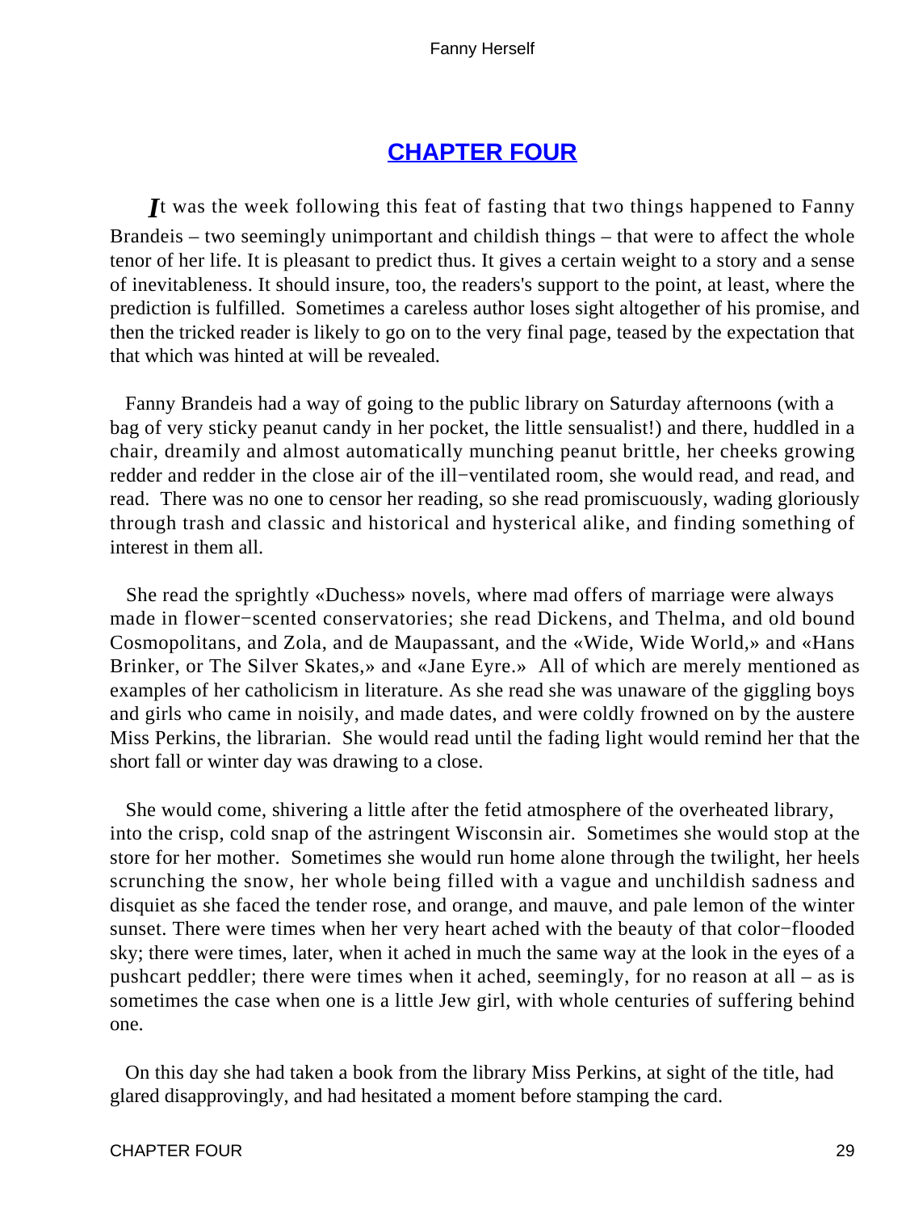## CHAPTER FOUR

It was the week following this feat of fasting that two things happened to Fanny Brandeis – two seemingly unimportant and childish things – that were to affect the whole tenor of her life. It is pleasant to predict thus. It gives a certain weight to a story and a sense of inevitableness. It should insure, too, the readers's support to the point, at least, where the prediction is fulfilled. Sometimes a careless author loses sight altogether of his promise, and then the tricked reader is likely to go on to the very final page, teased by the expectation that that which was hinted at will be revealed.

Fanny Brandeis had a way of going to the public library on Saturday afternoons (with a bag of very sticky peanut candy in her pocket, the little sensualist!) and there, huddled in a chair, dreamily and almost automatically munching peanut brittle, her cheeks growing redder and redder in the close air of the ill−ventilated room, she would read, and read, and read. There was no one to censor her reading, so she read promiscuously, wading gloriously through trash and classic and historical and hysterical alike, and finding something of interest in them all.

She read the sprightly «Duchess» novels, where mad offers of marriage were always made in flower−scented conservatories; she read Dickens, and Thelma, and old bound Cosmopolitans, and Zola, and de Maupassant, and the «Wide, Wide World,» and «Hans Brinker, or The Silver Skates,» and «Jane Eyre.» All of which are merely mentioned as examples of her catholicism in literature. As she read she was unaware of the giggling boys and girls who came in noisily, and made dates, and were coldly frowned on by the austere Miss Perkins, the librarian. She would read until the fading light would remind her that the short fall or winter day was drawing to a close.

She would come, shivering a little after the fetid atmosphere of the overheated library, into the crisp, cold snap of the astringent Wisconsin air. Sometimes she would stop at the store for her mother. Sometimes she would run home alone through the twilight, her heels scrunching the snow, her whole being filled with a vague and unchildish sadness and disquiet as she faced the tender rose, and orange, and mauve, and pale lemon of the winter sunset. There were times when her very heart ached with the beauty of that color−flooded sky; there were times, later, when it ached in much the same way at the look in the eyes of a pushcart peddler; there were times when it ached, seemingly, for no reason at all – as is sometimes the case when one is a little Jew girl, with whole centuries of suffering behind one.

On this day she had taken a book from the library Miss Perkins, at sight of the title, had glared disapprovingly, and had hesitated a moment before stamping the card.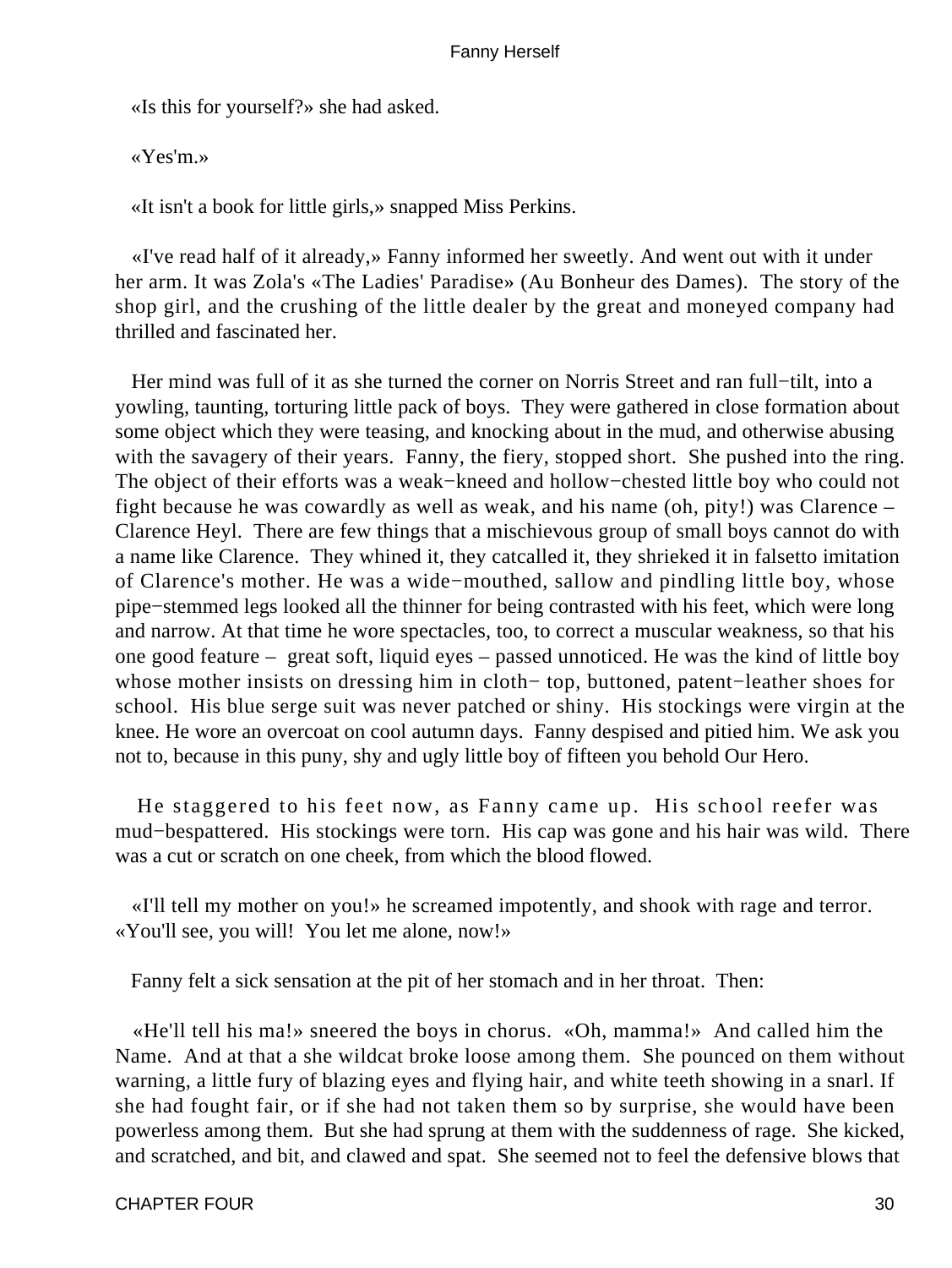«Is this for yourself?» she had asked.

«Yes'm.»

«It isn't a book for little girls,» snapped Miss Perkins.

«I've read half of it already,» Fanny informed her sweetly. And went out with it under her arm. It was Zola's «The Ladies' Paradise» (Au Bonheur des Dames). The story of the shop girl, and the crushing of the little dealer by the great and moneyed company had thrilled and fascinated her.

Her mind was full of it as she turned the corner on Norris Street and ran full−tilt, into a yowling, taunting, torturing little pack of boys. They were gathered in close formation about some object which they were teasing, and knocking about in the mud, and otherwise abusing with the savagery of their years. Fanny, the fiery, stopped short. She pushed into the ring. The object of their efforts was a weak−kneed and hollow−chested little boy who could not fight because he was cowardly as well as weak, and his name (oh, pity!) was Clarence – Clarence Heyl. There are few things that a mischievous group of small boys cannot do with a name like Clarence. They whined it, they catcalled it, they shrieked it in falsetto imitation of Clarence's mother. He was a wide−mouthed, sallow and pindling little boy, whose pipe−stemmed legs looked all the thinner for being contrasted with his feet, which were long and narrow. At that time he wore spectacles, too, to correct a muscular weakness, so that his one good feature – great soft, liquid eyes – passed unnoticed. He was the kind of little boy whose mother insists on dressing him in cloth− top, buttoned, patent−leather shoes for school. His blue serge suit was never patched or shiny. His stockings were virgin at the knee. He wore an overcoat on cool autumn days. Fanny despised and pitied him. We ask you not to, because in this puny, shy and ugly little boy of fifteen you behold Our Hero.

He staggered to his feet now, as Fanny came up. His school reefer was mud−bespattered. His stockings were torn. His cap was gone and his hair was wild. There was a cut or scratch on one cheek, from which the blood flowed.

«I'll tell my mother on you!» he screamed impotently, and shook with rage and terror. «You'll see, you will! You let me alone, now!»

Fanny felt a sick sensation at the pit of her stomach and in her throat. Then:

«He'll tell his ma!» sneered the boys in chorus. «Oh, mamma!» And called him the Name. And at that a she wildcat broke loose among them. She pounced on them without warning, a little fury of blazing eyes and flying hair, and white teeth showing in a snarl. If she had fought fair, or if she had not taken them so by surprise, she would have been powerless among them. But she had sprung at them with the suddenness of rage. She kicked, and scratched, and bit, and clawed and spat. She seemed not to feel the defensive blows that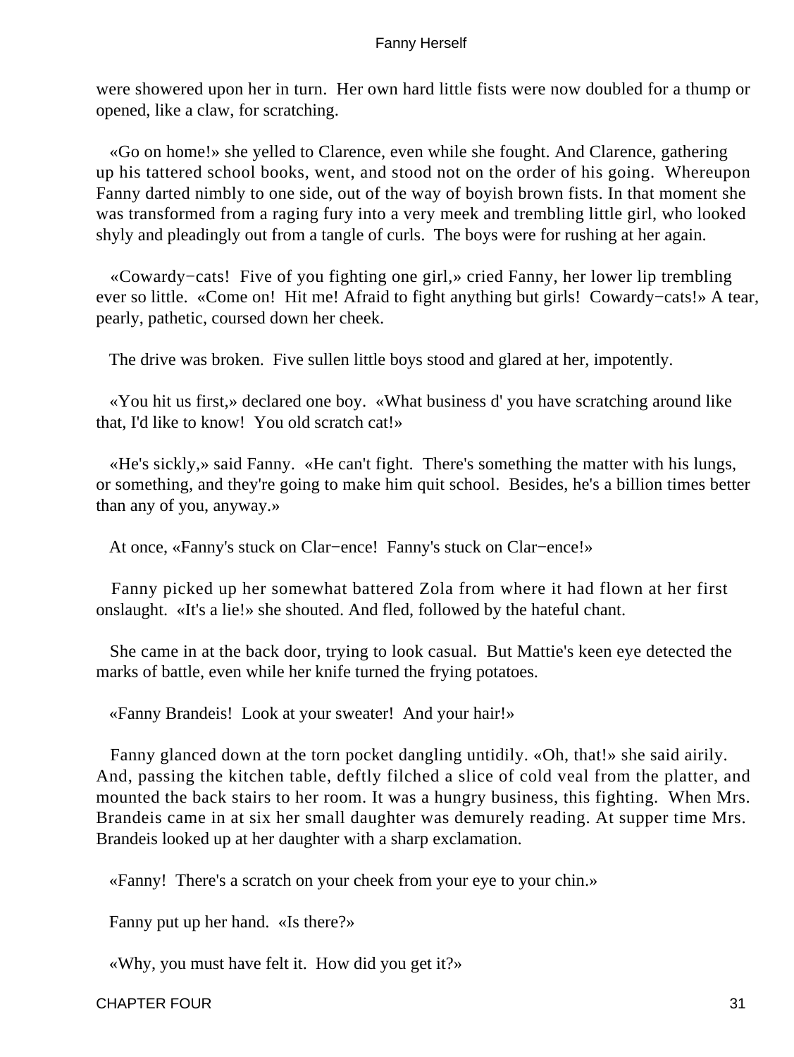were showered upon her in turn. Her own hard little fists were now doubled for a thump or opened, like a claw, for scratching.

«Go on home!» she yelled to Clarence, even while she fought. And Clarence, gathering up his tattered school books, went, and stood not on the order of his going. Whereupon Fanny darted nimbly to one side, out of the way of boyish brown fists. In that moment she was transformed from a raging fury into a very meek and trembling little girl, who looked shyly and pleadingly out from a tangle of curls. The boys were for rushing at her again.

«Cowardy−cats! Five of you fighting one girl,» cried Fanny, her lower lip trembling ever so little. «Come on! Hit me! Afraid to fight anything but girls! Cowardy−cats!» A tear, pearly, pathetic, coursed down her cheek.

The drive was broken. Five sullen little boys stood and glared at her, impotently.

«You hit us first,» declared one boy. «What business d' you have scratching around like that, I'd like to know! You old scratch cat!»

«He's sickly,» said Fanny. «He can't fight. There's something the matter with his lungs, or something, and they're going to make him quit school. Besides, he's a billion times better than any of you, anyway.»

At once, «Fanny's stuck on Clar−ence! Fanny's stuck on Clar−ence!»

Fanny picked up her somewhat battered Zola from where it had flown at her first onslaught. «It's a lie!» she shouted. And fled, followed by the hateful chant.

She came in at the back door, trying to look casual. But Mattie's keen eye detected the marks of battle, even while her knife turned the frying potatoes.

«Fanny Brandeis! Look at your sweater! And your hair!»

Fanny glanced down at the torn pocket dangling untidily. «Oh, that!» she said airily. And, passing the kitchen table, deftly filched a slice of cold veal from the platter, and mounted the back stairs to her room. It was a hungry business, this fighting. When Mrs. Brandeis came in at six her small daughter was demurely reading. At supper time Mrs. Brandeis looked up at her daughter with a sharp exclamation.

«Fanny! There's a scratch on your cheek from your eye to your chin.»

Fanny put up her hand. «Is there?»

«Why, you must have felt it. How did you get it?»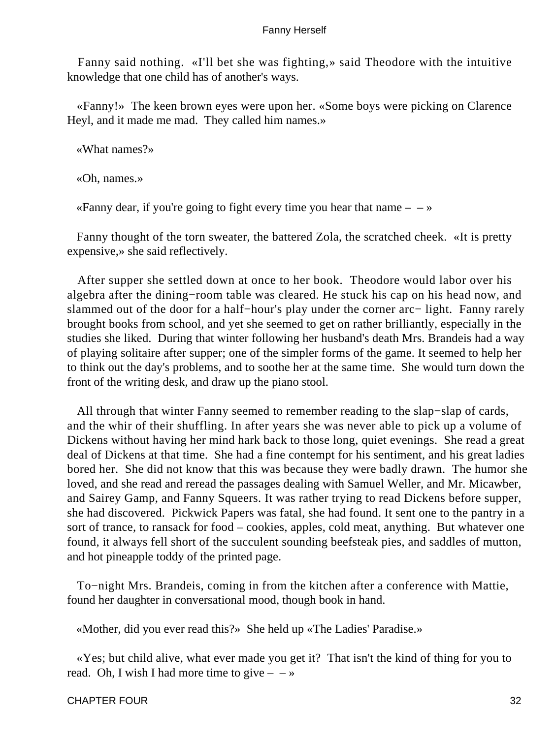Fanny said nothing. «I'll bet she was fighting,» said Theodore with the intuitive knowledge that one child has of another's ways.

«Fanny!» The keen brown eyes were upon her. «Some boys were picking on Clarence Heyl, and it made me mad. They called him names.»

«What names?»

«Oh, names.»

«Fanny dear, if you're going to fight every time you hear that name – – »

Fanny thought of the torn sweater, the battered Zola, the scratched cheek. «It is pretty expensive,» she said reflectively.

After supper she settled down at once to her book. Theodore would labor over his algebra after the dining−room table was cleared. He stuck his cap on his head now, and slammed out of the door for a half−hour's play under the corner arc− light. Fanny rarely brought books from school, and yet she seemed to get on rather brilliantly, especially in the studies she liked. During that winter following her husband's death Mrs. Brandeis had a way of playing solitaire after supper; one of the simpler forms of the game. It seemed to help her to think out the day's problems, and to soothe her at the same time. She would turn down the front of the writing desk, and draw up the piano stool.

All through that winter Fanny seemed to remember reading to the slap−slap of cards, and the whir of their shuffling. In after years she was never able to pick up a volume of Dickens without having her mind hark back to those long, quiet evenings. She read a great deal of Dickens at that time. She had a fine contempt for his sentiment, and his great ladies bored her. She did not know that this was because they were badly drawn. The humor she loved, and she read and reread the passages dealing with Samuel Weller, and Mr. Micawber, and Sairey Gamp, and Fanny Squeers. It was rather trying to read Dickens before supper, she had discovered. Pickwick Papers was fatal, she had found. It sent one to the pantry in a sort of trance, to ransack for food – cookies, apples, cold meat, anything. But whatever one found, it always fell short of the succulent sounding beefsteak pies, and saddles of mutton, and hot pineapple toddy of the printed page.

To−night Mrs. Brandeis, coming in from the kitchen after a conference with Mattie, found her daughter in conversational mood, though book in hand.

«Mother, did you ever read this?» She held up «The Ladies' Paradise.»

«Yes; but child alive, what ever made you get it? That isn't the kind of thing for you to read. Oh, I wish I had more time to give – – »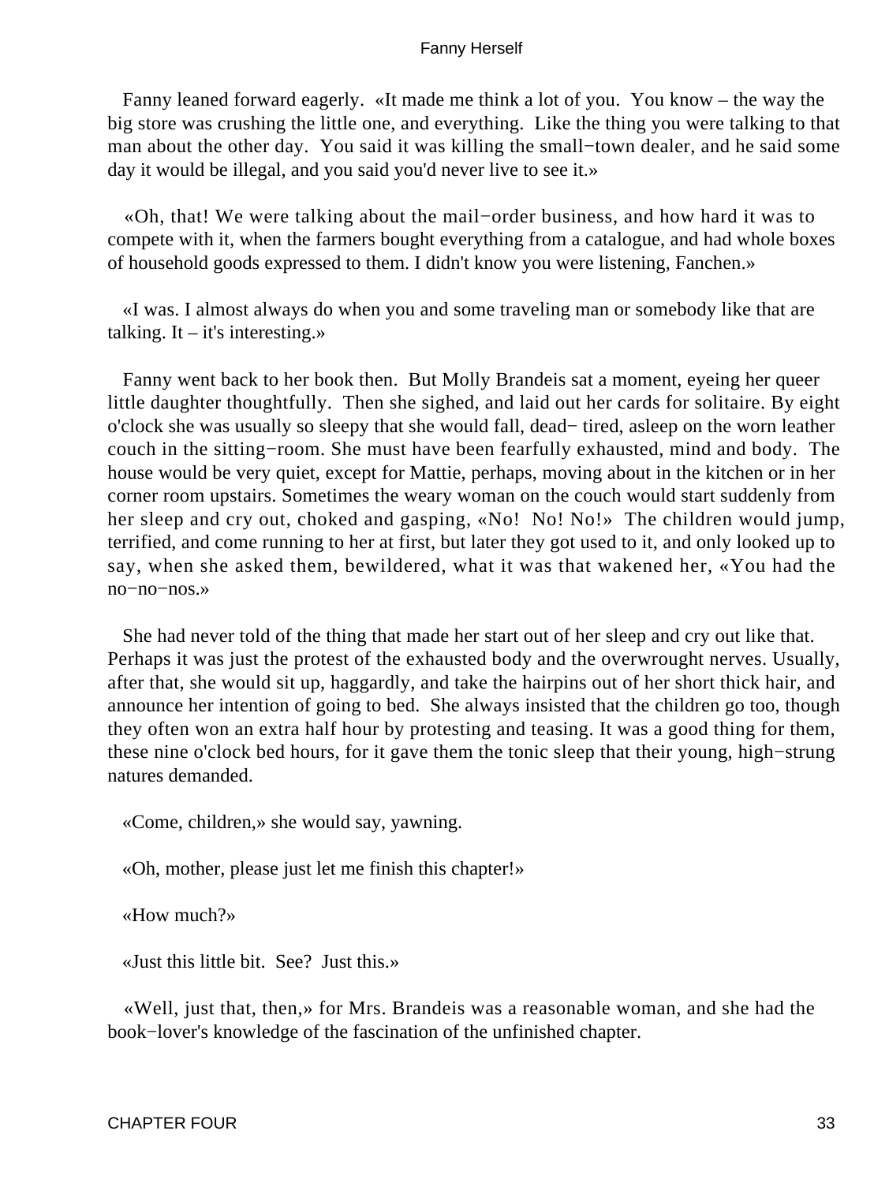Fanny leaned forward eagerly. «It made me think a lot of you. You know – the way the big store was crushing the little one, and everything. Like the thing you were talking to that man about the other day. You said it was killing the small−town dealer, and he said some day it would be illegal, and you said you'd never live to see it.»

«Oh, that! We were talking about the mail−order business, and how hard it was to compete with it, when the farmers bought everything from a catalogue, and had whole boxes of household goods expressed to them. I didn't know you were listening, Fanchen.»

«I was. I almost always do when you and some traveling man or somebody like that are talking. It – it's interesting.»

Fanny went back to her book then. But Molly Brandeis sat a moment, eyeing her queer little daughter thoughtfully. Then she sighed, and laid out her cards for solitaire. By eight o'clock she was usually so sleepy that she would fall, dead− tired, asleep on the worn leather couch in the sitting−room. She must have been fearfully exhausted, mind and body. The house would be very quiet, except for Mattie, perhaps, moving about in the kitchen or in her corner room upstairs. Sometimes the weary woman on the couch would start suddenly from her sleep and cry out, choked and gasping, «No! No! No!» The children would jump, terrified, and come running to her at first, but later they got used to it, and only looked up to say, when she asked them, bewildered, what it was that wakened her, «You had the no−no−nos.»

She had never told of the thing that made her start out of her sleep and cry out like that. Perhaps it was just the protest of the exhausted body and the overwrought nerves. Usually, after that, she would sit up, haggardly, and take the hairpins out of her short thick hair, and announce her intention of going to bed. She always insisted that the children go too, though they often won an extra half hour by protesting and teasing. It was a good thing for them, these nine o'clock bed hours, for it gave them the tonic sleep that their young, high−strung natures demanded.

«Come, children,» she would say, yawning.

«Oh, mother, please just let me finish this chapter!»

«How much?»

«Just this little bit. See? Just this.»

«Well, just that, then,» for Mrs. Brandeis was a reasonable woman, and she had the book−lover's knowledge of the fascination of the unfinished chapter.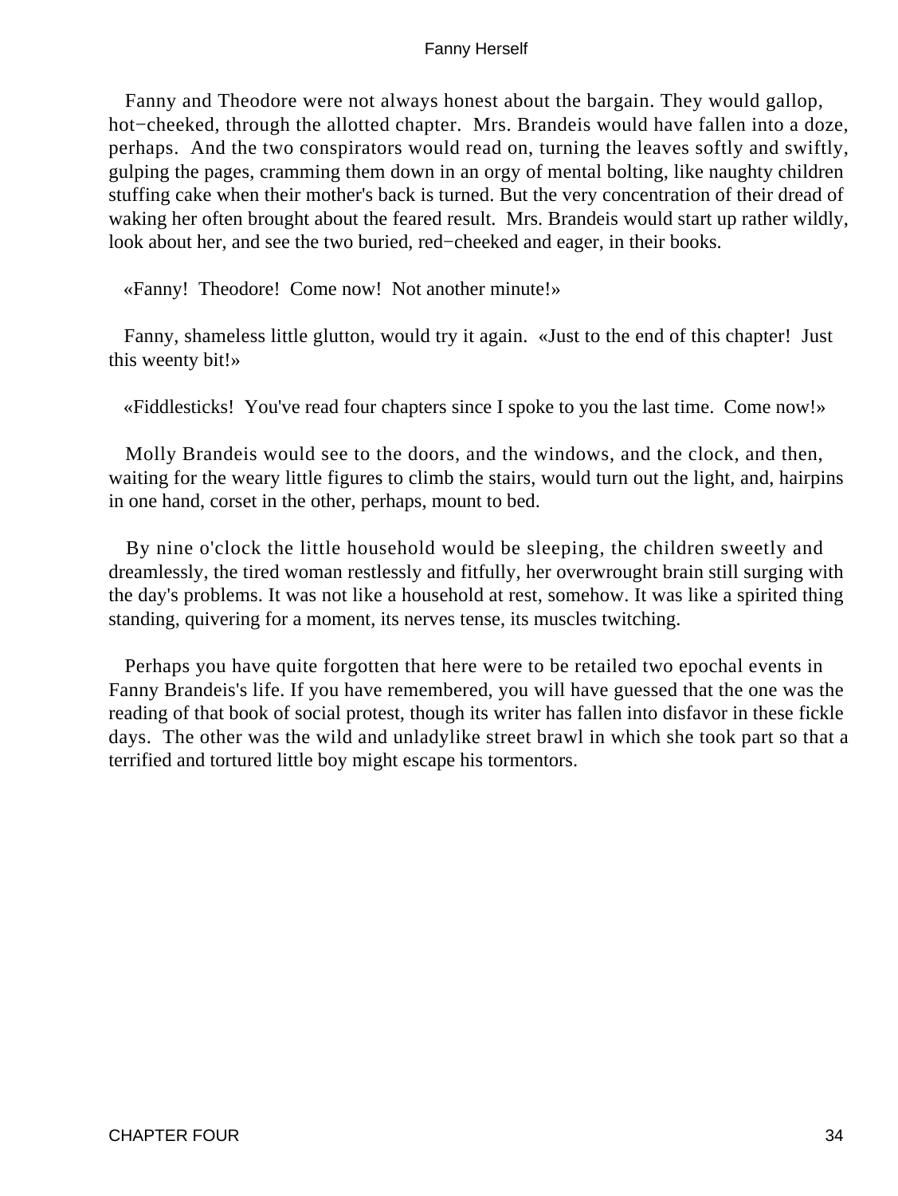Fanny and Theodore were not always honest about the bargain. They would gallop, hot−cheeked, through the allotted chapter. Mrs. Brandeis would have fallen into a doze, perhaps. And the two conspirators would read on, turning the leaves softly and swiftly, gulping the pages, cramming them down in an orgy of mental bolting, like naughty children stuffing cake when their mother's back is turned. But the very concentration of their dread of waking her often brought about the feared result. Mrs. Brandeis would start up rather wildly, look about her, and see the two buried, red−cheeked and eager, in their books.

«Fanny! Theodore! Come now! Not another minute!»

Fanny, shameless little glutton, would try it again. «Just to the end of this chapter! Just this weenty bit!»

«Fiddlesticks! You've read four chapters since I spoke to you the last time. Come now!»

Molly Brandeis would see to the doors, and the windows, and the clock, and then, waiting for the weary little figures to climb the stairs, would turn out the light, and, hairpins in one hand, corset in the other, perhaps, mount to bed.

By nine o'clock the little household would be sleeping, the children sweetly and dreamlessly, the tired woman restlessly and fitfully, her overwrought brain still surging with the day's problems. It was not like a household at rest, somehow. It was like a spirited thing standing, quivering for a moment, its nerves tense, its muscles twitching.

Perhaps you have quite forgotten that here were to be retailed two epochal events in Fanny Brandeis's life. If you have remembered, you will have guessed that the one was the reading of that book of social protest, though its writer has fallen into disfavor in these fickle days. The other was the wild and unladylike street brawl in which she took part so that a terrified and tortured little boy might escape his tormentors.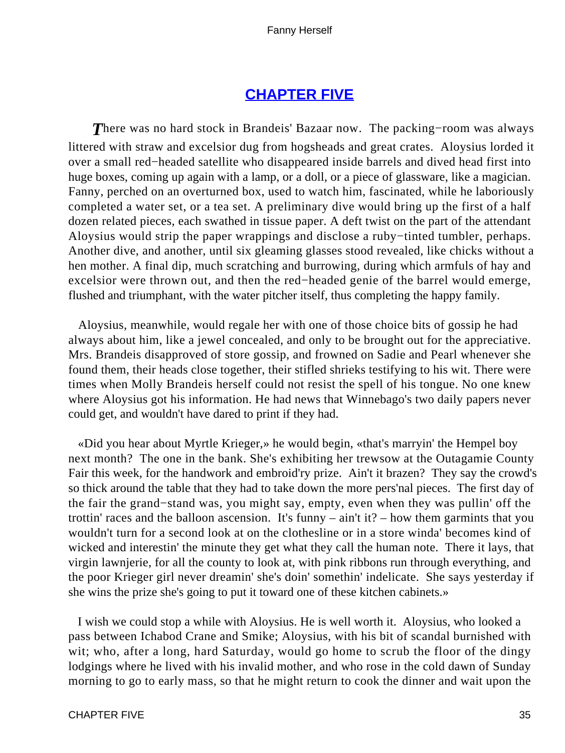## CHAPTER FIVE

*T*here was no hard stock in Brandeis' Bazaar now. The packing−room was always littered with straw and excelsior dug from hogsheads and great crates. Aloysius lorded it over a small red−headed satellite who disappeared inside barrels and dived head first into huge boxes, coming up again with a lamp, or a doll, or a piece of glassware, like a magician. Fanny, perched on an overturned box, used to watch him, fascinated, while he laboriously completed a water set, or a tea set. A preliminary dive would bring up the first of a half dozen related pieces, each swathed in tissue paper. A deft twist on the part of the attendant Aloysius would strip the paper wrappings and disclose a ruby−tinted tumbler, perhaps. Another dive, and another, until six gleaming glasses stood revealed, like chicks without a hen mother. A final dip, much scratching and burrowing, during which armfuls of hay and excelsior were thrown out, and then the red−headed genie of the barrel would emerge, flushed and triumphant, with the water pitcher itself, thus completing the happy family.

Aloysius, meanwhile, would regale her with one of those choice bits of gossip he had always about him, like a jewel concealed, and only to be brought out for the appreciative. Mrs. Brandeis disapproved of store gossip, and frowned on Sadie and Pearl whenever she found them, their heads close together, their stifled shrieks testifying to his wit. There were times when Molly Brandeis herself could not resist the spell of his tongue. No one knew where Aloysius got his information. He had news that Winnebago's two daily papers never could get, and wouldn't have dared to print if they had.

«Did you hear about Myrtle Krieger,» he would begin, «that's marryin' the Hempel boy next month? The one in the bank. She's exhibiting her trewsow at the Outagamie County Fair this week, for the handwork and embroid'ry prize. Ain't it brazen? They say the crowd's so thick around the table that they had to take down the more pers'nal pieces. The first day of the fair the grand−stand was, you might say, empty, even when they was pullin' off the trottin' races and the balloon ascension. It's funny – ain't it? – how them garmints that you wouldn't turn for a second look at on the clothesline or in a store winda' becomes kind of wicked and interestin' the minute they get what they call the human note. There it lays, that virgin lawnjerie, for all the county to look at, with pink ribbons run through everything, and the poor Krieger girl never dreamin' she's doin' somethin' indelicate. She says yesterday if she wins the prize she's going to put it toward one of these kitchen cabinets.»

I wish we could stop a while with Aloysius. He is well worth it. Aloysius, who looked a pass between Ichabod Crane and Smike; Aloysius, with his bit of scandal burnished with wit; who, after a long, hard Saturday, would go home to scrub the floor of the dingy lodgings where he lived with his invalid mother, and who rose in the cold dawn of Sunday morning to go to early mass, so that he might return to cook the dinner and wait upon the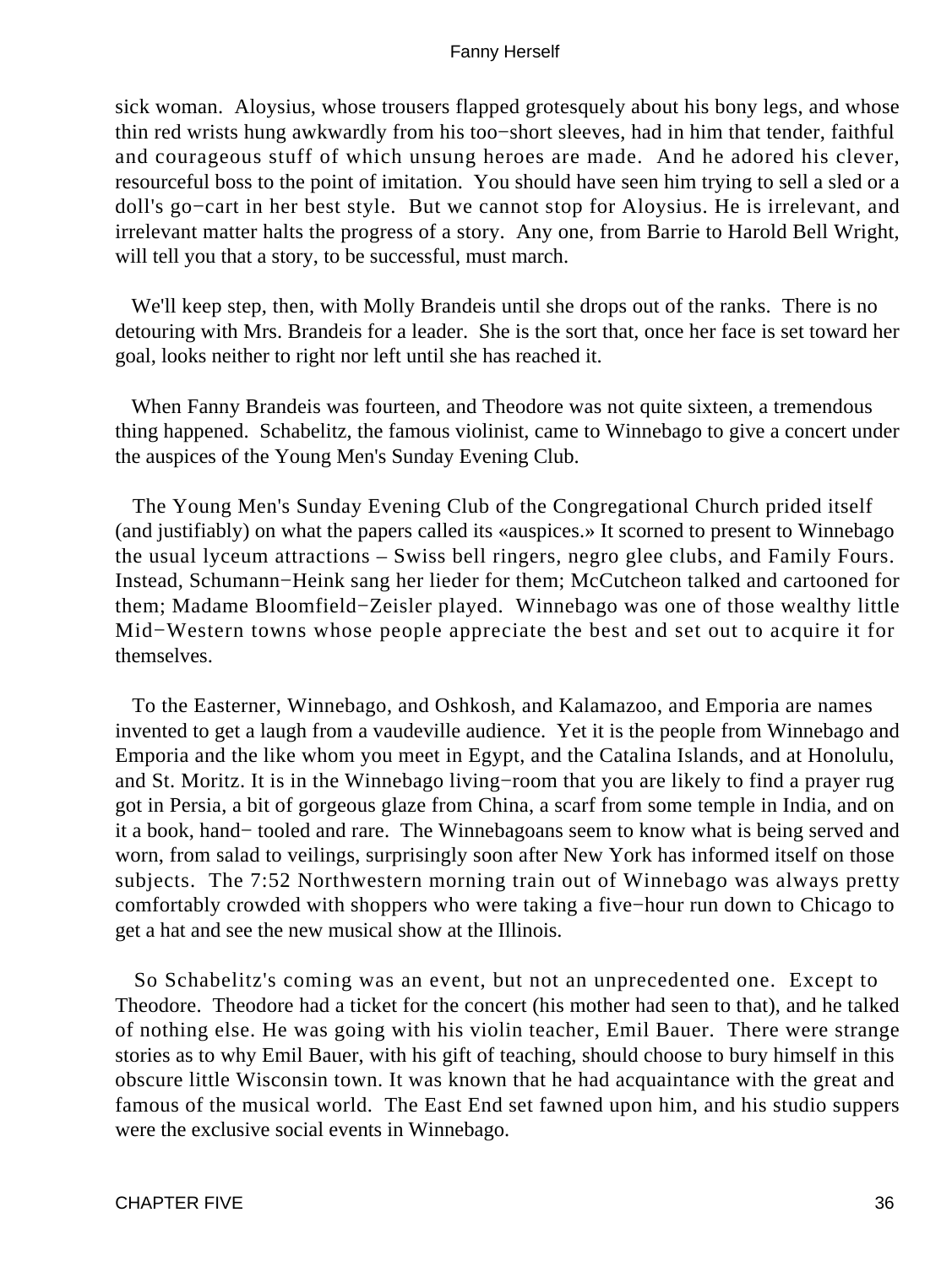sick woman. Aloysius, whose trousers flapped grotesquely about his bony legs, and whose thin red wrists hung awkwardly from his too−short sleeves, had in him that tender, faithful and courageous stuff of which unsung heroes are made. And he adored his clever, resourceful boss to the point of imitation. You should have seen him trying to sell a sled or a doll's go−cart in her best style. But we cannot stop for Aloysius. He is irrelevant, and irrelevant matter halts the progress of a story. Any one, from Barrie to Harold Bell Wright, will tell you that a story, to be successful, must march.

We'll keep step, then, with Molly Brandeis until she drops out of the ranks. There is no detouring with Mrs. Brandeis for a leader. She is the sort that, once her face is set toward her goal, looks neither to right nor left until she has reached it.

When Fanny Brandeis was fourteen, and Theodore was not quite sixteen, a tremendous thing happened. Schabelitz, the famous violinist, came to Winnebago to give a concert under the auspices of the Young Men's Sunday Evening Club.

The Young Men's Sunday Evening Club of the Congregational Church prided itself (and justifiably) on what the papers called its «auspices.» It scorned to present to Winnebago the usual lyceum attractions – Swiss bell ringers, negro glee clubs, and Family Fours. Instead, Schumann−Heink sang her lieder for them; McCutcheon talked and cartooned for them; Madame Bloomfield−Zeisler played. Winnebago was one of those wealthy little Mid−Western towns whose people appreciate the best and set out to acquire it for themselves.

To the Easterner, Winnebago, and Oshkosh, and Kalamazoo, and Emporia are names invented to get a laugh from a vaudeville audience. Yet it is the people from Winnebago and Emporia and the like whom you meet in Egypt, and the Catalina Islands, and at Honolulu, and St. Moritz. It is in the Winnebago living−room that you are likely to find a prayer rug got in Persia, a bit of gorgeous glaze from China, a scarf from some temple in India, and on it a book, hand− tooled and rare. The Winnebagoans seem to know what is being served and worn, from salad to veilings, surprisingly soon after New York has informed itself on those subjects. The 7:52 Northwestern morning train out of Winnebago was always pretty comfortably crowded with shoppers who were taking a five−hour run down to Chicago to get a hat and see the new musical show at the Illinois.

So Schabelitz's coming was an event, but not an unprecedented one. Except to Theodore. Theodore had a ticket for the concert (his mother had seen to that), and he talked of nothing else. He was going with his violin teacher, Emil Bauer. There were strange stories as to why Emil Bauer, with his gift of teaching, should choose to bury himself in this obscure little Wisconsin town. It was known that he had acquaintance with the great and famous of the musical world. The East End set fawned upon him, and his studio suppers were the exclusive social events in Winnebago.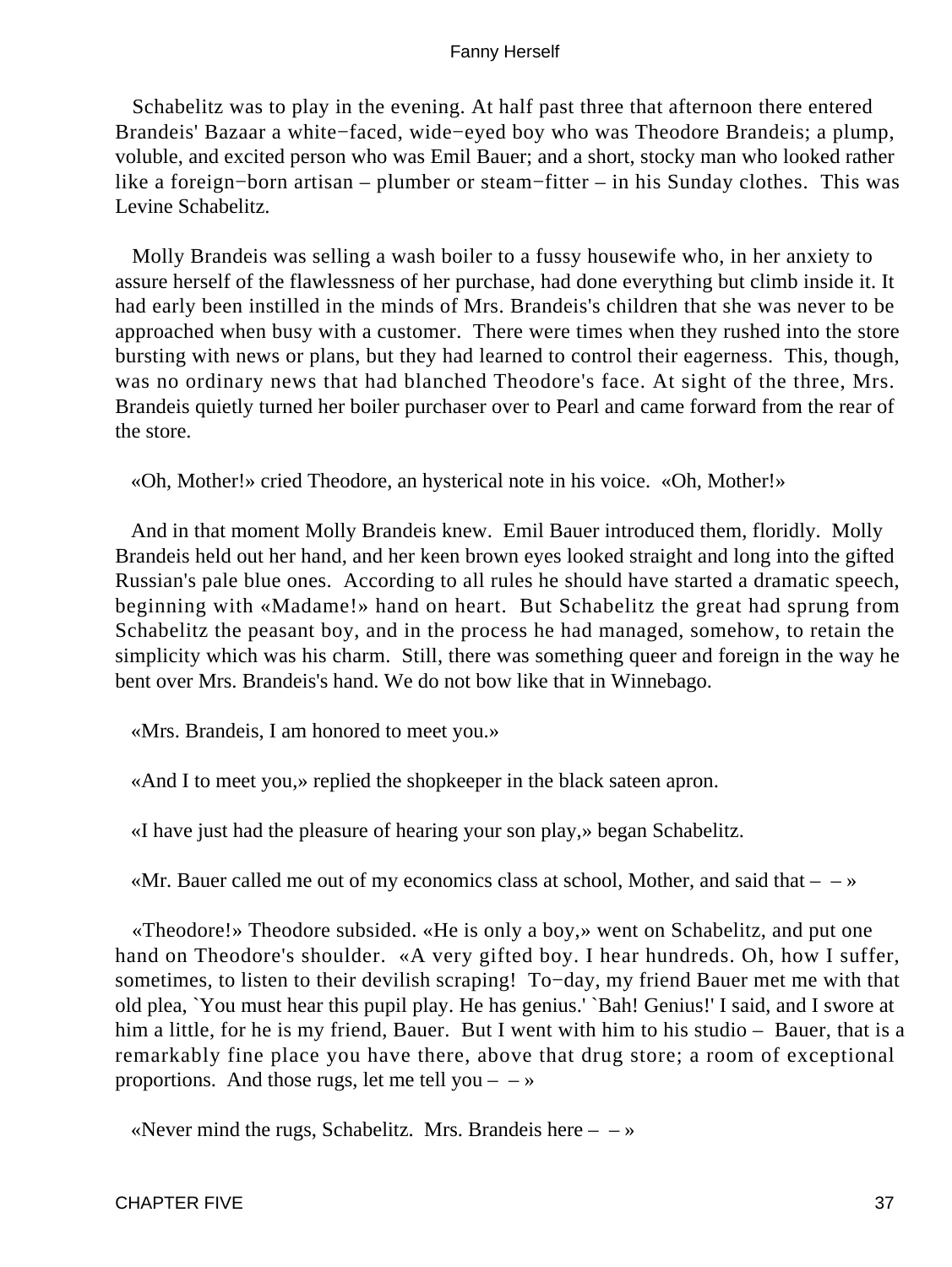Schabelitz was to play in the evening. At half past three that afternoon there entered Brandeis' Bazaar a white−faced, wide−eyed boy who was Theodore Brandeis; a plump, voluble, and excited person who was Emil Bauer; and a short, stocky man who looked rather like a foreign−born artisan – plumber or steam−fitter – in his Sunday clothes. This was Levine Schabelitz.

Molly Brandeis was selling a wash boiler to a fussy housewife who, in her anxiety to assure herself of the flawlessness of her purchase, had done everything but climb inside it. It had early been instilled in the minds of Mrs. Brandeis's children that she was never to be approached when busy with a customer. There were times when they rushed into the store bursting with news or plans, but they had learned to control their eagerness. This, though, was no ordinary news that had blanched Theodore's face. At sight of the three, Mrs. Brandeis quietly turned her boiler purchaser over to Pearl and came forward from the rear of the store.

«Oh, Mother!» cried Theodore, an hysterical note in his voice. «Oh, Mother!»

And in that moment Molly Brandeis knew. Emil Bauer introduced them, floridly. Molly Brandeis held out her hand, and her keen brown eyes looked straight and long into the gifted Russian's pale blue ones. According to all rules he should have started a dramatic speech, beginning with «Madame!» hand on heart. But Schabelitz the great had sprung from Schabelitz the peasant boy, and in the process he had managed, somehow, to retain the simplicity which was his charm. Still, there was something queer and foreign in the way he bent over Mrs. Brandeis's hand. We do not bow like that in Winnebago.

«Mrs. Brandeis, I am honored to meet you.»

«And I to meet you,» replied the shopkeeper in the black sateen apron.

«I have just had the pleasure of hearing your son play,» began Schabelitz.

«Mr. Bauer called me out of my economics class at school, Mother, and said that – – »

«Theodore!» Theodore subsided. «He is only a boy,» went on Schabelitz, and put one hand on Theodore's shoulder. «A very gifted boy. I hear hundreds. Oh, how I suffer, sometimes, to listen to their devilish scraping! To−day, my friend Bauer met me with that old plea, `You must hear this pupil play. He has genius.' `Bah! Genius!' I said, and I swore at him a little, for he is my friend, Bauer. But I went with him to his studio – Bauer, that is a remarkably fine place you have there, above that drug store; a room of exceptional proportions. And those rugs, let me tell you – – »

«Never mind the rugs, Schabelitz. Mrs. Brandeis here – – »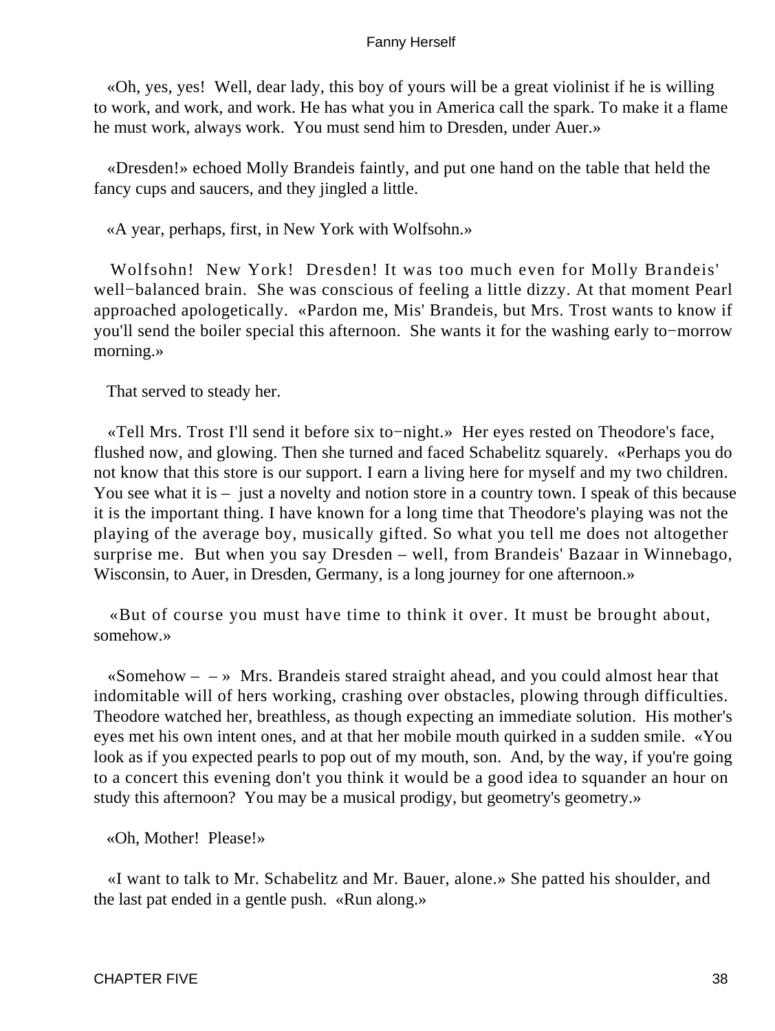«Oh, yes, yes! Well, dear lady, this boy of yours will be a great violinist if he is willing to work, and work, and work. He has what you in America call the spark. To make it a flame he must work, always work. You must send him to Dresden, under Auer.»

«Dresden!» echoed Molly Brandeis faintly, and put one hand on the table that held the fancy cups and saucers, and they jingled a little.

«A year, perhaps, first, in New York with Wolfsohn.»

Wolfsohn! New York! Dresden! It was too much even for Molly Brandeis' well−balanced brain. She was conscious of feeling a little dizzy. At that moment Pearl approached apologetically. «Pardon me, Mis' Brandeis, but Mrs. Trost wants to know if you'll send the boiler special this afternoon. She wants it for the washing early to−morrow morning.»

That served to steady her.

«Tell Mrs. Trost I'll send it before six to−night.» Her eyes rested on Theodore's face, flushed now, and glowing. Then she turned and faced Schabelitz squarely. «Perhaps you do not know that this store is our support. I earn a living here for myself and my two children. You see what it is – just a novelty and notion store in a country town. I speak of this because it is the important thing. I have known for a long time that Theodore's playing was not the playing of the average boy, musically gifted. So what you tell me does not altogether surprise me. But when you say Dresden – well, from Brandeis' Bazaar in Winnebago, Wisconsin, to Auer, in Dresden, Germany, is a long journey for one afternoon.»

«But of course you must have time to think it over. It must be brought about, somehow.»

«Somehow – – » Mrs. Brandeis stared straight ahead, and you could almost hear that indomitable will of hers working, crashing over obstacles, plowing through difficulties. Theodore watched her, breathless, as though expecting an immediate solution. His mother's eyes met his own intent ones, and at that her mobile mouth quirked in a sudden smile. «You look as if you expected pearls to pop out of my mouth, son. And, by the way, if you're going to a concert this evening don't you think it would be a good idea to squander an hour on study this afternoon? You may be a musical prodigy, but geometry's geometry.»

«Oh, Mother! Please!»

«I want to talk to Mr. Schabelitz and Mr. Bauer, alone.» She patted his shoulder, and the last pat ended in a gentle push. «Run along.»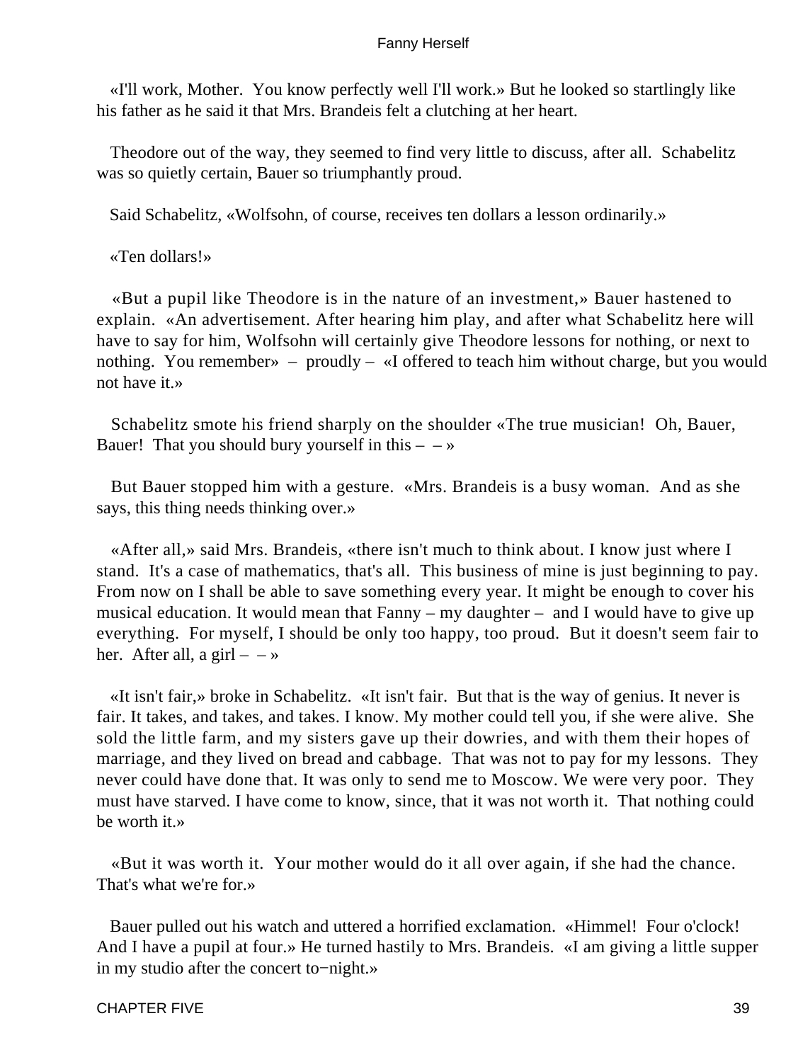«I'll work, Mother. You know perfectly well I'll work.» But he looked so startlingly like his father as he said it that Mrs. Brandeis felt a clutching at her heart.

Theodore out of the way, they seemed to find very little to discuss, after all. Schabelitz was so quietly certain, Bauer so triumphantly proud.

Said Schabelitz, «Wolfsohn, of course, receives ten dollars a lesson ordinarily.»

«Ten dollars!»

«But a pupil like Theodore is in the nature of an investment,» Bauer hastened to explain. «An advertisement. After hearing him play, and after what Schabelitz here will have to say for him, Wolfsohn will certainly give Theodore lessons for nothing, or next to nothing. You remember» – proudly – «I offered to teach him without charge, but you would not have it.»

Schabelitz smote his friend sharply on the shoulder «The true musician! Oh, Bauer, Bauer! That you should bury yourself in this – – »

But Bauer stopped him with a gesture. «Mrs. Brandeis is a busy woman. And as she says, this thing needs thinking over.»

«After all,» said Mrs. Brandeis, «there isn't much to think about. I know just where I stand. It's a case of mathematics, that's all. This business of mine is just beginning to pay. From now on I shall be able to save something every year. It might be enough to cover his musical education. It would mean that Fanny – my daughter – and I would have to give up everything. For myself, I should be only too happy, too proud. But it doesn't seem fair to her. After all, a girl – – »

«It isn't fair,» broke in Schabelitz. «It isn't fair. But that is the way of genius. It never is fair. It takes, and takes, and takes. I know. My mother could tell you, if she were alive. She sold the little farm, and my sisters gave up their dowries, and with them their hopes of marriage, and they lived on bread and cabbage. That was not to pay for my lessons. They never could have done that. It was only to send me to Moscow. We were very poor. They must have starved. I have come to know, since, that it was not worth it. That nothing could be worth it.»

«But it was worth it. Your mother would do it all over again, if she had the chance. That's what we're for.»

Bauer pulled out his watch and uttered a horrified exclamation. «Himmel! Four o'clock! And I have a pupil at four.» He turned hastily to Mrs. Brandeis. «I am giving a little supper in my studio after the concert to−night.»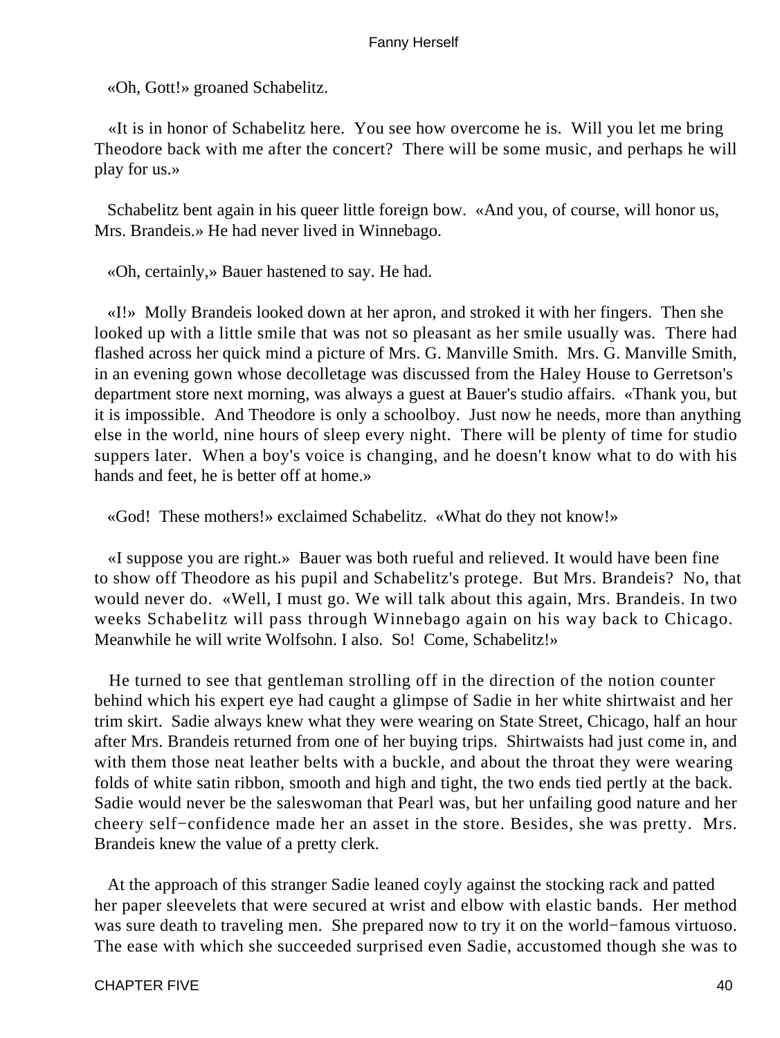«Oh, Gott!» groaned Schabelitz.

«It is in honor of Schabelitz here. You see how overcome he is. Will you let me bring Theodore back with me after the concert? There will be some music, and perhaps he will play for us.»

Schabelitz bent again in his queer little foreign bow. «And you, of course, will honor us, Mrs. Brandeis.» He had never lived in Winnebago.

«Oh, certainly,» Bauer hastened to say. He had.

«I!» Molly Brandeis looked down at her apron, and stroked it with her fingers. Then she looked up with a little smile that was not so pleasant as her smile usually was. There had flashed across her quick mind a picture of Mrs. G. Manville Smith. Mrs. G. Manville Smith, in an evening gown whose decolletage was discussed from the Haley House to Gerretson's department store next morning, was always a guest at Bauer's studio affairs. «Thank you, but it is impossible. And Theodore is only a schoolboy. Just now he needs, more than anything else in the world, nine hours of sleep every night. There will be plenty of time for studio suppers later. When a boy's voice is changing, and he doesn't know what to do with his hands and feet, he is better off at home.»

«God! These mothers!» exclaimed Schabelitz. «What do they not know!»

«I suppose you are right.» Bauer was both rueful and relieved. It would have been fine to show off Theodore as his pupil and Schabelitz's protege. But Mrs. Brandeis? No, that would never do. «Well, I must go. We will talk about this again, Mrs. Brandeis. In two weeks Schabelitz will pass through Winnebago again on his way back to Chicago. Meanwhile he will write Wolfsohn. I also. So! Come, Schabelitz!»

He turned to see that gentleman strolling off in the direction of the notion counter behind which his expert eye had caught a glimpse of Sadie in her white shirtwaist and her trim skirt. Sadie always knew what they were wearing on State Street, Chicago, half an hour after Mrs. Brandeis returned from one of her buying trips. Shirtwaists had just come in, and with them those neat leather belts with a buckle, and about the throat they were wearing folds of white satin ribbon, smooth and high and tight, the two ends tied pertly at the back. Sadie would never be the saleswoman that Pearl was, but her unfailing good nature and her cheery self−confidence made her an asset in the store. Besides, she was pretty. Mrs. Brandeis knew the value of a pretty clerk.

At the approach of this stranger Sadie leaned coyly against the stocking rack and patted her paper sleevelets that were secured at wrist and elbow with elastic bands. Her method was sure death to traveling men. She prepared now to try it on the world−famous virtuoso. The ease with which she succeeded surprised even Sadie, accustomed though she was to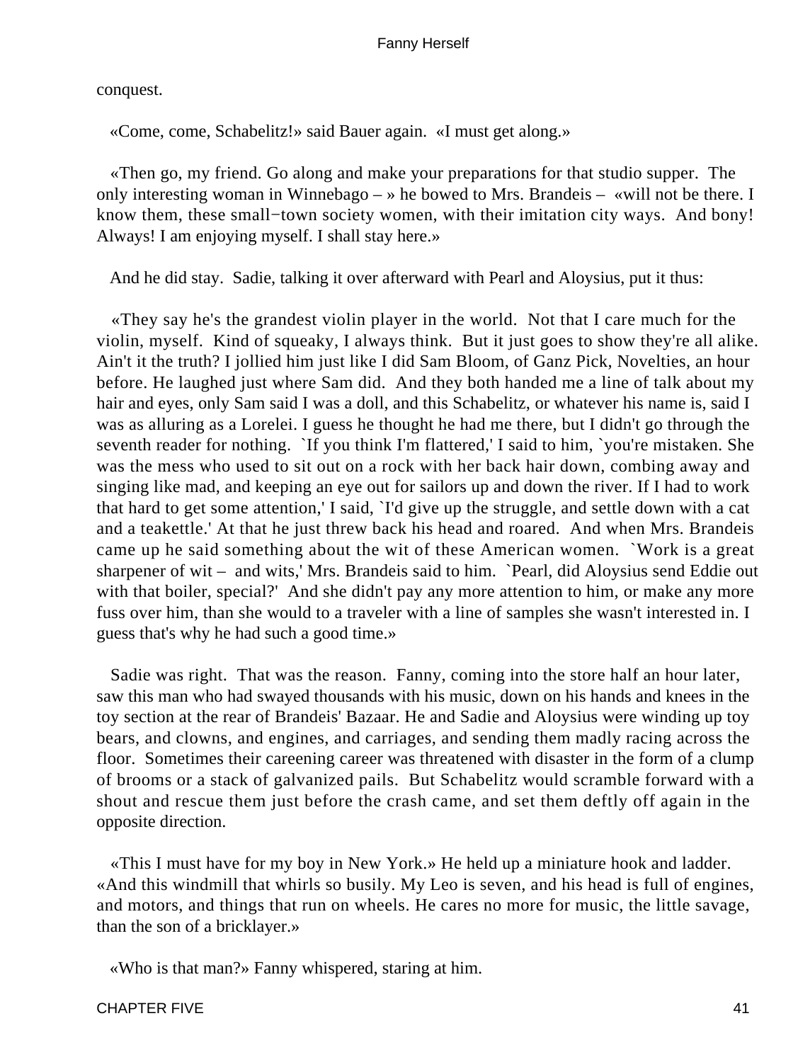conquest.

«Come, come, Schabelitz!» said Bauer again. «I must get along.»

«Then go, my friend. Go along and make your preparations for that studio supper. The only interesting woman in Winnebago – » he bowed to Mrs. Brandeis – «will not be there. I know them, these small−town society women, with their imitation city ways. And bony! Always! I am enjoying myself. I shall stay here.»

And he did stay. Sadie, talking it over afterward with Pearl and Aloysius, put it thus:

«They say he's the grandest violin player in the world. Not that I care much for the violin, myself. Kind of squeaky, I always think. But it just goes to show they're all alike. Ain't it the truth? I jollied him just like I did Sam Bloom, of Ganz Pick, Novelties, an hour before. He laughed just where Sam did. And they both handed me a line of talk about my hair and eyes, only Sam said I was a doll, and this Schabelitz, or whatever his name is, said I was as alluring as a Lorelei. I guess he thought he had me there, but I didn't go through the seventh reader for nothing. `If you think I'm flattered,' I said to him, `you're mistaken. She was the mess who used to sit out on a rock with her back hair down, combing away and singing like mad, and keeping an eye out for sailors up and down the river. If I had to work that hard to get some attention,' I said, `I'd give up the struggle, and settle down with a cat and a teakettle.' At that he just threw back his head and roared. And when Mrs. Brandeis came up he said something about the wit of these American women. `Work is a great sharpener of wit – and wits,' Mrs. Brandeis said to him. `Pearl, did Aloysius send Eddie out with that boiler, special?' And she didn't pay any more attention to him, or make any more fuss over him, than she would to a traveler with a line of samples she wasn't interested in. I guess that's why he had such a good time.»

Sadie was right. That was the reason. Fanny, coming into the store half an hour later, saw this man who had swayed thousands with his music, down on his hands and knees in the toy section at the rear of Brandeis' Bazaar. He and Sadie and Aloysius were winding up toy bears, and clowns, and engines, and carriages, and sending them madly racing across the floor. Sometimes their careening career was threatened with disaster in the form of a clump of brooms or a stack of galvanized pails. But Schabelitz would scramble forward with a shout and rescue them just before the crash came, and set them deftly off again in the opposite direction.

«This I must have for my boy in New York.» He held up a miniature hook and ladder. «And this windmill that whirls so busily. My Leo is seven, and his head is full of engines, and motors, and things that run on wheels. He cares no more for music, the little savage, than the son of a bricklayer.»

«Who is that man?» Fanny whispered, staring at him.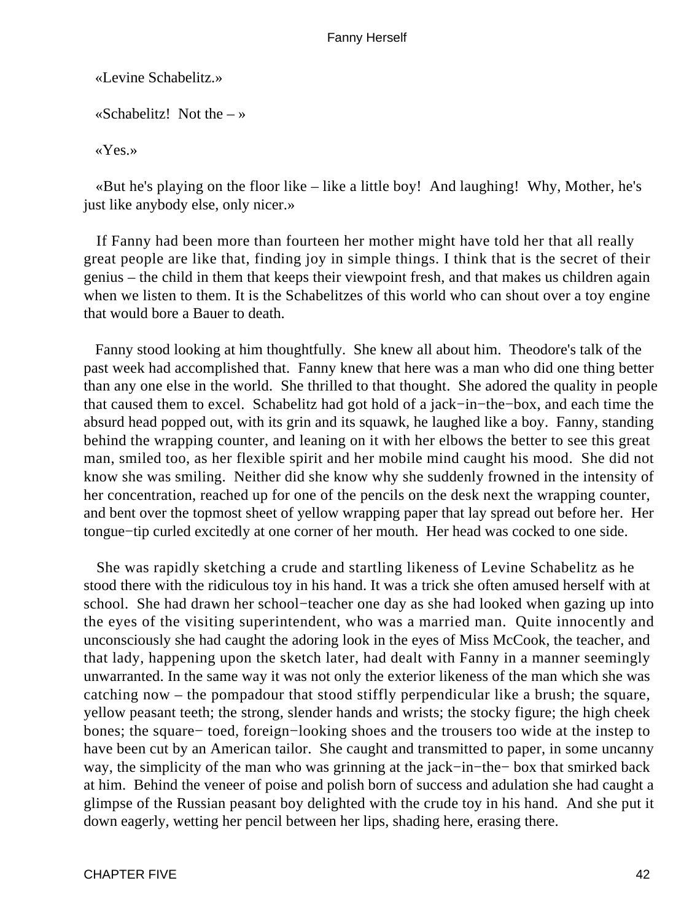«Levine Schabelitz.»

«Schabelitz!  Not the – »

«Yes.»

«But he's playing on the floor like – like a little boy!  And laughing!  Why, Mother, he's just like anybody else, only nicer.»

If Fanny had been more than fourteen her mother might have told her that all really great people are like that, finding joy in simple things. I think that is the secret of their genius – the child in them that keeps their viewpoint fresh, and that makes us children again when we listen to them. It is the Schabelitzes of this world who can shout over a toy engine that would bore a Bauer to death.

Fanny stood looking at him thoughtfully.  She knew all about him.  Theodore's talk of the past week had accomplished that.  Fanny knew that here was a man who did one thing better than any one else in the world.  She thrilled to that thought.  She adored the quality in people that caused them to excel.  Schabelitz had got hold of a jack−in−the−box, and each time the absurd head popped out, with its grin and its squawk, he laughed like a boy.  Fanny, standing behind the wrapping counter, and leaning on it with her elbows the better to see this great man, smiled too, as her flexible spirit and her mobile mind caught his mood.  She did not know she was smiling.  Neither did she know why she suddenly frowned in the intensity of her concentration, reached up for one of the pencils on the desk next the wrapping counter, and bent over the topmost sheet of yellow wrapping paper that lay spread out before her.  Her tongue−tip curled excitedly at one corner of her mouth.  Her head was cocked to one side.

She was rapidly sketching a crude and startling likeness of Levine Schabelitz as he stood there with the ridiculous toy in his hand. It was a trick she often amused herself with at school.  She had drawn her school−teacher one day as she had looked when gazing up into the eyes of the visiting superintendent, who was a married man.  Quite innocently and unconsciously she had caught the adoring look in the eyes of Miss McCook, the teacher, and that lady, happening upon the sketch later, had dealt with Fanny in a manner seemingly unwarranted. In the same way it was not only the exterior likeness of the man which she was catching now – the pompadour that stood stiffly perpendicular like a brush; the square, yellow peasant teeth; the strong, slender hands and wrists; the stocky figure; the high cheek bones; the square− toed, foreign−looking shoes and the trousers too wide at the instep to have been cut by an American tailor.  She caught and transmitted to paper, in some uncanny way, the simplicity of the man who was grinning at the jack−in−the− box that smirked back at him.  Behind the veneer of poise and polish born of success and adulation she had caught a glimpse of the Russian peasant boy delighted with the crude toy in his hand.  And she put it down eagerly, wetting her pencil between her lips, shading here, erasing there.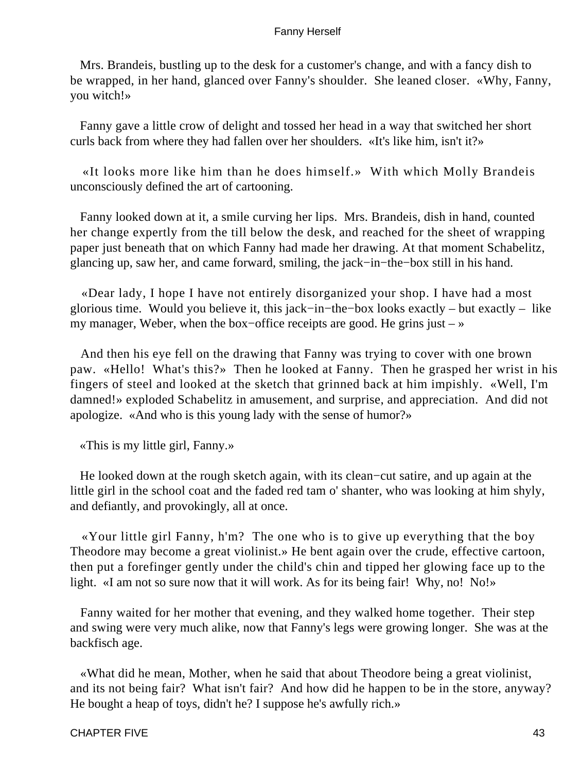Mrs. Brandeis, bustling up to the desk for a customer's change, and with a fancy dish to be wrapped, in her hand, glanced over Fanny's shoulder. She leaned closer. «Why, Fanny, you witch!»

Fanny gave a little crow of delight and tossed her head in a way that switched her short curls back from where they had fallen over her shoulders. «It's like him, isn't it?»

«It looks more like him than he does himself.» With which Molly Brandeis unconsciously defined the art of cartooning.

Fanny looked down at it, a smile curving her lips. Mrs. Brandeis, dish in hand, counted her change expertly from the till below the desk, and reached for the sheet of wrapping paper just beneath that on which Fanny had made her drawing. At that moment Schabelitz, glancing up, saw her, and came forward, smiling, the jack−in−the−box still in his hand.

«Dear lady, I hope I have not entirely disorganized your shop. I have had a most glorious time. Would you believe it, this jack−in−the−box looks exactly – but exactly – like my manager, Weber, when the box−office receipts are good. He grins just – »

And then his eye fell on the drawing that Fanny was trying to cover with one brown paw. «Hello! What's this?» Then he looked at Fanny. Then he grasped her wrist in his fingers of steel and looked at the sketch that grinned back at him impishly. «Well, I'm damned!» exploded Schabelitz in amusement, and surprise, and appreciation. And did not apologize. «And who is this young lady with the sense of humor?»

«This is my little girl, Fanny.»

He looked down at the rough sketch again, with its clean−cut satire, and up again at the little girl in the school coat and the faded red tam o' shanter, who was looking at him shyly, and defiantly, and provokingly, all at once.

«Your little girl Fanny, h'm? The one who is to give up everything that the boy Theodore may become a great violinist.» He bent again over the crude, effective cartoon, then put a forefinger gently under the child's chin and tipped her glowing face up to the light. «I am not so sure now that it will work. As for its being fair! Why, no! No!»

Fanny waited for her mother that evening, and they walked home together. Their step and swing were very much alike, now that Fanny's legs were growing longer. She was at the backfisch age.

«What did he mean, Mother, when he said that about Theodore being a great violinist, and its not being fair? What isn't fair? And how did he happen to be in the store, anyway? He bought a heap of toys, didn't he? I suppose he's awfully rich.»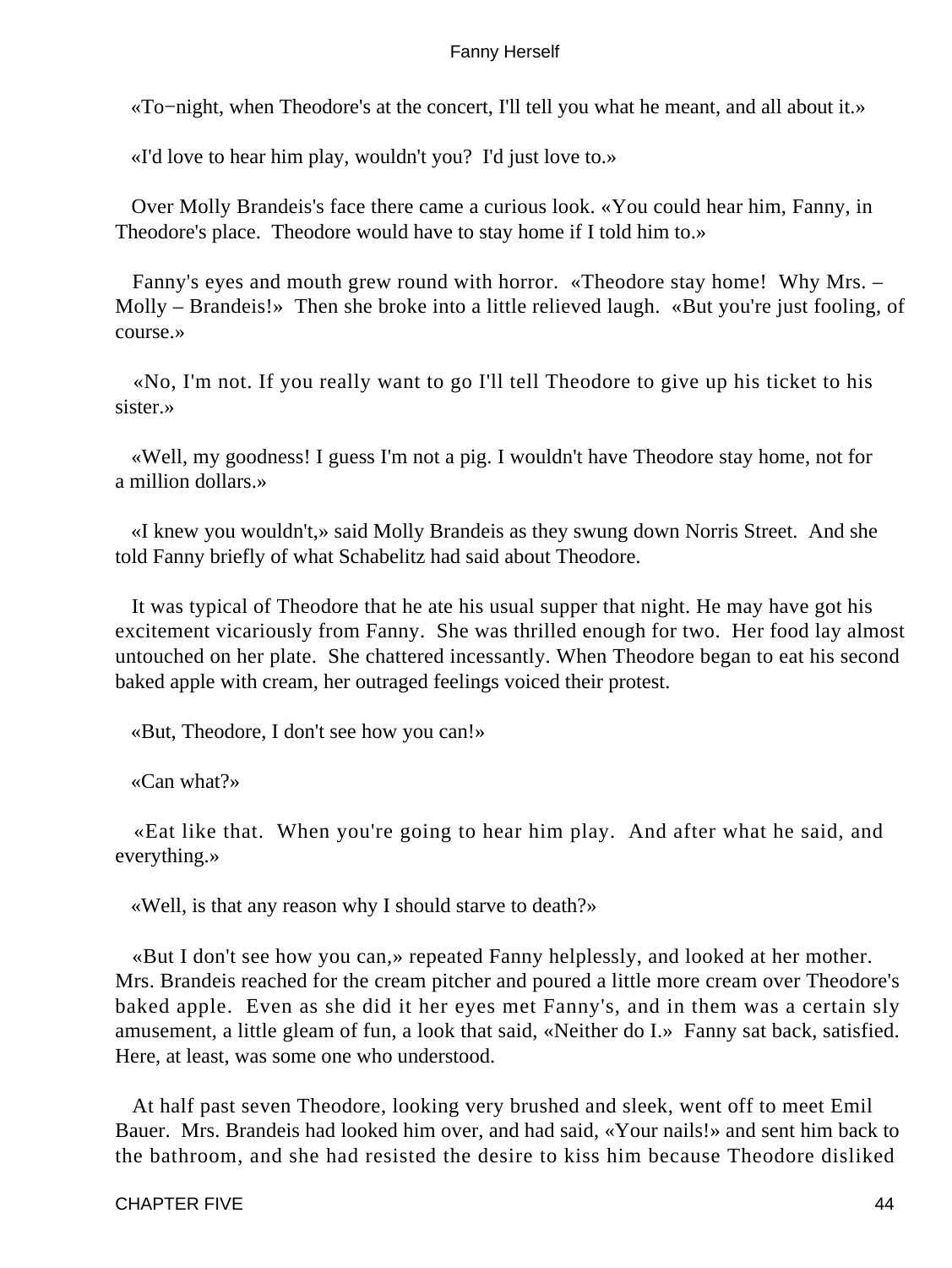«To−night, when Theodore's at the concert, I'll tell you what he meant, and all about it.»

«I'd love to hear him play, wouldn't you? I'd just love to.»

Over Molly Brandeis's face there came a curious look. «You could hear him, Fanny, in Theodore's place. Theodore would have to stay home if I told him to.»

Fanny's eyes and mouth grew round with horror. «Theodore stay home! Why Mrs. – Molly – Brandeis!» Then she broke into a little relieved laugh. «But you're just fooling, of course.»

«No, I'm not. If you really want to go I'll tell Theodore to give up his ticket to his sister.»

«Well, my goodness! I guess I'm not a pig. I wouldn't have Theodore stay home, not for a million dollars.»

«I knew you wouldn't,» said Molly Brandeis as they swung down Norris Street. And she told Fanny briefly of what Schabelitz had said about Theodore.

It was typical of Theodore that he ate his usual supper that night. He may have got his excitement vicariously from Fanny. She was thrilled enough for two. Her food lay almost untouched on her plate. She chattered incessantly. When Theodore began to eat his second baked apple with cream, her outraged feelings voiced their protest.

«But, Theodore, I don't see how you can!»

«Can what?»

«Eat like that. When you're going to hear him play. And after what he said, and everything.»

«Well, is that any reason why I should starve to death?»

«But I don't see how you can,» repeated Fanny helplessly, and looked at her mother. Mrs. Brandeis reached for the cream pitcher and poured a little more cream over Theodore's baked apple. Even as she did it her eyes met Fanny's, and in them was a certain sly amusement, a little gleam of fun, a look that said, «Neither do I.» Fanny sat back, satisfied. Here, at least, was some one who understood.

At half past seven Theodore, looking very brushed and sleek, went off to meet Emil Bauer. Mrs. Brandeis had looked him over, and had said, «Your nails!» and sent him back to the bathroom, and she had resisted the desire to kiss him because Theodore disliked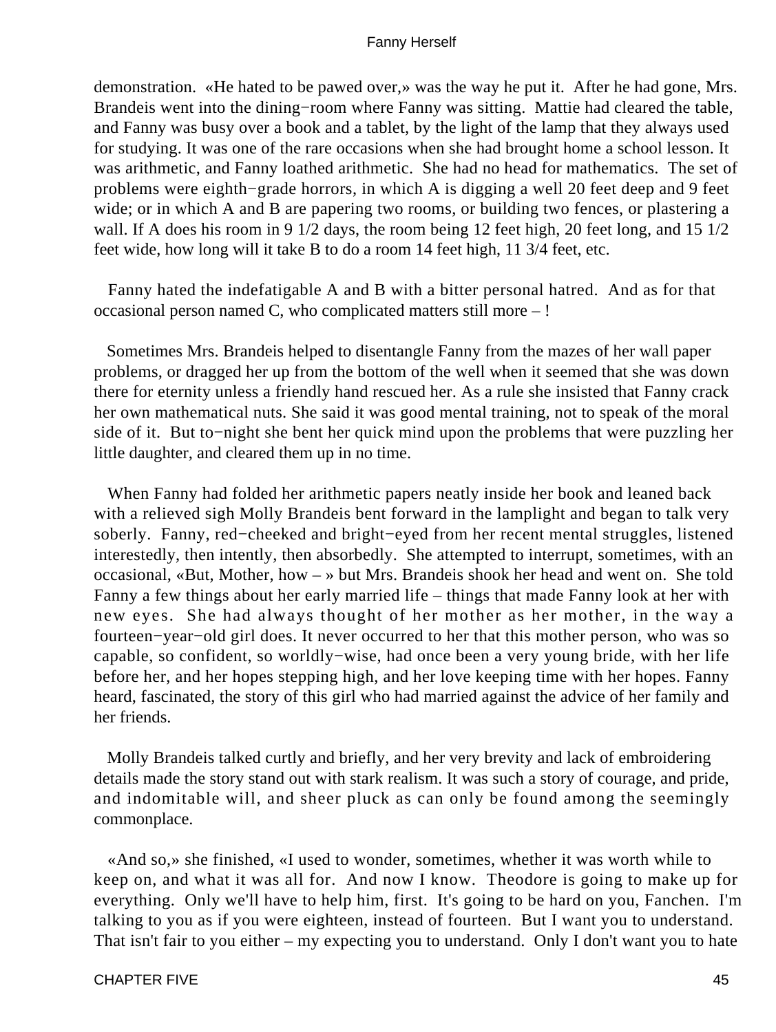demonstration. «He hated to be pawed over,» was the way he put it. After he had gone, Mrs. Brandeis went into the dining−room where Fanny was sitting. Mattie had cleared the table, and Fanny was busy over a book and a tablet, by the light of the lamp that they always used for studying. It was one of the rare occasions when she had brought home a school lesson. It was arithmetic, and Fanny loathed arithmetic. She had no head for mathematics. The set of problems were eighth−grade horrors, in which A is digging a well 20 feet deep and 9 feet wide; or in which A and B are papering two rooms, or building two fences, or plastering a wall. If A does his room in 9 1/2 days, the room being 12 feet high, 20 feet long, and 15 1/2 feet wide, how long will it take B to do a room 14 feet high, 11 3/4 feet, etc.

Fanny hated the indefatigable A and B with a bitter personal hatred. And as for that occasional person named C, who complicated matters still more – !

Sometimes Mrs. Brandeis helped to disentangle Fanny from the mazes of her wall paper problems, or dragged her up from the bottom of the well when it seemed that she was down there for eternity unless a friendly hand rescued her. As a rule she insisted that Fanny crack her own mathematical nuts. She said it was good mental training, not to speak of the moral side of it. But to−night she bent her quick mind upon the problems that were puzzling her little daughter, and cleared them up in no time.

When Fanny had folded her arithmetic papers neatly inside her book and leaned back with a relieved sigh Molly Brandeis bent forward in the lamplight and began to talk very soberly. Fanny, red−cheeked and bright−eyed from her recent mental struggles, listened interestedly, then intently, then absorbedly. She attempted to interrupt, sometimes, with an occasional, «But, Mother, how – » but Mrs. Brandeis shook her head and went on. She told Fanny a few things about her early married life – things that made Fanny look at her with new eyes. She had always thought of her mother as her mother, in the way a fourteen−year−old girl does. It never occurred to her that this mother person, who was so capable, so confident, so worldly−wise, had once been a very young bride, with her life before her, and her hopes stepping high, and her love keeping time with her hopes. Fanny heard, fascinated, the story of this girl who had married against the advice of her family and her friends.

Molly Brandeis talked curtly and briefly, and her very brevity and lack of embroidering details made the story stand out with stark realism. It was such a story of courage, and pride, and indomitable will, and sheer pluck as can only be found among the seemingly commonplace.

«And so,» she finished, «I used to wonder, sometimes, whether it was worth while to keep on, and what it was all for. And now I know. Theodore is going to make up for everything. Only we'll have to help him, first. It's going to be hard on you, Fanchen. I'm talking to you as if you were eighteen, instead of fourteen. But I want you to understand. That isn't fair to you either – my expecting you to understand. Only I don't want you to hate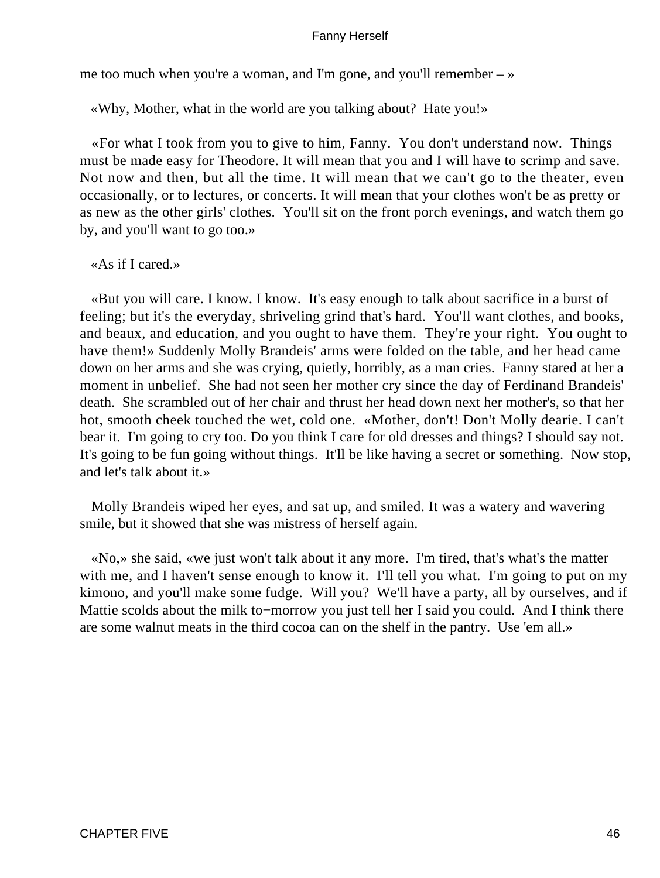me too much when you're a woman, and I'm gone, and you'll remember – »

«Why, Mother, what in the world are you talking about? Hate you!»

«For what I took from you to give to him, Fanny. You don't understand now. Things must be made easy for Theodore. It will mean that you and I will have to scrimp and save. Not now and then, but all the time. It will mean that we can't go to the theater, even occasionally, or to lectures, or concerts. It will mean that your clothes won't be as pretty or as new as the other girls' clothes. You'll sit on the front porch evenings, and watch them go by, and you'll want to go too.»

«As if I cared.»

«But you will care. I know. I know. It's easy enough to talk about sacrifice in a burst of feeling; but it's the everyday, shriveling grind that's hard. You'll want clothes, and books, and beaux, and education, and you ought to have them. They're your right. You ought to have them!» Suddenly Molly Brandeis' arms were folded on the table, and her head came down on her arms and she was crying, quietly, horribly, as a man cries. Fanny stared at her a moment in unbelief. She had not seen her mother cry since the day of Ferdinand Brandeis' death. She scrambled out of her chair and thrust her head down next her mother's, so that her hot, smooth cheek touched the wet, cold one. «Mother, don't! Don't Molly dearie. I can't bear it. I'm going to cry too. Do you think I care for old dresses and things? I should say not. It's going to be fun going without things. It'll be like having a secret or something. Now stop, and let's talk about it.»

Molly Brandeis wiped her eyes, and sat up, and smiled. It was a watery and wavering smile, but it showed that she was mistress of herself again.

«No,» she said, «we just won't talk about it any more. I'm tired, that's what's the matter with me, and I haven't sense enough to know it. I'll tell you what. I'm going to put on my kimono, and you'll make some fudge. Will you? We'll have a party, all by ourselves, and if Mattie scolds about the milk to−morrow you just tell her I said you could. And I think there are some walnut meats in the third cocoa can on the shelf in the pantry. Use 'em all.»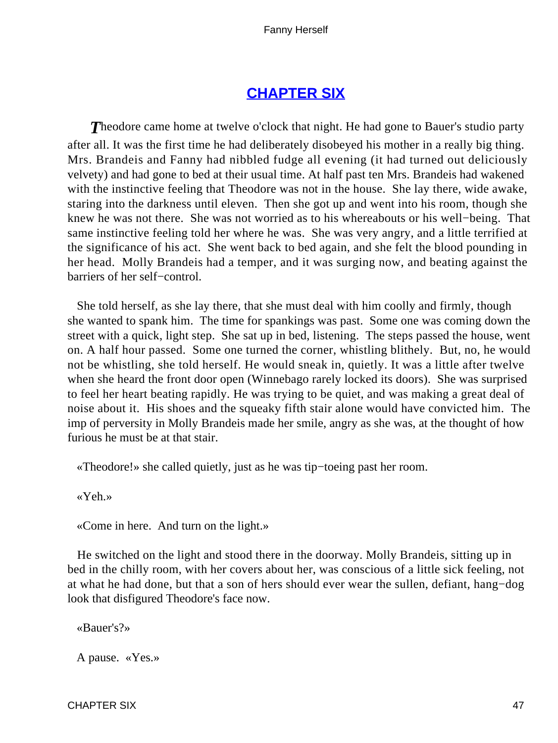## [CHAPTER SIX](#)

Theodore came home at twelve o'clock that night. He had gone to Bauer's studio party after all. It was the first time he had deliberately disobeyed his mother in a really big thing. Mrs. Brandeis and Fanny had nibbled fudge all evening (it had turned out deliciously velvety) and had gone to bed at their usual time. At half past ten Mrs. Brandeis had wakened with the instinctive feeling that Theodore was not in the house. She lay there, wide awake, staring into the darkness until eleven. Then she got up and went into his room, though she knew he was not there. She was not worried as to his whereabouts or his well−being. That same instinctive feeling told her where he was. She was very angry, and a little terrified at the significance of his act. She went back to bed again, and she felt the blood pounding in her head. Molly Brandeis had a temper, and it was surging now, and beating against the barriers of her self−control.

She told herself, as she lay there, that she must deal with him coolly and firmly, though she wanted to spank him. The time for spankings was past. Some one was coming down the street with a quick, light step. She sat up in bed, listening. The steps passed the house, went on. A half hour passed. Some one turned the corner, whistling blithely. But, no, he would not be whistling, she told herself. He would sneak in, quietly. It was a little after twelve when she heard the front door open (Winnebago rarely locked its doors). She was surprised to feel her heart beating rapidly. He was trying to be quiet, and was making a great deal of noise about it. His shoes and the squeaky fifth stair alone would have convicted him. The imp of perversity in Molly Brandeis made her smile, angry as she was, at the thought of how furious he must be at that stair.

«Theodore!» she called quietly, just as he was tip−toeing past her room.

«Yeh.»

«Come in here. And turn on the light.»

He switched on the light and stood there in the doorway. Molly Brandeis, sitting up in bed in the chilly room, with her covers about her, was conscious of a little sick feeling, not at what he had done, but that a son of hers should ever wear the sullen, defiant, hang−dog look that disfigured Theodore's face now.

«Bauer's?»

A pause. «Yes.»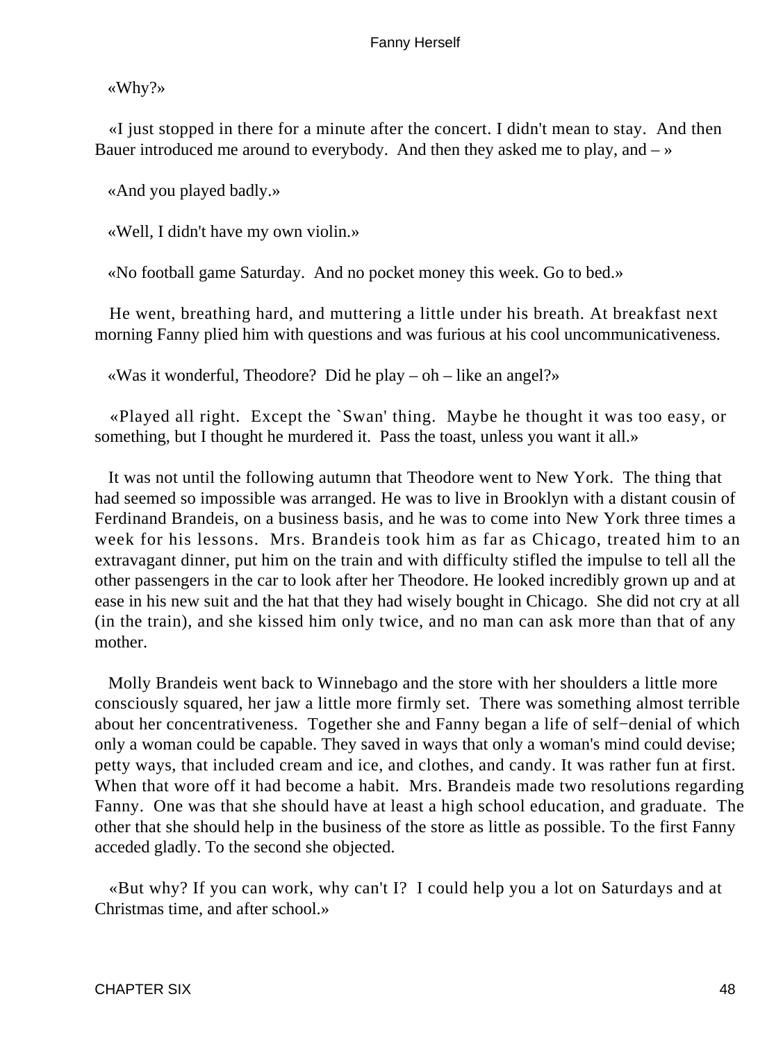«Why?»

«I just stopped in there for a minute after the concert. I didn't mean to stay. And then Bauer introduced me around to everybody. And then they asked me to play, and – »

«And you played badly.»

«Well, I didn't have my own violin.»

«No football game Saturday. And no pocket money this week. Go to bed.»

He went, breathing hard, and muttering a little under his breath. At breakfast next morning Fanny plied him with questions and was furious at his cool uncommunicativeness.

«Was it wonderful, Theodore? Did he play – oh – like an angel?»

«Played all right. Except the `Swan' thing. Maybe he thought it was too easy, or something, but I thought he murdered it. Pass the toast, unless you want it all.»

It was not until the following autumn that Theodore went to New York. The thing that had seemed so impossible was arranged. He was to live in Brooklyn with a distant cousin of Ferdinand Brandeis, on a business basis, and he was to come into New York three times a week for his lessons. Mrs. Brandeis took him as far as Chicago, treated him to an extravagant dinner, put him on the train and with difficulty stifled the impulse to tell all the other passengers in the car to look after her Theodore. He looked incredibly grown up and at ease in his new suit and the hat that they had wisely bought in Chicago. She did not cry at all (in the train), and she kissed him only twice, and no man can ask more than that of any mother.

Molly Brandeis went back to Winnebago and the store with her shoulders a little more consciously squared, her jaw a little more firmly set. There was something almost terrible about her concentrativeness. Together she and Fanny began a life of self−denial of which only a woman could be capable. They saved in ways that only a woman's mind could devise; petty ways, that included cream and ice, and clothes, and candy. It was rather fun at first. When that wore off it had become a habit. Mrs. Brandeis made two resolutions regarding Fanny. One was that she should have at least a high school education, and graduate. The other that she should help in the business of the store as little as possible. To the first Fanny acceded gladly. To the second she objected.

«But why? If you can work, why can't I? I could help you a lot on Saturdays and at Christmas time, and after school.»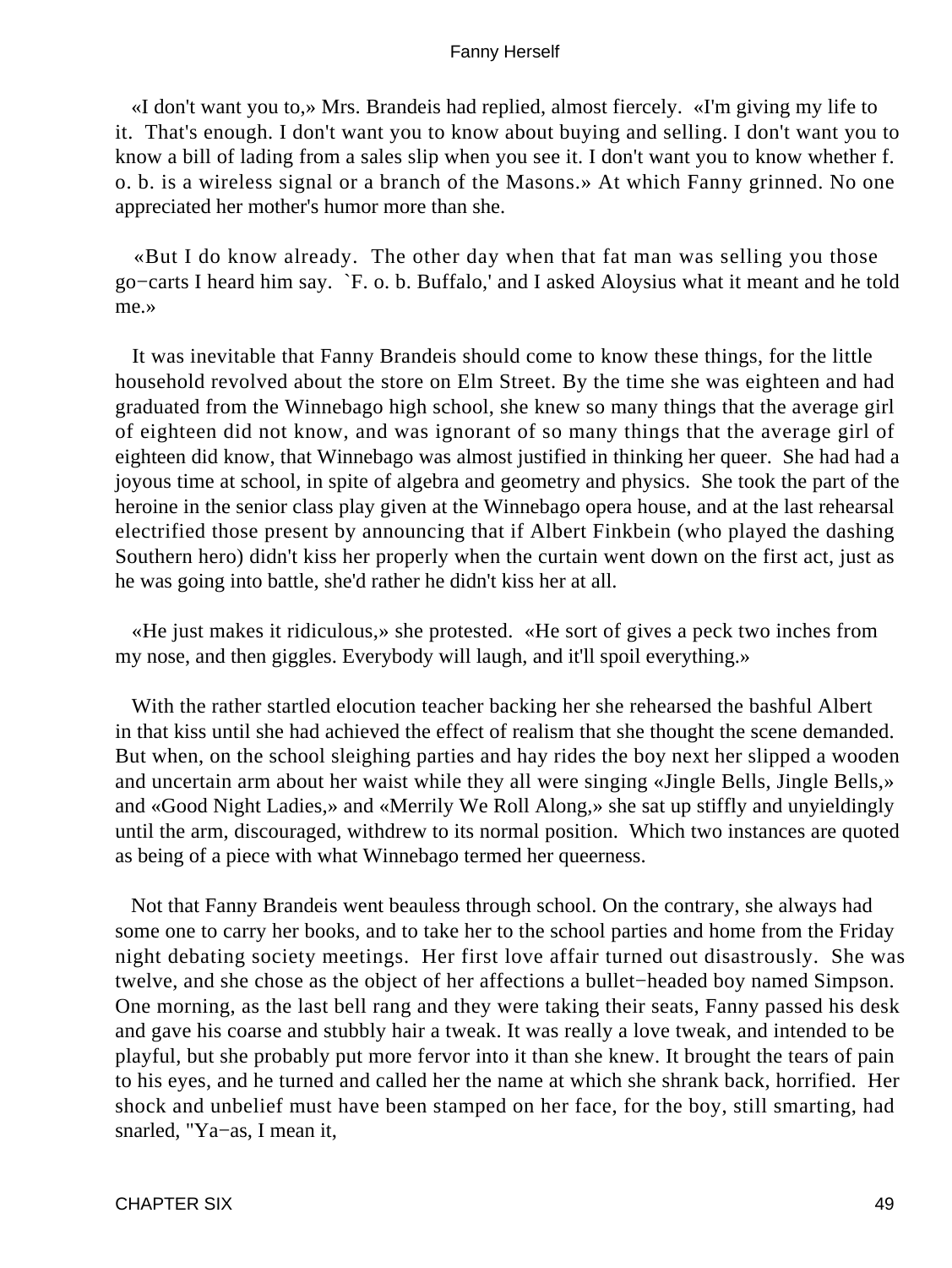«I don't want you to,» Mrs. Brandeis had replied, almost fiercely. «I'm giving my life to it. That's enough. I don't want you to know about buying and selling. I don't want you to know a bill of lading from a sales slip when you see it. I don't want you to know whether f. o. b. is a wireless signal or a branch of the Masons.» At which Fanny grinned. No one appreciated her mother's humor more than she.

«But I do know already. The other day when that fat man was selling you those go−carts I heard him say. `F. o. b. Buffalo,' and I asked Aloysius what it meant and he told me.»

It was inevitable that Fanny Brandeis should come to know these things, for the little household revolved about the store on Elm Street. By the time she was eighteen and had graduated from the Winnebago high school, she knew so many things that the average girl of eighteen did not know, and was ignorant of so many things that the average girl of eighteen did know, that Winnebago was almost justified in thinking her queer. She had had a joyous time at school, in spite of algebra and geometry and physics. She took the part of the heroine in the senior class play given at the Winnebago opera house, and at the last rehearsal electrified those present by announcing that if Albert Finkbein (who played the dashing Southern hero) didn't kiss her properly when the curtain went down on the first act, just as he was going into battle, she'd rather he didn't kiss her at all.

«He just makes it ridiculous,» she protested. «He sort of gives a peck two inches from my nose, and then giggles. Everybody will laugh, and it'll spoil everything.»

With the rather startled elocution teacher backing her she rehearsed the bashful Albert in that kiss until she had achieved the effect of realism that she thought the scene demanded. But when, on the school sleighing parties and hay rides the boy next her slipped a wooden and uncertain arm about her waist while they all were singing «Jingle Bells, Jingle Bells,» and «Good Night Ladies,» and «Merrily We Roll Along,» she sat up stiffly and unyieldingly until the arm, discouraged, withdrew to its normal position. Which two instances are quoted as being of a piece with what Winnebago termed her queerness.

Not that Fanny Brandeis went beauless through school. On the contrary, she always had some one to carry her books, and to take her to the school parties and home from the Friday night debating society meetings. Her first love affair turned out disastrously. She was twelve, and she chose as the object of her affections a bullet−headed boy named Simpson. One morning, as the last bell rang and they were taking their seats, Fanny passed his desk and gave his coarse and stubbly hair a tweak. It was really a love tweak, and intended to be playful, but she probably put more fervor into it than she knew. It brought the tears of pain to his eyes, and he turned and called her the name at which she shrank back, horrified. Her shock and unbelief must have been stamped on her face, for the boy, still smarting, had snarled, "Ya−as, I mean it,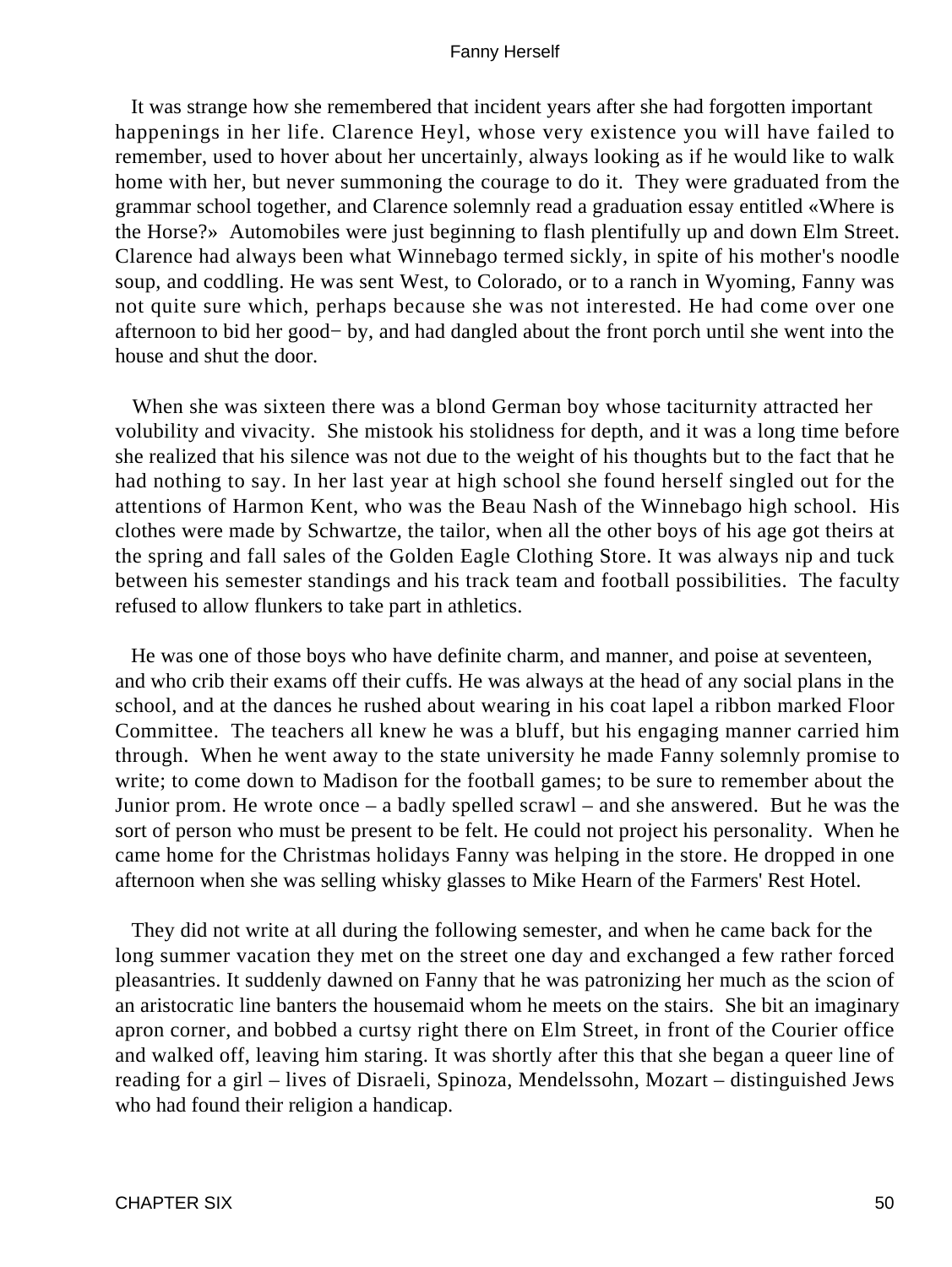It was strange how she remembered that incident years after she had forgotten important happenings in her life. Clarence Heyl, whose very existence you will have failed to remember, used to hover about her uncertainly, always looking as if he would like to walk home with her, but never summoning the courage to do it. They were graduated from the grammar school together, and Clarence solemnly read a graduation essay entitled «Where is the Horse?» Automobiles were just beginning to flash plentifully up and down Elm Street. Clarence had always been what Winnebago termed sickly, in spite of his mother's noodle soup, and coddling. He was sent West, to Colorado, or to a ranch in Wyoming, Fanny was not quite sure which, perhaps because she was not interested. He had come over one afternoon to bid her good− by, and had dangled about the front porch until she went into the house and shut the door.

When she was sixteen there was a blond German boy whose taciturnity attracted her volubility and vivacity. She mistook his stolidness for depth, and it was a long time before she realized that his silence was not due to the weight of his thoughts but to the fact that he had nothing to say. In her last year at high school she found herself singled out for the attentions of Harmon Kent, who was the Beau Nash of the Winnebago high school. His clothes were made by Schwartze, the tailor, when all the other boys of his age got theirs at the spring and fall sales of the Golden Eagle Clothing Store. It was always nip and tuck between his semester standings and his track team and football possibilities. The faculty refused to allow flunkers to take part in athletics.

He was one of those boys who have definite charm, and manner, and poise at seventeen, and who crib their exams off their cuffs. He was always at the head of any social plans in the school, and at the dances he rushed about wearing in his coat lapel a ribbon marked Floor Committee. The teachers all knew he was a bluff, but his engaging manner carried him through. When he went away to the state university he made Fanny solemnly promise to write; to come down to Madison for the football games; to be sure to remember about the Junior prom. He wrote once – a badly spelled scrawl – and she answered. But he was the sort of person who must be present to be felt. He could not project his personality. When he came home for the Christmas holidays Fanny was helping in the store. He dropped in one afternoon when she was selling whisky glasses to Mike Hearn of the Farmers' Rest Hotel.

They did not write at all during the following semester, and when he came back for the long summer vacation they met on the street one day and exchanged a few rather forced pleasantries. It suddenly dawned on Fanny that he was patronizing her much as the scion of an aristocratic line banters the housemaid whom he meets on the stairs. She bit an imaginary apron corner, and bobbed a curtsy right there on Elm Street, in front of the Courier office and walked off, leaving him staring. It was shortly after this that she began a queer line of reading for a girl – lives of Disraeli, Spinoza, Mendelssohn, Mozart – distinguished Jews who had found their religion a handicap.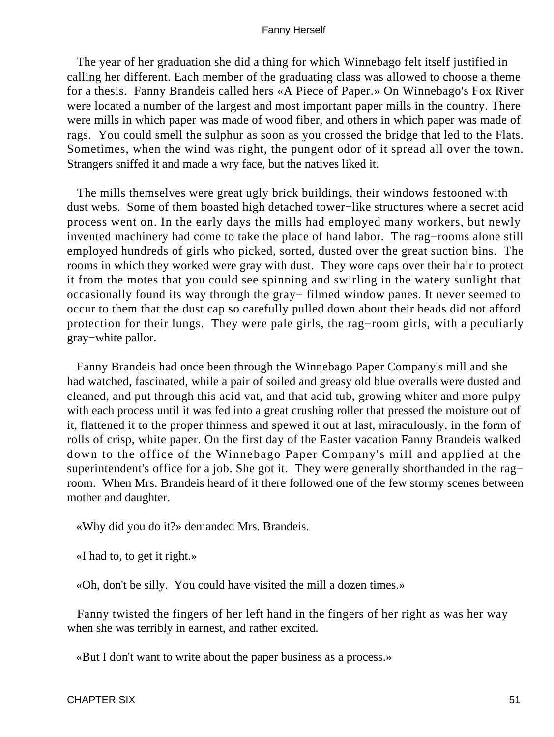The year of her graduation she did a thing for which Winnebago felt itself justified in calling her different. Each member of the graduating class was allowed to choose a theme for a thesis. Fanny Brandeis called hers «A Piece of Paper.» On Winnebago's Fox River were located a number of the largest and most important paper mills in the country. There were mills in which paper was made of wood fiber, and others in which paper was made of rags. You could smell the sulphur as soon as you crossed the bridge that led to the Flats. Sometimes, when the wind was right, the pungent odor of it spread all over the town. Strangers sniffed it and made a wry face, but the natives liked it.

The mills themselves were great ugly brick buildings, their windows festooned with dust webs. Some of them boasted high detached tower−like structures where a secret acid process went on. In the early days the mills had employed many workers, but newly invented machinery had come to take the place of hand labor. The rag−rooms alone still employed hundreds of girls who picked, sorted, dusted over the great suction bins. The rooms in which they worked were gray with dust. They wore caps over their hair to protect it from the motes that you could see spinning and swirling in the watery sunlight that occasionally found its way through the gray− filmed window panes. It never seemed to occur to them that the dust cap so carefully pulled down about their heads did not afford protection for their lungs. They were pale girls, the rag−room girls, with a peculiarly gray−white pallor.

Fanny Brandeis had once been through the Winnebago Paper Company's mill and she had watched, fascinated, while a pair of soiled and greasy old blue overalls were dusted and cleaned, and put through this acid vat, and that acid tub, growing whiter and more pulpy with each process until it was fed into a great crushing roller that pressed the moisture out of it, flattened it to the proper thinness and spewed it out at last, miraculously, in the form of rolls of crisp, white paper. On the first day of the Easter vacation Fanny Brandeis walked down to the office of the Winnebago Paper Company's mill and applied at the superintendent's office for a job. She got it. They were generally shorthanded in the rag−room. When Mrs. Brandeis heard of it there followed one of the few stormy scenes between mother and daughter.

«Why did you do it?» demanded Mrs. Brandeis.

«I had to, to get it right.»

«Oh, don't be silly. You could have visited the mill a dozen times.»

Fanny twisted the fingers of her left hand in the fingers of her right as was her way when she was terribly in earnest, and rather excited.

«But I don't want to write about the paper business as a process.»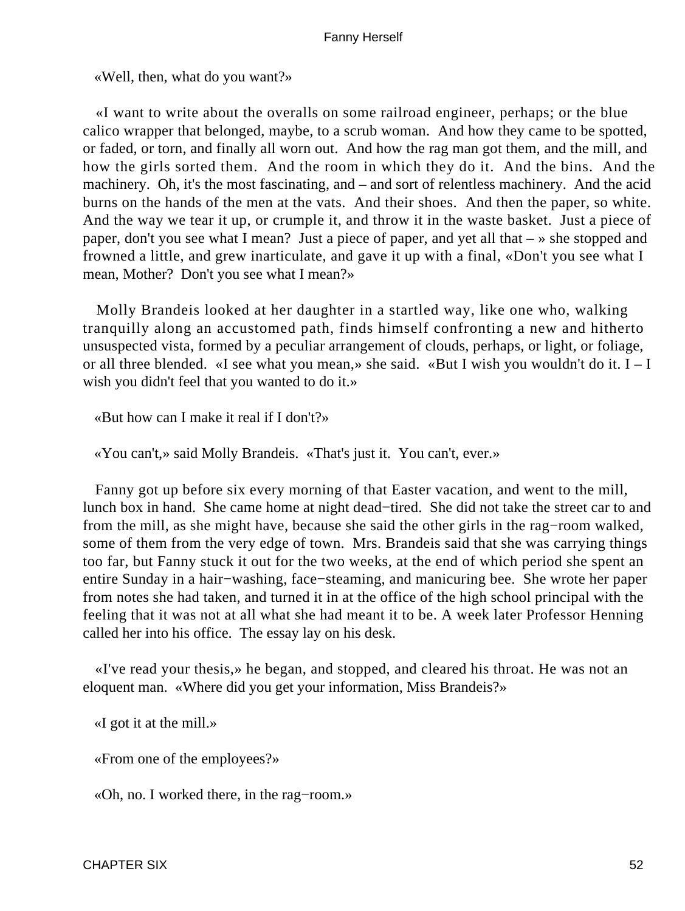«Well, then, what do you want?»

«I want to write about the overalls on some railroad engineer, perhaps; or the blue calico wrapper that belonged, maybe, to a scrub woman. And how they came to be spotted, or faded, or torn, and finally all worn out. And how the rag man got them, and the mill, and how the girls sorted them. And the room in which they do it. And the bins. And the machinery. Oh, it's the most fascinating, and – and sort of relentless machinery. And the acid burns on the hands of the men at the vats. And their shoes. And then the paper, so white. And the way we tear it up, or crumple it, and throw it in the waste basket. Just a piece of paper, don't you see what I mean? Just a piece of paper, and yet all that – » she stopped and frowned a little, and grew inarticulate, and gave it up with a final, «Don't you see what I mean, Mother? Don't you see what I mean?»

Molly Brandeis looked at her daughter in a startled way, like one who, walking tranquilly along an accustomed path, finds himself confronting a new and hitherto unsuspected vista, formed by a peculiar arrangement of clouds, perhaps, or light, or foliage, or all three blended. «I see what you mean,» she said. «But I wish you wouldn't do it. I – I wish you didn't feel that you wanted to do it.»

«But how can I make it real if I don't?»

«You can't,» said Molly Brandeis. «That's just it. You can't, ever.»

Fanny got up before six every morning of that Easter vacation, and went to the mill, lunch box in hand. She came home at night dead−tired. She did not take the street car to and from the mill, as she might have, because she said the other girls in the rag−room walked, some of them from the very edge of town. Mrs. Brandeis said that she was carrying things too far, but Fanny stuck it out for the two weeks, at the end of which period she spent an entire Sunday in a hair−washing, face−steaming, and manicuring bee. She wrote her paper from notes she had taken, and turned it in at the office of the high school principal with the feeling that it was not at all what she had meant it to be. A week later Professor Henning called her into his office. The essay lay on his desk.

«I've read your thesis,» he began, and stopped, and cleared his throat. He was not an eloquent man. «Where did you get your information, Miss Brandeis?»

«I got it at the mill.»

«From one of the employees?»

«Oh, no. I worked there, in the rag−room.»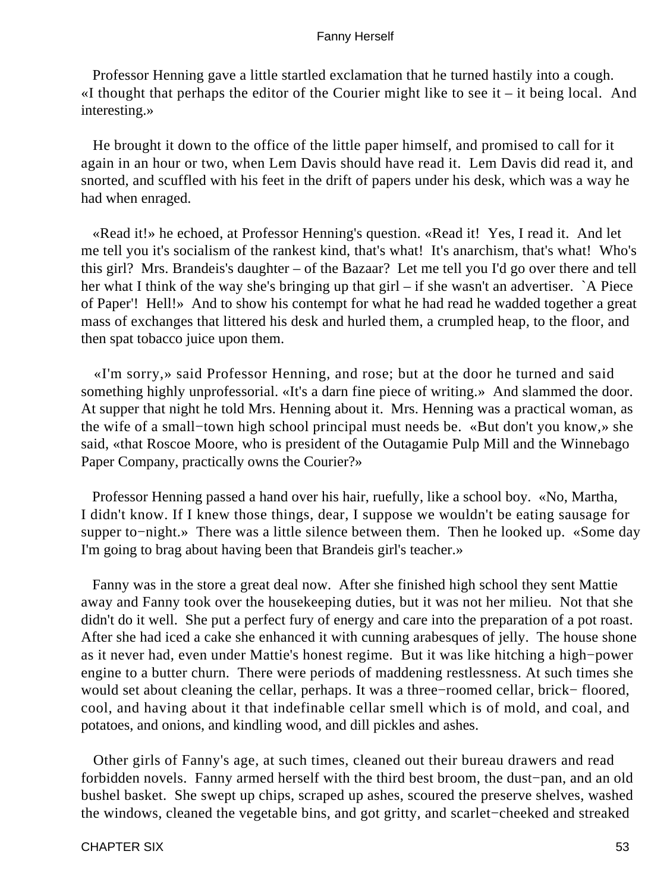Professor Henning gave a little startled exclamation that he turned hastily into a cough. «I thought that perhaps the editor of the Courier might like to see it – it being local. And interesting.»

He brought it down to the office of the little paper himself, and promised to call for it again in an hour or two, when Lem Davis should have read it. Lem Davis did read it, and snorted, and scuffled with his feet in the drift of papers under his desk, which was a way he had when enraged.

«Read it!» he echoed, at Professor Henning's question. «Read it! Yes, I read it. And let me tell you it's socialism of the rankest kind, that's what! It's anarchism, that's what! Who's this girl? Mrs. Brandeis's daughter – of the Bazaar? Let me tell you I'd go over there and tell her what I think of the way she's bringing up that girl – if she wasn't an advertiser. `A Piece of Paper'! Hell!» And to show his contempt for what he had read he wadded together a great mass of exchanges that littered his desk and hurled them, a crumpled heap, to the floor, and then spat tobacco juice upon them.

«I'm sorry,» said Professor Henning, and rose; but at the door he turned and said something highly unprofessorial. «It's a darn fine piece of writing.» And slammed the door. At supper that night he told Mrs. Henning about it. Mrs. Henning was a practical woman, as the wife of a small−town high school principal must needs be. «But don't you know,» she said, «that Roscoe Moore, who is president of the Outagamie Pulp Mill and the Winnebago Paper Company, practically owns the Courier?»

Professor Henning passed a hand over his hair, ruefully, like a school boy. «No, Martha, I didn't know. If I knew those things, dear, I suppose we wouldn't be eating sausage for supper to−night.» There was a little silence between them. Then he looked up. «Some day I'm going to brag about having been that Brandeis girl's teacher.»

Fanny was in the store a great deal now. After she finished high school they sent Mattie away and Fanny took over the housekeeping duties, but it was not her milieu. Not that she didn't do it well. She put a perfect fury of energy and care into the preparation of a pot roast. After she had iced a cake she enhanced it with cunning arabesques of jelly. The house shone as it never had, even under Mattie's honest regime. But it was like hitching a high−power engine to a butter churn. There were periods of maddening restlessness. At such times she would set about cleaning the cellar, perhaps. It was a three−roomed cellar, brick− floored, cool, and having about it that indefinable cellar smell which is of mold, and coal, and potatoes, and onions, and kindling wood, and dill pickles and ashes.

Other girls of Fanny's age, at such times, cleaned out their bureau drawers and read forbidden novels. Fanny armed herself with the third best broom, the dust−pan, and an old bushel basket. She swept up chips, scraped up ashes, scoured the preserve shelves, washed the windows, cleaned the vegetable bins, and got gritty, and scarlet−cheeked and streaked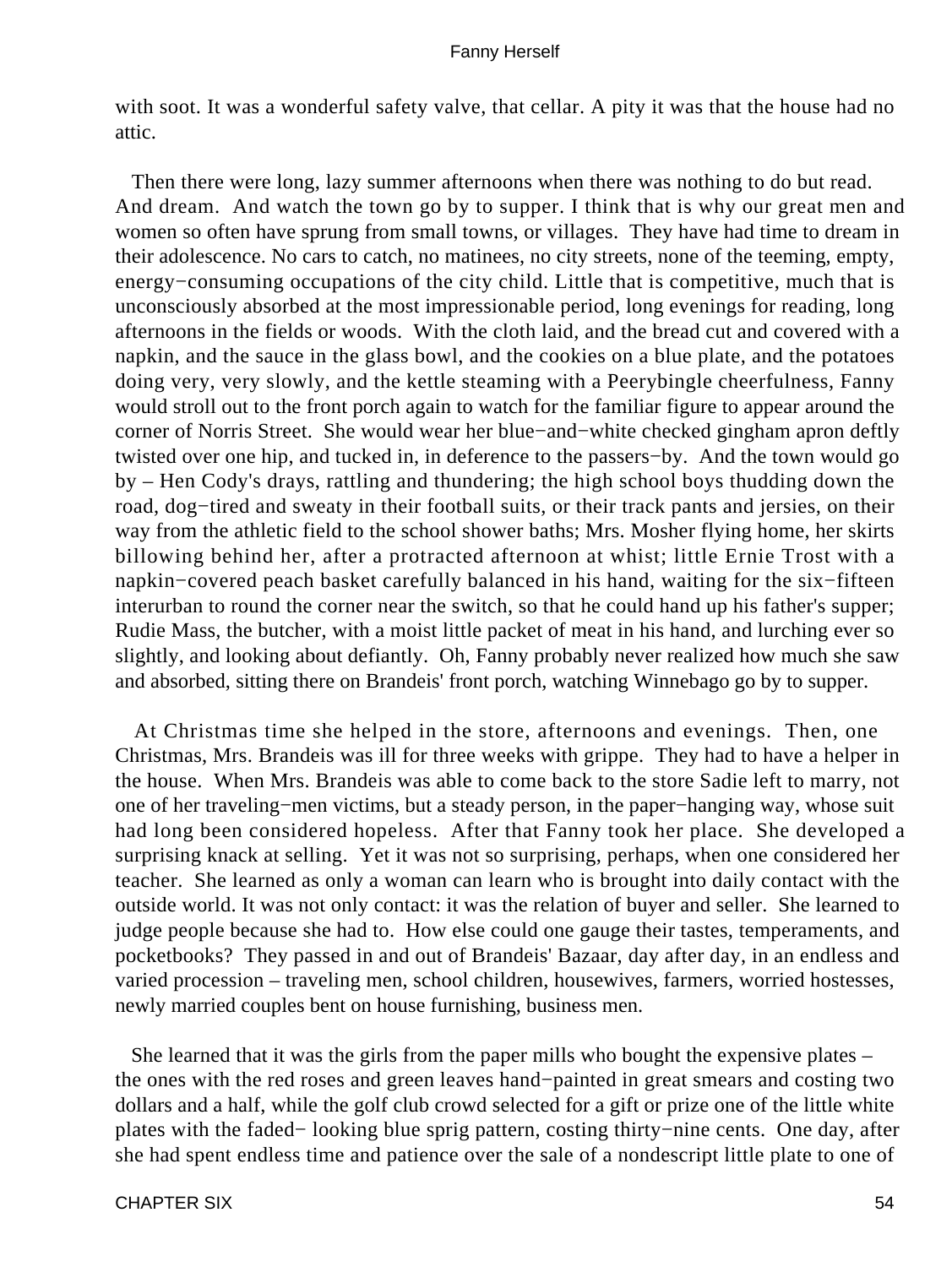with soot. It was a wonderful safety valve, that cellar. A pity it was that the house had no attic.

Then there were long, lazy summer afternoons when there was nothing to do but read. And dream. And watch the town go by to supper. I think that is why our great men and women so often have sprung from small towns, or villages. They have had time to dream in their adolescence. No cars to catch, no matinees, no city streets, none of the teeming, empty, energy−consuming occupations of the city child. Little that is competitive, much that is unconsciously absorbed at the most impressionable period, long evenings for reading, long afternoons in the fields or woods. With the cloth laid, and the bread cut and covered with a napkin, and the sauce in the glass bowl, and the cookies on a blue plate, and the potatoes doing very, very slowly, and the kettle steaming with a Peerybingle cheerfulness, Fanny would stroll out to the front porch again to watch for the familiar figure to appear around the corner of Norris Street. She would wear her blue−and−white checked gingham apron deftly twisted over one hip, and tucked in, in deference to the passers−by. And the town would go by – Hen Cody's drays, rattling and thundering; the high school boys thudding down the road, dog−tired and sweaty in their football suits, or their track pants and jerseys, on their way from the athletic field to the school shower baths; Mrs. Mosher flying home, her skirts billowing behind her, after a protracted afternoon at whist; little Ernie Trost with a napkin−covered peach basket carefully balanced in his hand, waiting for the six−fifteen interurban to round the corner near the switch, so that he could hand up his father's supper; Rudie Mass, the butcher, with a moist little packet of meat in his hand, and lurching ever so slightly, and looking about defiantly. Oh, Fanny probably never realized how much she saw and absorbed, sitting there on Brandeis' front porch, watching Winnebago go by to supper.

At Christmas time she helped in the store, afternoons and evenings. Then, one Christmas, Mrs. Brandeis was ill for three weeks with grippe. They had to have a helper in the house. When Mrs. Brandeis was able to come back to the store Sadie left to marry, not one of her traveling−men victims, but a steady person, in the paper−hanging way, whose suit had long been considered hopeless. After that Fanny took her place. She developed a surprising knack at selling. Yet it was not so surprising, perhaps, when one considered her teacher. She learned as only a woman can learn who is brought into daily contact with the outside world. It was not only contact: it was the relation of buyer and seller. She learned to judge people because she had to. How else could one gauge their tastes, temperaments, and pocketbooks? They passed in and out of Brandeis' Bazaar, day after day, in an endless and varied procession – traveling men, school children, housewives, farmers, worried hostesses, newly married couples bent on house furnishing, business men.

She learned that it was the girls from the paper mills who bought the expensive plates – the ones with the red roses and green leaves hand−painted in great smears and costing two dollars and a half, while the golf club crowd selected for a gift or prize one of the little white plates with the faded− looking blue sprig pattern, costing thirty−nine cents. One day, after she had spent endless time and patience over the sale of a nondescript little plate to one of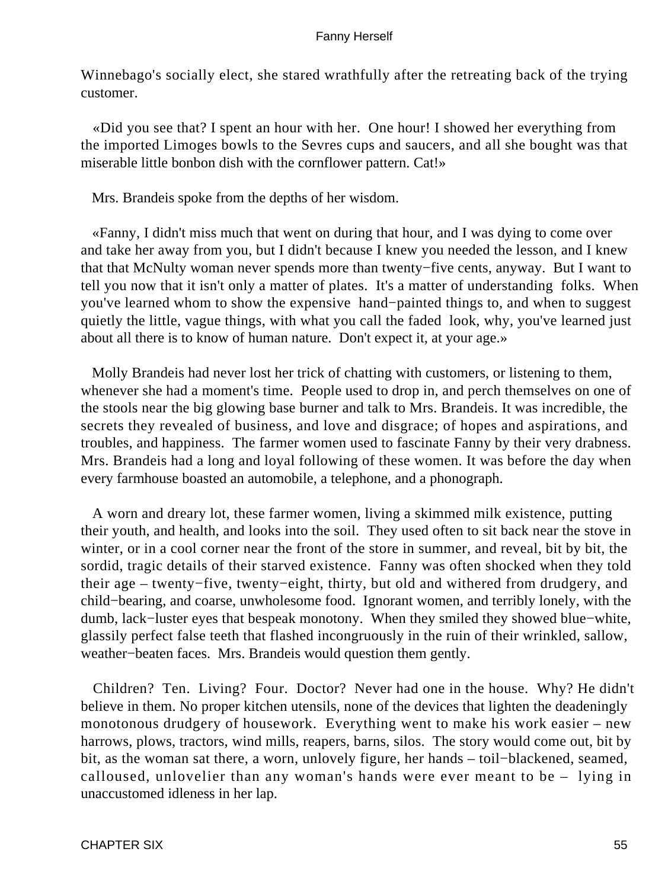Winnebago's socially elect, she stared wrathfully after the retreating back of the trying customer.

«Did you see that? I spent an hour with her. One hour! I showed her everything from the imported Limoges bowls to the Sevres cups and saucers, and all she bought was that miserable little bonbon dish with the cornflower pattern. Cat!»

Mrs. Brandeis spoke from the depths of her wisdom.

«Fanny, I didn't miss much that went on during that hour, and I was dying to come over and take her away from you, but I didn't because I knew you needed the lesson, and I knew that that McNulty woman never spends more than twenty−five cents, anyway. But I want to tell you now that it isn't only a matter of plates. It's a matter of understanding folks. When you've learned whom to show the expensive hand−painted things to, and when to suggest quietly the little, vague things, with what you call the faded look, why, you've learned just about all there is to know of human nature. Don't expect it, at your age.»

Molly Brandeis had never lost her trick of chatting with customers, or listening to them, whenever she had a moment's time. People used to drop in, and perch themselves on one of the stools near the big glowing base burner and talk to Mrs. Brandeis. It was incredible, the secrets they revealed of business, and love and disgrace; of hopes and aspirations, and troubles, and happiness. The farmer women used to fascinate Fanny by their very drabness. Mrs. Brandeis had a long and loyal following of these women. It was before the day when every farmhouse boasted an automobile, a telephone, and a phonograph.

A worn and dreary lot, these farmer women, living a skimmed milk existence, putting their youth, and health, and looks into the soil. They used often to sit back near the stove in winter, or in a cool corner near the front of the store in summer, and reveal, bit by bit, the sordid, tragic details of their starved existence. Fanny was often shocked when they told their age – twenty−five, twenty−eight, thirty, but old and withered from drudgery, and child−bearing, and coarse, unwholesome food. Ignorant women, and terribly lonely, with the dumb, lack−luster eyes that bespeak monotony. When they smiled they showed blue−white, glassily perfect false teeth that flashed incongruously in the ruin of their wrinkled, sallow, weather−beaten faces. Mrs. Brandeis would question them gently.

Children? Ten. Living? Four. Doctor? Never had one in the house. Why? He didn't believe in them. No proper kitchen utensils, none of the devices that lighten the deadeningly monotonous drudgery of housework. Everything went to make his work easier – new harrows, plows, tractors, wind mills, reapers, barns, silos. The story would come out, bit by bit, as the woman sat there, a worn, unlovely figure, her hands – toil−blackened, seamed, calloused, unlovelier than any woman's hands were ever meant to be – lying in unaccustomed idleness in her lap.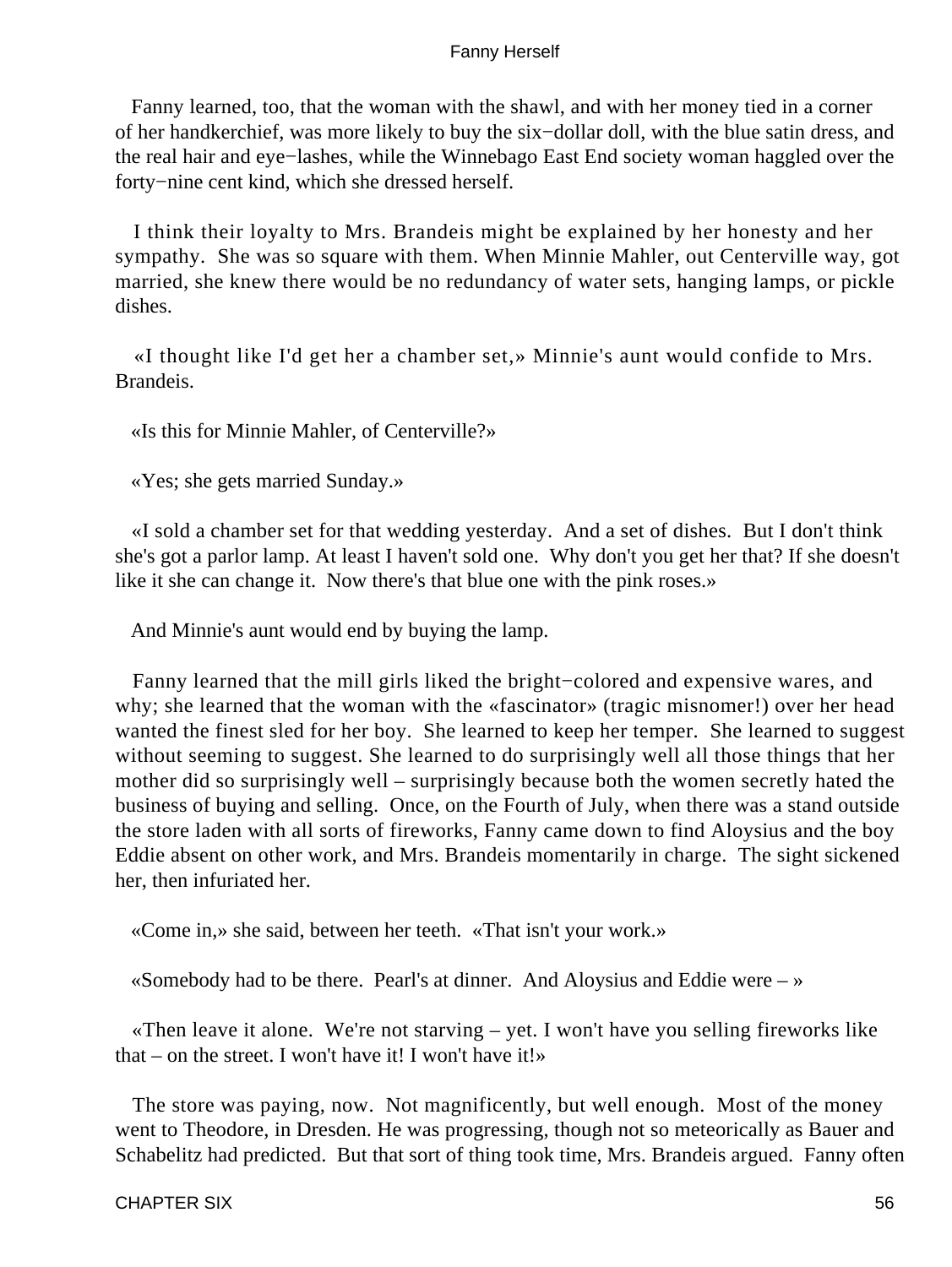Fanny learned, too, that the woman with the shawl, and with her money tied in a corner of her handkerchief, was more likely to buy the six−dollar doll, with the blue satin dress, and the real hair and eye−lashes, while the Winnebago East End society woman haggled over the forty−nine cent kind, which she dressed herself.

I think their loyalty to Mrs. Brandeis might be explained by her honesty and her sympathy. She was so square with them. When Minnie Mahler, out Centerville way, got married, she knew there would be no redundancy of water sets, hanging lamps, or pickle dishes.

«I thought like I'd get her a chamber set,» Minnie's aunt would confide to Mrs. Brandeis.

«Is this for Minnie Mahler, of Centerville?»

«Yes; she gets married Sunday.»

«I sold a chamber set for that wedding yesterday. And a set of dishes. But I don't think she's got a parlor lamp. At least I haven't sold one. Why don't you get her that? If she doesn't like it she can change it. Now there's that blue one with the pink roses.»

And Minnie's aunt would end by buying the lamp.

Fanny learned that the mill girls liked the bright−colored and expensive wares, and why; she learned that the woman with the «fascinator» (tragic misnomer!) over her head wanted the finest sled for her boy. She learned to keep her temper. She learned to suggest without seeming to suggest. She learned to do surprisingly well all those things that her mother did so surprisingly well – surprisingly because both the women secretly hated the business of buying and selling. Once, on the Fourth of July, when there was a stand outside the store laden with all sorts of fireworks, Fanny came down to find Aloysius and the boy Eddie absent on other work, and Mrs. Brandeis momentarily in charge. The sight sickened her, then infuriated her.

«Come in,» she said, between her teeth. «That isn't your work.»

«Somebody had to be there. Pearl's at dinner. And Aloysius and Eddie were – »

«Then leave it alone. We're not starving – yet. I won't have you selling fireworks like that – on the street. I won't have it! I won't have it!»

The store was paying, now. Not magnificently, but well enough. Most of the money went to Theodore, in Dresden. He was progressing, though not so meteorically as Bauer and Schabelitz had predicted. But that sort of thing took time, Mrs. Brandeis argued. Fanny often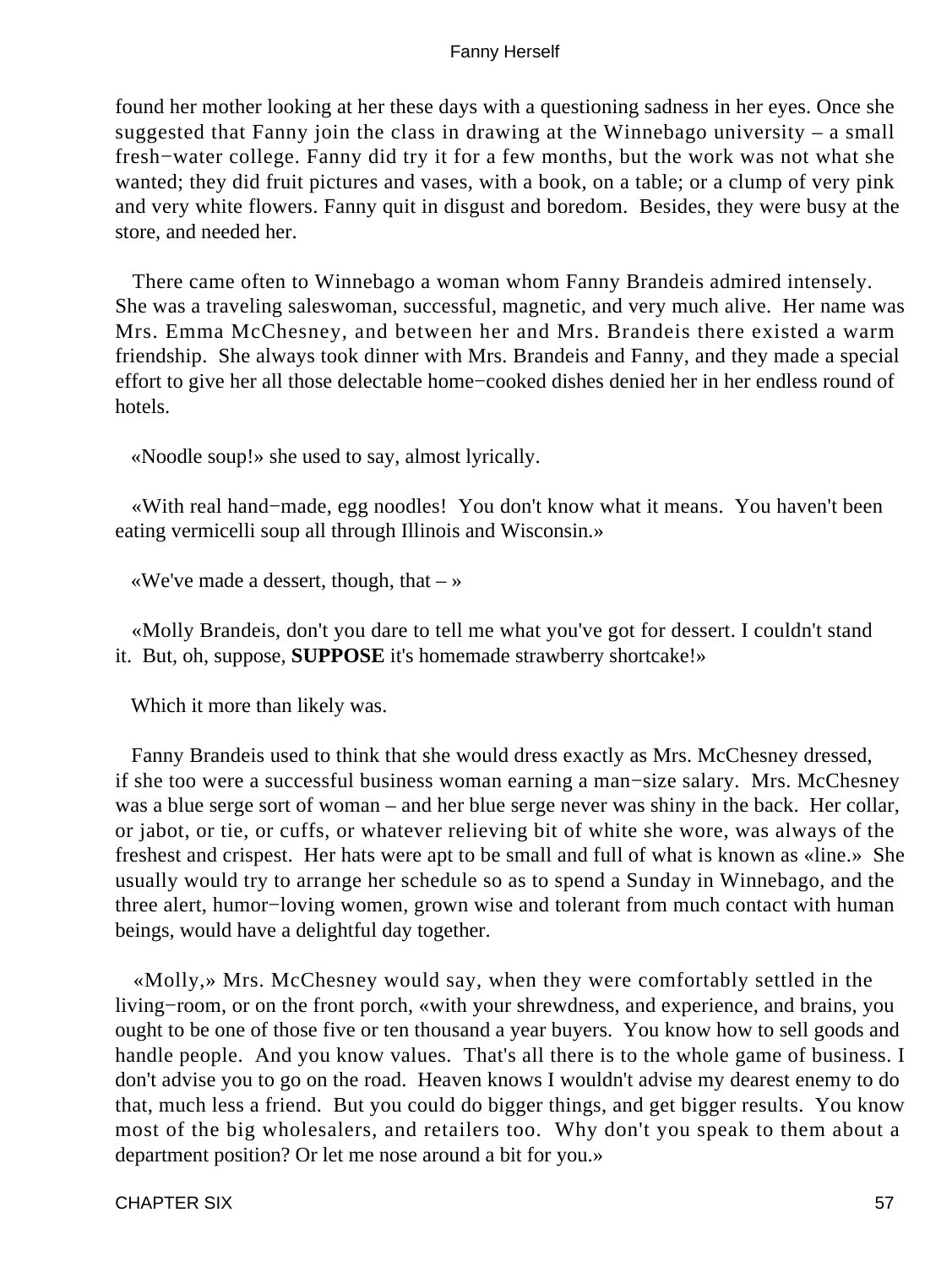found her mother looking at her these days with a questioning sadness in her eyes. Once she suggested that Fanny join the class in drawing at the Winnebago university – a small fresh−water college. Fanny did try it for a few months, but the work was not what she wanted; they did fruit pictures and vases, with a book, on a table; or a clump of very pink and very white flowers. Fanny quit in disgust and boredom. Besides, they were busy at the store, and needed her.

There came often to Winnebago a woman whom Fanny Brandeis admired intensely. She was a traveling saleswoman, successful, magnetic, and very much alive. Her name was Mrs. Emma McChesney, and between her and Mrs. Brandeis there existed a warm friendship. She always took dinner with Mrs. Brandeis and Fanny, and they made a special effort to give her all those delectable home−cooked dishes denied her in her endless round of hotels.

«Noodle soup!» she used to say, almost lyrically.

«With real hand−made, egg noodles! You don't know what it means. You haven't been eating vermicelli soup all through Illinois and Wisconsin.»

«We've made a dessert, though, that – »

«Molly Brandeis, don't you dare to tell me what you've got for dessert. I couldn't stand it. But, oh, suppose, **SUPPOSE** it's homemade strawberry shortcake!»

Which it more than likely was.

Fanny Brandeis used to think that she would dress exactly as Mrs. McChesney dressed, if she too were a successful business woman earning a man−size salary. Mrs. McChesney was a blue serge sort of woman – and her blue serge never was shiny in the back. Her collar, or jabot, or tie, or cuffs, or whatever relieving bit of white she wore, was always of the freshest and crispest. Her hats were apt to be small and full of what is known as «line.» She usually would try to arrange her schedule so as to spend a Sunday in Winnebago, and the three alert, humor−loving women, grown wise and tolerant from much contact with human beings, would have a delightful day together.

«Molly,» Mrs. McChesney would say, when they were comfortably settled in the living−room, or on the front porch, «with your shrewdness, and experience, and brains, you ought to be one of those five or ten thousand a year buyers. You know how to sell goods and handle people. And you know values. That's all there is to the whole game of business. I don't advise you to go on the road. Heaven knows I wouldn't advise my dearest enemy to do that, much less a friend. But you could do bigger things, and get bigger results. You know most of the big wholesalers, and retailers too. Why don't you speak to them about a department position? Or let me nose around a bit for you.»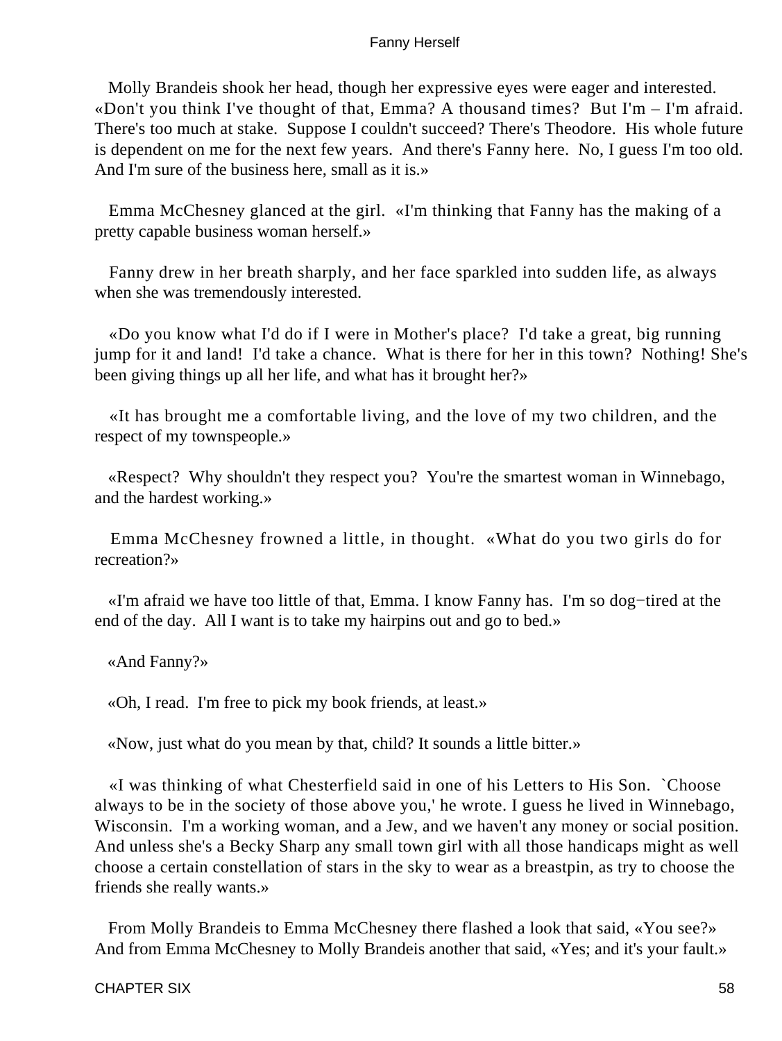Molly Brandeis shook her head, though her expressive eyes were eager and interested. «Don't you think I've thought of that, Emma? A thousand times? But I'm – I'm afraid. There's too much at stake. Suppose I couldn't succeed? There's Theodore. His whole future is dependent on me for the next few years. And there's Fanny here. No, I guess I'm too old. And I'm sure of the business here, small as it is.»

Emma McChesney glanced at the girl. «I'm thinking that Fanny has the making of a pretty capable business woman herself.»

Fanny drew in her breath sharply, and her face sparkled into sudden life, as always when she was tremendously interested.

«Do you know what I'd do if I were in Mother's place? I'd take a great, big running jump for it and land! I'd take a chance. What is there for her in this town? Nothing! She's been giving things up all her life, and what has it brought her?»

«It has brought me a comfortable living, and the love of my two children, and the respect of my townspeople.»

«Respect? Why shouldn't they respect you? You're the smartest woman in Winnebago, and the hardest working.»

Emma McChesney frowned a little, in thought. «What do you two girls do for recreation?»

«I'm afraid we have too little of that, Emma. I know Fanny has. I'm so dog−tired at the end of the day. All I want is to take my hairpins out and go to bed.»

«And Fanny?»

«Oh, I read. I'm free to pick my book friends, at least.»

«Now, just what do you mean by that, child? It sounds a little bitter.»

«I was thinking of what Chesterfield said in one of his Letters to His Son. `Choose always to be in the society of those above you,' he wrote. I guess he lived in Winnebago, Wisconsin. I'm a working woman, and a Jew, and we haven't any money or social position. And unless she's a Becky Sharp any small town girl with all those handicaps might as well choose a certain constellation of stars in the sky to wear as a breastpin, as try to choose the friends she really wants.»

From Molly Brandeis to Emma McChesney there flashed a look that said, «You see?» And from Emma McChesney to Molly Brandeis another that said, «Yes; and it's your fault.»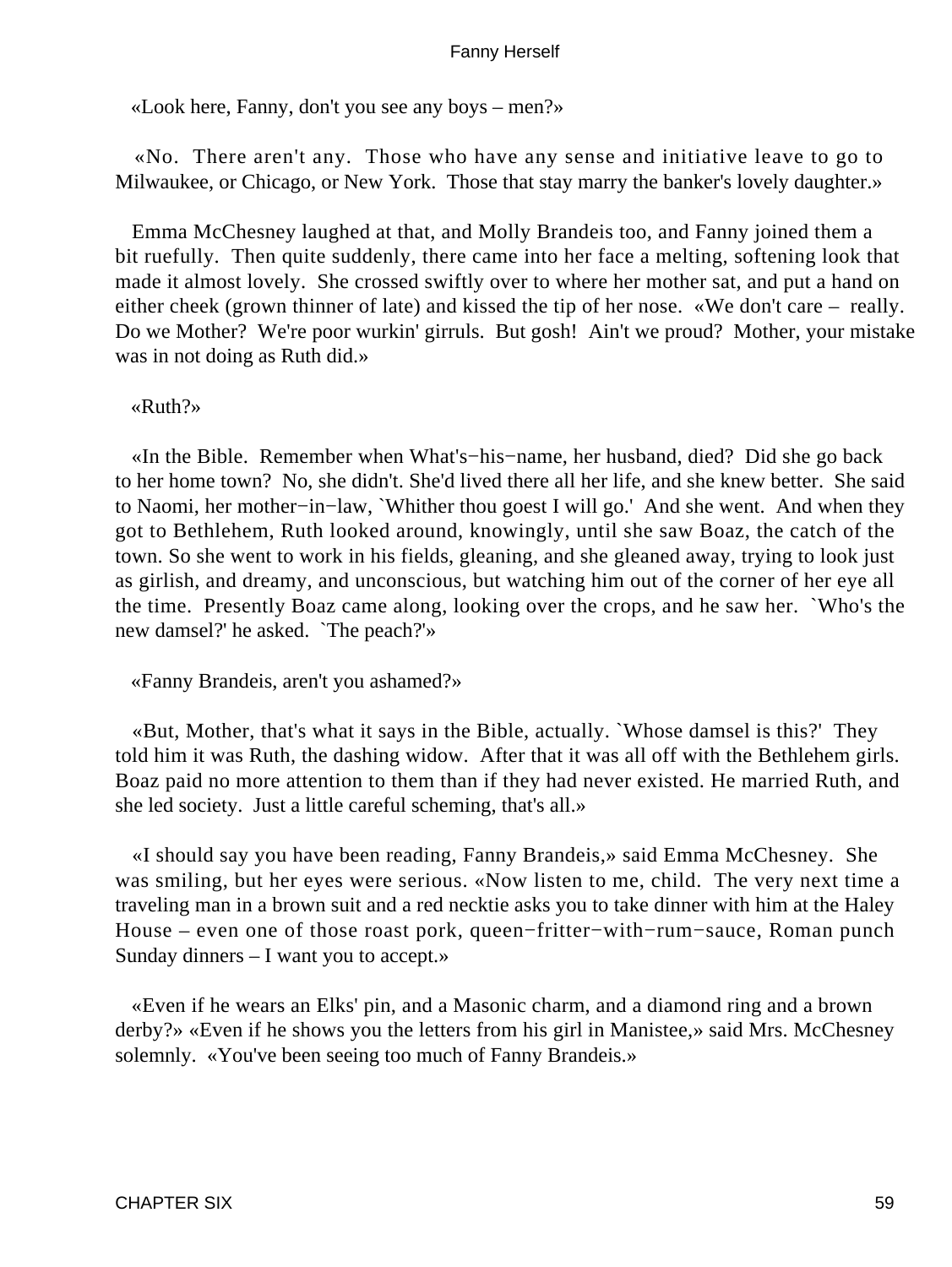«Look here, Fanny, don't you see any boys – men?»

«No. There aren't any. Those who have any sense and initiative leave to go to Milwaukee, or Chicago, or New York. Those that stay marry the banker's lovely daughter.»

Emma McChesney laughed at that, and Molly Brandeis too, and Fanny joined them a bit ruefully. Then quite suddenly, there came into her face a melting, softening look that made it almost lovely. She crossed swiftly over to where her mother sat, and put a hand on either cheek (grown thinner of late) and kissed the tip of her nose. «We don't care – really. Do we Mother? We're poor wurkin' girruls. But gosh! Ain't we proud? Mother, your mistake was in not doing as Ruth did.»

«Ruth?»

«In the Bible. Remember when What's−his−name, her husband, died? Did she go back to her home town? No, she didn't. She'd lived there all her life, and she knew better. She said to Naomi, her mother−in−law, `Whither thou goest I will go.' And she went. And when they got to Bethlehem, Ruth looked around, knowingly, until she saw Boaz, the catch of the town. So she went to work in his fields, gleaning, and she gleaned away, trying to look just as girlish, and dreamy, and unconscious, but watching him out of the corner of her eye all the time. Presently Boaz came along, looking over the crops, and he saw her. `Who's the new damsel?' he asked. `The peach?'»

«Fanny Brandeis, aren't you ashamed?»

«But, Mother, that's what it says in the Bible, actually. `Whose damsel is this?' They told him it was Ruth, the dashing widow. After that it was all off with the Bethlehem girls. Boaz paid no more attention to them than if they had never existed. He married Ruth, and she led society. Just a little careful scheming, that's all.»

«I should say you have been reading, Fanny Brandeis,» said Emma McChesney. She was smiling, but her eyes were serious. «Now listen to me, child. The very next time a traveling man in a brown suit and a red necktie asks you to take dinner with him at the Haley House – even one of those roast pork, queen−fritter−with−rum−sauce, Roman punch Sunday dinners – I want you to accept.»

«Even if he wears an Elks' pin, and a Masonic charm, and a diamond ring and a brown derby?» «Even if he shows you the letters from his girl in Manistee,» said Mrs. McChesney solemnly. «You've been seeing too much of Fanny Brandeis.»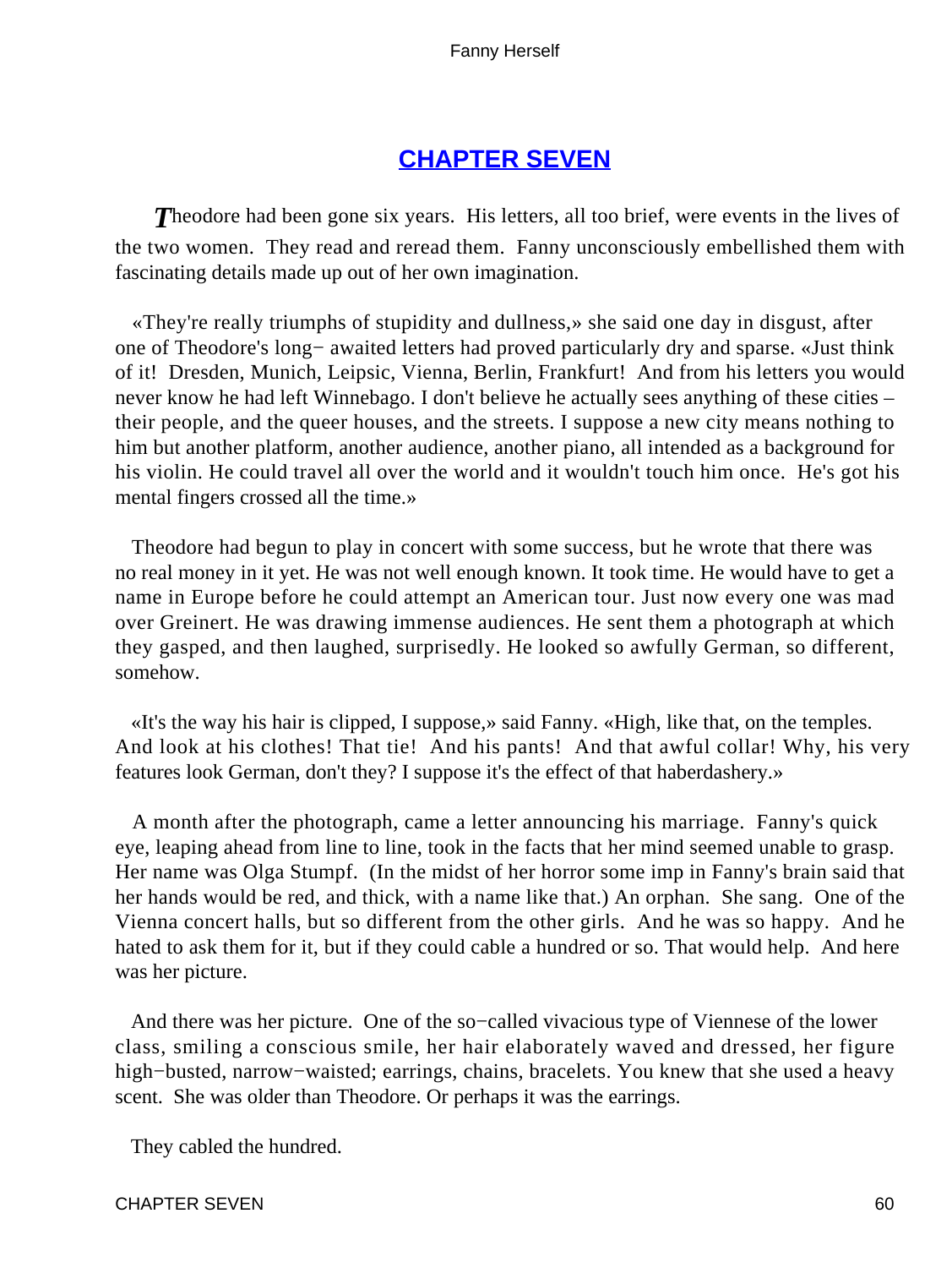## CHAPTER SEVEN

*T*heodore had been gone six years. His letters, all too brief, were events in the lives of the two women. They read and reread them. Fanny unconsciously embellished them with fascinating details made up out of her own imagination.

«They're really triumphs of stupidity and dullness,» she said one day in disgust, after one of Theodore's long− awaited letters had proved particularly dry and sparse. «Just think of it! Dresden, Munich, Leipsic, Vienna, Berlin, Frankfurt! And from his letters you would never know he had left Winnebago. I don't believe he actually sees anything of these cities – their people, and the queer houses, and the streets. I suppose a new city means nothing to him but another platform, another audience, another piano, all intended as a background for his violin. He could travel all over the world and it wouldn't touch him once. He's got his mental fingers crossed all the time.»

Theodore had begun to play in concert with some success, but he wrote that there was no real money in it yet. He was not well enough known. It took time. He would have to get a name in Europe before he could attempt an American tour. Just now every one was mad over Greinert. He was drawing immense audiences. He sent them a photograph at which they gasped, and then laughed, surprisedly. He looked so awfully German, so different, somehow.

«It's the way his hair is clipped, I suppose,» said Fanny. «High, like that, on the temples. And look at his clothes! That tie! And his pants! And that awful collar! Why, his very features look German, don't they? I suppose it's the effect of that haberdashery.»

A month after the photograph, came a letter announcing his marriage. Fanny's quick eye, leaping ahead from line to line, took in the facts that her mind seemed unable to grasp. Her name was Olga Stumpf. (In the midst of her horror some imp in Fanny's brain said that her hands would be red, and thick, with a name like that.) An orphan. She sang. One of the Vienna concert halls, but so different from the other girls. And he was so happy. And he hated to ask them for it, but if they could cable a hundred or so. That would help. And here was her picture.

And there was her picture. One of the so−called vivacious type of Viennese of the lower class, smiling a conscious smile, her hair elaborately waved and dressed, her figure high−busted, narrow−waisted; earrings, chains, bracelets. You knew that she used a heavy scent. She was older than Theodore. Or perhaps it was the earrings.

They cabled the hundred.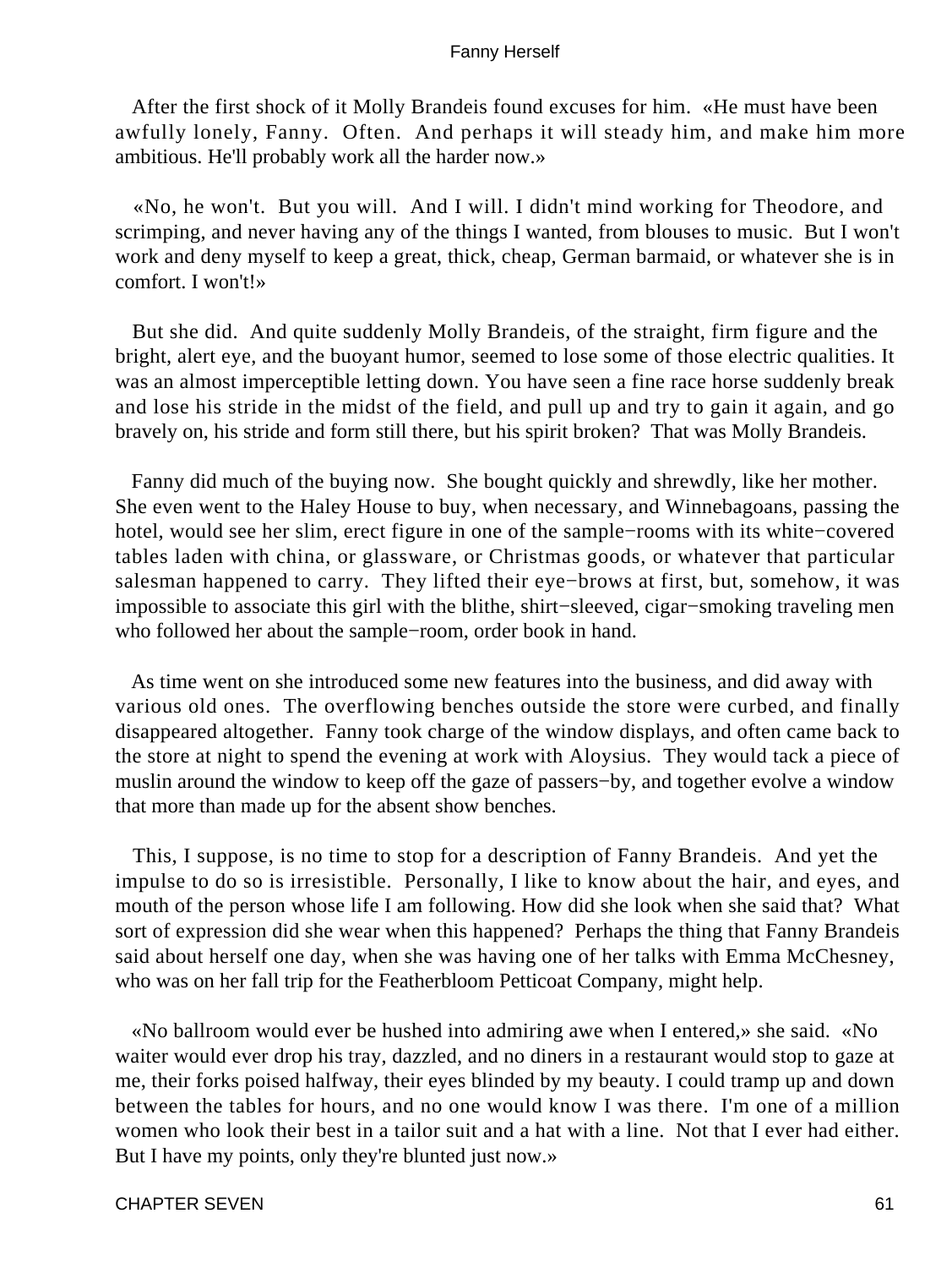After the first shock of it Molly Brandeis found excuses for him. «He must have been awfully lonely, Fanny. Often. And perhaps it will steady him, and make him more ambitious. He'll probably work all the harder now.»

«No, he won't. But you will. And I will. I didn't mind working for Theodore, and scrimping, and never having any of the things I wanted, from blouses to music. But I won't work and deny myself to keep a great, thick, cheap, German barmaid, or whatever she is in comfort. I won't!»

But she did. And quite suddenly Molly Brandeis, of the straight, firm figure and the bright, alert eye, and the buoyant humor, seemed to lose some of those electric qualities. It was an almost imperceptible letting down. You have seen a fine race horse suddenly break and lose his stride in the midst of the field, and pull up and try to gain it again, and go bravely on, his stride and form still there, but his spirit broken? That was Molly Brandeis.

Fanny did much of the buying now. She bought quickly and shrewdly, like her mother. She even went to the Haley House to buy, when necessary, and Winnebagoans, passing the hotel, would see her slim, erect figure in one of the sample−rooms with its white−covered tables laden with china, or glassware, or Christmas goods, or whatever that particular salesman happened to carry. They lifted their eye−brows at first, but, somehow, it was impossible to associate this girl with the blithe, shirt−sleeved, cigar−smoking traveling men who followed her about the sample−room, order book in hand.

As time went on she introduced some new features into the business, and did away with various old ones. The overflowing benches outside the store were curbed, and finally disappeared altogether. Fanny took charge of the window displays, and often came back to the store at night to spend the evening at work with Aloysius. They would tack a piece of muslin around the window to keep off the gaze of passers−by, and together evolve a window that more than made up for the absent show benches.

This, I suppose, is no time to stop for a description of Fanny Brandeis. And yet the impulse to do so is irresistible. Personally, I like to know about the hair, and eyes, and mouth of the person whose life I am following. How did she look when she said that? What sort of expression did she wear when this happened? Perhaps the thing that Fanny Brandeis said about herself one day, when she was having one of her talks with Emma McChesney, who was on her fall trip for the Featherbloom Petticoat Company, might help.

«No ballroom would ever be hushed into admiring awe when I entered,» she said. «No waiter would ever drop his tray, dazzled, and no diners in a restaurant would stop to gaze at me, their forks poised halfway, their eyes blinded by my beauty. I could tramp up and down between the tables for hours, and no one would know I was there. I'm one of a million women who look their best in a tailor suit and a hat with a line. Not that I ever had either. But I have my points, only they're blunted just now.»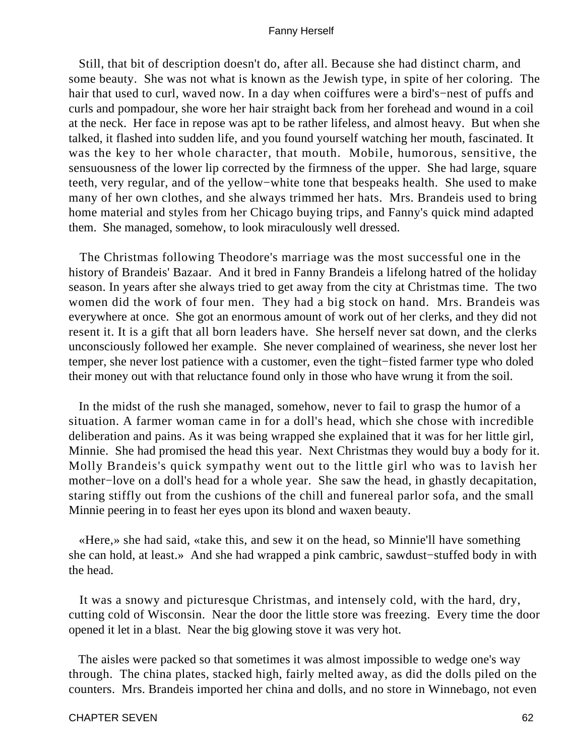Still, that bit of description doesn't do, after all. Because she had distinct charm, and some beauty. She was not what is known as the Jewish type, in spite of her coloring. The hair that used to curl, waved now. In a day when coiffures were a bird's−nest of puffs and curls and pompadour, she wore her hair straight back from her forehead and wound in a coil at the neck. Her face in repose was apt to be rather lifeless, and almost heavy. But when she talked, it flashed into sudden life, and you found yourself watching her mouth, fascinated. It was the key to her whole character, that mouth. Mobile, humorous, sensitive, the sensuousness of the lower lip corrected by the firmness of the upper. She had large, square teeth, very regular, and of the yellow−white tone that bespeaks health. She used to make many of her own clothes, and she always trimmed her hats. Mrs. Brandeis used to bring home material and styles from her Chicago buying trips, and Fanny's quick mind adapted them. She managed, somehow, to look miraculously well dressed.

The Christmas following Theodore's marriage was the most successful one in the history of Brandeis' Bazaar. And it bred in Fanny Brandeis a lifelong hatred of the holiday season. In years after she always tried to get away from the city at Christmas time. The two women did the work of four men. They had a big stock on hand. Mrs. Brandeis was everywhere at once. She got an enormous amount of work out of her clerks, and they did not resent it. It is a gift that all born leaders have. She herself never sat down, and the clerks unconsciously followed her example. She never complained of weariness, she never lost her temper, she never lost patience with a customer, even the tight−fisted farmer type who doled their money out with that reluctance found only in those who have wrung it from the soil.

In the midst of the rush she managed, somehow, never to fail to grasp the humor of a situation. A farmer woman came in for a doll's head, which she chose with incredible deliberation and pains. As it was being wrapped she explained that it was for her little girl, Minnie. She had promised the head this year. Next Christmas they would buy a body for it. Molly Brandeis's quick sympathy went out to the little girl who was to lavish her mother−love on a doll's head for a whole year. She saw the head, in ghastly decapitation, staring stiffly out from the cushions of the chill and funereal parlor sofa, and the small Minnie peering in to feast her eyes upon its blond and waxen beauty.

«Here,» she had said, «take this, and sew it on the head, so Minnie'll have something she can hold, at least.» And she had wrapped a pink cambric, sawdust−stuffed body in with the head.

It was a snowy and picturesque Christmas, and intensely cold, with the hard, dry, cutting cold of Wisconsin. Near the door the little store was freezing. Every time the door opened it let in a blast. Near the big glowing stove it was very hot.

The aisles were packed so that sometimes it was almost impossible to wedge one's way through. The china plates, stacked high, fairly melted away, as did the dolls piled on the counters. Mrs. Brandeis imported her china and dolls, and no store in Winnebago, not even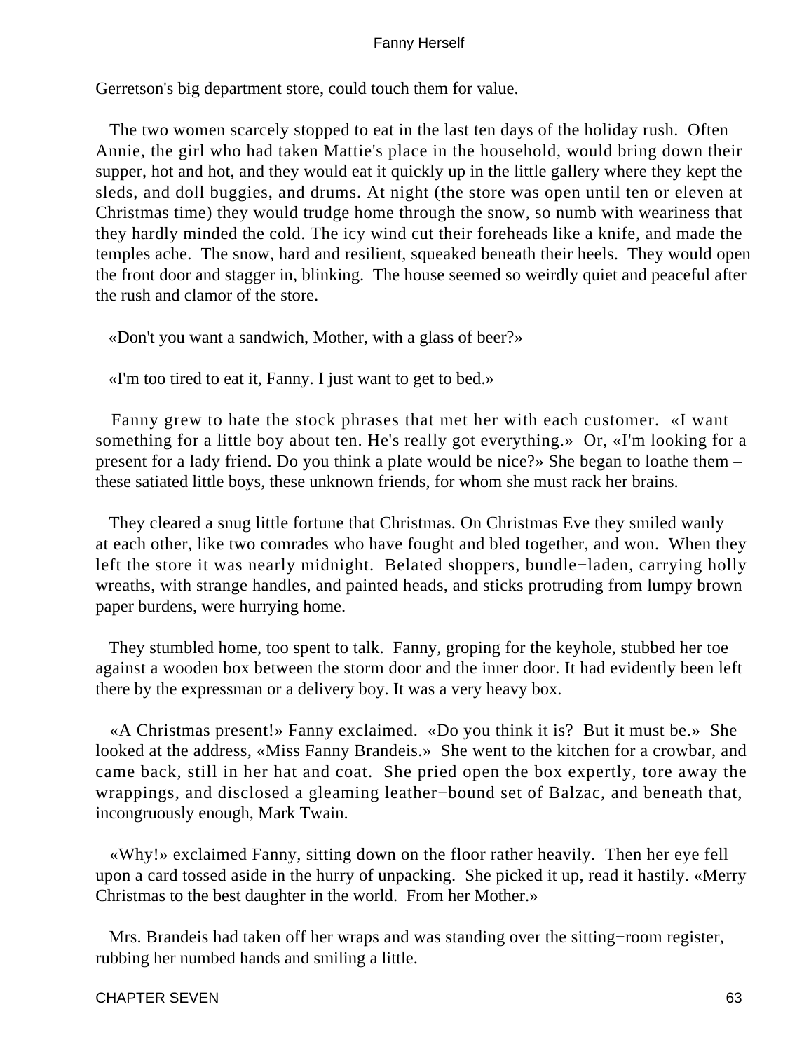Gerretson's big department store, could touch them for value.

The two women scarcely stopped to eat in the last ten days of the holiday rush. Often Annie, the girl who had taken Mattie's place in the household, would bring down their supper, hot and hot, and they would eat it quickly up in the little gallery where they kept the sleds, and doll buggies, and drums. At night (the store was open until ten or eleven at Christmas time) they would trudge home through the snow, so numb with weariness that they hardly minded the cold. The icy wind cut their foreheads like a knife, and made the temples ache. The snow, hard and resilient, squeaked beneath their heels. They would open the front door and stagger in, blinking. The house seemed so weirdly quiet and peaceful after the rush and clamor of the store.

«Don't you want a sandwich, Mother, with a glass of beer?»

«I'm too tired to eat it, Fanny. I just want to get to bed.»

Fanny grew to hate the stock phrases that met her with each customer. «I want something for a little boy about ten. He's really got everything.» Or, «I'm looking for a present for a lady friend. Do you think a plate would be nice?» She began to loathe them – these satiated little boys, these unknown friends, for whom she must rack her brains.

They cleared a snug little fortune that Christmas. On Christmas Eve they smiled wanly at each other, like two comrades who have fought and bled together, and won. When they left the store it was nearly midnight. Belated shoppers, bundle−laden, carrying holly wreaths, with strange handles, and painted heads, and sticks protruding from lumpy brown paper burdens, were hurrying home.

They stumbled home, too spent to talk. Fanny, groping for the keyhole, stubbed her toe against a wooden box between the storm door and the inner door. It had evidently been left there by the expressman or a delivery boy. It was a very heavy box.

«A Christmas present!» Fanny exclaimed. «Do you think it is? But it must be.» She looked at the address, «Miss Fanny Brandeis.» She went to the kitchen for a crowbar, and came back, still in her hat and coat. She pried open the box expertly, tore away the wrappings, and disclosed a gleaming leather−bound set of Balzac, and beneath that, incongruously enough, Mark Twain.

«Why!» exclaimed Fanny, sitting down on the floor rather heavily. Then her eye fell upon a card tossed aside in the hurry of unpacking. She picked it up, read it hastily. «Merry Christmas to the best daughter in the world. From her Mother.»

Mrs. Brandeis had taken off her wraps and was standing over the sitting−room register, rubbing her numbed hands and smiling a little.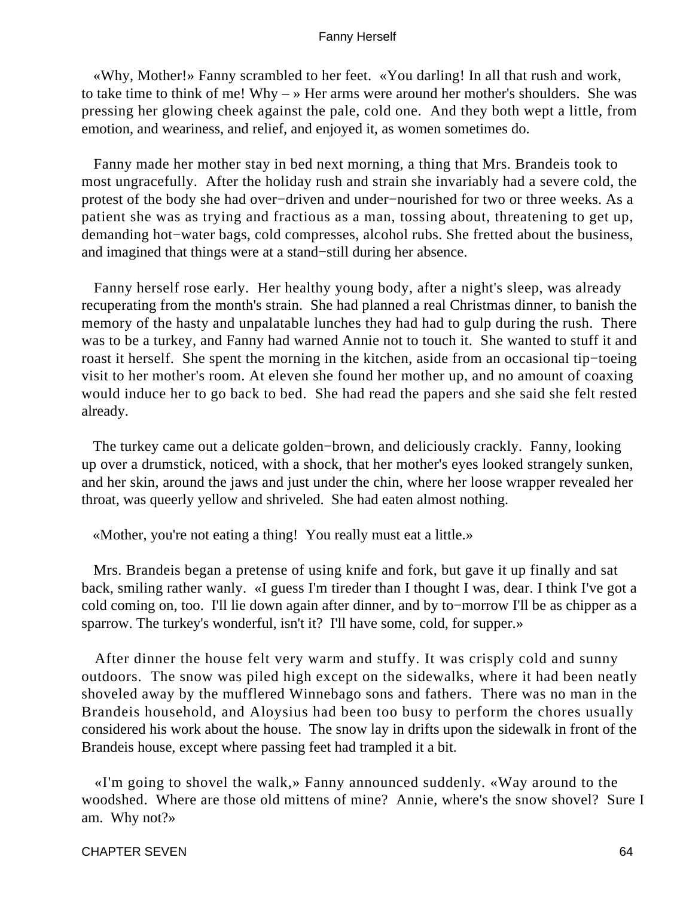«Why, Mother!» Fanny scrambled to her feet. «You darling! In all that rush and work, to take time to think of me! Why – » Her arms were around her mother's shoulders. She was pressing her glowing cheek against the pale, cold one. And they both wept a little, from emotion, and weariness, and relief, and enjoyed it, as women sometimes do.

Fanny made her mother stay in bed next morning, a thing that Mrs. Brandeis took to most ungracefully. After the holiday rush and strain she invariably had a severe cold, the protest of the body she had over−driven and under−nourished for two or three weeks. As a patient she was as trying and fractious as a man, tossing about, threatening to get up, demanding hot−water bags, cold compresses, alcohol rubs. She fretted about the business, and imagined that things were at a stand−still during her absence.

Fanny herself rose early. Her healthy young body, after a night's sleep, was already recuperating from the month's strain. She had planned a real Christmas dinner, to banish the memory of the hasty and unpalatable lunches they had had to gulp during the rush. There was to be a turkey, and Fanny had warned Annie not to touch it. She wanted to stuff it and roast it herself. She spent the morning in the kitchen, aside from an occasional tip−toeing visit to her mother's room. At eleven she found her mother up, and no amount of coaxing would induce her to go back to bed. She had read the papers and she said she felt rested already.

The turkey came out a delicate golden−brown, and deliciously crackly. Fanny, looking up over a drumstick, noticed, with a shock, that her mother's eyes looked strangely sunken, and her skin, around the jaws and just under the chin, where her loose wrapper revealed her throat, was queerly yellow and shriveled. She had eaten almost nothing.

«Mother, you're not eating a thing! You really must eat a little.»

Mrs. Brandeis began a pretense of using knife and fork, but gave it up finally and sat back, smiling rather wanly. «I guess I'm tireder than I thought I was, dear. I think I've got a cold coming on, too. I'll lie down again after dinner, and by to−morrow I'll be as chipper as a sparrow. The turkey's wonderful, isn't it? I'll have some, cold, for supper.»

After dinner the house felt very warm and stuffy. It was crisply cold and sunny outdoors. The snow was piled high except on the sidewalks, where it had been neatly shoveled away by the mufflered Winnebago sons and fathers. There was no man in the Brandeis household, and Aloysius had been too busy to perform the chores usually considered his work about the house. The snow lay in drifts upon the sidewalk in front of the Brandeis house, except where passing feet had trampled it a bit.

«I'm going to shovel the walk,» Fanny announced suddenly. «Way around to the woodshed. Where are those old mittens of mine? Annie, where's the snow shovel? Sure I am. Why not?»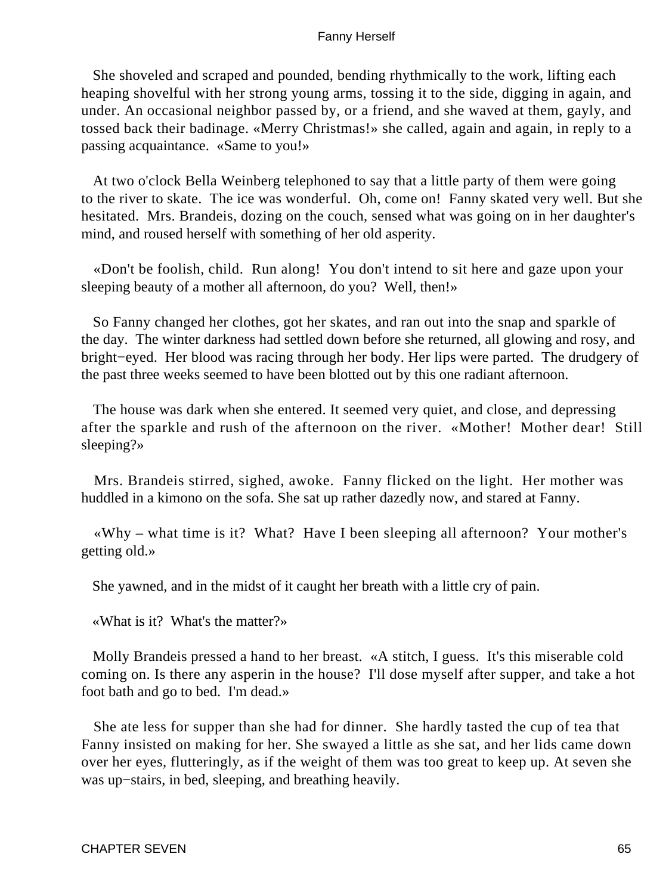She shoveled and scraped and pounded, bending rhythmically to the work, lifting each heaping shovelful with her strong young arms, tossing it to the side, digging in again, and under. An occasional neighbor passed by, or a friend, and she waved at them, gayly, and tossed back their badinage. «Merry Christmas!» she called, again and again, in reply to a passing acquaintance. «Same to you!»

At two o'clock Bella Weinberg telephoned to say that a little party of them were going to the river to skate. The ice was wonderful. Oh, come on! Fanny skated very well. But she hesitated. Mrs. Brandeis, dozing on the couch, sensed what was going on in her daughter's mind, and roused herself with something of her old asperity.

«Don't be foolish, child. Run along! You don't intend to sit here and gaze upon your sleeping beauty of a mother all afternoon, do you? Well, then!»

So Fanny changed her clothes, got her skates, and ran out into the snap and sparkle of the day. The winter darkness had settled down before she returned, all glowing and rosy, and bright−eyed. Her blood was racing through her body. Her lips were parted. The drudgery of the past three weeks seemed to have been blotted out by this one radiant afternoon.

The house was dark when she entered. It seemed very quiet, and close, and depressing after the sparkle and rush of the afternoon on the river. «Mother! Mother dear! Still sleeping?»

Mrs. Brandeis stirred, sighed, awoke. Fanny flicked on the light. Her mother was huddled in a kimono on the sofa. She sat up rather dazedly now, and stared at Fanny.

«Why – what time is it? What? Have I been sleeping all afternoon? Your mother's getting old.»

She yawned, and in the midst of it caught her breath with a little cry of pain.

«What is it? What's the matter?»

Molly Brandeis pressed a hand to her breast. «A stitch, I guess. It's this miserable cold coming on. Is there any asperin in the house? I'll dose myself after supper, and take a hot foot bath and go to bed. I'm dead.»

She ate less for supper than she had for dinner. She hardly tasted the cup of tea that Fanny insisted on making for her. She swayed a little as she sat, and her lids came down over her eyes, flutteringly, as if the weight of them was too great to keep up. At seven she was up−stairs, in bed, sleeping, and breathing heavily.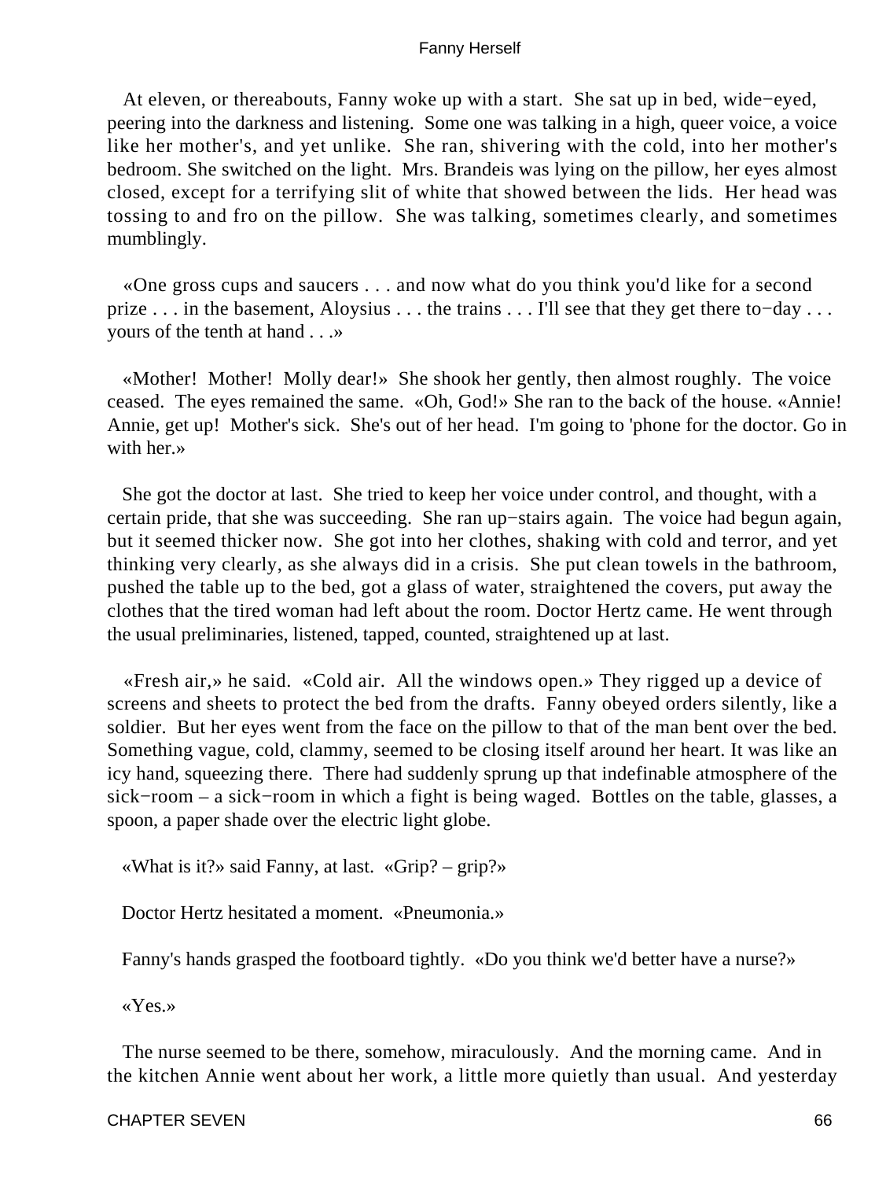At eleven, or thereabouts, Fanny woke up with a start. She sat up in bed, wide−eyed, peering into the darkness and listening. Some one was talking in a high, queer voice, a voice like her mother's, and yet unlike. She ran, shivering with the cold, into her mother's bedroom. She switched on the light. Mrs. Brandeis was lying on the pillow, her eyes almost closed, except for a terrifying slit of white that showed between the lids. Her head was tossing to and fro on the pillow. She was talking, sometimes clearly, and sometimes mumblingly.

«One gross cups and saucers . . . and now what do you think you'd like for a second prize . . . in the basement, Aloysius . . . the trains . . . I'll see that they get there to−day . . . yours of the tenth at hand . . .»

«Mother! Mother! Molly dear!» She shook her gently, then almost roughly. The voice ceased. The eyes remained the same. «Oh, God!» She ran to the back of the house. «Annie! Annie, get up! Mother's sick. She's out of her head. I'm going to 'phone for the doctor. Go in with her.»

She got the doctor at last. She tried to keep her voice under control, and thought, with a certain pride, that she was succeeding. She ran up−stairs again. The voice had begun again, but it seemed thicker now. She got into her clothes, shaking with cold and terror, and yet thinking very clearly, as she always did in a crisis. She put clean towels in the bathroom, pushed the table up to the bed, got a glass of water, straightened the covers, put away the clothes that the tired woman had left about the room. Doctor Hertz came. He went through the usual preliminaries, listened, tapped, counted, straightened up at last.

«Fresh air,» he said. «Cold air. All the windows open.» They rigged up a device of screens and sheets to protect the bed from the drafts. Fanny obeyed orders silently, like a soldier. But her eyes went from the face on the pillow to that of the man bent over the bed. Something vague, cold, clammy, seemed to be closing itself around her heart. It was like an icy hand, squeezing there. There had suddenly sprung up that indefinable atmosphere of the sick−room – a sick−room in which a fight is being waged. Bottles on the table, glasses, a spoon, a paper shade over the electric light globe.

«What is it?» said Fanny, at last. «Grip? – grip?»

Doctor Hertz hesitated a moment. «Pneumonia.»

Fanny's hands grasped the footboard tightly. «Do you think we'd better have a nurse?»

«Yes.»

The nurse seemed to be there, somehow, miraculously. And the morning came. And in the kitchen Annie went about her work, a little more quietly than usual. And yesterday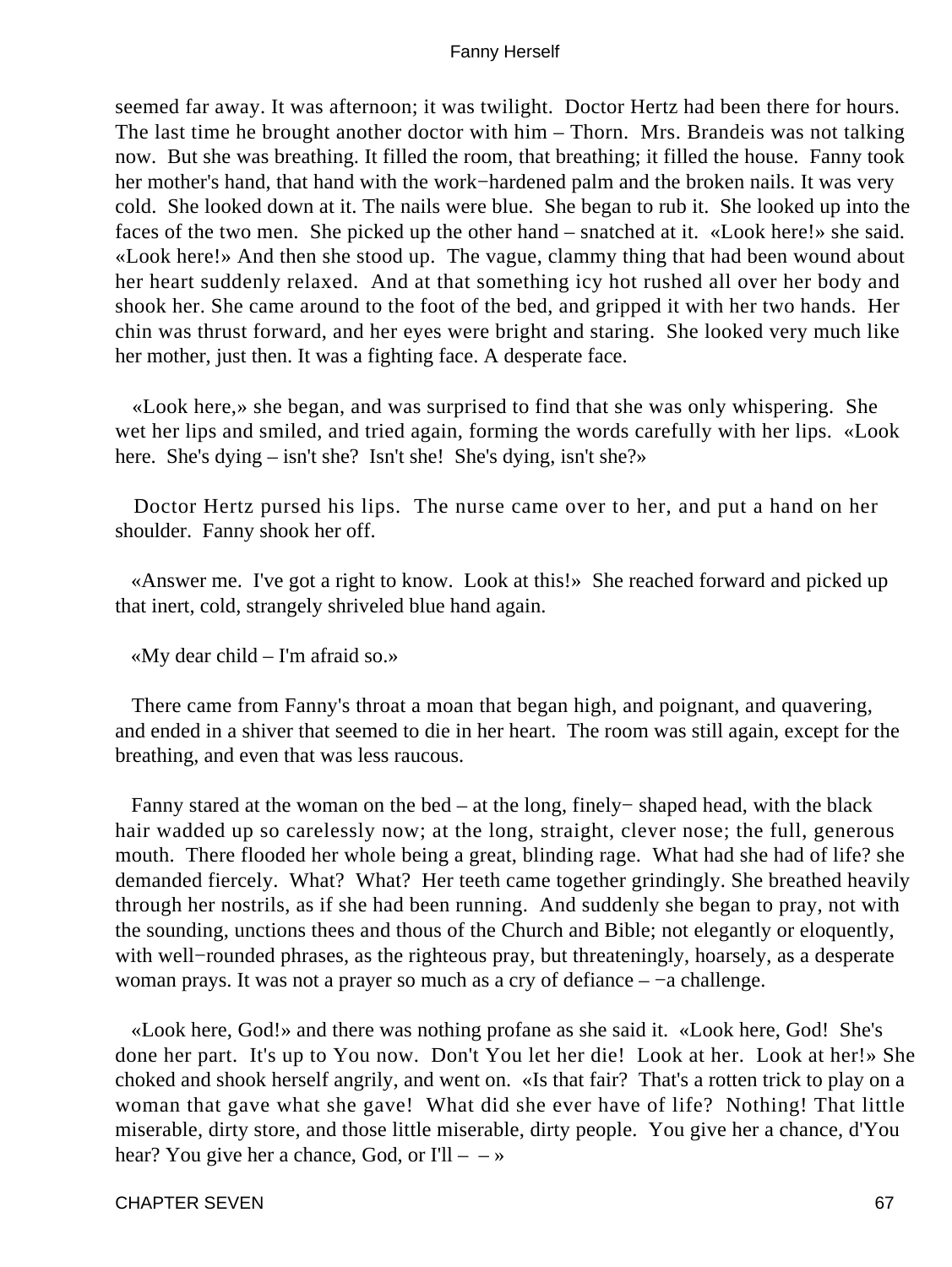seemed far away. It was afternoon; it was twilight. Doctor Hertz had been there for hours. The last time he brought another doctor with him – Thorn. Mrs. Brandeis was not talking now. But she was breathing. It filled the room, that breathing; it filled the house. Fanny took her mother's hand, that hand with the work−hardened palm and the broken nails. It was very cold. She looked down at it. The nails were blue. She began to rub it. She looked up into the faces of the two men. She picked up the other hand – snatched at it. «Look here!» she said. «Look here!» And then she stood up. The vague, clammy thing that had been wound about her heart suddenly relaxed. And at that something icy hot rushed all over her body and shook her. She came around to the foot of the bed, and gripped it with her two hands. Her chin was thrust forward, and her eyes were bright and staring. She looked very much like her mother, just then. It was a fighting face. A desperate face.

«Look here,» she began, and was surprised to find that she was only whispering. She wet her lips and smiled, and tried again, forming the words carefully with her lips. «Look here. She's dying – isn't she? Isn't she! She's dying, isn't she?»

Doctor Hertz pursed his lips. The nurse came over to her, and put a hand on her shoulder. Fanny shook her off.

«Answer me. I've got a right to know. Look at this!» She reached forward and picked up that inert, cold, strangely shriveled blue hand again.

«My dear child – I'm afraid so.»

There came from Fanny's throat a moan that began high, and poignant, and quavering, and ended in a shiver that seemed to die in her heart. The room was still again, except for the breathing, and even that was less raucous.

Fanny stared at the woman on the bed – at the long, finely− shaped head, with the black hair wadded up so carelessly now; at the long, straight, clever nose; the full, generous mouth. There flooded her whole being a great, blinding rage. What had she had of life? she demanded fiercely. What? What? Her teeth came together grindingly. She breathed heavily through her nostrils, as if she had been running. And suddenly she began to pray, not with the sounding, unctions thees and thous of the Church and Bible; not elegantly or eloquently, with well−rounded phrases, as the righteous pray, but threateningly, hoarsely, as a desperate woman prays. It was not a prayer so much as a cry of defiance – −a challenge.

«Look here, God!» and there was nothing profane as she said it. «Look here, God! She's done her part. It's up to You now. Don't You let her die! Look at her. Look at her!» She choked and shook herself angrily, and went on. «Is that fair? That's a rotten trick to play on a woman that gave what she gave! What did she ever have of life? Nothing! That little miserable, dirty store, and those little miserable, dirty people. You give her a chance, d'You hear? You give her a chance, God, or I'll – – »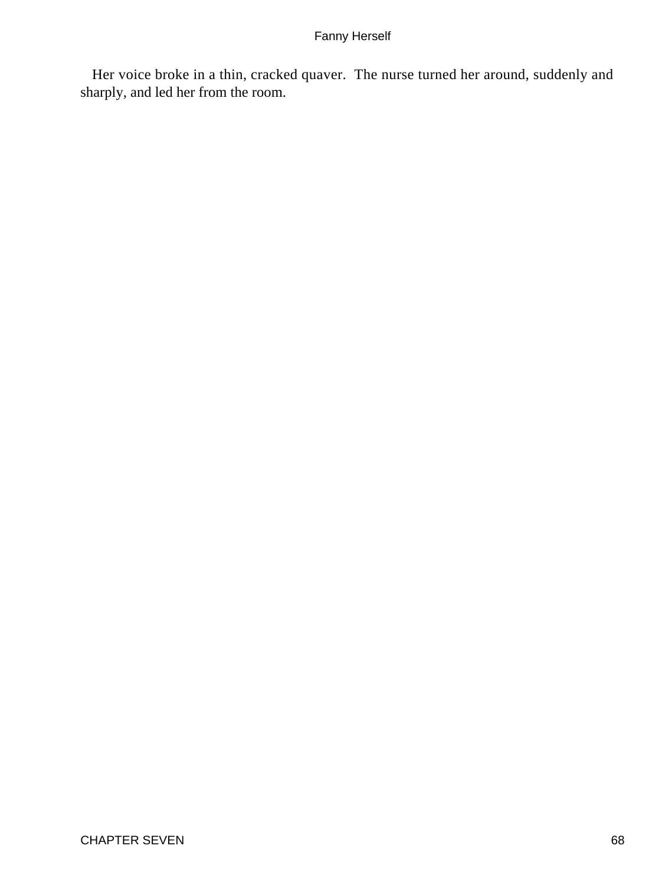Her voice broke in a thin, cracked quaver. The nurse turned her around, suddenly and sharply, and led her from the room.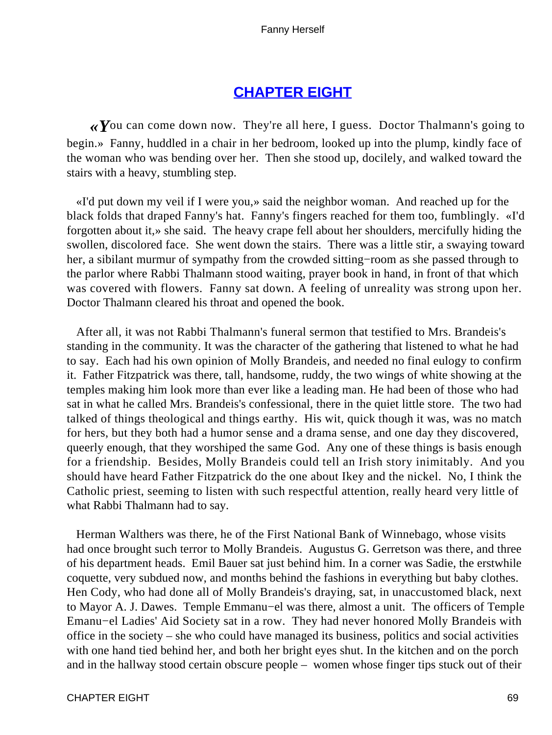## CHAPTER EIGHT

«You can come down now. They're all here, I guess. Doctor Thalmann's going to begin.» Fanny, huddled in a chair in her bedroom, looked up into the plump, kindly face of the woman who was bending over her. Then she stood up, docilely, and walked toward the stairs with a heavy, stumbling step.

«I'd put down my veil if I were you,» said the neighbor woman. And reached up for the black folds that draped Fanny's hat. Fanny's fingers reached for them too, fumblingly. «I'd forgotten about it,» she said. The heavy crape fell about her shoulders, mercifully hiding the swollen, discolored face. She went down the stairs. There was a little stir, a swaying toward her, a sibilant murmur of sympathy from the crowded sitting−room as she passed through to the parlor where Rabbi Thalmann stood waiting, prayer book in hand, in front of that which was covered with flowers. Fanny sat down. A feeling of unreality was strong upon her. Doctor Thalmann cleared his throat and opened the book.

After all, it was not Rabbi Thalmann's funeral sermon that testified to Mrs. Brandeis's standing in the community. It was the character of the gathering that listened to what he had to say. Each had his own opinion of Molly Brandeis, and needed no final eulogy to confirm it. Father Fitzpatrick was there, tall, handsome, ruddy, the two wings of white showing at the temples making him look more than ever like a leading man. He had been of those who had sat in what he called Mrs. Brandeis's confessional, there in the quiet little store. The two had talked of things theological and things earthy. His wit, quick though it was, was no match for hers, but they both had a humor sense and a drama sense, and one day they discovered, queerly enough, that they worshiped the same God. Any one of these things is basis enough for a friendship. Besides, Molly Brandeis could tell an Irish story inimitably. And you should have heard Father Fitzpatrick do the one about Ikey and the nickel. No, I think the Catholic priest, seeming to listen with such respectful attention, really heard very little of what Rabbi Thalmann had to say.

Herman Walthers was there, he of the First National Bank of Winnebago, whose visits had once brought such terror to Molly Brandeis. Augustus G. Gerretson was there, and three of his department heads. Emil Bauer sat just behind him. In a corner was Sadie, the erstwhile coquette, very subdued now, and months behind the fashions in everything but baby clothes. Hen Cody, who had done all of Molly Brandeis's draying, sat, in unaccustomed black, next to Mayor A. J. Dawes. Temple Emmanu−el was there, almost a unit. The officers of Temple Emmanu−el Ladies' Aid Society sat in a row. They had never honored Molly Brandeis with office in the society – she who could have managed its business, politics and social activities with one hand tied behind her, and both her bright eyes shut. In the kitchen and on the porch and in the hallway stood certain obscure people – women whose finger tips stuck out of their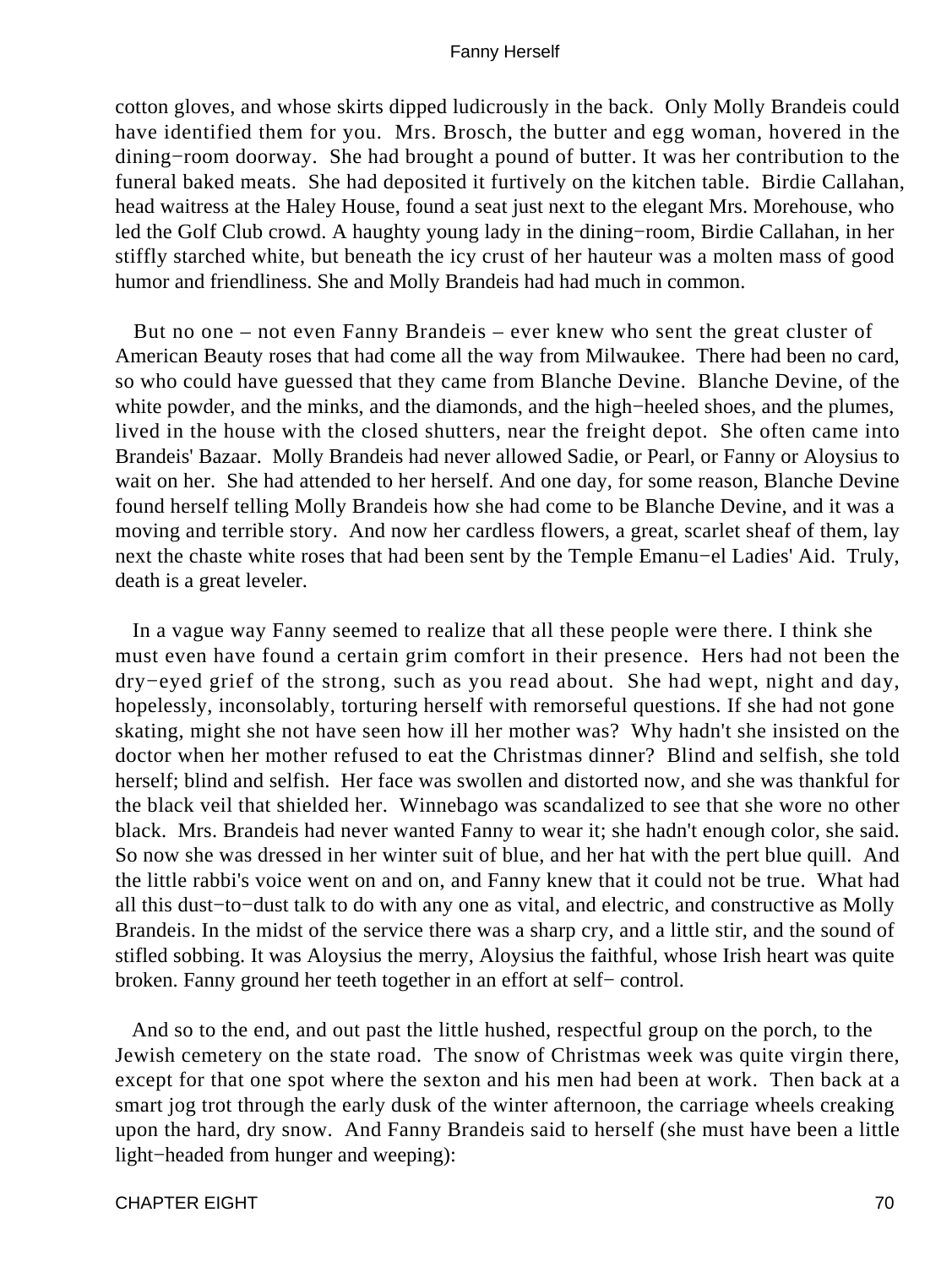cotton gloves, and whose skirts dipped ludicrously in the back. Only Molly Brandeis could have identified them for you. Mrs. Brosch, the butter and egg woman, hovered in the dining−room doorway. She had brought a pound of butter. It was her contribution to the funeral baked meats. She had deposited it furtively on the kitchen table. Birdie Callahan, head waitress at the Haley House, found a seat just next to the elegant Mrs. Morehouse, who led the Golf Club crowd. A haughty young lady in the dining−room, Birdie Callahan, in her stiffly starched white, but beneath the icy crust of her hauteur was a molten mass of good humor and friendliness. She and Molly Brandeis had had much in common.

But no one – not even Fanny Brandeis – ever knew who sent the great cluster of American Beauty roses that had come all the way from Milwaukee. There had been no card, so who could have guessed that they came from Blanche Devine. Blanche Devine, of the white powder, and the minks, and the diamonds, and the high−heeled shoes, and the plumes, lived in the house with the closed shutters, near the freight depot. She often came into Brandeis' Bazaar. Molly Brandeis had never allowed Sadie, or Pearl, or Fanny or Aloysius to wait on her. She had attended to her herself. And one day, for some reason, Blanche Devine found herself telling Molly Brandeis how she had come to be Blanche Devine, and it was a moving and terrible story. And now her cardless flowers, a great, scarlet sheaf of them, lay next the chaste white roses that had been sent by the Temple Emanu−el Ladies' Aid. Truly, death is a great leveler.

In a vague way Fanny seemed to realize that all these people were there. I think she must even have found a certain grim comfort in their presence. Hers had not been the dry−eyed grief of the strong, such as you read about. She had wept, night and day, hopelessly, inconsolably, torturing herself with remorseful questions. If she had not gone skating, might she not have seen how ill her mother was? Why hadn't she insisted on the doctor when her mother refused to eat the Christmas dinner? Blind and selfish, she told herself; blind and selfish. Her face was swollen and distorted now, and she was thankful for the black veil that shielded her. Winnebago was scandalized to see that she wore no other black. Mrs. Brandeis had never wanted Fanny to wear it; she hadn't enough color, she said. So now she was dressed in her winter suit of blue, and her hat with the pert blue quill. And the little rabbi's voice went on and on, and Fanny knew that it could not be true. What had all this dust−to−dust talk to do with any one as vital, and electric, and constructive as Molly Brandeis. In the midst of the service there was a sharp cry, and a little stir, and the sound of stifled sobbing. It was Aloysius the merry, Aloysius the faithful, whose Irish heart was quite broken. Fanny ground her teeth together in an effort at self− control.

And so to the end, and out past the little hushed, respectful group on the porch, to the Jewish cemetery on the state road. The snow of Christmas week was quite virgin there, except for that one spot where the sexton and his men had been at work. Then back at a smart jog trot through the early dusk of the winter afternoon, the carriage wheels creaking upon the hard, dry snow. And Fanny Brandeis said to herself (she must have been a little light−headed from hunger and weeping):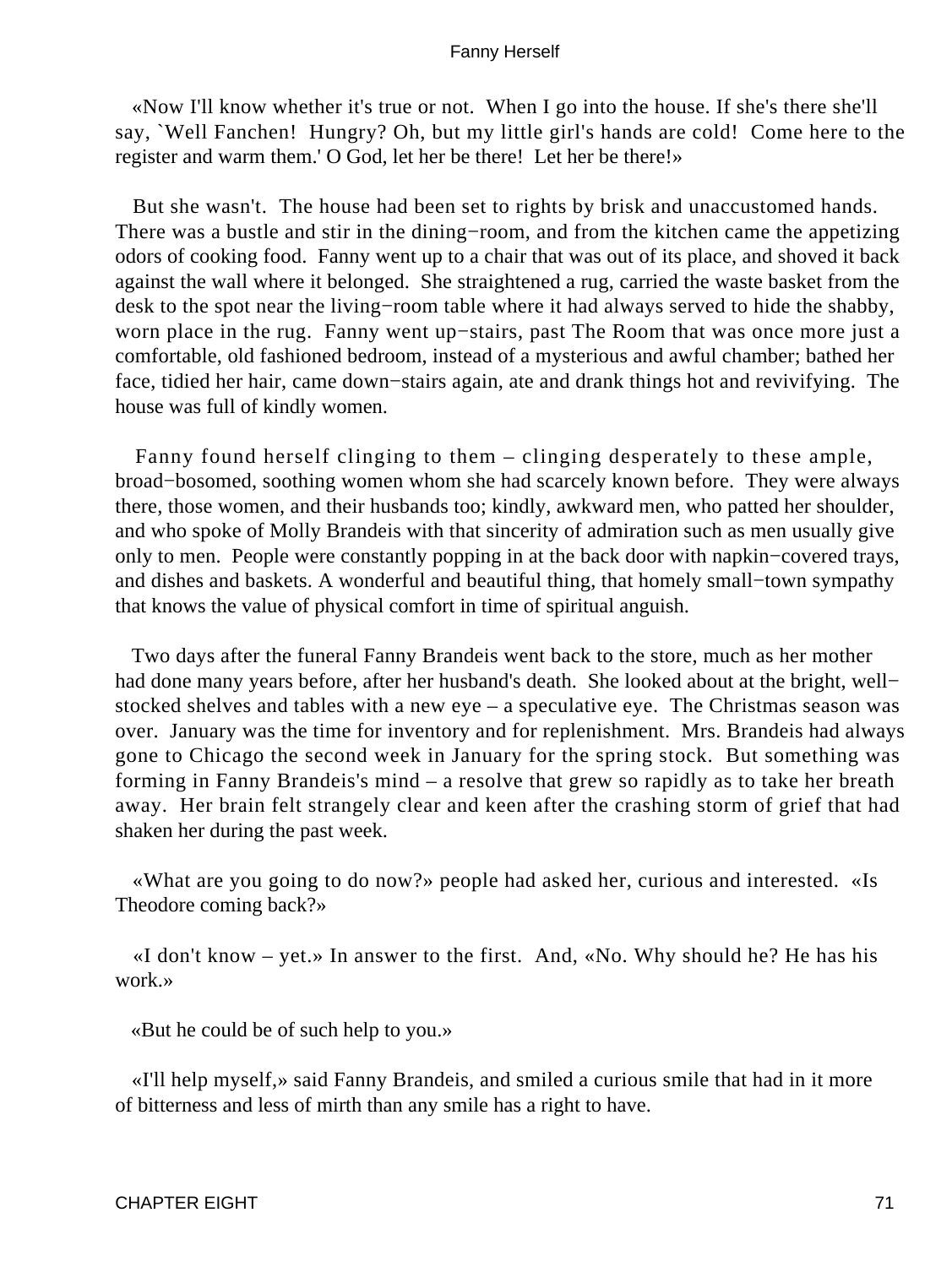«Now I'll know whether it's true or not. When I go into the house. If she's there she'll say, `Well Fanchen! Hungry? Oh, but my little girl's hands are cold! Come here to the register and warm them.' O God, let her be there! Let her be there!»

But she wasn't. The house had been set to rights by brisk and unaccustomed hands. There was a bustle and stir in the dining−room, and from the kitchen came the appetizing odors of cooking food. Fanny went up to a chair that was out of its place, and shoved it back against the wall where it belonged. She straightened a rug, carried the waste basket from the desk to the spot near the living−room table where it had always served to hide the shabby, worn place in the rug. Fanny went up−stairs, past The Room that was once more just a comfortable, old fashioned bedroom, instead of a mysterious and awful chamber; bathed her face, tidied her hair, came down−stairs again, ate and drank things hot and revivifying. The house was full of kindly women.

Fanny found herself clinging to them – clinging desperately to these ample, broad−bosomed, soothing women whom she had scarcely known before. They were always there, those women, and their husbands too; kindly, awkward men, who patted her shoulder, and who spoke of Molly Brandeis with that sincerity of admiration such as men usually give only to men. People were constantly popping in at the back door with napkin−covered trays, and dishes and baskets. A wonderful and beautiful thing, that homely small−town sympathy that knows the value of physical comfort in time of spiritual anguish.

Two days after the funeral Fanny Brandeis went back to the store, much as her mother had done many years before, after her husband's death. She looked about at the bright, well−stocked shelves and tables with a new eye – a speculative eye. The Christmas season was over. January was the time for inventory and for replenishment. Mrs. Brandeis had always gone to Chicago the second week in January for the spring stock. But something was forming in Fanny Brandeis's mind – a resolve that grew so rapidly as to take her breath away. Her brain felt strangely clear and keen after the crashing storm of grief that had shaken her during the past week.

«What are you going to do now?» people had asked her, curious and interested. «Is Theodore coming back?»

«I don't know – yet.» In answer to the first. And, «No. Why should he? He has his work.»

«But he could be of such help to you.»

«I'll help myself,» said Fanny Brandeis, and smiled a curious smile that had in it more of bitterness and less of mirth than any smile has a right to have.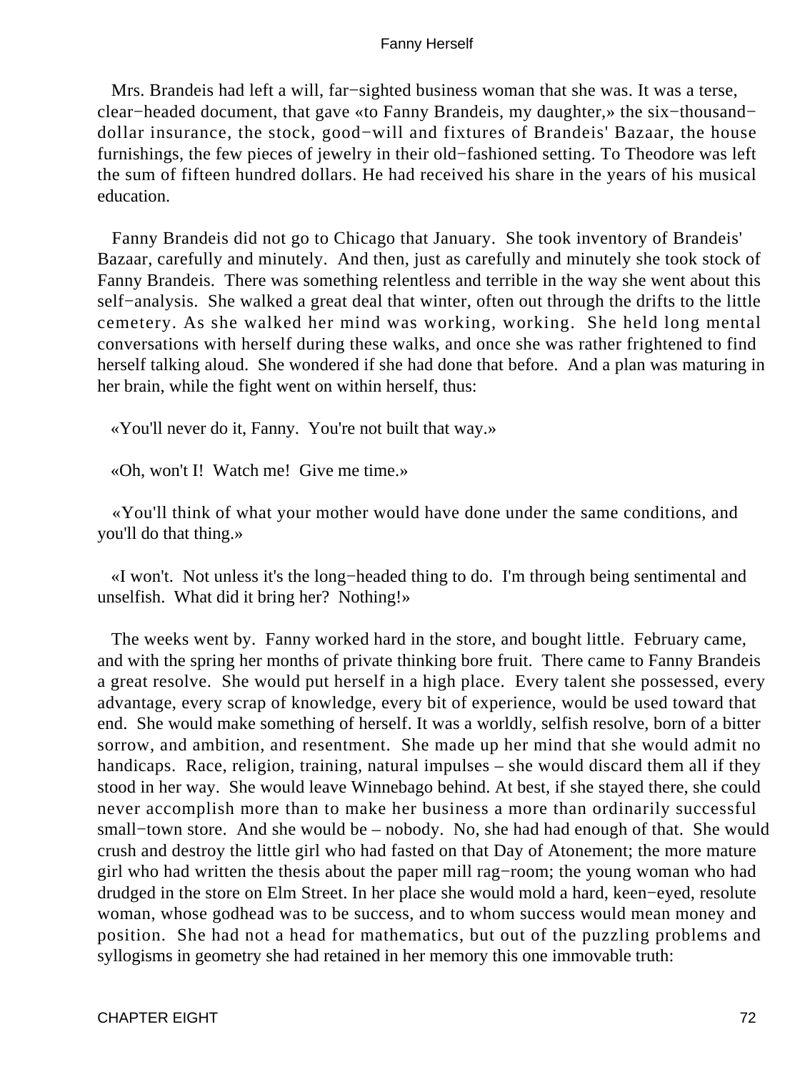Mrs. Brandeis had left a will, far−sighted business woman that she was. It was a terse, clear−headed document, that gave «to Fanny Brandeis, my daughter,» the six−thousand−dollar insurance, the stock, good−will and fixtures of Brandeis' Bazaar, the house furnishings, the few pieces of jewelry in their old−fashioned setting. To Theodore was left the sum of fifteen hundred dollars. He had received his share in the years of his musical education.

Fanny Brandeis did not go to Chicago that January. She took inventory of Brandeis' Bazaar, carefully and minutely. And then, just as carefully and minutely she took stock of Fanny Brandeis. There was something relentless and terrible in the way she went about this self−analysis. She walked a great deal that winter, often out through the drifts to the little cemetery. As she walked her mind was working, working. She held long mental conversations with herself during these walks, and once she was rather frightened to find herself talking aloud. She wondered if she had done that before. And a plan was maturing in her brain, while the fight went on within herself, thus:

«You'll never do it, Fanny. You're not built that way.»

«Oh, won't I! Watch me! Give me time.»

«You'll think of what your mother would have done under the same conditions, and you'll do that thing.»

«I won't. Not unless it's the long−headed thing to do. I'm through being sentimental and unselfish. What did it bring her? Nothing!»

The weeks went by. Fanny worked hard in the store, and bought little. February came, and with the spring her months of private thinking bore fruit. There came to Fanny Brandeis a great resolve. She would put herself in a high place. Every talent she possessed, every advantage, every scrap of knowledge, every bit of experience, would be used toward that end. She would make something of herself. It was a worldly, selfish resolve, born of a bitter sorrow, and ambition, and resentment. She made up her mind that she would admit no handicaps. Race, religion, training, natural impulses – she would discard them all if they stood in her way. She would leave Winnebago behind. At best, if she stayed there, she could never accomplish more than to make her business a more than ordinarily successful small−town store. And she would be – nobody. No, she had had enough of that. She would crush and destroy the little girl who had fasted on that Day of Atonement; the more mature girl who had written the thesis about the paper mill rag−room; the young woman who had drudged in the store on Elm Street. In her place she would mold a hard, keen−eyed, resolute woman, whose godhead was to be success, and to whom success would mean money and position. She had not a head for mathematics, but out of the puzzling problems and syllogisms in geometry she had retained in her memory this one immovable truth: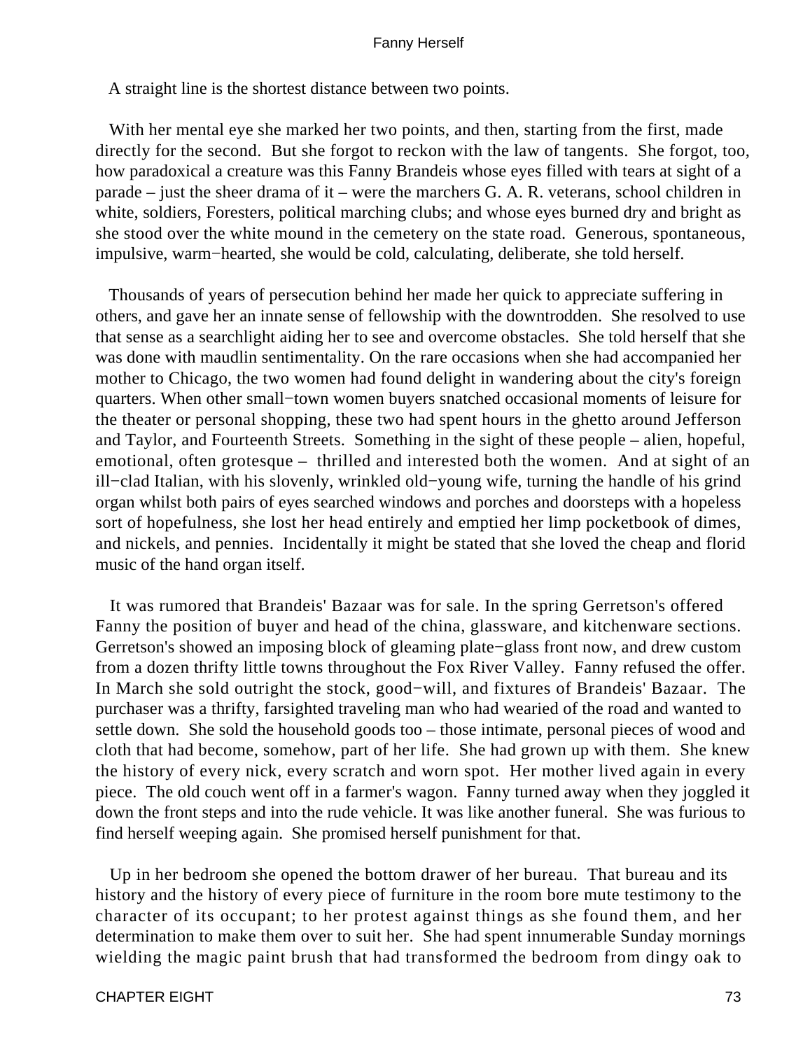A straight line is the shortest distance between two points.

With her mental eye she marked her two points, and then, starting from the first, made directly for the second. But she forgot to reckon with the law of tangents. She forgot, too, how paradoxical a creature was this Fanny Brandeis whose eyes filled with tears at sight of a parade – just the sheer drama of it – were the marchers G. A. R. veterans, school children in white, soldiers, Foresters, political marching clubs; and whose eyes burned dry and bright as she stood over the white mound in the cemetery on the state road. Generous, spontaneous, impulsive, warm−hearted, she would be cold, calculating, deliberate, she told herself.

Thousands of years of persecution behind her made her quick to appreciate suffering in others, and gave her an innate sense of fellowship with the downtrodden. She resolved to use that sense as a searchlight aiding her to see and overcome obstacles. She told herself that she was done with maudlin sentimentality. On the rare occasions when she had accompanied her mother to Chicago, the two women had found delight in wandering about the city's foreign quarters. When other small−town women buyers snatched occasional moments of leisure for the theater or personal shopping, these two had spent hours in the ghetto around Jefferson and Taylor, and Fourteenth Streets. Something in the sight of these people – alien, hopeful, emotional, often grotesque – thrilled and interested both the women. And at sight of an ill−clad Italian, with his slovenly, wrinkled old−young wife, turning the handle of his grind organ whilst both pairs of eyes searched windows and porches and doorsteps with a hopeless sort of hopefulness, she lost her head entirely and emptied her limp pocketbook of dimes, and nickels, and pennies. Incidentally it might be stated that she loved the cheap and florid music of the hand organ itself.

It was rumored that Brandeis' Bazaar was for sale. In the spring Gerretson's offered Fanny the position of buyer and head of the china, glassware, and kitchenware sections. Gerretson's showed an imposing block of gleaming plate−glass front now, and drew custom from a dozen thrifty little towns throughout the Fox River Valley. Fanny refused the offer. In March she sold outright the stock, good−will, and fixtures of Brandeis' Bazaar. The purchaser was a thrifty, farsighted traveling man who had wearied of the road and wanted to settle down. She sold the household goods too – those intimate, personal pieces of wood and cloth that had become, somehow, part of her life. She had grown up with them. She knew the history of every nick, every scratch and worn spot. Her mother lived again in every piece. The old couch went off in a farmer's wagon. Fanny turned away when they joggled it down the front steps and into the rude vehicle. It was like another funeral. She was furious to find herself weeping again. She promised herself punishment for that.

Up in her bedroom she opened the bottom drawer of her bureau. That bureau and its history and the history of every piece of furniture in the room bore mute testimony to the character of its occupant; to her protest against things as she found them, and her determination to make them over to suit her. She had spent innumerable Sunday mornings wielding the magic paint brush that had transformed the bedroom from dingy oak to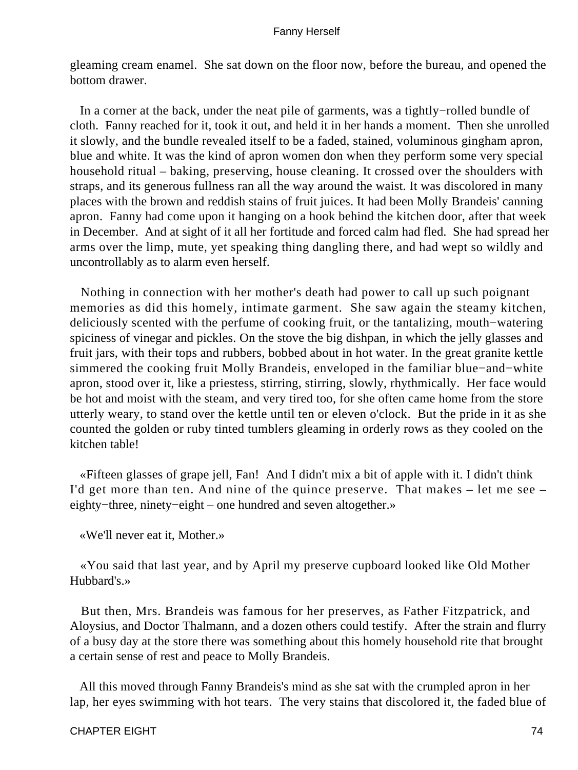gleaming cream enamel. She sat down on the floor now, before the bureau, and opened the bottom drawer.

In a corner at the back, under the neat pile of garments, was a tightly−rolled bundle of cloth. Fanny reached for it, took it out, and held it in her hands a moment. Then she unrolled it slowly, and the bundle revealed itself to be a faded, stained, voluminous gingham apron, blue and white. It was the kind of apron women don when they perform some very special household ritual – baking, preserving, house cleaning. It crossed over the shoulders with straps, and its generous fullness ran all the way around the waist. It was discolored in many places with the brown and reddish stains of fruit juices. It had been Molly Brandeis' canning apron. Fanny had come upon it hanging on a hook behind the kitchen door, after that week in December. And at sight of it all her fortitude and forced calm had fled. She had spread her arms over the limp, mute, yet speaking thing dangling there, and had wept so wildly and uncontrollably as to alarm even herself.

Nothing in connection with her mother's death had power to call up such poignant memories as did this homely, intimate garment. She saw again the steamy kitchen, deliciously scented with the perfume of cooking fruit, or the tantalizing, mouth−watering spiciness of vinegar and pickles. On the stove the big dishpan, in which the jelly glasses and fruit jars, with their tops and rubbers, bobbed about in hot water. In the great granite kettle simmered the cooking fruit Molly Brandeis, enveloped in the familiar blue−and−white apron, stood over it, like a priestess, stirring, stirring, slowly, rhythmically. Her face would be hot and moist with the steam, and very tired too, for she often came home from the store utterly weary, to stand over the kettle until ten or eleven o'clock. But the pride in it as she counted the golden or ruby tinted tumblers gleaming in orderly rows as they cooled on the kitchen table!

«Fifteen glasses of grape jell, Fan! And I didn't mix a bit of apple with it. I didn't think I'd get more than ten. And nine of the quince preserve. That makes – let me see – eighty−three, ninety−eight – one hundred and seven altogether.»

«We'll never eat it, Mother.»

«You said that last year, and by April my preserve cupboard looked like Old Mother Hubbard's.»

But then, Mrs. Brandeis was famous for her preserves, as Father Fitzpatrick, and Aloysius, and Doctor Thalmann, and a dozen others could testify. After the strain and flurry of a busy day at the store there was something about this homely household rite that brought a certain sense of rest and peace to Molly Brandeis.

All this moved through Fanny Brandeis's mind as she sat with the crumpled apron in her lap, her eyes swimming with hot tears. The very stains that discolored it, the faded blue of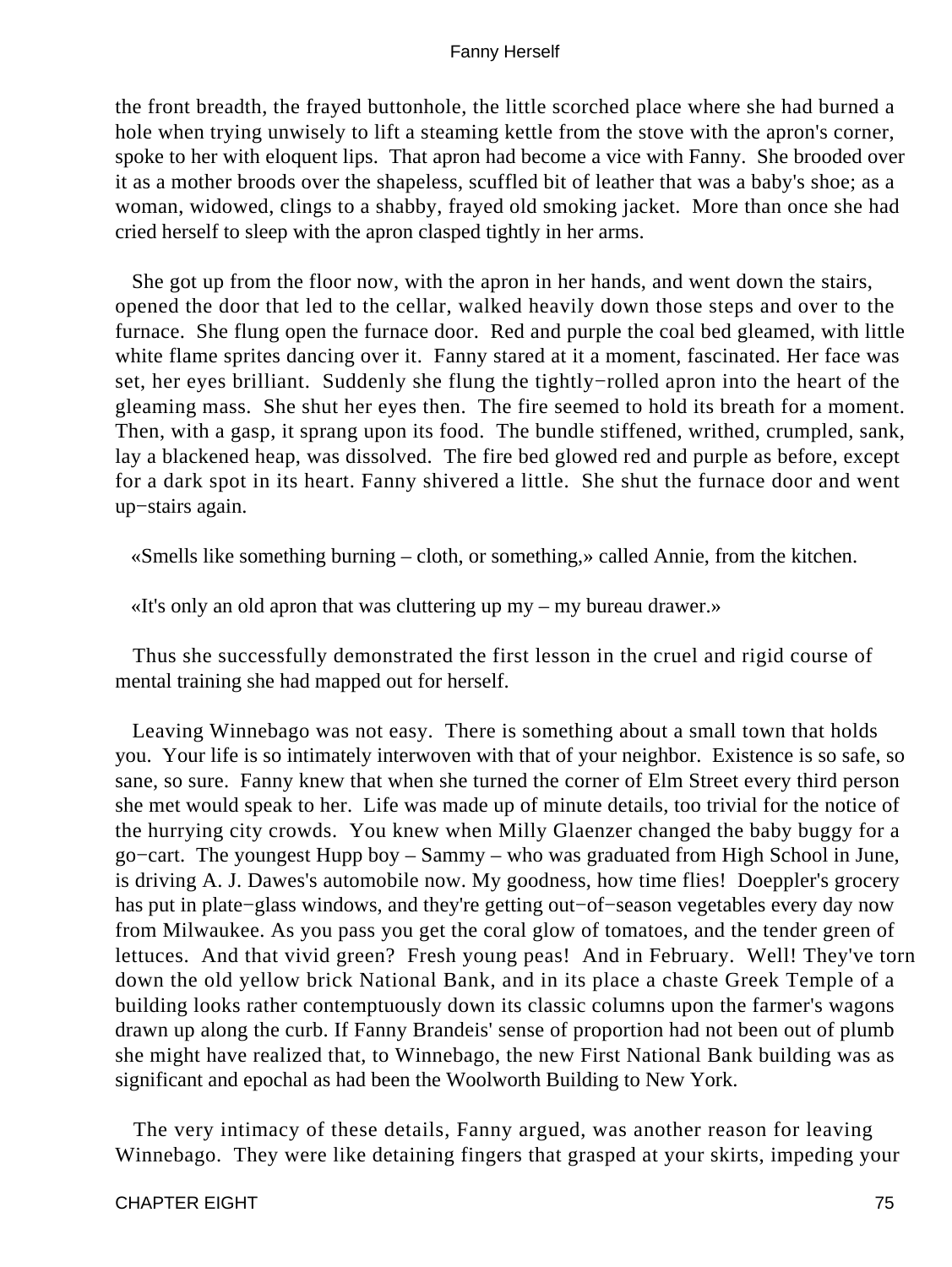the front breadth, the frayed buttonhole, the little scorched place where she had burned a hole when trying unwisely to lift a steaming kettle from the stove with the apron's corner, spoke to her with eloquent lips. That apron had become a vice with Fanny. She brooded over it as a mother broods over the shapeless, scuffled bit of leather that was a baby's shoe; as a woman, widowed, clings to a shabby, frayed old smoking jacket. More than once she had cried herself to sleep with the apron clasped tightly in her arms.

She got up from the floor now, with the apron in her hands, and went down the stairs, opened the door that led to the cellar, walked heavily down those steps and over to the furnace. She flung open the furnace door. Red and purple the coal bed gleamed, with little white flame sprites dancing over it. Fanny stared at it a moment, fascinated. Her face was set, her eyes brilliant. Suddenly she flung the tightly−rolled apron into the heart of the gleaming mass. She shut her eyes then. The fire seemed to hold its breath for a moment. Then, with a gasp, it sprang upon its food. The bundle stiffened, writhed, crumpled, sank, lay a blackened heap, was dissolved. The fire bed glowed red and purple as before, except for a dark spot in its heart. Fanny shivered a little. She shut the furnace door and went up−stairs again.

«Smells like something burning – cloth, or something,» called Annie, from the kitchen.

«It's only an old apron that was cluttering up my – my bureau drawer.»

Thus she successfully demonstrated the first lesson in the cruel and rigid course of mental training she had mapped out for herself.

Leaving Winnebago was not easy. There is something about a small town that holds you. Your life is so intimately interwoven with that of your neighbor. Existence is so safe, so sane, so sure. Fanny knew that when she turned the corner of Elm Street every third person she met would speak to her. Life was made up of minute details, too trivial for the notice of the hurrying city crowds. You knew when Milly Glaenzer changed the baby buggy for a go−cart. The youngest Hupp boy – Sammy – who was graduated from High School in June, is driving A. J. Dawes's automobile now. My goodness, how time flies! Doeppler's grocery has put in plate−glass windows, and they're getting out−of−season vegetables every day now from Milwaukee. As you pass you get the coral glow of tomatoes, and the tender green of lettuces. And that vivid green? Fresh young peas! And in February. Well! They've torn down the old yellow brick National Bank, and in its place a chaste Greek Temple of a building looks rather contemptuously down its classic columns upon the farmer's wagons drawn up along the curb. If Fanny Brandeis' sense of proportion had not been out of plumb she might have realized that, to Winnebago, the new First National Bank building was as significant and epochal as had been the Woolworth Building to New York.

The very intimacy of these details, Fanny argued, was another reason for leaving Winnebago. They were like detaining fingers that grasped at your skirts, impeding your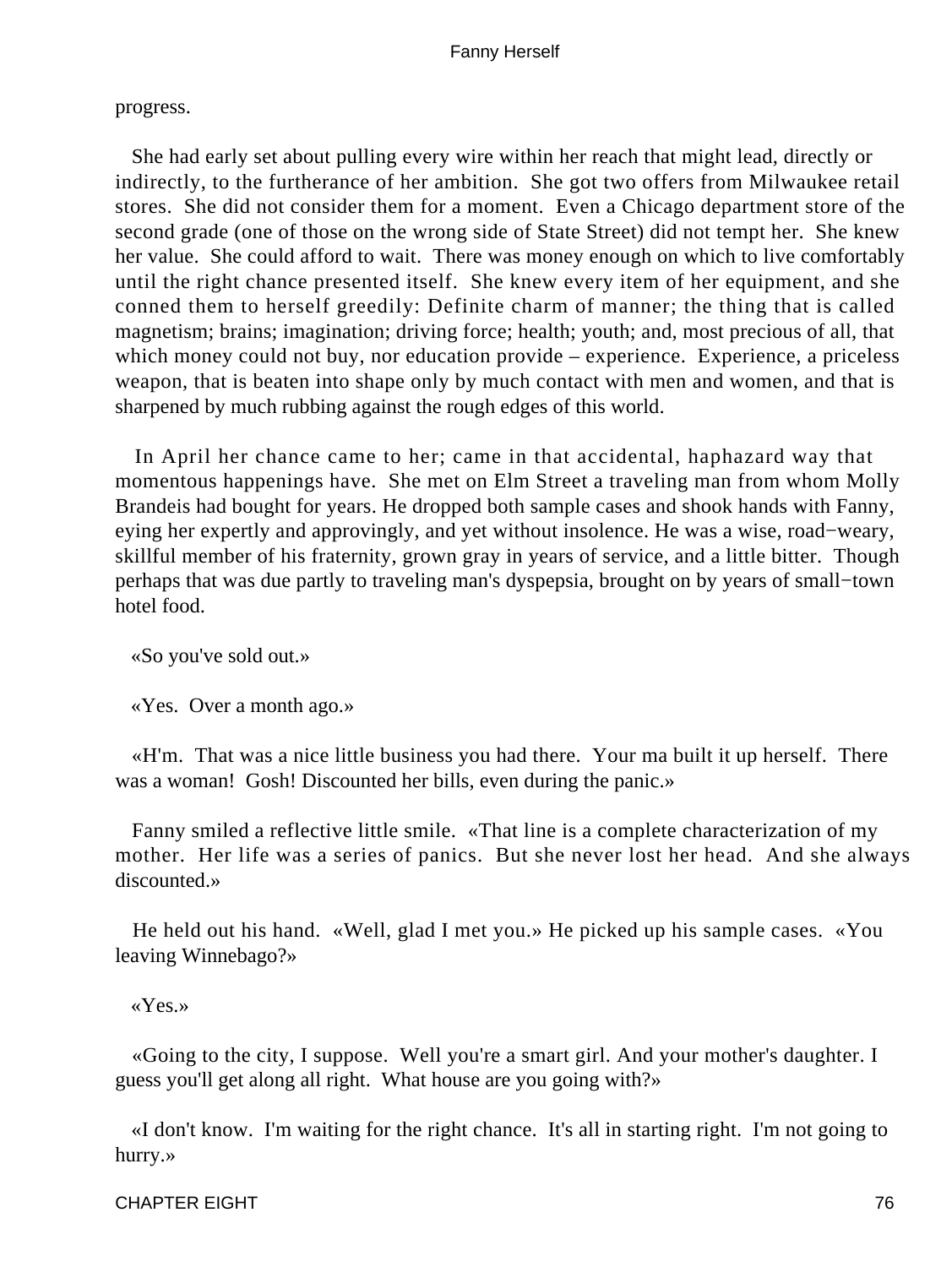progress.

She had early set about pulling every wire within her reach that might lead, directly or indirectly, to the furtherance of her ambition. She got two offers from Milwaukee retail stores. She did not consider them for a moment. Even a Chicago department store of the second grade (one of those on the wrong side of State Street) did not tempt her. She knew her value. She could afford to wait. There was money enough on which to live comfortably until the right chance presented itself. She knew every item of her equipment, and she conned them to herself greedily: Definite charm of manner; the thing that is called magnetism; brains; imagination; driving force; health; youth; and, most precious of all, that which money could not buy, nor education provide – experience. Experience, a priceless weapon, that is beaten into shape only by much contact with men and women, and that is sharpened by much rubbing against the rough edges of this world.

In April her chance came to her; came in that accidental, haphazard way that momentous happenings have. She met on Elm Street a traveling man from whom Molly Brandeis had bought for years. He dropped both sample cases and shook hands with Fanny, eying her expertly and approvingly, and yet without insolence. He was a wise, road−weary, skillful member of his fraternity, grown gray in years of service, and a little bitter. Though perhaps that was due partly to traveling man's dyspepsia, brought on by years of small−town hotel food.

«So you've sold out.»

«Yes. Over a month ago.»

«H'm. That was a nice little business you had there. Your ma built it up herself. There was a woman! Gosh! Discounted her bills, even during the panic.»

Fanny smiled a reflective little smile. «That line is a complete characterization of my mother. Her life was a series of panics. But she never lost her head. And she always discounted.»

He held out his hand. «Well, glad I met you.» He picked up his sample cases. «You leaving Winnebago?»

«Yes.»

«Going to the city, I suppose. Well you're a smart girl. And your mother's daughter. I guess you'll get along all right. What house are you going with?»

«I don't know. I'm waiting for the right chance. It's all in starting right. I'm not going to hurry.»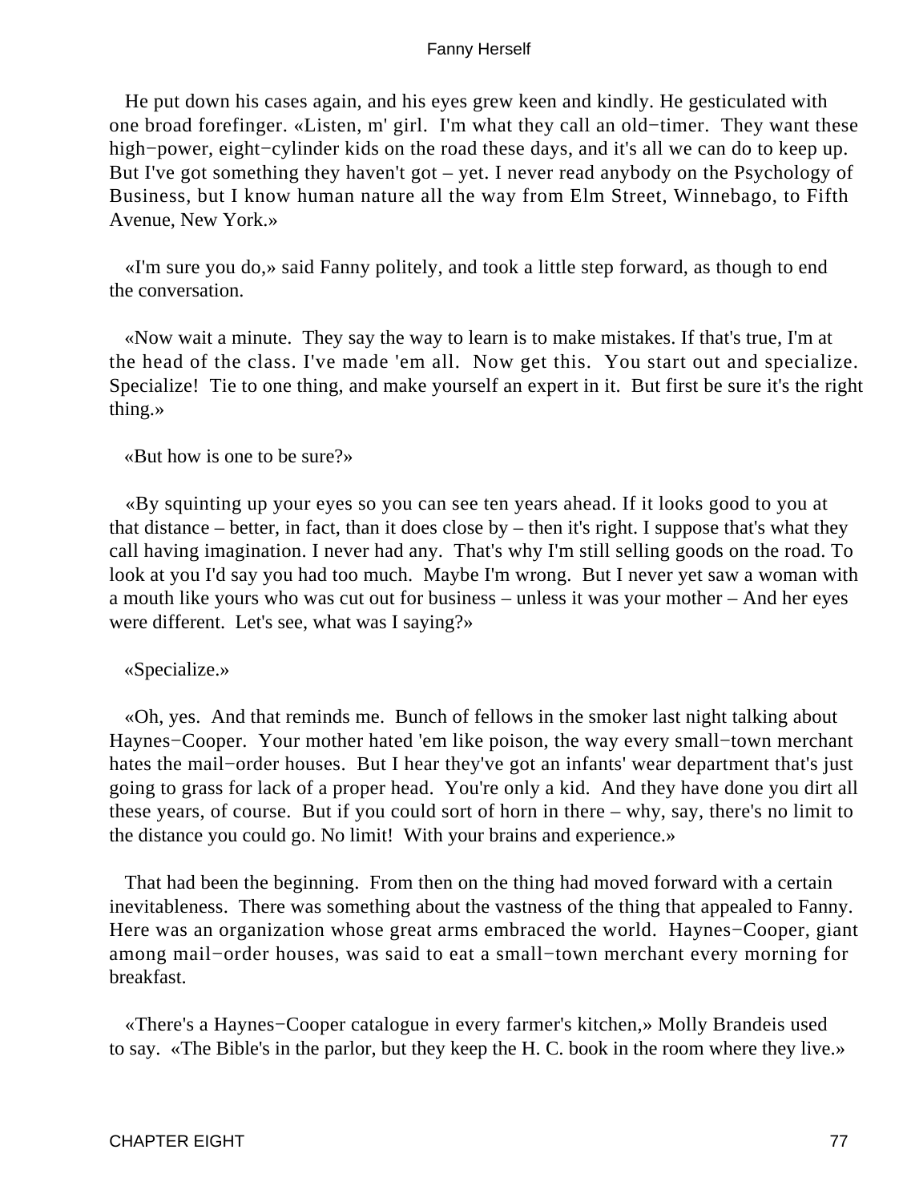He put down his cases again, and his eyes grew keen and kindly. He gesticulated with one broad forefinger. «Listen, m' girl. I'm what they call an old−timer. They want these high−power, eight−cylinder kids on the road these days, and it's all we can do to keep up. But I've got something they haven't got – yet. I never read anybody on the Psychology of Business, but I know human nature all the way from Elm Street, Winnebago, to Fifth Avenue, New York.»

«I'm sure you do,» said Fanny politely, and took a little step forward, as though to end the conversation.

«Now wait a minute. They say the way to learn is to make mistakes. If that's true, I'm at the head of the class. I've made 'em all. Now get this. You start out and specialize. Specialize! Tie to one thing, and make yourself an expert in it. But first be sure it's the right thing.»

«But how is one to be sure?»

«By squinting up your eyes so you can see ten years ahead. If it looks good to you at that distance – better, in fact, than it does close by – then it's right. I suppose that's what they call having imagination. I never had any. That's why I'm still selling goods on the road. To look at you I'd say you had too much. Maybe I'm wrong. But I never yet saw a woman with a mouth like yours who was cut out for business – unless it was your mother – And her eyes were different. Let's see, what was I saying?»

«Specialize.»

«Oh, yes. And that reminds me. Bunch of fellows in the smoker last night talking about Haynes−Cooper. Your mother hated 'em like poison, the way every small−town merchant hates the mail−order houses. But I hear they've got an infants' wear department that's just going to grass for lack of a proper head. You're only a kid. And they have done you dirt all these years, of course. But if you could sort of horn in there – why, say, there's no limit to the distance you could go. No limit! With your brains and experience.»

That had been the beginning. From then on the thing had moved forward with a certain inevitableness. There was something about the vastness of the thing that appealed to Fanny. Here was an organization whose great arms embraced the world. Haynes−Cooper, giant among mail−order houses, was said to eat a small−town merchant every morning for breakfast.

«There's a Haynes−Cooper catalogue in every farmer's kitchen,» Molly Brandeis used to say. «The Bible's in the parlor, but they keep the H. C. book in the room where they live.»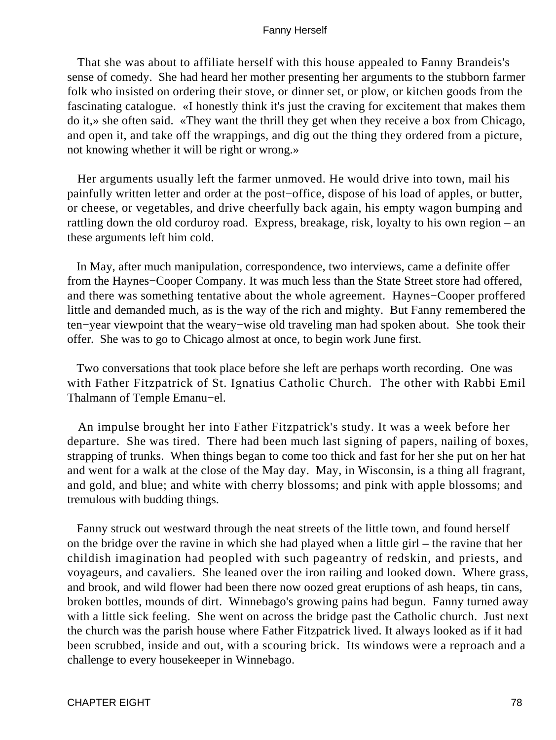That she was about to affiliate herself with this house appealed to Fanny Brandeis's sense of comedy. She had heard her mother presenting her arguments to the stubborn farmer folk who insisted on ordering their stove, or dinner set, or plow, or kitchen goods from the fascinating catalogue. «I honestly think it's just the craving for excitement that makes them do it,» she often said. «They want the thrill they get when they receive a box from Chicago, and open it, and take off the wrappings, and dig out the thing they ordered from a picture, not knowing whether it will be right or wrong.»

Her arguments usually left the farmer unmoved. He would drive into town, mail his painfully written letter and order at the post−office, dispose of his load of apples, or butter, or cheese, or vegetables, and drive cheerfully back again, his empty wagon bumping and rattling down the old corduroy road. Express, breakage, risk, loyalty to his own region – an these arguments left him cold.

In May, after much manipulation, correspondence, two interviews, came a definite offer from the Haynes−Cooper Company. It was much less than the State Street store had offered, and there was something tentative about the whole agreement. Haynes−Cooper proffered little and demanded much, as is the way of the rich and mighty. But Fanny remembered the ten−year viewpoint that the weary−wise old traveling man had spoken about. She took their offer. She was to go to Chicago almost at once, to begin work June first.

Two conversations that took place before she left are perhaps worth recording. One was with Father Fitzpatrick of St. Ignatius Catholic Church. The other with Rabbi Emil Thalmann of Temple Emanu−el.

An impulse brought her into Father Fitzpatrick's study. It was a week before her departure. She was tired. There had been much last signing of papers, nailing of boxes, strapping of trunks. When things began to come too thick and fast for her she put on her hat and went for a walk at the close of the May day. May, in Wisconsin, is a thing all fragrant, and gold, and blue; and white with cherry blossoms; and pink with apple blossoms; and tremulous with budding things.

Fanny struck out westward through the neat streets of the little town, and found herself on the bridge over the ravine in which she had played when a little girl – the ravine that her childish imagination had peopled with such pageantry of redskin, and priests, and voyageurs, and cavaliers. She leaned over the iron railing and looked down. Where grass, and brook, and wild flower had been there now oozed great eruptions of ash heaps, tin cans, broken bottles, mounds of dirt. Winnebago's growing pains had begun. Fanny turned away with a little sick feeling. She went on across the bridge past the Catholic church. Just next the church was the parish house where Father Fitzpatrick lived. It always looked as if it had been scrubbed, inside and out, with a scouring brick. Its windows were a reproach and a challenge to every housekeeper in Winnebago.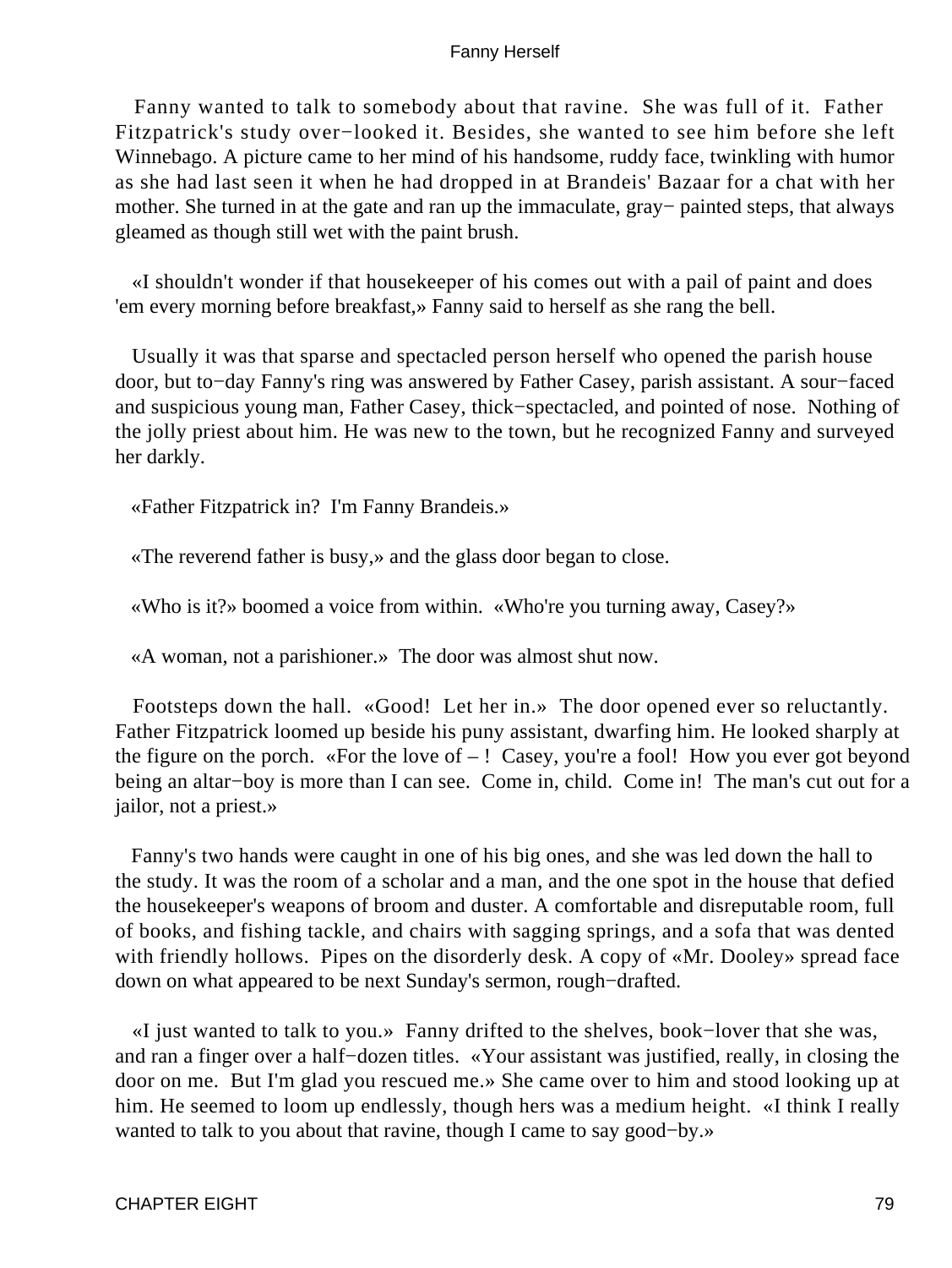Fanny wanted to talk to somebody about that ravine. She was full of it. Father Fitzpatrick's study over−looked it. Besides, she wanted to see him before she left Winnebago. A picture came to her mind of his handsome, ruddy face, twinkling with humor as she had last seen it when he had dropped in at Brandeis' Bazaar for a chat with her mother. She turned in at the gate and ran up the immaculate, gray− painted steps, that always gleamed as though still wet with the paint brush.

«I shouldn't wonder if that housekeeper of his comes out with a pail of paint and does 'em every morning before breakfast,» Fanny said to herself as she rang the bell.

Usually it was that sparse and spectacled person herself who opened the parish house door, but to−day Fanny's ring was answered by Father Casey, parish assistant. A sour−faced and suspicious young man, Father Casey, thick−spectacled, and pointed of nose. Nothing of the jolly priest about him. He was new to the town, but he recognized Fanny and surveyed her darkly.

«Father Fitzpatrick in? I'm Fanny Brandeis.»

«The reverend father is busy,» and the glass door began to close.

«Who is it?» boomed a voice from within. «Who're you turning away, Casey?»

«A woman, not a parishioner.» The door was almost shut now.

Footsteps down the hall. «Good! Let her in.» The door opened ever so reluctantly. Father Fitzpatrick loomed up beside his puny assistant, dwarfing him. He looked sharply at the figure on the porch. «For the love of – ! Casey, you're a fool! How you ever got beyond being an altar−boy is more than I can see. Come in, child. Come in! The man's cut out for a jailor, not a priest.»

Fanny's two hands were caught in one of his big ones, and she was led down the hall to the study. It was the room of a scholar and a man, and the one spot in the house that defied the housekeeper's weapons of broom and duster. A comfortable and disreputable room, full of books, and fishing tackle, and chairs with sagging springs, and a sofa that was dented with friendly hollows. Pipes on the disorderly desk. A copy of «Mr. Dooley» spread face down on what appeared to be next Sunday's sermon, rough−drafted.

«I just wanted to talk to you.» Fanny drifted to the shelves, book−lover that she was, and ran a finger over a half−dozen titles. «Your assistant was justified, really, in closing the door on me. But I'm glad you rescued me.» She came over to him and stood looking up at him. He seemed to loom up endlessly, though hers was a medium height. «I think I really wanted to talk to you about that ravine, though I came to say good−by.»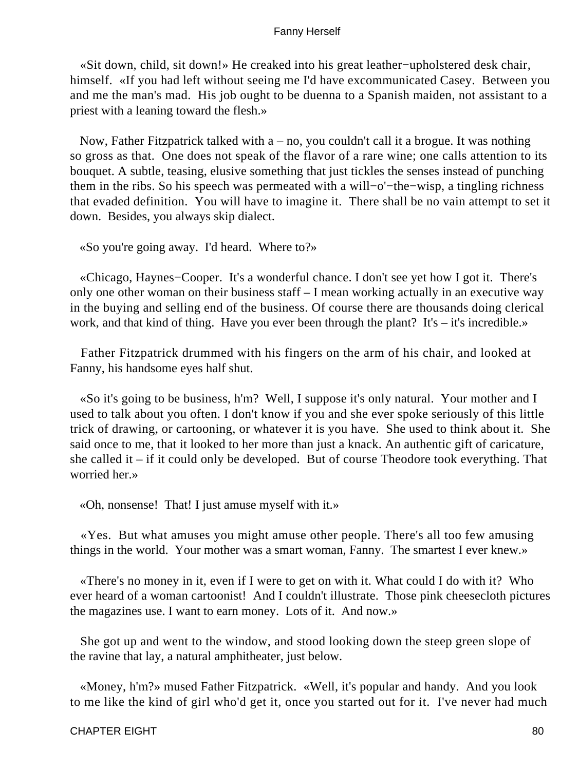«Sit down, child, sit down!» He creaked into his great leather−upholstered desk chair, himself. «If you had left without seeing me I'd have excommunicated Casey. Between you and me the man's mad. His job ought to be duenna to a Spanish maiden, not assistant to a priest with a leaning toward the flesh.»

Now, Father Fitzpatrick talked with a – no, you couldn't call it a brogue. It was nothing so gross as that. One does not speak of the flavor of a rare wine; one calls attention to its bouquet. A subtle, teasing, elusive something that just tickles the senses instead of punching them in the ribs. So his speech was permeated with a will−o'−the−wisp, a tingling richness that evaded definition. You will have to imagine it. There shall be no vain attempt to set it down. Besides, you always skip dialect.

«So you're going away. I'd heard. Where to?»

«Chicago, Haynes−Cooper. It's a wonderful chance. I don't see yet how I got it. There's only one other woman on their business staff – I mean working actually in an executive way in the buying and selling end of the business. Of course there are thousands doing clerical work, and that kind of thing. Have you ever been through the plant? It's – it's incredible.»

Father Fitzpatrick drummed with his fingers on the arm of his chair, and looked at Fanny, his handsome eyes half shut.

«So it's going to be business, h'm? Well, I suppose it's only natural. Your mother and I used to talk about you often. I don't know if you and she ever spoke seriously of this little trick of drawing, or cartooning, or whatever it is you have. She used to think about it. She said once to me, that it looked to her more than just a knack. An authentic gift of caricature, she called it – if it could only be developed. But of course Theodore took everything. That worried her.»

«Oh, nonsense! That! I just amuse myself with it.»

«Yes. But what amuses you might amuse other people. There's all too few amusing things in the world. Your mother was a smart woman, Fanny. The smartest I ever knew.»

«There's no money in it, even if I were to get on with it. What could I do with it? Who ever heard of a woman cartoonist! And I couldn't illustrate. Those pink cheesecloth pictures the magazines use. I want to earn money. Lots of it. And now.»

She got up and went to the window, and stood looking down the steep green slope of the ravine that lay, a natural amphitheater, just below.

«Money, h'm?» mused Father Fitzpatrick. «Well, it's popular and handy. And you look to me like the kind of girl who'd get it, once you started out for it. I've never had much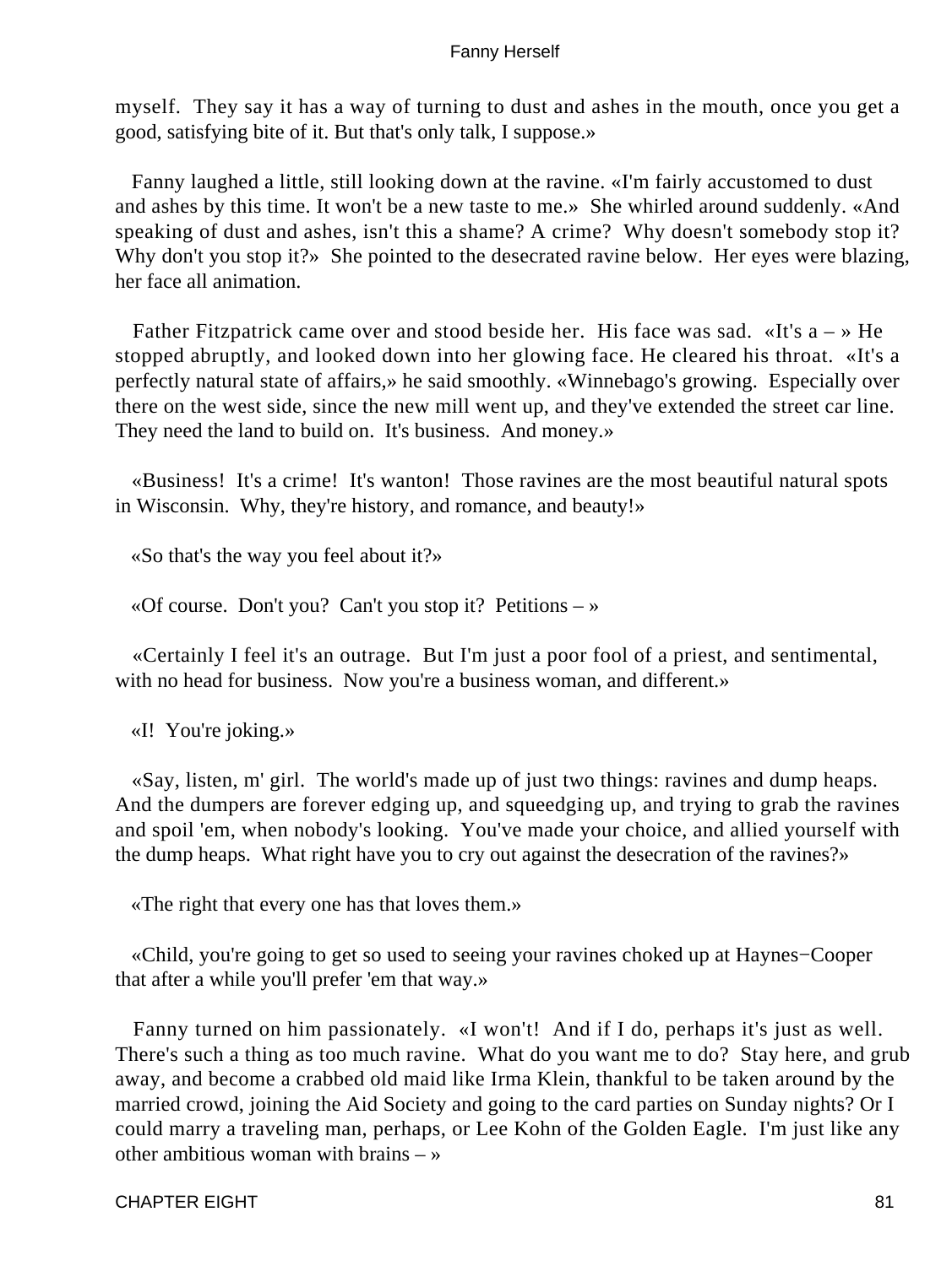myself. They say it has a way of turning to dust and ashes in the mouth, once you get a good, satisfying bite of it. But that's only talk, I suppose.»

Fanny laughed a little, still looking down at the ravine. «I'm fairly accustomed to dust and ashes by this time. It won't be a new taste to me.» She whirled around suddenly. «And speaking of dust and ashes, isn't this a shame? A crime? Why doesn't somebody stop it? Why don't you stop it?» She pointed to the desecrated ravine below. Her eyes were blazing, her face all animation.

Father Fitzpatrick came over and stood beside her. His face was sad. «It's a – » He stopped abruptly, and looked down into her glowing face. He cleared his throat. «It's a perfectly natural state of affairs,» he said smoothly. «Winnebago's growing. Especially over there on the west side, since the new mill went up, and they've extended the street car line. They need the land to build on. It's business. And money.»

«Business! It's a crime! It's wanton! Those ravines are the most beautiful natural spots in Wisconsin. Why, they're history, and romance, and beauty!»

«So that's the way you feel about it?»

«Of course. Don't you? Can't you stop it? Petitions – »

«Certainly I feel it's an outrage. But I'm just a poor fool of a priest, and sentimental, with no head for business. Now you're a business woman, and different.»

«I! You're joking.»

«Say, listen, m' girl. The world's made up of just two things: ravines and dump heaps. And the dumpers are forever edging up, and squeedging up, and trying to grab the ravines and spoil 'em, when nobody's looking. You've made your choice, and allied yourself with the dump heaps. What right have you to cry out against the desecration of the ravines?»

«The right that every one has that loves them.»

«Child, you're going to get so used to seeing your ravines choked up at Haynes−Cooper that after a while you'll prefer 'em that way.»

Fanny turned on him passionately. «I won't! And if I do, perhaps it's just as well. There's such a thing as too much ravine. What do you want me to do? Stay here, and grub away, and become a crabbed old maid like Irma Klein, thankful to be taken around by the married crowd, joining the Aid Society and going to the card parties on Sunday nights? Or I could marry a traveling man, perhaps, or Lee Kohn of the Golden Eagle. I'm just like any other ambitious woman with brains – »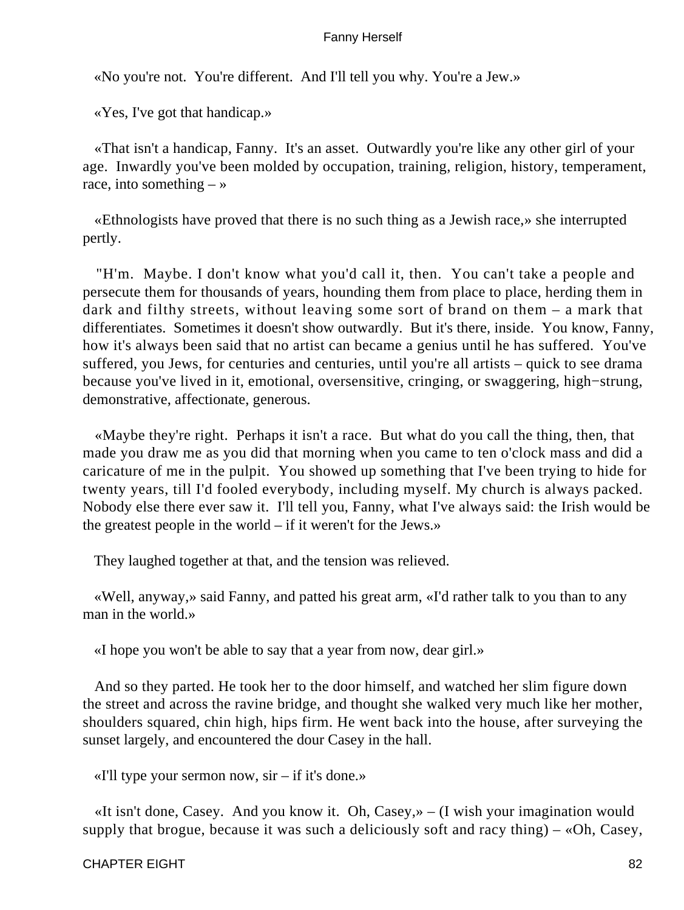«No you're not.  You're different.  And I'll tell you why. You're a Jew.»

«Yes, I've got that handicap.»

«That isn't a handicap, Fanny.  It's an asset.  Outwardly you're like any other girl of your age.  Inwardly you've been molded by occupation, training, religion, history, temperament, race, into something – »

«Ethnologists have proved that there is no such thing as a Jewish race,» she interrupted pertly.

"H'm.  Maybe. I don't know what you'd call it, then.  You can't take a people and persecute them for thousands of years, hounding them from place to place, herding them in dark and filthy streets, without leaving some sort of brand on them – a mark that differentiates.  Sometimes it doesn't show outwardly.  But it's there, inside.  You know, Fanny, how it's always been said that no artist can became a genius until he has suffered.  You've suffered, you Jews, for centuries and centuries, until you're all artists – quick to see drama because you've lived in it, emotional, oversensitive, cringing, or swaggering, high−strung, demonstrative, affectionate, generous.

«Maybe they're right.  Perhaps it isn't a race.  But what do you call the thing, then, that made you draw me as you did that morning when you came to ten o'clock mass and did a caricature of me in the pulpit.  You showed up something that I've been trying to hide for twenty years, till I'd fooled everybody, including myself. My church is always packed. Nobody else there ever saw it.  I'll tell you, Fanny, what I've always said: the Irish would be the greatest people in the world – if it weren't for the Jews.»

They laughed together at that, and the tension was relieved.

«Well, anyway,» said Fanny, and patted his great arm, «I'd rather talk to you than to any man in the world.»

«I hope you won't be able to say that a year from now, dear girl.»

And so they parted. He took her to the door himself, and watched her slim figure down the street and across the ravine bridge, and thought she walked very much like her mother, shoulders squared, chin high, hips firm. He went back into the house, after surveying the sunset largely, and encountered the dour Casey in the hall.

«I'll type your sermon now, sir – if it's done.»

«It isn't done, Casey.  And you know it.  Oh, Casey,» – (I wish your imagination would supply that brogue, because it was such a deliciously soft and racy thing) – «Oh, Casey,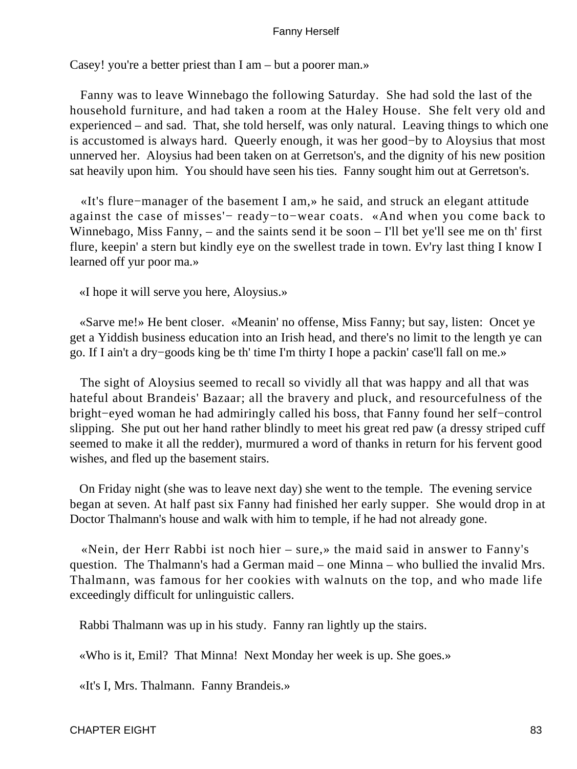Casey! you're a better priest than I am – but a poorer man.»

Fanny was to leave Winnebago the following Saturday. She had sold the last of the household furniture, and had taken a room at the Haley House. She felt very old and experienced – and sad. That, she told herself, was only natural. Leaving things to which one is accustomed is always hard. Queerly enough, it was her good−by to Aloysius that most unnerved her. Aloysius had been taken on at Gerretson's, and the dignity of his new position sat heavily upon him. You should have seen his ties. Fanny sought him out at Gerretson's.

«It's flure−manager of the basement I am,» he said, and struck an elegant attitude against the case of misses'− ready−to−wear coats. «And when you come back to Winnebago, Miss Fanny, – and the saints send it be soon – I'll bet ye'll see me on th' first flure, keepin' a stern but kindly eye on the swellest trade in town. Ev'ry last thing I know I learned off yur poor ma.»

«I hope it will serve you here, Aloysius.»

«Sarve me!» He bent closer. «Meanin' no offense, Miss Fanny; but say, listen: Oncet ye get a Yiddish business education into an Irish head, and there's no limit to the length ye can go. If I ain't a dry−goods king be th' time I'm thirty I hope a packin' case'll fall on me.»

The sight of Aloysius seemed to recall so vividly all that was happy and all that was hateful about Brandeis' Bazaar; all the bravery and pluck, and resourcefulness of the bright−eyed woman he had admiringly called his boss, that Fanny found her self−control slipping. She put out her hand rather blindly to meet his great red paw (a dressy striped cuff seemed to make it all the redder), murmured a word of thanks in return for his fervent good wishes, and fled up the basement stairs.

On Friday night (she was to leave next day) she went to the temple. The evening service began at seven. At half past six Fanny had finished her early supper. She would drop in at Doctor Thalmann's house and walk with him to temple, if he had not already gone.

«Nein, der Herr Rabbi ist noch hier – sure,» the maid said in answer to Fanny's question. The Thalmann's had a German maid – one Minna – who bullied the invalid Mrs. Thalmann, was famous for her cookies with walnuts on the top, and who made life exceedingly difficult for unlinguistic callers.

Rabbi Thalmann was up in his study. Fanny ran lightly up the stairs.

«Who is it, Emil? That Minna! Next Monday her week is up. She goes.»

«It's I, Mrs. Thalmann. Fanny Brandeis.»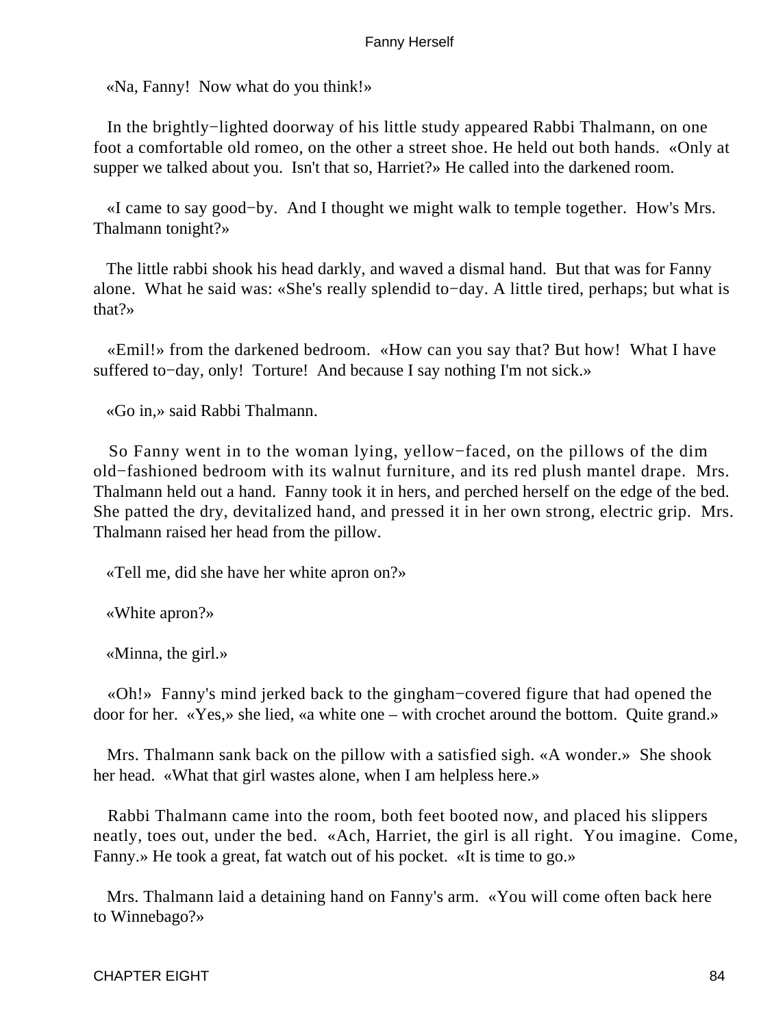«Na, Fanny!  Now what do you think!»

In the brightly−lighted doorway of his little study appeared Rabbi Thalmann, on one foot a comfortable old romeo, on the other a street shoe. He held out both hands.  «Only at supper we talked about you.  Isn't that so, Harriet?» He called into the darkened room.

«I came to say good−by.  And I thought we might walk to temple together.  How's Mrs. Thalmann tonight?»

The little rabbi shook his head darkly, and waved a dismal hand.  But that was for Fanny alone.  What he said was: «She's really splendid to−day. A little tired, perhaps; but what is that?»

«Emil!» from the darkened bedroom.  «How can you say that? But how!  What I have suffered to−day, only!  Torture!  And because I say nothing I'm not sick.»

«Go in,» said Rabbi Thalmann.

So Fanny went in to the woman lying, yellow−faced, on the pillows of the dim old−fashioned bedroom with its walnut furniture, and its red plush mantel drape.  Mrs. Thalmann held out a hand.  Fanny took it in hers, and perched herself on the edge of the bed. She patted the dry, devitalized hand, and pressed it in her own strong, electric grip.  Mrs. Thalmann raised her head from the pillow.

«Tell me, did she have her white apron on?»

«White apron?»

«Minna, the girl.»

«Oh!»  Fanny's mind jerked back to the gingham−covered figure that had opened the door for her.  «Yes,» she lied, «a white one – with crochet around the bottom.  Quite grand.»

Mrs. Thalmann sank back on the pillow with a satisfied sigh. «A wonder.»  She shook her head.  «What that girl wastes alone, when I am helpless here.»

Rabbi Thalmann came into the room, both feet booted now, and placed his slippers neatly, toes out, under the bed.  «Ach, Harriet, the girl is all right.  You imagine.  Come, Fanny.» He took a great, fat watch out of his pocket.  «It is time to go.»

Mrs. Thalmann laid a detaining hand on Fanny's arm.  «You will come often back here to Winnebago?»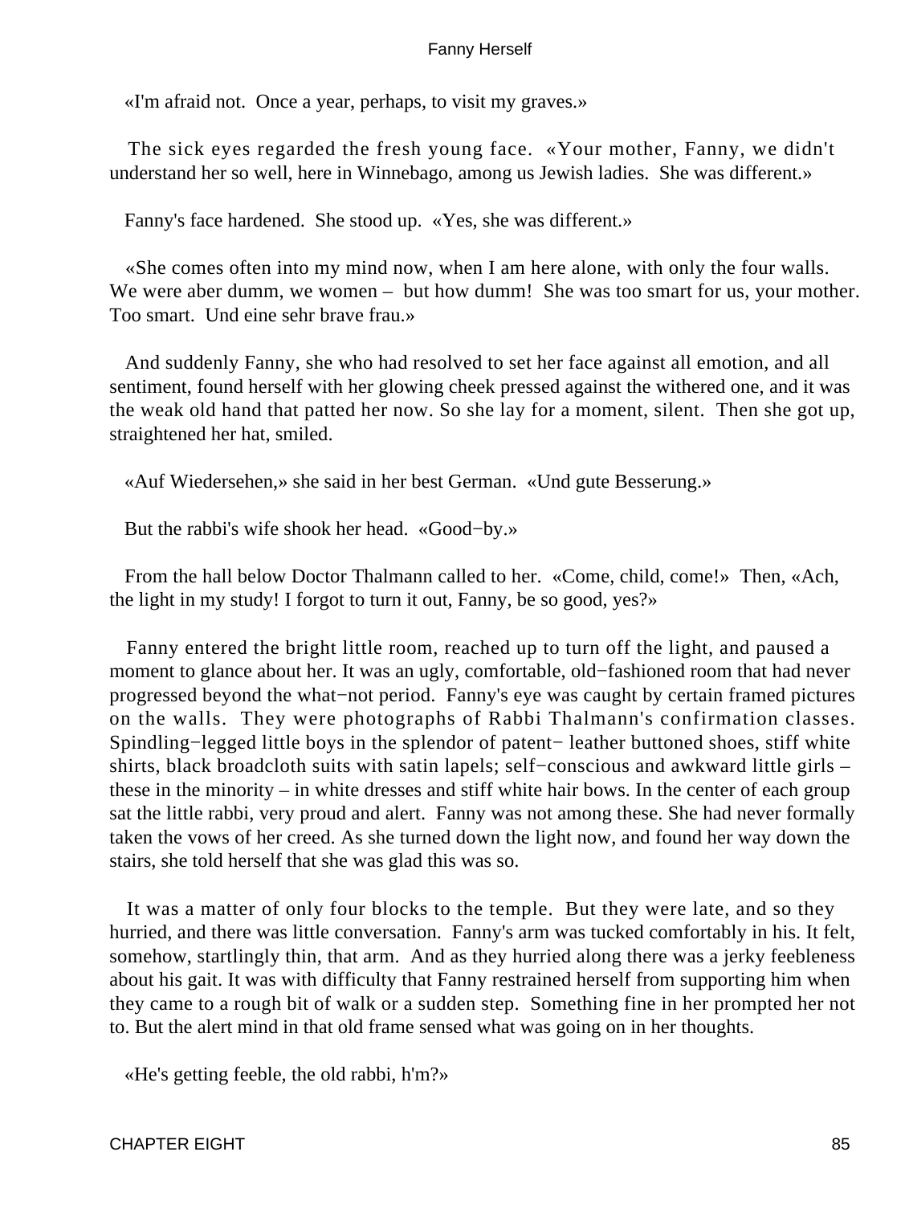«I'm afraid not. Once a year, perhaps, to visit my graves.»

The sick eyes regarded the fresh young face. «Your mother, Fanny, we didn't understand her so well, here in Winnebago, among us Jewish ladies. She was different.»

Fanny's face hardened. She stood up. «Yes, she was different.»

«She comes often into my mind now, when I am here alone, with only the four walls. We were aber dumm, we women – but how dumm! She was too smart for us, your mother. Too smart. Und eine sehr brave frau.»

And suddenly Fanny, she who had resolved to set her face against all emotion, and all sentiment, found herself with her glowing cheek pressed against the withered one, and it was the weak old hand that patted her now. So she lay for a moment, silent. Then she got up, straightened her hat, smiled.

«Auf Wiedersehen,» she said in her best German. «Und gute Besserung.»

But the rabbi's wife shook her head. «Good−by.»

From the hall below Doctor Thalmann called to her. «Come, child, come!» Then, «Ach, the light in my study! I forgot to turn it out, Fanny, be so good, yes?»

Fanny entered the bright little room, reached up to turn off the light, and paused a moment to glance about her. It was an ugly, comfortable, old−fashioned room that had never progressed beyond the what−not period. Fanny's eye was caught by certain framed pictures on the walls. They were photographs of Rabbi Thalmann's confirmation classes. Spindling−legged little boys in the splendor of patent− leather buttoned shoes, stiff white shirts, black broadcloth suits with satin lapels; self−conscious and awkward little girls – these in the minority – in white dresses and stiff white hair bows. In the center of each group sat the little rabbi, very proud and alert. Fanny was not among these. She had never formally taken the vows of her creed. As she turned down the light now, and found her way down the stairs, she told herself that she was glad this was so.

It was a matter of only four blocks to the temple. But they were late, and so they hurried, and there was little conversation. Fanny's arm was tucked comfortably in his. It felt, somehow, startlingly thin, that arm. And as they hurried along there was a jerky feebleness about his gait. It was with difficulty that Fanny restrained herself from supporting him when they came to a rough bit of walk or a sudden step. Something fine in her prompted her not to. But the alert mind in that old frame sensed what was going on in her thoughts.

«He's getting feeble, the old rabbi, h'm?»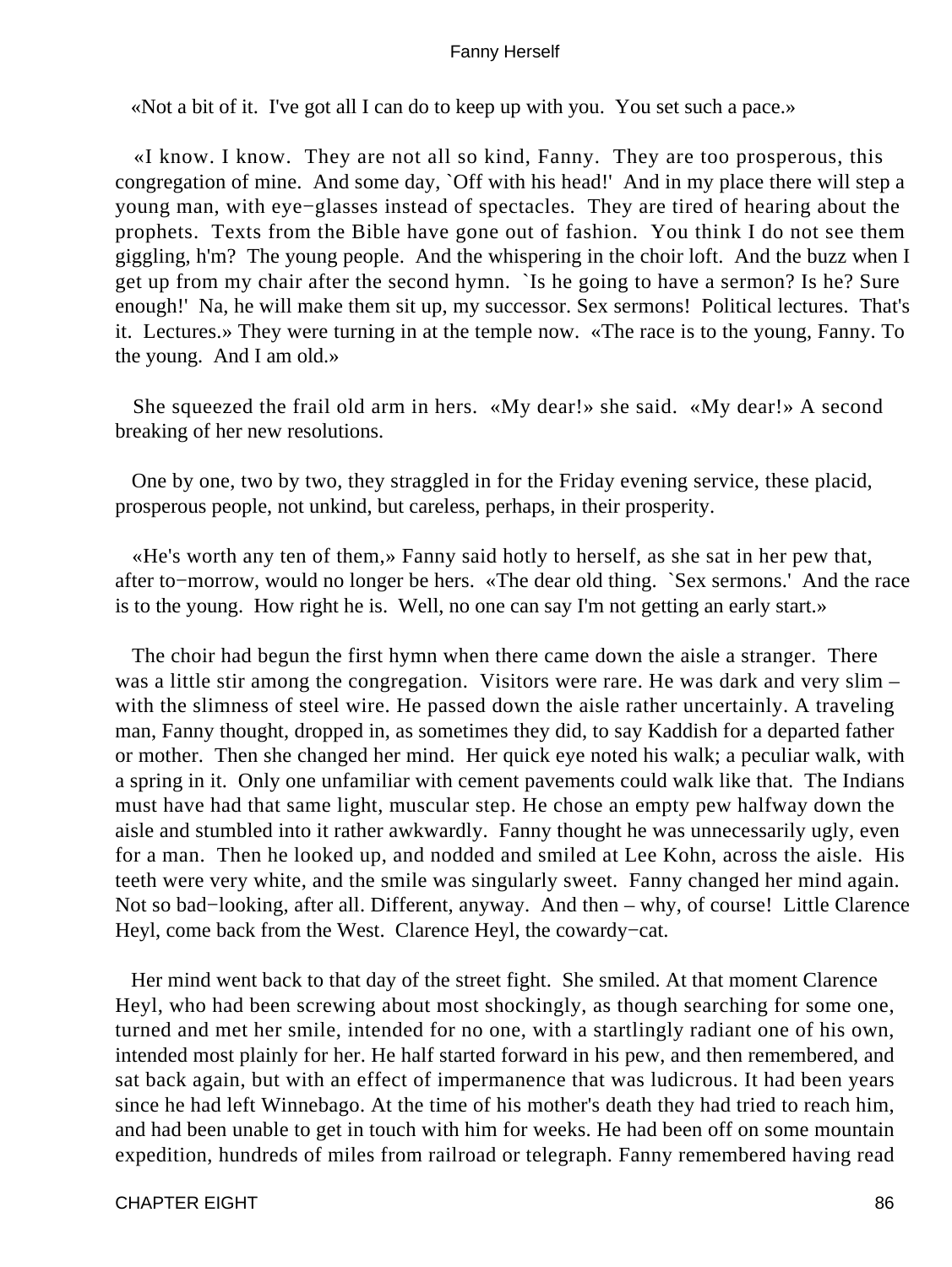«Not a bit of it. I've got all I can do to keep up with you. You set such a pace.»

«I know. I know. They are not all so kind, Fanny. They are too prosperous, this congregation of mine. And some day, `Off with his head!' And in my place there will step a young man, with eye−glasses instead of spectacles. They are tired of hearing about the prophets. Texts from the Bible have gone out of fashion. You think I do not see them giggling, h'm? The young people. And the whispering in the choir loft. And the buzz when I get up from my chair after the second hymn. `Is he going to have a sermon? Is he? Sure enough!' Na, he will make them sit up, my successor. Sex sermons! Political lectures. That's it. Lectures.» They were turning in at the temple now. «The race is to the young, Fanny. To the young. And I am old.»

She squeezed the frail old arm in hers. «My dear!» she said. «My dear!» A second breaking of her new resolutions.

One by one, two by two, they straggled in for the Friday evening service, these placid, prosperous people, not unkind, but careless, perhaps, in their prosperity.

«He's worth any ten of them,» Fanny said hotly to herself, as she sat in her pew that, after to−morrow, would no longer be hers. «The dear old thing. `Sex sermons.' And the race is to the young. How right he is. Well, no one can say I'm not getting an early start.»

The choir had begun the first hymn when there came down the aisle a stranger. There was a little stir among the congregation. Visitors were rare. He was dark and very slim – with the slimness of steel wire. He passed down the aisle rather uncertainly. A traveling man, Fanny thought, dropped in, as sometimes they did, to say Kaddish for a departed father or mother. Then she changed her mind. Her quick eye noted his walk; a peculiar walk, with a spring in it. Only one unfamiliar with cement pavements could walk like that. The Indians must have had that same light, muscular step. He chose an empty pew halfway down the aisle and stumbled into it rather awkwardly. Fanny thought he was unnecessarily ugly, even for a man. Then he looked up, and nodded and smiled at Lee Kohn, across the aisle. His teeth were very white, and the smile was singularly sweet. Fanny changed her mind again. Not so bad−looking, after all. Different, anyway. And then – why, of course! Little Clarence Heyl, come back from the West. Clarence Heyl, the cowardy−cat.

Her mind went back to that day of the street fight. She smiled. At that moment Clarence Heyl, who had been screwing about most shockingly, as though searching for some one, turned and met her smile, intended for no one, with a startlingly radiant one of his own, intended most plainly for her. He half started forward in his pew, and then remembered, and sat back again, but with an effect of impermanence that was ludicrous. It had been years since he had left Winnebago. At the time of his mother's death they had tried to reach him, and had been unable to get in touch with him for weeks. He had been off on some mountain expedition, hundreds of miles from railroad or telegraph. Fanny remembered having read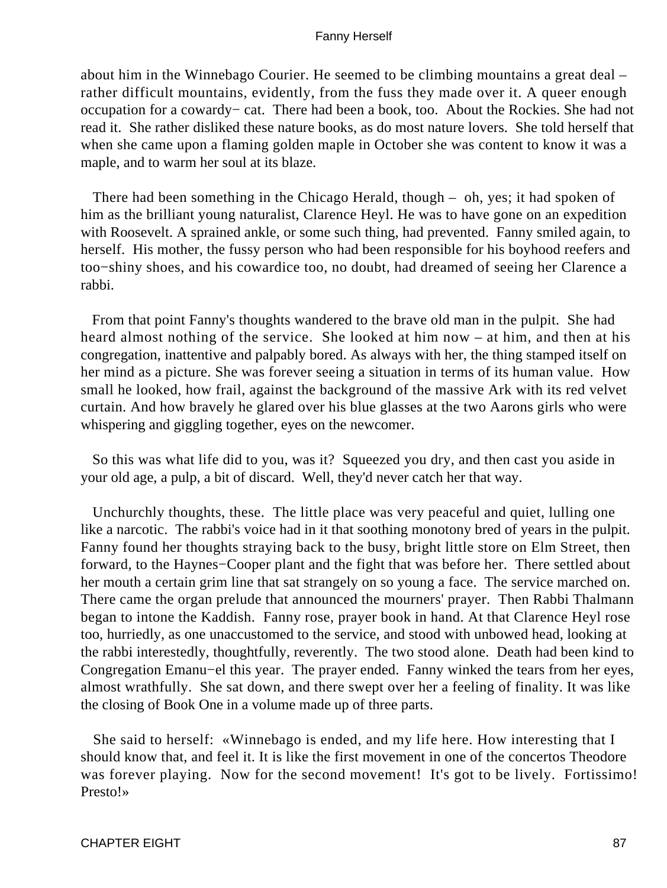about him in the Winnebago Courier. He seemed to be climbing mountains a great deal – rather difficult mountains, evidently, from the fuss they made over it. A queer enough occupation for a cowardy− cat. There had been a book, too. About the Rockies. She had not read it. She rather disliked these nature books, as do most nature lovers. She told herself that when she came upon a flaming golden maple in October she was content to know it was a maple, and to warm her soul at its blaze.

There had been something in the Chicago Herald, though – oh, yes; it had spoken of him as the brilliant young naturalist, Clarence Heyl. He was to have gone on an expedition with Roosevelt. A sprained ankle, or some such thing, had prevented. Fanny smiled again, to herself. His mother, the fussy person who had been responsible for his boyhood reefers and too−shiny shoes, and his cowardice too, no doubt, had dreamed of seeing her Clarence a rabbi.

From that point Fanny's thoughts wandered to the brave old man in the pulpit. She had heard almost nothing of the service. She looked at him now – at him, and then at his congregation, inattentive and palpably bored. As always with her, the thing stamped itself on her mind as a picture. She was forever seeing a situation in terms of its human value. How small he looked, how frail, against the background of the massive Ark with its red velvet curtain. And how bravely he glared over his blue glasses at the two Aarons girls who were whispering and giggling together, eyes on the newcomer.

So this was what life did to you, was it? Squeezed you dry, and then cast you aside in your old age, a pulp, a bit of discard. Well, they'd never catch her that way.

Unchurchly thoughts, these. The little place was very peaceful and quiet, lulling one like a narcotic. The rabbi's voice had in it that soothing monotony bred of years in the pulpit. Fanny found her thoughts straying back to the busy, bright little store on Elm Street, then forward, to the Haynes−Cooper plant and the fight that was before her. There settled about her mouth a certain grim line that sat strangely on so young a face. The service marched on. There came the organ prelude that announced the mourners' prayer. Then Rabbi Thalmann began to intone the Kaddish. Fanny rose, prayer book in hand. At that Clarence Heyl rose too, hurriedly, as one unaccustomed to the service, and stood with unbowed head, looking at the rabbi interestedly, thoughtfully, reverently. The two stood alone. Death had been kind to Congregation Emanu−el this year. The prayer ended. Fanny winked the tears from her eyes, almost wrathfully. She sat down, and there swept over her a feeling of finality. It was like the closing of Book One in a volume made up of three parts.

She said to herself: «Winnebago is ended, and my life here. How interesting that I should know that, and feel it. It is like the first movement in one of the concertos Theodore was forever playing. Now for the second movement! It's got to be lively. Fortissimo! Presto!»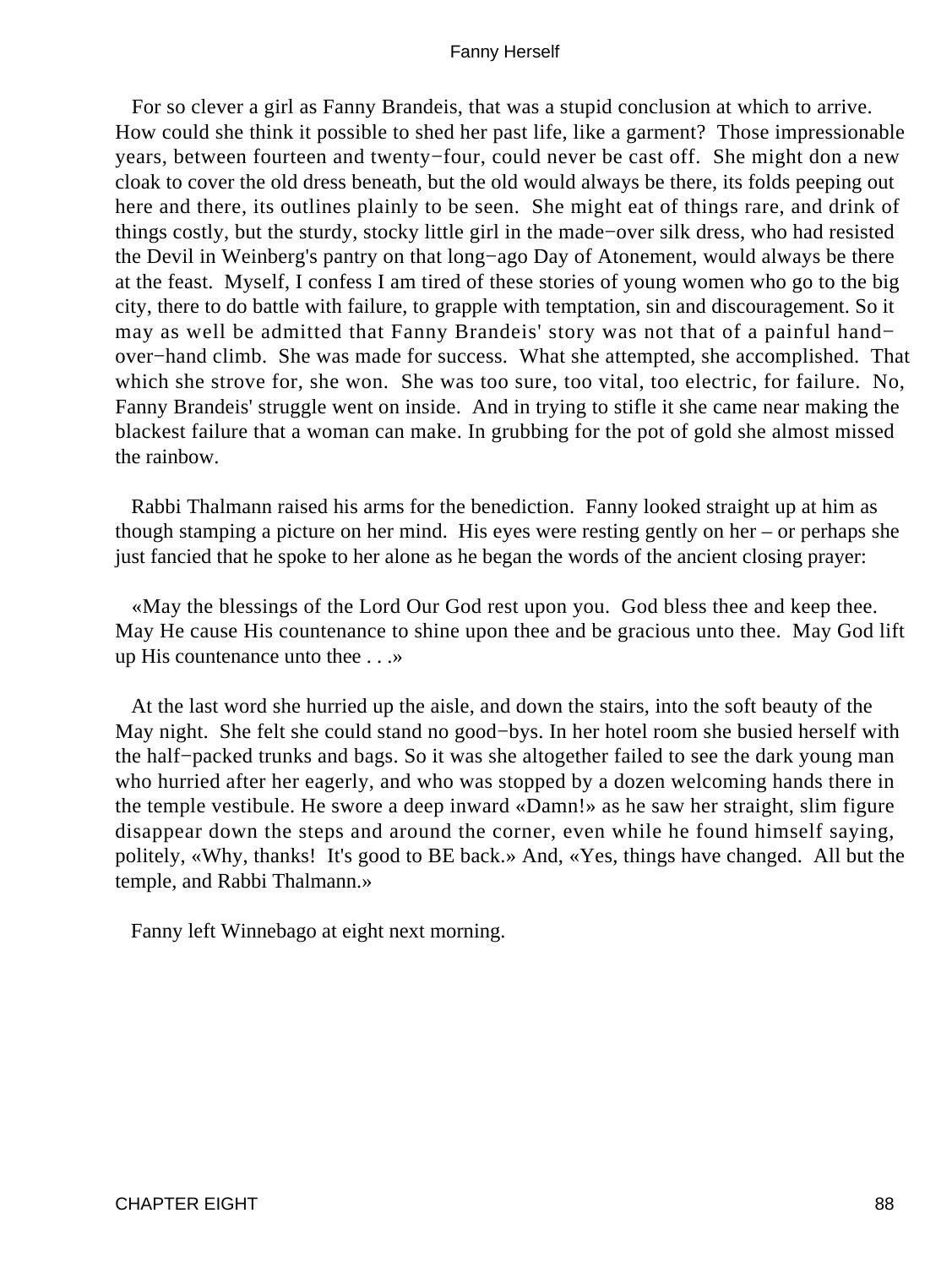For so clever a girl as Fanny Brandeis, that was a stupid conclusion at which to arrive. How could she think it possible to shed her past life, like a garment? Those impressionable years, between fourteen and twenty−four, could never be cast off. She might don a new cloak to cover the old dress beneath, but the old would always be there, its folds peeping out here and there, its outlines plainly to be seen. She might eat of things rare, and drink of things costly, but the sturdy, stocky little girl in the made−over silk dress, who had resisted the Devil in Weinberg's pantry on that long−ago Day of Atonement, would always be there at the feast. Myself, I confess I am tired of these stories of young women who go to the big city, there to do battle with failure, to grapple with temptation, sin and discouragement. So it may as well be admitted that Fanny Brandeis' story was not that of a painful hand−over−hand climb. She was made for success. What she attempted, she accomplished. That which she strove for, she won. She was too sure, too vital, too electric, for failure. No, Fanny Brandeis' struggle went on inside. And in trying to stifle it she came near making the blackest failure that a woman can make. In grubbing for the pot of gold she almost missed the rainbow.

Rabbi Thalmann raised his arms for the benediction. Fanny looked straight up at him as though stamping a picture on her mind. His eyes were resting gently on her – or perhaps she just fancied that he spoke to her alone as he began the words of the ancient closing prayer:

«May the blessings of the Lord Our God rest upon you. God bless thee and keep thee. May He cause His countenance to shine upon thee and be gracious unto thee. May God lift up His countenance unto thee . . .»

At the last word she hurried up the aisle, and down the stairs, into the soft beauty of the May night. She felt she could stand no good−bys. In her hotel room she busied herself with the half−packed trunks and bags. So it was she altogether failed to see the dark young man who hurried after her eagerly, and who was stopped by a dozen welcoming hands there in the temple vestibule. He swore a deep inward «Damn!» as he saw her straight, slim figure disappear down the steps and around the corner, even while he found himself saying, politely, «Why, thanks! It's good to BE back.» And, «Yes, things have changed. All but the temple, and Rabbi Thalmann.»

Fanny left Winnebago at eight next morning.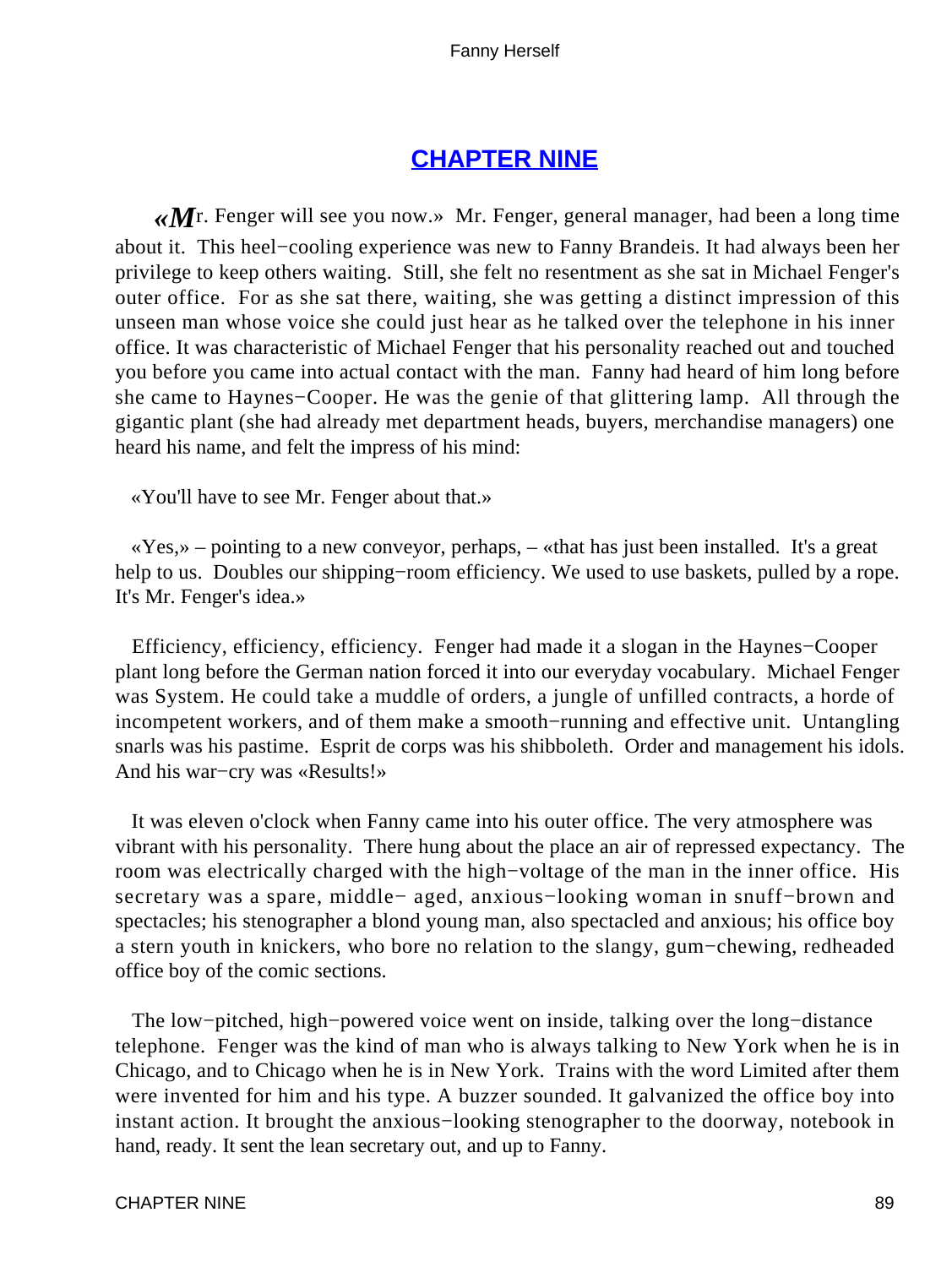## CHAPTER NINE

«Mr. Fenger will see you now.» Mr. Fenger, general manager, had been a long time about it. This heel−cooling experience was new to Fanny Brandeis. It had always been her privilege to keep others waiting. Still, she felt no resentment as she sat in Michael Fenger's outer office. For as she sat there, waiting, she was getting a distinct impression of this unseen man whose voice she could just hear as he talked over the telephone in his inner office. It was characteristic of Michael Fenger that his personality reached out and touched you before you came into actual contact with the man. Fanny had heard of him long before she came to Haynes−Cooper. He was the genie of that glittering lamp. All through the gigantic plant (she had already met department heads, buyers, merchandise managers) one heard his name, and felt the impress of his mind:

«You'll have to see Mr. Fenger about that.»

«Yes,» – pointing to a new conveyor, perhaps, – «that has just been installed. It's a great help to us. Doubles our shipping−room efficiency. We used to use baskets, pulled by a rope. It's Mr. Fenger's idea.»

Efficiency, efficiency, efficiency. Fenger had made it a slogan in the Haynes−Cooper plant long before the German nation forced it into our everyday vocabulary. Michael Fenger was System. He could take a muddle of orders, a jungle of unfilled contracts, a horde of incompetent workers, and of them make a smooth−running and effective unit. Untangling snarls was his pastime. Esprit de corps was his shibboleth. Order and management his idols. And his war−cry was «Results!»

It was eleven o'clock when Fanny came into his outer office. The very atmosphere was vibrant with his personality. There hung about the place an air of repressed expectancy. The room was electrically charged with the high−voltage of the man in the inner office. His secretary was a spare, middle− aged, anxious−looking woman in snuff−brown and spectacles; his stenographer a blond young man, also spectacled and anxious; his office boy a stern youth in knickers, who bore no relation to the slangy, gum−chewing, redheaded office boy of the comic sections.

The low−pitched, high−powered voice went on inside, talking over the long−distance telephone. Fenger was the kind of man who is always talking to New York when he is in Chicago, and to Chicago when he is in New York. Trains with the word Limited after them were invented for him and his type. A buzzer sounded. It galvanized the office boy into instant action. It brought the anxious−looking stenographer to the doorway, notebook in hand, ready. It sent the lean secretary out, and up to Fanny.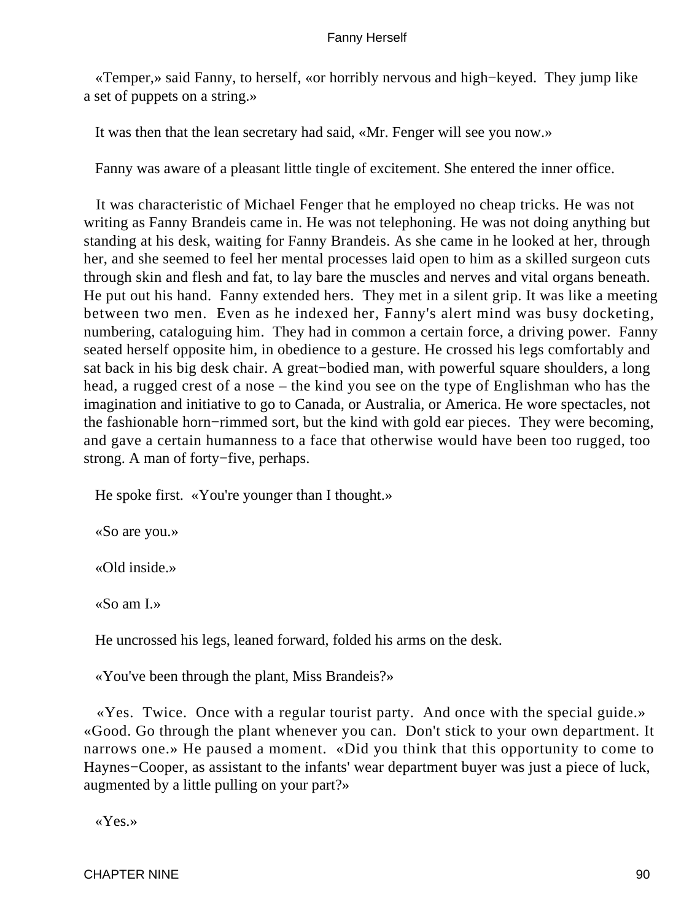«Temper,» said Fanny, to herself, «or horribly nervous and high−keyed. They jump like a set of puppets on a string.»

It was then that the lean secretary had said, «Mr. Fenger will see you now.»

Fanny was aware of a pleasant little tingle of excitement. She entered the inner office.

It was characteristic of Michael Fenger that he employed no cheap tricks. He was not writing as Fanny Brandeis came in. He was not telephoning. He was not doing anything but standing at his desk, waiting for Fanny Brandeis. As she came in he looked at her, through her, and she seemed to feel her mental processes laid open to him as a skilled surgeon cuts through skin and flesh and fat, to lay bare the muscles and nerves and vital organs beneath. He put out his hand. Fanny extended hers. They met in a silent grip. It was like a meeting between two men. Even as he indexed her, Fanny's alert mind was busy docketing, numbering, cataloguing him. They had in common a certain force, a driving power. Fanny seated herself opposite him, in obedience to a gesture. He crossed his legs comfortably and sat back in his big desk chair. A great−bodied man, with powerful square shoulders, a long head, a rugged crest of a nose – the kind you see on the type of Englishman who has the imagination and initiative to go to Canada, or Australia, or America. He wore spectacles, not the fashionable horn−rimmed sort, but the kind with gold ear pieces. They were becoming, and gave a certain humanness to a face that otherwise would have been too rugged, too strong. A man of forty−five, perhaps.

He spoke first. «You're younger than I thought.»

«So are you.»

«Old inside.»

«So am I.»

He uncrossed his legs, leaned forward, folded his arms on the desk.

«You've been through the plant, Miss Brandeis?»

«Yes. Twice. Once with a regular tourist party. And once with the special guide.» «Good. Go through the plant whenever you can. Don't stick to your own department. It narrows one.» He paused a moment. «Did you think that this opportunity to come to Haynes−Cooper, as assistant to the infants' wear department buyer was just a piece of luck, augmented by a little pulling on your part?»

«Yes.»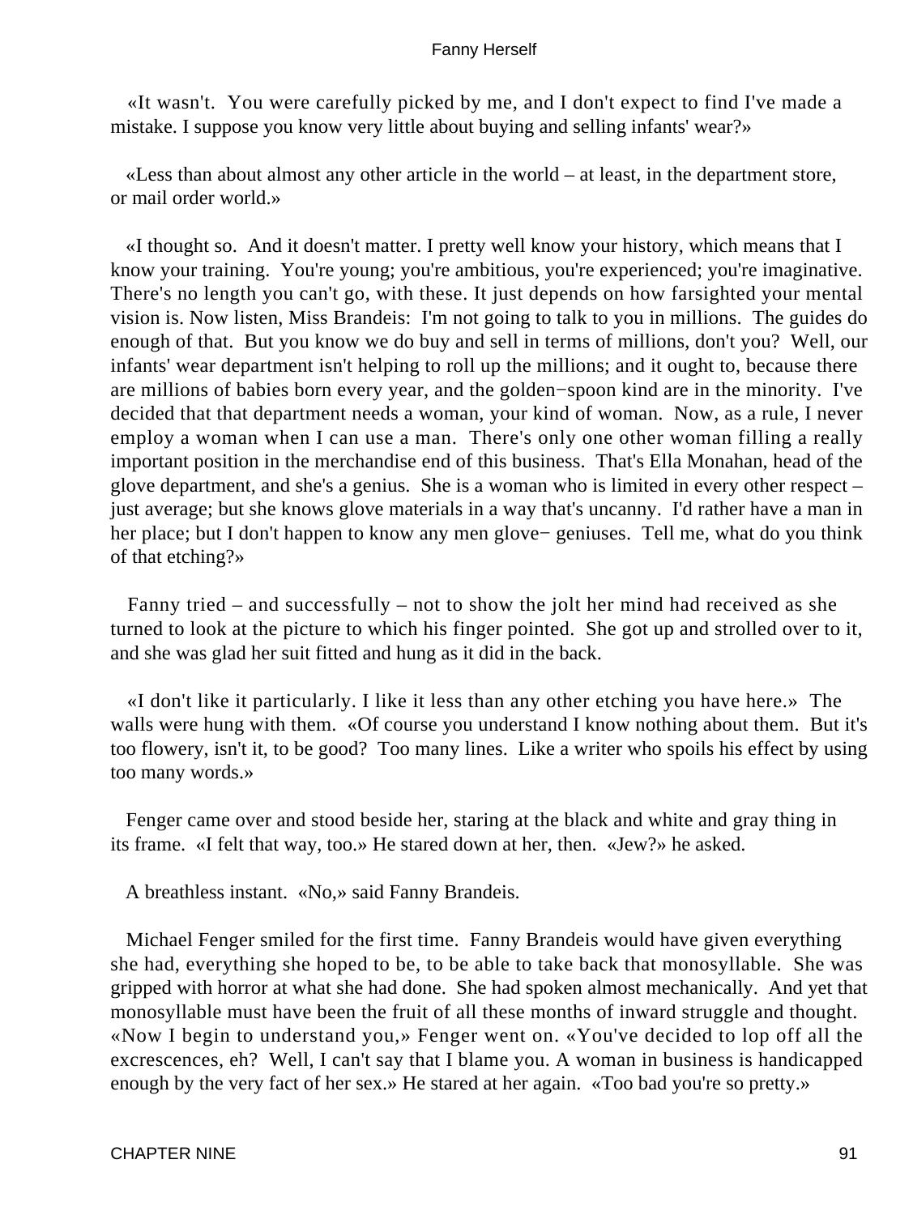«It wasn't. You were carefully picked by me, and I don't expect to find I've made a mistake. I suppose you know very little about buying and selling infants' wear?»

«Less than about almost any other article in the world – at least, in the department store, or mail order world.»

«I thought so. And it doesn't matter. I pretty well know your history, which means that I know your training. You're young; you're ambitious, you're experienced; you're imaginative. There's no length you can't go, with these. It just depends on how farsighted your mental vision is. Now listen, Miss Brandeis: I'm not going to talk to you in millions. The guides do enough of that. But you know we do buy and sell in terms of millions, don't you? Well, our infants' wear department isn't helping to roll up the millions; and it ought to, because there are millions of babies born every year, and the golden−spoon kind are in the minority. I've decided that that department needs a woman, your kind of woman. Now, as a rule, I never employ a woman when I can use a man. There's only one other woman filling a really important position in the merchandise end of this business. That's Ella Monahan, head of the glove department, and she's a genius. She is a woman who is limited in every other respect – just average; but she knows glove materials in a way that's uncanny. I'd rather have a man in her place; but I don't happen to know any men glove− geniuses. Tell me, what do you think of that etching?»

Fanny tried – and successfully – not to show the jolt her mind had received as she turned to look at the picture to which his finger pointed. She got up and strolled over to it, and she was glad her suit fitted and hung as it did in the back.

«I don't like it particularly. I like it less than any other etching you have here.» The walls were hung with them. «Of course you understand I know nothing about them. But it's too flowery, isn't it, to be good? Too many lines. Like a writer who spoils his effect by using too many words.»

Fenger came over and stood beside her, staring at the black and white and gray thing in its frame. «I felt that way, too.» He stared down at her, then. «Jew?» he asked.

A breathless instant. «No,» said Fanny Brandeis.

Michael Fenger smiled for the first time. Fanny Brandeis would have given everything she had, everything she hoped to be, to be able to take back that monosyllable. She was gripped with horror at what she had done. She had spoken almost mechanically. And yet that monosyllable must have been the fruit of all these months of inward struggle and thought. «Now I begin to understand you,» Fenger went on. «You've decided to lop off all the excrescences, eh? Well, I can't say that I blame you. A woman in business is handicapped enough by the very fact of her sex.» He stared at her again. «Too bad you're so pretty.»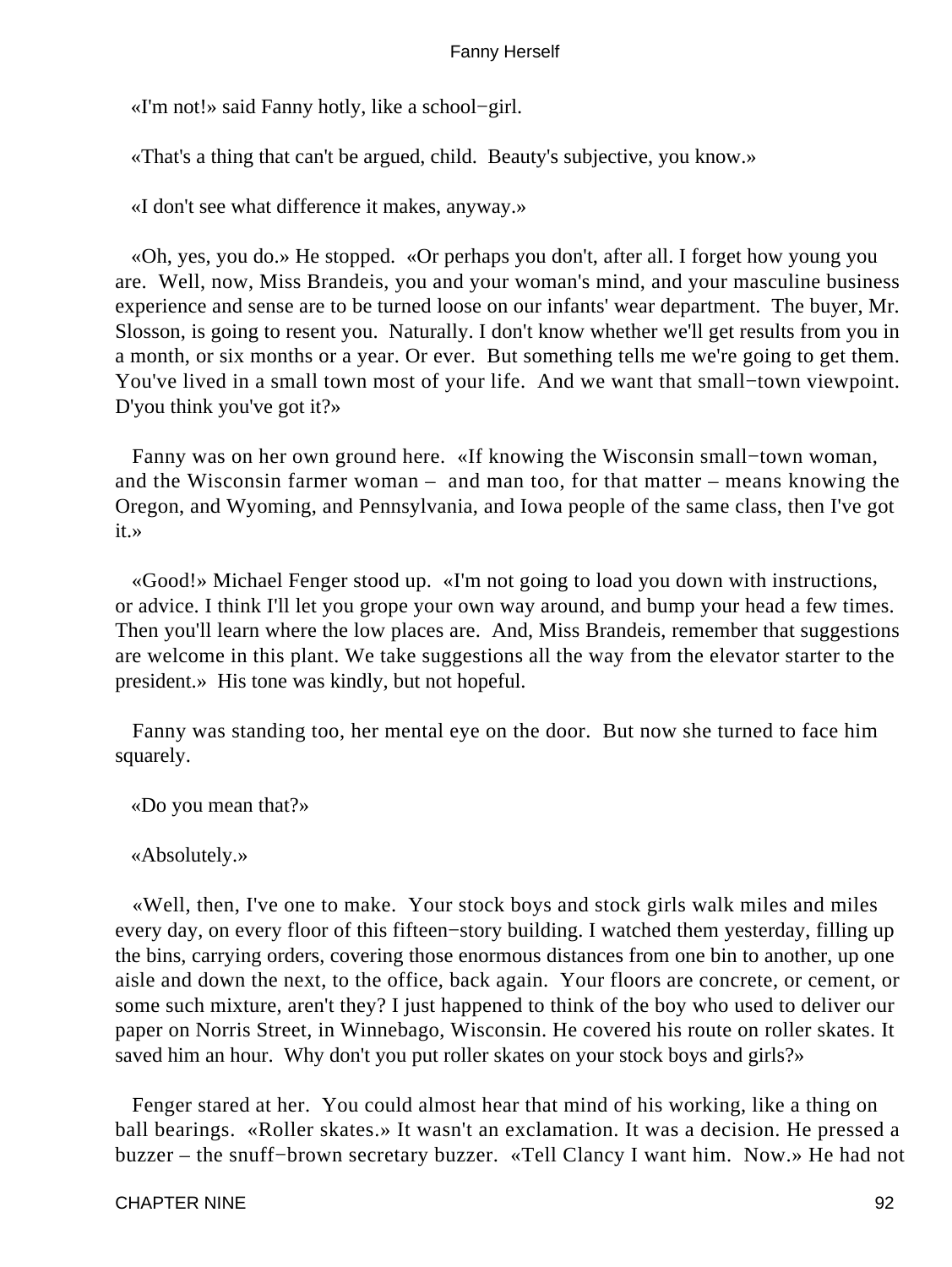«I'm not!» said Fanny hotly, like a school−girl.

«That's a thing that can't be argued, child. Beauty's subjective, you know.»

«I don't see what difference it makes, anyway.»

«Oh, yes, you do.» He stopped. «Or perhaps you don't, after all. I forget how young you are. Well, now, Miss Brandeis, you and your woman's mind, and your masculine business experience and sense are to be turned loose on our infants' wear department. The buyer, Mr. Slosson, is going to resent you. Naturally. I don't know whether we'll get results from you in a month, or six months or a year. Or ever. But something tells me we're going to get them. You've lived in a small town most of your life. And we want that small−town viewpoint. D'you think you've got it?»

Fanny was on her own ground here. «If knowing the Wisconsin small−town woman, and the Wisconsin farmer woman – and man too, for that matter – means knowing the Oregon, and Wyoming, and Pennsylvania, and Iowa people of the same class, then I've got it.»

«Good!» Michael Fenger stood up. «I'm not going to load you down with instructions, or advice. I think I'll let you grope your own way around, and bump your head a few times. Then you'll learn where the low places are. And, Miss Brandeis, remember that suggestions are welcome in this plant. We take suggestions all the way from the elevator starter to the president.» His tone was kindly, but not hopeful.

Fanny was standing too, her mental eye on the door. But now she turned to face him squarely.

«Do you mean that?»

«Absolutely.»

«Well, then, I've one to make. Your stock boys and stock girls walk miles and miles every day, on every floor of this fifteen−story building. I watched them yesterday, filling up the bins, carrying orders, covering those enormous distances from one bin to another, up one aisle and down the next, to the office, back again. Your floors are concrete, or cement, or some such mixture, aren't they? I just happened to think of the boy who used to deliver our paper on Norris Street, in Winnebago, Wisconsin. He covered his route on roller skates. It saved him an hour. Why don't you put roller skates on your stock boys and girls?»

Fenger stared at her. You could almost hear that mind of his working, like a thing on ball bearings. «Roller skates.» It wasn't an exclamation. It was a decision. He pressed a buzzer – the snuff−brown secretary buzzer. «Tell Clancy I want him. Now.» He had not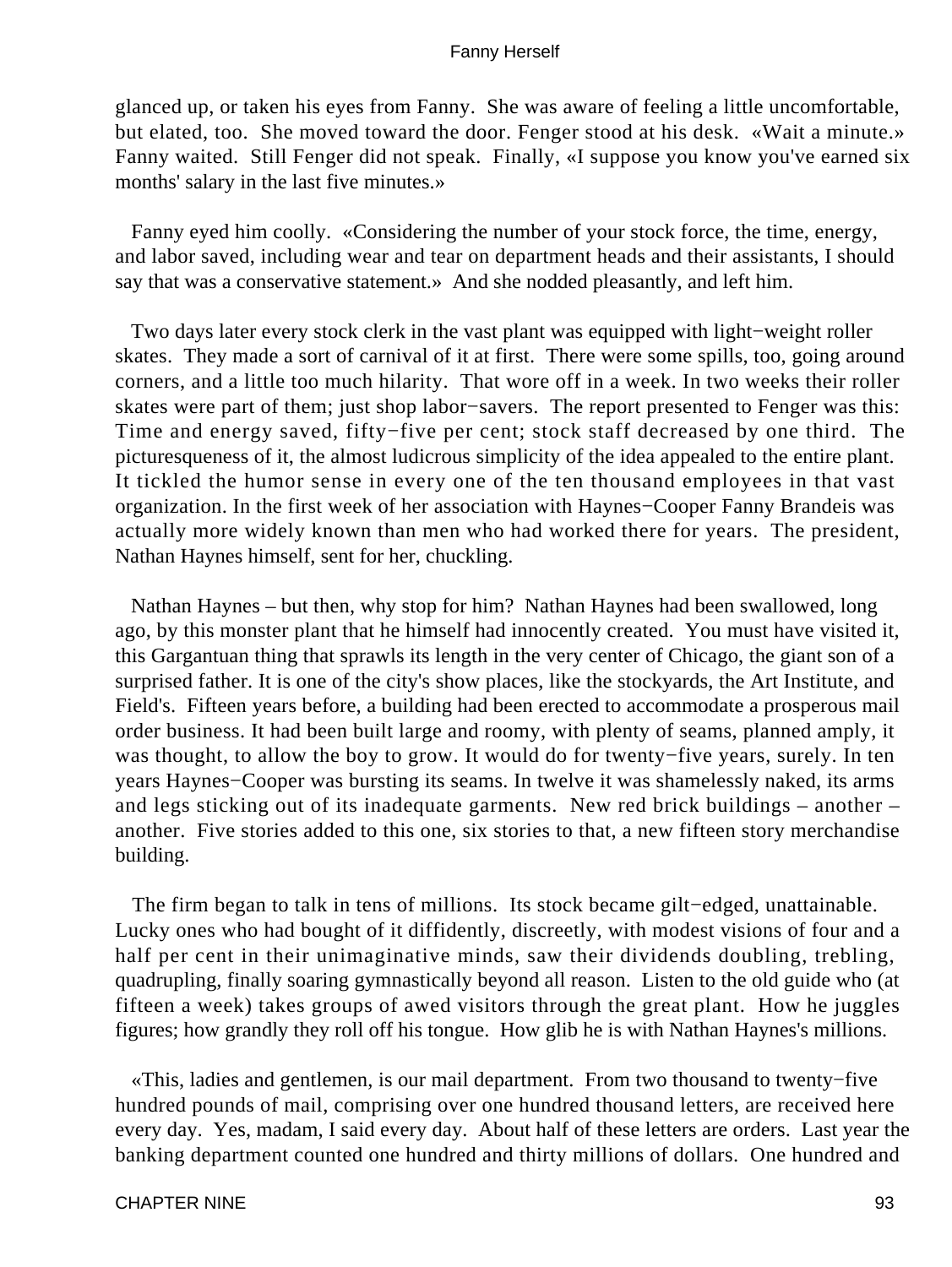glanced up, or taken his eyes from Fanny. She was aware of feeling a little uncomfortable, but elated, too. She moved toward the door. Fenger stood at his desk. «Wait a minute.» Fanny waited. Still Fenger did not speak. Finally, «I suppose you know you've earned six months' salary in the last five minutes.»

Fanny eyed him coolly. «Considering the number of your stock force, the time, energy, and labor saved, including wear and tear on department heads and their assistants, I should say that was a conservative statement.» And she nodded pleasantly, and left him.

Two days later every stock clerk in the vast plant was equipped with light−weight roller skates. They made a sort of carnival of it at first. There were some spills, too, going around corners, and a little too much hilarity. That wore off in a week. In two weeks their roller skates were part of them; just shop labor−savers. The report presented to Fenger was this: Time and energy saved, fifty−five per cent; stock staff decreased by one third. The picturesqueness of it, the almost ludicrous simplicity of the idea appealed to the entire plant. It tickled the humor sense in every one of the ten thousand employees in that vast organization. In the first week of her association with Haynes−Cooper Fanny Brandeis was actually more widely known than men who had worked there for years. The president, Nathan Haynes himself, sent for her, chuckling.

Nathan Haynes – but then, why stop for him? Nathan Haynes had been swallowed, long ago, by this monster plant that he himself had innocently created. You must have visited it, this Gargantuan thing that sprawls its length in the very center of Chicago, the giant son of a surprised father. It is one of the city's show places, like the stockyards, the Art Institute, and Field's. Fifteen years before, a building had been erected to accommodate a prosperous mail order business. It had been built large and roomy, with plenty of seams, planned amply, it was thought, to allow the boy to grow. It would do for twenty−five years, surely. In ten years Haynes−Cooper was bursting its seams. In twelve it was shamelessly naked, its arms and legs sticking out of its inadequate garments. New red brick buildings – another – another. Five stories added to this one, six stories to that, a new fifteen story merchandise building.

The firm began to talk in tens of millions. Its stock became gilt−edged, unattainable. Lucky ones who had bought of it diffidently, discreetly, with modest visions of four and a half per cent in their unimaginative minds, saw their dividends doubling, trebling, quadrupling, finally soaring gymnastically beyond all reason. Listen to the old guide who (at fifteen a week) takes groups of awed visitors through the great plant. How he juggles figures; how grandly they roll off his tongue. How glib he is with Nathan Haynes's millions.

«This, ladies and gentlemen, is our mail department. From two thousand to twenty−five hundred pounds of mail, comprising over one hundred thousand letters, are received here every day. Yes, madam, I said every day. About half of these letters are orders. Last year the banking department counted one hundred and thirty millions of dollars. One hundred and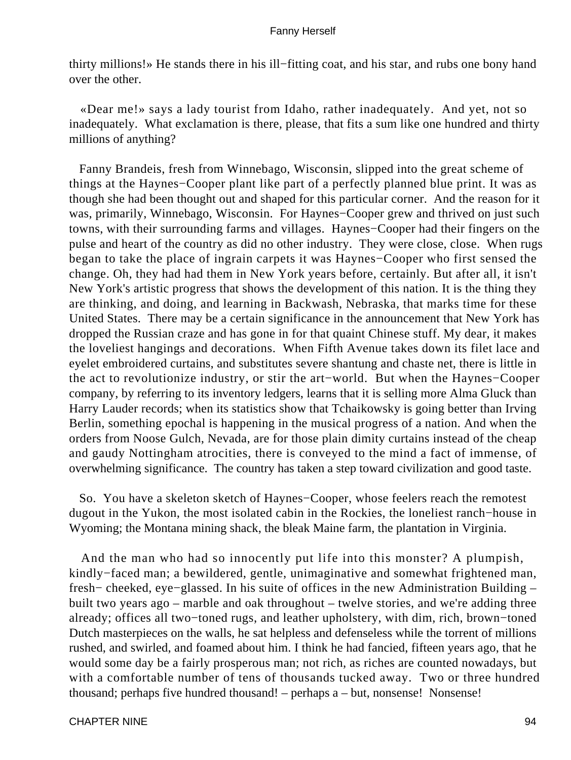thirty millions!» He stands there in his ill−fitting coat, and his star, and rubs one bony hand over the other.

«Dear me!» says a lady tourist from Idaho, rather inadequately. And yet, not so inadequately. What exclamation is there, please, that fits a sum like one hundred and thirty millions of anything?

Fanny Brandeis, fresh from Winnebago, Wisconsin, slipped into the great scheme of things at the Haynes−Cooper plant like part of a perfectly planned blue print. It was as though she had been thought out and shaped for this particular corner. And the reason for it was, primarily, Winnebago, Wisconsin. For Haynes−Cooper grew and thrived on just such towns, with their surrounding farms and villages. Haynes−Cooper had their fingers on the pulse and heart of the country as did no other industry. They were close, close. When rugs began to take the place of ingrain carpets it was Haynes−Cooper who first sensed the change. Oh, they had had them in New York years before, certainly. But after all, it isn't New York's artistic progress that shows the development of this nation. It is the thing they are thinking, and doing, and learning in Backwash, Nebraska, that marks time for these United States. There may be a certain significance in the announcement that New York has dropped the Russian craze and has gone in for that quaint Chinese stuff. My dear, it makes the loveliest hangings and decorations. When Fifth Avenue takes down its filet lace and eyelet embroidered curtains, and substitutes severe shantung and chaste net, there is little in the act to revolutionize industry, or stir the art−world. But when the Haynes−Cooper company, by referring to its inventory ledgers, learns that it is selling more Alma Gluck than Harry Lauder records; when its statistics show that Tchaikowsky is going better than Irving Berlin, something epochal is happening in the musical progress of a nation. And when the orders from Noose Gulch, Nevada, are for those plain dimity curtains instead of the cheap and gaudy Nottingham atrocities, there is conveyed to the mind a fact of immense, of overwhelming significance. The country has taken a step toward civilization and good taste.

So. You have a skeleton sketch of Haynes−Cooper, whose feelers reach the remotest dugout in the Yukon, the most isolated cabin in the Rockies, the loneliest ranch−house in Wyoming; the Montana mining shack, the bleak Maine farm, the plantation in Virginia.

And the man who had so innocently put life into this monster? A plumpish, kindly−faced man; a bewildered, gentle, unimaginative and somewhat frightened man, fresh− cheeked, eye−glassed. In his suite of offices in the new Administration Building – built two years ago – marble and oak throughout – twelve stories, and we're adding three already; offices all two−toned rugs, and leather upholstery, with dim, rich, brown−toned Dutch masterpieces on the walls, he sat helpless and defenseless while the torrent of millions rushed, and swirled, and foamed about him. I think he had fancied, fifteen years ago, that he would some day be a fairly prosperous man; not rich, as riches are counted nowadays, but with a comfortable number of tens of thousands tucked away. Two or three hundred thousand; perhaps five hundred thousand! – perhaps a – but, nonsense! Nonsense!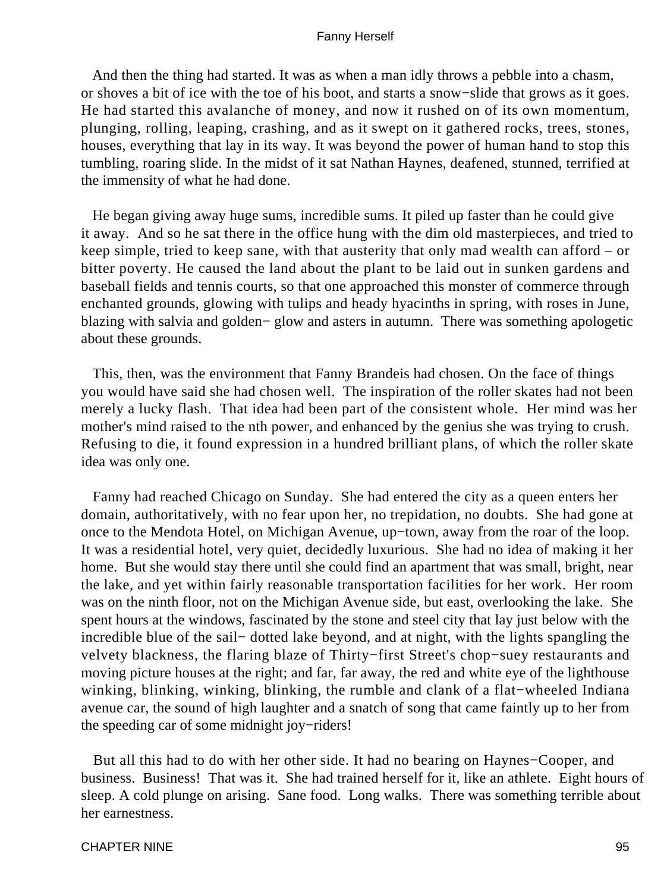And then the thing had started. It was as when a man idly throws a pebble into a chasm, or shoves a bit of ice with the toe of his boot, and starts a snow−slide that grows as it goes. He had started this avalanche of money, and now it rushed on of its own momentum, plunging, rolling, leaping, crashing, and as it swept on it gathered rocks, trees, stones, houses, everything that lay in its way. It was beyond the power of human hand to stop this tumbling, roaring slide. In the midst of it sat Nathan Haynes, deafened, stunned, terrified at the immensity of what he had done.

He began giving away huge sums, incredible sums. It piled up faster than he could give it away. And so he sat there in the office hung with the dim old masterpieces, and tried to keep simple, tried to keep sane, with that austerity that only mad wealth can afford – or bitter poverty. He caused the land about the plant to be laid out in sunken gardens and baseball fields and tennis courts, so that one approached this monster of commerce through enchanted grounds, glowing with tulips and heady hyacinths in spring, with roses in June, blazing with salvia and golden− glow and asters in autumn. There was something apologetic about these grounds.

This, then, was the environment that Fanny Brandeis had chosen. On the face of things you would have said she had chosen well. The inspiration of the roller skates had not been merely a lucky flash. That idea had been part of the consistent whole. Her mind was her mother's mind raised to the nth power, and enhanced by the genius she was trying to crush. Refusing to die, it found expression in a hundred brilliant plans, of which the roller skate idea was only one.

Fanny had reached Chicago on Sunday. She had entered the city as a queen enters her domain, authoritatively, with no fear upon her, no trepidation, no doubts. She had gone at once to the Mendota Hotel, on Michigan Avenue, up−town, away from the roar of the loop. It was a residential hotel, very quiet, decidedly luxurious. She had no idea of making it her home. But she would stay there until she could find an apartment that was small, bright, near the lake, and yet within fairly reasonable transportation facilities for her work. Her room was on the ninth floor, not on the Michigan Avenue side, but east, overlooking the lake. She spent hours at the windows, fascinated by the stone and steel city that lay just below with the incredible blue of the sail− dotted lake beyond, and at night, with the lights spangling the velvety blackness, the flaring blaze of Thirty−first Street's chop−suey restaurants and moving picture houses at the right; and far, far away, the red and white eye of the lighthouse winking, blinking, winking, blinking, the rumble and clank of a flat−wheeled Indiana avenue car, the sound of high laughter and a snatch of song that came faintly up to her from the speeding car of some midnight joy−riders!

But all this had to do with her other side. It had no bearing on Haynes−Cooper, and business. Business! That was it. She had trained herself for it, like an athlete. Eight hours of sleep. A cold plunge on arising. Sane food. Long walks. There was something terrible about her earnestness.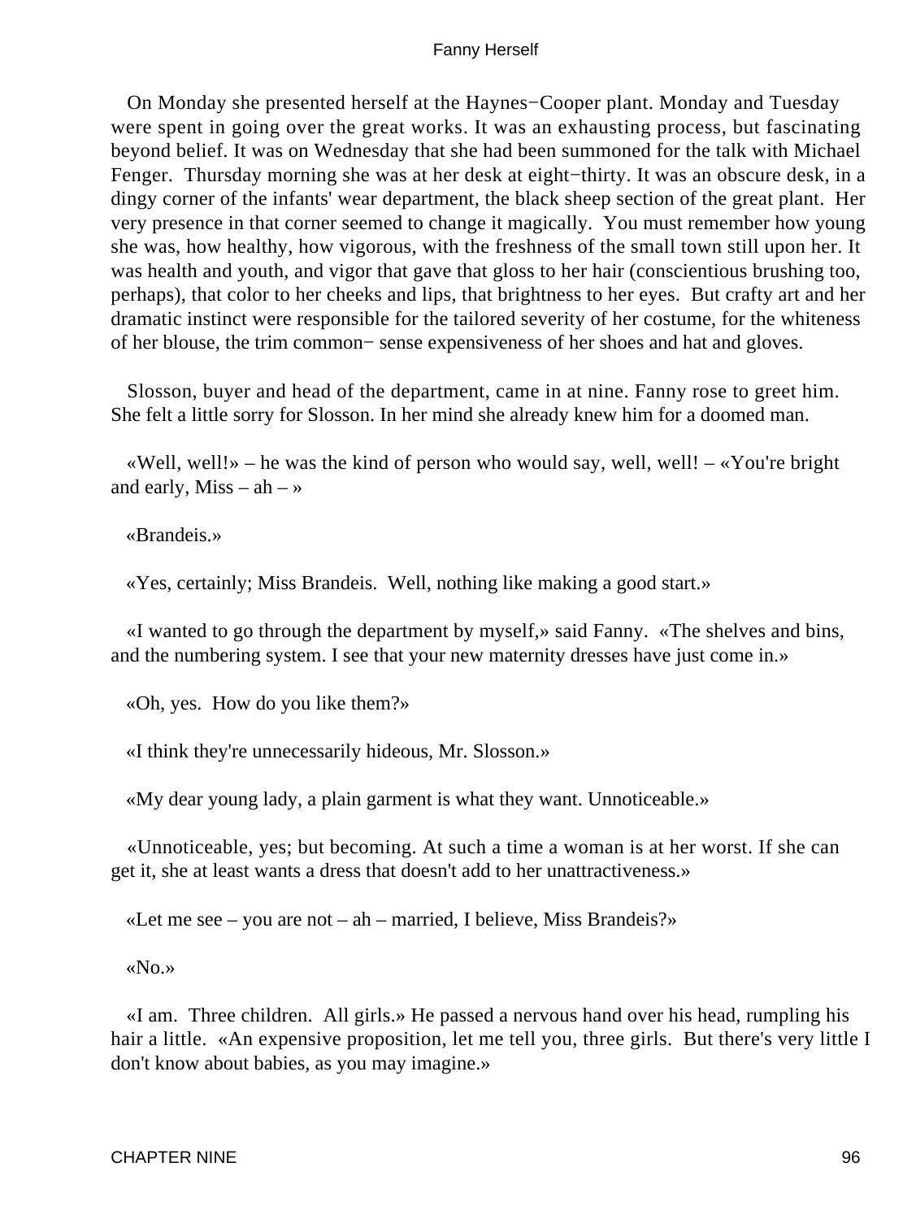On Monday she presented herself at the Haynes−Cooper plant. Monday and Tuesday were spent in going over the great works. It was an exhausting process, but fascinating beyond belief. It was on Wednesday that she had been summoned for the talk with Michael Fenger. Thursday morning she was at her desk at eight−thirty. It was an obscure desk, in a dingy corner of the infants' wear department, the black sheep section of the great plant. Her very presence in that corner seemed to change it magically. You must remember how young she was, how healthy, how vigorous, with the freshness of the small town still upon her. It was health and youth, and vigor that gave that gloss to her hair (conscientious brushing too, perhaps), that color to her cheeks and lips, that brightness to her eyes. But crafty art and her dramatic instinct were responsible for the tailored severity of her costume, for the whiteness of her blouse, the trim common− sense expensiveness of her shoes and hat and gloves.

Slosson, buyer and head of the department, came in at nine. Fanny rose to greet him. She felt a little sorry for Slosson. In her mind she already knew him for a doomed man.

«Well, well!» – he was the kind of person who would say, well, well! – «You're bright and early, Miss – ah – »

«Brandeis.»

«Yes, certainly; Miss Brandeis. Well, nothing like making a good start.»

«I wanted to go through the department by myself,» said Fanny. «The shelves and bins, and the numbering system. I see that your new maternity dresses have just come in.»

«Oh, yes. How do you like them?»

«I think they're unnecessarily hideous, Mr. Slosson.»

«My dear young lady, a plain garment is what they want. Unnoticeable.»

«Unnoticeable, yes; but becoming. At such a time a woman is at her worst. If she can get it, she at least wants a dress that doesn't add to her unattractiveness.»

«Let me see – you are not – ah – married, I believe, Miss Brandeis?»

«No.»

«I am. Three children. All girls.» He passed a nervous hand over his head, rumpling his hair a little. «An expensive proposition, let me tell you, three girls. But there's very little I don't know about babies, as you may imagine.»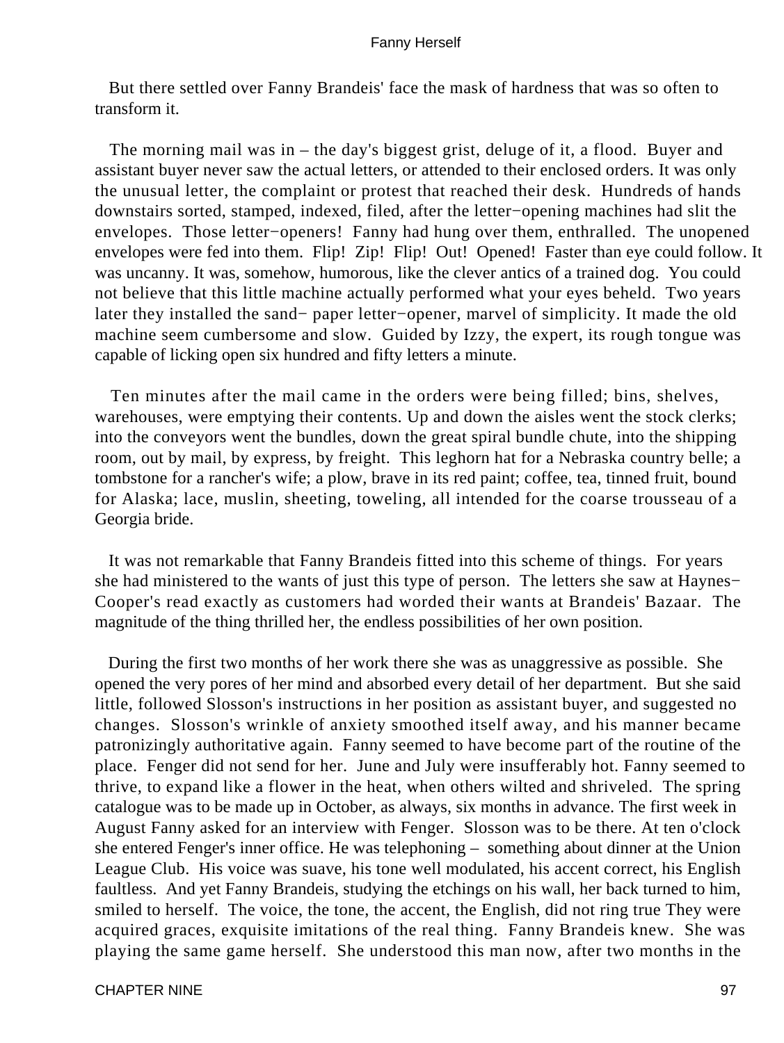But there settled over Fanny Brandeis' face the mask of hardness that was so often to transform it.

The morning mail was in – the day's biggest grist, deluge of it, a flood. Buyer and assistant buyer never saw the actual letters, or attended to their enclosed orders. It was only the unusual letter, the complaint or protest that reached their desk. Hundreds of hands downstairs sorted, stamped, indexed, filed, after the letter−opening machines had slit the envelopes. Those letter−openers! Fanny had hung over them, enthralled. The unopened envelopes were fed into them. Flip! Zip! Flip! Out! Opened! Faster than eye could follow. It was uncanny. It was, somehow, humorous, like the clever antics of a trained dog. You could not believe that this little machine actually performed what your eyes beheld. Two years later they installed the sand− paper letter−opener, marvel of simplicity. It made the old machine seem cumbersome and slow. Guided by Izzy, the expert, its rough tongue was capable of licking open six hundred and fifty letters a minute.

Ten minutes after the mail came in the orders were being filled; bins, shelves, warehouses, were emptying their contents. Up and down the aisles went the stock clerks; into the conveyors went the bundles, down the great spiral bundle chute, into the shipping room, out by mail, by express, by freight. This leghorn hat for a Nebraska country belle; a tombstone for a rancher's wife; a plow, brave in its red paint; coffee, tea, tinned fruit, bound for Alaska; lace, muslin, sheeting, toweling, all intended for the coarse trousseau of a Georgia bride.

It was not remarkable that Fanny Brandeis fitted into this scheme of things. For years she had ministered to the wants of just this type of person. The letters she saw at Haynes−Cooper's read exactly as customers had worded their wants at Brandeis' Bazaar. The magnitude of the thing thrilled her, the endless possibilities of her own position.

During the first two months of her work there she was as unaggressive as possible. She opened the very pores of her mind and absorbed every detail of her department. But she said little, followed Slosson's instructions in her position as assistant buyer, and suggested no changes. Slosson's wrinkle of anxiety smoothed itself away, and his manner became patronizingly authoritative again. Fanny seemed to have become part of the routine of the place. Fenger did not send for her. June and July were insufferably hot. Fanny seemed to thrive, to expand like a flower in the heat, when others wilted and shriveled. The spring catalogue was to be made up in October, as always, six months in advance. The first week in August Fanny asked for an interview with Fenger. Slosson was to be there. At ten o'clock she entered Fenger's inner office. He was telephoning – something about dinner at the Union League Club. His voice was suave, his tone well modulated, his accent correct, his English faultless. And yet Fanny Brandeis, studying the etchings on his wall, her back turned to him, smiled to herself. The voice, the tone, the accent, the English, did not ring true They were acquired graces, exquisite imitations of the real thing. Fanny Brandeis knew. She was playing the same game herself. She understood this man now, after two months in the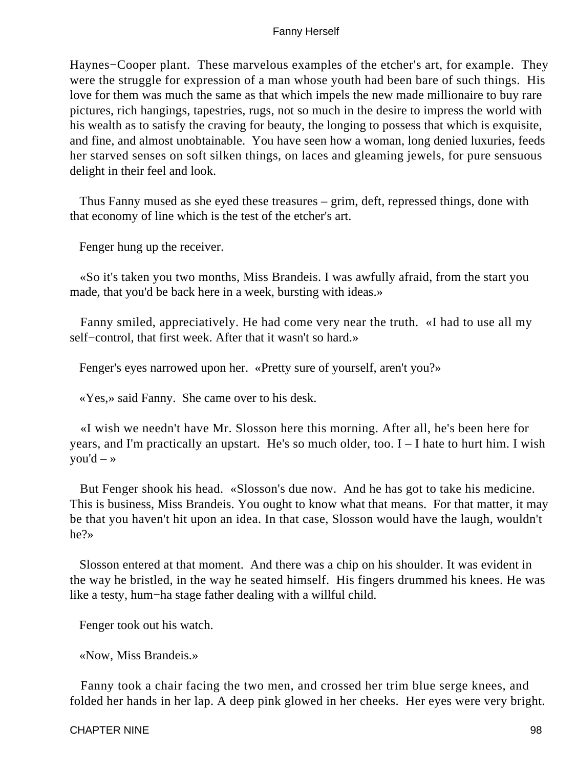Haynes−Cooper plant. These marvelous examples of the etcher's art, for example. They were the struggle for expression of a man whose youth had been bare of such things. His love for them was much the same as that which impels the new made millionaire to buy rare pictures, rich hangings, tapestries, rugs, not so much in the desire to impress the world with his wealth as to satisfy the craving for beauty, the longing to possess that which is exquisite, and fine, and almost unobtainable. You have seen how a woman, long denied luxuries, feeds her starved senses on soft silken things, on laces and gleaming jewels, for pure sensuous delight in their feel and look.

Thus Fanny mused as she eyed these treasures – grim, deft, repressed things, done with that economy of line which is the test of the etcher's art.

Fenger hung up the receiver.

«So it's taken you two months, Miss Brandeis. I was awfully afraid, from the start you made, that you'd be back here in a week, bursting with ideas.»

Fanny smiled, appreciatively. He had come very near the truth. «I had to use all my self−control, that first week. After that it wasn't so hard.»

Fenger's eyes narrowed upon her. «Pretty sure of yourself, aren't you?»

«Yes,» said Fanny. She came over to his desk.

«I wish we needn't have Mr. Slosson here this morning. After all, he's been here for years, and I'm practically an upstart. He's so much older, too. I – I hate to hurt him. I wish you'd – »

But Fenger shook his head. «Slosson's due now. And he has got to take his medicine. This is business, Miss Brandeis. You ought to know what that means. For that matter, it may be that you haven't hit upon an idea. In that case, Slosson would have the laugh, wouldn't he?»

Slosson entered at that moment. And there was a chip on his shoulder. It was evident in the way he bristled, in the way he seated himself. His fingers drummed his knees. He was like a testy, hum−ha stage father dealing with a willful child.

Fenger took out his watch.

«Now, Miss Brandeis.»

Fanny took a chair facing the two men, and crossed her trim blue serge knees, and folded her hands in her lap. A deep pink glowed in her cheeks. Her eyes were very bright.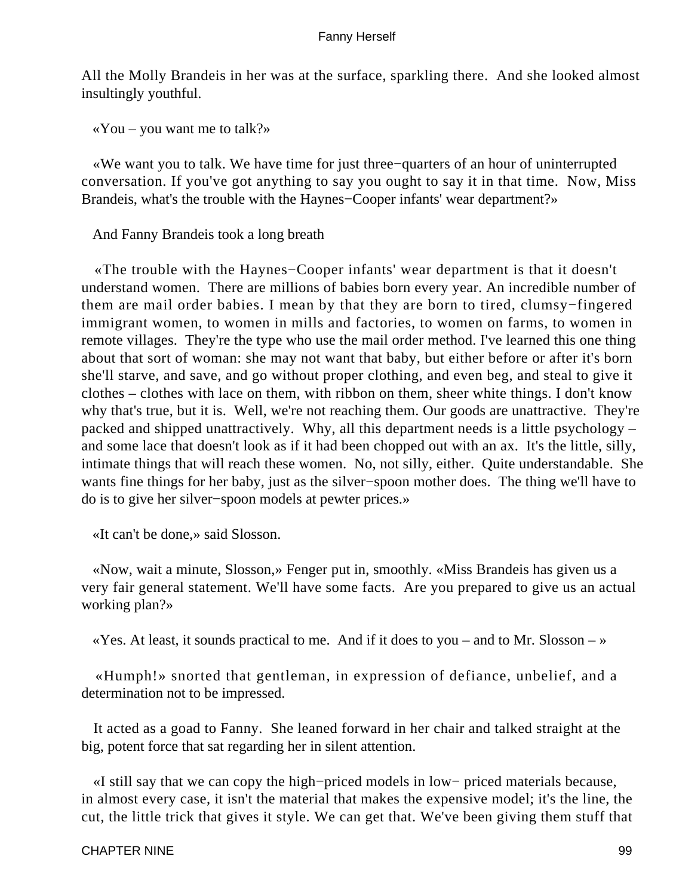All the Molly Brandeis in her was at the surface, sparkling there. And she looked almost insultingly youthful.

«You – you want me to talk?»

«We want you to talk. We have time for just three−quarters of an hour of uninterrupted conversation. If you've got anything to say you ought to say it in that time. Now, Miss Brandeis, what's the trouble with the Haynes−Cooper infants' wear department?»

And Fanny Brandeis took a long breath

«The trouble with the Haynes−Cooper infants' wear department is that it doesn't understand women. There are millions of babies born every year. An incredible number of them are mail order babies. I mean by that they are born to tired, clumsy−fingered immigrant women, to women in mills and factories, to women on farms, to women in remote villages. They're the type who use the mail order method. I've learned this one thing about that sort of woman: she may not want that baby, but either before or after it's born she'll starve, and save, and go without proper clothing, and even beg, and steal to give it clothes – clothes with lace on them, with ribbon on them, sheer white things. I don't know why that's true, but it is. Well, we're not reaching them. Our goods are unattractive. They're packed and shipped unattractively. Why, all this department needs is a little psychology – and some lace that doesn't look as if it had been chopped out with an ax. It's the little, silly, intimate things that will reach these women. No, not silly, either. Quite understandable. She wants fine things for her baby, just as the silver−spoon mother does. The thing we'll have to do is to give her silver−spoon models at pewter prices.»

«It can't be done,» said Slosson.

«Now, wait a minute, Slosson,» Fenger put in, smoothly. «Miss Brandeis has given us a very fair general statement. We'll have some facts. Are you prepared to give us an actual working plan?»

«Yes. At least, it sounds practical to me. And if it does to you – and to Mr. Slosson – »

«Humph!» snorted that gentleman, in expression of defiance, unbelief, and a determination not to be impressed.

It acted as a goad to Fanny. She leaned forward in her chair and talked straight at the big, potent force that sat regarding her in silent attention.

«I still say that we can copy the high−priced models in low− priced materials because, in almost every case, it isn't the material that makes the expensive model; it's the line, the cut, the little trick that gives it style. We can get that. We've been giving them stuff that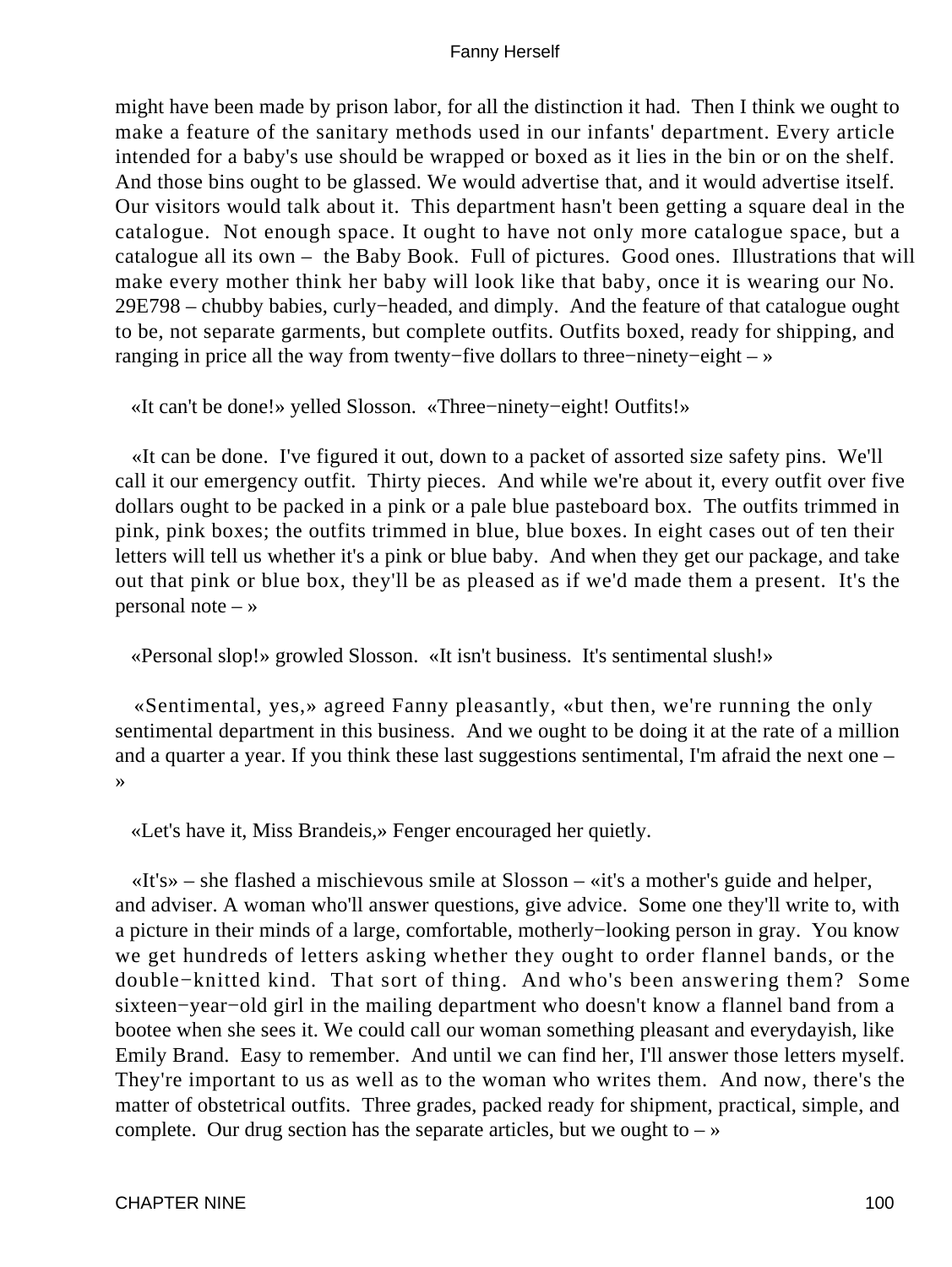might have been made by prison labor, for all the distinction it had. Then I think we ought to make a feature of the sanitary methods used in our infants' department. Every article intended for a baby's use should be wrapped or boxed as it lies in the bin or on the shelf. And those bins ought to be glassed. We would advertise that, and it would advertise itself. Our visitors would talk about it. This department hasn't been getting a square deal in the catalogue. Not enough space. It ought to have not only more catalogue space, but a catalogue all its own – the Baby Book. Full of pictures. Good ones. Illustrations that will make every mother think her baby will look like that baby, once it is wearing our No. 29E798 – chubby babies, curly−headed, and dimply. And the feature of that catalogue ought to be, not separate garments, but complete outfits. Outfits boxed, ready for shipping, and ranging in price all the way from twenty−five dollars to three−ninety−eight – »

«It can't be done!» yelled Slosson. «Three−ninety−eight! Outfits!»

«It can be done. I've figured it out, down to a packet of assorted size safety pins. We'll call it our emergency outfit. Thirty pieces. And while we're about it, every outfit over five dollars ought to be packed in a pink or a pale blue pasteboard box. The outfits trimmed in pink, pink boxes; the outfits trimmed in blue, blue boxes. In eight cases out of ten their letters will tell us whether it's a pink or blue baby. And when they get our package, and take out that pink or blue box, they'll be as pleased as if we'd made them a present. It's the personal note – »

«Personal slop!» growled Slosson. «It isn't business. It's sentimental slush!»

«Sentimental, yes,» agreed Fanny pleasantly, «but then, we're running the only sentimental department in this business. And we ought to be doing it at the rate of a million and a quarter a year. If you think these last suggestions sentimental, I'm afraid the next one – »

«Let's have it, Miss Brandeis,» Fenger encouraged her quietly.

«It's» – she flashed a mischievous smile at Slosson – «it's a mother's guide and helper, and adviser. A woman who'll answer questions, give advice. Some one they'll write to, with a picture in their minds of a large, comfortable, motherly−looking person in gray. You know we get hundreds of letters asking whether they ought to order flannel bands, or the double−knitted kind. That sort of thing. And who's been answering them? Some sixteen−year−old girl in the mailing department who doesn't know a flannel band from a bootee when she sees it. We could call our woman something pleasant and everydayish, like Emily Brand. Easy to remember. And until we can find her, I'll answer those letters myself. They're important to us as well as to the woman who writes them. And now, there's the matter of obstetrical outfits. Three grades, packed ready for shipment, practical, simple, and complete. Our drug section has the separate articles, but we ought to – »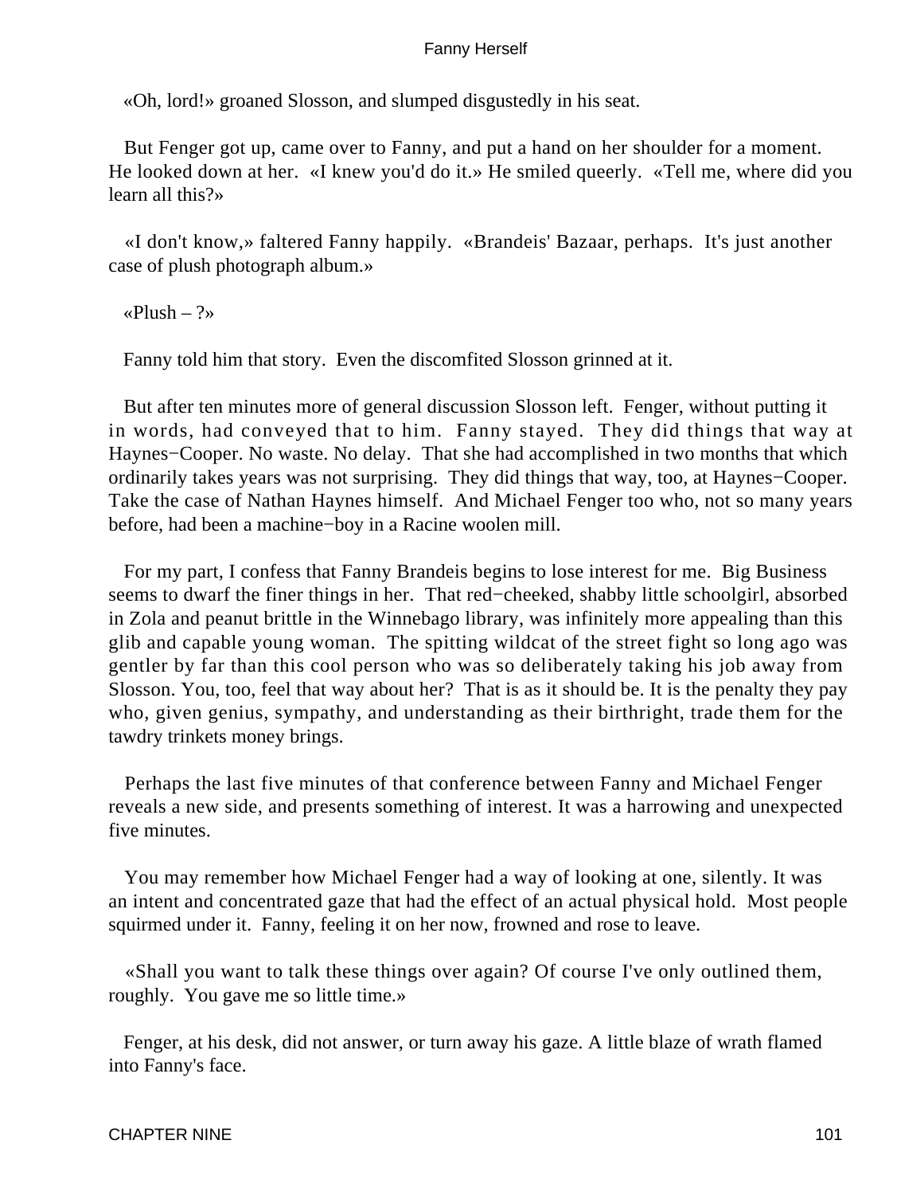«Oh, lord!» groaned Slosson, and slumped disgustedly in his seat.

But Fenger got up, came over to Fanny, and put a hand on her shoulder for a moment. He looked down at her. «I knew you'd do it.» He smiled queerly. «Tell me, where did you learn all this?»

«I don't know,» faltered Fanny happily. «Brandeis' Bazaar, perhaps. It's just another case of plush photograph album.»

«Plush – ?»

Fanny told him that story. Even the discomfited Slosson grinned at it.

But after ten minutes more of general discussion Slosson left. Fenger, without putting it in words, had conveyed that to him. Fanny stayed. They did things that way at Haynes−Cooper. No waste. No delay. That she had accomplished in two months that which ordinarily takes years was not surprising. They did things that way, too, at Haynes−Cooper. Take the case of Nathan Haynes himself. And Michael Fenger too who, not so many years before, had been a machine−boy in a Racine woolen mill.

For my part, I confess that Fanny Brandeis begins to lose interest for me. Big Business seems to dwarf the finer things in her. That red−cheeked, shabby little schoolgirl, absorbed in Zola and peanut brittle in the Winnebago library, was infinitely more appealing than this glib and capable young woman. The spitting wildcat of the street fight so long ago was gentler by far than this cool person who was so deliberately taking his job away from Slosson. You, too, feel that way about her? That is as it should be. It is the penalty they pay who, given genius, sympathy, and understanding as their birthright, trade them for the tawdry trinkets money brings.

Perhaps the last five minutes of that conference between Fanny and Michael Fenger reveals a new side, and presents something of interest. It was a harrowing and unexpected five minutes.

You may remember how Michael Fenger had a way of looking at one, silently. It was an intent and concentrated gaze that had the effect of an actual physical hold. Most people squirmed under it. Fanny, feeling it on her now, frowned and rose to leave.

«Shall you want to talk these things over again? Of course I've only outlined them, roughly. You gave me so little time.»

Fenger, at his desk, did not answer, or turn away his gaze. A little blaze of wrath flamed into Fanny's face.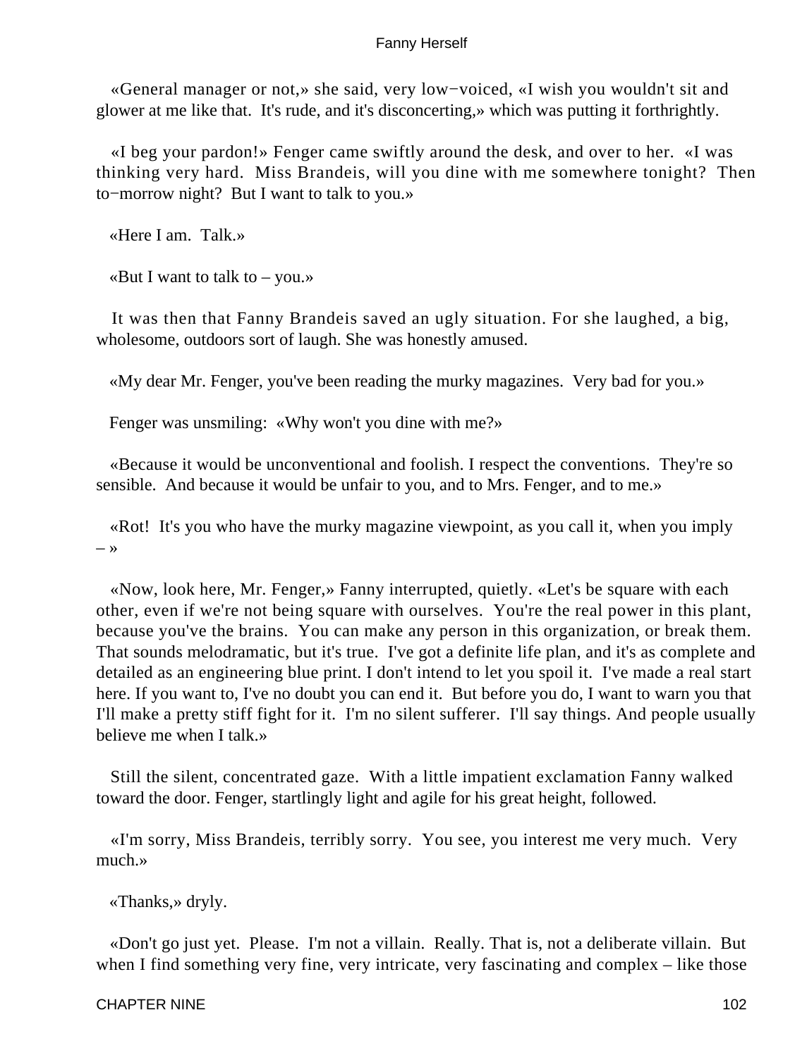«General manager or not,» she said, very low−voiced, «I wish you wouldn't sit and glower at me like that. It's rude, and it's disconcerting,» which was putting it forthrightly.

«I beg your pardon!» Fenger came swiftly around the desk, and over to her. «I was thinking very hard. Miss Brandeis, will you dine with me somewhere tonight? Then to−morrow night? But I want to talk to you.»

«Here I am. Talk.»

«But I want to talk to – you.»

It was then that Fanny Brandeis saved an ugly situation. For she laughed, a big, wholesome, outdoors sort of laugh. She was honestly amused.

«My dear Mr. Fenger, you've been reading the murky magazines. Very bad for you.»

Fenger was unsmiling: «Why won't you dine with me?»

«Because it would be unconventional and foolish. I respect the conventions. They're so sensible. And because it would be unfair to you, and to Mrs. Fenger, and to me.»

«Rot! It's you who have the murky magazine viewpoint, as you call it, when you imply – »

«Now, look here, Mr. Fenger,» Fanny interrupted, quietly. «Let's be square with each other, even if we're not being square with ourselves. You're the real power in this plant, because you've the brains. You can make any person in this organization, or break them. That sounds melodramatic, but it's true. I've got a definite life plan, and it's as complete and detailed as an engineering blue print. I don't intend to let you spoil it. I've made a real start here. If you want to, I've no doubt you can end it. But before you do, I want to warn you that I'll make a pretty stiff fight for it. I'm no silent sufferer. I'll say things. And people usually believe me when I talk.»

Still the silent, concentrated gaze. With a little impatient exclamation Fanny walked toward the door. Fenger, startlingly light and agile for his great height, followed.

«I'm sorry, Miss Brandeis, terribly sorry. You see, you interest me very much. Very much.»

«Thanks,» dryly.

«Don't go just yet. Please. I'm not a villain. Really. That is, not a deliberate villain. But when I find something very fine, very intricate, very fascinating and complex – like those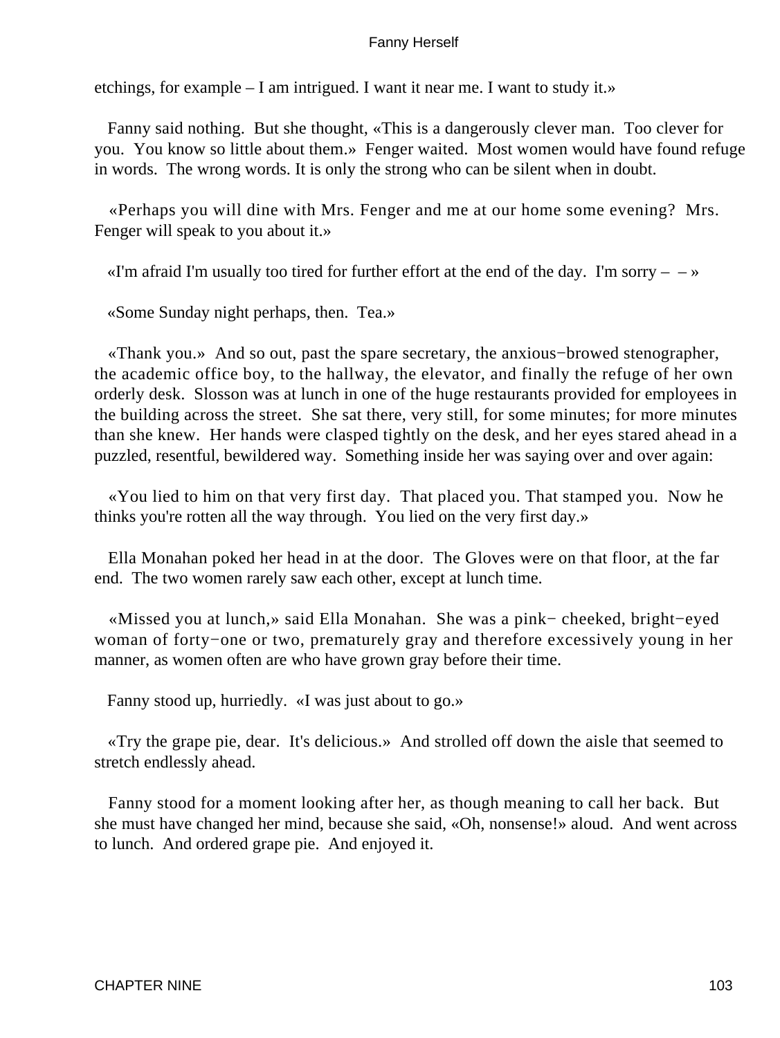etchings, for example – I am intrigued. I want it near me. I want to study it.»

Fanny said nothing. But she thought, «This is a dangerously clever man. Too clever for you. You know so little about them.» Fenger waited. Most women would have found refuge in words. The wrong words. It is only the strong who can be silent when in doubt.

«Perhaps you will dine with Mrs. Fenger and me at our home some evening? Mrs. Fenger will speak to you about it.»

«I'm afraid I'm usually too tired for further effort at the end of the day. I'm sorry – – »

«Some Sunday night perhaps, then. Tea.»

«Thank you.» And so out, past the spare secretary, the anxious−browed stenographer, the academic office boy, to the hallway, the elevator, and finally the refuge of her own orderly desk. Slosson was at lunch in one of the huge restaurants provided for employees in the building across the street. She sat there, very still, for some minutes; for more minutes than she knew. Her hands were clasped tightly on the desk, and her eyes stared ahead in a puzzled, resentful, bewildered way. Something inside her was saying over and over again:

«You lied to him on that very first day. That placed you. That stamped you. Now he thinks you're rotten all the way through. You lied on the very first day.»

Ella Monahan poked her head in at the door. The Gloves were on that floor, at the far end. The two women rarely saw each other, except at lunch time.

«Missed you at lunch,» said Ella Monahan. She was a pink− cheeked, bright−eyed woman of forty−one or two, prematurely gray and therefore excessively young in her manner, as women often are who have grown gray before their time.

Fanny stood up, hurriedly. «I was just about to go.»

«Try the grape pie, dear. It's delicious.» And strolled off down the aisle that seemed to stretch endlessly ahead.

Fanny stood for a moment looking after her, as though meaning to call her back. But she must have changed her mind, because she said, «Oh, nonsense!» aloud. And went across to lunch. And ordered grape pie. And enjoyed it.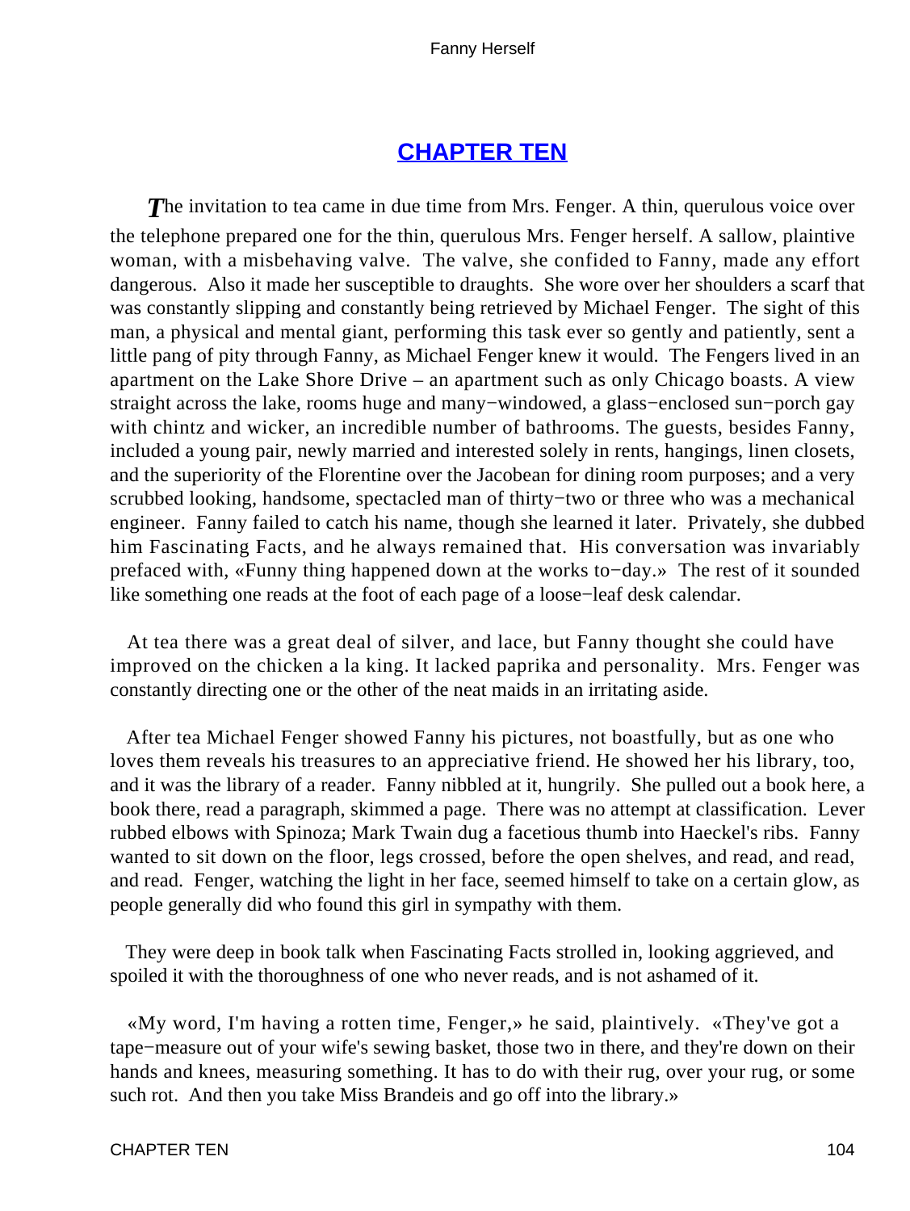## CHAPTER TEN

*T*he invitation to tea came in due time from Mrs. Fenger. A thin, querulous voice over the telephone prepared one for the thin, querulous Mrs. Fenger herself. A sallow, plaintive woman, with a misbehaving valve. The valve, she confided to Fanny, made any effort dangerous. Also it made her susceptible to draughts. She wore over her shoulders a scarf that was constantly slipping and constantly being retrieved by Michael Fenger. The sight of this man, a physical and mental giant, performing this task ever so gently and patiently, sent a little pang of pity through Fanny, as Michael Fenger knew it would. The Fengers lived in an apartment on the Lake Shore Drive – an apartment such as only Chicago boasts. A view straight across the lake, rooms huge and many−windowed, a glass−enclosed sun−porch gay with chintz and wicker, an incredible number of bathrooms. The guests, besides Fanny, included a young pair, newly married and interested solely in rents, hangings, linen closets, and the superiority of the Florentine over the Jacobean for dining room purposes; and a very scrubbed looking, handsome, spectacled man of thirty−two or three who was a mechanical engineer. Fanny failed to catch his name, though she learned it later. Privately, she dubbed him Fascinating Facts, and he always remained that. His conversation was invariably prefaced with, «Funny thing happened down at the works to−day.» The rest of it sounded like something one reads at the foot of each page of a loose−leaf desk calendar.

At tea there was a great deal of silver, and lace, but Fanny thought she could have improved on the chicken a la king. It lacked paprika and personality. Mrs. Fenger was constantly directing one or the other of the neat maids in an irritating aside.

After tea Michael Fenger showed Fanny his pictures, not boastfully, but as one who loves them reveals his treasures to an appreciative friend. He showed her his library, too, and it was the library of a reader. Fanny nibbled at it, hungrily. She pulled out a book here, a book there, read a paragraph, skimmed a page. There was no attempt at classification. Lever rubbed elbows with Spinoza; Mark Twain dug a facetious thumb into Haeckel's ribs. Fanny wanted to sit down on the floor, legs crossed, before the open shelves, and read, and read, and read. Fenger, watching the light in her face, seemed himself to take on a certain glow, as people generally did who found this girl in sympathy with them.

They were deep in book talk when Fascinating Facts strolled in, looking aggrieved, and spoiled it with the thoroughness of one who never reads, and is not ashamed of it.

«My word, I'm having a rotten time, Fenger,» he said, plaintively. «They've got a tape−measure out of your wife's sewing basket, those two in there, and they're down on their hands and knees, measuring something. It has to do with their rug, over your rug, or some such rot. And then you take Miss Brandeis and go off into the library.»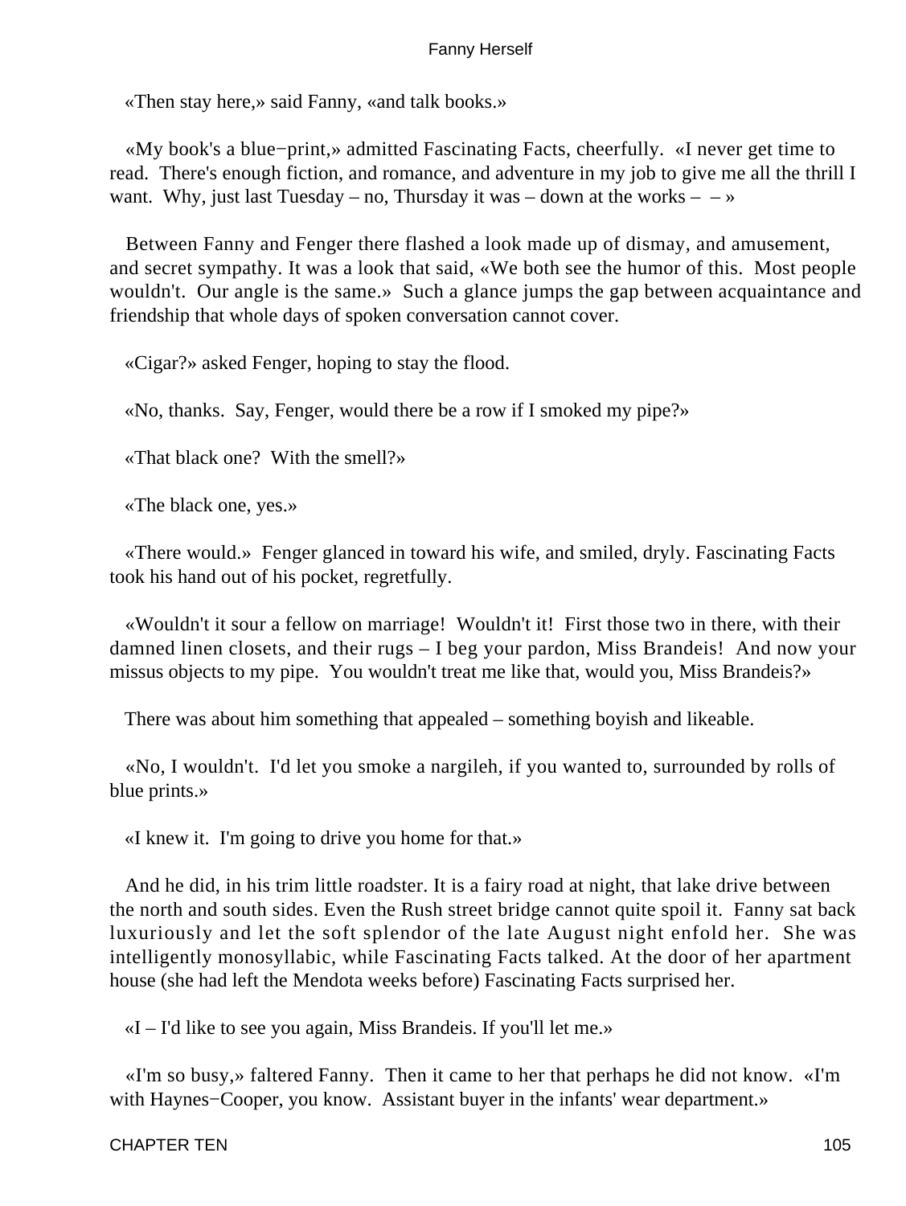«Then stay here,» said Fanny, «and talk books.»

«My book's a blue−print,» admitted Fascinating Facts, cheerfully. «I never get time to read. There's enough fiction, and romance, and adventure in my job to give me all the thrill I want. Why, just last Tuesday – no, Thursday it was – down at the works – – »

Between Fanny and Fenger there flashed a look made up of dismay, and amusement, and secret sympathy. It was a look that said, «We both see the humor of this. Most people wouldn't. Our angle is the same.» Such a glance jumps the gap between acquaintance and friendship that whole days of spoken conversation cannot cover.

«Cigar?» asked Fenger, hoping to stay the flood.

«No, thanks. Say, Fenger, would there be a row if I smoked my pipe?»

«That black one? With the smell?»

«The black one, yes.»

«There would.» Fenger glanced in toward his wife, and smiled, dryly. Fascinating Facts took his hand out of his pocket, regretfully.

«Wouldn't it sour a fellow on marriage! Wouldn't it! First those two in there, with their damned linen closets, and their rugs – I beg your pardon, Miss Brandeis! And now your missus objects to my pipe. You wouldn't treat me like that, would you, Miss Brandeis?»

There was about him something that appealed – something boyish and likeable.

«No, I wouldn't. I'd let you smoke a nargileh, if you wanted to, surrounded by rolls of blue prints.»

«I knew it. I'm going to drive you home for that.»

And he did, in his trim little roadster. It is a fairy road at night, that lake drive between the north and south sides. Even the Rush street bridge cannot quite spoil it. Fanny sat back luxuriously and let the soft splendor of the late August night enfold her. She was intelligently monosyllabic, while Fascinating Facts talked. At the door of her apartment house (she had left the Mendota weeks before) Fascinating Facts surprised her.

«I – I'd like to see you again, Miss Brandeis. If you'll let me.»

«I'm so busy,» faltered Fanny. Then it came to her that perhaps he did not know. «I'm with Haynes−Cooper, you know. Assistant buyer in the infants' wear department.»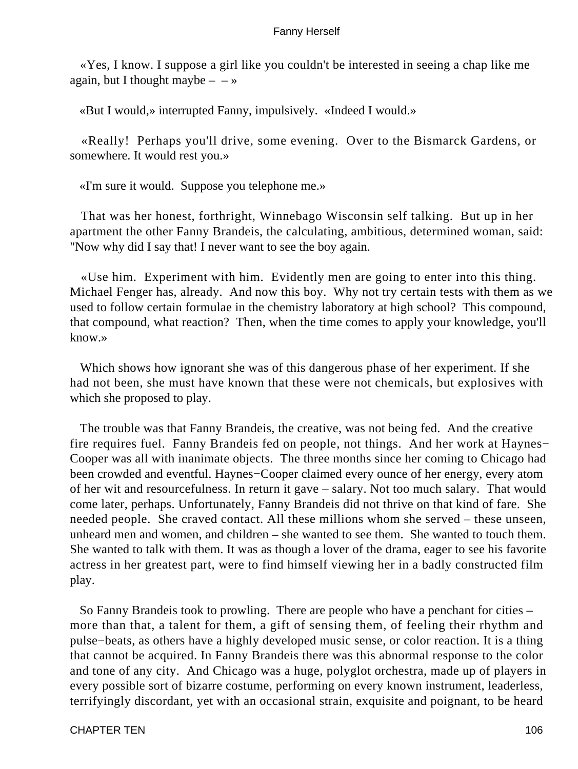«Yes, I know. I suppose a girl like you couldn't be interested in seeing a chap like me again, but I thought maybe – – »

«But I would,» interrupted Fanny, impulsively. «Indeed I would.»

«Really! Perhaps you'll drive, some evening. Over to the Bismarck Gardens, or somewhere. It would rest you.»

«I'm sure it would. Suppose you telephone me.»

That was her honest, forthright, Winnebago Wisconsin self talking. But up in her apartment the other Fanny Brandeis, the calculating, ambitious, determined woman, said: "Now why did I say that! I never want to see the boy again.

«Use him. Experiment with him. Evidently men are going to enter into this thing. Michael Fenger has, already. And now this boy. Why not try certain tests with them as we used to follow certain formulae in the chemistry laboratory at high school? This compound, that compound, what reaction? Then, when the time comes to apply your knowledge, you'll know.»

Which shows how ignorant she was of this dangerous phase of her experiment. If she had not been, she must have known that these were not chemicals, but explosives with which she proposed to play.

The trouble was that Fanny Brandeis, the creative, was not being fed. And the creative fire requires fuel. Fanny Brandeis fed on people, not things. And her work at Haynes−Cooper was all with inanimate objects. The three months since her coming to Chicago had been crowded and eventful. Haynes−Cooper claimed every ounce of her energy, every atom of her wit and resourcefulness. In return it gave – salary. Not too much salary. That would come later, perhaps. Unfortunately, Fanny Brandeis did not thrive on that kind of fare. She needed people. She craved contact. All these millions whom she served – these unseen, unheard men and women, and children – she wanted to see them. She wanted to touch them. She wanted to talk with them. It was as though a lover of the drama, eager to see his favorite actress in her greatest part, were to find himself viewing her in a badly constructed film play.

So Fanny Brandeis took to prowling. There are people who have a penchant for cities – more than that, a talent for them, a gift of sensing them, of feeling their rhythm and pulse−beats, as others have a highly developed music sense, or color reaction. It is a thing that cannot be acquired. In Fanny Brandeis there was this abnormal response to the color and tone of any city. And Chicago was a huge, polyglot orchestra, made up of players in every possible sort of bizarre costume, performing on every known instrument, leaderless, terrifyingly discordant, yet with an occasional strain, exquisite and poignant, to be heard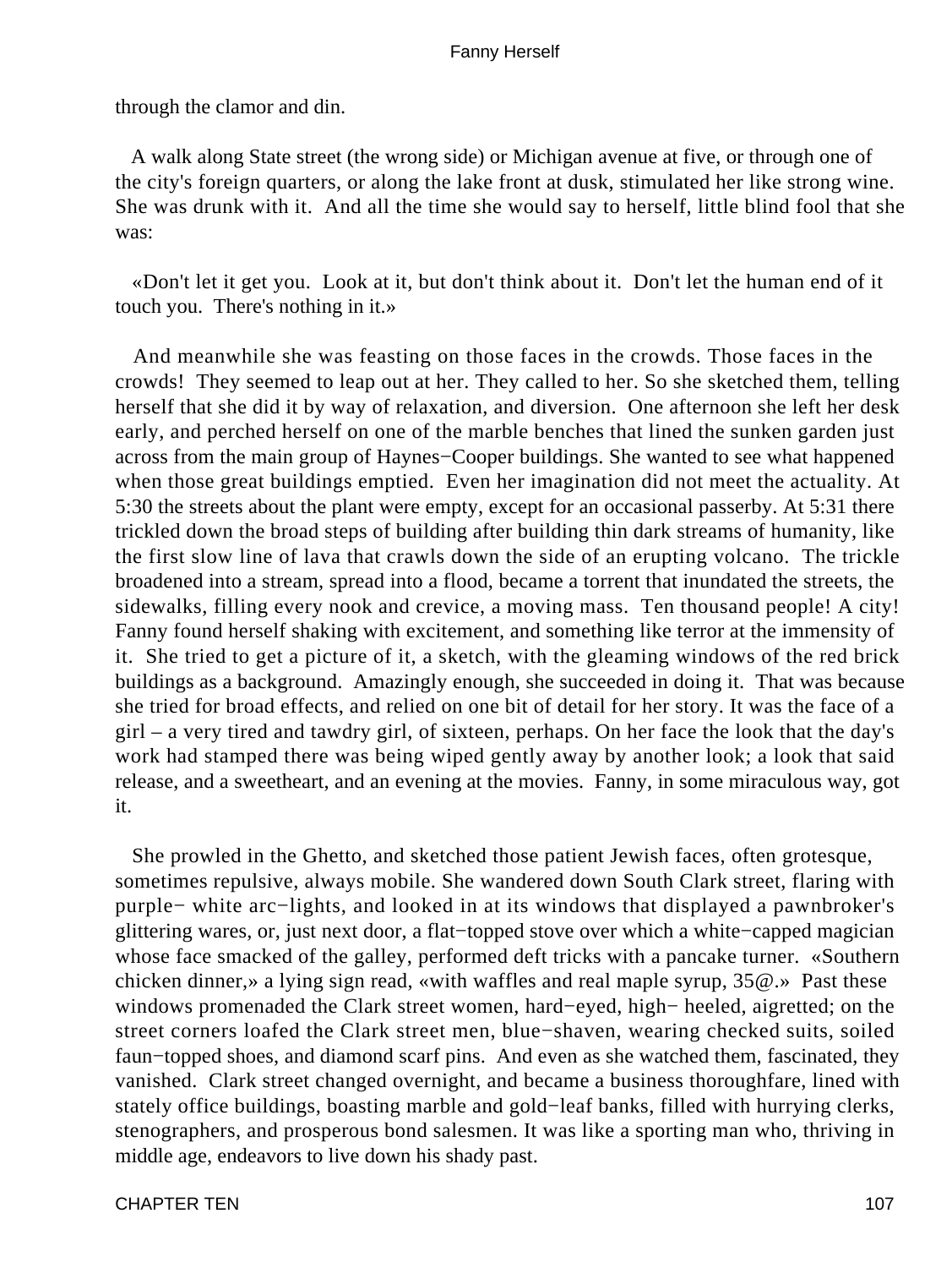through the clamor and din.

A walk along State street (the wrong side) or Michigan avenue at five, or through one of the city's foreign quarters, or along the lake front at dusk, stimulated her like strong wine. She was drunk with it. And all the time she would say to herself, little blind fool that she was:

«Don't let it get you. Look at it, but don't think about it. Don't let the human end of it touch you. There's nothing in it.»

And meanwhile she was feasting on those faces in the crowds. Those faces in the crowds! They seemed to leap out at her. They called to her. So she sketched them, telling herself that she did it by way of relaxation, and diversion. One afternoon she left her desk early, and perched herself on one of the marble benches that lined the sunken garden just across from the main group of Haynes−Cooper buildings. She wanted to see what happened when those great buildings emptied. Even her imagination did not meet the actuality. At 5:30 the streets about the plant were empty, except for an occasional passerby. At 5:31 there trickled down the broad steps of building after building thin dark streams of humanity, like the first slow line of lava that crawls down the side of an erupting volcano. The trickle broadened into a stream, spread into a flood, became a torrent that inundated the streets, the sidewalks, filling every nook and crevice, a moving mass. Ten thousand people! A city! Fanny found herself shaking with excitement, and something like terror at the immensity of it. She tried to get a picture of it, a sketch, with the gleaming windows of the red brick buildings as a background. Amazingly enough, she succeeded in doing it. That was because she tried for broad effects, and relied on one bit of detail for her story. It was the face of a girl – a very tired and tawdry girl, of sixteen, perhaps. On her face the look that the day's work had stamped there was being wiped gently away by another look; a look that said release, and a sweetheart, and an evening at the movies. Fanny, in some miraculous way, got it.

She prowled in the Ghetto, and sketched those patient Jewish faces, often grotesque, sometimes repulsive, always mobile. She wandered down South Clark street, flaring with purple− white arc−lights, and looked in at its windows that displayed a pawnbroker's glittering wares, or, just next door, a flat−topped stove over which a white−capped magician whose face smacked of the galley, performed deft tricks with a pancake turner. «Southern chicken dinner,» a lying sign read, «with waffles and real maple syrup, 35@.» Past these windows promenaded the Clark street women, hard−eyed, high− heeled, aigretted; on the street corners loafed the Clark street men, blue−shaven, wearing checked suits, soiled faun−topped shoes, and diamond scarf pins. And even as she watched them, fascinated, they vanished. Clark street changed overnight, and became a business thoroughfare, lined with stately office buildings, boasting marble and gold−leaf banks, filled with hurrying clerks, stenographers, and prosperous bond salesmen. It was like a sporting man who, thriving in middle age, endeavors to live down his shady past.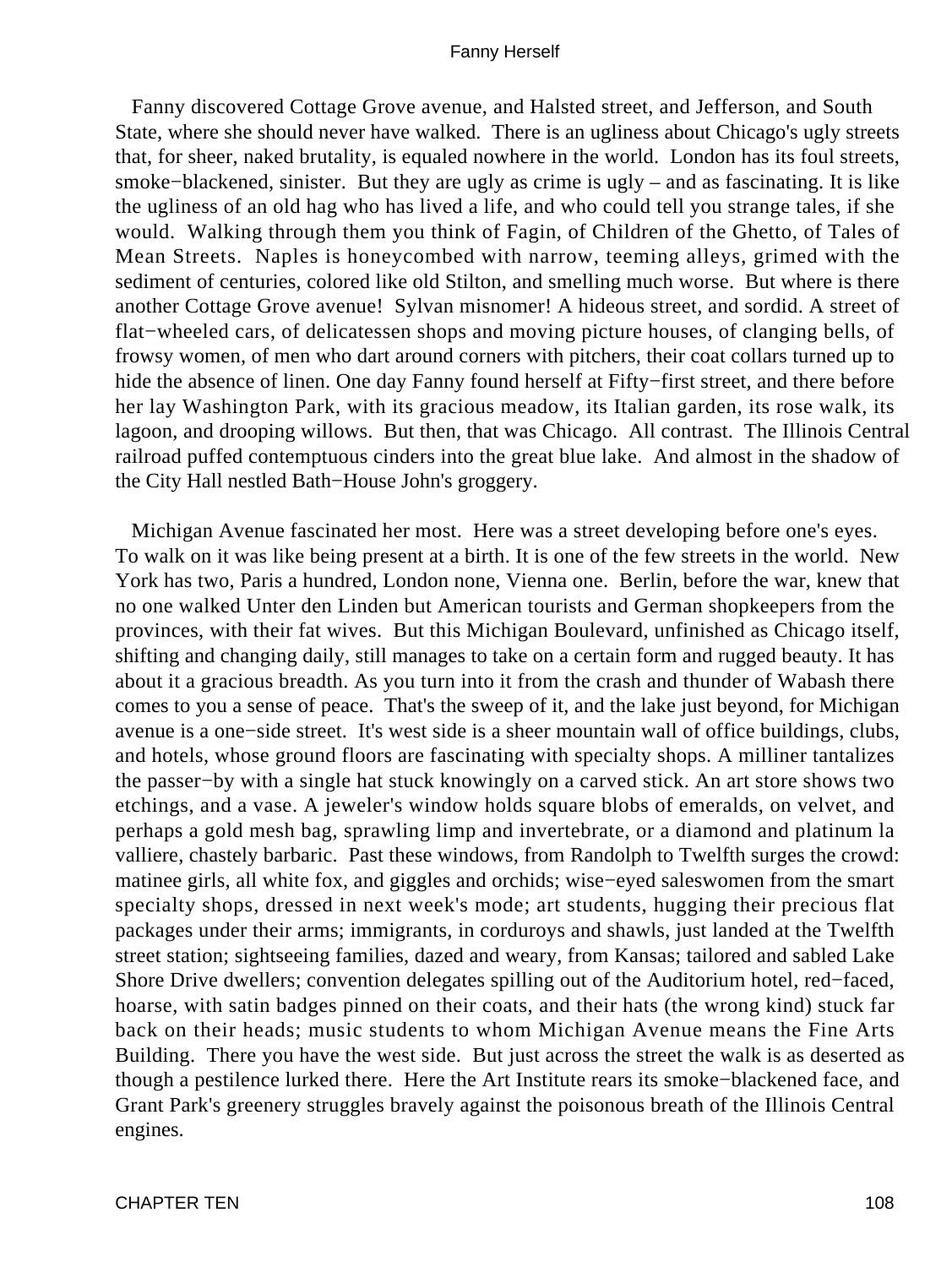Fanny discovered Cottage Grove avenue, and Halsted street, and Jefferson, and South State, where she should never have walked. There is an ugliness about Chicago's ugly streets that, for sheer, naked brutality, is equaled nowhere in the world. London has its foul streets, smoke−blackened, sinister. But they are ugly as crime is ugly – and as fascinating. It is like the ugliness of an old hag who has lived a life, and who could tell you strange tales, if she would. Walking through them you think of Fagin, of Children of the Ghetto, of Tales of Mean Streets. Naples is honeycombed with narrow, teeming alleys, grimed with the sediment of centuries, colored like old Stilton, and smelling much worse. But where is there another Cottage Grove avenue! Sylvan misnomer! A hideous street, and sordid. A street of flat−wheeled cars, of delicatessen shops and moving picture houses, of clanging bells, of frowsy women, of men who dart around corners with pitchers, their coat collars turned up to hide the absence of linen. One day Fanny found herself at Fifty−first street, and there before her lay Washington Park, with its gracious meadow, its Italian garden, its rose walk, its lagoon, and drooping willows. But then, that was Chicago. All contrast. The Illinois Central railroad puffed contemptuous cinders into the great blue lake. And almost in the shadow of the City Hall nestled Bath−House John's groggery.

Michigan Avenue fascinated her most. Here was a street developing before one's eyes. To walk on it was like being present at a birth. It is one of the few streets in the world. New York has two, Paris a hundred, London none, Vienna one. Berlin, before the war, knew that no one walked Unter den Linden but American tourists and German shopkeepers from the provinces, with their fat wives. But this Michigan Boulevard, unfinished as Chicago itself, shifting and changing daily, still manages to take on a certain form and rugged beauty. It has about it a gracious breadth. As you turn into it from the crash and thunder of Wabash there comes to you a sense of peace. That's the sweep of it, and the lake just beyond, for Michigan avenue is a one−side street. It's west side is a sheer mountain wall of office buildings, clubs, and hotels, whose ground floors are fascinating with specialty shops. A milliner tantalizes the passer−by with a single hat stuck knowingly on a carved stick. An art store shows two etchings, and a vase. A jeweler's window holds square blobs of emeralds, on velvet, and perhaps a gold mesh bag, sprawling limp and invertebrate, or a diamond and platinum la valliere, chastely barbaric. Past these windows, from Randolph to Twelfth surges the crowd: matinee girls, all white fox, and giggles and orchids; wise−eyed saleswomen from the smart specialty shops, dressed in next week's mode; art students, hugging their precious flat packages under their arms; immigrants, in corduroys and shawls, just landed at the Twelfth street station; sightseeing families, dazed and weary, from Kansas; tailored and sabled Lake Shore Drive dwellers; convention delegates spilling out of the Auditorium hotel, red−faced, hoarse, with satin badges pinned on their coats, and their hats (the wrong kind) stuck far back on their heads; music students to whom Michigan Avenue means the Fine Arts Building. There you have the west side. But just across the street the walk is as deserted as though a pestilence lurked there. Here the Art Institute rears its smoke−blackened face, and Grant Park's greenery struggles bravely against the poisonous breath of the Illinois Central engines.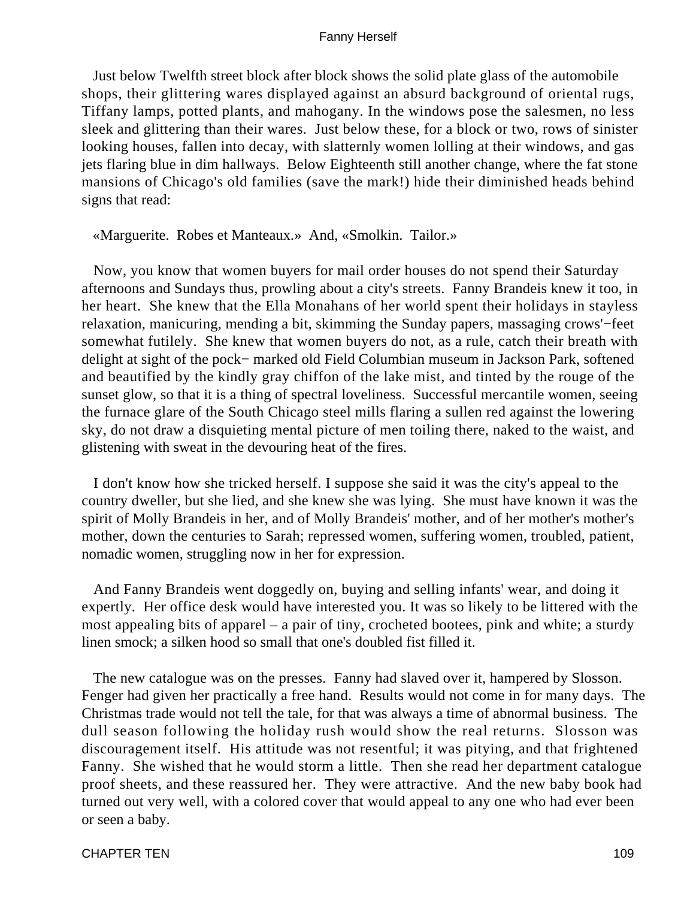Just below Twelfth street block after block shows the solid plate glass of the automobile shops, their glittering wares displayed against an absurd background of oriental rugs, Tiffany lamps, potted plants, and mahogany. In the windows pose the salesmen, no less sleek and glittering than their wares. Just below these, for a block or two, rows of sinister looking houses, fallen into decay, with slatternly women lolling at their windows, and gas jets flaring blue in dim hallways. Below Eighteenth still another change, where the fat stone mansions of Chicago's old families (save the mark!) hide their diminished heads behind signs that read:

«Marguerite. Robes et Manteaux.» And, «Smolkin. Tailor.»

Now, you know that women buyers for mail order houses do not spend their Saturday afternoons and Sundays thus, prowling about a city's streets. Fanny Brandeis knew it too, in her heart. She knew that the Ella Monahans of her world spent their holidays in stayless relaxation, manicuring, mending a bit, skimming the Sunday papers, massaging crows'−feet somewhat futilely. She knew that women buyers do not, as a rule, catch their breath with delight at sight of the pock− marked old Field Columbian museum in Jackson Park, softened and beautified by the kindly gray chiffon of the lake mist, and tinted by the rouge of the sunset glow, so that it is a thing of spectral loveliness. Successful mercantile women, seeing the furnace glare of the South Chicago steel mills flaring a sullen red against the lowering sky, do not draw a disquieting mental picture of men toiling there, naked to the waist, and glistening with sweat in the devouring heat of the fires.

I don't know how she tricked herself. I suppose she said it was the city's appeal to the country dweller, but she lied, and she knew she was lying. She must have known it was the spirit of Molly Brandeis in her, and of Molly Brandeis' mother, and of her mother's mother's mother, down the centuries to Sarah; repressed women, suffering women, troubled, patient, nomadic women, struggling now in her for expression.

And Fanny Brandeis went doggedly on, buying and selling infants' wear, and doing it expertly. Her office desk would have interested you. It was so likely to be littered with the most appealing bits of apparel – a pair of tiny, crocheted bootees, pink and white; a sturdy linen smock; a silken hood so small that one's doubled fist filled it.

The new catalogue was on the presses. Fanny had slaved over it, hampered by Slosson. Fenger had given her practically a free hand. Results would not come in for many days. The Christmas trade would not tell the tale, for that was always a time of abnormal business. The dull season following the holiday rush would show the real returns. Slosson was discouragement itself. His attitude was not resentful; it was pitying, and that frightened Fanny. She wished that he would storm a little. Then she read her department catalogue proof sheets, and these reassured her. They were attractive. And the new baby book had turned out very well, with a colored cover that would appeal to any one who had ever been or seen a baby.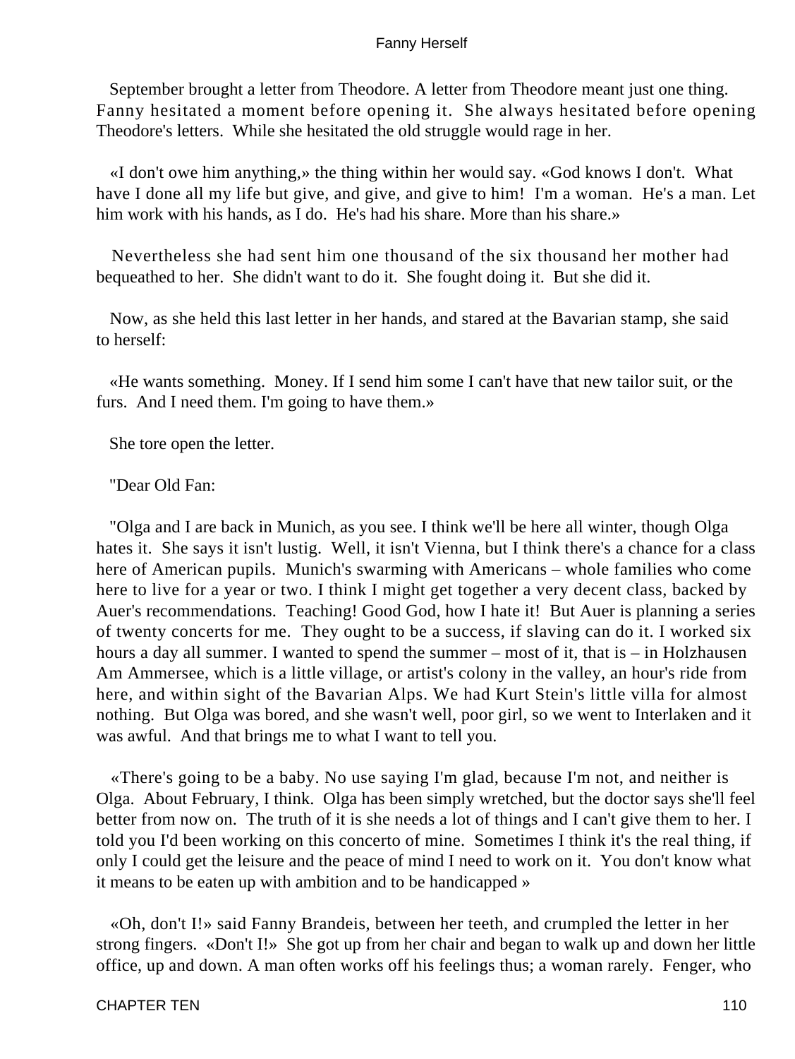September brought a letter from Theodore. A letter from Theodore meant just one thing. Fanny hesitated a moment before opening it. She always hesitated before opening Theodore's letters. While she hesitated the old struggle would rage in her.

«I don't owe him anything,» the thing within her would say. «God knows I don't. What have I done all my life but give, and give, and give to him! I'm a woman. He's a man. Let him work with his hands, as I do. He's had his share. More than his share.»

Nevertheless she had sent him one thousand of the six thousand her mother had bequeathed to her. She didn't want to do it. She fought doing it. But she did it.

Now, as she held this last letter in her hands, and stared at the Bavarian stamp, she said to herself:

«He wants something. Money. If I send him some I can't have that new tailor suit, or the furs. And I need them. I'm going to have them.»

She tore open the letter.

"Dear Old Fan:

"Olga and I are back in Munich, as you see. I think we'll be here all winter, though Olga hates it. She says it isn't lustig. Well, it isn't Vienna, but I think there's a chance for a class here of American pupils. Munich's swarming with Americans – whole families who come here to live for a year or two. I think I might get together a very decent class, backed by Auer's recommendations. Teaching! Good God, how I hate it! But Auer is planning a series of twenty concerts for me. They ought to be a success, if slaving can do it. I worked six hours a day all summer. I wanted to spend the summer – most of it, that is – in Holzhausen Am Ammersee, which is a little village, or artist's colony in the valley, an hour's ride from here, and within sight of the Bavarian Alps. We had Kurt Stein's little villa for almost nothing. But Olga was bored, and she wasn't well, poor girl, so we went to Interlaken and it was awful. And that brings me to what I want to tell you.

«There's going to be a baby. No use saying I'm glad, because I'm not, and neither is Olga. About February, I think. Olga has been simply wretched, but the doctor says she'll feel better from now on. The truth of it is she needs a lot of things and I can't give them to her. I told you I'd been working on this concerto of mine. Sometimes I think it's the real thing, if only I could get the leisure and the peace of mind I need to work on it. You don't know what it means to be eaten up with ambition and to be handicapped »

«Oh, don't I!» said Fanny Brandeis, between her teeth, and crumpled the letter in her strong fingers. «Don't I!» She got up from her chair and began to walk up and down her little office, up and down. A man often works off his feelings thus; a woman rarely. Fenger, who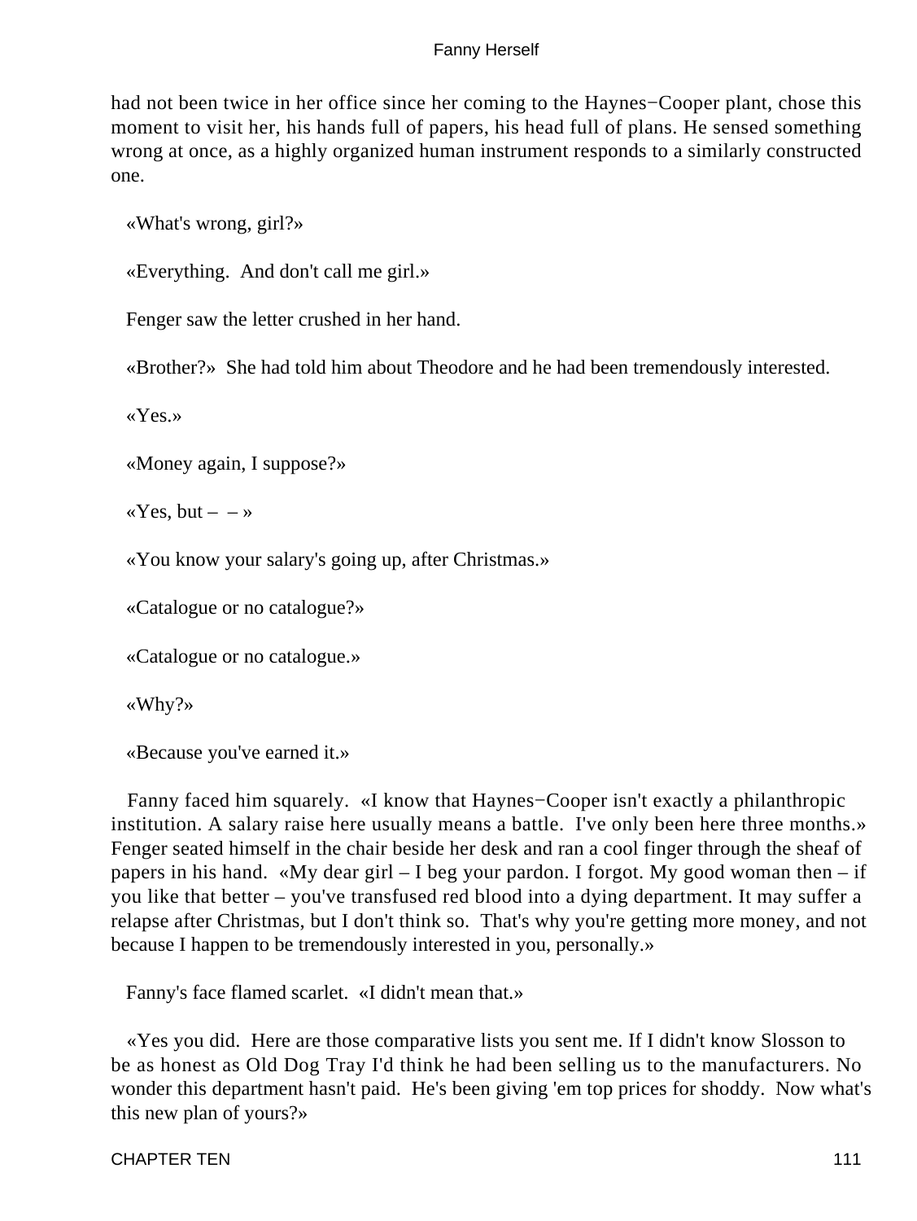had not been twice in her office since her coming to the Haynes−Cooper plant, chose this moment to visit her, his hands full of papers, his head full of plans. He sensed something wrong at once, as a highly organized human instrument responds to a similarly constructed one.

«What's wrong, girl?»

«Everything. And don't call me girl.»

Fenger saw the letter crushed in her hand.

«Brother?» She had told him about Theodore and he had been tremendously interested.

«Yes.»

«Money again, I suppose?»

«Yes, but – – »

«You know your salary's going up, after Christmas.»

«Catalogue or no catalogue?»

«Catalogue or no catalogue.»

«Why?»

«Because you've earned it.»

Fanny faced him squarely. «I know that Haynes−Cooper isn't exactly a philanthropic institution. A salary raise here usually means a battle. I've only been here three months.» Fenger seated himself in the chair beside her desk and ran a cool finger through the sheaf of papers in his hand. «My dear girl – I beg your pardon. I forgot. My good woman then – if you like that better – you've transfused red blood into a dying department. It may suffer a relapse after Christmas, but I don't think so. That's why you're getting more money, and not because I happen to be tremendously interested in you, personally.»

Fanny's face flamed scarlet. «I didn't mean that.»

«Yes you did. Here are those comparative lists you sent me. If I didn't know Slosson to be as honest as Old Dog Tray I'd think he had been selling us to the manufacturers. No wonder this department hasn't paid. He's been giving 'em top prices for shoddy. Now what's this new plan of yours?»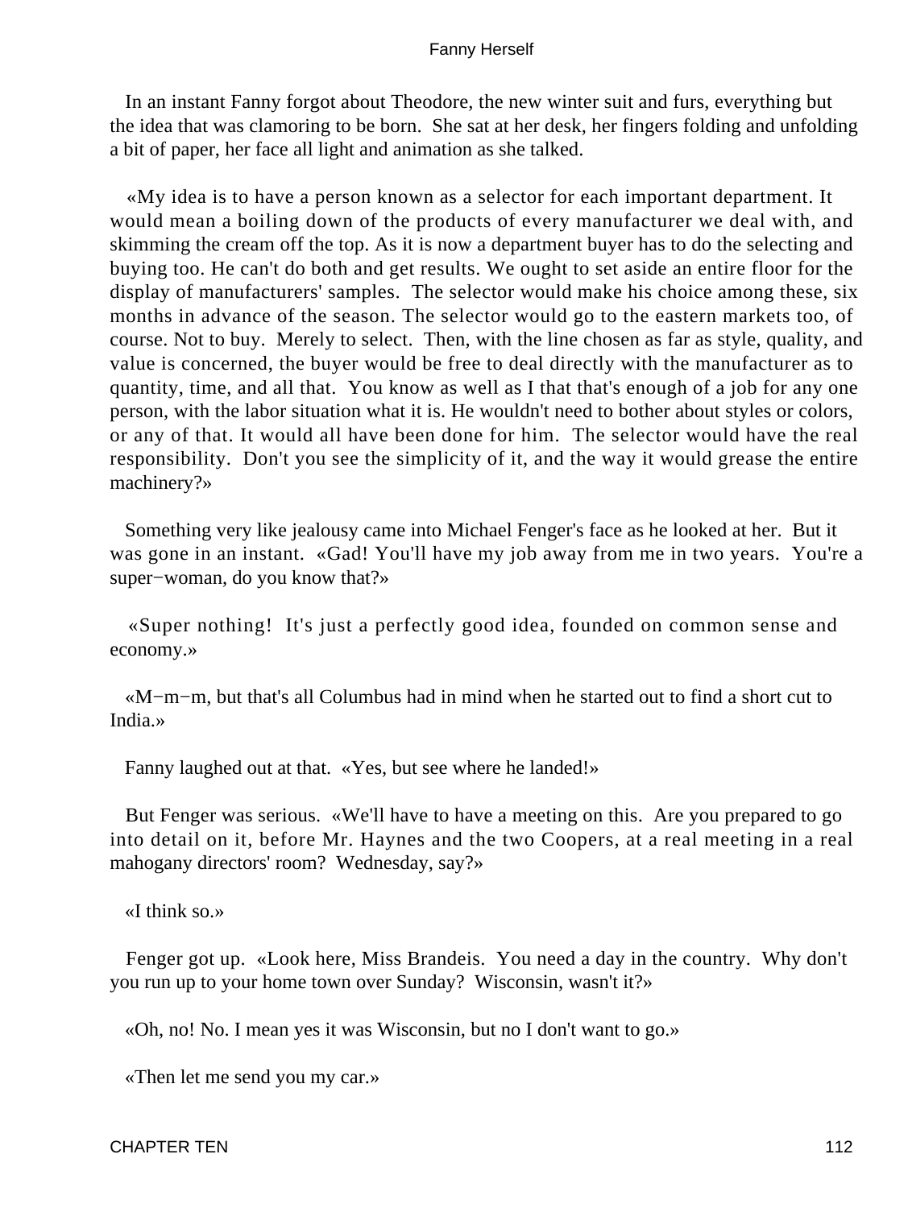In an instant Fanny forgot about Theodore, the new winter suit and furs, everything but the idea that was clamoring to be born. She sat at her desk, her fingers folding and unfolding a bit of paper, her face all light and animation as she talked.

«My idea is to have a person known as a selector for each important department. It would mean a boiling down of the products of every manufacturer we deal with, and skimming the cream off the top. As it is now a department buyer has to do the selecting and buying too. He can't do both and get results. We ought to set aside an entire floor for the display of manufacturers' samples. The selector would make his choice among these, six months in advance of the season. The selector would go to the eastern markets too, of course. Not to buy. Merely to select. Then, with the line chosen as far as style, quality, and value is concerned, the buyer would be free to deal directly with the manufacturer as to quantity, time, and all that. You know as well as I that that's enough of a job for any one person, with the labor situation what it is. He wouldn't need to bother about styles or colors, or any of that. It would all have been done for him. The selector would have the real responsibility. Don't you see the simplicity of it, and the way it would grease the entire machinery?»

Something very like jealousy came into Michael Fenger's face as he looked at her. But it was gone in an instant. «Gad! You'll have my job away from me in two years. You're a super−woman, do you know that?»

«Super nothing! It's just a perfectly good idea, founded on common sense and economy.»

«M−m−m, but that's all Columbus had in mind when he started out to find a short cut to India.»

Fanny laughed out at that. «Yes, but see where he landed!»

But Fenger was serious. «We'll have to have a meeting on this. Are you prepared to go into detail on it, before Mr. Haynes and the two Coopers, at a real meeting in a real mahogany directors' room? Wednesday, say?»

«I think so.»

Fenger got up. «Look here, Miss Brandeis. You need a day in the country. Why don't you run up to your home town over Sunday? Wisconsin, wasn't it?»

«Oh, no! No. I mean yes it was Wisconsin, but no I don't want to go.»

«Then let me send you my car.»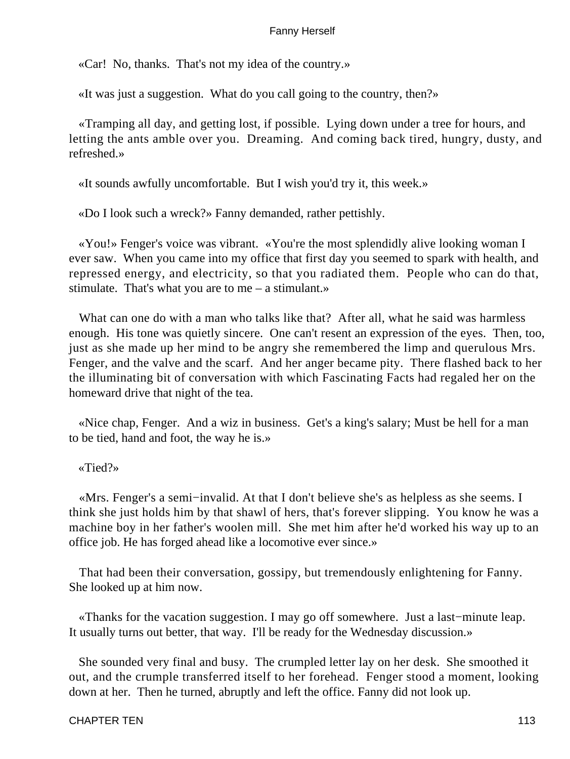«Car!  No, thanks.  That's not my idea of the country.»

«It was just a suggestion.  What do you call going to the country, then?»

«Tramping all day, and getting lost, if possible.  Lying down under a tree for hours, and letting the ants amble over you.  Dreaming.  And coming back tired, hungry, dusty, and refreshed.»

«It sounds awfully uncomfortable.  But I wish you'd try it, this week.»

«Do I look such a wreck?» Fanny demanded, rather pettishly.

«You!» Fenger's voice was vibrant.  «You're the most splendidly alive looking woman I ever saw.  When you came into my office that first day you seemed to spark with health, and repressed energy, and electricity, so that you radiated them.  People who can do that, stimulate.  That's what you are to me – a stimulant.»

What can one do with a man who talks like that?  After all, what he said was harmless enough.  His tone was quietly sincere.  One can't resent an expression of the eyes.  Then, too, just as she made up her mind to be angry she remembered the limp and querulous Mrs. Fenger, and the valve and the scarf.  And her anger became pity.  There flashed back to her the illuminating bit of conversation with which Fascinating Facts had regaled her on the homeward drive that night of the tea.

«Nice chap, Fenger.  And a wiz in business.  Get's a king's salary; Must be hell for a man to be tied, hand and foot, the way he is.»

«Tied?»

«Mrs. Fenger's a semi−invalid. At that I don't believe she's as helpless as she seems. I think she just holds him by that shawl of hers, that's forever slipping.  You know he was a machine boy in her father's woolen mill.  She met him after he'd worked his way up to an office job. He has forged ahead like a locomotive ever since.»

That had been their conversation, gossipy, but tremendously enlightening for Fanny.  She looked up at him now.

«Thanks for the vacation suggestion. I may go off somewhere.  Just a last−minute leap.  It usually turns out better, that way.  I'll be ready for the Wednesday discussion.»

She sounded very final and busy.  The crumpled letter lay on her desk.  She smoothed it out, and the crumple transferred itself to her forehead.  Fenger stood a moment, looking down at her.  Then he turned, abruptly and left the office. Fanny did not look up.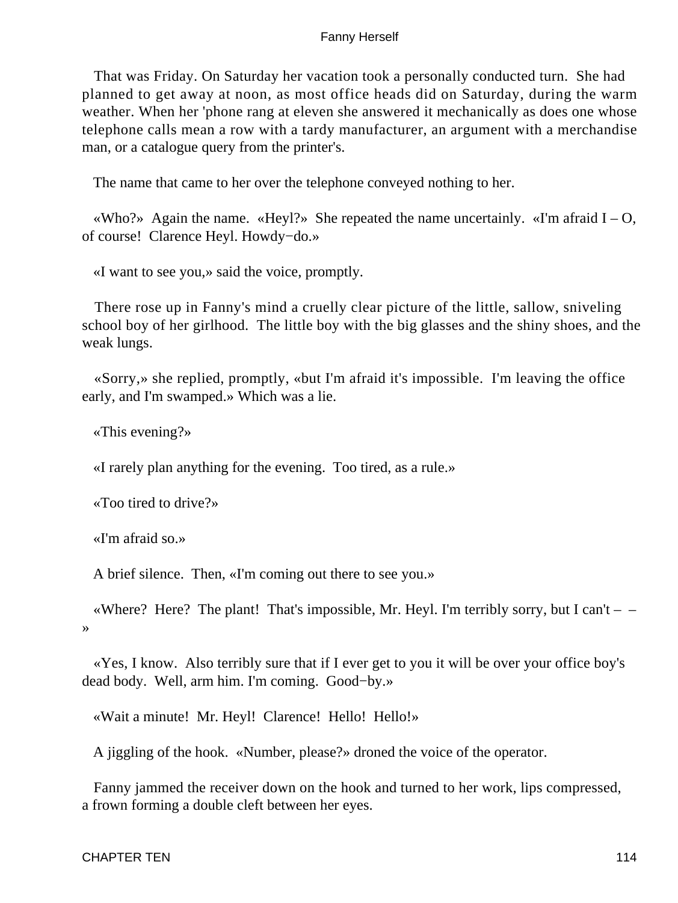That was Friday. On Saturday her vacation took a personally conducted turn. She had planned to get away at noon, as most office heads did on Saturday, during the warm weather. When her 'phone rang at eleven she answered it mechanically as does one whose telephone calls mean a row with a tardy manufacturer, an argument with a merchandise man, or a catalogue query from the printer's.

The name that came to her over the telephone conveyed nothing to her.

«Who?» Again the name. «Heyl?» She repeated the name uncertainly. «I'm afraid I – O, of course! Clarence Heyl. Howdy−do.»

«I want to see you,» said the voice, promptly.

There rose up in Fanny's mind a cruelly clear picture of the little, sallow, sniveling school boy of her girlhood. The little boy with the big glasses and the shiny shoes, and the weak lungs.

«Sorry,» she replied, promptly, «but I'm afraid it's impossible. I'm leaving the office early, and I'm swamped.» Which was a lie.

«This evening?»

«I rarely plan anything for the evening. Too tired, as a rule.»

«Too tired to drive?»

«I'm afraid so.»

A brief silence. Then, «I'm coming out there to see you.»

«Where? Here? The plant! That's impossible, Mr. Heyl. I'm terribly sorry, but I can't – – »

«Yes, I know. Also terribly sure that if I ever get to you it will be over your office boy's dead body. Well, arm him. I'm coming. Good−by.»

«Wait a minute! Mr. Heyl! Clarence! Hello! Hello!»

A jiggling of the hook. «Number, please?» droned the voice of the operator.

Fanny jammed the receiver down on the hook and turned to her work, lips compressed, a frown forming a double cleft between her eyes.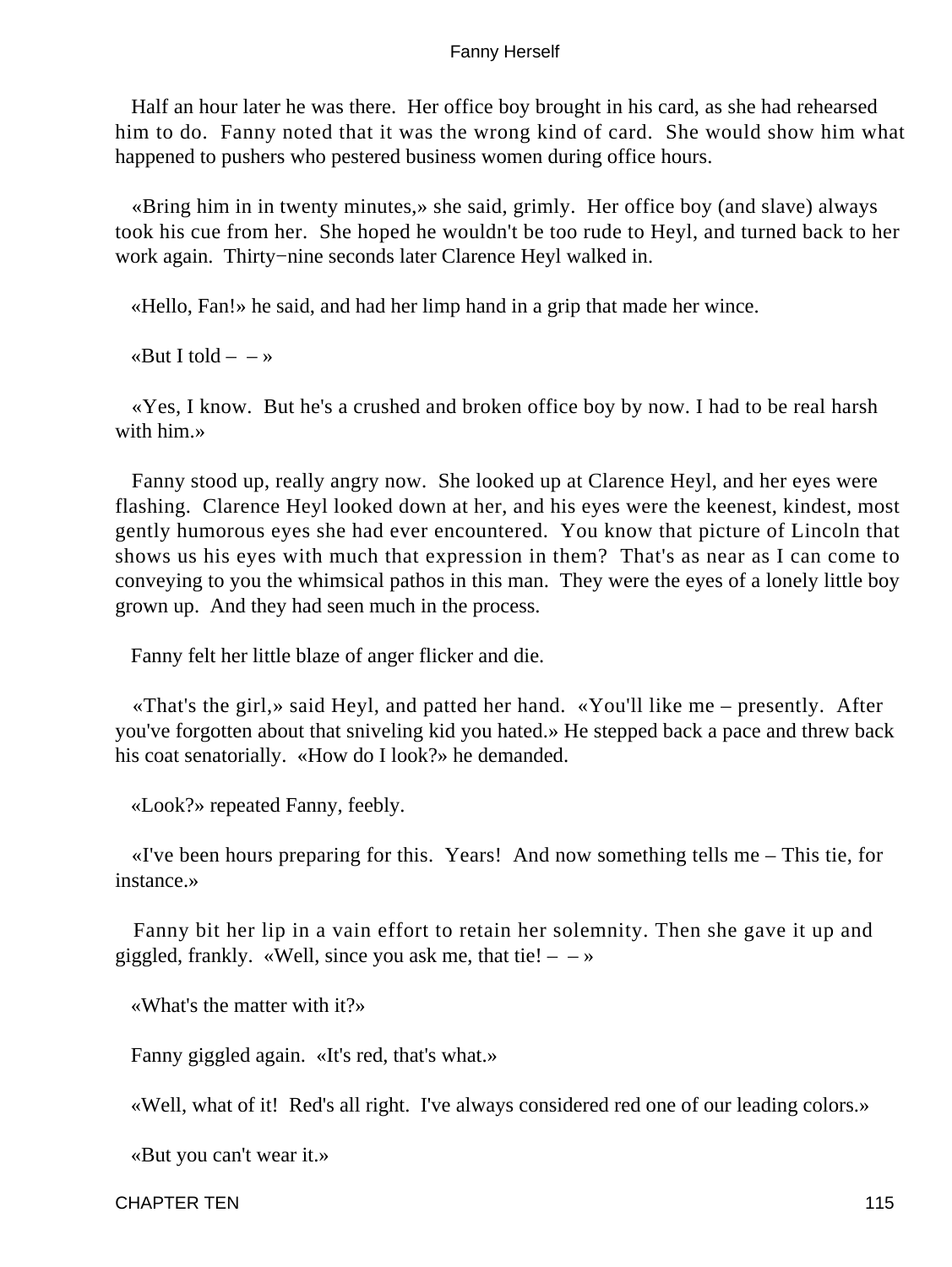Half an hour later he was there. Her office boy brought in his card, as she had rehearsed him to do. Fanny noted that it was the wrong kind of card. She would show him what happened to pushers who pestered business women during office hours.

«Bring him in in twenty minutes,» she said, grimly. Her office boy (and slave) always took his cue from her. She hoped he wouldn't be too rude to Heyl, and turned back to her work again. Thirty−nine seconds later Clarence Heyl walked in.

«Hello, Fan!» he said, and had her limp hand in a grip that made her wince.

«But I told – – »

«Yes, I know. But he's a crushed and broken office boy by now. I had to be real harsh with him.»

Fanny stood up, really angry now. She looked up at Clarence Heyl, and her eyes were flashing. Clarence Heyl looked down at her, and his eyes were the keenest, kindest, most gently humorous eyes she had ever encountered. You know that picture of Lincoln that shows us his eyes with much that expression in them? That's as near as I can come to conveying to you the whimsical pathos in this man. They were the eyes of a lonely little boy grown up. And they had seen much in the process.

Fanny felt her little blaze of anger flicker and die.

«That's the girl,» said Heyl, and patted her hand. «You'll like me – presently. After you've forgotten about that sniveling kid you hated.» He stepped back a pace and threw back his coat senatorially. «How do I look?» he demanded.

«Look?» repeated Fanny, feebly.

«I've been hours preparing for this. Years! And now something tells me – This tie, for instance.»

Fanny bit her lip in a vain effort to retain her solemnity. Then she gave it up and giggled, frankly. «Well, since you ask me, that tie! – – »

«What's the matter with it?»

Fanny giggled again. «It's red, that's what.»

«Well, what of it! Red's all right. I've always considered red one of our leading colors.»

«But you can't wear it.»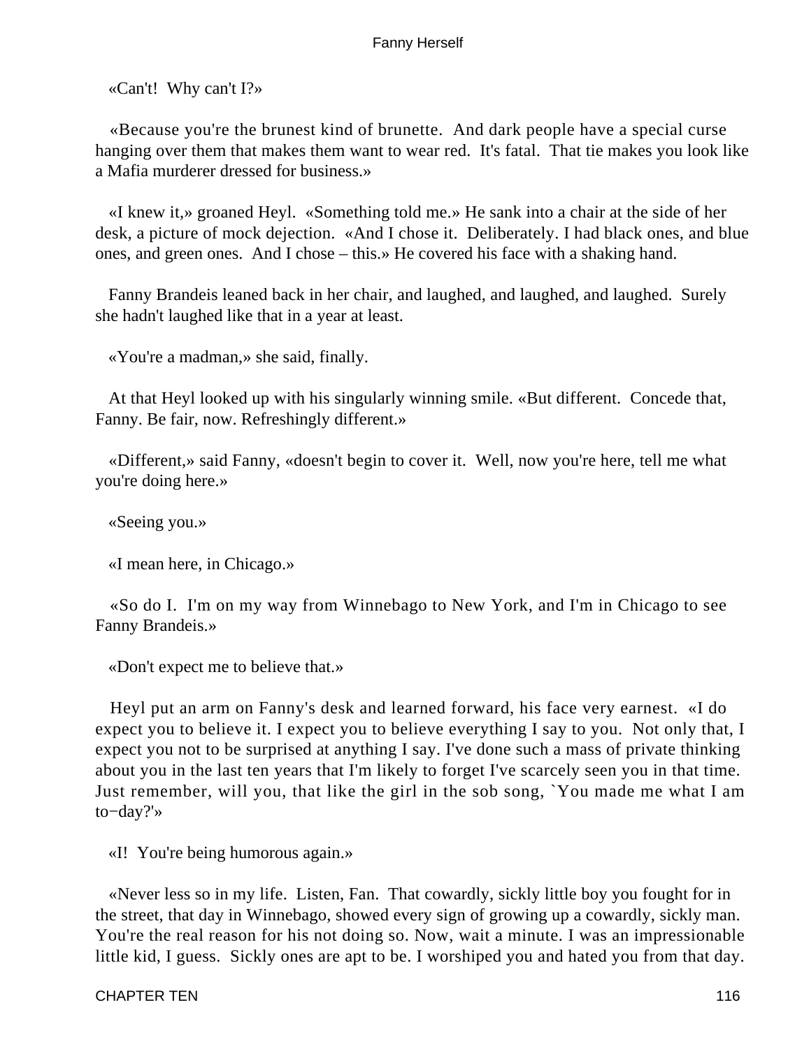«Can't!  Why can't I?»

«Because you're the brunest kind of brunette.  And dark people have a special curse hanging over them that makes them want to wear red.  It's fatal.  That tie makes you look like a Mafia murderer dressed for business.»

«I knew it,» groaned Heyl.  «Something told me.» He sank into a chair at the side of her desk, a picture of mock dejection.  «And I chose it.  Deliberately. I had black ones, and blue ones, and green ones.  And I chose – this.» He covered his face with a shaking hand.

Fanny Brandeis leaned back in her chair, and laughed, and laughed, and laughed.  Surely she hadn't laughed like that in a year at least.

«You're a madman,» she said, finally.

At that Heyl looked up with his singularly winning smile. «But different.  Concede that, Fanny. Be fair, now. Refreshingly different.»

«Different,» said Fanny, «doesn't begin to cover it.  Well, now you're here, tell me what you're doing here.»

«Seeing you.»

«I mean here, in Chicago.»

«So do I.  I'm on my way from Winnebago to New York, and I'm in Chicago to see Fanny Brandeis.»

«Don't expect me to believe that.»

Heyl put an arm on Fanny's desk and learned forward, his face very earnest.  «I do expect you to believe it. I expect you to believe everything I say to you.  Not only that, I expect you not to be surprised at anything I say. I've done such a mass of private thinking about you in the last ten years that I'm likely to forget I've scarcely seen you in that time. Just remember, will you, that like the girl in the sob song, `You made me what I am to−day?'»

«I!  You're being humorous again.»

«Never less so in my life.  Listen, Fan.  That cowardly, sickly little boy you fought for in the street, that day in Winnebago, showed every sign of growing up a cowardly, sickly man. You're the real reason for his not doing so. Now, wait a minute. I was an impressionable little kid, I guess.  Sickly ones are apt to be. I worshiped you and hated you from that day.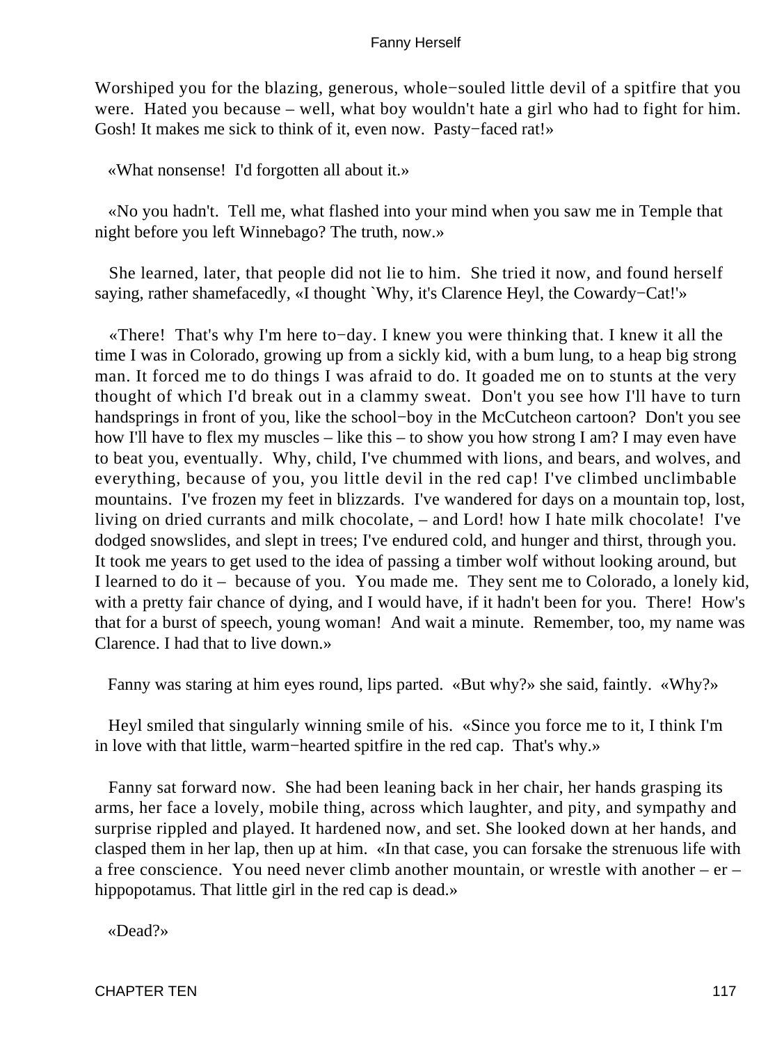Worshiped you for the blazing, generous, whole−souled little devil of a spitfire that you were. Hated you because – well, what boy wouldn't hate a girl who had to fight for him. Gosh! It makes me sick to think of it, even now. Pasty−faced rat!»

«What nonsense! I'd forgotten all about it.»

«No you hadn't. Tell me, what flashed into your mind when you saw me in Temple that night before you left Winnebago? The truth, now.»

She learned, later, that people did not lie to him. She tried it now, and found herself saying, rather shamefacedly, «I thought `Why, it's Clarence Heyl, the Cowardy−Cat!'»

«There! That's why I'm here to−day. I knew you were thinking that. I knew it all the time I was in Colorado, growing up from a sickly kid, with a bum lung, to a heap big strong man. It forced me to do things I was afraid to do. It goaded me on to stunts at the very thought of which I'd break out in a clammy sweat. Don't you see how I'll have to turn handsprings in front of you, like the school−boy in the McCutcheon cartoon? Don't you see how I'll have to flex my muscles – like this – to show you how strong I am? I may even have to beat you, eventually. Why, child, I've chummed with lions, and bears, and wolves, and everything, because of you, you little devil in the red cap! I've climbed unclimbable mountains. I've frozen my feet in blizzards. I've wandered for days on a mountain top, lost, living on dried currants and milk chocolate, – and Lord! how I hate milk chocolate! I've dodged snowslides, and slept in trees; I've endured cold, and hunger and thirst, through you. It took me years to get used to the idea of passing a timber wolf without looking around, but I learned to do it – because of you. You made me. They sent me to Colorado, a lonely kid, with a pretty fair chance of dying, and I would have, if it hadn't been for you. There! How's that for a burst of speech, young woman! And wait a minute. Remember, too, my name was Clarence. I had that to live down.»

Fanny was staring at him eyes round, lips parted. «But why?» she said, faintly. «Why?»

Heyl smiled that singularly winning smile of his. «Since you force me to it, I think I'm in love with that little, warm−hearted spitfire in the red cap. That's why.»

Fanny sat forward now. She had been leaning back in her chair, her hands grasping its arms, her face a lovely, mobile thing, across which laughter, and pity, and sympathy and surprise rippled and played. It hardened now, and set. She looked down at her hands, and clasped them in her lap, then up at him. «In that case, you can forsake the strenuous life with a free conscience. You need never climb another mountain, or wrestle with another – er – hippopotamus. That little girl in the red cap is dead.»

«Dead?»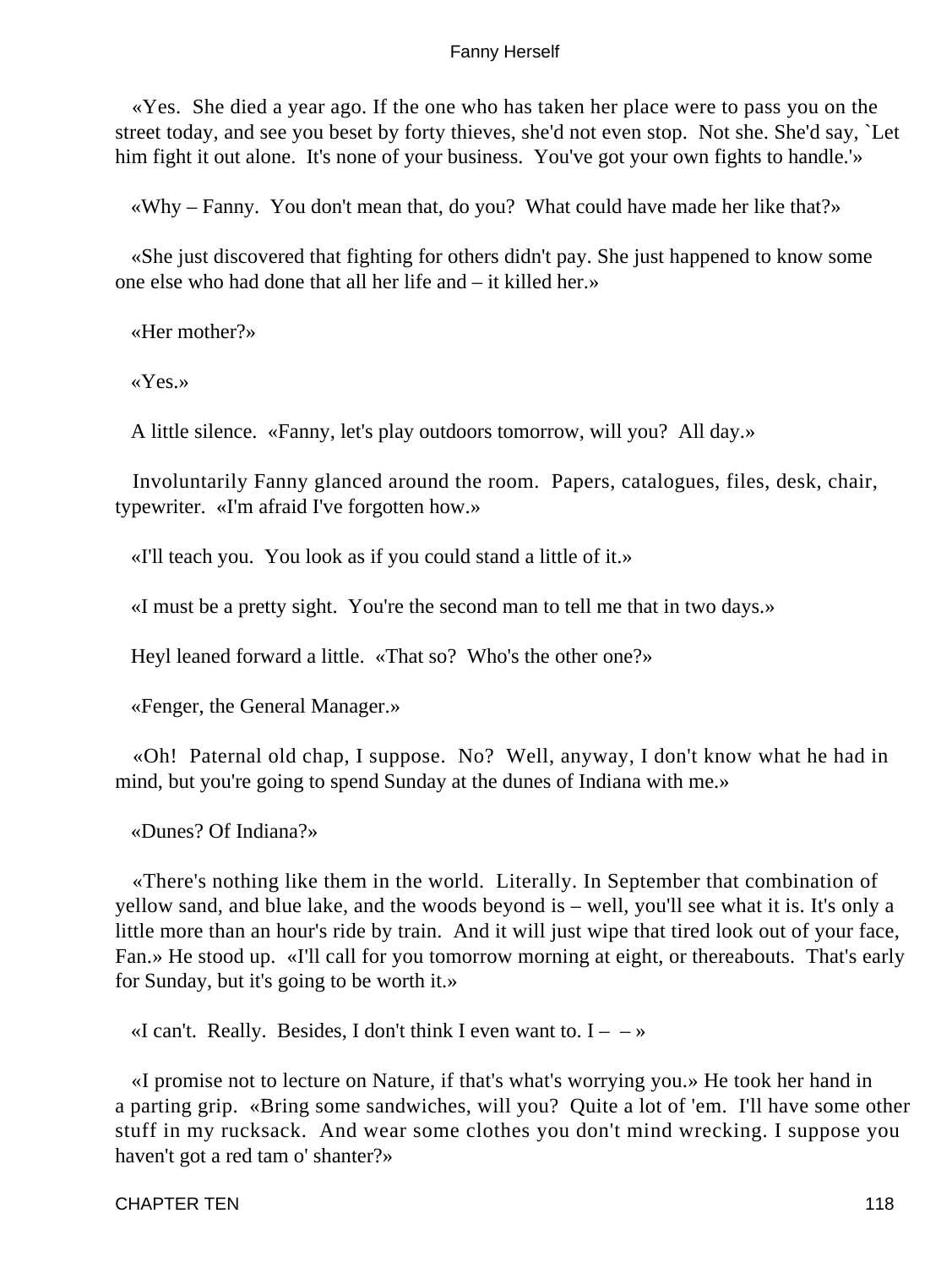«Yes. She died a year ago. If the one who has taken her place were to pass you on the street today, and see you beset by forty thieves, she'd not even stop. Not she. She'd say, `Let him fight it out alone. It's none of your business. You've got your own fights to handle.'»

«Why – Fanny. You don't mean that, do you? What could have made her like that?»

«She just discovered that fighting for others didn't pay. She just happened to know some one else who had done that all her life and – it killed her.»

«Her mother?»

«Yes.»

A little silence. «Fanny, let's play outdoors tomorrow, will you? All day.»

Involuntarily Fanny glanced around the room. Papers, catalogues, files, desk, chair, typewriter. «I'm afraid I've forgotten how.»

«I'll teach you. You look as if you could stand a little of it.»

«I must be a pretty sight. You're the second man to tell me that in two days.»

Heyl leaned forward a little. «That so? Who's the other one?»

«Fenger, the General Manager.»

«Oh! Paternal old chap, I suppose. No? Well, anyway, I don't know what he had in mind, but you're going to spend Sunday at the dunes of Indiana with me.»

«Dunes? Of Indiana?»

«There's nothing like them in the world. Literally. In September that combination of yellow sand, and blue lake, and the woods beyond is – well, you'll see what it is. It's only a little more than an hour's ride by train. And it will just wipe that tired look out of your face, Fan.» He stood up. «I'll call for you tomorrow morning at eight, or thereabouts. That's early for Sunday, but it's going to be worth it.»

«I can't. Really. Besides, I don't think I even want to. I – – »

«I promise not to lecture on Nature, if that's what's worrying you.» He took her hand in a parting grip. «Bring some sandwiches, will you? Quite a lot of 'em. I'll have some other stuff in my rucksack. And wear some clothes you don't mind wrecking. I suppose you haven't got a red tam o' shanter?»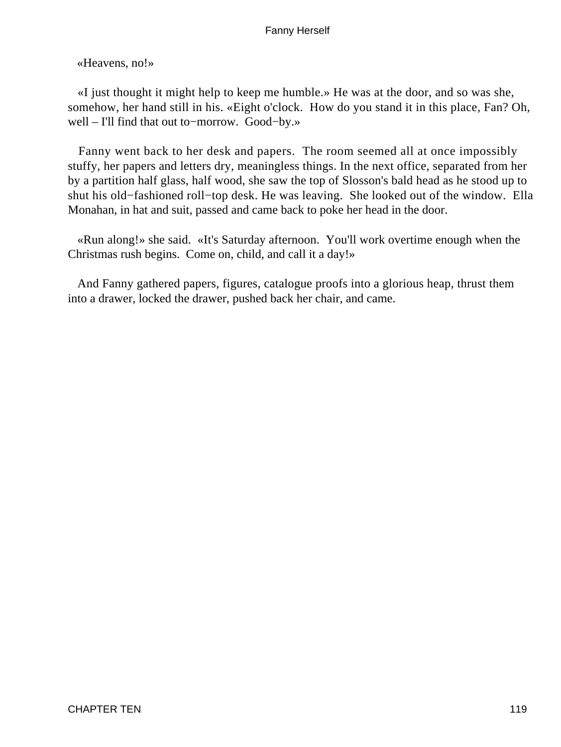«Heavens, no!»

«I just thought it might help to keep me humble.» He was at the door, and so was she, somehow, her hand still in his. «Eight o'clock. How do you stand it in this place, Fan? Oh, well – I'll find that out to−morrow. Good−by.»

Fanny went back to her desk and papers. The room seemed all at once impossibly stuffy, her papers and letters dry, meaningless things. In the next office, separated from her by a partition half glass, half wood, she saw the top of Slosson's bald head as he stood up to shut his old−fashioned roll−top desk. He was leaving. She looked out of the window. Ella Monahan, in hat and suit, passed and came back to poke her head in the door.

«Run along!» she said. «It's Saturday afternoon. You'll work overtime enough when the Christmas rush begins. Come on, child, and call it a day!»

And Fanny gathered papers, figures, catalogue proofs into a glorious heap, thrust them into a drawer, locked the drawer, pushed back her chair, and came.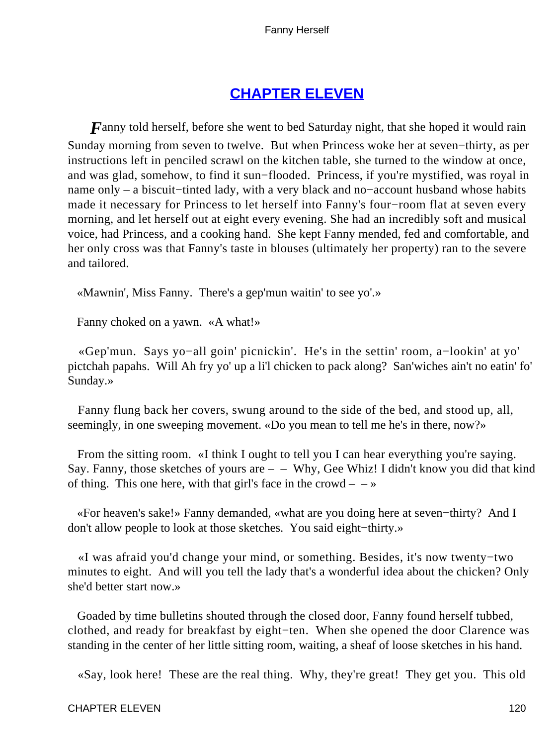## CHAPTER ELEVEN

*F*anny told herself, before she went to bed Saturday night, that she hoped it would rain Sunday morning from seven to twelve. But when Princess woke her at seven−thirty, as per instructions left in penciled scrawl on the kitchen table, she turned to the window at once, and was glad, somehow, to find it sun−flooded. Princess, if you're mystified, was royal in name only – a biscuit−tinted lady, with a very black and no−account husband whose habits made it necessary for Princess to let herself into Fanny's four−room flat at seven every morning, and let herself out at eight every evening. She had an incredibly soft and musical voice, had Princess, and a cooking hand. She kept Fanny mended, fed and comfortable, and her only cross was that Fanny's taste in blouses (ultimately her property) ran to the severe and tailored.

«Mawnin', Miss Fanny. There's a gep'mun waitin' to see yo'.»

Fanny choked on a yawn. «A what!»

«Gep'mun. Says yo−all goin' picnickin'. He's in the settin' room, a−lookin' at yo' pictchah papahs. Will Ah fry yo' up a li'l chicken to pack along? San'wiches ain't no eatin' fo' Sunday.»

Fanny flung back her covers, swung around to the side of the bed, and stood up, all, seemingly, in one sweeping movement. «Do you mean to tell me he's in there, now?»

From the sitting room. «I think I ought to tell you I can hear everything you're saying. Say. Fanny, those sketches of yours are – – Why, Gee Whiz! I didn't know you did that kind of thing. This one here, with that girl's face in the crowd – – »

«For heaven's sake!» Fanny demanded, «what are you doing here at seven−thirty? And I don't allow people to look at those sketches. You said eight−thirty.»

«I was afraid you'd change your mind, or something. Besides, it's now twenty−two minutes to eight. And will you tell the lady that's a wonderful idea about the chicken? Only she'd better start now.»

Goaded by time bulletins shouted through the closed door, Fanny found herself tubbed, clothed, and ready for breakfast by eight−ten. When she opened the door Clarence was standing in the center of her little sitting room, waiting, a sheaf of loose sketches in his hand.

«Say, look here! These are the real thing. Why, they're great! They get you. This old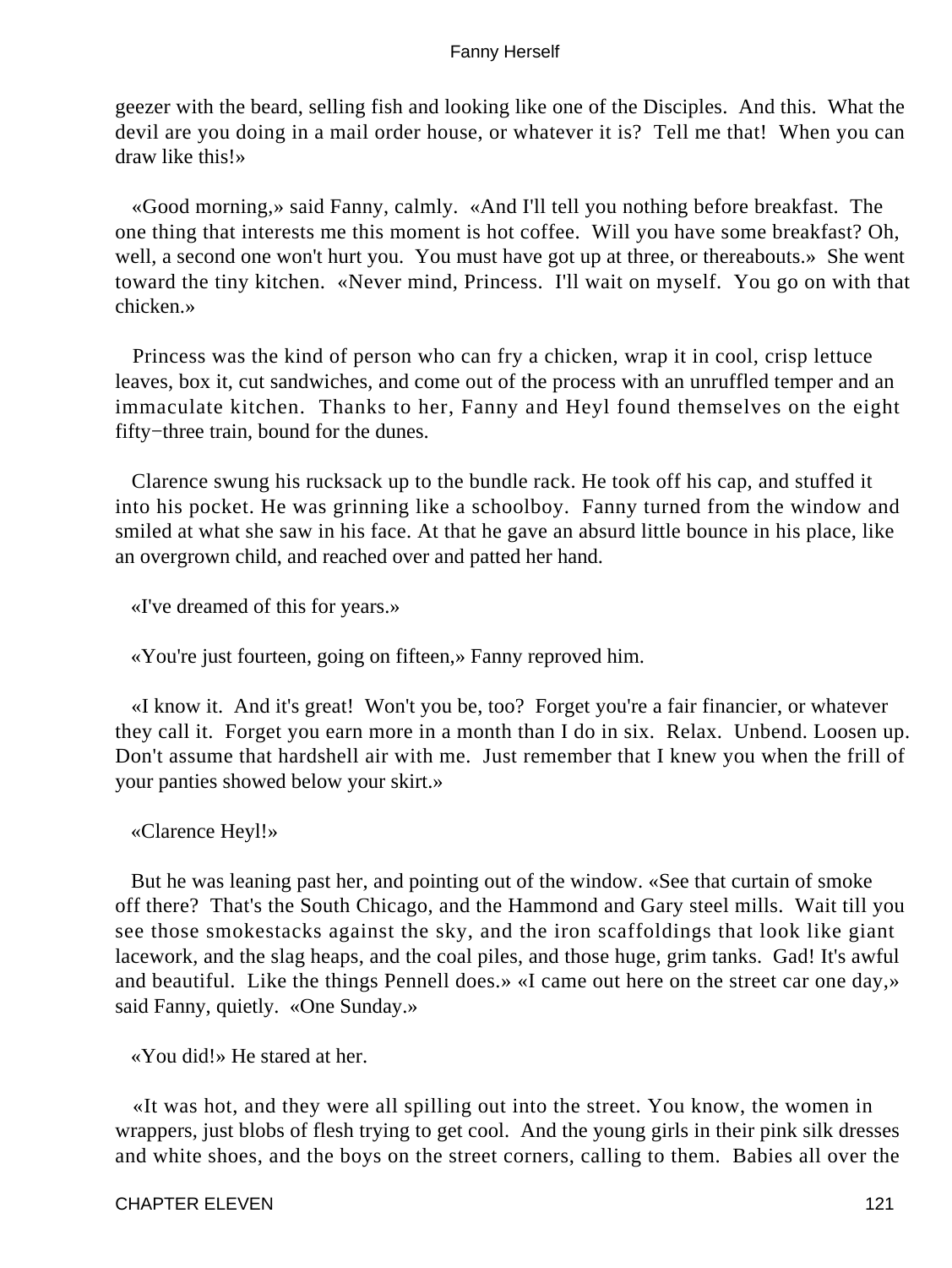geezer with the beard, selling fish and looking like one of the Disciples. And this. What the devil are you doing in a mail order house, or whatever it is? Tell me that! When you can draw like this!»

«Good morning,» said Fanny, calmly. «And I'll tell you nothing before breakfast. The one thing that interests me this moment is hot coffee. Will you have some breakfast? Oh, well, a second one won't hurt you. You must have got up at three, or thereabouts.» She went toward the tiny kitchen. «Never mind, Princess. I'll wait on myself. You go on with that chicken.»

Princess was the kind of person who can fry a chicken, wrap it in cool, crisp lettuce leaves, box it, cut sandwiches, and come out of the process with an unruffled temper and an immaculate kitchen. Thanks to her, Fanny and Heyl found themselves on the eight fifty−three train, bound for the dunes.

Clarence swung his rucksack up to the bundle rack. He took off his cap, and stuffed it into his pocket. He was grinning like a schoolboy. Fanny turned from the window and smiled at what she saw in his face. At that he gave an absurd little bounce in his place, like an overgrown child, and reached over and patted her hand.

«I've dreamed of this for years.»

«You're just fourteen, going on fifteen,» Fanny reproved him.

«I know it. And it's great! Won't you be, too? Forget you're a fair financier, or whatever they call it. Forget you earn more in a month than I do in six. Relax. Unbend. Loosen up. Don't assume that hardshell air with me. Just remember that I knew you when the frill of your panties showed below your skirt.»

«Clarence Heyl!»

But he was leaning past her, and pointing out of the window. «See that curtain of smoke off there? That's the South Chicago, and the Hammond and Gary steel mills. Wait till you see those smokestacks against the sky, and the iron scaffoldings that look like giant lacework, and the slag heaps, and the coal piles, and those huge, grim tanks. Gad! It's awful and beautiful. Like the things Pennell does.» «I came out here on the street car one day,» said Fanny, quietly. «One Sunday.»

«You did!» He stared at her.

«It was hot, and they were all spilling out into the street. You know, the women in wrappers, just blobs of flesh trying to get cool. And the young girls in their pink silk dresses and white shoes, and the boys on the street corners, calling to them. Babies all over the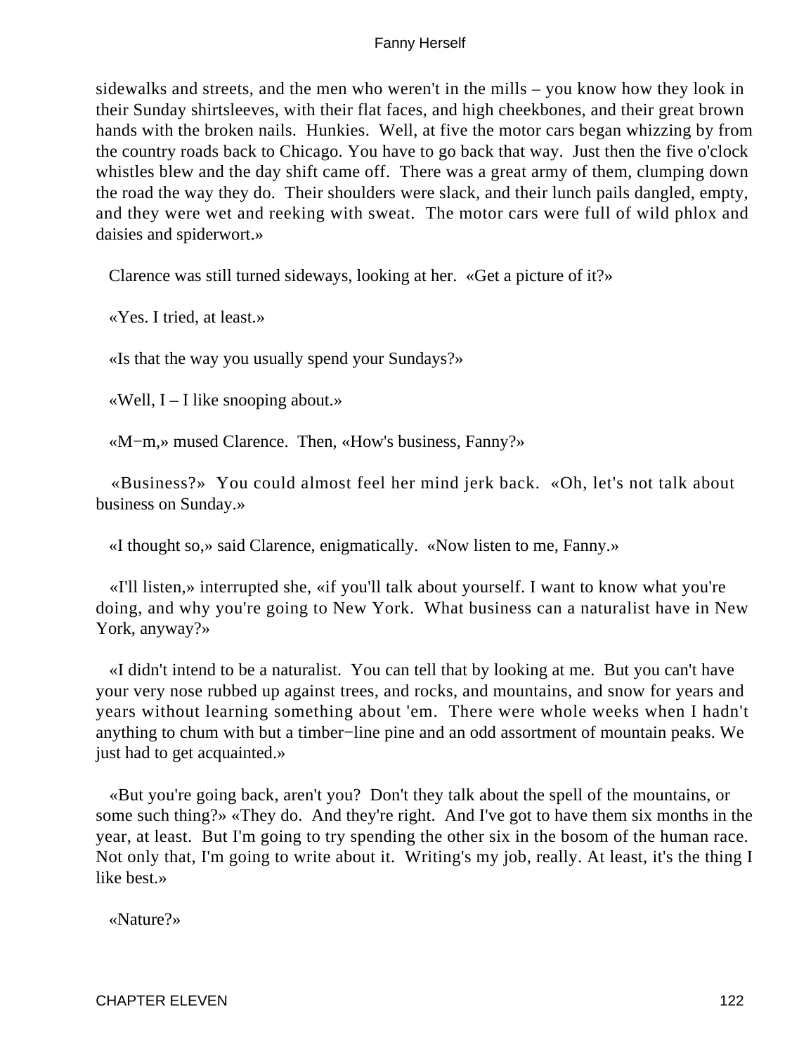sidewalks and streets, and the men who weren't in the mills – you know how they look in their Sunday shirtsleeves, with their flat faces, and high cheekbones, and their great brown hands with the broken nails. Hunkies. Well, at five the motor cars began whizzing by from the country roads back to Chicago. You have to go back that way. Just then the five o'clock whistles blew and the day shift came off. There was a great army of them, clumping down the road the way they do. Their shoulders were slack, and their lunch pails dangled, empty, and they were wet and reeking with sweat. The motor cars were full of wild phlox and daisies and spiderwort.»

Clarence was still turned sideways, looking at her. «Get a picture of it?»

«Yes. I tried, at least.»

«Is that the way you usually spend your Sundays?»

«Well, I – I like snooping about.»

«M−m,» mused Clarence. Then, «How's business, Fanny?»

«Business?» You could almost feel her mind jerk back. «Oh, let's not talk about business on Sunday.»

«I thought so,» said Clarence, enigmatically. «Now listen to me, Fanny.»

«I'll listen,» interrupted she, «if you'll talk about yourself. I want to know what you're doing, and why you're going to New York. What business can a naturalist have in New York, anyway?»

«I didn't intend to be a naturalist. You can tell that by looking at me. But you can't have your very nose rubbed up against trees, and rocks, and mountains, and snow for years and years without learning something about 'em. There were whole weeks when I hadn't anything to chum with but a timber−line pine and an odd assortment of mountain peaks. We just had to get acquainted.»

«But you're going back, aren't you? Don't they talk about the spell of the mountains, or some such thing?» «They do. And they're right. And I've got to have them six months in the year, at least. But I'm going to try spending the other six in the bosom of the human race. Not only that, I'm going to write about it. Writing's my job, really. At least, it's the thing I like best.»

«Nature?»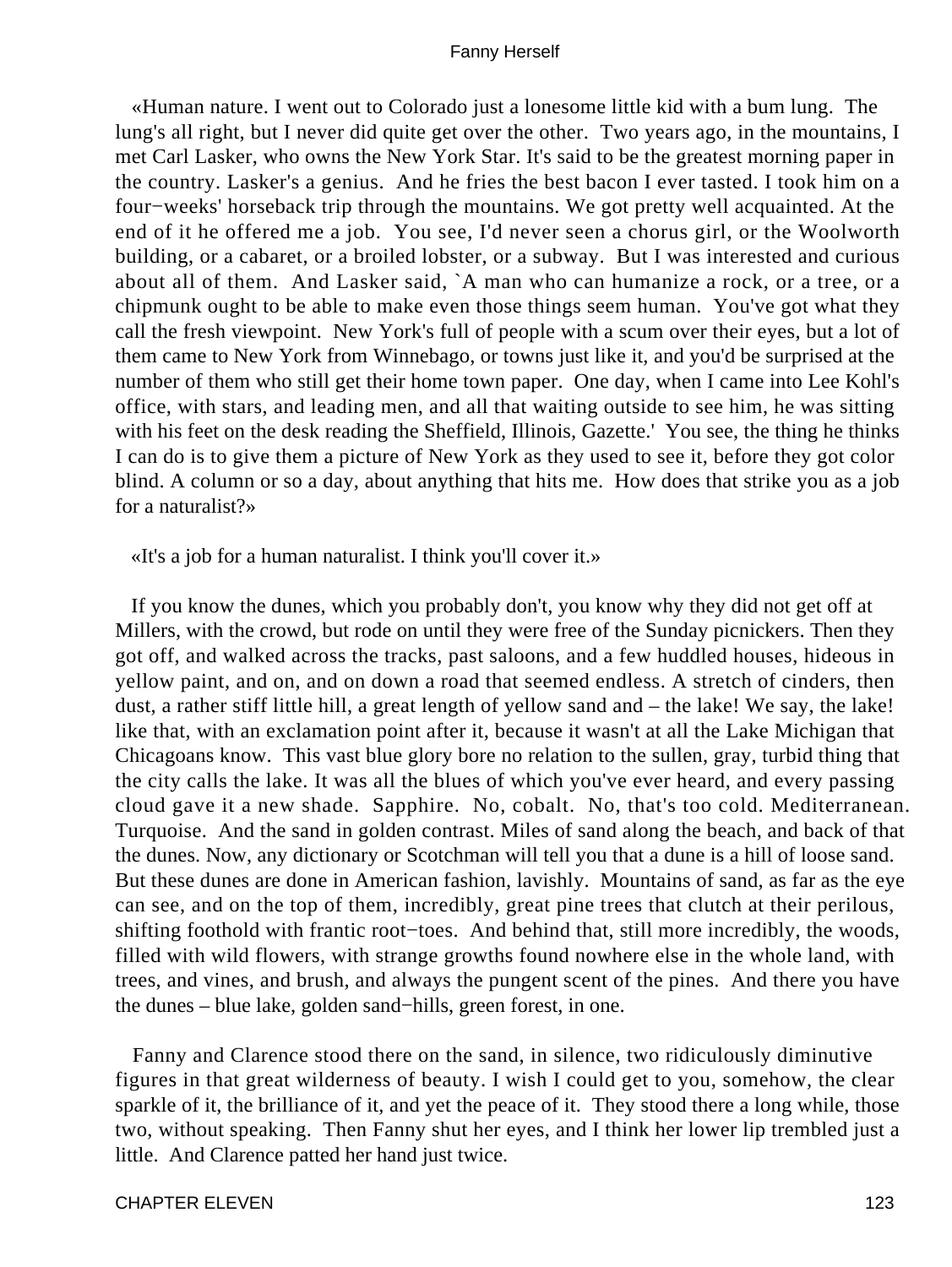«Human nature. I went out to Colorado just a lonesome little kid with a bum lung. The lung's all right, but I never did quite get over the other. Two years ago, in the mountains, I met Carl Lasker, who owns the New York Star. It's said to be the greatest morning paper in the country. Lasker's a genius. And he fries the best bacon I ever tasted. I took him on a four−weeks' horseback trip through the mountains. We got pretty well acquainted. At the end of it he offered me a job. You see, I'd never seen a chorus girl, or the Woolworth building, or a cabaret, or a broiled lobster, or a subway. But I was interested and curious about all of them. And Lasker said, `A man who can humanize a rock, or a tree, or a chipmunk ought to be able to make even those things seem human. You've got what they call the fresh viewpoint. New York's full of people with a scum over their eyes, but a lot of them came to New York from Winnebago, or towns just like it, and you'd be surprised at the number of them who still get their home town paper. One day, when I came into Lee Kohl's office, with stars, and leading men, and all that waiting outside to see him, he was sitting with his feet on the desk reading the Sheffield, Illinois, Gazette.' You see, the thing he thinks I can do is to give them a picture of New York as they used to see it, before they got color blind. A column or so a day, about anything that hits me. How does that strike you as a job for a naturalist?»

«It's a job for a human naturalist. I think you'll cover it.»

If you know the dunes, which you probably don't, you know why they did not get off at Millers, with the crowd, but rode on until they were free of the Sunday picnickers. Then they got off, and walked across the tracks, past saloons, and a few huddled houses, hideous in yellow paint, and on, and on down a road that seemed endless. A stretch of cinders, then dust, a rather stiff little hill, a great length of yellow sand and – the lake! We say, the lake! like that, with an exclamation point after it, because it wasn't at all the Lake Michigan that Chicagoans know. This vast blue glory bore no relation to the sullen, gray, turbid thing that the city calls the lake. It was all the blues of which you've ever heard, and every passing cloud gave it a new shade. Sapphire. No, cobalt. No, that's too cold. Mediterranean. Turquoise. And the sand in golden contrast. Miles of sand along the beach, and back of that the dunes. Now, any dictionary or Scotchman will tell you that a dune is a hill of loose sand. But these dunes are done in American fashion, lavishly. Mountains of sand, as far as the eye can see, and on the top of them, incredibly, great pine trees that clutch at their perilous, shifting foothold with frantic root−toes. And behind that, still more incredibly, the woods, filled with wild flowers, with strange growths found nowhere else in the whole land, with trees, and vines, and brush, and always the pungent scent of the pines. And there you have the dunes – blue lake, golden sand−hills, green forest, in one.

Fanny and Clarence stood there on the sand, in silence, two ridiculously diminutive figures in that great wilderness of beauty. I wish I could get to you, somehow, the clear sparkle of it, the brilliance of it, and yet the peace of it. They stood there a long while, those two, without speaking. Then Fanny shut her eyes, and I think her lower lip trembled just a little. And Clarence patted her hand just twice.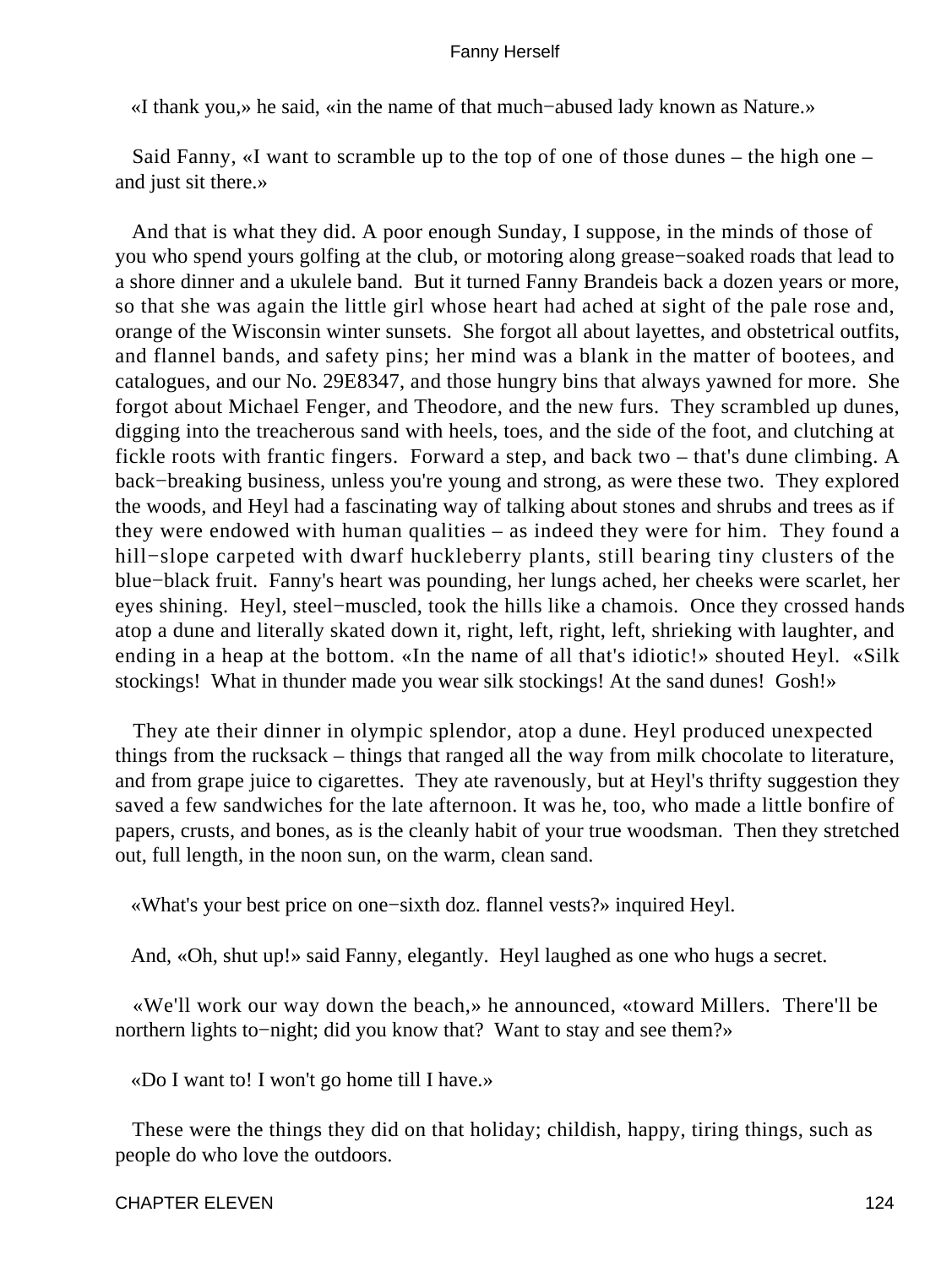«I thank you,» he said, «in the name of that much−abused lady known as Nature.»

Said Fanny, «I want to scramble up to the top of one of those dunes – the high one – and just sit there.»

And that is what they did. A poor enough Sunday, I suppose, in the minds of those of you who spend yours golfing at the club, or motoring along grease−soaked roads that lead to a shore dinner and a ukulele band. But it turned Fanny Brandeis back a dozen years or more, so that she was again the little girl whose heart had ached at sight of the pale rose and, orange of the Wisconsin winter sunsets. She forgot all about layettes, and obstetrical outfits, and flannel bands, and safety pins; her mind was a blank in the matter of bootees, and catalogues, and our No. 29E8347, and those hungry bins that always yawned for more. She forgot about Michael Fenger, and Theodore, and the new furs. They scrambled up dunes, digging into the treacherous sand with heels, toes, and the side of the foot, and clutching at fickle roots with frantic fingers. Forward a step, and back two – that's dune climbing. A back−breaking business, unless you're young and strong, as were these two. They explored the woods, and Heyl had a fascinating way of talking about stones and shrubs and trees as if they were endowed with human qualities – as indeed they were for him. They found a hill−slope carpeted with dwarf huckleberry plants, still bearing tiny clusters of the blue−black fruit. Fanny's heart was pounding, her lungs ached, her cheeks were scarlet, her eyes shining. Heyl, steel−muscled, took the hills like a chamois. Once they crossed hands atop a dune and literally skated down it, right, left, right, left, shrieking with laughter, and ending in a heap at the bottom. «In the name of all that's idiotic!» shouted Heyl. «Silk stockings! What in thunder made you wear silk stockings! At the sand dunes! Gosh!»

They ate their dinner in olympic splendor, atop a dune. Heyl produced unexpected things from the rucksack – things that ranged all the way from milk chocolate to literature, and from grape juice to cigarettes. They ate ravenously, but at Heyl's thrifty suggestion they saved a few sandwiches for the late afternoon. It was he, too, who made a little bonfire of papers, crusts, and bones, as is the cleanly habit of your true woodsman. Then they stretched out, full length, in the noon sun, on the warm, clean sand.

«What's your best price on one−sixth doz. flannel vests?» inquired Heyl.

And, «Oh, shut up!» said Fanny, elegantly. Heyl laughed as one who hugs a secret.

«We'll work our way down the beach,» he announced, «toward Millers. There'll be northern lights to−night; did you know that? Want to stay and see them?»

«Do I want to! I won't go home till I have.»

These were the things they did on that holiday; childish, happy, tiring things, such as people do who love the outdoors.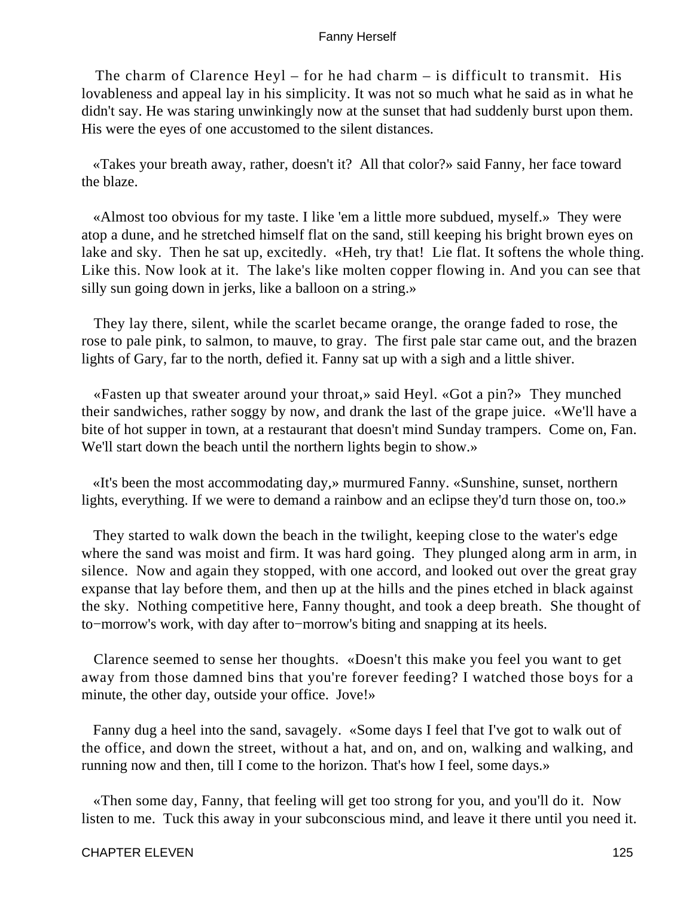The charm of Clarence Heyl – for he had charm – is difficult to transmit. His lovableness and appeal lay in his simplicity. It was not so much what he said as in what he didn't say. He was staring unwinkingly now at the sunset that had suddenly burst upon them. His were the eyes of one accustomed to the silent distances.

«Takes your breath away, rather, doesn't it? All that color?» said Fanny, her face toward the blaze.

«Almost too obvious for my taste. I like 'em a little more subdued, myself.» They were atop a dune, and he stretched himself flat on the sand, still keeping his bright brown eyes on lake and sky. Then he sat up, excitedly. «Heh, try that! Lie flat. It softens the whole thing. Like this. Now look at it. The lake's like molten copper flowing in. And you can see that silly sun going down in jerks, like a balloon on a string.»

They lay there, silent, while the scarlet became orange, the orange faded to rose, the rose to pale pink, to salmon, to mauve, to gray. The first pale star came out, and the brazen lights of Gary, far to the north, defied it. Fanny sat up with a sigh and a little shiver.

«Fasten up that sweater around your throat,» said Heyl. «Got a pin?» They munched their sandwiches, rather soggy by now, and drank the last of the grape juice. «We'll have a bite of hot supper in town, at a restaurant that doesn't mind Sunday trampers. Come on, Fan. We'll start down the beach until the northern lights begin to show.»

«It's been the most accommodating day,» murmured Fanny. «Sunshine, sunset, northern lights, everything. If we were to demand a rainbow and an eclipse they'd turn those on, too.»

They started to walk down the beach in the twilight, keeping close to the water's edge where the sand was moist and firm. It was hard going. They plunged along arm in arm, in silence. Now and again they stopped, with one accord, and looked out over the great gray expanse that lay before them, and then up at the hills and the pines etched in black against the sky. Nothing competitive here, Fanny thought, and took a deep breath. She thought of to−morrow's work, with day after to−morrow's biting and snapping at its heels.

Clarence seemed to sense her thoughts. «Doesn't this make you feel you want to get away from those damned bins that you're forever feeding? I watched those boys for a minute, the other day, outside your office. Jove!»

Fanny dug a heel into the sand, savagely. «Some days I feel that I've got to walk out of the office, and down the street, without a hat, and on, and on, walking and walking, and running now and then, till I come to the horizon. That's how I feel, some days.»

«Then some day, Fanny, that feeling will get too strong for you, and you'll do it. Now listen to me. Tuck this away in your subconscious mind, and leave it there until you need it.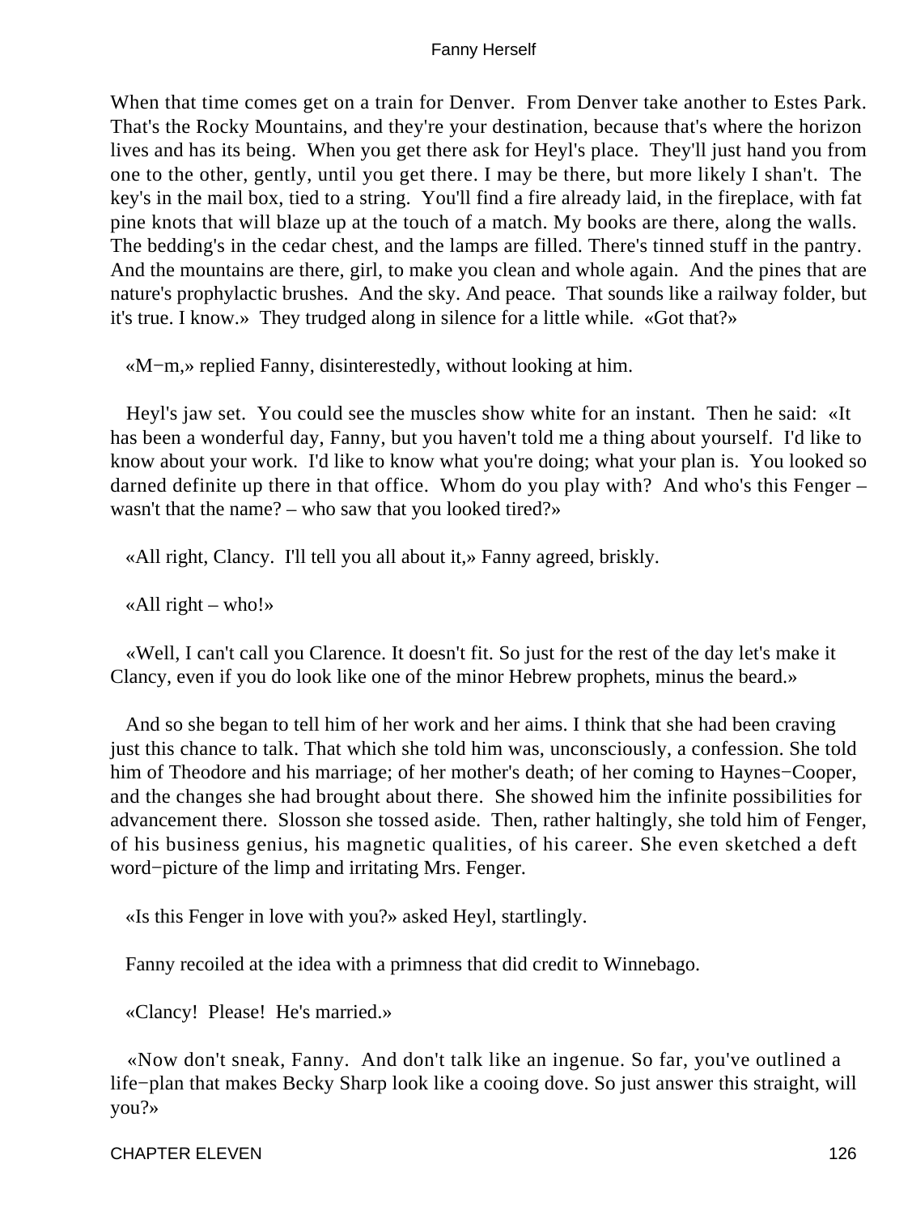When that time comes get on a train for Denver. From Denver take another to Estes Park. That's the Rocky Mountains, and they're your destination, because that's where the horizon lives and has its being. When you get there ask for Heyl's place. They'll just hand you from one to the other, gently, until you get there. I may be there, but more likely I shan't. The key's in the mail box, tied to a string. You'll find a fire already laid, in the fireplace, with fat pine knots that will blaze up at the touch of a match. My books are there, along the walls. The bedding's in the cedar chest, and the lamps are filled. There's tinned stuff in the pantry. And the mountains are there, girl, to make you clean and whole again. And the pines that are nature's prophylactic brushes. And the sky. And peace. That sounds like a railway folder, but it's true. I know.» They trudged along in silence for a little while. «Got that?»

«M−m,» replied Fanny, disinterestedly, without looking at him.

Heyl's jaw set. You could see the muscles show white for an instant. Then he said: «It has been a wonderful day, Fanny, but you haven't told me a thing about yourself. I'd like to know about your work. I'd like to know what you're doing; what your plan is. You looked so darned definite up there in that office. Whom do you play with? And who's this Fenger – wasn't that the name? – who saw that you looked tired?»

«All right, Clancy. I'll tell you all about it,» Fanny agreed, briskly.

«All right – who!»

«Well, I can't call you Clarence. It doesn't fit. So just for the rest of the day let's make it Clancy, even if you do look like one of the minor Hebrew prophets, minus the beard.»

And so she began to tell him of her work and her aims. I think that she had been craving just this chance to talk. That which she told him was, unconsciously, a confession. She told him of Theodore and his marriage; of her mother's death; of her coming to Haynes−Cooper, and the changes she had brought about there. She showed him the infinite possibilities for advancement there. Slosson she tossed aside. Then, rather haltingly, she told him of Fenger, of his business genius, his magnetic qualities, of his career. She even sketched a deft word−picture of the limp and irritating Mrs. Fenger.

«Is this Fenger in love with you?» asked Heyl, startlingly.

Fanny recoiled at the idea with a primness that did credit to Winnebago.

«Clancy! Please! He's married.»

«Now don't sneak, Fanny. And don't talk like an ingenue. So far, you've outlined a life−plan that makes Becky Sharp look like a cooing dove. So just answer this straight, will you?»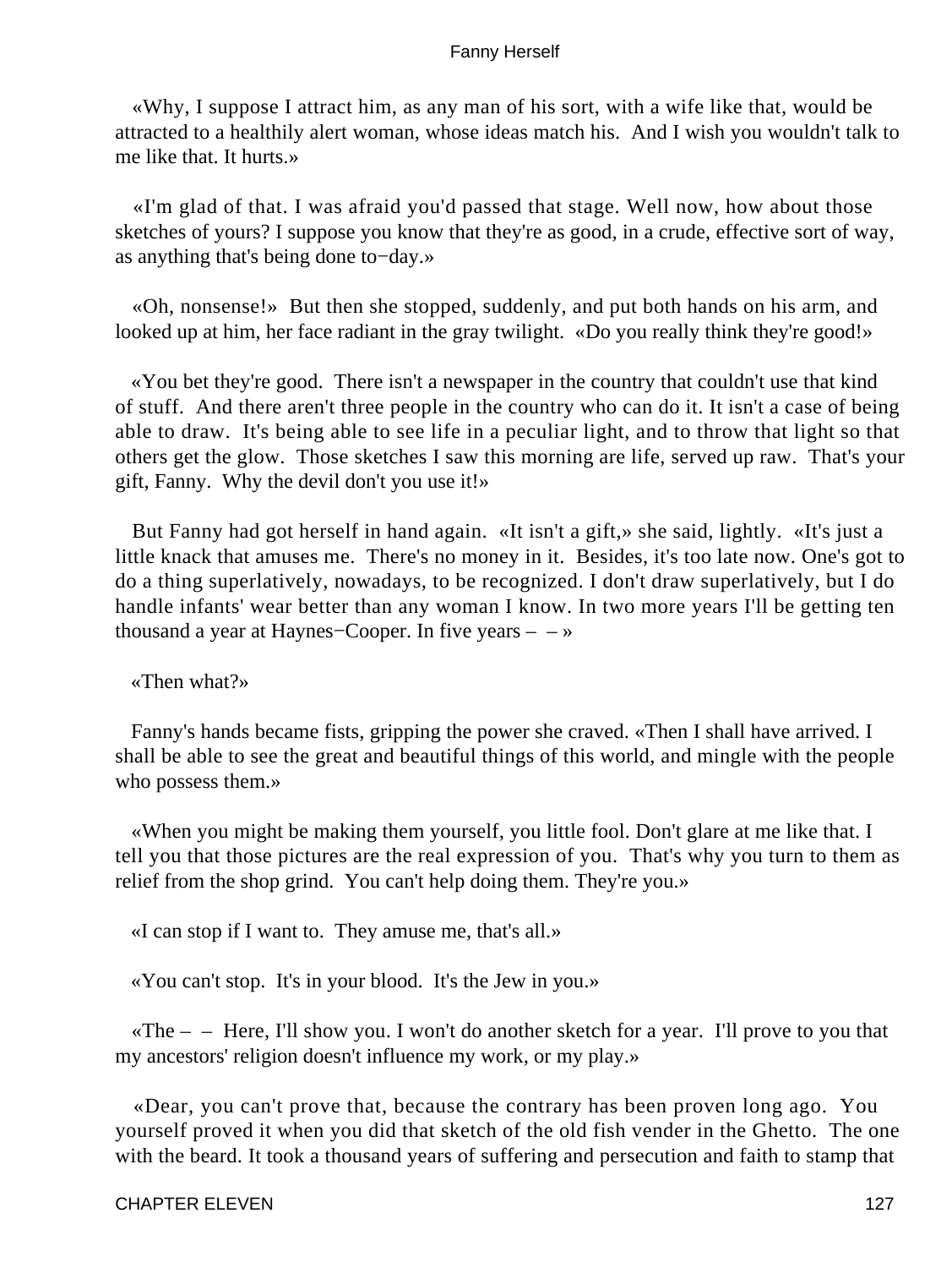«Why, I suppose I attract him, as any man of his sort, with a wife like that, would be attracted to a healthily alert woman, whose ideas match his. And I wish you wouldn't talk to me like that. It hurts.»

«I'm glad of that. I was afraid you'd passed that stage. Well now, how about those sketches of yours? I suppose you know that they're as good, in a crude, effective sort of way, as anything that's being done to−day.»

«Oh, nonsense!» But then she stopped, suddenly, and put both hands on his arm, and looked up at him, her face radiant in the gray twilight. «Do you really think they're good!»

«You bet they're good. There isn't a newspaper in the country that couldn't use that kind of stuff. And there aren't three people in the country who can do it. It isn't a case of being able to draw. It's being able to see life in a peculiar light, and to throw that light so that others get the glow. Those sketches I saw this morning are life, served up raw. That's your gift, Fanny. Why the devil don't you use it!»

But Fanny had got herself in hand again. «It isn't a gift,» she said, lightly. «It's just a little knack that amuses me. There's no money in it. Besides, it's too late now. One's got to do a thing superlatively, nowadays, to be recognized. I don't draw superlatively, but I do handle infants' wear better than any woman I know. In two more years I'll be getting ten thousand a year at Haynes−Cooper. In five years – – »

«Then what?»

Fanny's hands became fists, gripping the power she craved. «Then I shall have arrived. I shall be able to see the great and beautiful things of this world, and mingle with the people who possess them.»

«When you might be making them yourself, you little fool. Don't glare at me like that. I tell you that those pictures are the real expression of you. That's why you turn to them as relief from the shop grind. You can't help doing them. They're you.»

«I can stop if I want to. They amuse me, that's all.»

«You can't stop. It's in your blood. It's the Jew in you.»

«The – – Here, I'll show you. I won't do another sketch for a year. I'll prove to you that my ancestors' religion doesn't influence my work, or my play.»

«Dear, you can't prove that, because the contrary has been proven long ago. You yourself proved it when you did that sketch of the old fish vender in the Ghetto. The one with the beard. It took a thousand years of suffering and persecution and faith to stamp that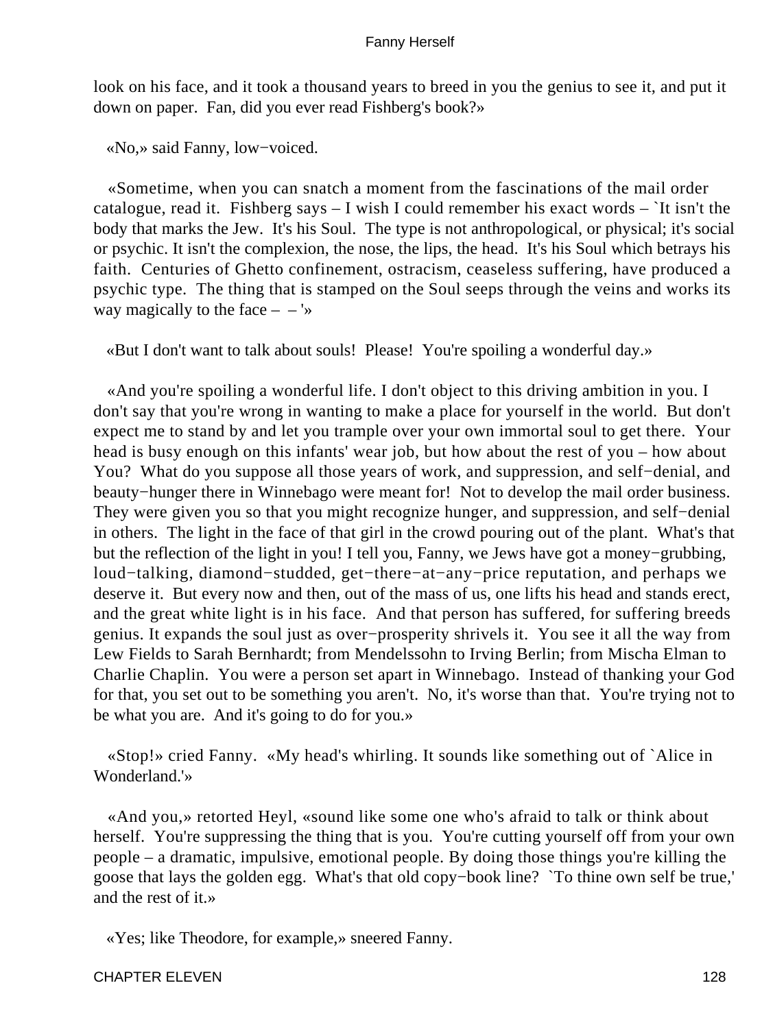look on his face, and it took a thousand years to breed in you the genius to see it, and put it down on paper. Fan, did you ever read Fishberg's book?»

«No,» said Fanny, low−voiced.

«Sometime, when you can snatch a moment from the fascinations of the mail order catalogue, read it. Fishberg says – I wish I could remember his exact words – `It isn't the body that marks the Jew. It's his Soul. The type is not anthropological, or physical; it's social or psychic. It isn't the complexion, the nose, the lips, the head. It's his Soul which betrays his faith. Centuries of Ghetto confinement, ostracism, ceaseless suffering, have produced a psychic type. The thing that is stamped on the Soul seeps through the veins and works its way magically to the face – – '»

«But I don't want to talk about souls! Please! You're spoiling a wonderful day.»

«And you're spoiling a wonderful life. I don't object to this driving ambition in you. I don't say that you're wrong in wanting to make a place for yourself in the world. But don't expect me to stand by and let you trample over your own immortal soul to get there. Your head is busy enough on this infants' wear job, but how about the rest of you – how about You? What do you suppose all those years of work, and suppression, and self−denial, and beauty−hunger there in Winnebago were meant for! Not to develop the mail order business. They were given you so that you might recognize hunger, and suppression, and self−denial in others. The light in the face of that girl in the crowd pouring out of the plant. What's that but the reflection of the light in you! I tell you, Fanny, we Jews have got a money−grubbing, loud−talking, diamond−studded, get−there−at−any−price reputation, and perhaps we deserve it. But every now and then, out of the mass of us, one lifts his head and stands erect, and the great white light is in his face. And that person has suffered, for suffering breeds genius. It expands the soul just as over−prosperity shrivels it. You see it all the way from Lew Fields to Sarah Bernhardt; from Mendelssohn to Irving Berlin; from Mischa Elman to Charlie Chaplin. You were a person set apart in Winnebago. Instead of thanking your God for that, you set out to be something you aren't. No, it's worse than that. You're trying not to be what you are. And it's going to do for you.»

«Stop!» cried Fanny. «My head's whirling. It sounds like something out of `Alice in Wonderland.'»

«And you,» retorted Heyl, «sound like some one who's afraid to talk or think about herself. You're suppressing the thing that is you. You're cutting yourself off from your own people – a dramatic, impulsive, emotional people. By doing those things you're killing the goose that lays the golden egg. What's that old copy−book line? `To thine own self be true,' and the rest of it.»

«Yes; like Theodore, for example,» sneered Fanny.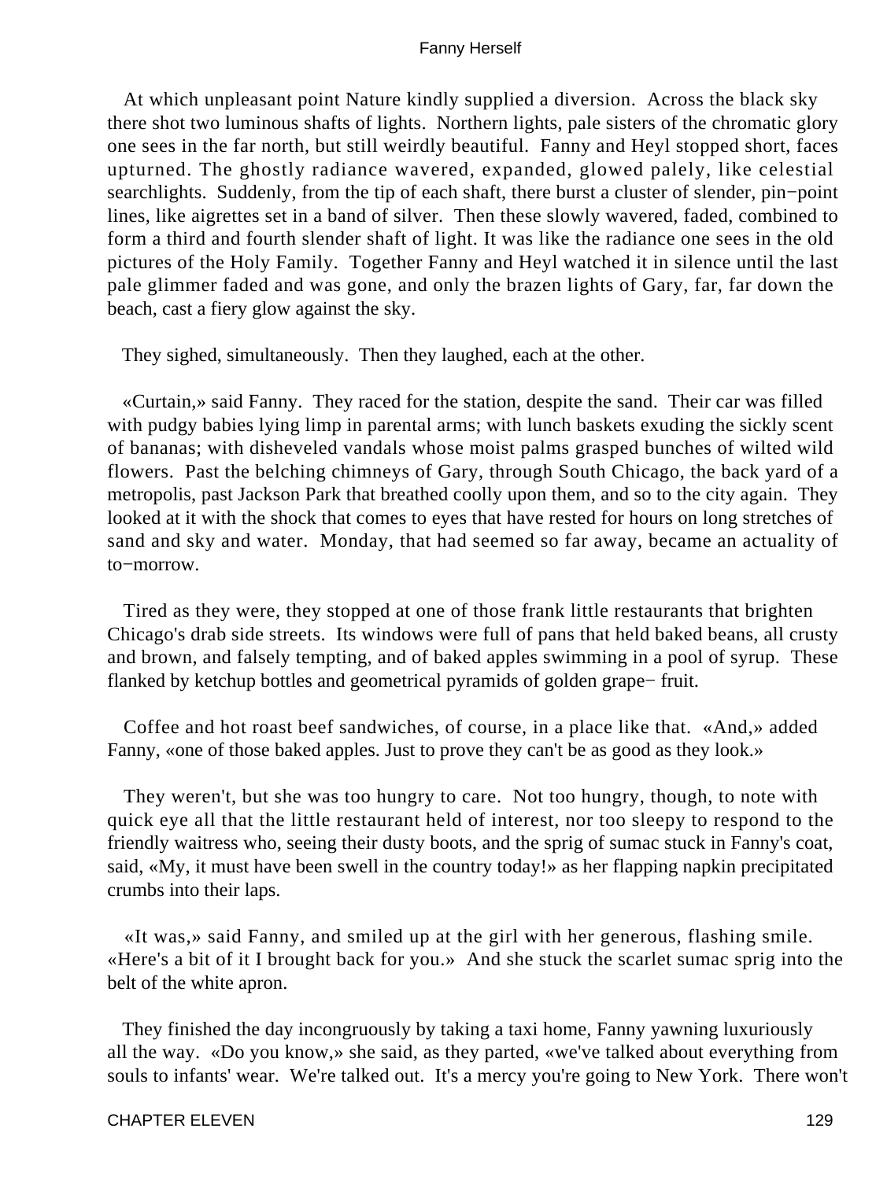At which unpleasant point Nature kindly supplied a diversion. Across the black sky there shot two luminous shafts of lights. Northern lights, pale sisters of the chromatic glory one sees in the far north, but still weirdly beautiful. Fanny and Heyl stopped short, faces upturned. The ghostly radiance wavered, expanded, glowed palely, like celestial searchlights. Suddenly, from the tip of each shaft, there burst a cluster of slender, pin−point lines, like aigrettes set in a band of silver. Then these slowly wavered, faded, combined to form a third and fourth slender shaft of light. It was like the radiance one sees in the old pictures of the Holy Family. Together Fanny and Heyl watched it in silence until the last pale glimmer faded and was gone, and only the brazen lights of Gary, far, far down the beach, cast a fiery glow against the sky.

They sighed, simultaneously. Then they laughed, each at the other.

«Curtain,» said Fanny. They raced for the station, despite the sand. Their car was filled with pudgy babies lying limp in parental arms; with lunch baskets exuding the sickly scent of bananas; with disheveled vandals whose moist palms grasped bunches of wilted wild flowers. Past the belching chimneys of Gary, through South Chicago, the back yard of a metropolis, past Jackson Park that breathed coolly upon them, and so to the city again. They looked at it with the shock that comes to eyes that have rested for hours on long stretches of sand and sky and water. Monday, that had seemed so far away, became an actuality of to−morrow.

Tired as they were, they stopped at one of those frank little restaurants that brighten Chicago's drab side streets. Its windows were full of pans that held baked beans, all crusty and brown, and falsely tempting, and of baked apples swimming in a pool of syrup. These flanked by ketchup bottles and geometrical pyramids of golden grape− fruit.

Coffee and hot roast beef sandwiches, of course, in a place like that. «And,» added Fanny, «one of those baked apples. Just to prove they can't be as good as they look.»

They weren't, but she was too hungry to care. Not too hungry, though, to note with quick eye all that the little restaurant held of interest, nor too sleepy to respond to the friendly waitress who, seeing their dusty boots, and the sprig of sumac stuck in Fanny's coat, said, «My, it must have been swell in the country today!» as her flapping napkin precipitated crumbs into their laps.

«It was,» said Fanny, and smiled up at the girl with her generous, flashing smile. «Here's a bit of it I brought back for you.» And she stuck the scarlet sumac sprig into the belt of the white apron.

They finished the day incongruously by taking a taxi home, Fanny yawning luxuriously all the way. «Do you know,» she said, as they parted, «we've talked about everything from souls to infants' wear. We're talked out. It's a mercy you're going to New York. There won't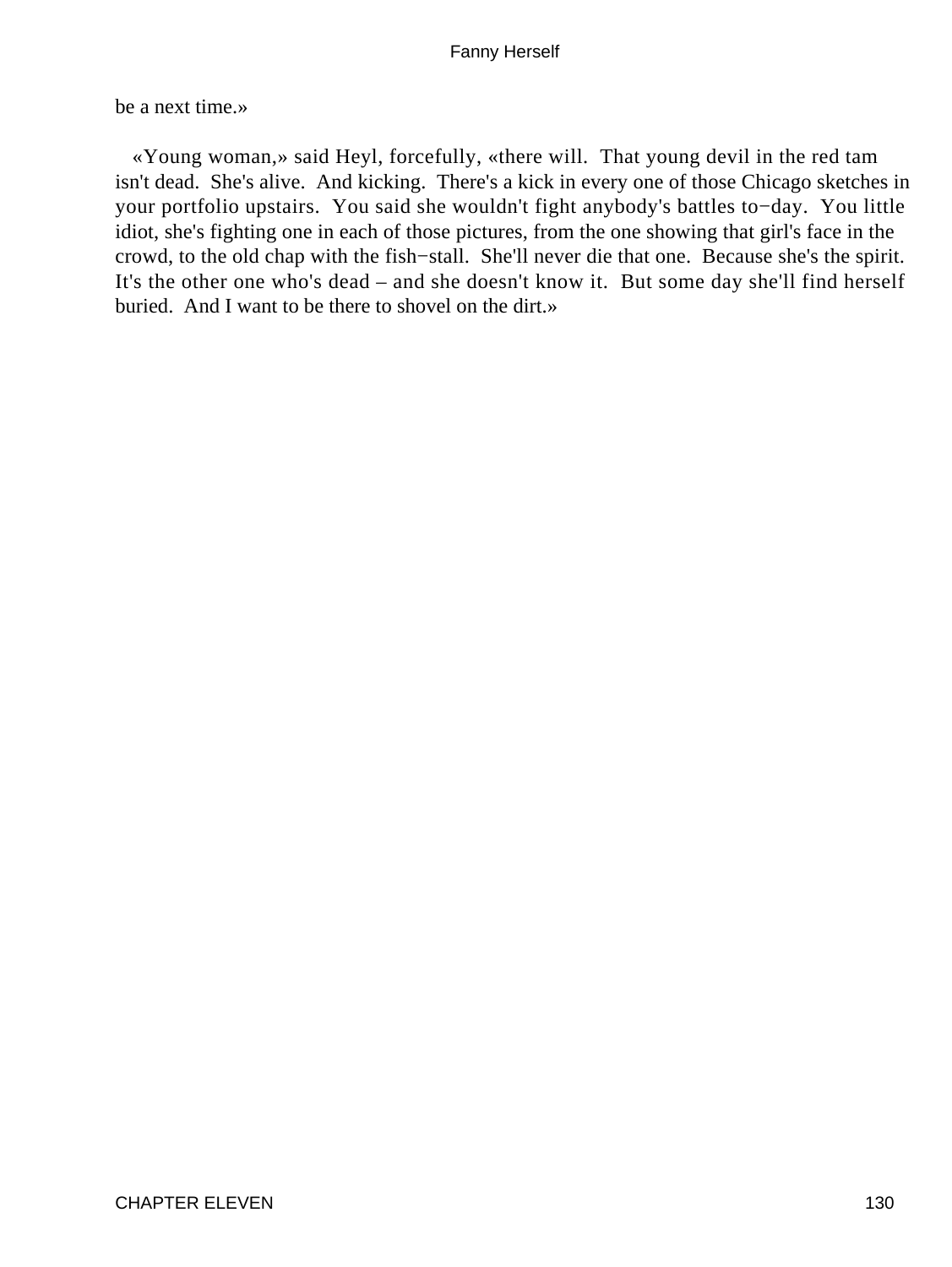be a next time.»

«Young woman,» said Heyl, forcefully, «there will. That young devil in the red tam isn't dead. She's alive. And kicking. There's a kick in every one of those Chicago sketches in your portfolio upstairs. You said she wouldn't fight anybody's battles to−day. You little idiot, she's fighting one in each of those pictures, from the one showing that girl's face in the crowd, to the old chap with the fish−stall. She'll never die that one. Because she's the spirit. It's the other one who's dead – and she doesn't know it. But some day she'll find herself buried. And I want to be there to shovel on the dirt.»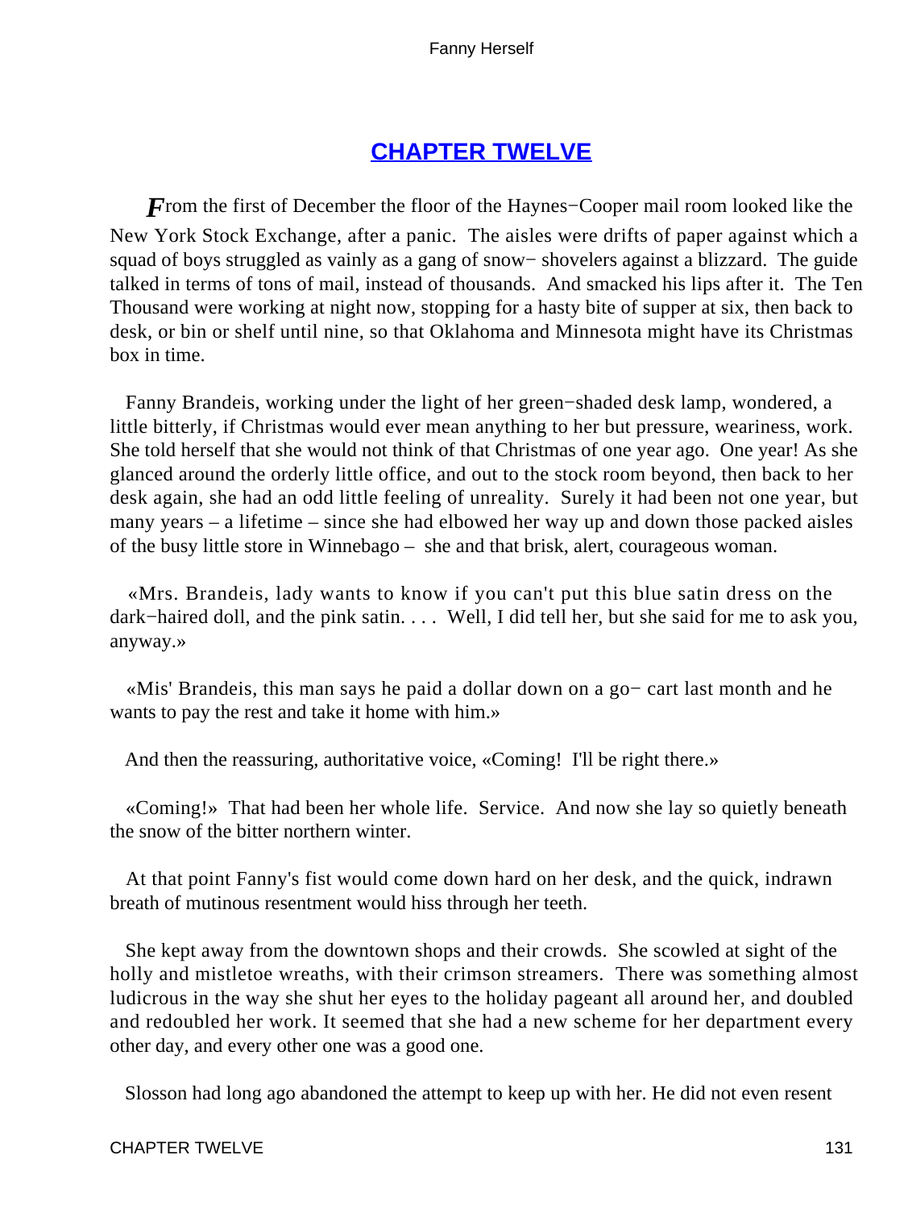## CHAPTER TWELVE

*F*rom the first of December the floor of the Haynes−Cooper mail room looked like the New York Stock Exchange, after a panic. The aisles were drifts of paper against which a squad of boys struggled as vainly as a gang of snow− shovelers against a blizzard. The guide talked in terms of tons of mail, instead of thousands. And smacked his lips after it. The Ten Thousand were working at night now, stopping for a hasty bite of supper at six, then back to desk, or bin or shelf until nine, so that Oklahoma and Minnesota might have its Christmas box in time.

Fanny Brandeis, working under the light of her green−shaded desk lamp, wondered, a little bitterly, if Christmas would ever mean anything to her but pressure, weariness, work. She told herself that she would not think of that Christmas of one year ago. One year! As she glanced around the orderly little office, and out to the stock room beyond, then back to her desk again, she had an odd little feeling of unreality. Surely it had been not one year, but many years – a lifetime – since she had elbowed her way up and down those packed aisles of the busy little store in Winnebago – she and that brisk, alert, courageous woman.

«Mrs. Brandeis, lady wants to know if you can't put this blue satin dress on the dark−haired doll, and the pink satin. . . . Well, I did tell her, but she said for me to ask you, anyway.»

«Mis' Brandeis, this man says he paid a dollar down on a go− cart last month and he wants to pay the rest and take it home with him.»

And then the reassuring, authoritative voice, «Coming! I'll be right there.»

«Coming!» That had been her whole life. Service. And now she lay so quietly beneath the snow of the bitter northern winter.

At that point Fanny's fist would come down hard on her desk, and the quick, indrawn breath of mutinous resentment would hiss through her teeth.

She kept away from the downtown shops and their crowds. She scowled at sight of the holly and mistletoe wreaths, with their crimson streamers. There was something almost ludicrous in the way she shut her eyes to the holiday pageant all around her, and doubled and redoubled her work. It seemed that she had a new scheme for her department every other day, and every other one was a good one.

Slosson had long ago abandoned the attempt to keep up with her. He did not even resent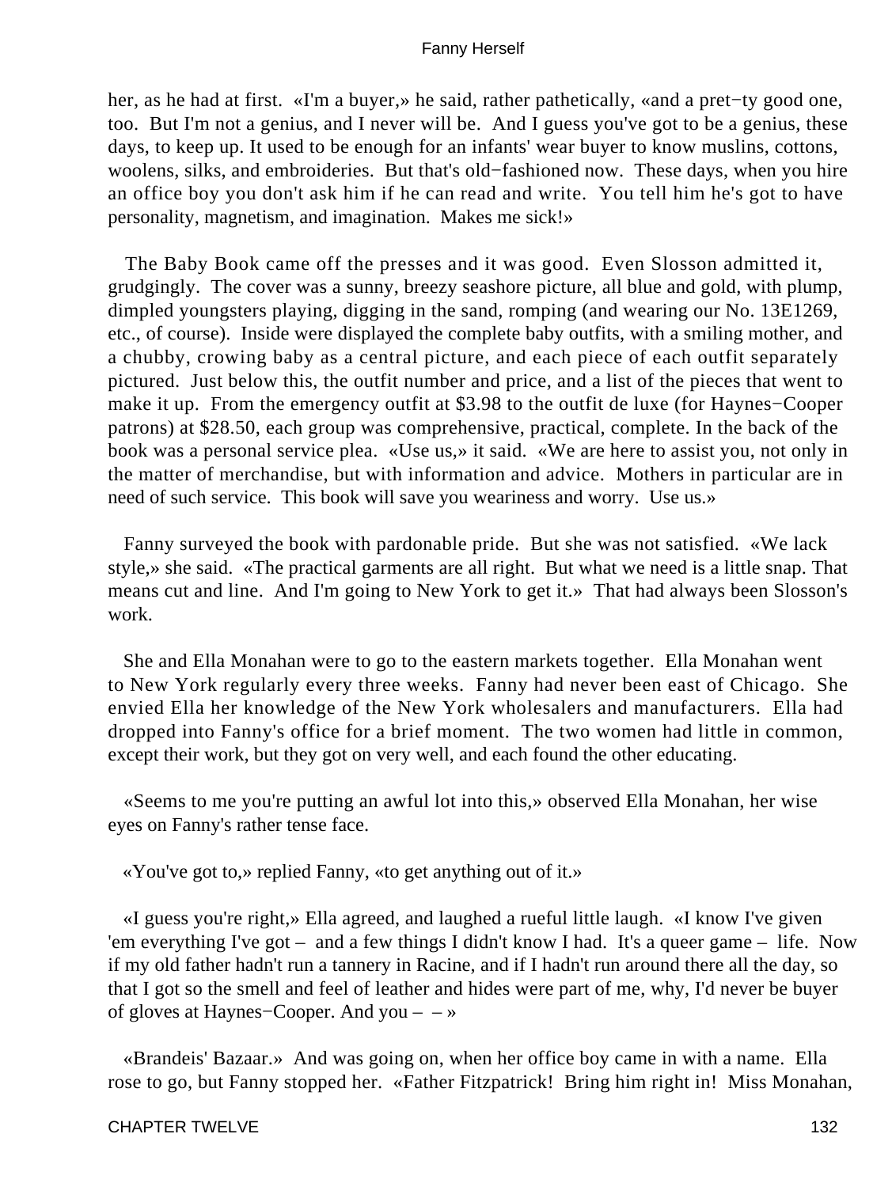her, as he had at first. «I'm a buyer,» he said, rather pathetically, «and a pret−ty good one, too. But I'm not a genius, and I never will be. And I guess you've got to be a genius, these days, to keep up. It used to be enough for an infants' wear buyer to know muslins, cottons, woolens, silks, and embroideries. But that's old−fashioned now. These days, when you hire an office boy you don't ask him if he can read and write. You tell him he's got to have personality, magnetism, and imagination. Makes me sick!»

The Baby Book came off the presses and it was good. Even Slosson admitted it, grudgingly. The cover was a sunny, breezy seashore picture, all blue and gold, with plump, dimpled youngsters playing, digging in the sand, romping (and wearing our No. 13E1269, etc., of course). Inside were displayed the complete baby outfits, with a smiling mother, and a chubby, crowing baby as a central picture, and each piece of each outfit separately pictured. Just below this, the outfit number and price, and a list of the pieces that went to make it up. From the emergency outfit at $3.98 to the outfit de luxe (for Haynes−Cooper patrons) at $28.50, each group was comprehensive, practical, complete. In the back of the book was a personal service plea. «Use us,» it said. «We are here to assist you, not only in the matter of merchandise, but with information and advice. Mothers in particular are in need of such service. This book will save you weariness and worry. Use us.»

Fanny surveyed the book with pardonable pride. But she was not satisfied. «We lack style,» she said. «The practical garments are all right. But what we need is a little snap. That means cut and line. And I'm going to New York to get it.» That had always been Slosson's work.

She and Ella Monahan were to go to the eastern markets together. Ella Monahan went to New York regularly every three weeks. Fanny had never been east of Chicago. She envied Ella her knowledge of the New York wholesalers and manufacturers. Ella had dropped into Fanny's office for a brief moment. The two women had little in common, except their work, but they got on very well, and each found the other educating.

«Seems to me you're putting an awful lot into this,» observed Ella Monahan, her wise eyes on Fanny's rather tense face.

«You've got to,» replied Fanny, «to get anything out of it.»

«I guess you're right,» Ella agreed, and laughed a rueful little laugh. «I know I've given 'em everything I've got – and a few things I didn't know I had. It's a queer game – life. Now if my old father hadn't run a tannery in Racine, and if I hadn't run around there all the day, so that I got so the smell and feel of leather and hides were part of me, why, I'd never be buyer of gloves at Haynes−Cooper. And you – – »

«Brandeis' Bazaar.» And was going on, when her office boy came in with a name. Ella rose to go, but Fanny stopped her. «Father Fitzpatrick! Bring him right in! Miss Monahan,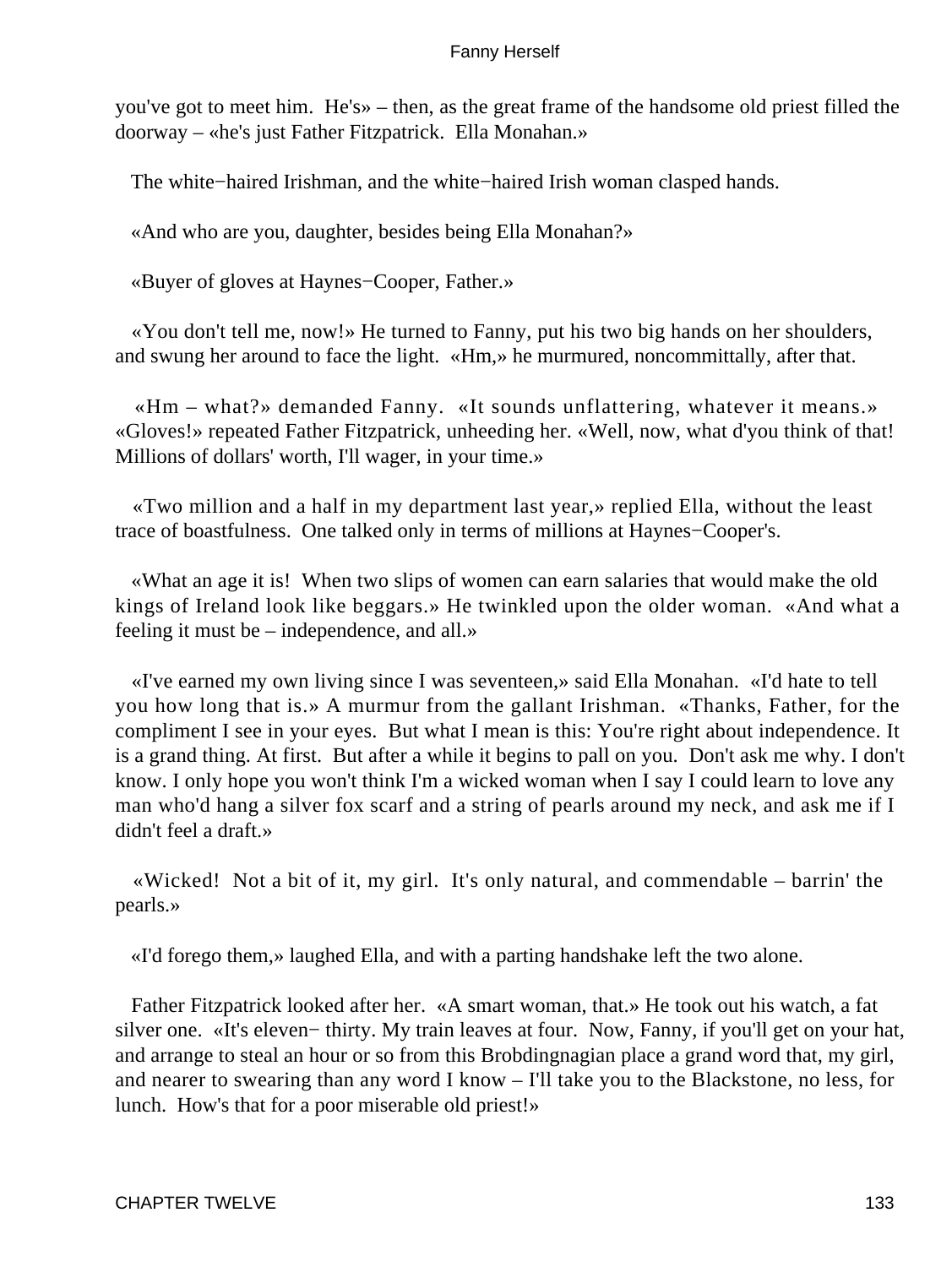you've got to meet him. He's» – then, as the great frame of the handsome old priest filled the doorway – «he's just Father Fitzpatrick. Ella Monahan.»

The white−haired Irishman, and the white−haired Irish woman clasped hands.

«And who are you, daughter, besides being Ella Monahan?»

«Buyer of gloves at Haynes−Cooper, Father.»

«You don't tell me, now!» He turned to Fanny, put his two big hands on her shoulders, and swung her around to face the light. «Hm,» he murmured, noncommittally, after that.

«Hm – what?» demanded Fanny. «It sounds unflattering, whatever it means.» «Gloves!» repeated Father Fitzpatrick, unheeding her. «Well, now, what d'you think of that! Millions of dollars' worth, I'll wager, in your time.»

«Two million and a half in my department last year,» replied Ella, without the least trace of boastfulness. One talked only in terms of millions at Haynes−Cooper's.

«What an age it is! When two slips of women can earn salaries that would make the old kings of Ireland look like beggars.» He twinkled upon the older woman. «And what a feeling it must be – independence, and all.»

«I've earned my own living since I was seventeen,» said Ella Monahan. «I'd hate to tell you how long that is.» A murmur from the gallant Irishman. «Thanks, Father, for the compliment I see in your eyes. But what I mean is this: You're right about independence. It is a grand thing. At first. But after a while it begins to pall on you. Don't ask me why. I don't know. I only hope you won't think I'm a wicked woman when I say I could learn to love any man who'd hang a silver fox scarf and a string of pearls around my neck, and ask me if I didn't feel a draft.»

«Wicked! Not a bit of it, my girl. It's only natural, and commendable – barrin' the pearls.»

«I'd forego them,» laughed Ella, and with a parting handshake left the two alone.

Father Fitzpatrick looked after her. «A smart woman, that.» He took out his watch, a fat silver one. «It's eleven− thirty. My train leaves at four. Now, Fanny, if you'll get on your hat, and arrange to steal an hour or so from this Brobdingnagian place a grand word that, my girl, and nearer to swearing than any word I know – I'll take you to the Blackstone, no less, for lunch. How's that for a poor miserable old priest!»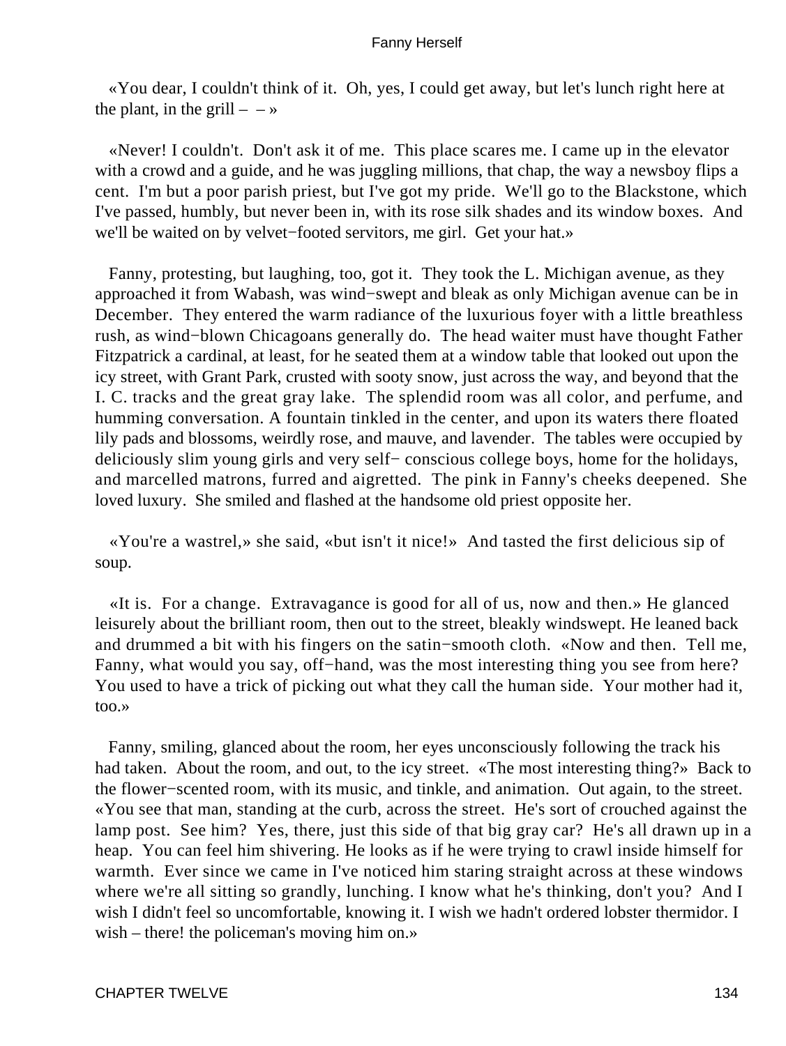«You dear, I couldn't think of it. Oh, yes, I could get away, but let's lunch right here at the plant, in the grill – – »

«Never! I couldn't. Don't ask it of me. This place scares me. I came up in the elevator with a crowd and a guide, and he was juggling millions, that chap, the way a newsboy flips a cent. I'm but a poor parish priest, but I've got my pride. We'll go to the Blackstone, which I've passed, humbly, but never been in, with its rose silk shades and its window boxes. And we'll be waited on by velvet−footed servitors, me girl. Get your hat.»

Fanny, protesting, but laughing, too, got it. They took the L. Michigan avenue, as they approached it from Wabash, was wind−swept and bleak as only Michigan avenue can be in December. They entered the warm radiance of the luxurious foyer with a little breathless rush, as wind−blown Chicagoans generally do. The head waiter must have thought Father Fitzpatrick a cardinal, at least, for he seated them at a window table that looked out upon the icy street, with Grant Park, crusted with sooty snow, just across the way, and beyond that the I. C. tracks and the great gray lake. The splendid room was all color, and perfume, and humming conversation. A fountain tinkled in the center, and upon its waters there floated lily pads and blossoms, weirdly rose, and mauve, and lavender. The tables were occupied by deliciously slim young girls and very self− conscious college boys, home for the holidays, and marcelled matrons, furred and aigretted. The pink in Fanny's cheeks deepened. She loved luxury. She smiled and flashed at the handsome old priest opposite her.

«You're a wastrel,» she said, «but isn't it nice!» And tasted the first delicious sip of soup.

«It is. For a change. Extravagance is good for all of us, now and then.» He glanced leisurely about the brilliant room, then out to the street, bleakly windswept. He leaned back and drummed a bit with his fingers on the satin−smooth cloth. «Now and then. Tell me, Fanny, what would you say, off−hand, was the most interesting thing you see from here? You used to have a trick of picking out what they call the human side. Your mother had it, too.»

Fanny, smiling, glanced about the room, her eyes unconsciously following the track his had taken. About the room, and out, to the icy street. «The most interesting thing?» Back to the flower−scented room, with its music, and tinkle, and animation. Out again, to the street. «You see that man, standing at the curb, across the street. He's sort of crouched against the lamp post. See him? Yes, there, just this side of that big gray car? He's all drawn up in a heap. You can feel him shivering. He looks as if he were trying to crawl inside himself for warmth. Ever since we came in I've noticed him staring straight across at these windows where we're all sitting so grandly, lunching. I know what he's thinking, don't you? And I wish I didn't feel so uncomfortable, knowing it. I wish we hadn't ordered lobster thermidor. I wish – there! the policeman's moving him on.»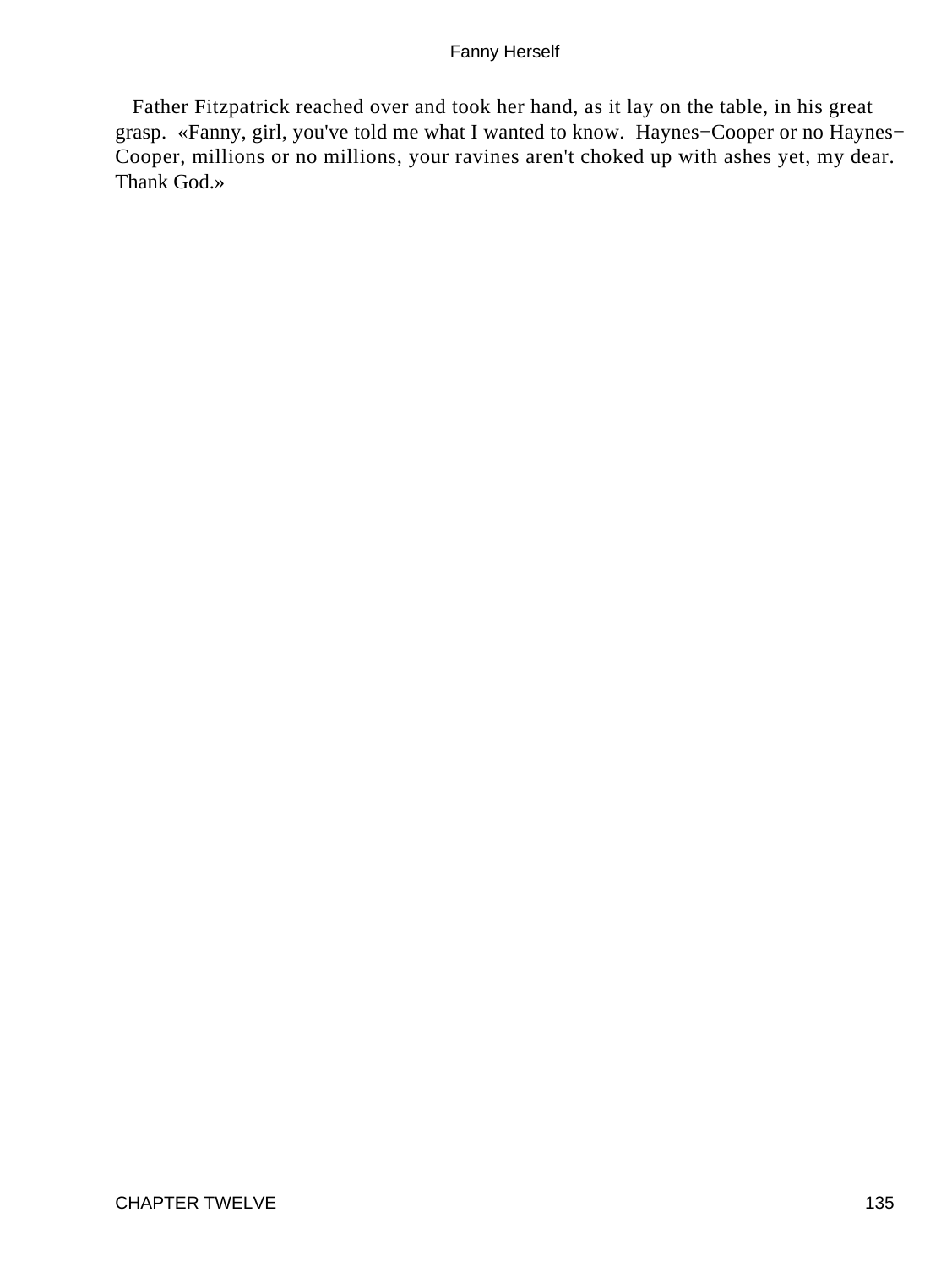Father Fitzpatrick reached over and took her hand, as it lay on the table, in his great grasp. «Fanny, girl, you've told me what I wanted to know. Haynes−Cooper or no Haynes−Cooper, millions or no millions, your ravines aren't choked up with ashes yet, my dear. Thank God.»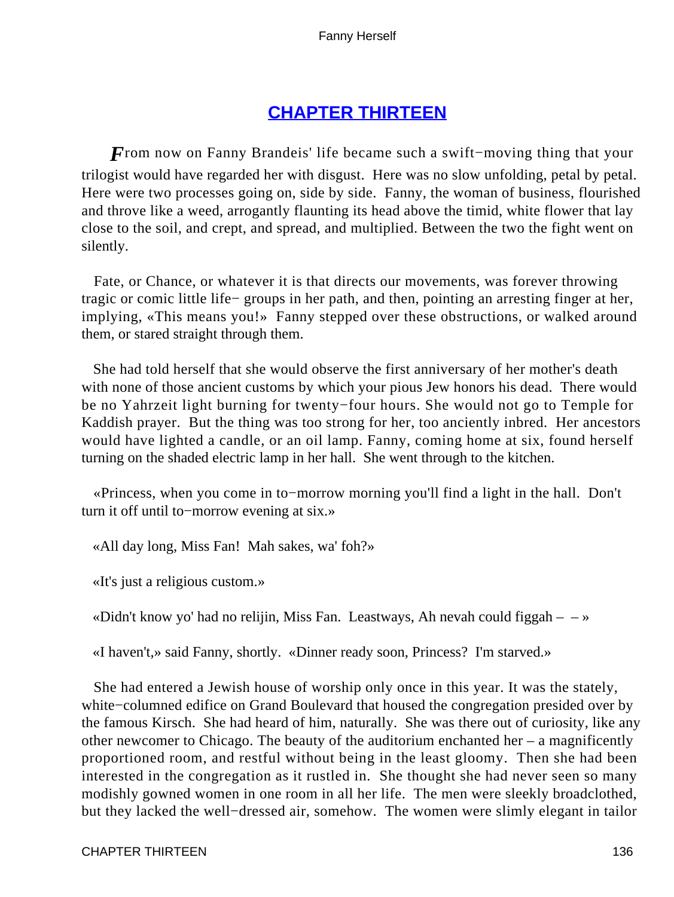## CHAPTER THIRTEEN

*F*rom now on Fanny Brandeis' life became such a swift−moving thing that your trilogist would have regarded her with disgust. Here was no slow unfolding, petal by petal. Here were two processes going on, side by side. Fanny, the woman of business, flourished and throve like a weed, arrogantly flaunting its head above the timid, white flower that lay close to the soil, and crept, and spread, and multiplied. Between the two the fight went on silently.

Fate, or Chance, or whatever it is that directs our movements, was forever throwing tragic or comic little life− groups in her path, and then, pointing an arresting finger at her, implying, «This means you!» Fanny stepped over these obstructions, or walked around them, or stared straight through them.

She had told herself that she would observe the first anniversary of her mother's death with none of those ancient customs by which your pious Jew honors his dead. There would be no Yahrzeit light burning for twenty−four hours. She would not go to Temple for Kaddish prayer. But the thing was too strong for her, too anciently inbred. Her ancestors would have lighted a candle, or an oil lamp. Fanny, coming home at six, found herself turning on the shaded electric lamp in her hall. She went through to the kitchen.

«Princess, when you come in to−morrow morning you'll find a light in the hall. Don't turn it off until to−morrow evening at six.»

«All day long, Miss Fan! Mah sakes, wa' foh?»

«It's just a religious custom.»

«Didn't know yo' had no relijin, Miss Fan. Leastways, Ah nevah could figgah – – »

«I haven't,» said Fanny, shortly. «Dinner ready soon, Princess? I'm starved.»

She had entered a Jewish house of worship only once in this year. It was the stately, white−columned edifice on Grand Boulevard that housed the congregation presided over by the famous Kirsch. She had heard of him, naturally. She was there out of curiosity, like any other newcomer to Chicago. The beauty of the auditorium enchanted her – a magnificently proportioned room, and restful without being in the least gloomy. Then she had been interested in the congregation as it rustled in. She thought she had never seen so many modishly gowned women in one room in all her life. The men were sleekly broadclothed, but they lacked the well−dressed air, somehow. The women were slimly elegant in tailor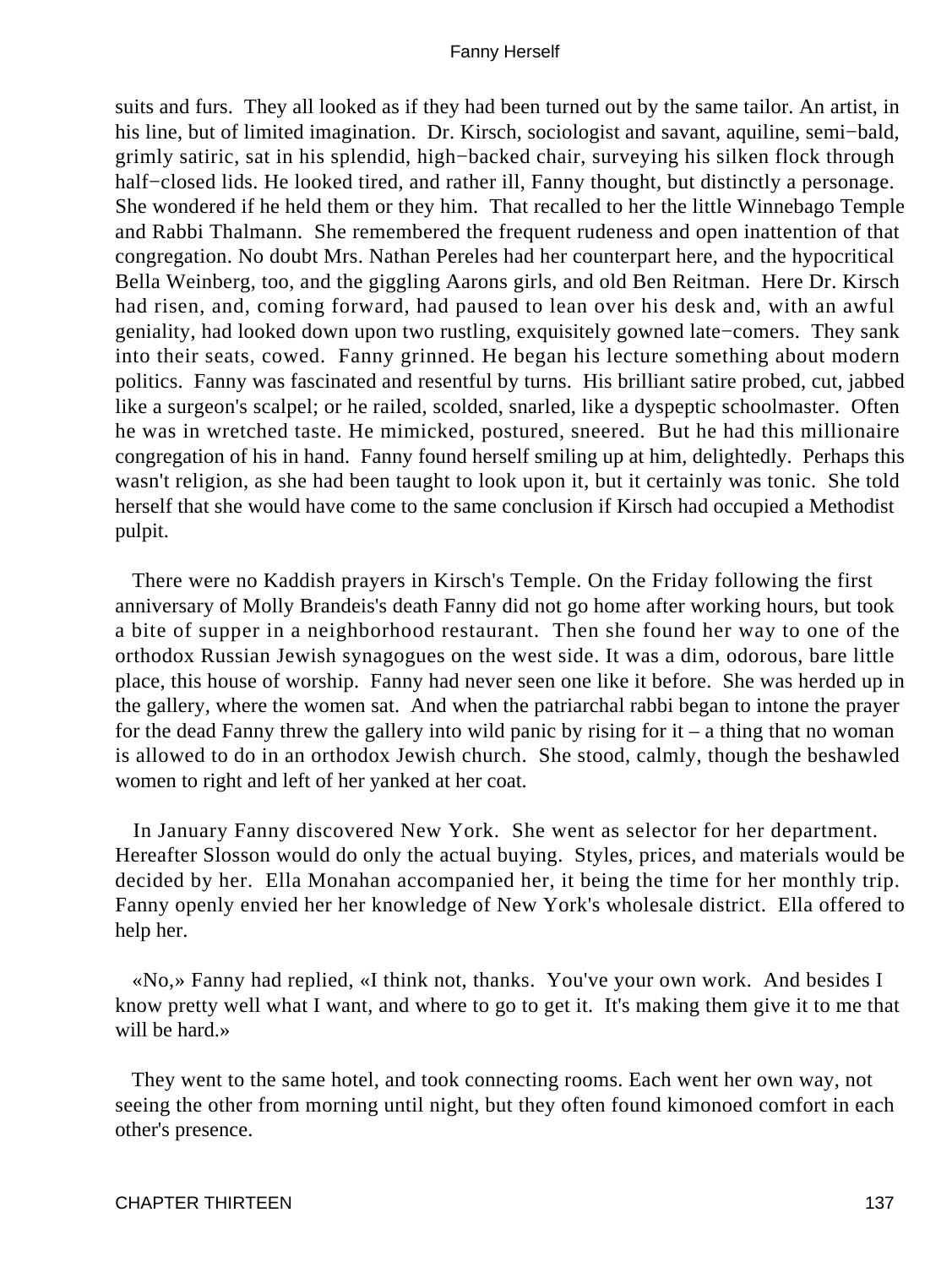suits and furs. They all looked as if they had been turned out by the same tailor. An artist, in his line, but of limited imagination. Dr. Kirsch, sociologist and savant, aquiline, semi−bald, grimly satiric, sat in his splendid, high−backed chair, surveying his silken flock through half−closed lids. He looked tired, and rather ill, Fanny thought, but distinctly a personage. She wondered if he held them or they him. That recalled to her the little Winnebago Temple and Rabbi Thalmann. She remembered the frequent rudeness and open inattention of that congregation. No doubt Mrs. Nathan Pereles had her counterpart here, and the hypocritical Bella Weinberg, too, and the giggling Aarons girls, and old Ben Reitman. Here Dr. Kirsch had risen, and, coming forward, had paused to lean over his desk and, with an awful geniality, had looked down upon two rustling, exquisitely gowned late−comers. They sank into their seats, cowed. Fanny grinned. He began his lecture something about modern politics. Fanny was fascinated and resentful by turns. His brilliant satire probed, cut, jabbed like a surgeon's scalpel; or he railed, scolded, snarled, like a dyspeptic schoolmaster. Often he was in wretched taste. He mimicked, postured, sneered. But he had this millionaire congregation of his in hand. Fanny found herself smiling up at him, delightedly. Perhaps this wasn't religion, as she had been taught to look upon it, but it certainly was tonic. She told herself that she would have come to the same conclusion if Kirsch had occupied a Methodist pulpit.

There were no Kaddish prayers in Kirsch's Temple. On the Friday following the first anniversary of Molly Brandeis's death Fanny did not go home after working hours, but took a bite of supper in a neighborhood restaurant. Then she found her way to one of the orthodox Russian Jewish synagogues on the west side. It was a dim, odorous, bare little place, this house of worship. Fanny had never seen one like it before. She was herded up in the gallery, where the women sat. And when the patriarchal rabbi began to intone the prayer for the dead Fanny threw the gallery into wild panic by rising for it – a thing that no woman is allowed to do in an orthodox Jewish church. She stood, calmly, though the beshawled women to right and left of her yanked at her coat.

In January Fanny discovered New York. She went as selector for her department. Hereafter Slosson would do only the actual buying. Styles, prices, and materials would be decided by her. Ella Monahan accompanied her, it being the time for her monthly trip. Fanny openly envied her her knowledge of New York's wholesale district. Ella offered to help her.

«No,» Fanny had replied, «I think not, thanks. You've your own work. And besides I know pretty well what I want, and where to go to get it. It's making them give it to me that will be hard.»

They went to the same hotel, and took connecting rooms. Each went her own way, not seeing the other from morning until night, but they often found kimonoed comfort in each other's presence.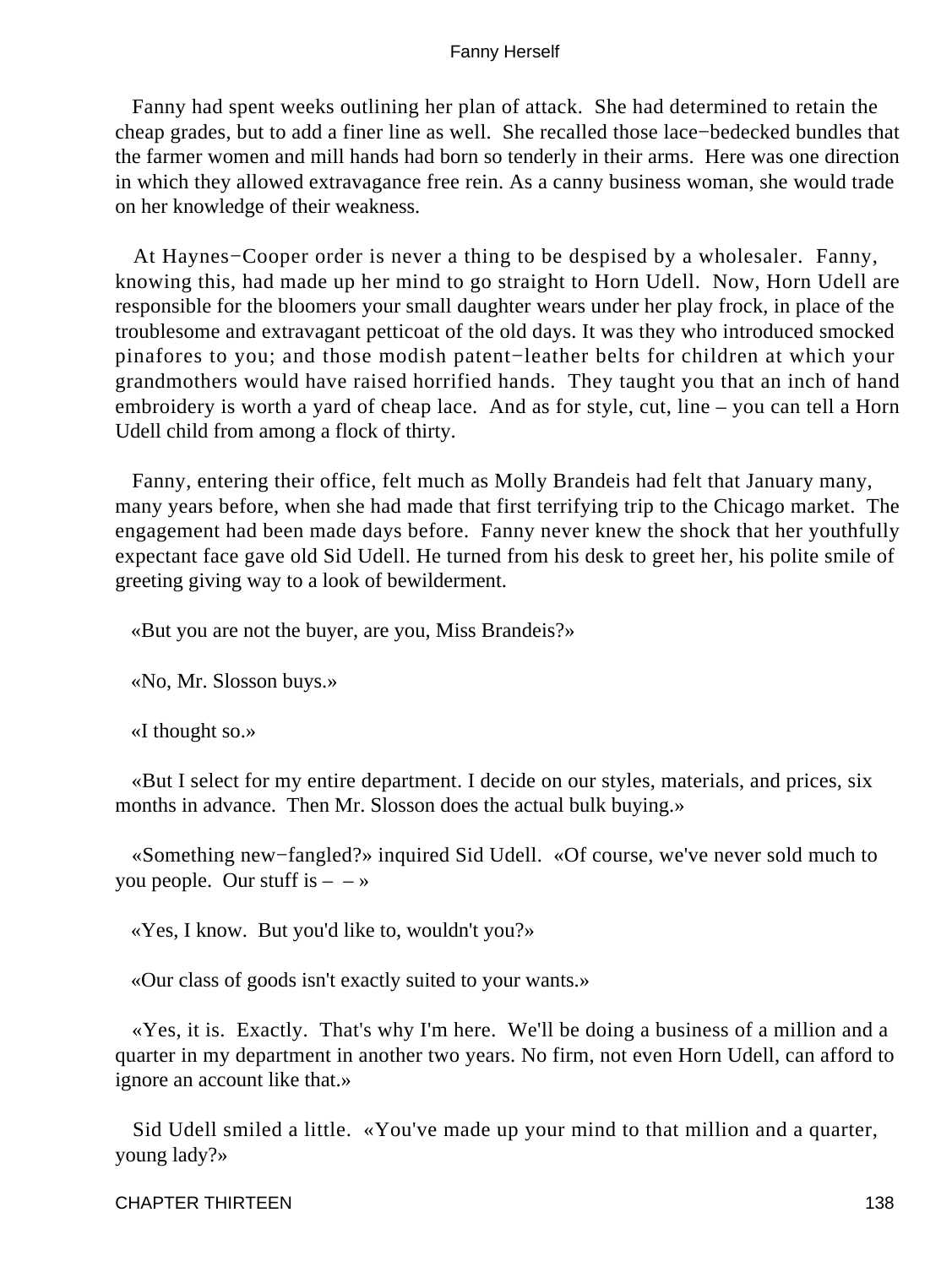Fanny had spent weeks outlining her plan of attack. She had determined to retain the cheap grades, but to add a finer line as well. She recalled those lace−bedecked bundles that the farmer women and mill hands had born so tenderly in their arms. Here was one direction in which they allowed extravagance free rein. As a canny business woman, she would trade on her knowledge of their weakness.

At Haynes−Cooper order is never a thing to be despised by a wholesaler. Fanny, knowing this, had made up her mind to go straight to Horn Udell. Now, Horn Udell are responsible for the bloomers your small daughter wears under her play frock, in place of the troublesome and extravagant petticoat of the old days. It was they who introduced smocked pinafores to you; and those modish patent−leather belts for children at which your grandmothers would have raised horrified hands. They taught you that an inch of hand embroidery is worth a yard of cheap lace. And as for style, cut, line – you can tell a Horn Udell child from among a flock of thirty.

Fanny, entering their office, felt much as Molly Brandeis had felt that January many, many years before, when she had made that first terrifying trip to the Chicago market. The engagement had been made days before. Fanny never knew the shock that her youthfully expectant face gave old Sid Udell. He turned from his desk to greet her, his polite smile of greeting giving way to a look of bewilderment.

«But you are not the buyer, are you, Miss Brandeis?»

«No, Mr. Slosson buys.»

«I thought so.»

«But I select for my entire department. I decide on our styles, materials, and prices, six months in advance. Then Mr. Slosson does the actual bulk buying.»

«Something new−fangled?» inquired Sid Udell. «Of course, we've never sold much to you people. Our stuff is – – »

«Yes, I know. But you'd like to, wouldn't you?»

«Our class of goods isn't exactly suited to your wants.»

«Yes, it is. Exactly. That's why I'm here. We'll be doing a business of a million and a quarter in my department in another two years. No firm, not even Horn Udell, can afford to ignore an account like that.»

Sid Udell smiled a little. «You've made up your mind to that million and a quarter, young lady?»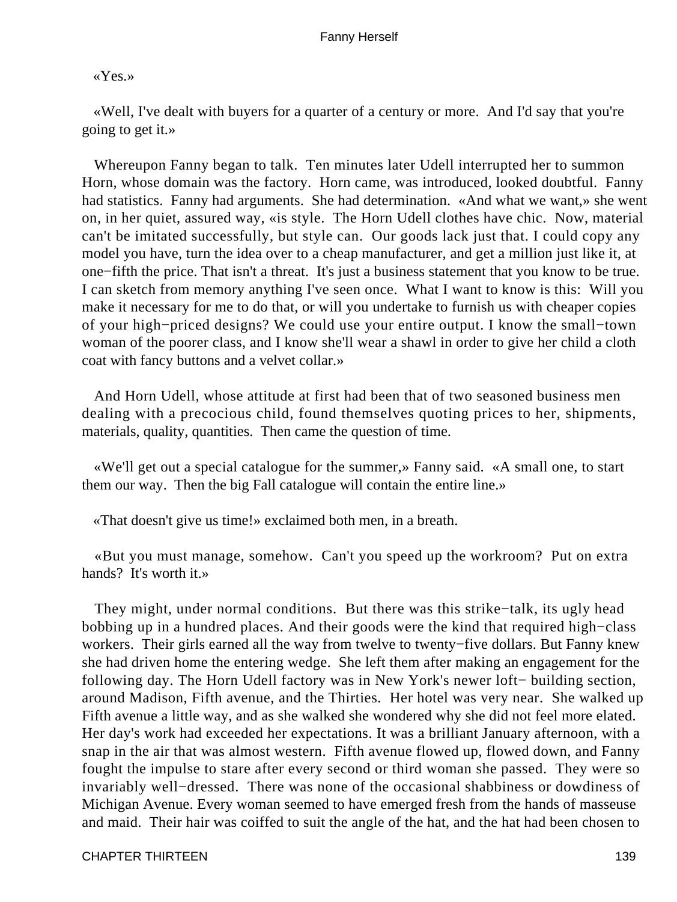«Yes.»

«Well, I've dealt with buyers for a quarter of a century or more. And I'd say that you're going to get it.»

Whereupon Fanny began to talk. Ten minutes later Udell interrupted her to summon Horn, whose domain was the factory. Horn came, was introduced, looked doubtful. Fanny had statistics. Fanny had arguments. She had determination. «And what we want,» she went on, in her quiet, assured way, «is style. The Horn Udell clothes have chic. Now, material can't be imitated successfully, but style can. Our goods lack just that. I could copy any model you have, turn the idea over to a cheap manufacturer, and get a million just like it, at one−fifth the price. That isn't a threat. It's just a business statement that you know to be true. I can sketch from memory anything I've seen once. What I want to know is this: Will you make it necessary for me to do that, or will you undertake to furnish us with cheaper copies of your high−priced designs? We could use your entire output. I know the small−town woman of the poorer class, and I know she'll wear a shawl in order to give her child a cloth coat with fancy buttons and a velvet collar.»

And Horn Udell, whose attitude at first had been that of two seasoned business men dealing with a precocious child, found themselves quoting prices to her, shipments, materials, quality, quantities. Then came the question of time.

«We'll get out a special catalogue for the summer,» Fanny said. «A small one, to start them our way. Then the big Fall catalogue will contain the entire line.»

«That doesn't give us time!» exclaimed both men, in a breath.

«But you must manage, somehow. Can't you speed up the workroom? Put on extra hands? It's worth it.»

They might, under normal conditions. But there was this strike−talk, its ugly head bobbing up in a hundred places. And their goods were the kind that required high−class workers. Their girls earned all the way from twelve to twenty−five dollars. But Fanny knew she had driven home the entering wedge. She left them after making an engagement for the following day. The Horn Udell factory was in New York's newer loft− building section, around Madison, Fifth avenue, and the Thirties. Her hotel was very near. She walked up Fifth avenue a little way, and as she walked she wondered why she did not feel more elated. Her day's work had exceeded her expectations. It was a brilliant January afternoon, with a snap in the air that was almost western. Fifth avenue flowed up, flowed down, and Fanny fought the impulse to stare after every second or third woman she passed. They were so invariably well−dressed. There was none of the occasional shabbiness or dowdiness of Michigan Avenue. Every woman seemed to have emerged fresh from the hands of masseuse and maid. Their hair was coiffed to suit the angle of the hat, and the hat had been chosen to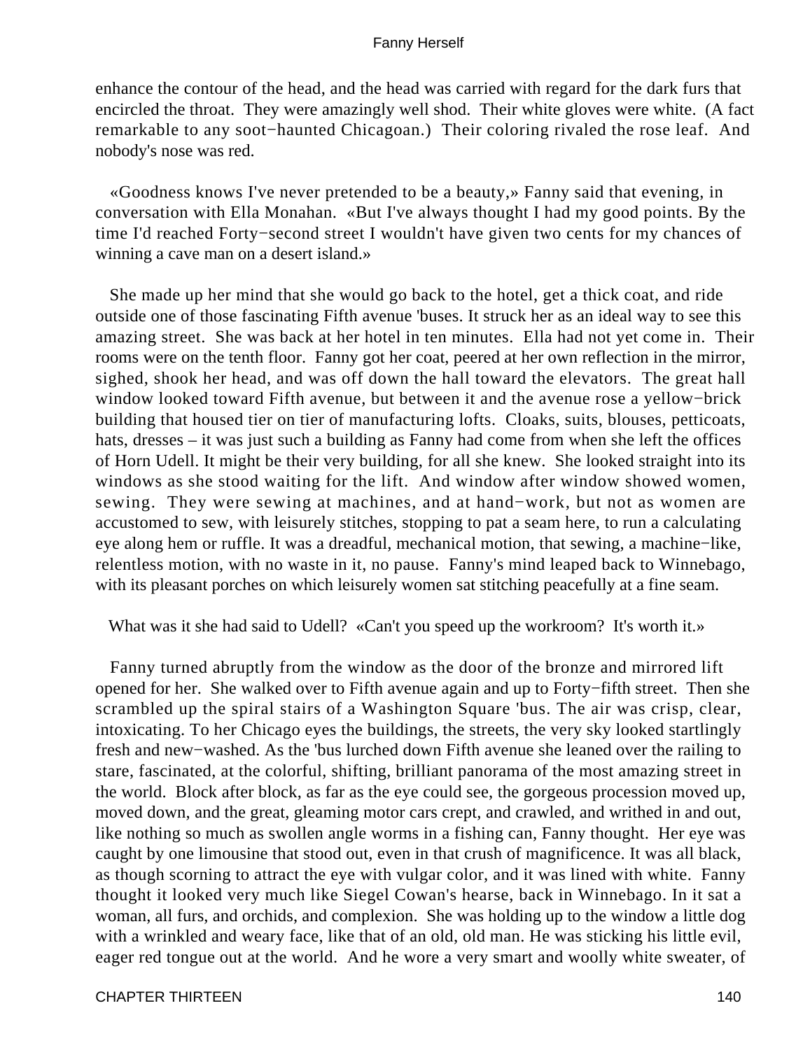enhance the contour of the head, and the head was carried with regard for the dark furs that encircled the throat. They were amazingly well shod. Their white gloves were white. (A fact remarkable to any soot−haunted Chicagoan.) Their coloring rivaled the rose leaf. And nobody's nose was red.

«Goodness knows I've never pretended to be a beauty,» Fanny said that evening, in conversation with Ella Monahan. «But I've always thought I had my good points. By the time I'd reached Forty−second street I wouldn't have given two cents for my chances of winning a cave man on a desert island.»

She made up her mind that she would go back to the hotel, get a thick coat, and ride outside one of those fascinating Fifth avenue 'buses. It struck her as an ideal way to see this amazing street. She was back at her hotel in ten minutes. Ella had not yet come in. Their rooms were on the tenth floor. Fanny got her coat, peered at her own reflection in the mirror, sighed, shook her head, and was off down the hall toward the elevators. The great hall window looked toward Fifth avenue, but between it and the avenue rose a yellow−brick building that housed tier on tier of manufacturing lofts. Cloaks, suits, blouses, petticoats, hats, dresses – it was just such a building as Fanny had come from when she left the offices of Horn Udell. It might be their very building, for all she knew. She looked straight into its windows as she stood waiting for the lift. And window after window showed women, sewing. They were sewing at machines, and at hand−work, but not as women are accustomed to sew, with leisurely stitches, stopping to pat a seam here, to run a calculating eye along hem or ruffle. It was a dreadful, mechanical motion, that sewing, a machine−like, relentless motion, with no waste in it, no pause. Fanny's mind leaped back to Winnebago, with its pleasant porches on which leisurely women sat stitching peacefully at a fine seam.

What was it she had said to Udell? «Can't you speed up the workroom? It's worth it.»

Fanny turned abruptly from the window as the door of the bronze and mirrored lift opened for her. She walked over to Fifth avenue again and up to Forty−fifth street. Then she scrambled up the spiral stairs of a Washington Square 'bus. The air was crisp, clear, intoxicating. To her Chicago eyes the buildings, the streets, the very sky looked startlingly fresh and new−washed. As the 'bus lurched down Fifth avenue she leaned over the railing to stare, fascinated, at the colorful, shifting, brilliant panorama of the most amazing street in the world. Block after block, as far as the eye could see, the gorgeous procession moved up, moved down, and the great, gleaming motor cars crept, and crawled, and writhed in and out, like nothing so much as swollen angle worms in a fishing can, Fanny thought. Her eye was caught by one limousine that stood out, even in that crush of magnificence. It was all black, as though scorning to attract the eye with vulgar color, and it was lined with white. Fanny thought it looked very much like Siegel Cowan's hearse, back in Winnebago. In it sat a woman, all furs, and orchids, and complexion. She was holding up to the window a little dog with a wrinkled and weary face, like that of an old, old man. He was sticking his little evil, eager red tongue out at the world. And he wore a very smart and woolly white sweater, of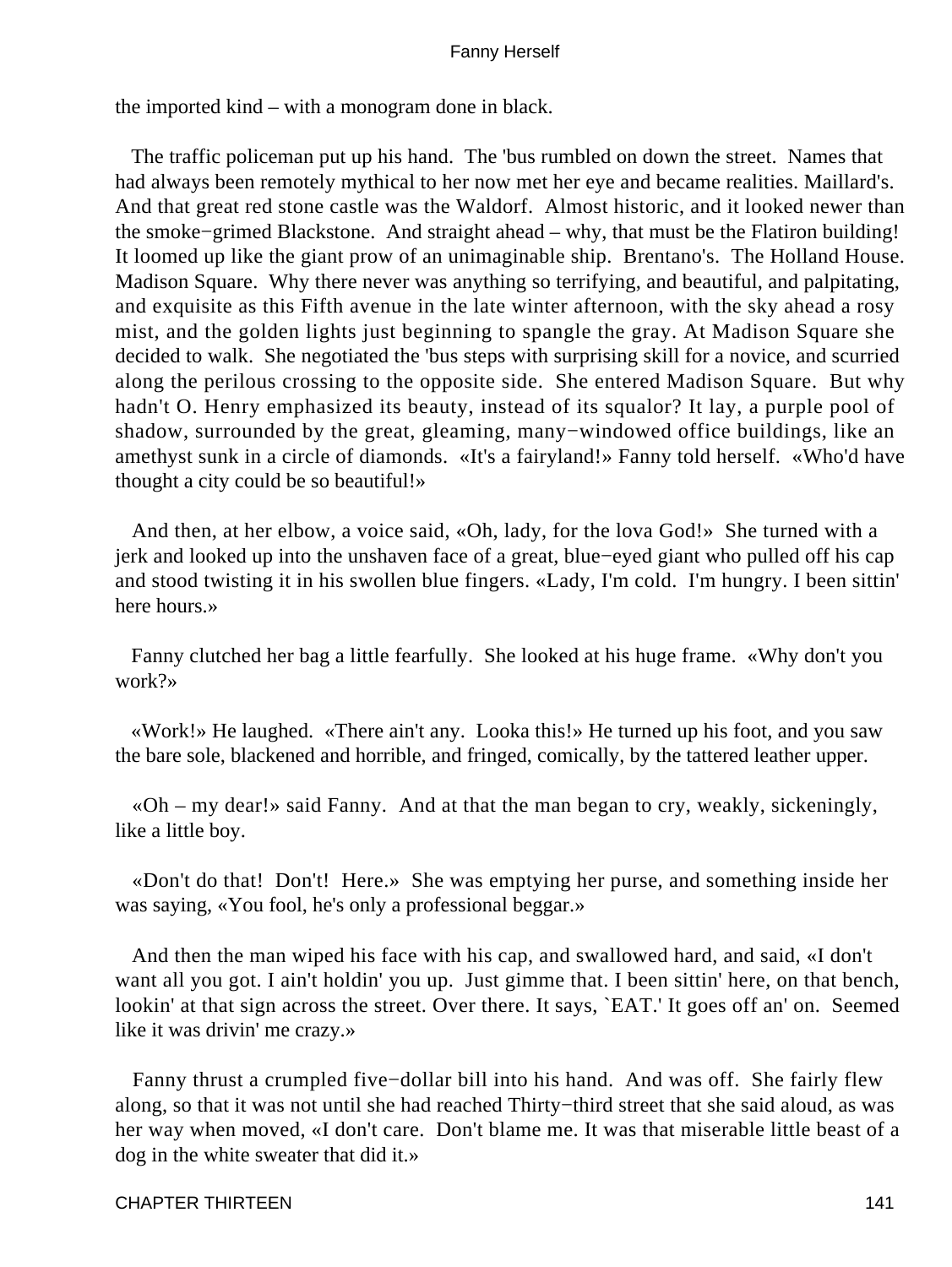the imported kind – with a monogram done in black.

The traffic policeman put up his hand. The 'bus rumbled on down the street. Names that had always been remotely mythical to her now met her eye and became realities. Maillard's. And that great red stone castle was the Waldorf. Almost historic, and it looked newer than the smoke−grimed Blackstone. And straight ahead – why, that must be the Flatiron building! It loomed up like the giant prow of an unimaginable ship. Brentano's. The Holland House. Madison Square. Why there never was anything so terrifying, and beautiful, and palpitating, and exquisite as this Fifth avenue in the late winter afternoon, with the sky ahead a rosy mist, and the golden lights just beginning to spangle the gray. At Madison Square she decided to walk. She negotiated the 'bus steps with surprising skill for a novice, and scurried along the perilous crossing to the opposite side. She entered Madison Square. But why hadn't O. Henry emphasized its beauty, instead of its squalor? It lay, a purple pool of shadow, surrounded by the great, gleaming, many−windowed office buildings, like an amethyst sunk in a circle of diamonds. «It's a fairyland!» Fanny told herself. «Who'd have thought a city could be so beautiful!»

And then, at her elbow, a voice said, «Oh, lady, for the lova God!» She turned with a jerk and looked up into the unshaven face of a great, blue−eyed giant who pulled off his cap and stood twisting it in his swollen blue fingers. «Lady, I'm cold. I'm hungry. I been sittin' here hours.»

Fanny clutched her bag a little fearfully. She looked at his huge frame. «Why don't you work?»

«Work!» He laughed. «There ain't any. Looka this!» He turned up his foot, and you saw the bare sole, blackened and horrible, and fringed, comically, by the tattered leather upper.

«Oh – my dear!» said Fanny. And at that the man began to cry, weakly, sickeningly, like a little boy.

«Don't do that! Don't! Here.» She was emptying her purse, and something inside her was saying, «You fool, he's only a professional beggar.»

And then the man wiped his face with his cap, and swallowed hard, and said, «I don't want all you got. I ain't holdin' you up. Just gimme that. I been sittin' here, on that bench, lookin' at that sign across the street. Over there. It says, `EAT.' It goes off an' on. Seemed like it was drivin' me crazy.»

Fanny thrust a crumpled five−dollar bill into his hand. And was off. She fairly flew along, so that it was not until she had reached Thirty−third street that she said aloud, as was her way when moved, «I don't care. Don't blame me. It was that miserable little beast of a dog in the white sweater that did it.»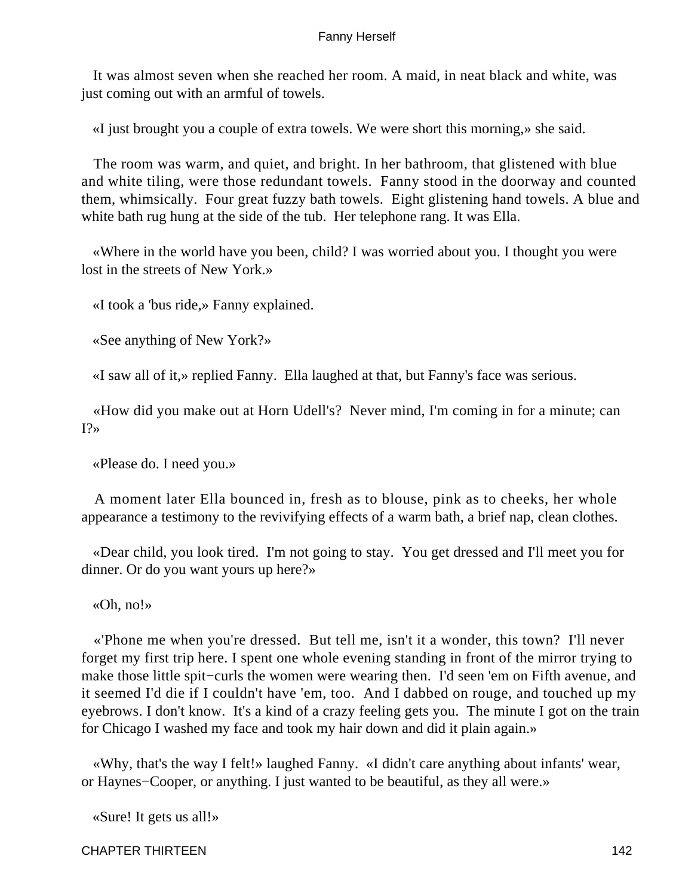It was almost seven when she reached her room. A maid, in neat black and white, was just coming out with an armful of towels.

«I just brought you a couple of extra towels. We were short this morning,» she said.

The room was warm, and quiet, and bright. In her bathroom, that glistened with blue and white tiling, were those redundant towels. Fanny stood in the doorway and counted them, whimsically. Four great fuzzy bath towels. Eight glistening hand towels. A blue and white bath rug hung at the side of the tub. Her telephone rang. It was Ella.

«Where in the world have you been, child? I was worried about you. I thought you were lost in the streets of New York.»

«I took a 'bus ride,» Fanny explained.

«See anything of New York?»

«I saw all of it,» replied Fanny. Ella laughed at that, but Fanny's face was serious.

«How did you make out at Horn Udell's? Never mind, I'm coming in for a minute; can I?»

«Please do. I need you.»

A moment later Ella bounced in, fresh as to blouse, pink as to cheeks, her whole appearance a testimony to the revivifying effects of a warm bath, a brief nap, clean clothes.

«Dear child, you look tired. I'm not going to stay. You get dressed and I'll meet you for dinner. Or do you want yours up here?»

«Oh, no!»

«'Phone me when you're dressed. But tell me, isn't it a wonder, this town? I'll never forget my first trip here. I spent one whole evening standing in front of the mirror trying to make those little spit−curls the women were wearing then. I'd seen 'em on Fifth avenue, and it seemed I'd die if I couldn't have 'em, too. And I dabbed on rouge, and touched up my eyebrows. I don't know. It's a kind of a crazy feeling gets you. The minute I got on the train for Chicago I washed my face and took my hair down and did it plain again.»

«Why, that's the way I felt!» laughed Fanny. «I didn't care anything about infants' wear, or Haynes−Cooper, or anything. I just wanted to be beautiful, as they all were.»

«Sure! It gets us all!»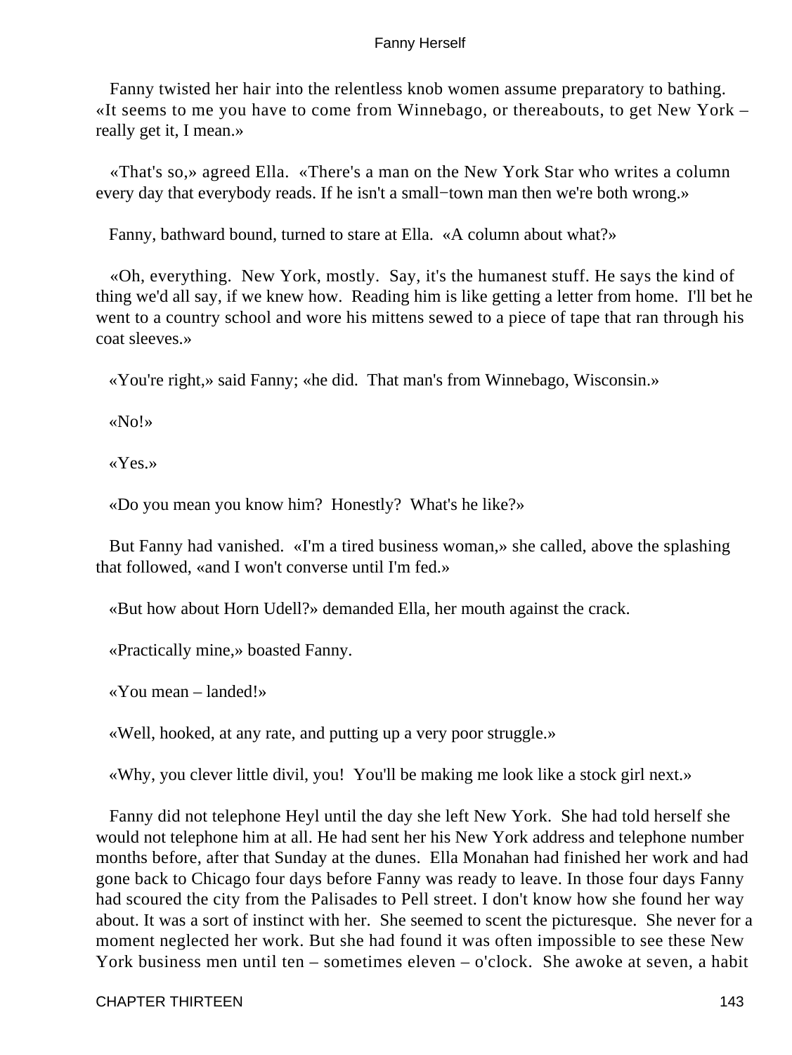Fanny twisted her hair into the relentless knob women assume preparatory to bathing. «It seems to me you have to come from Winnebago, or thereabouts, to get New York – really get it, I mean.»

«That's so,» agreed Ella. «There's a man on the New York Star who writes a column every day that everybody reads. If he isn't a small−town man then we're both wrong.»

Fanny, bathward bound, turned to stare at Ella. «A column about what?»

«Oh, everything. New York, mostly. Say, it's the humanest stuff. He says the kind of thing we'd all say, if we knew how. Reading him is like getting a letter from home. I'll bet he went to a country school and wore his mittens sewed to a piece of tape that ran through his coat sleeves.»

«You're right,» said Fanny; «he did. That man's from Winnebago, Wisconsin.»

«No!»

«Yes.»

«Do you mean you know him? Honestly? What's he like?»

But Fanny had vanished. «I'm a tired business woman,» she called, above the splashing that followed, «and I won't converse until I'm fed.»

«But how about Horn Udell?» demanded Ella, her mouth against the crack.

«Practically mine,» boasted Fanny.

«You mean – landed!»

«Well, hooked, at any rate, and putting up a very poor struggle.»

«Why, you clever little divil, you! You'll be making me look like a stock girl next.»

Fanny did not telephone Heyl until the day she left New York. She had told herself she would not telephone him at all. He had sent her his New York address and telephone number months before, after that Sunday at the dunes. Ella Monahan had finished her work and had gone back to Chicago four days before Fanny was ready to leave. In those four days Fanny had scoured the city from the Palisades to Pell street. I don't know how she found her way about. It was a sort of instinct with her. She seemed to scent the picturesque. She never for a moment neglected her work. But she had found it was often impossible to see these New York business men until ten – sometimes eleven – o'clock. She awoke at seven, a habit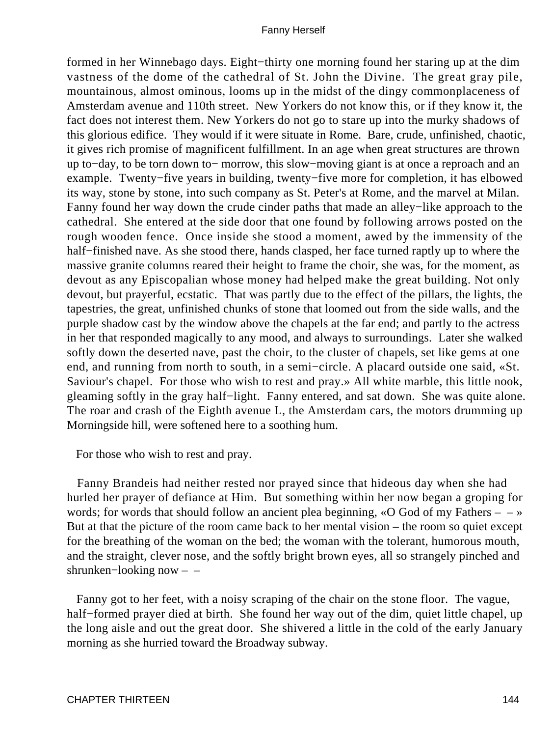formed in her Winnebago days. Eight−thirty one morning found her staring up at the dim vastness of the dome of the cathedral of St. John the Divine. The great gray pile, mountainous, almost ominous, looms up in the midst of the dingy commonplaceness of Amsterdam avenue and 110th street. New Yorkers do not know this, or if they know it, the fact does not interest them. New Yorkers do not go to stare up into the murky shadows of this glorious edifice. They would if it were situate in Rome. Bare, crude, unfinished, chaotic, it gives rich promise of magnificent fulfillment. In an age when great structures are thrown up to−day, to be torn down to− morrow, this slow−moving giant is at once a reproach and an example. Twenty−five years in building, twenty−five more for completion, it has elbowed its way, stone by stone, into such company as St. Peter's at Rome, and the marvel at Milan. Fanny found her way down the crude cinder paths that made an alley−like approach to the cathedral. She entered at the side door that one found by following arrows posted on the rough wooden fence. Once inside she stood a moment, awed by the immensity of the half−finished nave. As she stood there, hands clasped, her face turned raptly up to where the massive granite columns reared their height to frame the choir, she was, for the moment, as devout as any Episcopalian whose money had helped make the great building. Not only devout, but prayerful, ecstatic. That was partly due to the effect of the pillars, the lights, the tapestries, the great, unfinished chunks of stone that loomed out from the side walls, and the purple shadow cast by the window above the chapels at the far end; and partly to the actress in her that responded magically to any mood, and always to surroundings. Later she walked softly down the deserted nave, past the choir, to the cluster of chapels, set like gems at one end, and running from north to south, in a semi−circle. A placard outside one said, «St. Saviour's chapel. For those who wish to rest and pray.» All white marble, this little nook, gleaming softly in the gray half−light. Fanny entered, and sat down. She was quite alone. The roar and crash of the Eighth avenue L, the Amsterdam cars, the motors drumming up Morningside hill, were softened here to a soothing hum.

For those who wish to rest and pray.

Fanny Brandeis had neither rested nor prayed since that hideous day when she had hurled her prayer of defiance at Him. But something within her now began a groping for words; for words that should follow an ancient plea beginning, «O God of my Fathers – – » But at that the picture of the room came back to her mental vision – the room so quiet except for the breathing of the woman on the bed; the woman with the tolerant, humorous mouth, and the straight, clever nose, and the softly bright brown eyes, all so strangely pinched and shrunken−looking now – –

Fanny got to her feet, with a noisy scraping of the chair on the stone floor. The vague, half−formed prayer died at birth. She found her way out of the dim, quiet little chapel, up the long aisle and out the great door. She shivered a little in the cold of the early January morning as she hurried toward the Broadway subway.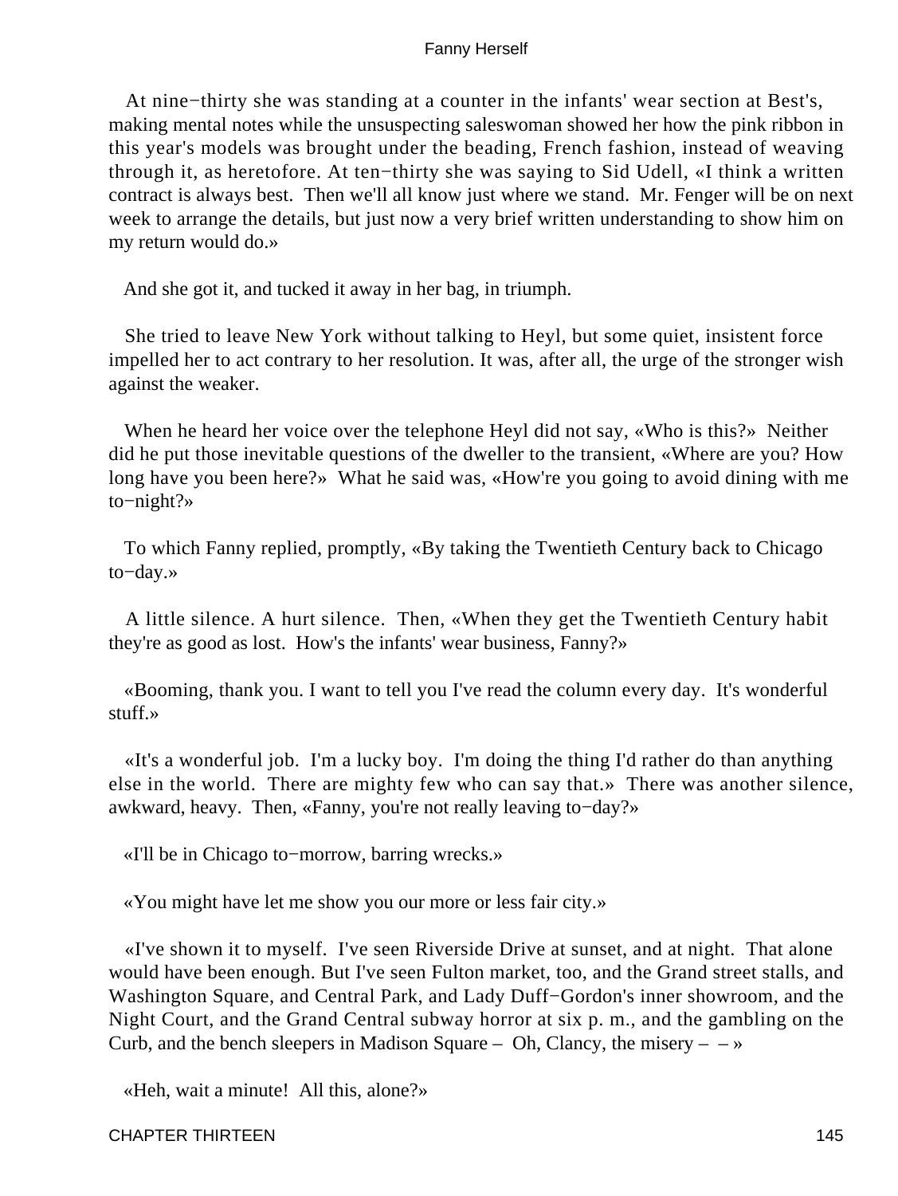At nine−thirty she was standing at a counter in the infants' wear section at Best's, making mental notes while the unsuspecting saleswoman showed her how the pink ribbon in this year's models was brought under the beading, French fashion, instead of weaving through it, as heretofore. At ten−thirty she was saying to Sid Udell, «I think a written contract is always best. Then we'll all know just where we stand. Mr. Fenger will be on next week to arrange the details, but just now a very brief written understanding to show him on my return would do.»

And she got it, and tucked it away in her bag, in triumph.

She tried to leave New York without talking to Heyl, but some quiet, insistent force impelled her to act contrary to her resolution. It was, after all, the urge of the stronger wish against the weaker.

When he heard her voice over the telephone Heyl did not say, «Who is this?» Neither did he put those inevitable questions of the dweller to the transient, «Where are you? How long have you been here?» What he said was, «How're you going to avoid dining with me to−night?»

To which Fanny replied, promptly, «By taking the Twentieth Century back to Chicago to−day.»

A little silence. A hurt silence. Then, «When they get the Twentieth Century habit they're as good as lost. How's the infants' wear business, Fanny?»

«Booming, thank you. I want to tell you I've read the column every day. It's wonderful stuff.»

«It's a wonderful job. I'm a lucky boy. I'm doing the thing I'd rather do than anything else in the world. There are mighty few who can say that.» There was another silence, awkward, heavy. Then, «Fanny, you're not really leaving to−day?»

«I'll be in Chicago to−morrow, barring wrecks.»

«You might have let me show you our more or less fair city.»

«I've shown it to myself. I've seen Riverside Drive at sunset, and at night. That alone would have been enough. But I've seen Fulton market, too, and the Grand street stalls, and Washington Square, and Central Park, and Lady Duff−Gordon's inner showroom, and the Night Court, and the Grand Central subway horror at six p. m., and the gambling on the Curb, and the bench sleepers in Madison Square – Oh, Clancy, the misery – – »

«Heh, wait a minute! All this, alone?»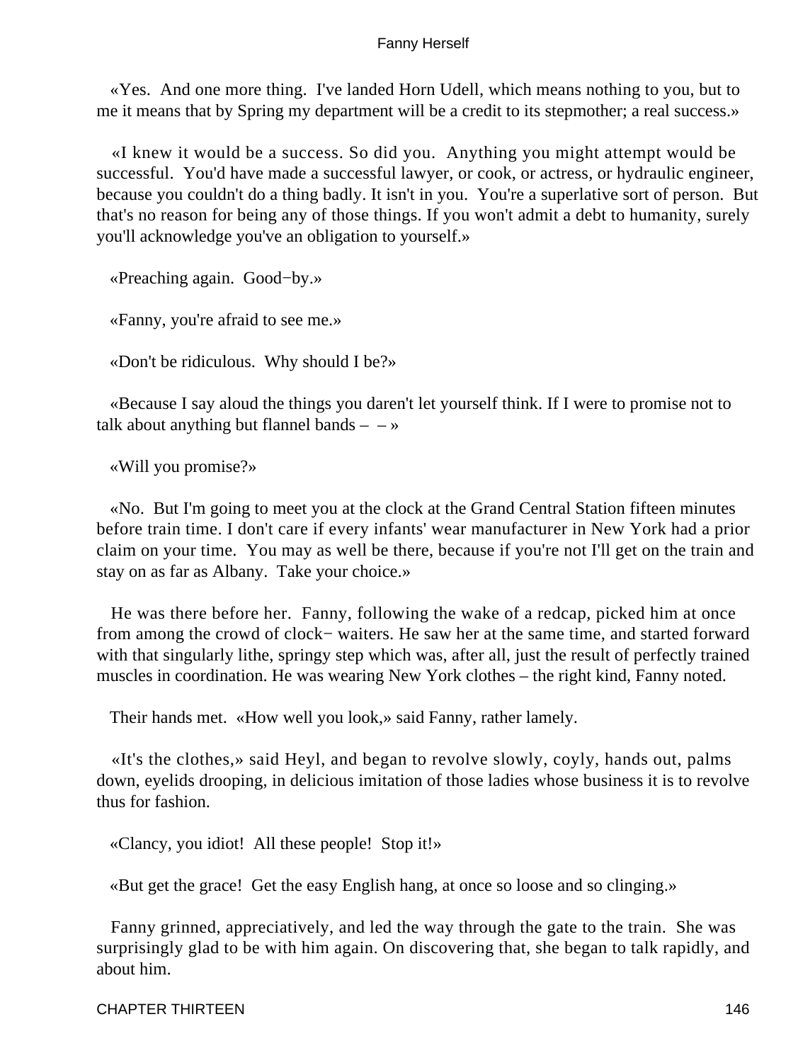«Yes. And one more thing. I've landed Horn Udell, which means nothing to you, but to me it means that by Spring my department will be a credit to its stepmother; a real success.»

«I knew it would be a success. So did you. Anything you might attempt would be successful. You'd have made a successful lawyer, or cook, or actress, or hydraulic engineer, because you couldn't do a thing badly. It isn't in you. You're a superlative sort of person. But that's no reason for being any of those things. If you won't admit a debt to humanity, surely you'll acknowledge you've an obligation to yourself.»

«Preaching again. Good−by.»

«Fanny, you're afraid to see me.»

«Don't be ridiculous. Why should I be?»

«Because I say aloud the things you daren't let yourself think. If I were to promise not to talk about anything but flannel bands – – »

«Will you promise?»

«No. But I'm going to meet you at the clock at the Grand Central Station fifteen minutes before train time. I don't care if every infants' wear manufacturer in New York had a prior claim on your time. You may as well be there, because if you're not I'll get on the train and stay on as far as Albany. Take your choice.»

He was there before her. Fanny, following the wake of a redcap, picked him at once from among the crowd of clock− waiters. He saw her at the same time, and started forward with that singularly lithe, springy step which was, after all, just the result of perfectly trained muscles in coordination. He was wearing New York clothes – the right kind, Fanny noted.

Their hands met. «How well you look,» said Fanny, rather lamely.

«It's the clothes,» said Heyl, and began to revolve slowly, coyly, hands out, palms down, eyelids drooping, in delicious imitation of those ladies whose business it is to revolve thus for fashion.

«Clancy, you idiot! All these people! Stop it!»

«But get the grace! Get the easy English hang, at once so loose and so clinging.»

Fanny grinned, appreciatively, and led the way through the gate to the train. She was surprisingly glad to be with him again. On discovering that, she began to talk rapidly, and about him.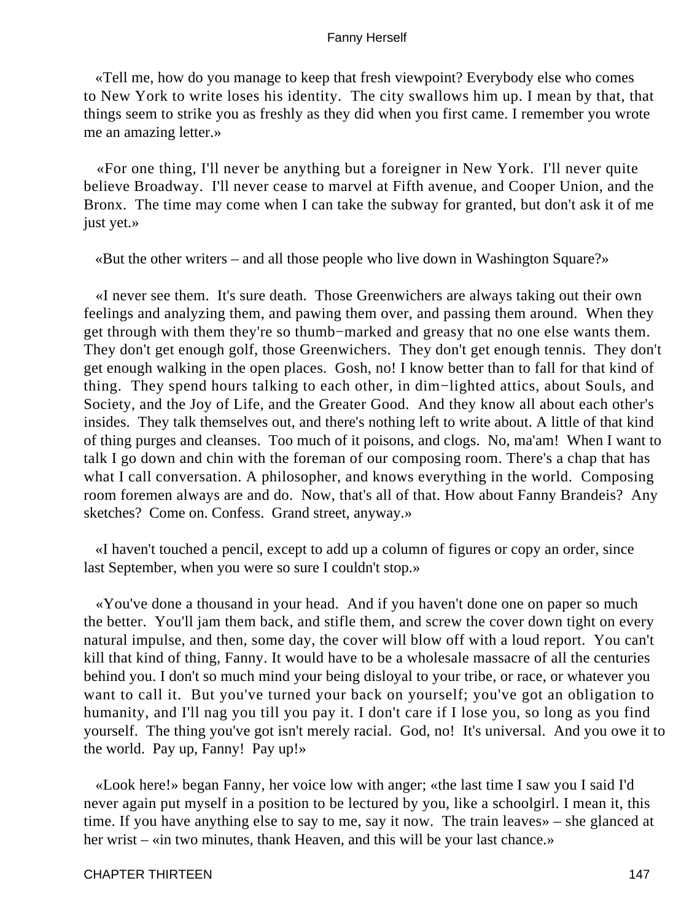«Tell me, how do you manage to keep that fresh viewpoint? Everybody else who comes to New York to write loses his identity. The city swallows him up. I mean by that, that things seem to strike you as freshly as they did when you first came. I remember you wrote me an amazing letter.»

«For one thing, I'll never be anything but a foreigner in New York. I'll never quite believe Broadway. I'll never cease to marvel at Fifth avenue, and Cooper Union, and the Bronx. The time may come when I can take the subway for granted, but don't ask it of me just yet.»

«But the other writers – and all those people who live down in Washington Square?»

«I never see them. It's sure death. Those Greenwichers are always taking out their own feelings and analyzing them, and pawing them over, and passing them around. When they get through with them they're so thumb−marked and greasy that no one else wants them. They don't get enough golf, those Greenwichers. They don't get enough tennis. They don't get enough walking in the open places. Gosh, no! I know better than to fall for that kind of thing. They spend hours talking to each other, in dim−lighted attics, about Souls, and Society, and the Joy of Life, and the Greater Good. And they know all about each other's insides. They talk themselves out, and there's nothing left to write about. A little of that kind of thing purges and cleanses. Too much of it poisons, and clogs. No, ma'am! When I want to talk I go down and chin with the foreman of our composing room. There's a chap that has what I call conversation. A philosopher, and knows everything in the world. Composing room foremen always are and do. Now, that's all of that. How about Fanny Brandeis? Any sketches? Come on. Confess. Grand street, anyway.»

«I haven't touched a pencil, except to add up a column of figures or copy an order, since last September, when you were so sure I couldn't stop.»

«You've done a thousand in your head. And if you haven't done one on paper so much the better. You'll jam them back, and stifle them, and screw the cover down tight on every natural impulse, and then, some day, the cover will blow off with a loud report. You can't kill that kind of thing, Fanny. It would have to be a wholesale massacre of all the centuries behind you. I don't so much mind your being disloyal to your tribe, or race, or whatever you want to call it. But you've turned your back on yourself; you've got an obligation to humanity, and I'll nag you till you pay it. I don't care if I lose you, so long as you find yourself. The thing you've got isn't merely racial. God, no! It's universal. And you owe it to the world. Pay up, Fanny! Pay up!»

«Look here!» began Fanny, her voice low with anger; «the last time I saw you I said I'd never again put myself in a position to be lectured by you, like a schoolgirl. I mean it, this time. If you have anything else to say to me, say it now. The train leaves» – she glanced at her wrist – «in two minutes, thank Heaven, and this will be your last chance.»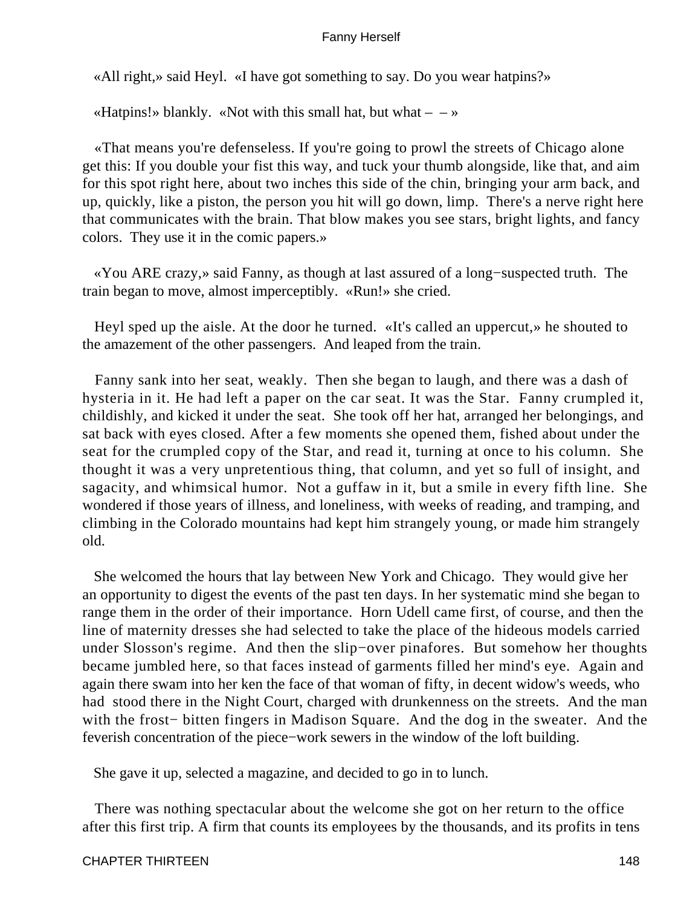«All right,» said Heyl. «I have got something to say. Do you wear hatpins?»

«Hatpins!» blankly. «Not with this small hat, but what – – »

«That means you're defenseless. If you're going to prowl the streets of Chicago alone get this: If you double your fist this way, and tuck your thumb alongside, like that, and aim for this spot right here, about two inches this side of the chin, bringing your arm back, and up, quickly, like a piston, the person you hit will go down, limp. There's a nerve right here that communicates with the brain. That blow makes you see stars, bright lights, and fancy colors. They use it in the comic papers.»

«You ARE crazy,» said Fanny, as though at last assured of a long−suspected truth. The train began to move, almost imperceptibly. «Run!» she cried.

Heyl sped up the aisle. At the door he turned. «It's called an uppercut,» he shouted to the amazement of the other passengers. And leaped from the train.

Fanny sank into her seat, weakly. Then she began to laugh, and there was a dash of hysteria in it. He had left a paper on the car seat. It was the Star. Fanny crumpled it, childishly, and kicked it under the seat. She took off her hat, arranged her belongings, and sat back with eyes closed. After a few moments she opened them, fished about under the seat for the crumpled copy of the Star, and read it, turning at once to his column. She thought it was a very unpretentious thing, that column, and yet so full of insight, and sagacity, and whimsical humor. Not a guffaw in it, but a smile in every fifth line. She wondered if those years of illness, and loneliness, with weeks of reading, and tramping, and climbing in the Colorado mountains had kept him strangely young, or made him strangely old.

She welcomed the hours that lay between New York and Chicago. They would give her an opportunity to digest the events of the past ten days. In her systematic mind she began to range them in the order of their importance. Horn Udell came first, of course, and then the line of maternity dresses she had selected to take the place of the hideous models carried under Slosson's regime. And then the slip−over pinafores. But somehow her thoughts became jumbled here, so that faces instead of garments filled her mind's eye. Again and again there swam into her ken the face of that woman of fifty, in decent widow's weeds, who had stood there in the Night Court, charged with drunkenness on the streets. And the man with the frost− bitten fingers in Madison Square. And the dog in the sweater. And the feverish concentration of the piece−work sewers in the window of the loft building.

She gave it up, selected a magazine, and decided to go in to lunch.

There was nothing spectacular about the welcome she got on her return to the office after this first trip. A firm that counts its employees by the thousands, and its profits in tens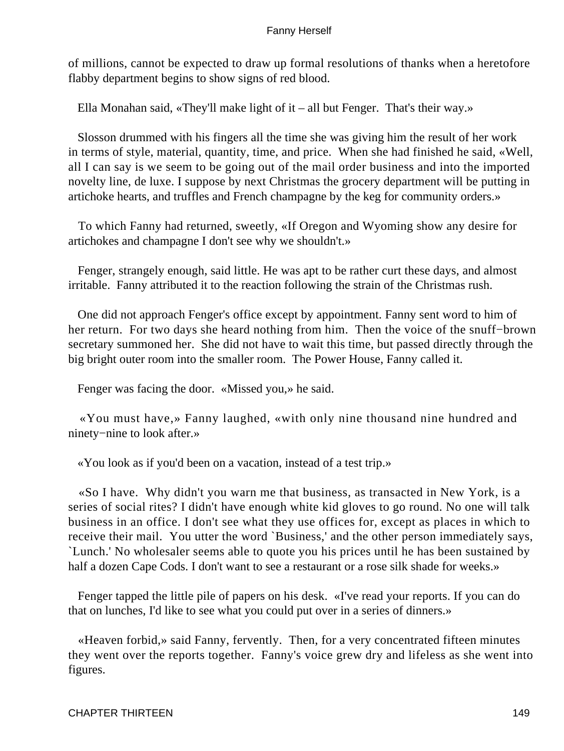of millions, cannot be expected to draw up formal resolutions of thanks when a heretofore flabby department begins to show signs of red blood.

Ella Monahan said, «They'll make light of it – all but Fenger. That's their way.»

Slosson drummed with his fingers all the time she was giving him the result of her work in terms of style, material, quantity, time, and price. When she had finished he said, «Well, all I can say is we seem to be going out of the mail order business and into the imported novelty line, de luxe. I suppose by next Christmas the grocery department will be putting in artichoke hearts, and truffles and French champagne by the keg for community orders.»

To which Fanny had returned, sweetly, «If Oregon and Wyoming show any desire for artichokes and champagne I don't see why we shouldn't.»

Fenger, strangely enough, said little. He was apt to be rather curt these days, and almost irritable. Fanny attributed it to the reaction following the strain of the Christmas rush.

One did not approach Fenger's office except by appointment. Fanny sent word to him of her return. For two days she heard nothing from him. Then the voice of the snuff−brown secretary summoned her. She did not have to wait this time, but passed directly through the big bright outer room into the smaller room. The Power House, Fanny called it.

Fenger was facing the door. «Missed you,» he said.

«You must have,» Fanny laughed, «with only nine thousand nine hundred and ninety−nine to look after.»

«You look as if you'd been on a vacation, instead of a test trip.»

«So I have. Why didn't you warn me that business, as transacted in New York, is a series of social rites? I didn't have enough white kid gloves to go round. No one will talk business in an office. I don't see what they use offices for, except as places in which to receive their mail. You utter the word `Business,' and the other person immediately says, `Lunch.' No wholesaler seems able to quote you his prices until he has been sustained by half a dozen Cape Cods. I don't want to see a restaurant or a rose silk shade for weeks.»

Fenger tapped the little pile of papers on his desk. «I've read your reports. If you can do that on lunches, I'd like to see what you could put over in a series of dinners.»

«Heaven forbid,» said Fanny, fervently. Then, for a very concentrated fifteen minutes they went over the reports together. Fanny's voice grew dry and lifeless as she went into figures.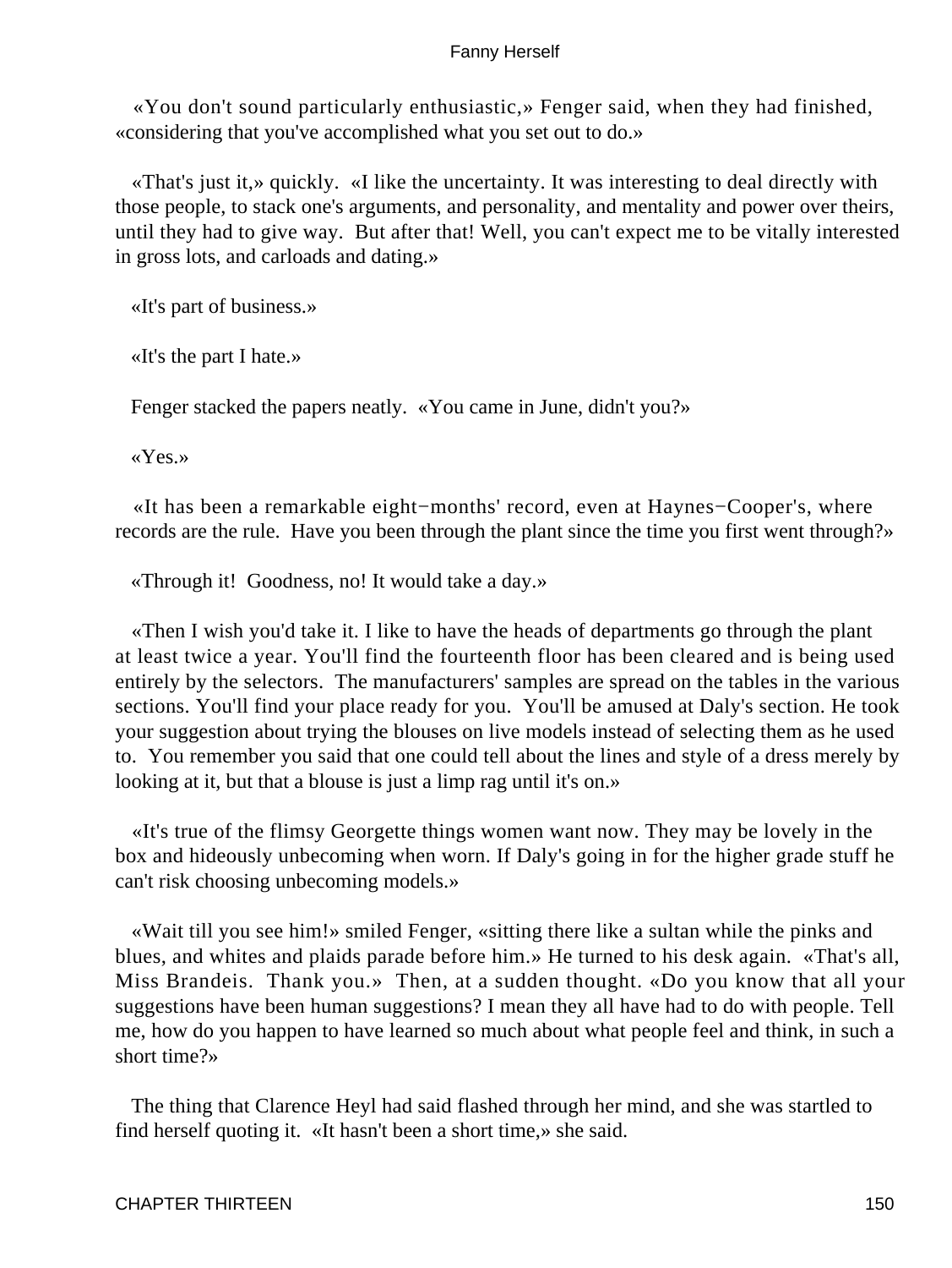«You don't sound particularly enthusiastic,» Fenger said, when they had finished, «considering that you've accomplished what you set out to do.»

«That's just it,» quickly. «I like the uncertainty. It was interesting to deal directly with those people, to stack one's arguments, and personality, and mentality and power over theirs, until they had to give way. But after that! Well, you can't expect me to be vitally interested in gross lots, and carloads and dating.»

«It's part of business.»

«It's the part I hate.»

Fenger stacked the papers neatly. «You came in June, didn't you?»

«Yes.»

«It has been a remarkable eight−months' record, even at Haynes−Cooper's, where records are the rule. Have you been through the plant since the time you first went through?»

«Through it! Goodness, no! It would take a day.»

«Then I wish you'd take it. I like to have the heads of departments go through the plant at least twice a year. You'll find the fourteenth floor has been cleared and is being used entirely by the selectors. The manufacturers' samples are spread on the tables in the various sections. You'll find your place ready for you. You'll be amused at Daly's section. He took your suggestion about trying the blouses on live models instead of selecting them as he used to. You remember you said that one could tell about the lines and style of a dress merely by looking at it, but that a blouse is just a limp rag until it's on.»

«It's true of the flimsy Georgette things women want now. They may be lovely in the box and hideously unbecoming when worn. If Daly's going in for the higher grade stuff he can't risk choosing unbecoming models.»

«Wait till you see him!» smiled Fenger, «sitting there like a sultan while the pinks and blues, and whites and plaids parade before him.» He turned to his desk again. «That's all, Miss Brandeis. Thank you.» Then, at a sudden thought. «Do you know that all your suggestions have been human suggestions? I mean they all have had to do with people. Tell me, how do you happen to have learned so much about what people feel and think, in such a short time?»

The thing that Clarence Heyl had said flashed through her mind, and she was startled to find herself quoting it. «It hasn't been a short time,» she said.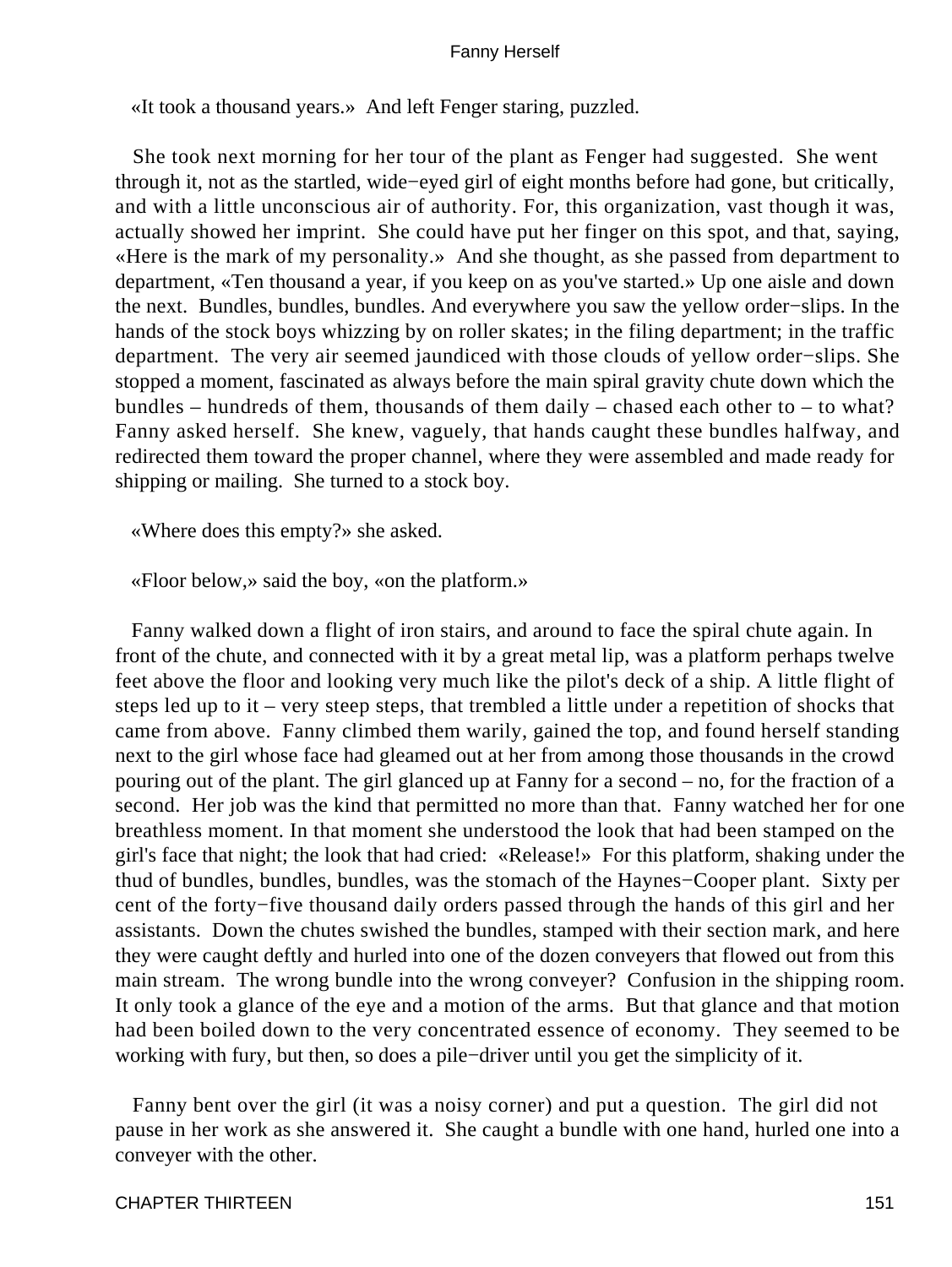«It took a thousand years.» And left Fenger staring, puzzled.

She took next morning for her tour of the plant as Fenger had suggested. She went through it, not as the startled, wide−eyed girl of eight months before had gone, but critically, and with a little unconscious air of authority. For, this organization, vast though it was, actually showed her imprint. She could have put her finger on this spot, and that, saying, «Here is the mark of my personality.» And she thought, as she passed from department to department, «Ten thousand a year, if you keep on as you've started.» Up one aisle and down the next. Bundles, bundles, bundles. And everywhere you saw the yellow order−slips. In the hands of the stock boys whizzing by on roller skates; in the filing department; in the traffic department. The very air seemed jaundiced with those clouds of yellow order−slips. She stopped a moment, fascinated as always before the main spiral gravity chute down which the bundles – hundreds of them, thousands of them daily – chased each other to – to what? Fanny asked herself. She knew, vaguely, that hands caught these bundles halfway, and redirected them toward the proper channel, where they were assembled and made ready for shipping or mailing. She turned to a stock boy.

«Where does this empty?» she asked.

«Floor below,» said the boy, «on the platform.»

Fanny walked down a flight of iron stairs, and around to face the spiral chute again. In front of the chute, and connected with it by a great metal lip, was a platform perhaps twelve feet above the floor and looking very much like the pilot's deck of a ship. A little flight of steps led up to it – very steep steps, that trembled a little under a repetition of shocks that came from above. Fanny climbed them warily, gained the top, and found herself standing next to the girl whose face had gleamed out at her from among those thousands in the crowd pouring out of the plant. The girl glanced up at Fanny for a second – no, for the fraction of a second. Her job was the kind that permitted no more than that. Fanny watched her for one breathless moment. In that moment she understood the look that had been stamped on the girl's face that night; the look that had cried: «Release!» For this platform, shaking under the thud of bundles, bundles, bundles, was the stomach of the Haynes−Cooper plant. Sixty per cent of the forty−five thousand daily orders passed through the hands of this girl and her assistants. Down the chutes swished the bundles, stamped with their section mark, and here they were caught deftly and hurled into one of the dozen conveyers that flowed out from this main stream. The wrong bundle into the wrong conveyer? Confusion in the shipping room. It only took a glance of the eye and a motion of the arms. But that glance and that motion had been boiled down to the very concentrated essence of economy. They seemed to be working with fury, but then, so does a pile−driver until you get the simplicity of it.

Fanny bent over the girl (it was a noisy corner) and put a question. The girl did not pause in her work as she answered it. She caught a bundle with one hand, hurled one into a conveyer with the other.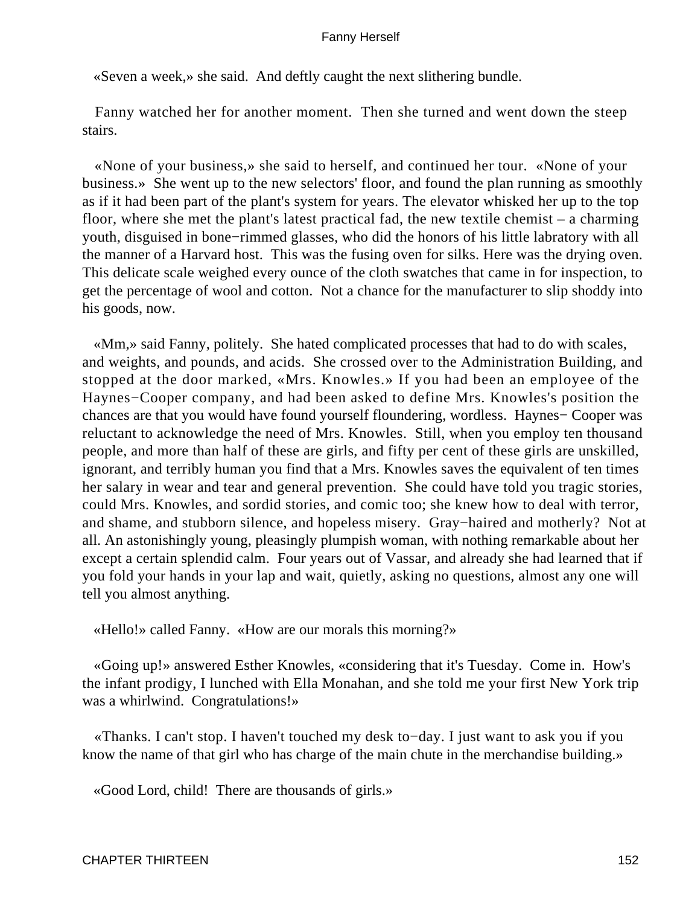«Seven a week,» she said. And deftly caught the next slithering bundle.

Fanny watched her for another moment. Then she turned and went down the steep stairs.

«None of your business,» she said to herself, and continued her tour. «None of your business.» She went up to the new selectors' floor, and found the plan running as smoothly as if it had been part of the plant's system for years. The elevator whisked her up to the top floor, where she met the plant's latest practical fad, the new textile chemist – a charming youth, disguised in bone−rimmed glasses, who did the honors of his little labratory with all the manner of a Harvard host. This was the fusing oven for silks. Here was the drying oven. This delicate scale weighed every ounce of the cloth swatches that came in for inspection, to get the percentage of wool and cotton. Not a chance for the manufacturer to slip shoddy into his goods, now.

«Mm,» said Fanny, politely. She hated complicated processes that had to do with scales, and weights, and pounds, and acids. She crossed over to the Administration Building, and stopped at the door marked, «Mrs. Knowles.» If you had been an employee of the Haynes−Cooper company, and had been asked to define Mrs. Knowles's position the chances are that you would have found yourself floundering, wordless. Haynes− Cooper was reluctant to acknowledge the need of Mrs. Knowles. Still, when you employ ten thousand people, and more than half of these are girls, and fifty per cent of these girls are unskilled, ignorant, and terribly human you find that a Mrs. Knowles saves the equivalent of ten times her salary in wear and tear and general prevention. She could have told you tragic stories, could Mrs. Knowles, and sordid stories, and comic too; she knew how to deal with terror, and shame, and stubborn silence, and hopeless misery. Gray−haired and motherly? Not at all. An astonishingly young, pleasingly plumpish woman, with nothing remarkable about her except a certain splendid calm. Four years out of Vassar, and already she had learned that if you fold your hands in your lap and wait, quietly, asking no questions, almost any one will tell you almost anything.

«Hello!» called Fanny. «How are our morals this morning?»

«Going up!» answered Esther Knowles, «considering that it's Tuesday. Come in. How's the infant prodigy, I lunched with Ella Monahan, and she told me your first New York trip was a whirlwind. Congratulations!»

«Thanks. I can't stop. I haven't touched my desk to−day. I just want to ask you if you know the name of that girl who has charge of the main chute in the merchandise building.»

«Good Lord, child! There are thousands of girls.»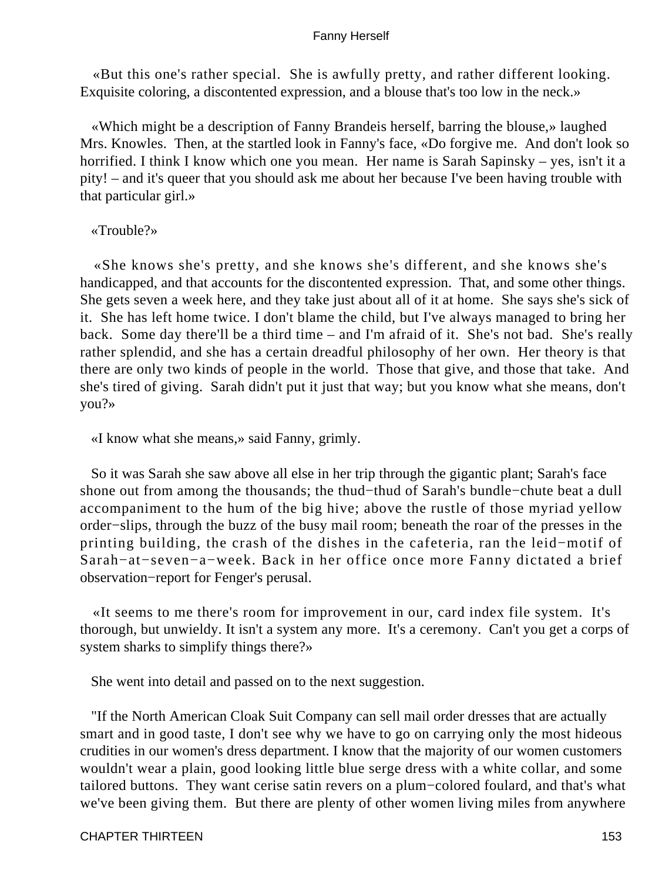«But this one's rather special. She is awfully pretty, and rather different looking. Exquisite coloring, a discontented expression, and a blouse that's too low in the neck.»

«Which might be a description of Fanny Brandeis herself, barring the blouse,» laughed Mrs. Knowles. Then, at the startled look in Fanny's face, «Do forgive me. And don't look so horrified. I think I know which one you mean. Her name is Sarah Sapinsky – yes, isn't it a pity! – and it's queer that you should ask me about her because I've been having trouble with that particular girl.»

«Trouble?»

«She knows she's pretty, and she knows she's different, and she knows she's handicapped, and that accounts for the discontented expression. That, and some other things. She gets seven a week here, and they take just about all of it at home. She says she's sick of it. She has left home twice. I don't blame the child, but I've always managed to bring her back. Some day there'll be a third time – and I'm afraid of it. She's not bad. She's really rather splendid, and she has a certain dreadful philosophy of her own. Her theory is that there are only two kinds of people in the world. Those that give, and those that take. And she's tired of giving. Sarah didn't put it just that way; but you know what she means, don't you?»

«I know what she means,» said Fanny, grimly.

So it was Sarah she saw above all else in her trip through the gigantic plant; Sarah's face shone out from among the thousands; the thud−thud of Sarah's bundle−chute beat a dull accompaniment to the hum of the big hive; above the rustle of those myriad yellow order−slips, through the buzz of the busy mail room; beneath the roar of the presses in the printing building, the crash of the dishes in the cafeteria, ran the leid−motif of Sarah−at−seven−a−week. Back in her office once more Fanny dictated a brief observation−report for Fenger's perusal.

«It seems to me there's room for improvement in our, card index file system. It's thorough, but unwieldy. It isn't a system any more. It's a ceremony. Can't you get a corps of system sharks to simplify things there?»

She went into detail and passed on to the next suggestion.

"If the North American Cloak Suit Company can sell mail order dresses that are actually smart and in good taste, I don't see why we have to go on carrying only the most hideous crudities in our women's dress department. I know that the majority of our women customers wouldn't wear a plain, good looking little blue serge dress with a white collar, and some tailored buttons. They want cerise satin revers on a plum−colored foulard, and that's what we've been giving them. But there are plenty of other women living miles from anywhere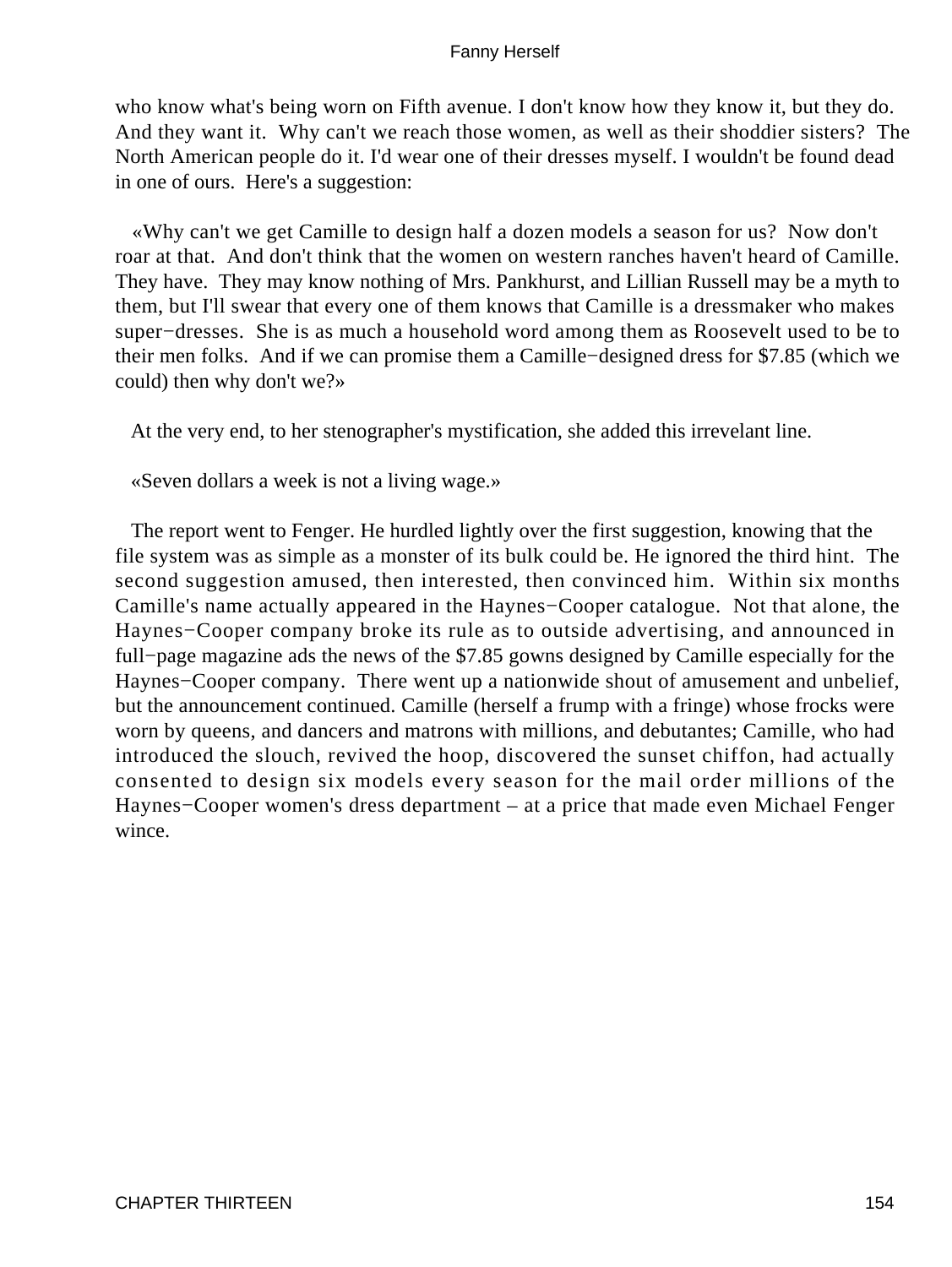who know what's being worn on Fifth avenue. I don't know how they know it, but they do. And they want it. Why can't we reach those women, as well as their shoddier sisters? The North American people do it. I'd wear one of their dresses myself. I wouldn't be found dead in one of ours. Here's a suggestion:

«Why can't we get Camille to design half a dozen models a season for us? Now don't roar at that. And don't think that the women on western ranches haven't heard of Camille. They have. They may know nothing of Mrs. Pankhurst, and Lillian Russell may be a myth to them, but I'll swear that every one of them knows that Camille is a dressmaker who makes super−dresses. She is as much a household word among them as Roosevelt used to be to their men folks. And if we can promise them a Camille−designed dress for $7.85 (which we could) then why don't we?»

At the very end, to her stenographer's mystification, she added this irrevelant line.

«Seven dollars a week is not a living wage.»

The report went to Fenger. He hurdled lightly over the first suggestion, knowing that the file system was as simple as a monster of its bulk could be. He ignored the third hint. The second suggestion amused, then interested, then convinced him. Within six months Camille's name actually appeared in the Haynes−Cooper catalogue. Not that alone, the Haynes−Cooper company broke its rule as to outside advertising, and announced in full−page magazine ads the news of the $7.85 gowns designed by Camille especially for the Haynes−Cooper company. There went up a nationwide shout of amusement and unbelief, but the announcement continued. Camille (herself a frump with a fringe) whose frocks were worn by queens, and dancers and matrons with millions, and debutantes; Camille, who had introduced the slouch, revived the hoop, discovered the sunset chiffon, had actually consented to design six models every season for the mail order millions of the Haynes−Cooper women's dress department – at a price that made even Michael Fenger wince.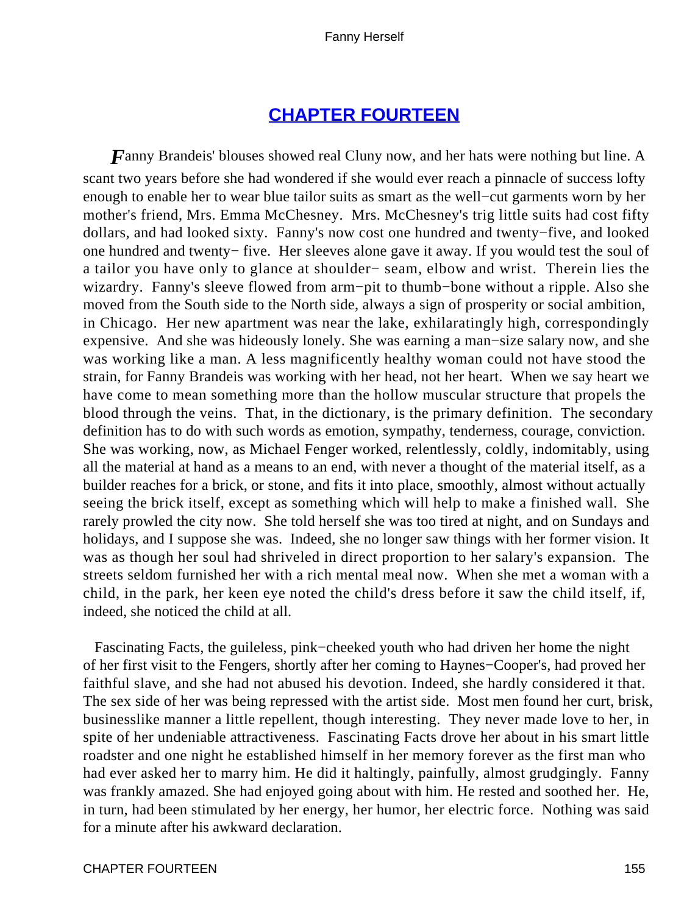## CHAPTER FOURTEEN

*F*anny Brandeis' blouses showed real Cluny now, and her hats were nothing but line. A scant two years before she had wondered if she would ever reach a pinnacle of success lofty enough to enable her to wear blue tailor suits as smart as the well−cut garments worn by her mother's friend, Mrs. Emma McChesney. Mrs. McChesney's trig little suits had cost fifty dollars, and had looked sixty. Fanny's now cost one hundred and twenty−five, and looked one hundred and twenty− five. Her sleeves alone gave it away. If you would test the soul of a tailor you have only to glance at shoulder− seam, elbow and wrist. Therein lies the wizardry. Fanny's sleeve flowed from arm−pit to thumb−bone without a ripple. Also she moved from the South side to the North side, always a sign of prosperity or social ambition, in Chicago. Her new apartment was near the lake, exhilaratingly high, correspondingly expensive. And she was hideously lonely. She was earning a man−size salary now, and she was working like a man. A less magnificently healthy woman could not have stood the strain, for Fanny Brandeis was working with her head, not her heart. When we say heart we have come to mean something more than the hollow muscular structure that propels the blood through the veins. That, in the dictionary, is the primary definition. The secondary definition has to do with such words as emotion, sympathy, tenderness, courage, conviction. She was working, now, as Michael Fenger worked, relentlessly, coldly, indomitably, using all the material at hand as a means to an end, with never a thought of the material itself, as a builder reaches for a brick, or stone, and fits it into place, smoothly, almost without actually seeing the brick itself, except as something which will help to make a finished wall. She rarely prowled the city now. She told herself she was too tired at night, and on Sundays and holidays, and I suppose she was. Indeed, she no longer saw things with her former vision. It was as though her soul had shriveled in direct proportion to her salary's expansion. The streets seldom furnished her with a rich mental meal now. When she met a woman with a child, in the park, her keen eye noted the child's dress before it saw the child itself, if, indeed, she noticed the child at all.

Fascinating Facts, the guileless, pink−cheeked youth who had driven her home the night of her first visit to the Fengers, shortly after her coming to Haynes−Cooper's, had proved her faithful slave, and she had not abused his devotion. Indeed, she hardly considered it that. The sex side of her was being repressed with the artist side. Most men found her curt, brisk, businesslike manner a little repellent, though interesting. They never made love to her, in spite of her undeniable attractiveness. Fascinating Facts drove her about in his smart little roadster and one night he established himself in her memory forever as the first man who had ever asked her to marry him. He did it haltingly, painfully, almost grudgingly. Fanny was frankly amazed. She had enjoyed going about with him. He rested and soothed her. He, in turn, had been stimulated by her energy, her humor, her electric force. Nothing was said for a minute after his awkward declaration.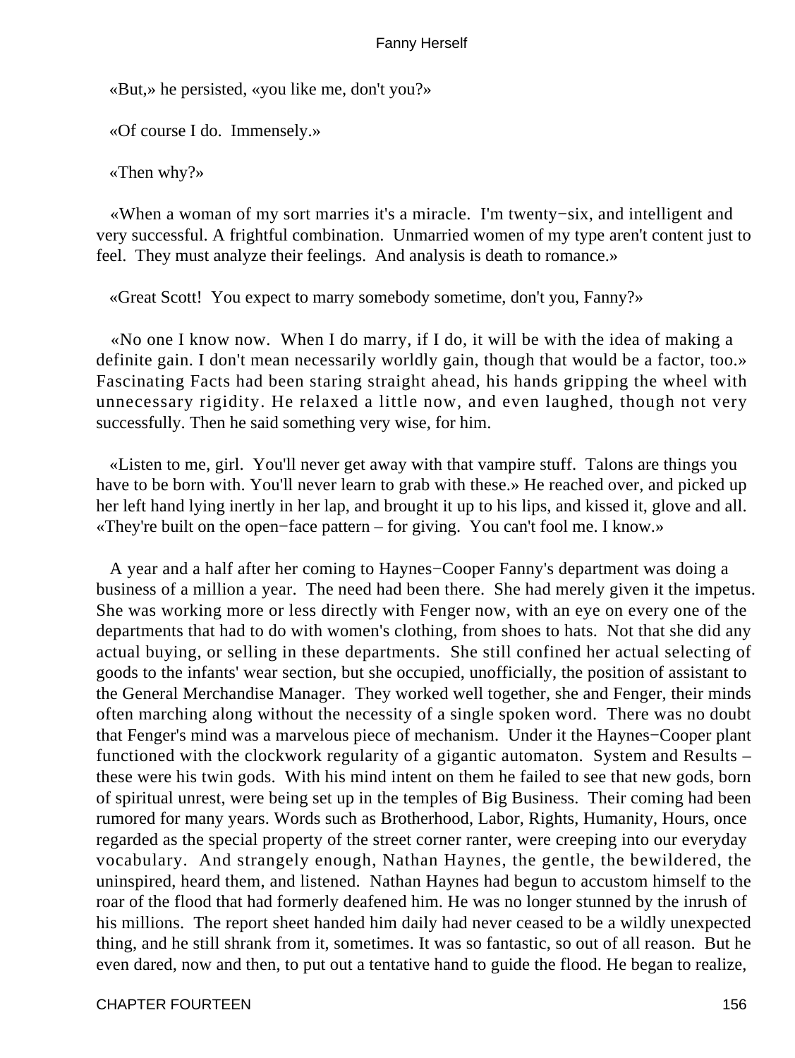«But,» he persisted, «you like me, don't you?»

«Of course I do. Immensely.»

«Then why?»

«When a woman of my sort marries it's a miracle. I'm twenty−six, and intelligent and very successful. A frightful combination. Unmarried women of my type aren't content just to feel. They must analyze their feelings. And analysis is death to romance.»

«Great Scott! You expect to marry somebody sometime, don't you, Fanny?»

«No one I know now. When I do marry, if I do, it will be with the idea of making a definite gain. I don't mean necessarily worldly gain, though that would be a factor, too.» Fascinating Facts had been staring straight ahead, his hands gripping the wheel with unnecessary rigidity. He relaxed a little now, and even laughed, though not very successfully. Then he said something very wise, for him.

«Listen to me, girl. You'll never get away with that vampire stuff. Talons are things you have to be born with. You'll never learn to grab with these.» He reached over, and picked up her left hand lying inertly in her lap, and brought it up to his lips, and kissed it, glove and all. «They're built on the open−face pattern – for giving. You can't fool me. I know.»

A year and a half after her coming to Haynes−Cooper Fanny's department was doing a business of a million a year. The need had been there. She had merely given it the impetus. She was working more or less directly with Fenger now, with an eye on every one of the departments that had to do with women's clothing, from shoes to hats. Not that she did any actual buying, or selling in these departments. She still confined her actual selecting of goods to the infants' wear section, but she occupied, unofficially, the position of assistant to the General Merchandise Manager. They worked well together, she and Fenger, their minds often marching along without the necessity of a single spoken word. There was no doubt that Fenger's mind was a marvelous piece of mechanism. Under it the Haynes−Cooper plant functioned with the clockwork regularity of a gigantic automaton. System and Results – these were his twin gods. With his mind intent on them he failed to see that new gods, born of spiritual unrest, were being set up in the temples of Big Business. Their coming had been rumored for many years. Words such as Brotherhood, Labor, Rights, Humanity, Hours, once regarded as the special property of the street corner ranter, were creeping into our everyday vocabulary. And strangely enough, Nathan Haynes, the gentle, the bewildered, the uninspired, heard them, and listened. Nathan Haynes had begun to accustom himself to the roar of the flood that had formerly deafened him. He was no longer stunned by the inrush of his millions. The report sheet handed him daily had never ceased to be a wildly unexpected thing, and he still shrank from it, sometimes. It was so fantastic, so out of all reason. But he even dared, now and then, to put out a tentative hand to guide the flood. He began to realize,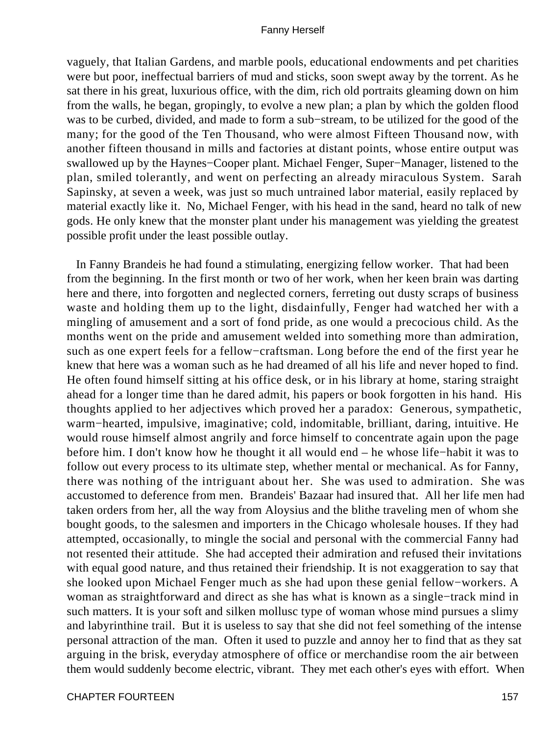vaguely, that Italian Gardens, and marble pools, educational endowments and pet charities were but poor, ineffectual barriers of mud and sticks, soon swept away by the torrent. As he sat there in his great, luxurious office, with the dim, rich old portraits gleaming down on him from the walls, he began, gropingly, to evolve a new plan; a plan by which the golden flood was to be curbed, divided, and made to form a sub−stream, to be utilized for the good of the many; for the good of the Ten Thousand, who were almost Fifteen Thousand now, with another fifteen thousand in mills and factories at distant points, whose entire output was swallowed up by the Haynes−Cooper plant. Michael Fenger, Super−Manager, listened to the plan, smiled tolerantly, and went on perfecting an already miraculous System. Sarah Sapinsky, at seven a week, was just so much untrained labor material, easily replaced by material exactly like it. No, Michael Fenger, with his head in the sand, heard no talk of new gods. He only knew that the monster plant under his management was yielding the greatest possible profit under the least possible outlay.

In Fanny Brandeis he had found a stimulating, energizing fellow worker. That had been from the beginning. In the first month or two of her work, when her keen brain was darting here and there, into forgotten and neglected corners, ferreting out dusty scraps of business waste and holding them up to the light, disdainfully, Fenger had watched her with a mingling of amusement and a sort of fond pride, as one would a precocious child. As the months went on the pride and amusement welded into something more than admiration, such as one expert feels for a fellow−craftsman. Long before the end of the first year he knew that here was a woman such as he had dreamed of all his life and never hoped to find. He often found himself sitting at his office desk, or in his library at home, staring straight ahead for a longer time than he dared admit, his papers or book forgotten in his hand. His thoughts applied to her adjectives which proved her a paradox: Generous, sympathetic, warm−hearted, impulsive, imaginative; cold, indomitable, brilliant, daring, intuitive. He would rouse himself almost angrily and force himself to concentrate again upon the page before him. I don't know how he thought it all would end – he whose life−habit it was to follow out every process to its ultimate step, whether mental or mechanical. As for Fanny, there was nothing of the intriguant about her. She was used to admiration. She was accustomed to deference from men. Brandeis' Bazaar had insured that. All her life men had taken orders from her, all the way from Aloysius and the blithe traveling men of whom she bought goods, to the salesmen and importers in the Chicago wholesale houses. If they had attempted, occasionally, to mingle the social and personal with the commercial Fanny had not resented their attitude. She had accepted their admiration and refused their invitations with equal good nature, and thus retained their friendship. It is not exaggeration to say that she looked upon Michael Fenger much as she had upon these genial fellow−workers. A woman as straightforward and direct as she has what is known as a single−track mind in such matters. It is your soft and silken mollusc type of woman whose mind pursues a slimy and labyrinthine trail. But it is useless to say that she did not feel something of the intense personal attraction of the man. Often it used to puzzle and annoy her to find that as they sat arguing in the brisk, everyday atmosphere of office or merchandise room the air between them would suddenly become electric, vibrant. They met each other's eyes with effort. When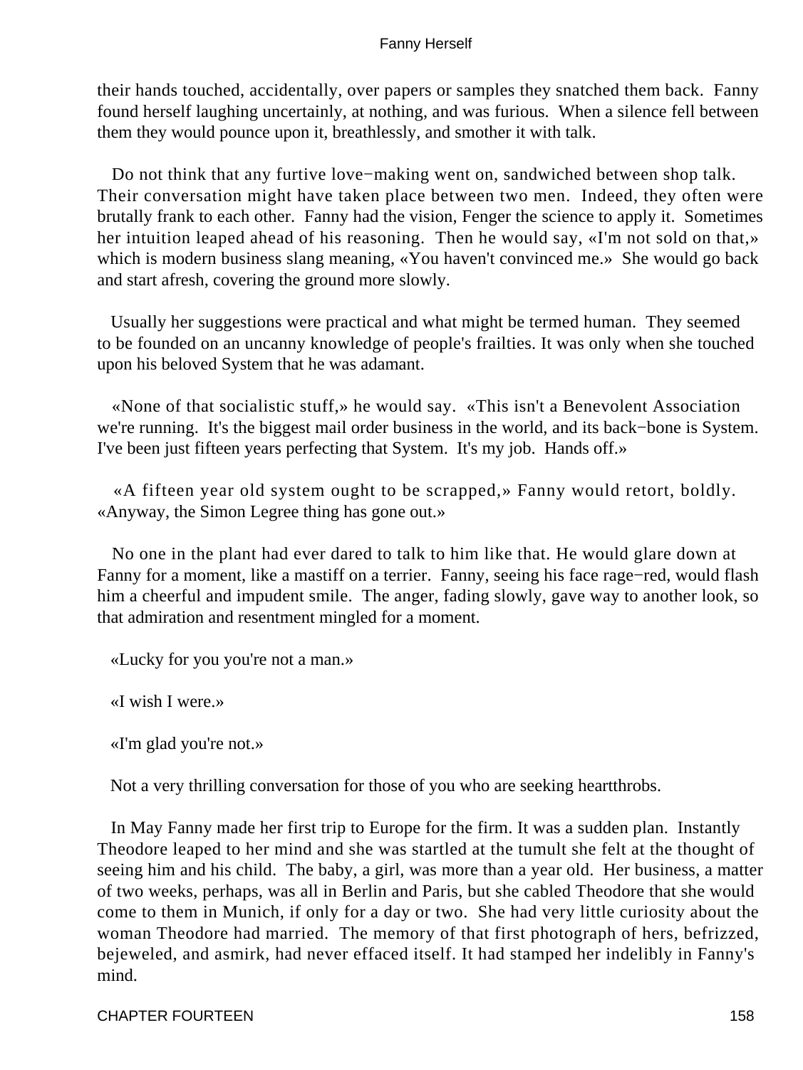their hands touched, accidentally, over papers or samples they snatched them back. Fanny found herself laughing uncertainly, at nothing, and was furious. When a silence fell between them they would pounce upon it, breathlessly, and smother it with talk.

Do not think that any furtive love−making went on, sandwiched between shop talk. Their conversation might have taken place between two men. Indeed, they often were brutally frank to each other. Fanny had the vision, Fenger the science to apply it. Sometimes her intuition leaped ahead of his reasoning. Then he would say, «I'm not sold on that,» which is modern business slang meaning, «You haven't convinced me.» She would go back and start afresh, covering the ground more slowly.

Usually her suggestions were practical and what might be termed human. They seemed to be founded on an uncanny knowledge of people's frailties. It was only when she touched upon his beloved System that he was adamant.

«None of that socialistic stuff,» he would say. «This isn't a Benevolent Association we're running. It's the biggest mail order business in the world, and its back−bone is System. I've been just fifteen years perfecting that System. It's my job. Hands off.»

«A fifteen year old system ought to be scrapped,» Fanny would retort, boldly. «Anyway, the Simon Legree thing has gone out.»

No one in the plant had ever dared to talk to him like that. He would glare down at Fanny for a moment, like a mastiff on a terrier. Fanny, seeing his face rage−red, would flash him a cheerful and impudent smile. The anger, fading slowly, gave way to another look, so that admiration and resentment mingled for a moment.

«Lucky for you you're not a man.»

«I wish I were.»

«I'm glad you're not.»

Not a very thrilling conversation for those of you who are seeking heartthrobs.

In May Fanny made her first trip to Europe for the firm. It was a sudden plan. Instantly Theodore leaped to her mind and she was startled at the tumult she felt at the thought of seeing him and his child. The baby, a girl, was more than a year old. Her business, a matter of two weeks, perhaps, was all in Berlin and Paris, but she cabled Theodore that she would come to them in Munich, if only for a day or two. She had very little curiosity about the woman Theodore had married. The memory of that first photograph of hers, befrizzed, bejeweled, and asmirk, had never effaced itself. It had stamped her indelibly in Fanny's mind.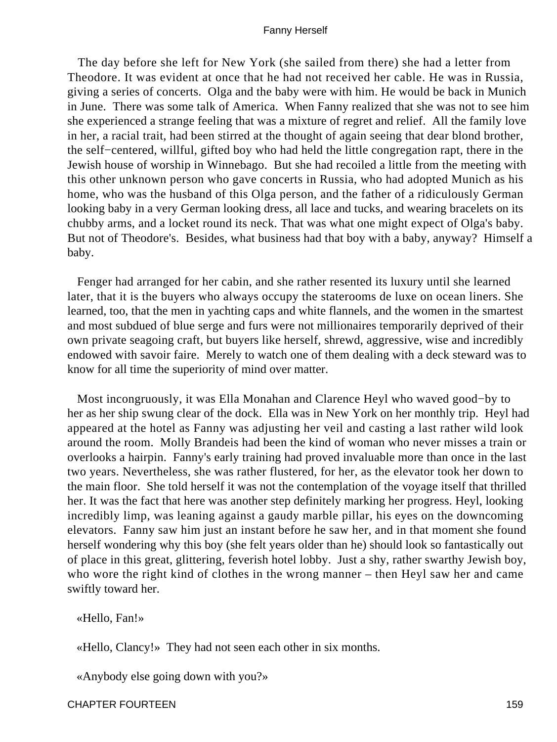The day before she left for New York (she sailed from there) she had a letter from Theodore. It was evident at once that he had not received her cable. He was in Russia, giving a series of concerts. Olga and the baby were with him. He would be back in Munich in June. There was some talk of America. When Fanny realized that she was not to see him she experienced a strange feeling that was a mixture of regret and relief. All the family love in her, a racial trait, had been stirred at the thought of again seeing that dear blond brother, the self−centered, willful, gifted boy who had held the little congregation rapt, there in the Jewish house of worship in Winnebago. But she had recoiled a little from the meeting with this other unknown person who gave concerts in Russia, who had adopted Munich as his home, who was the husband of this Olga person, and the father of a ridiculously German looking baby in a very German looking dress, all lace and tucks, and wearing bracelets on its chubby arms, and a locket round its neck. That was what one might expect of Olga's baby. But not of Theodore's. Besides, what business had that boy with a baby, anyway? Himself a baby.

Fenger had arranged for her cabin, and she rather resented its luxury until she learned later, that it is the buyers who always occupy the staterooms de luxe on ocean liners. She learned, too, that the men in yachting caps and white flannels, and the women in the smartest and most subdued of blue serge and furs were not millionaires temporarily deprived of their own private seagoing craft, but buyers like herself, shrewd, aggressive, wise and incredibly endowed with savoir faire. Merely to watch one of them dealing with a deck steward was to know for all time the superiority of mind over matter.

Most incongruously, it was Ella Monahan and Clarence Heyl who waved good−by to her as her ship swung clear of the dock. Ella was in New York on her monthly trip. Heyl had appeared at the hotel as Fanny was adjusting her veil and casting a last rather wild look around the room. Molly Brandeis had been the kind of woman who never misses a train or overlooks a hairpin. Fanny's early training had proved invaluable more than once in the last two years. Nevertheless, she was rather flustered, for her, as the elevator took her down to the main floor. She told herself it was not the contemplation of the voyage itself that thrilled her. It was the fact that here was another step definitely marking her progress. Heyl, looking incredibly limp, was leaning against a gaudy marble pillar, his eyes on the downcoming elevators. Fanny saw him just an instant before he saw her, and in that moment she found herself wondering why this boy (she felt years older than he) should look so fantastically out of place in this great, glittering, feverish hotel lobby. Just a shy, rather swarthy Jewish boy, who wore the right kind of clothes in the wrong manner – then Heyl saw her and came swiftly toward her.

«Hello, Fan!»

«Hello, Clancy!» They had not seen each other in six months.

«Anybody else going down with you?»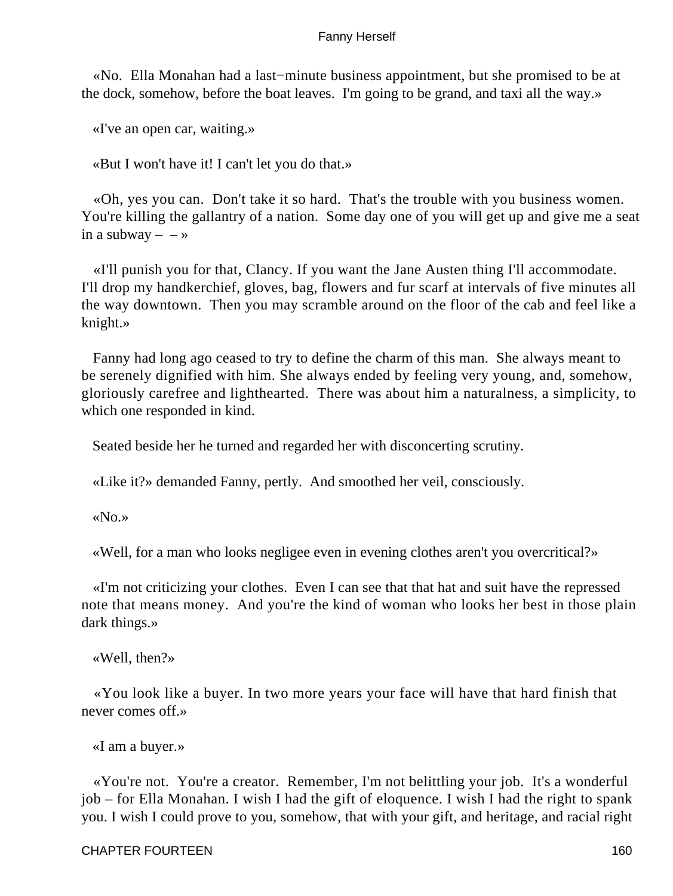«No.  Ella Monahan had a last−minute business appointment, but she promised to be at the dock, somehow, before the boat leaves.  I'm going to be grand, and taxi all the way.»

«I've an open car, waiting.»

«But I won't have it! I can't let you do that.»

«Oh, yes you can.  Don't take it so hard.  That's the trouble with you business women. You're killing the gallantry of a nation.  Some day one of you will get up and give me a seat in a subway – – »

«I'll punish you for that, Clancy. If you want the Jane Austen thing I'll accommodate. I'll drop my handkerchief, gloves, bag, flowers and fur scarf at intervals of five minutes all the way downtown.  Then you may scramble around on the floor of the cab and feel like a knight.»

Fanny had long ago ceased to try to define the charm of this man.  She always meant to be serenely dignified with him. She always ended by feeling very young, and, somehow, gloriously carefree and lighthearted.  There was about him a naturalness, a simplicity, to which one responded in kind.

Seated beside her he turned and regarded her with disconcerting scrutiny.

«Like it?» demanded Fanny, pertly.  And smoothed her veil, consciously.

«No.»

«Well, for a man who looks negligee even in evening clothes aren't you overcritical?»

«I'm not criticizing your clothes.  Even I can see that that hat and suit have the repressed note that means money.  And you're the kind of woman who looks her best in those plain dark things.»

«Well, then?»

«You look like a buyer. In two more years your face will have that hard finish that never comes off.»

«I am a buyer.»

«You're not.  You're a creator.  Remember, I'm not belittling your job.  It's a wonderful job – for Ella Monahan. I wish I had the gift of eloquence. I wish I had the right to spank you. I wish I could prove to you, somehow, that with your gift, and heritage, and racial right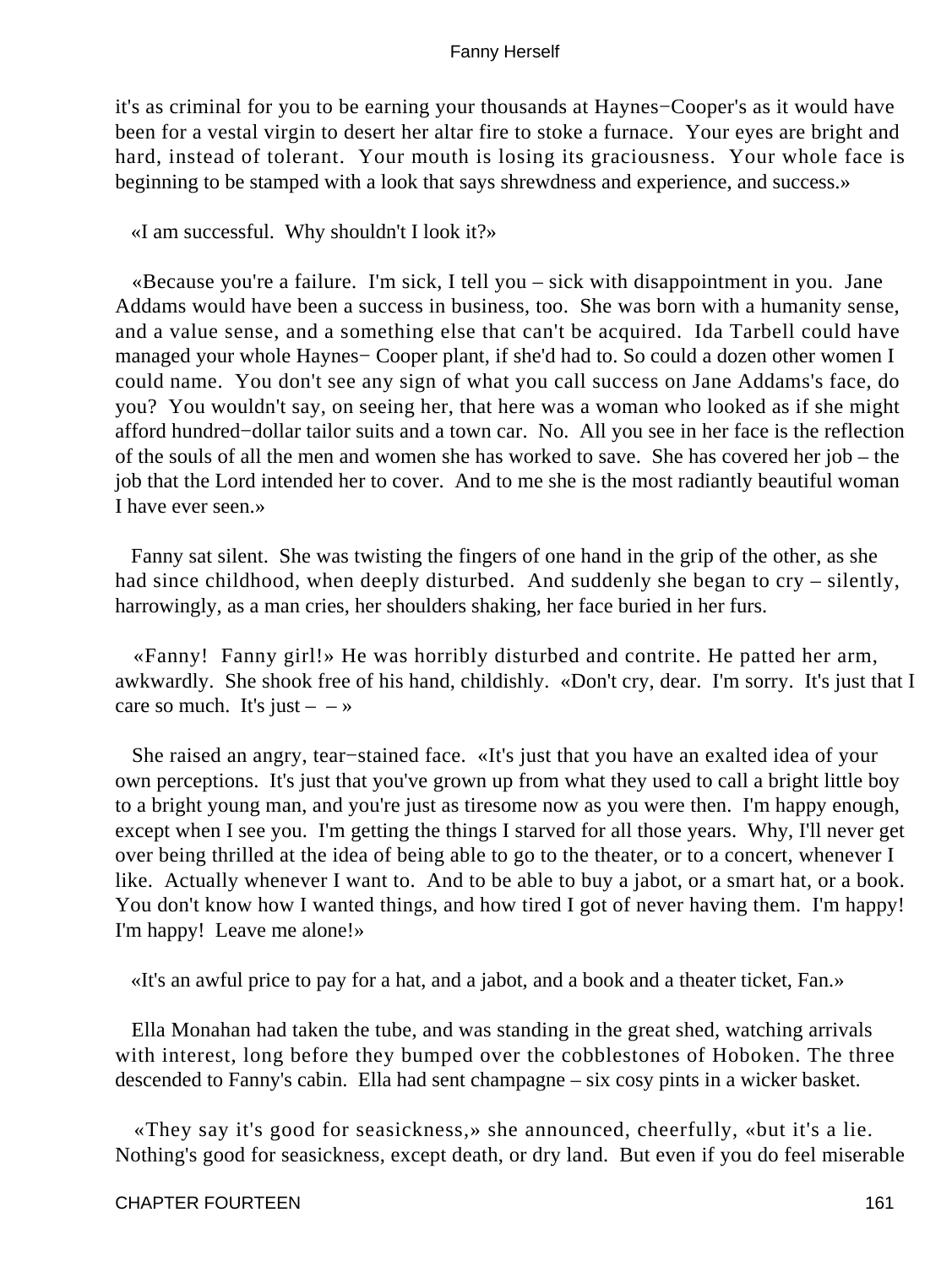it's as criminal for you to be earning your thousands at Haynes−Cooper's as it would have been for a vestal virgin to desert her altar fire to stoke a furnace. Your eyes are bright and hard, instead of tolerant. Your mouth is losing its graciousness. Your whole face is beginning to be stamped with a look that says shrewdness and experience, and success.»

«I am successful. Why shouldn't I look it?»

«Because you're a failure. I'm sick, I tell you – sick with disappointment in you. Jane Addams would have been a success in business, too. She was born with a humanity sense, and a value sense, and a something else that can't be acquired. Ida Tarbell could have managed your whole Haynes− Cooper plant, if she'd had to. So could a dozen other women I could name. You don't see any sign of what you call success on Jane Addams's face, do you? You wouldn't say, on seeing her, that here was a woman who looked as if she might afford hundred−dollar tailor suits and a town car. No. All you see in her face is the reflection of the souls of all the men and women she has worked to save. She has covered her job – the job that the Lord intended her to cover. And to me she is the most radiantly beautiful woman I have ever seen.»

Fanny sat silent. She was twisting the fingers of one hand in the grip of the other, as she had since childhood, when deeply disturbed. And suddenly she began to cry – silently, harrowingly, as a man cries, her shoulders shaking, her face buried in her furs.

«Fanny! Fanny girl!» He was horribly disturbed and contrite. He patted her arm, awkwardly. She shook free of his hand, childishly. «Don't cry, dear. I'm sorry. It's just that I care so much. It's just – – »

She raised an angry, tear−stained face. «It's just that you have an exalted idea of your own perceptions. It's just that you've grown up from what they used to call a bright little boy to a bright young man, and you're just as tiresome now as you were then. I'm happy enough, except when I see you. I'm getting the things I starved for all those years. Why, I'll never get over being thrilled at the idea of being able to go to the theater, or to a concert, whenever I like. Actually whenever I want to. And to be able to buy a jabot, or a smart hat, or a book. You don't know how I wanted things, and how tired I got of never having them. I'm happy! I'm happy! Leave me alone!»

«It's an awful price to pay for a hat, and a jabot, and a book and a theater ticket, Fan.»

Ella Monahan had taken the tube, and was standing in the great shed, watching arrivals with interest, long before they bumped over the cobblestones of Hoboken. The three descended to Fanny's cabin. Ella had sent champagne – six cosy pints in a wicker basket.

«They say it's good for seasickness,» she announced, cheerfully, «but it's a lie. Nothing's good for seasickness, except death, or dry land. But even if you do feel miserable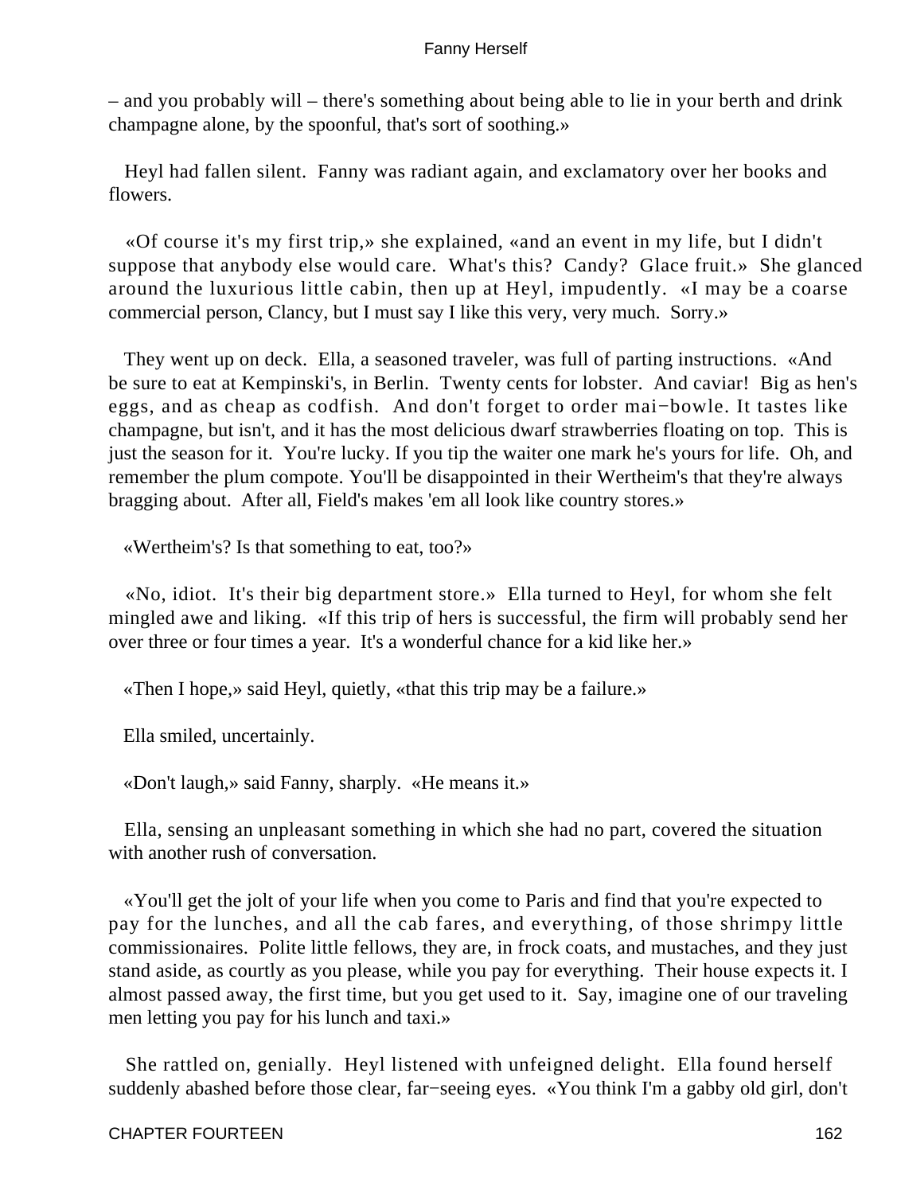– and you probably will – there's something about being able to lie in your berth and drink champagne alone, by the spoonful, that's sort of soothing.»

Heyl had fallen silent. Fanny was radiant again, and exclamatory over her books and flowers.

«Of course it's my first trip,» she explained, «and an event in my life, but I didn't suppose that anybody else would care. What's this? Candy? Glace fruit.» She glanced around the luxurious little cabin, then up at Heyl, impudently. «I may be a coarse commercial person, Clancy, but I must say I like this very, very much. Sorry.»

They went up on deck. Ella, a seasoned traveler, was full of parting instructions. «And be sure to eat at Kempinski's, in Berlin. Twenty cents for lobster. And caviar! Big as hen's eggs, and as cheap as codfish. And don't forget to order mai−bowle. It tastes like champagne, but isn't, and it has the most delicious dwarf strawberries floating on top. This is just the season for it. You're lucky. If you tip the waiter one mark he's yours for life. Oh, and remember the plum compote. You'll be disappointed in their Wertheim's that they're always bragging about. After all, Field's makes 'em all look like country stores.»

«Wertheim's? Is that something to eat, too?»

«No, idiot. It's their big department store.» Ella turned to Heyl, for whom she felt mingled awe and liking. «If this trip of hers is successful, the firm will probably send her over three or four times a year. It's a wonderful chance for a kid like her.»

«Then I hope,» said Heyl, quietly, «that this trip may be a failure.»

Ella smiled, uncertainly.

«Don't laugh,» said Fanny, sharply. «He means it.»

Ella, sensing an unpleasant something in which she had no part, covered the situation with another rush of conversation.

«You'll get the jolt of your life when you come to Paris and find that you're expected to pay for the lunches, and all the cab fares, and everything, of those shrimpy little commissionaires. Polite little fellows, they are, in frock coats, and mustaches, and they just stand aside, as courtly as you please, while you pay for everything. Their house expects it. I almost passed away, the first time, but you get used to it. Say, imagine one of our traveling men letting you pay for his lunch and taxi.»

She rattled on, genially. Heyl listened with unfeigned delight. Ella found herself suddenly abashed before those clear, far−seeing eyes. «You think I'm a gabby old girl, don't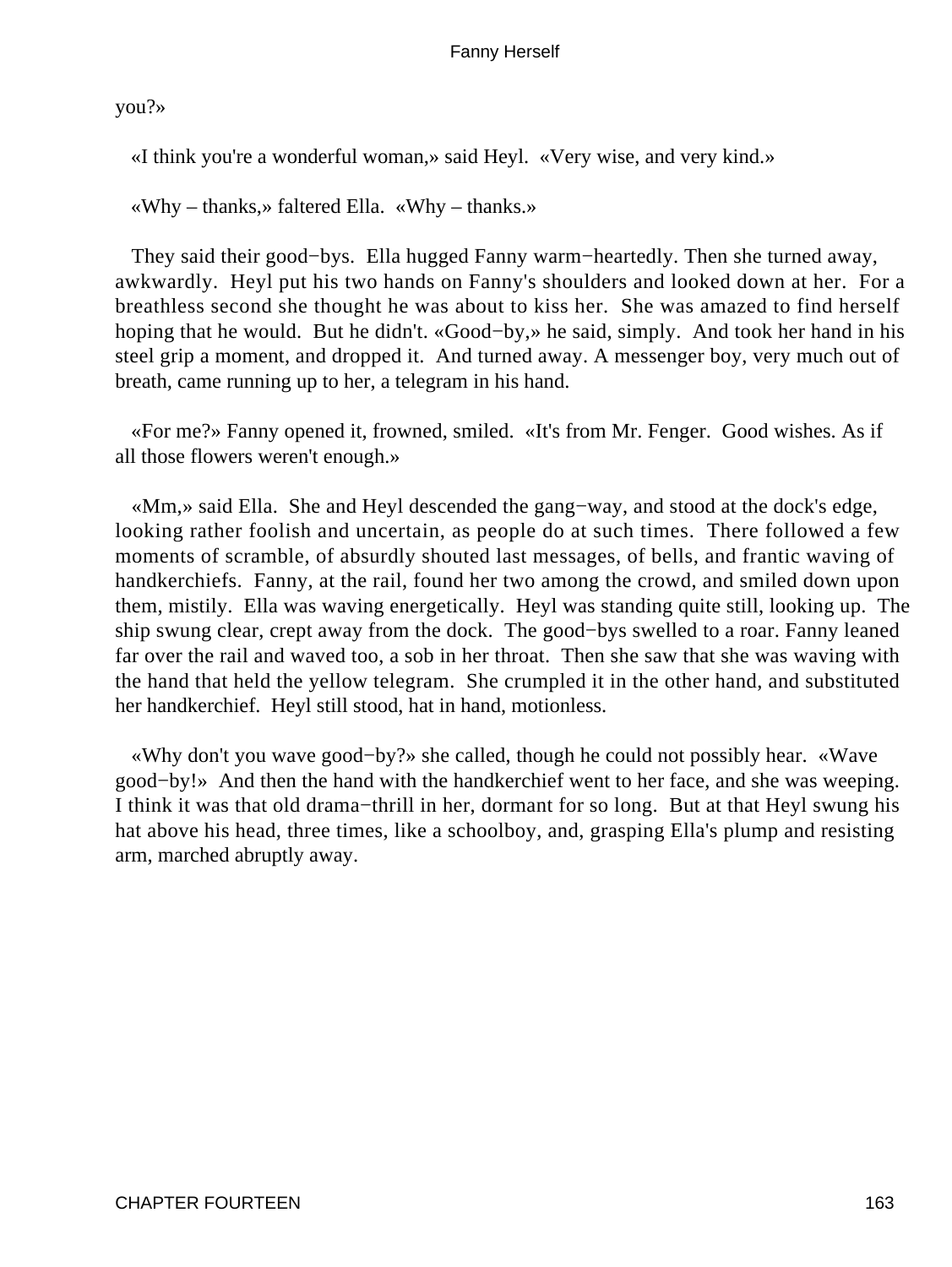you?»

«I think you're a wonderful woman,» said Heyl. «Very wise, and very kind.»

«Why – thanks,» faltered Ella. «Why – thanks.»

They said their good−bys. Ella hugged Fanny warm−heartedly. Then she turned away, awkwardly. Heyl put his two hands on Fanny's shoulders and looked down at her. For a breathless second she thought he was about to kiss her. She was amazed to find herself hoping that he would. But he didn't. «Good−by,» he said, simply. And took her hand in his steel grip a moment, and dropped it. And turned away. A messenger boy, very much out of breath, came running up to her, a telegram in his hand.

«For me?» Fanny opened it, frowned, smiled. «It's from Mr. Fenger. Good wishes. As if all those flowers weren't enough.»

«Mm,» said Ella. She and Heyl descended the gang−way, and stood at the dock's edge, looking rather foolish and uncertain, as people do at such times. There followed a few moments of scramble, of absurdly shouted last messages, of bells, and frantic waving of handkerchiefs. Fanny, at the rail, found her two among the crowd, and smiled down upon them, mistily. Ella was waving energetically. Heyl was standing quite still, looking up. The ship swung clear, crept away from the dock. The good−bys swelled to a roar. Fanny leaned far over the rail and waved too, a sob in her throat. Then she saw that she was waving with the hand that held the yellow telegram. She crumpled it in the other hand, and substituted her handkerchief. Heyl still stood, hat in hand, motionless.

«Why don't you wave good−by?» she called, though he could not possibly hear. «Wave good−by!» And then the hand with the handkerchief went to her face, and she was weeping. I think it was that old drama−thrill in her, dormant for so long. But at that Heyl swung his hat above his head, three times, like a schoolboy, and, grasping Ella's plump and resisting arm, marched abruptly away.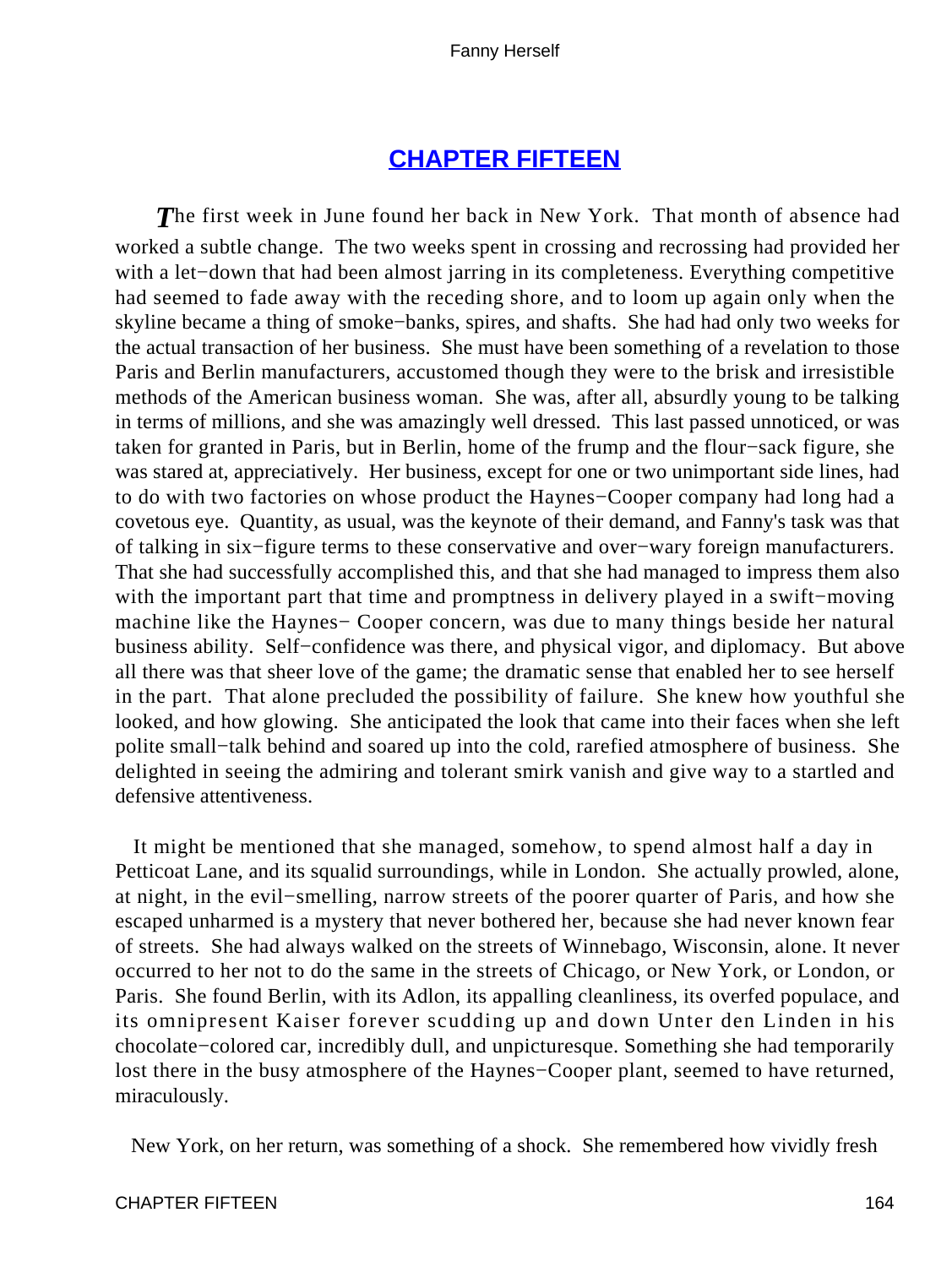## CHAPTER FIFTEEN

The first week in June found her back in New York. That month of absence had worked a subtle change. The two weeks spent in crossing and recrossing had provided her with a let−down that had been almost jarring in its completeness. Everything competitive had seemed to fade away with the receding shore, and to loom up again only when the skyline became a thing of smoke−banks, spires, and shafts. She had had only two weeks for the actual transaction of her business. She must have been something of a revelation to those Paris and Berlin manufacturers, accustomed though they were to the brisk and irresistible methods of the American business woman. She was, after all, absurdly young to be talking in terms of millions, and she was amazingly well dressed. This last passed unnoticed, or was taken for granted in Paris, but in Berlin, home of the frump and the flour−sack figure, she was stared at, appreciatively. Her business, except for one or two unimportant side lines, had to do with two factories on whose product the Haynes−Cooper company had long had a covetous eye. Quantity, as usual, was the keynote of their demand, and Fanny's task was that of talking in six−figure terms to these conservative and over−wary foreign manufacturers. That she had successfully accomplished this, and that she had managed to impress them also with the important part that time and promptness in delivery played in a swift−moving machine like the Haynes− Cooper concern, was due to many things beside her natural business ability. Self−confidence was there, and physical vigor, and diplomacy. But above all there was that sheer love of the game; the dramatic sense that enabled her to see herself in the part. That alone precluded the possibility of failure. She knew how youthful she looked, and how glowing. She anticipated the look that came into their faces when she left polite small−talk behind and soared up into the cold, rarefied atmosphere of business. She delighted in seeing the admiring and tolerant smirk vanish and give way to a startled and defensive attentiveness.

It might be mentioned that she managed, somehow, to spend almost half a day in Petticoat Lane, and its squalid surroundings, while in London. She actually prowled, alone, at night, in the evil−smelling, narrow streets of the poorer quarter of Paris, and how she escaped unharmed is a mystery that never bothered her, because she had never known fear of streets. She had always walked on the streets of Winnebago, Wisconsin, alone. It never occurred to her not to do the same in the streets of Chicago, or New York, or London, or Paris. She found Berlin, with its Adlon, its appalling cleanliness, its overfed populace, and its omnipresent Kaiser forever scudding up and down Unter den Linden in his chocolate−colored car, incredibly dull, and unpicturesque. Something she had temporarily lost there in the busy atmosphere of the Haynes−Cooper plant, seemed to have returned, miraculously.

New York, on her return, was something of a shock. She remembered how vividly fresh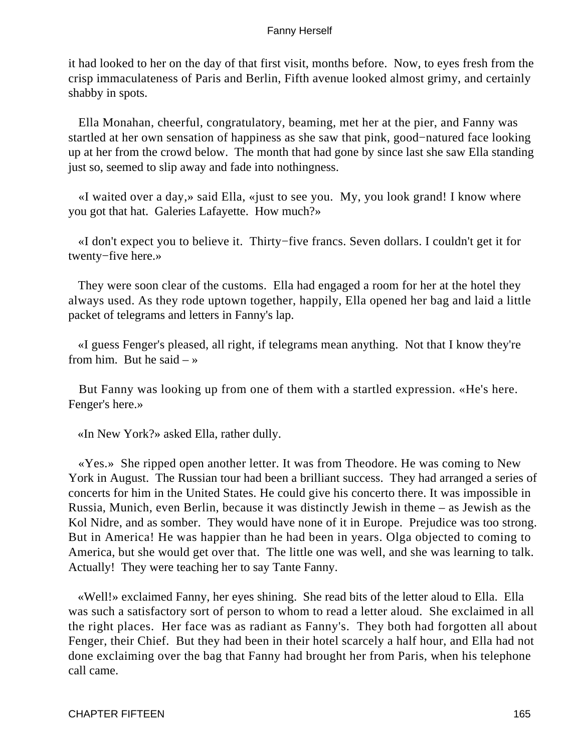it had looked to her on the day of that first visit, months before. Now, to eyes fresh from the crisp immaculateness of Paris and Berlin, Fifth avenue looked almost grimy, and certainly shabby in spots.

Ella Monahan, cheerful, congratulatory, beaming, met her at the pier, and Fanny was startled at her own sensation of happiness as she saw that pink, good−natured face looking up at her from the crowd below. The month that had gone by since last she saw Ella standing just so, seemed to slip away and fade into nothingness.

«I waited over a day,» said Ella, «just to see you. My, you look grand! I know where you got that hat. Galeries Lafayette. How much?»

«I don't expect you to believe it. Thirty−five francs. Seven dollars. I couldn't get it for twenty−five here.»

They were soon clear of the customs. Ella had engaged a room for her at the hotel they always used. As they rode uptown together, happily, Ella opened her bag and laid a little packet of telegrams and letters in Fanny's lap.

«I guess Fenger's pleased, all right, if telegrams mean anything. Not that I know they're from him. But he said – »

But Fanny was looking up from one of them with a startled expression. «He's here. Fenger's here.»

«In New York?» asked Ella, rather dully.

«Yes.» She ripped open another letter. It was from Theodore. He was coming to New York in August. The Russian tour had been a brilliant success. They had arranged a series of concerts for him in the United States. He could give his concerto there. It was impossible in Russia, Munich, even Berlin, because it was distinctly Jewish in theme – as Jewish as the Kol Nidre, and as somber. They would have none of it in Europe. Prejudice was too strong. But in America! He was happier than he had been in years. Olga objected to coming to America, but she would get over that. The little one was well, and she was learning to talk. Actually! They were teaching her to say Tante Fanny.

«Well!» exclaimed Fanny, her eyes shining. She read bits of the letter aloud to Ella. Ella was such a satisfactory sort of person to whom to read a letter aloud. She exclaimed in all the right places. Her face was as radiant as Fanny's. They both had forgotten all about Fenger, their Chief. But they had been in their hotel scarcely a half hour, and Ella had not done exclaiming over the bag that Fanny had brought her from Paris, when his telephone call came.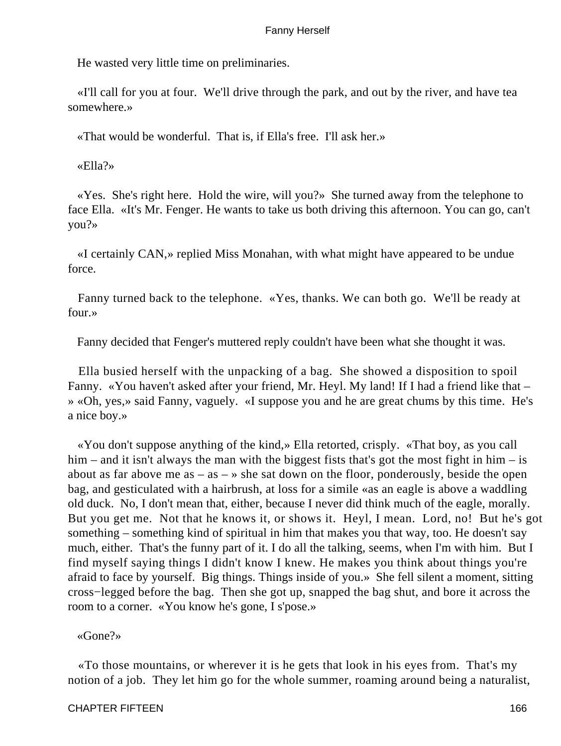He wasted very little time on preliminaries.

«I'll call for you at four. We'll drive through the park, and out by the river, and have tea somewhere.»

«That would be wonderful. That is, if Ella's free. I'll ask her.»

«Ella?»

«Yes. She's right here. Hold the wire, will you?» She turned away from the telephone to face Ella. «It's Mr. Fenger. He wants to take us both driving this afternoon. You can go, can't you?»

«I certainly CAN,» replied Miss Monahan, with what might have appeared to be undue force.

Fanny turned back to the telephone. «Yes, thanks. We can both go. We'll be ready at four.»

Fanny decided that Fenger's muttered reply couldn't have been what she thought it was.

Ella busied herself with the unpacking of a bag. She showed a disposition to spoil Fanny. «You haven't asked after your friend, Mr. Heyl. My land! If I had a friend like that – » «Oh, yes,» said Fanny, vaguely. «I suppose you and he are great chums by this time. He's a nice boy.»

«You don't suppose anything of the kind,» Ella retorted, crisply. «That boy, as you call him – and it isn't always the man with the biggest fists that's got the most fight in him – is about as far above me as – as – » she sat down on the floor, ponderously, beside the open bag, and gesticulated with a hairbrush, at loss for a simile «as an eagle is above a waddling old duck. No, I don't mean that, either, because I never did think much of the eagle, morally. But you get me. Not that he knows it, or shows it. Heyl, I mean. Lord, no! But he's got something – something kind of spiritual in him that makes you that way, too. He doesn't say much, either. That's the funny part of it. I do all the talking, seems, when I'm with him. But I find myself saying things I didn't know I knew. He makes you think about things you're afraid to face by yourself. Big things. Things inside of you.» She fell silent a moment, sitting cross−legged before the bag. Then she got up, snapped the bag shut, and bore it across the room to a corner. «You know he's gone, I s'pose.»

«Gone?»

«To those mountains, or wherever it is he gets that look in his eyes from. That's my notion of a job. They let him go for the whole summer, roaming around being a naturalist,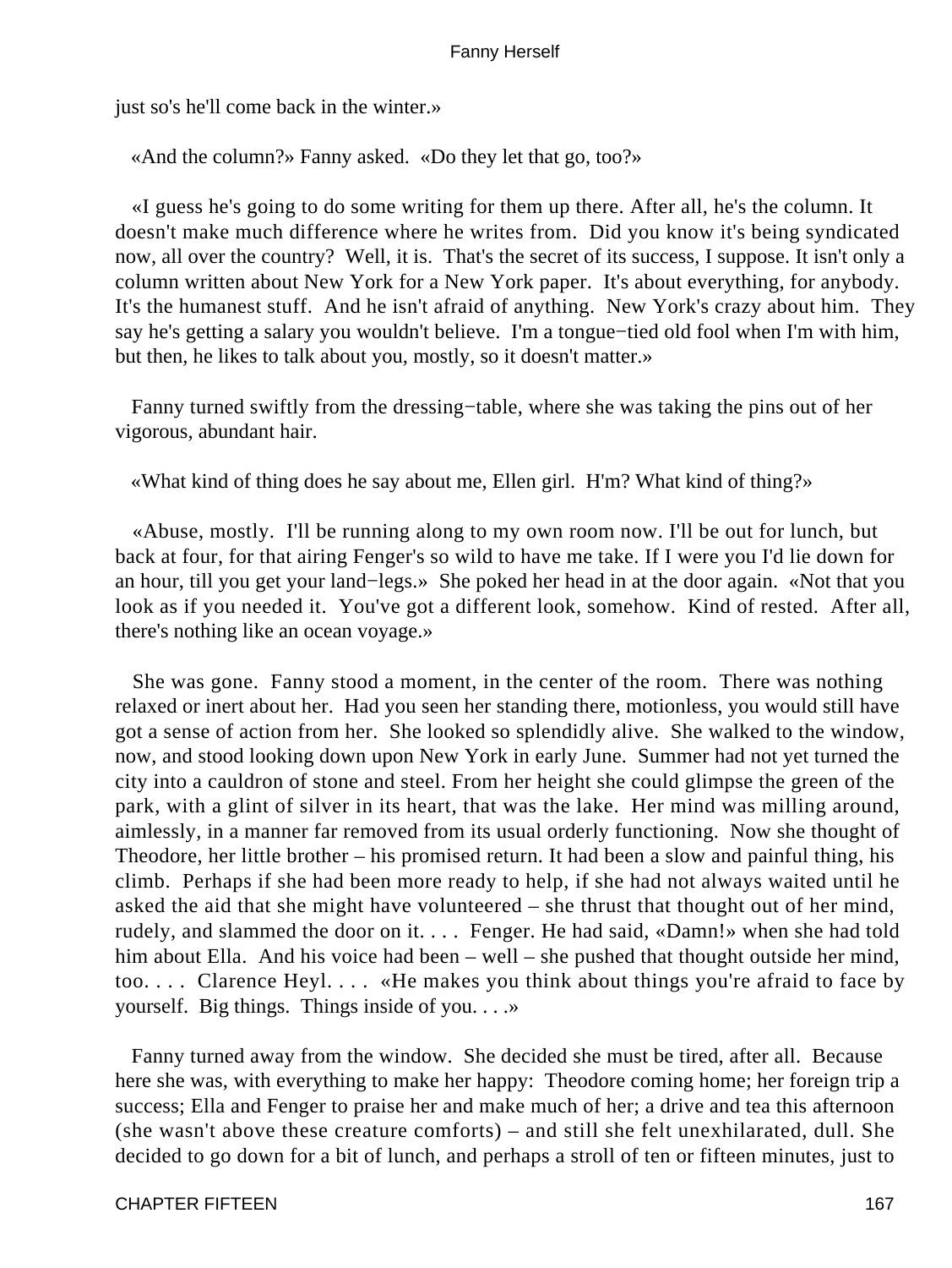just so's he'll come back in the winter.»

«And the column?» Fanny asked. «Do they let that go, too?»

«I guess he's going to do some writing for them up there. After all, he's the column. It doesn't make much difference where he writes from. Did you know it's being syndicated now, all over the country? Well, it is. That's the secret of its success, I suppose. It isn't only a column written about New York for a New York paper. It's about everything, for anybody. It's the humanest stuff. And he isn't afraid of anything. New York's crazy about him. They say he's getting a salary you wouldn't believe. I'm a tongue−tied old fool when I'm with him, but then, he likes to talk about you, mostly, so it doesn't matter.»

Fanny turned swiftly from the dressing−table, where she was taking the pins out of her vigorous, abundant hair.

«What kind of thing does he say about me, Ellen girl. H'm? What kind of thing?»

«Abuse, mostly. I'll be running along to my own room now. I'll be out for lunch, but back at four, for that airing Fenger's so wild to have me take. If I were you I'd lie down for an hour, till you get your land−legs.» She poked her head in at the door again. «Not that you look as if you needed it. You've got a different look, somehow. Kind of rested. After all, there's nothing like an ocean voyage.»

She was gone. Fanny stood a moment, in the center of the room. There was nothing relaxed or inert about her. Had you seen her standing there, motionless, you would still have got a sense of action from her. She looked so splendidly alive. She walked to the window, now, and stood looking down upon New York in early June. Summer had not yet turned the city into a cauldron of stone and steel. From her height she could glimpse the green of the park, with a glint of silver in its heart, that was the lake. Her mind was milling around, aimlessly, in a manner far removed from its usual orderly functioning. Now she thought of Theodore, her little brother – his promised return. It had been a slow and painful thing, his climb. Perhaps if she had been more ready to help, if she had not always waited until he asked the aid that she might have volunteered – she thrust that thought out of her mind, rudely, and slammed the door on it. . . . Fenger. He had said, «Damn!» when she had told him about Ella. And his voice had been – well – she pushed that thought outside her mind, too. . . . Clarence Heyl. . . . «He makes you think about things you're afraid to face by yourself. Big things. Things inside of you. . . .»

Fanny turned away from the window. She decided she must be tired, after all. Because here she was, with everything to make her happy: Theodore coming home; her foreign trip a success; Ella and Fenger to praise her and make much of her; a drive and tea this afternoon (she wasn't above these creature comforts) – and still she felt unexhilarated, dull. She decided to go down for a bit of lunch, and perhaps a stroll of ten or fifteen minutes, just to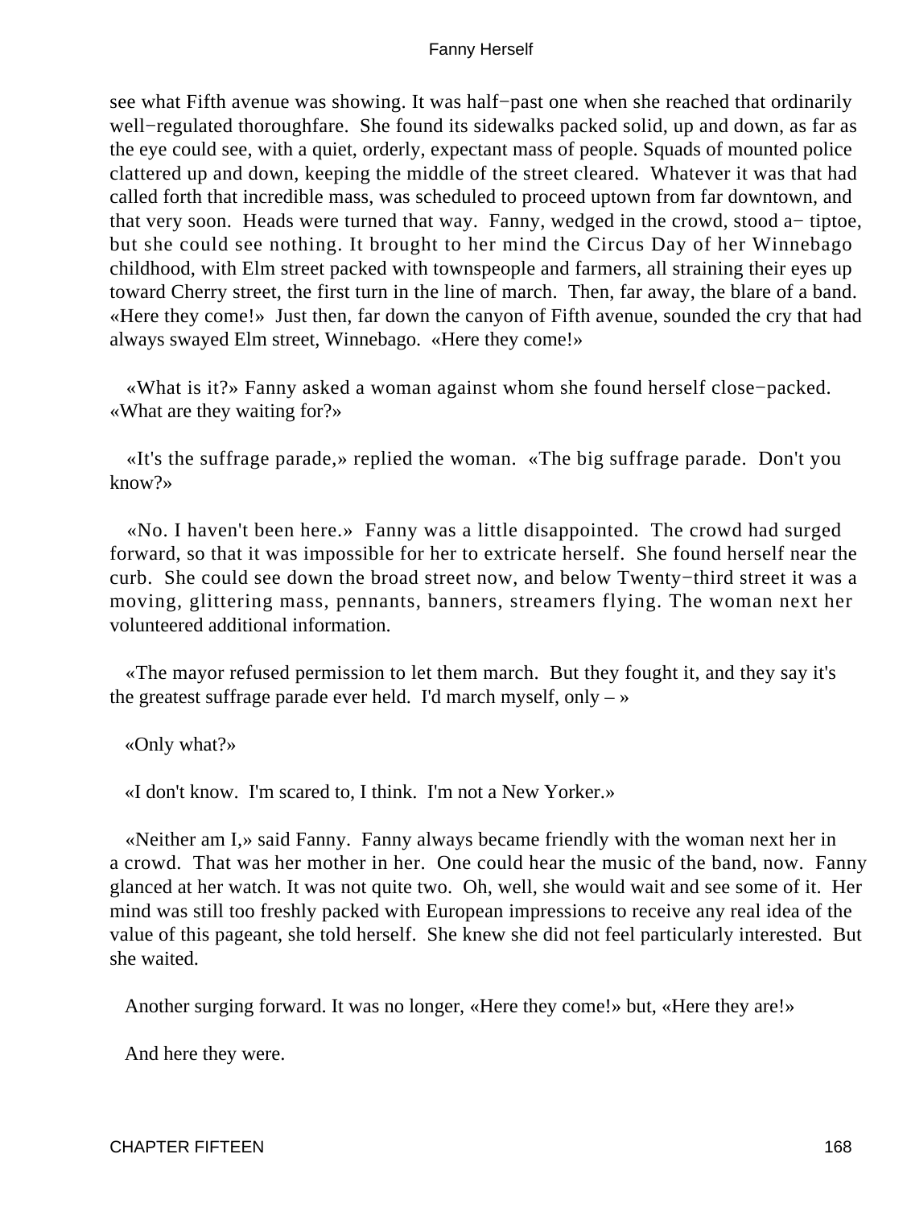see what Fifth avenue was showing. It was half−past one when she reached that ordinarily well−regulated thoroughfare. She found its sidewalks packed solid, up and down, as far as the eye could see, with a quiet, orderly, expectant mass of people. Squads of mounted police clattered up and down, keeping the middle of the street cleared. Whatever it was that had called forth that incredible mass, was scheduled to proceed uptown from far downtown, and that very soon. Heads were turned that way. Fanny, wedged in the crowd, stood a− tiptoe, but she could see nothing. It brought to her mind the Circus Day of her Winnebago childhood, with Elm street packed with townspeople and farmers, all straining their eyes up toward Cherry street, the first turn in the line of march. Then, far away, the blare of a band. «Here they come!» Just then, far down the canyon of Fifth avenue, sounded the cry that had always swayed Elm street, Winnebago. «Here they come!»

«What is it?» Fanny asked a woman against whom she found herself close−packed. «What are they waiting for?»

«It's the suffrage parade,» replied the woman. «The big suffrage parade. Don't you know?»

«No. I haven't been here.» Fanny was a little disappointed. The crowd had surged forward, so that it was impossible for her to extricate herself. She found herself near the curb. She could see down the broad street now, and below Twenty−third street it was a moving, glittering mass, pennants, banners, streamers flying. The woman next her volunteered additional information.

«The mayor refused permission to let them march. But they fought it, and they say it's the greatest suffrage parade ever held. I'd march myself, only – »

«Only what?»

«I don't know. I'm scared to, I think. I'm not a New Yorker.»

«Neither am I,» said Fanny. Fanny always became friendly with the woman next her in a crowd. That was her mother in her. One could hear the music of the band, now. Fanny glanced at her watch. It was not quite two. Oh, well, she would wait and see some of it. Her mind was still too freshly packed with European impressions to receive any real idea of the value of this pageant, she told herself. She knew she did not feel particularly interested. But she waited.

Another surging forward. It was no longer, «Here they come!» but, «Here they are!»

And here they were.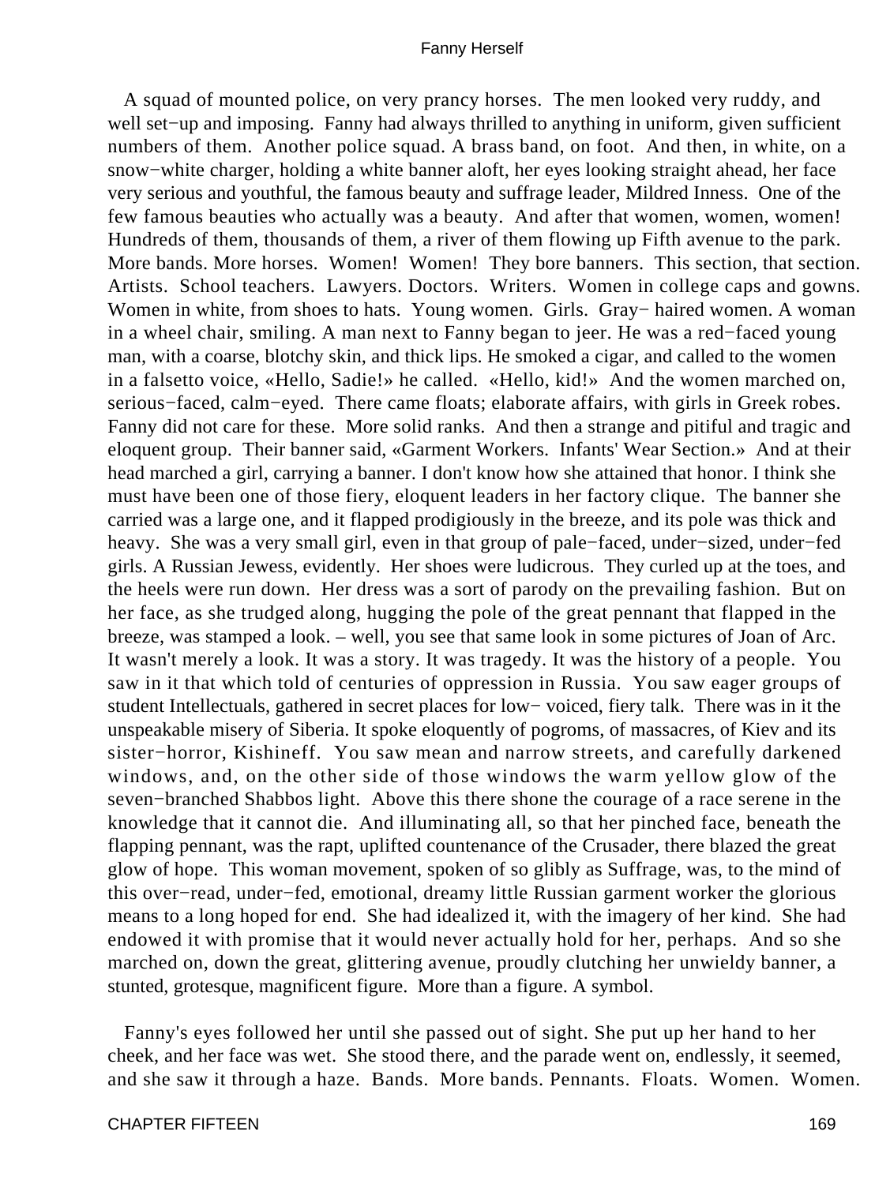A squad of mounted police, on very prancy horses. The men looked very ruddy, and well set−up and imposing. Fanny had always thrilled to anything in uniform, given sufficient numbers of them. Another police squad. A brass band, on foot. And then, in white, on a snow−white charger, holding a white banner aloft, her eyes looking straight ahead, her face very serious and youthful, the famous beauty and suffrage leader, Mildred Inness. One of the few famous beauties who actually was a beauty. And after that women, women, women! Hundreds of them, thousands of them, a river of them flowing up Fifth avenue to the park. More bands. More horses. Women! Women! They bore banners. This section, that section. Artists. School teachers. Lawyers. Doctors. Writers. Women in college caps and gowns. Women in white, from shoes to hats. Young women. Girls. Gray− haired women. A woman in a wheel chair, smiling. A man next to Fanny began to jeer. He was a red−faced young man, with a coarse, blotchy skin, and thick lips. He smoked a cigar, and called to the women in a falsetto voice, «Hello, Sadie!» he called. «Hello, kid!» And the women marched on, serious−faced, calm−eyed. There came floats; elaborate affairs, with girls in Greek robes. Fanny did not care for these. More solid ranks. And then a strange and pitiful and tragic and eloquent group. Their banner said, «Garment Workers. Infants' Wear Section.» And at their head marched a girl, carrying a banner. I don't know how she attained that honor. I think she must have been one of those fiery, eloquent leaders in her factory clique. The banner she carried was a large one, and it flapped prodigiously in the breeze, and its pole was thick and heavy. She was a very small girl, even in that group of pale−faced, under−sized, under−fed girls. A Russian Jewess, evidently. Her shoes were ludicrous. They curled up at the toes, and the heels were run down. Her dress was a sort of parody on the prevailing fashion. But on her face, as she trudged along, hugging the pole of the great pennant that flapped in the breeze, was stamped a look. – well, you see that same look in some pictures of Joan of Arc. It wasn't merely a look. It was a story. It was tragedy. It was the history of a people. You saw in it that which told of centuries of oppression in Russia. You saw eager groups of student Intellectuals, gathered in secret places for low− voiced, fiery talk. There was in it the unspeakable misery of Siberia. It spoke eloquently of pogroms, of massacres, of Kiev and its sister−horror, Kishineff. You saw mean and narrow streets, and carefully darkened windows, and, on the other side of those windows the warm yellow glow of the seven−branched Shabbos light. Above this there shone the courage of a race serene in the knowledge that it cannot die. And illuminating all, so that her pinched face, beneath the flapping pennant, was the rapt, uplifted countenance of the Crusader, there blazed the great glow of hope. This woman movement, spoken of so glibly as Suffrage, was, to the mind of this over−read, under−fed, emotional, dreamy little Russian garment worker the glorious means to a long hoped for end. She had idealized it, with the imagery of her kind. She had endowed it with promise that it would never actually hold for her, perhaps. And so she marched on, down the great, glittering avenue, proudly clutching her unwieldy banner, a stunted, grotesque, magnificent figure. More than a figure. A symbol.

Fanny's eyes followed her until she passed out of sight. She put up her hand to her cheek, and her face was wet. She stood there, and the parade went on, endlessly, it seemed, and she saw it through a haze. Bands. More bands. Pennants. Floats. Women. Women.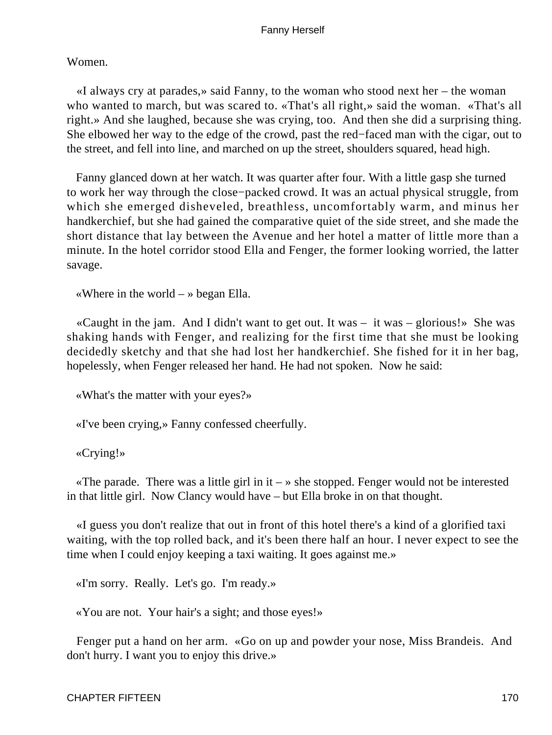Women.

«I always cry at parades,» said Fanny, to the woman who stood next her – the woman who wanted to march, but was scared to. «That's all right,» said the woman. «That's all right.» And she laughed, because she was crying, too. And then she did a surprising thing. She elbowed her way to the edge of the crowd, past the red−faced man with the cigar, out to the street, and fell into line, and marched on up the street, shoulders squared, head high.

Fanny glanced down at her watch. It was quarter after four. With a little gasp she turned to work her way through the close−packed crowd. It was an actual physical struggle, from which she emerged disheveled, breathless, uncomfortably warm, and minus her handkerchief, but she had gained the comparative quiet of the side street, and she made the short distance that lay between the Avenue and her hotel a matter of little more than a minute. In the hotel corridor stood Ella and Fenger, the former looking worried, the latter savage.

«Where in the world – » began Ella.

«Caught in the jam. And I didn't want to get out. It was – it was – glorious!» She was shaking hands with Fenger, and realizing for the first time that she must be looking decidedly sketchy and that she had lost her handkerchief. She fished for it in her bag, hopelessly, when Fenger released her hand. He had not spoken. Now he said:

«What's the matter with your eyes?»

«I've been crying,» Fanny confessed cheerfully.

«Crying!»

«The parade. There was a little girl in it – » she stopped. Fenger would not be interested in that little girl. Now Clancy would have – but Ella broke in on that thought.

«I guess you don't realize that out in front of this hotel there's a kind of a glorified taxi waiting, with the top rolled back, and it's been there half an hour. I never expect to see the time when I could enjoy keeping a taxi waiting. It goes against me.»

«I'm sorry. Really. Let's go. I'm ready.»

«You are not. Your hair's a sight; and those eyes!»

Fenger put a hand on her arm. «Go on up and powder your nose, Miss Brandeis. And don't hurry. I want you to enjoy this drive.»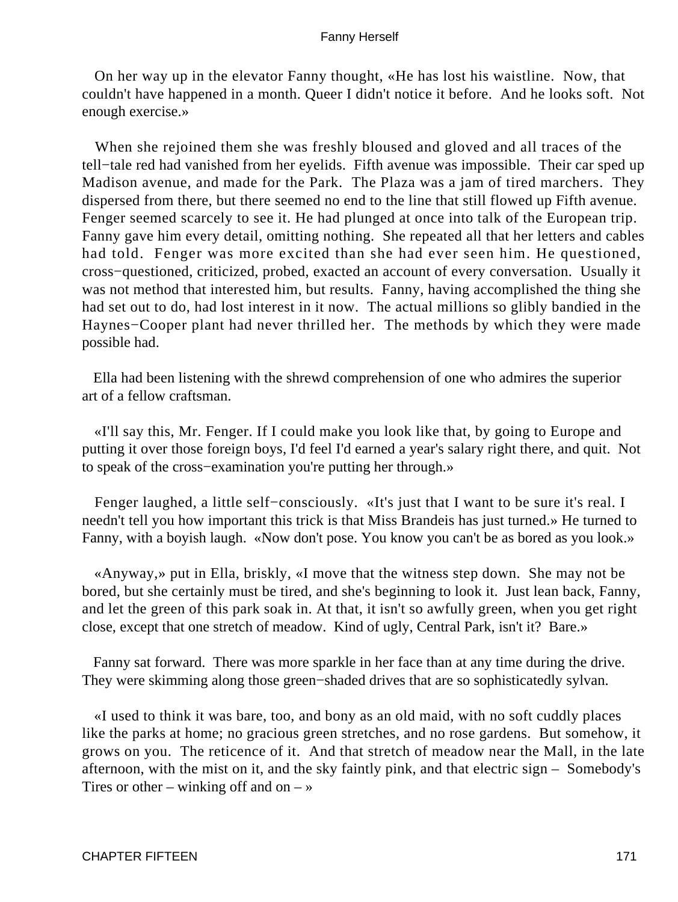On her way up in the elevator Fanny thought, «He has lost his waistline. Now, that couldn't have happened in a month. Queer I didn't notice it before. And he looks soft. Not enough exercise.»

When she rejoined them she was freshly bloused and gloved and all traces of the tell−tale red had vanished from her eyelids. Fifth avenue was impossible. Their car sped up Madison avenue, and made for the Park. The Plaza was a jam of tired marchers. They dispersed from there, but there seemed no end to the line that still flowed up Fifth avenue. Fenger seemed scarcely to see it. He had plunged at once into talk of the European trip. Fanny gave him every detail, omitting nothing. She repeated all that her letters and cables had told. Fenger was more excited than she had ever seen him. He questioned, cross−questioned, criticized, probed, exacted an account of every conversation. Usually it was not method that interested him, but results. Fanny, having accomplished the thing she had set out to do, had lost interest in it now. The actual millions so glibly bandied in the Haynes−Cooper plant had never thrilled her. The methods by which they were made possible had.

Ella had been listening with the shrewd comprehension of one who admires the superior art of a fellow craftsman.

«I'll say this, Mr. Fenger. If I could make you look like that, by going to Europe and putting it over those foreign boys, I'd feel I'd earned a year's salary right there, and quit. Not to speak of the cross−examination you're putting her through.»

Fenger laughed, a little self−consciously. «It's just that I want to be sure it's real. I needn't tell you how important this trick is that Miss Brandeis has just turned.» He turned to Fanny, with a boyish laugh. «Now don't pose. You know you can't be as bored as you look.»

«Anyway,» put in Ella, briskly, «I move that the witness step down. She may not be bored, but she certainly must be tired, and she's beginning to look it. Just lean back, Fanny, and let the green of this park soak in. At that, it isn't so awfully green, when you get right close, except that one stretch of meadow. Kind of ugly, Central Park, isn't it? Bare.»

Fanny sat forward. There was more sparkle in her face than at any time during the drive. They were skimming along those green−shaded drives that are so sophisticatedly sylvan.

«I used to think it was bare, too, and bony as an old maid, with no soft cuddly places like the parks at home; no gracious green stretches, and no rose gardens. But somehow, it grows on you. The reticence of it. And that stretch of meadow near the Mall, in the late afternoon, with the mist on it, and the sky faintly pink, and that electric sign – Somebody's Tires or other – winking off and on – »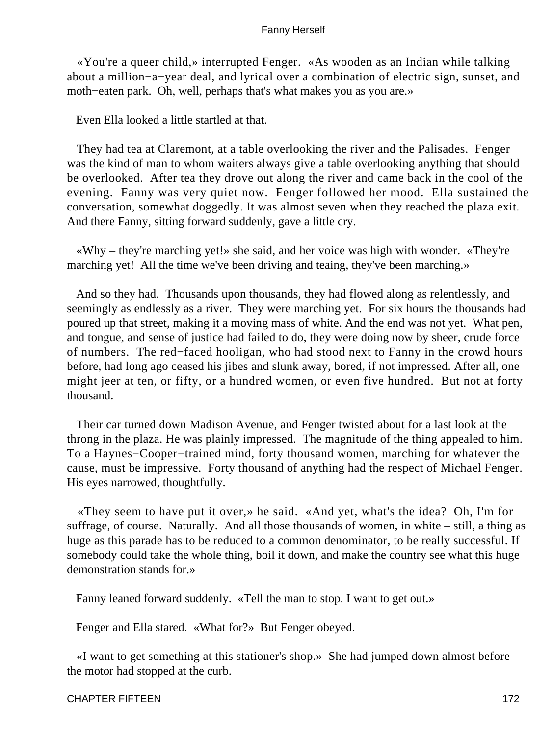«You're a queer child,» interrupted Fenger. «As wooden as an Indian while talking about a million−a−year deal, and lyrical over a combination of electric sign, sunset, and moth−eaten park. Oh, well, perhaps that's what makes you as you are.»

Even Ella looked a little startled at that.

They had tea at Claremont, at a table overlooking the river and the Palisades. Fenger was the kind of man to whom waiters always give a table overlooking anything that should be overlooked. After tea they drove out along the river and came back in the cool of the evening. Fanny was very quiet now. Fenger followed her mood. Ella sustained the conversation, somewhat doggedly. It was almost seven when they reached the plaza exit. And there Fanny, sitting forward suddenly, gave a little cry.

«Why – they're marching yet!» she said, and her voice was high with wonder. «They're marching yet! All the time we've been driving and teaing, they've been marching.»

And so they had. Thousands upon thousands, they had flowed along as relentlessly, and seemingly as endlessly as a river. They were marching yet. For six hours the thousands had poured up that street, making it a moving mass of white. And the end was not yet. What pen, and tongue, and sense of justice had failed to do, they were doing now by sheer, crude force of numbers. The red−faced hooligan, who had stood next to Fanny in the crowd hours before, had long ago ceased his jibes and slunk away, bored, if not impressed. After all, one might jeer at ten, or fifty, or a hundred women, or even five hundred. But not at forty thousand.

Their car turned down Madison Avenue, and Fenger twisted about for a last look at the throng in the plaza. He was plainly impressed. The magnitude of the thing appealed to him. To a Haynes−Cooper−trained mind, forty thousand women, marching for whatever the cause, must be impressive. Forty thousand of anything had the respect of Michael Fenger. His eyes narrowed, thoughtfully.

«They seem to have put it over,» he said. «And yet, what's the idea? Oh, I'm for suffrage, of course. Naturally. And all those thousands of women, in white – still, a thing as huge as this parade has to be reduced to a common denominator, to be really successful. If somebody could take the whole thing, boil it down, and make the country see what this huge demonstration stands for.»

Fanny leaned forward suddenly. «Tell the man to stop. I want to get out.»

Fenger and Ella stared. «What for?» But Fenger obeyed.

«I want to get something at this stationer's shop.» She had jumped down almost before the motor had stopped at the curb.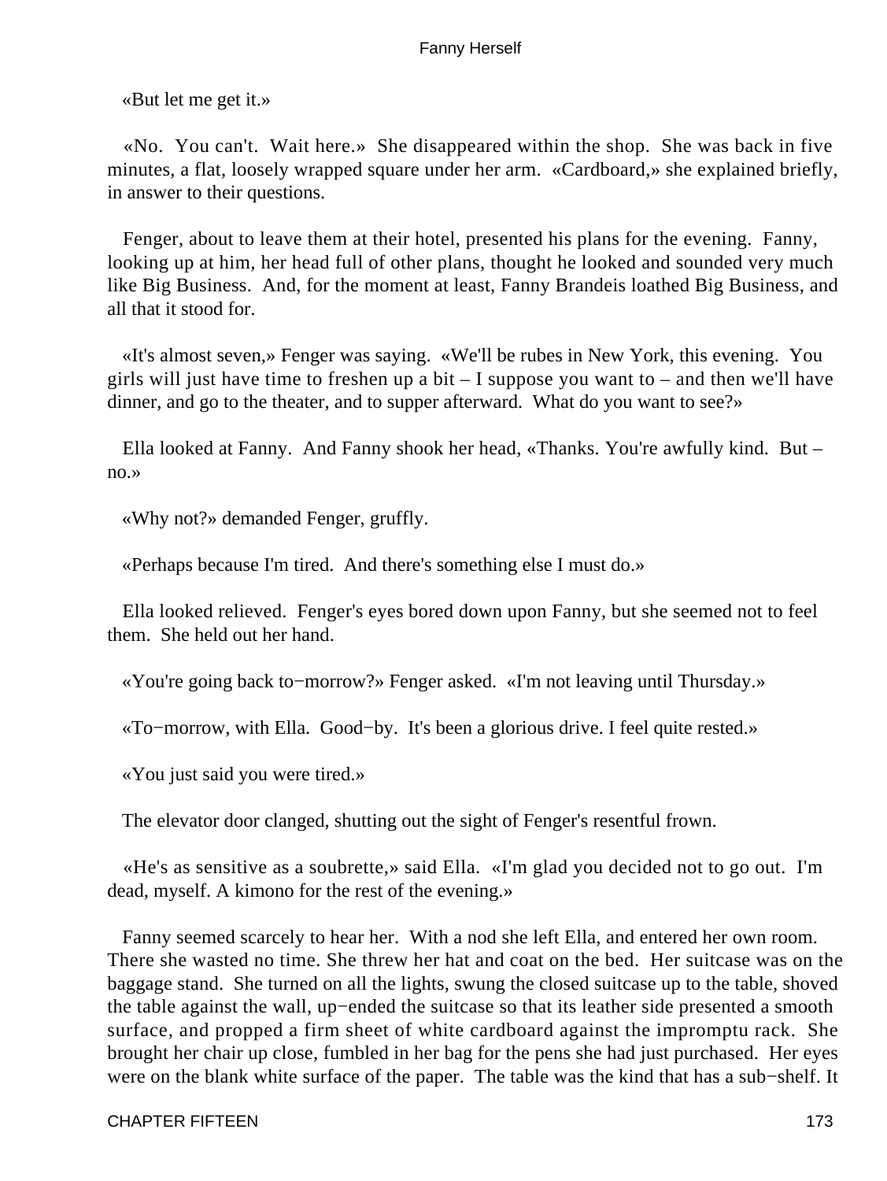«But let me get it.»

«No. You can't. Wait here.» She disappeared within the shop. She was back in five minutes, a flat, loosely wrapped square under her arm. «Cardboard,» she explained briefly, in answer to their questions.

Fenger, about to leave them at their hotel, presented his plans for the evening. Fanny, looking up at him, her head full of other plans, thought he looked and sounded very much like Big Business. And, for the moment at least, Fanny Brandeis loathed Big Business, and all that it stood for.

«It's almost seven,» Fenger was saying. «We'll be rubes in New York, this evening. You girls will just have time to freshen up a bit – I suppose you want to – and then we'll have dinner, and go to the theater, and to supper afterward. What do you want to see?»

Ella looked at Fanny. And Fanny shook her head, «Thanks. You're awfully kind. But – no.»

«Why not?» demanded Fenger, gruffly.

«Perhaps because I'm tired. And there's something else I must do.»

Ella looked relieved. Fenger's eyes bored down upon Fanny, but she seemed not to feel them. She held out her hand.

«You're going back to−morrow?» Fenger asked. «I'm not leaving until Thursday.»

«To−morrow, with Ella. Good−by. It's been a glorious drive. I feel quite rested.»

«You just said you were tired.»

The elevator door clanged, shutting out the sight of Fenger's resentful frown.

«He's as sensitive as a soubrette,» said Ella. «I'm glad you decided not to go out. I'm dead, myself. A kimono for the rest of the evening.»

Fanny seemed scarcely to hear her. With a nod she left Ella, and entered her own room. There she wasted no time. She threw her hat and coat on the bed. Her suitcase was on the baggage stand. She turned on all the lights, swung the closed suitcase up to the table, shoved the table against the wall, up−ended the suitcase so that its leather side presented a smooth surface, and propped a firm sheet of white cardboard against the impromptu rack. She brought her chair up close, fumbled in her bag for the pens she had just purchased. Her eyes were on the blank white surface of the paper. The table was the kind that has a sub−shelf. It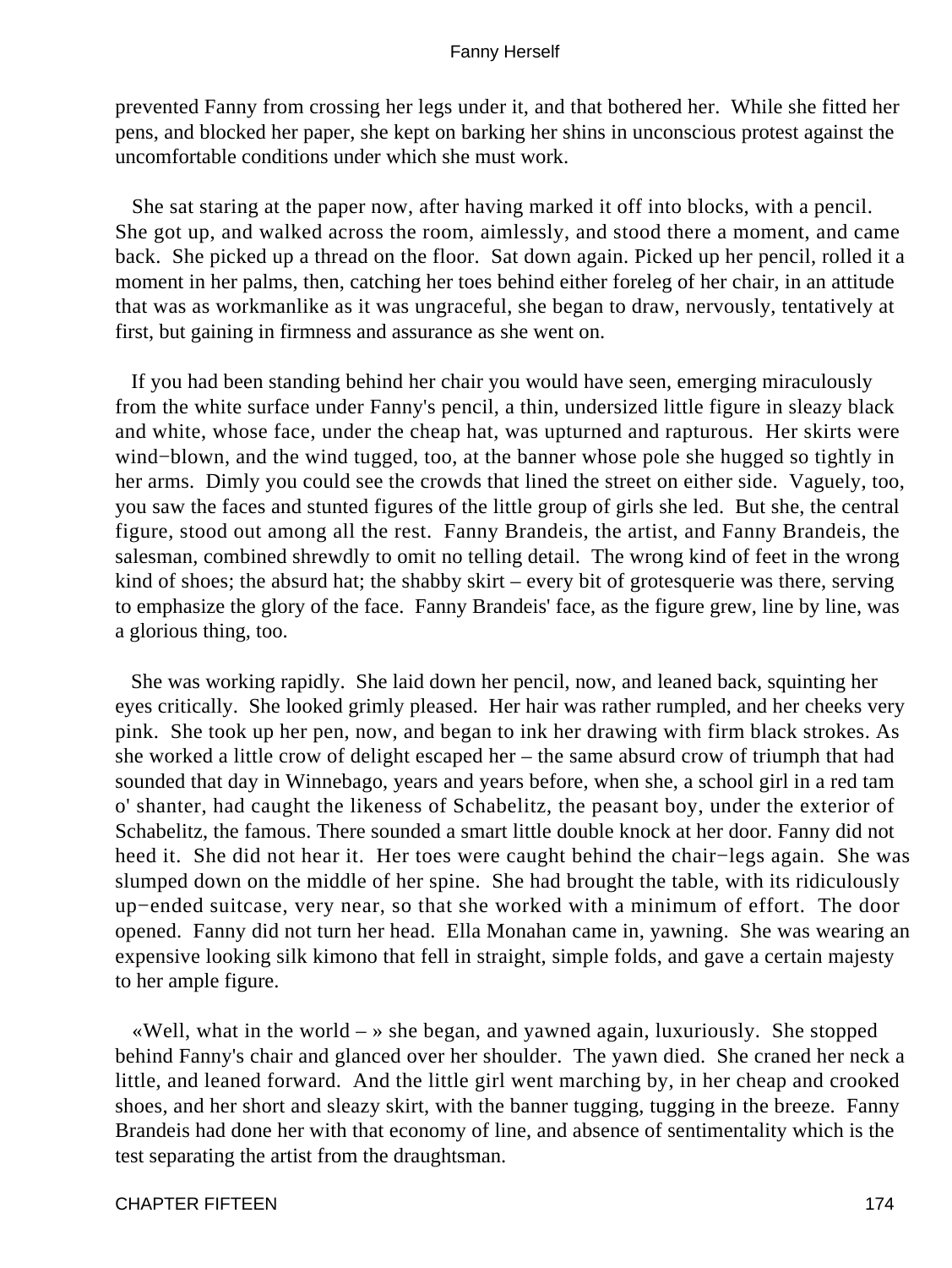prevented Fanny from crossing her legs under it, and that bothered her. While she fitted her pens, and blocked her paper, she kept on barking her shins in unconscious protest against the uncomfortable conditions under which she must work.

She sat staring at the paper now, after having marked it off into blocks, with a pencil. She got up, and walked across the room, aimlessly, and stood there a moment, and came back. She picked up a thread on the floor. Sat down again. Picked up her pencil, rolled it a moment in her palms, then, catching her toes behind either foreleg of her chair, in an attitude that was as workmanlike as it was ungraceful, she began to draw, nervously, tentatively at first, but gaining in firmness and assurance as she went on.

If you had been standing behind her chair you would have seen, emerging miraculously from the white surface under Fanny's pencil, a thin, undersized little figure in sleazy black and white, whose face, under the cheap hat, was upturned and rapturous. Her skirts were wind−blown, and the wind tugged, too, at the banner whose pole she hugged so tightly in her arms. Dimly you could see the crowds that lined the street on either side. Vaguely, too, you saw the faces and stunted figures of the little group of girls she led. But she, the central figure, stood out among all the rest. Fanny Brandeis, the artist, and Fanny Brandeis, the salesman, combined shrewdly to omit no telling detail. The wrong kind of feet in the wrong kind of shoes; the absurd hat; the shabby skirt – every bit of grotesquerie was there, serving to emphasize the glory of the face. Fanny Brandeis' face, as the figure grew, line by line, was a glorious thing, too.

She was working rapidly. She laid down her pencil, now, and leaned back, squinting her eyes critically. She looked grimly pleased. Her hair was rather rumpled, and her cheeks very pink. She took up her pen, now, and began to ink her drawing with firm black strokes. As she worked a little crow of delight escaped her – the same absurd crow of triumph that had sounded that day in Winnebago, years and years before, when she, a school girl in a red tam o' shanter, had caught the likeness of Schabelitz, the peasant boy, under the exterior of Schabelitz, the famous. There sounded a smart little double knock at her door. Fanny did not heed it. She did not hear it. Her toes were caught behind the chair−legs again. She was slumped down on the middle of her spine. She had brought the table, with its ridiculously up−ended suitcase, very near, so that she worked with a minimum of effort. The door opened. Fanny did not turn her head. Ella Monahan came in, yawning. She was wearing an expensive looking silk kimono that fell in straight, simple folds, and gave a certain majesty to her ample figure.

«Well, what in the world – » she began, and yawned again, luxuriously. She stopped behind Fanny's chair and glanced over her shoulder. The yawn died. She craned her neck a little, and leaned forward. And the little girl went marching by, in her cheap and crooked shoes, and her short and sleazy skirt, with the banner tugging, tugging in the breeze. Fanny Brandeis had done her with that economy of line, and absence of sentimentality which is the test separating the artist from the draughtsman.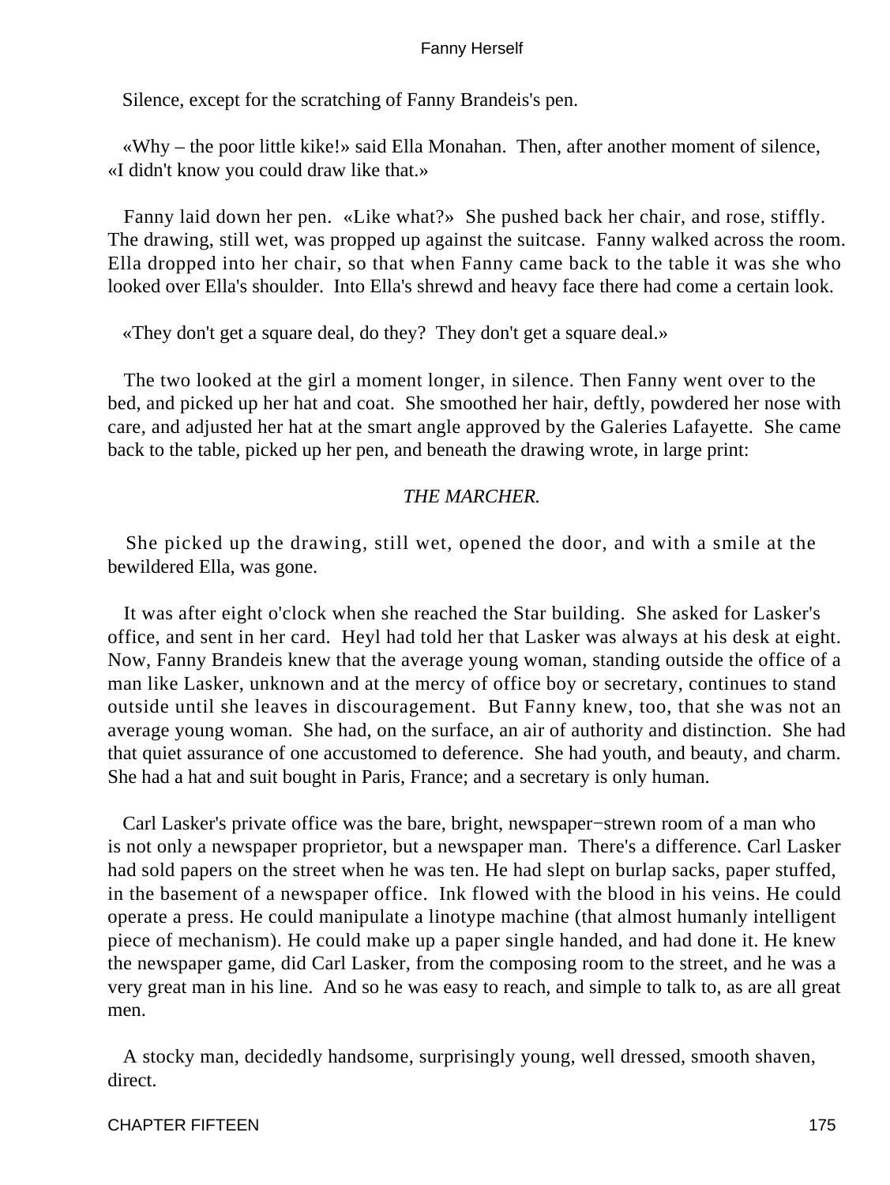Silence, except for the scratching of Fanny Brandeis's pen.

«Why – the poor little kike!» said Ella Monahan. Then, after another moment of silence, «I didn't know you could draw like that.»

Fanny laid down her pen. «Like what?» She pushed back her chair, and rose, stiffly. The drawing, still wet, was propped up against the suitcase. Fanny walked across the room. Ella dropped into her chair, so that when Fanny came back to the table it was she who looked over Ella's shoulder. Into Ella's shrewd and heavy face there had come a certain look.

«They don't get a square deal, do they? They don't get a square deal.»

The two looked at the girl a moment longer, in silence. Then Fanny went over to the bed, and picked up her hat and coat. She smoothed her hair, deftly, powdered her nose with care, and adjusted her hat at the smart angle approved by the Galeries Lafayette. She came back to the table, picked up her pen, and beneath the drawing wrote, in large print:

*THE MARCHER.*

She picked up the drawing, still wet, opened the door, and with a smile at the bewildered Ella, was gone.

It was after eight o'clock when she reached the Star building. She asked for Lasker's office, and sent in her card. Heyl had told her that Lasker was always at his desk at eight. Now, Fanny Brandeis knew that the average young woman, standing outside the office of a man like Lasker, unknown and at the mercy of office boy or secretary, continues to stand outside until she leaves in discouragement. But Fanny knew, too, that she was not an average young woman. She had, on the surface, an air of authority and distinction. She had that quiet assurance of one accustomed to deference. She had youth, and beauty, and charm. She had a hat and suit bought in Paris, France; and a secretary is only human.

Carl Lasker's private office was the bare, bright, newspaper−strewn room of a man who is not only a newspaper proprietor, but a newspaper man. There's a difference. Carl Lasker had sold papers on the street when he was ten. He had slept on burlap sacks, paper stuffed, in the basement of a newspaper office. Ink flowed with the blood in his veins. He could operate a press. He could manipulate a linotype machine (that almost humanly intelligent piece of mechanism). He could make up a paper single handed, and had done it. He knew the newspaper game, did Carl Lasker, from the composing room to the street, and he was a very great man in his line. And so he was easy to reach, and simple to talk to, as are all great men.

A stocky man, decidedly handsome, surprisingly young, well dressed, smooth shaven, direct.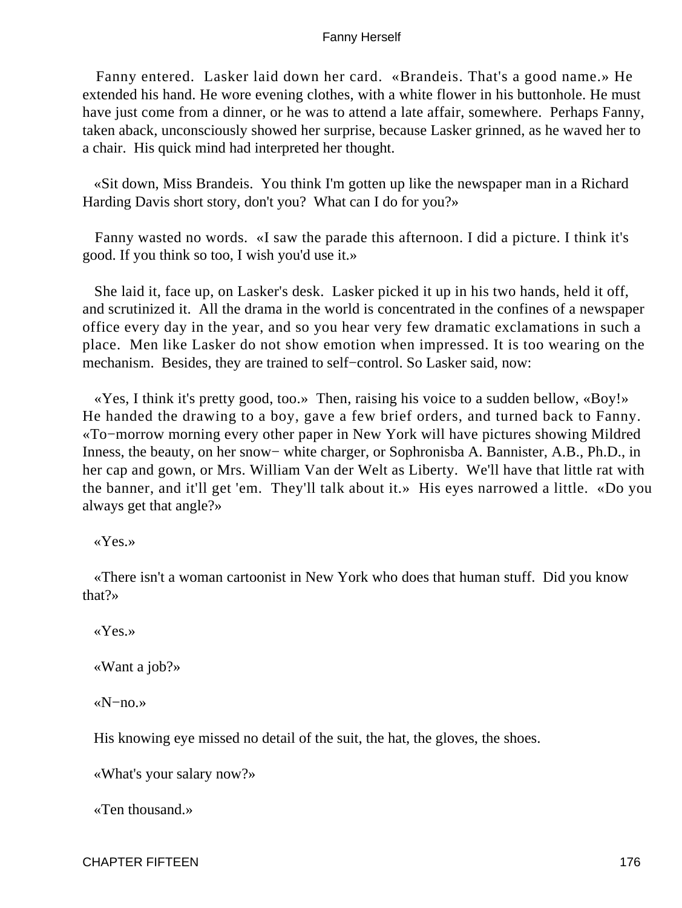Fanny entered. Lasker laid down her card. «Brandeis. That's a good name.» He extended his hand. He wore evening clothes, with a white flower in his buttonhole. He must have just come from a dinner, or he was to attend a late affair, somewhere. Perhaps Fanny, taken aback, unconsciously showed her surprise, because Lasker grinned, as he waved her to a chair. His quick mind had interpreted her thought.

«Sit down, Miss Brandeis. You think I'm gotten up like the newspaper man in a Richard Harding Davis short story, don't you? What can I do for you?»

Fanny wasted no words. «I saw the parade this afternoon. I did a picture. I think it's good. If you think so too, I wish you'd use it.»

She laid it, face up, on Lasker's desk. Lasker picked it up in his two hands, held it off, and scrutinized it. All the drama in the world is concentrated in the confines of a newspaper office every day in the year, and so you hear very few dramatic exclamations in such a place. Men like Lasker do not show emotion when impressed. It is too wearing on the mechanism. Besides, they are trained to self−control. So Lasker said, now:

«Yes, I think it's pretty good, too.» Then, raising his voice to a sudden bellow, «Boy!» He handed the drawing to a boy, gave a few brief orders, and turned back to Fanny. «To−morrow morning every other paper in New York will have pictures showing Mildred Inness, the beauty, on her snow− white charger, or Sophronisba A. Bannister, A.B., Ph.D., in her cap and gown, or Mrs. William Van der Welt as Liberty. We'll have that little rat with the banner, and it'll get 'em. They'll talk about it.» His eyes narrowed a little. «Do you always get that angle?»

«Yes.»

«There isn't a woman cartoonist in New York who does that human stuff. Did you know that?»

«Yes.»

«Want a job?»

«N−no.»

His knowing eye missed no detail of the suit, the hat, the gloves, the shoes.

«What's your salary now?»

«Ten thousand.»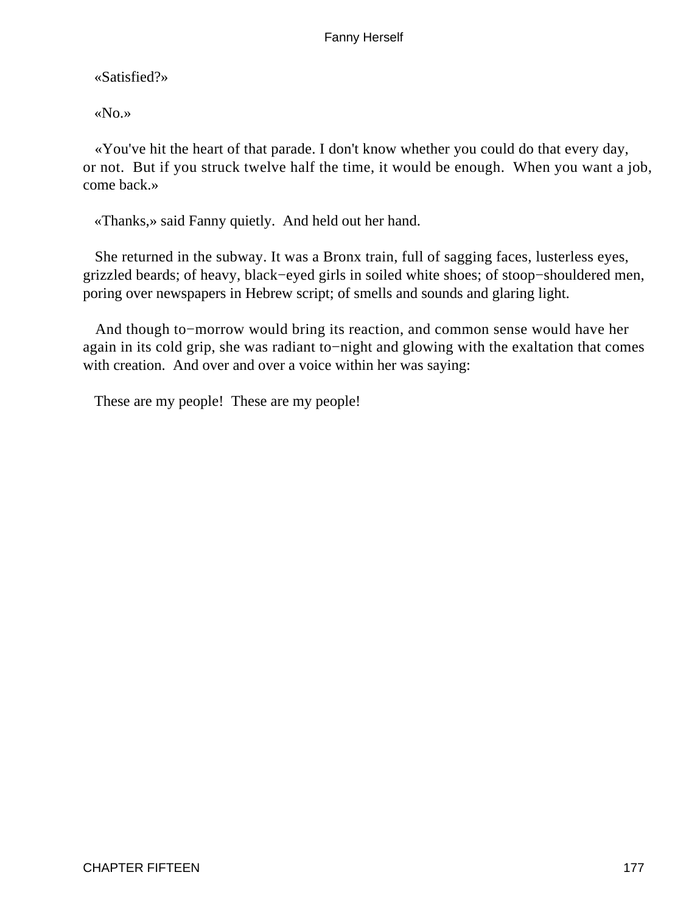«Satisfied?»

«No.»

«You've hit the heart of that parade. I don't know whether you could do that every day, or not. But if you struck twelve half the time, it would be enough. When you want a job, come back.»

«Thanks,» said Fanny quietly. And held out her hand.

She returned in the subway. It was a Bronx train, full of sagging faces, lusterless eyes, grizzled beards; of heavy, black−eyed girls in soiled white shoes; of stoop−shouldered men, poring over newspapers in Hebrew script; of smells and sounds and glaring light.

And though to−morrow would bring its reaction, and common sense would have her again in its cold grip, she was radiant to−night and glowing with the exaltation that comes with creation. And over and over a voice within her was saying:

These are my people! These are my people!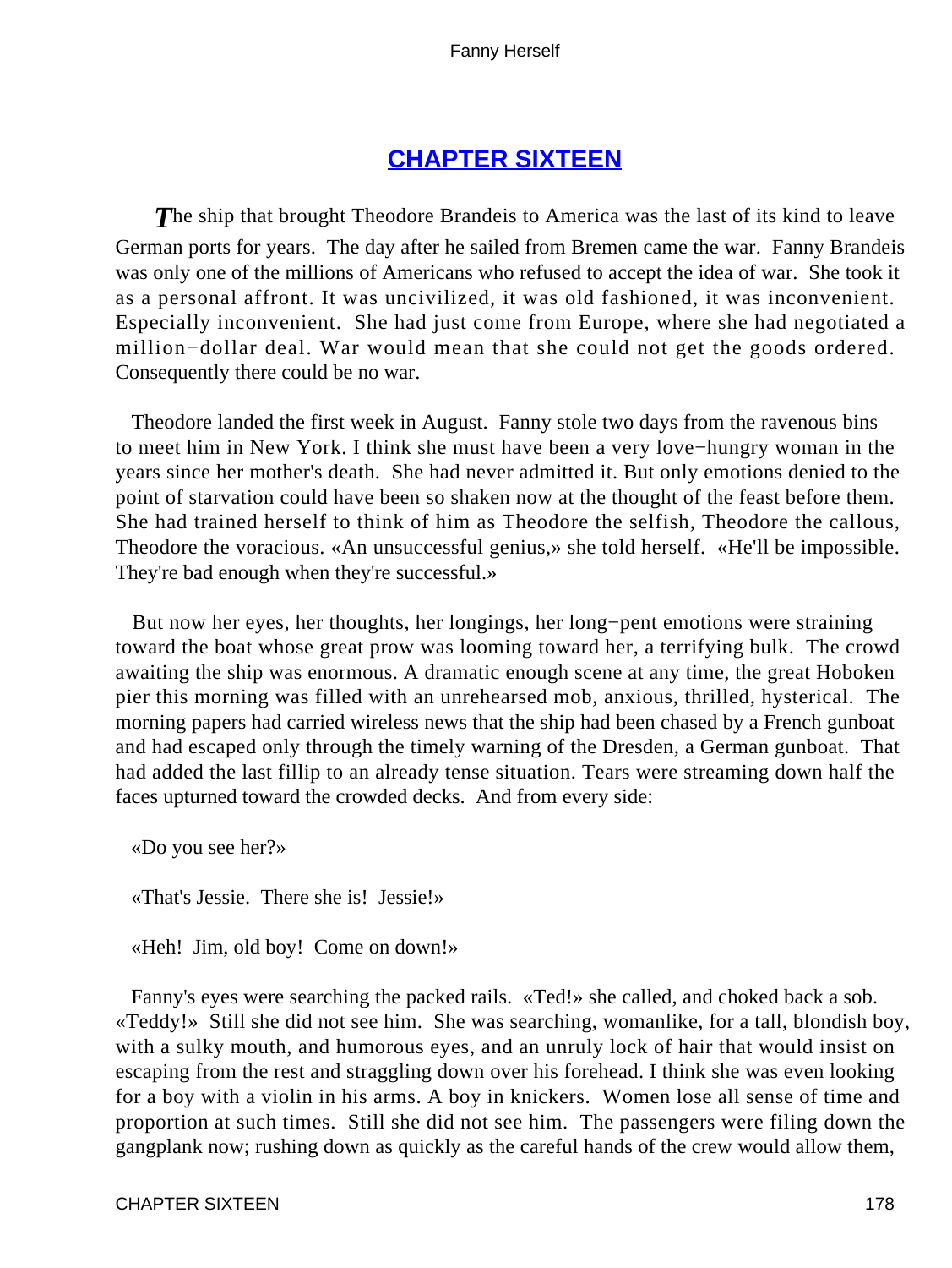## CHAPTER SIXTEEN

*T*he ship that brought Theodore Brandeis to America was the last of its kind to leave German ports for years. The day after he sailed from Bremen came the war. Fanny Brandeis was only one of the millions of Americans who refused to accept the idea of war. She took it as a personal affront. It was uncivilized, it was old fashioned, it was inconvenient. Especially inconvenient. She had just come from Europe, where she had negotiated a million−dollar deal. War would mean that she could not get the goods ordered. Consequently there could be no war.

Theodore landed the first week in August. Fanny stole two days from the ravenous bins to meet him in New York. I think she must have been a very love−hungry woman in the years since her mother's death. She had never admitted it. But only emotions denied to the point of starvation could have been so shaken now at the thought of the feast before them. She had trained herself to think of him as Theodore the selfish, Theodore the callous, Theodore the voracious. «An unsuccessful genius,» she told herself. «He'll be impossible. They're bad enough when they're successful.»

But now her eyes, her thoughts, her longings, her long−pent emotions were straining toward the boat whose great prow was looming toward her, a terrifying bulk. The crowd awaiting the ship was enormous. A dramatic enough scene at any time, the great Hoboken pier this morning was filled with an unrehearsed mob, anxious, thrilled, hysterical. The morning papers had carried wireless news that the ship had been chased by a French gunboat and had escaped only through the timely warning of the Dresden, a German gunboat. That had added the last fillip to an already tense situation. Tears were streaming down half the faces upturned toward the crowded decks. And from every side:

«Do you see her?»

«That's Jessie. There she is! Jessie!»

«Heh! Jim, old boy! Come on down!»

Fanny's eyes were searching the packed rails. «Ted!» she called, and choked back a sob. «Teddy!» Still she did not see him. She was searching, womanlike, for a tall, blondish boy, with a sulky mouth, and humorous eyes, and an unruly lock of hair that would insist on escaping from the rest and straggling down over his forehead. I think she was even looking for a boy with a violin in his arms. A boy in knickers. Women lose all sense of time and proportion at such times. Still she did not see him. The passengers were filing down the gangplank now; rushing down as quickly as the careful hands of the crew would allow them,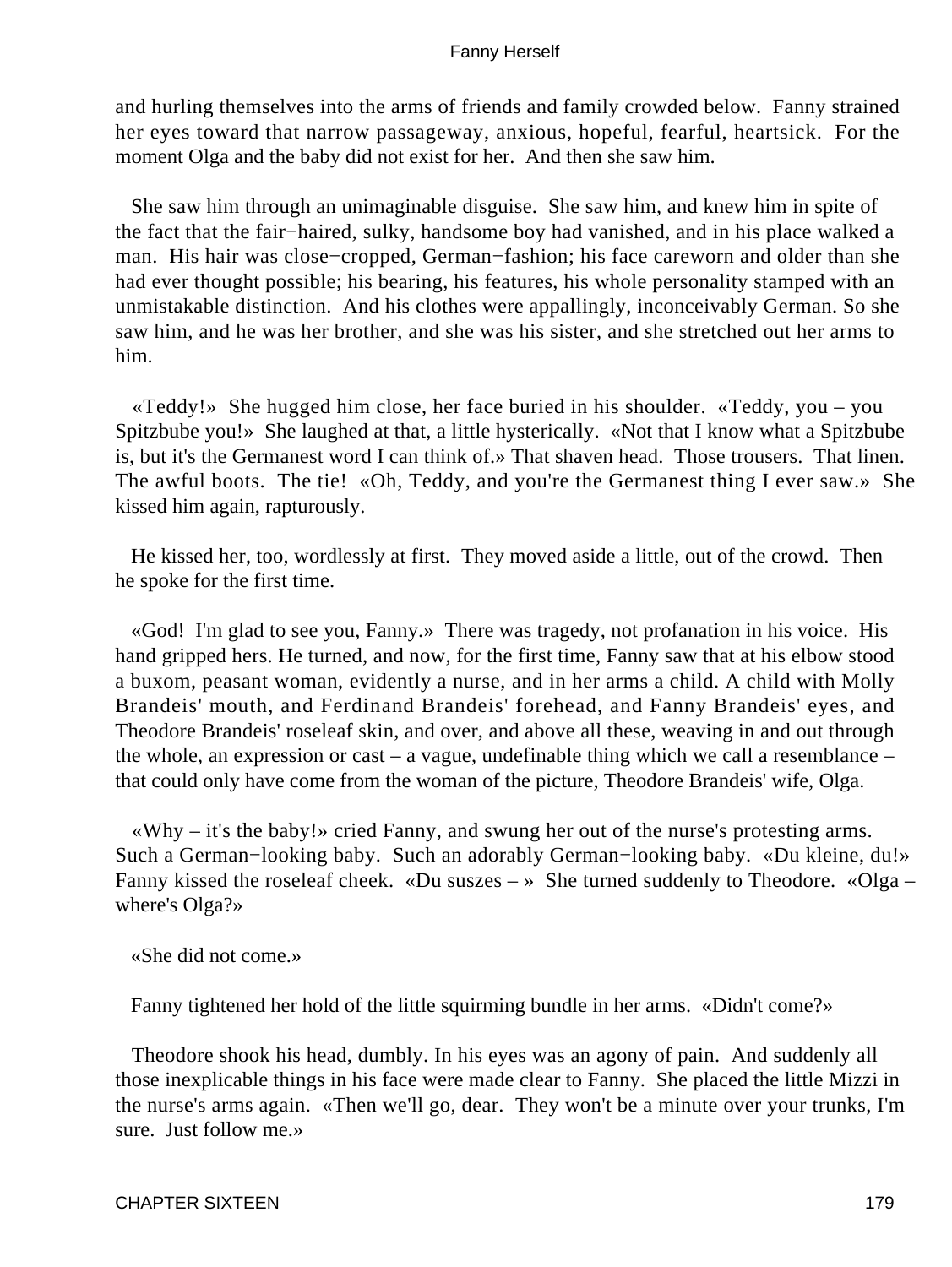and hurling themselves into the arms of friends and family crowded below. Fanny strained her eyes toward that narrow passageway, anxious, hopeful, fearful, heartsick. For the moment Olga and the baby did not exist for her. And then she saw him.

She saw him through an unimaginable disguise. She saw him, and knew him in spite of the fact that the fair−haired, sulky, handsome boy had vanished, and in his place walked a man. His hair was close−cropped, German−fashion; his face careworn and older than she had ever thought possible; his bearing, his features, his whole personality stamped with an unmistakable distinction. And his clothes were appallingly, inconceivably German. So she saw him, and he was her brother, and she was his sister, and she stretched out her arms to him.

«Teddy!» She hugged him close, her face buried in his shoulder. «Teddy, you – you Spitzbube you!» She laughed at that, a little hysterically. «Not that I know what a Spitzbube is, but it's the Germanest word I can think of.» That shaven head. Those trousers. That linen. The awful boots. The tie! «Oh, Teddy, and you're the Germanest thing I ever saw.» She kissed him again, rapturously.

He kissed her, too, wordlessly at first. They moved aside a little, out of the crowd. Then he spoke for the first time.

«God! I'm glad to see you, Fanny.» There was tragedy, not profanation in his voice. His hand gripped hers. He turned, and now, for the first time, Fanny saw that at his elbow stood a buxom, peasant woman, evidently a nurse, and in her arms a child. A child with Molly Brandeis' mouth, and Ferdinand Brandeis' forehead, and Fanny Brandeis' eyes, and Theodore Brandeis' roseleaf skin, and over, and above all these, weaving in and out through the whole, an expression or cast – a vague, undefinable thing which we call a resemblance – that could only have come from the woman of the picture, Theodore Brandeis' wife, Olga.

«Why – it's the baby!» cried Fanny, and swung her out of the nurse's protesting arms. Such a German−looking baby. Such an adorably German−looking baby. «Du kleine, du!» Fanny kissed the roseleaf cheek. «Du suszes – » She turned suddenly to Theodore. «Olga – where's Olga?»

«She did not come.»

Fanny tightened her hold of the little squirming bundle in her arms. «Didn't come?»

Theodore shook his head, dumbly. In his eyes was an agony of pain. And suddenly all those inexplicable things in his face were made clear to Fanny. She placed the little Mizzi in the nurse's arms again. «Then we'll go, dear. They won't be a minute over your trunks, I'm sure. Just follow me.»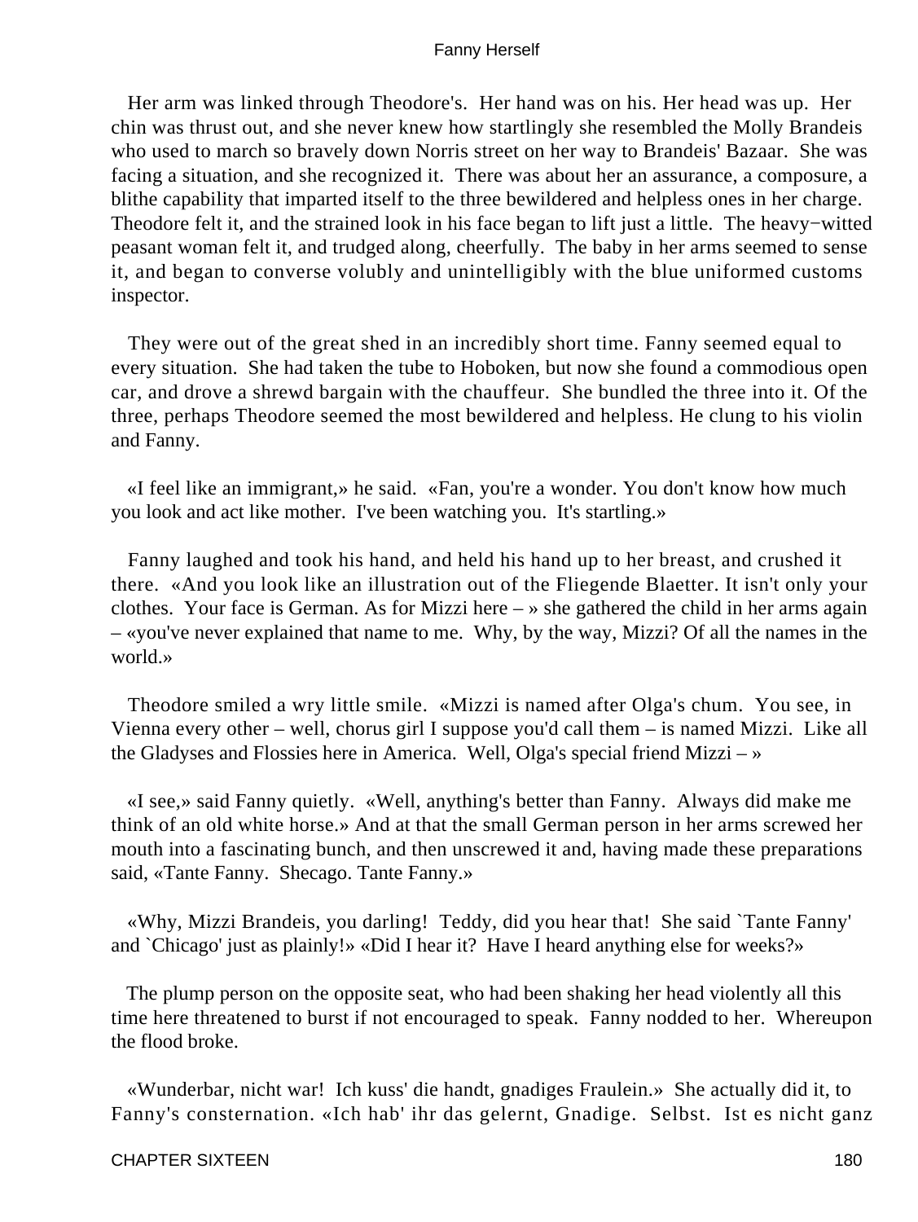Her arm was linked through Theodore's. Her hand was on his. Her head was up. Her chin was thrust out, and she never knew how startlingly she resembled the Molly Brandeis who used to march so bravely down Norris street on her way to Brandeis' Bazaar. She was facing a situation, and she recognized it. There was about her an assurance, a composure, a blithe capability that imparted itself to the three bewildered and helpless ones in her charge. Theodore felt it, and the strained look in his face began to lift just a little. The heavy−witted peasant woman felt it, and trudged along, cheerfully. The baby in her arms seemed to sense it, and began to converse volubly and unintelligibly with the blue uniformed customs inspector.

They were out of the great shed in an incredibly short time. Fanny seemed equal to every situation. She had taken the tube to Hoboken, but now she found a commodious open car, and drove a shrewd bargain with the chauffeur. She bundled the three into it. Of the three, perhaps Theodore seemed the most bewildered and helpless. He clung to his violin and Fanny.

«I feel like an immigrant,» he said. «Fan, you're a wonder. You don't know how much you look and act like mother. I've been watching you. It's startling.»

Fanny laughed and took his hand, and held his hand up to her breast, and crushed it there. «And you look like an illustration out of the Fliegende Blaetter. It isn't only your clothes. Your face is German. As for Mizzi here – » she gathered the child in her arms again – «you've never explained that name to me. Why, by the way, Mizzi? Of all the names in the world.»

Theodore smiled a wry little smile. «Mizzi is named after Olga's chum. You see, in Vienna every other – well, chorus girl I suppose you'd call them – is named Mizzi. Like all the Gladyses and Flossies here in America. Well, Olga's special friend Mizzi – »

«I see,» said Fanny quietly. «Well, anything's better than Fanny. Always did make me think of an old white horse.» And at that the small German person in her arms screwed her mouth into a fascinating bunch, and then unscrewed it and, having made these preparations said, «Tante Fanny. Shecago. Tante Fanny.»

«Why, Mizzi Brandeis, you darling! Teddy, did you hear that! She said `Tante Fanny' and `Chicago' just as plainly!» «Did I hear it? Have I heard anything else for weeks?»

The plump person on the opposite seat, who had been shaking her head violently all this time here threatened to burst if not encouraged to speak. Fanny nodded to her. Whereupon the flood broke.

«Wunderbar, nicht war! Ich kuss' die handt, gnadiges Fraulein.» She actually did it, to Fanny's consternation. «Ich hab' ihr das gelernt, Gnadige. Selbst. Ist es nicht ganz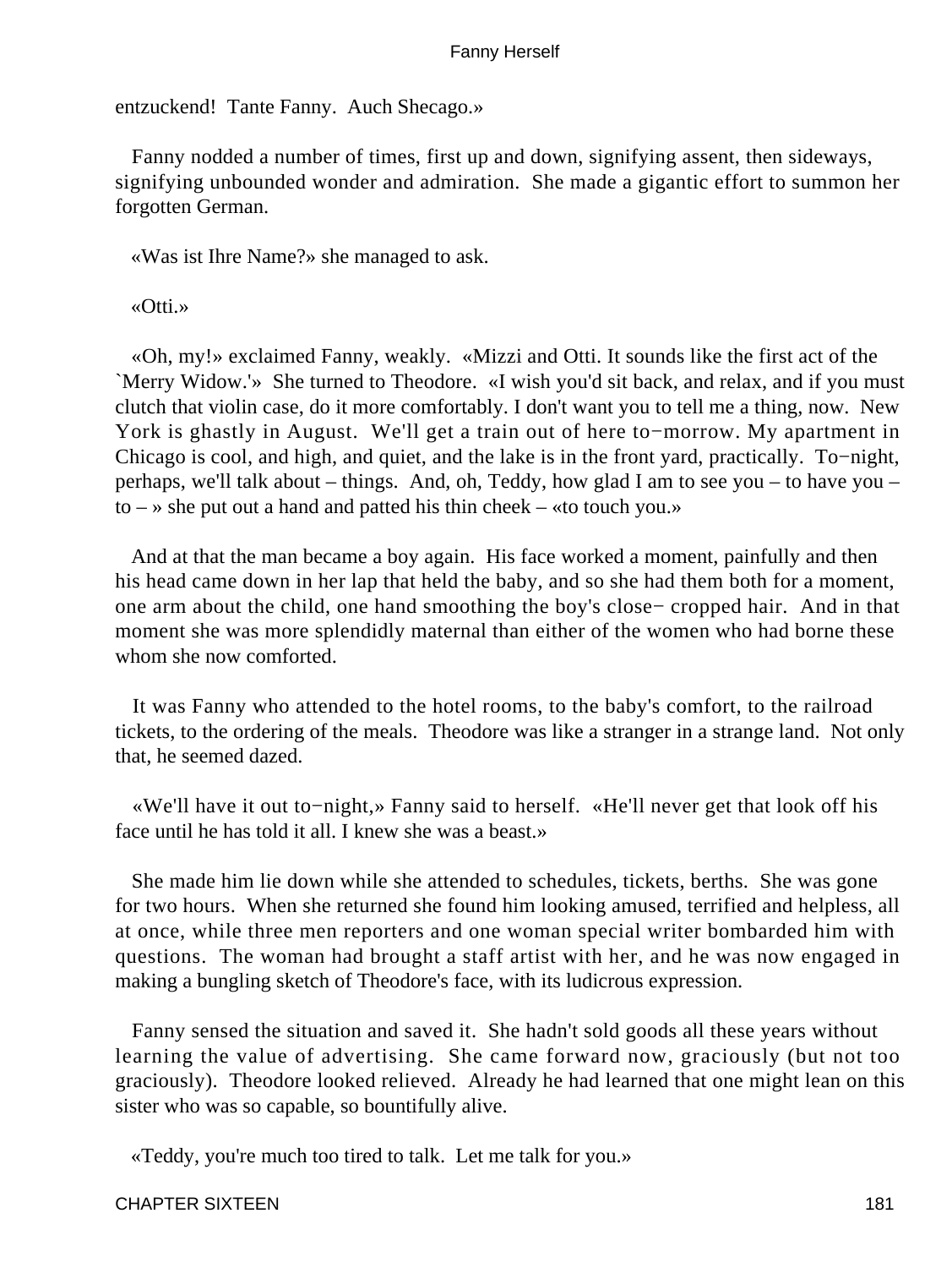entzuckend! Tante Fanny. Auch Shecago.»

Fanny nodded a number of times, first up and down, signifying assent, then sideways, signifying unbounded wonder and admiration. She made a gigantic effort to summon her forgotten German.

«Was ist Ihre Name?» she managed to ask.

«Otti.»

«Oh, my!» exclaimed Fanny, weakly. «Mizzi and Otti. It sounds like the first act of the `Merry Widow.'» She turned to Theodore. «I wish you'd sit back, and relax, and if you must clutch that violin case, do it more comfortably. I don't want you to tell me a thing, now. New York is ghastly in August. We'll get a train out of here to−morrow. My apartment in Chicago is cool, and high, and quiet, and the lake is in the front yard, practically. To−night, perhaps, we'll talk about – things. And, oh, Teddy, how glad I am to see you – to have you – to – » she put out a hand and patted his thin cheek – «to touch you.»

And at that the man became a boy again. His face worked a moment, painfully and then his head came down in her lap that held the baby, and so she had them both for a moment, one arm about the child, one hand smoothing the boy's close− cropped hair. And in that moment she was more splendidly maternal than either of the women who had borne these whom she now comforted.

It was Fanny who attended to the hotel rooms, to the baby's comfort, to the railroad tickets, to the ordering of the meals. Theodore was like a stranger in a strange land. Not only that, he seemed dazed.

«We'll have it out to−night,» Fanny said to herself. «He'll never get that look off his face until he has told it all. I knew she was a beast.»

She made him lie down while she attended to schedules, tickets, berths. She was gone for two hours. When she returned she found him looking amused, terrified and helpless, all at once, while three men reporters and one woman special writer bombarded him with questions. The woman had brought a staff artist with her, and he was now engaged in making a bungling sketch of Theodore's face, with its ludicrous expression.

Fanny sensed the situation and saved it. She hadn't sold goods all these years without learning the value of advertising. She came forward now, graciously (but not too graciously). Theodore looked relieved. Already he had learned that one might lean on this sister who was so capable, so bountifully alive.

«Teddy, you're much too tired to talk. Let me talk for you.»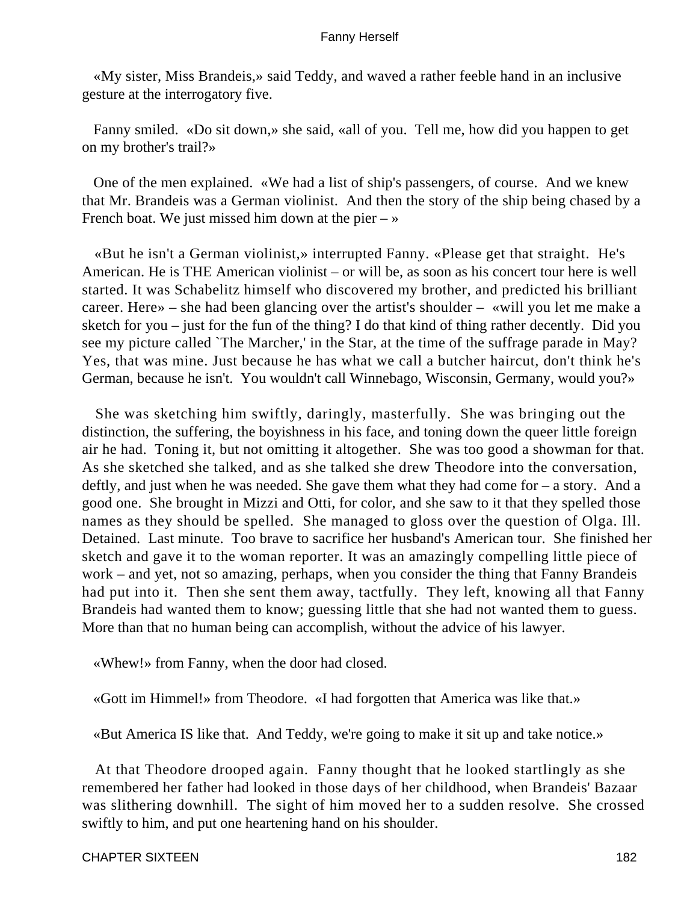«My sister, Miss Brandeis,» said Teddy, and waved a rather feeble hand in an inclusive gesture at the interrogatory five.

Fanny smiled. «Do sit down,» she said, «all of you. Tell me, how did you happen to get on my brother's trail?»

One of the men explained. «We had a list of ship's passengers, of course. And we knew that Mr. Brandeis was a German violinist. And then the story of the ship being chased by a French boat. We just missed him down at the pier – »

«But he isn't a German violinist,» interrupted Fanny. «Please get that straight. He's American. He is THE American violinist – or will be, as soon as his concert tour here is well started. It was Schabelitz himself who discovered my brother, and predicted his brilliant career. Here» – she had been glancing over the artist's shoulder – «will you let me make a sketch for you – just for the fun of the thing? I do that kind of thing rather decently. Did you see my picture called `The Marcher,' in the Star, at the time of the suffrage parade in May? Yes, that was mine. Just because he has what we call a butcher haircut, don't think he's German, because he isn't. You wouldn't call Winnebago, Wisconsin, Germany, would you?»

She was sketching him swiftly, daringly, masterfully. She was bringing out the distinction, the suffering, the boyishness in his face, and toning down the queer little foreign air he had. Toning it, but not omitting it altogether. She was too good a showman for that. As she sketched she talked, and as she talked she drew Theodore into the conversation, deftly, and just when he was needed. She gave them what they had come for – a story. And a good one. She brought in Mizzi and Otti, for color, and she saw to it that they spelled those names as they should be spelled. She managed to gloss over the question of Olga. Ill. Detained. Last minute. Too brave to sacrifice her husband's American tour. She finished her sketch and gave it to the woman reporter. It was an amazingly compelling little piece of work – and yet, not so amazing, perhaps, when you consider the thing that Fanny Brandeis had put into it. Then she sent them away, tactfully. They left, knowing all that Fanny Brandeis had wanted them to know; guessing little that she had not wanted them to guess. More than that no human being can accomplish, without the advice of his lawyer.

«Whew!» from Fanny, when the door had closed.

«Gott im Himmel!» from Theodore. «I had forgotten that America was like that.»

«But America IS like that. And Teddy, we're going to make it sit up and take notice.»

At that Theodore drooped again. Fanny thought that he looked startlingly as she remembered her father had looked in those days of her childhood, when Brandeis' Bazaar was slithering downhill. The sight of him moved her to a sudden resolve. She crossed swiftly to him, and put one heartening hand on his shoulder.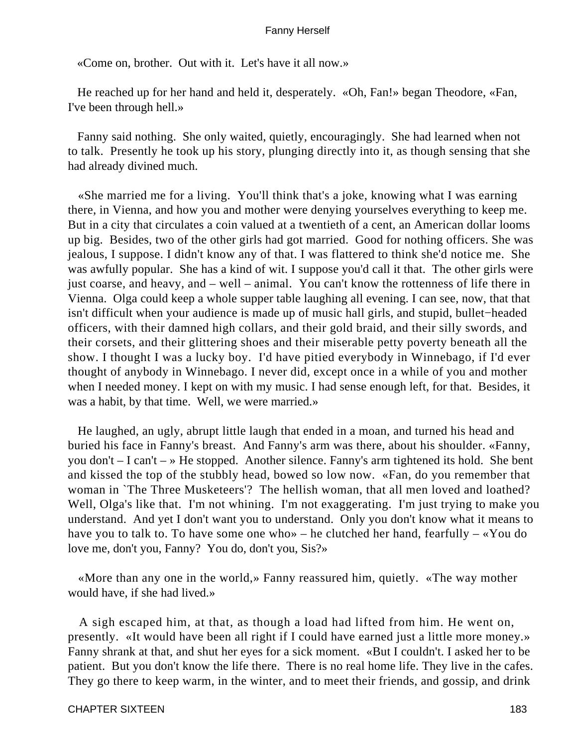«Come on, brother. Out with it. Let's have it all now.»

He reached up for her hand and held it, desperately. «Oh, Fan!» began Theodore, «Fan, I've been through hell.»

Fanny said nothing. She only waited, quietly, encouragingly. She had learned when not to talk. Presently he took up his story, plunging directly into it, as though sensing that she had already divined much.

«She married me for a living. You'll think that's a joke, knowing what I was earning there, in Vienna, and how you and mother were denying yourselves everything to keep me. But in a city that circulates a coin valued at a twentieth of a cent, an American dollar looms up big. Besides, two of the other girls had got married. Good for nothing officers. She was jealous, I suppose. I didn't know any of that. I was flattered to think she'd notice me. She was awfully popular. She has a kind of wit. I suppose you'd call it that. The other girls were just coarse, and heavy, and – well – animal. You can't know the rottenness of life there in Vienna. Olga could keep a whole supper table laughing all evening. I can see, now, that that isn't difficult when your audience is made up of music hall girls, and stupid, bullet−headed officers, with their damned high collars, and their gold braid, and their silly swords, and their corsets, and their glittering shoes and their miserable petty poverty beneath all the show. I thought I was a lucky boy. I'd have pitied everybody in Winnebago, if I'd ever thought of anybody in Winnebago. I never did, except once in a while of you and mother when I needed money. I kept on with my music. I had sense enough left, for that. Besides, it was a habit, by that time. Well, we were married.»

He laughed, an ugly, abrupt little laugh that ended in a moan, and turned his head and buried his face in Fanny's breast. And Fanny's arm was there, about his shoulder. «Fanny, you don't – I can't – » He stopped. Another silence. Fanny's arm tightened its hold. She bent and kissed the top of the stubbly head, bowed so low now. «Fan, do you remember that woman in `The Three Musketeers'? The hellish woman, that all men loved and loathed? Well, Olga's like that. I'm not whining. I'm not exaggerating. I'm just trying to make you understand. And yet I don't want you to understand. Only you don't know what it means to have you to talk to. To have some one who» – he clutched her hand, fearfully – «You do love me, don't you, Fanny? You do, don't you, Sis?»

«More than any one in the world,» Fanny reassured him, quietly. «The way mother would have, if she had lived.»

A sigh escaped him, at that, as though a load had lifted from him. He went on, presently. «It would have been all right if I could have earned just a little more money.» Fanny shrank at that, and shut her eyes for a sick moment. «But I couldn't. I asked her to be patient. But you don't know the life there. There is no real home life. They live in the cafes. They go there to keep warm, in the winter, and to meet their friends, and gossip, and drink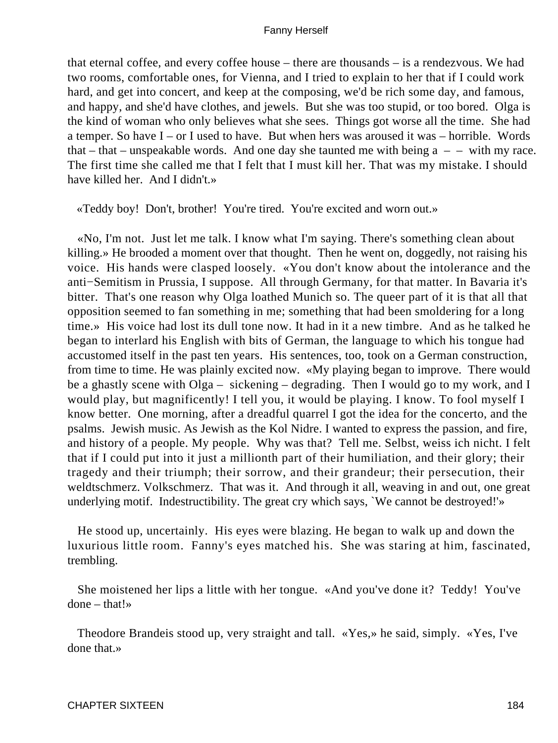that eternal coffee, and every coffee house – there are thousands – is a rendezvous. We had two rooms, comfortable ones, for Vienna, and I tried to explain to her that if I could work hard, and get into concert, and keep at the composing, we'd be rich some day, and famous, and happy, and she'd have clothes, and jewels. But she was too stupid, or too bored. Olga is the kind of woman who only believes what she sees. Things got worse all the time. She had a temper. So have I – or I used to have. But when hers was aroused it was – horrible. Words that – that – unspeakable words. And one day she taunted me with being a – – with my race. The first time she called me that I felt that I must kill her. That was my mistake. I should have killed her. And I didn't.»

«Teddy boy! Don't, brother! You're tired. You're excited and worn out.»

«No, I'm not. Just let me talk. I know what I'm saying. There's something clean about killing.» He brooded a moment over that thought. Then he went on, doggedly, not raising his voice. His hands were clasped loosely. «You don't know about the intolerance and the anti−Semitism in Prussia, I suppose. All through Germany, for that matter. In Bavaria it's bitter. That's one reason why Olga loathed Munich so. The queer part of it is that all that opposition seemed to fan something in me; something that had been smoldering for a long time.» His voice had lost its dull tone now. It had in it a new timbre. And as he talked he began to interlard his English with bits of German, the language to which his tongue had accustomed itself in the past ten years. His sentences, too, took on a German construction, from time to time. He was plainly excited now. «My playing began to improve. There would be a ghastly scene with Olga – sickening – degrading. Then I would go to my work, and I would play, but magnificently! I tell you, it would be playing. I know. To fool myself I know better. One morning, after a dreadful quarrel I got the idea for the concerto, and the psalms. Jewish music. As Jewish as the Kol Nidre. I wanted to express the passion, and fire, and history of a people. My people. Why was that? Tell me. Selbst, weiss ich nicht. I felt that if I could put into it just a millionth part of their humiliation, and their glory; their tragedy and their triumph; their sorrow, and their grandeur; their persecution, their weldtschmerz. Volkschmerz. That was it. And through it all, weaving in and out, one great underlying motif. Indestructibility. The great cry which says, `We cannot be destroyed!'»

He stood up, uncertainly. His eyes were blazing. He began to walk up and down the luxurious little room. Fanny's eyes matched his. She was staring at him, fascinated, trembling.

She moistened her lips a little with her tongue. «And you've done it? Teddy! You've done – that!»

Theodore Brandeis stood up, very straight and tall. «Yes,» he said, simply. «Yes, I've done that.»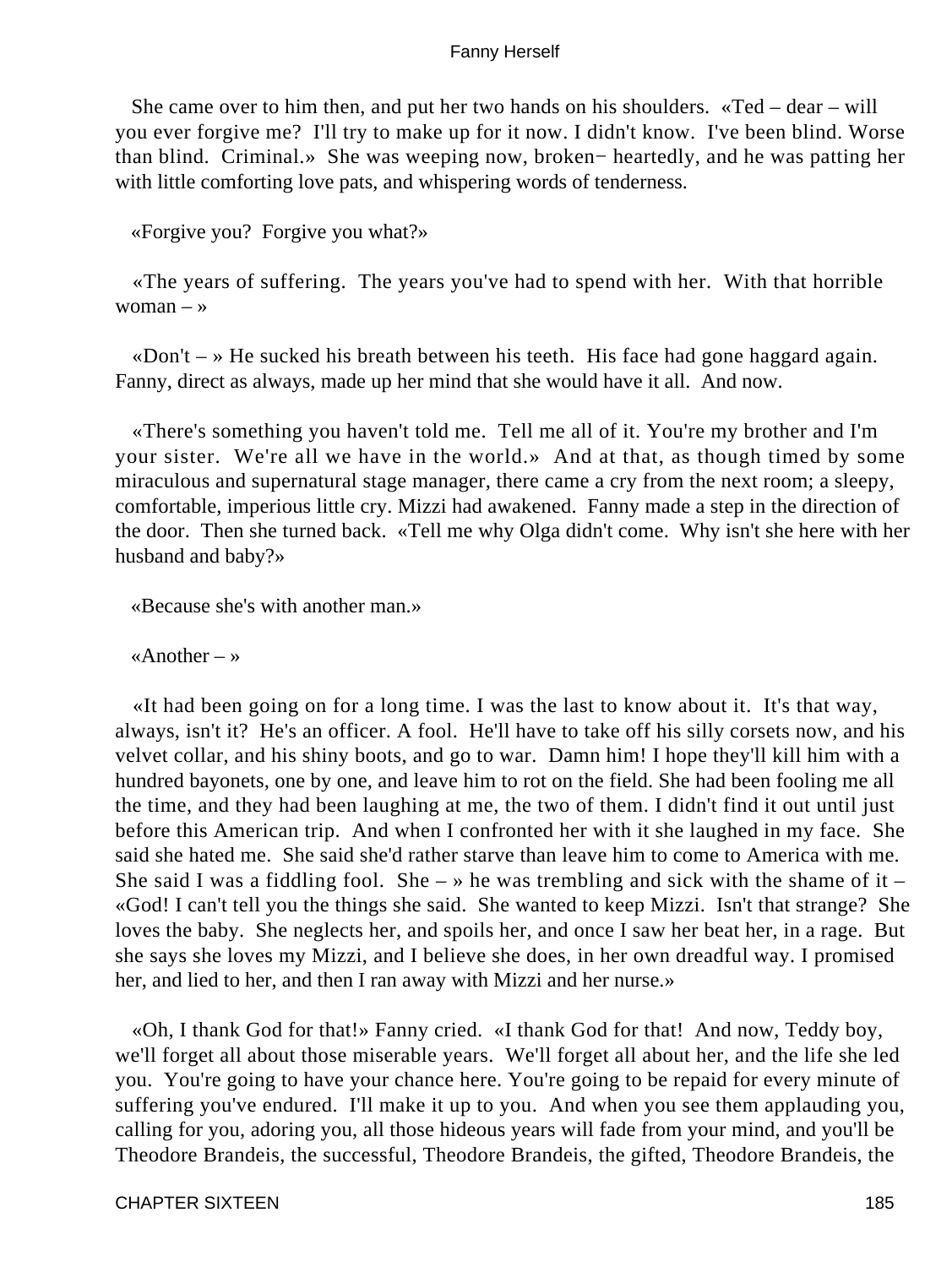She came over to him then, and put her two hands on his shoulders. «Ted – dear – will you ever forgive me? I'll try to make up for it now. I didn't know. I've been blind. Worse than blind. Criminal.» She was weeping now, broken− heartedly, and he was patting her with little comforting love pats, and whispering words of tenderness.

«Forgive you? Forgive you what?»

«The years of suffering. The years you've had to spend with her. With that horrible woman – »

«Don't – » He sucked his breath between his teeth. His face had gone haggard again. Fanny, direct as always, made up her mind that she would have it all. And now.

«There's something you haven't told me. Tell me all of it. You're my brother and I'm your sister. We're all we have in the world.» And at that, as though timed by some miraculous and supernatural stage manager, there came a cry from the next room; a sleepy, comfortable, imperious little cry. Mizzi had awakened. Fanny made a step in the direction of the door. Then she turned back. «Tell me why Olga didn't come. Why isn't she here with her husband and baby?»

«Because she's with another man.»

«Another – »

«It had been going on for a long time. I was the last to know about it. It's that way, always, isn't it? He's an officer. A fool. He'll have to take off his silly corsets now, and his velvet collar, and his shiny boots, and go to war. Damn him! I hope they'll kill him with a hundred bayonets, one by one, and leave him to rot on the field. She had been fooling me all the time, and they had been laughing at me, the two of them. I didn't find it out until just before this American trip. And when I confronted her with it she laughed in my face. She said she hated me. She said she'd rather starve than leave him to come to America with me. She said I was a fiddling fool. She – » he was trembling and sick with the shame of it – «God! I can't tell you the things she said. She wanted to keep Mizzi. Isn't that strange? She loves the baby. She neglects her, and spoils her, and once I saw her beat her, in a rage. But she says she loves my Mizzi, and I believe she does, in her own dreadful way. I promised her, and lied to her, and then I ran away with Mizzi and her nurse.»

«Oh, I thank God for that!» Fanny cried. «I thank God for that! And now, Teddy boy, we'll forget all about those miserable years. We'll forget all about her, and the life she led you. You're going to have your chance here. You're going to be repaid for every minute of suffering you've endured. I'll make it up to you. And when you see them applauding you, calling for you, adoring you, all those hideous years will fade from your mind, and you'll be Theodore Brandeis, the successful, Theodore Brandeis, the gifted, Theodore Brandeis, the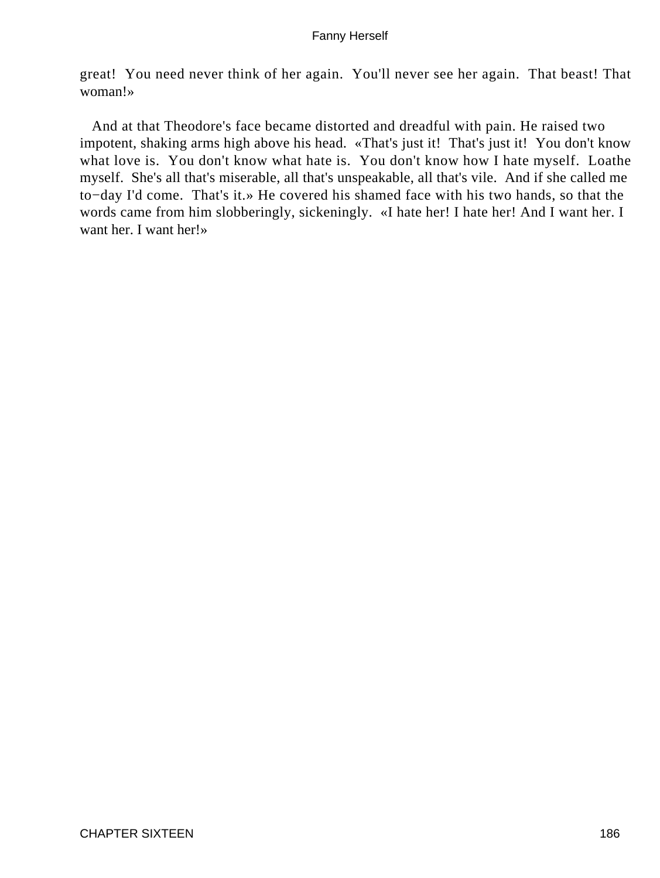great! You need never think of her again. You'll never see her again. That beast! That woman!»

And at that Theodore's face became distorted and dreadful with pain. He raised two impotent, shaking arms high above his head. «That's just it! That's just it! You don't know what love is. You don't know what hate is. You don't know how I hate myself. Loathe myself. She's all that's miserable, all that's unspeakable, all that's vile. And if she called me to−day I'd come. That's it.» He covered his shamed face with his two hands, so that the words came from him slobberingly, sickeningly. «I hate her! I hate her! And I want her. I want her. I want her!»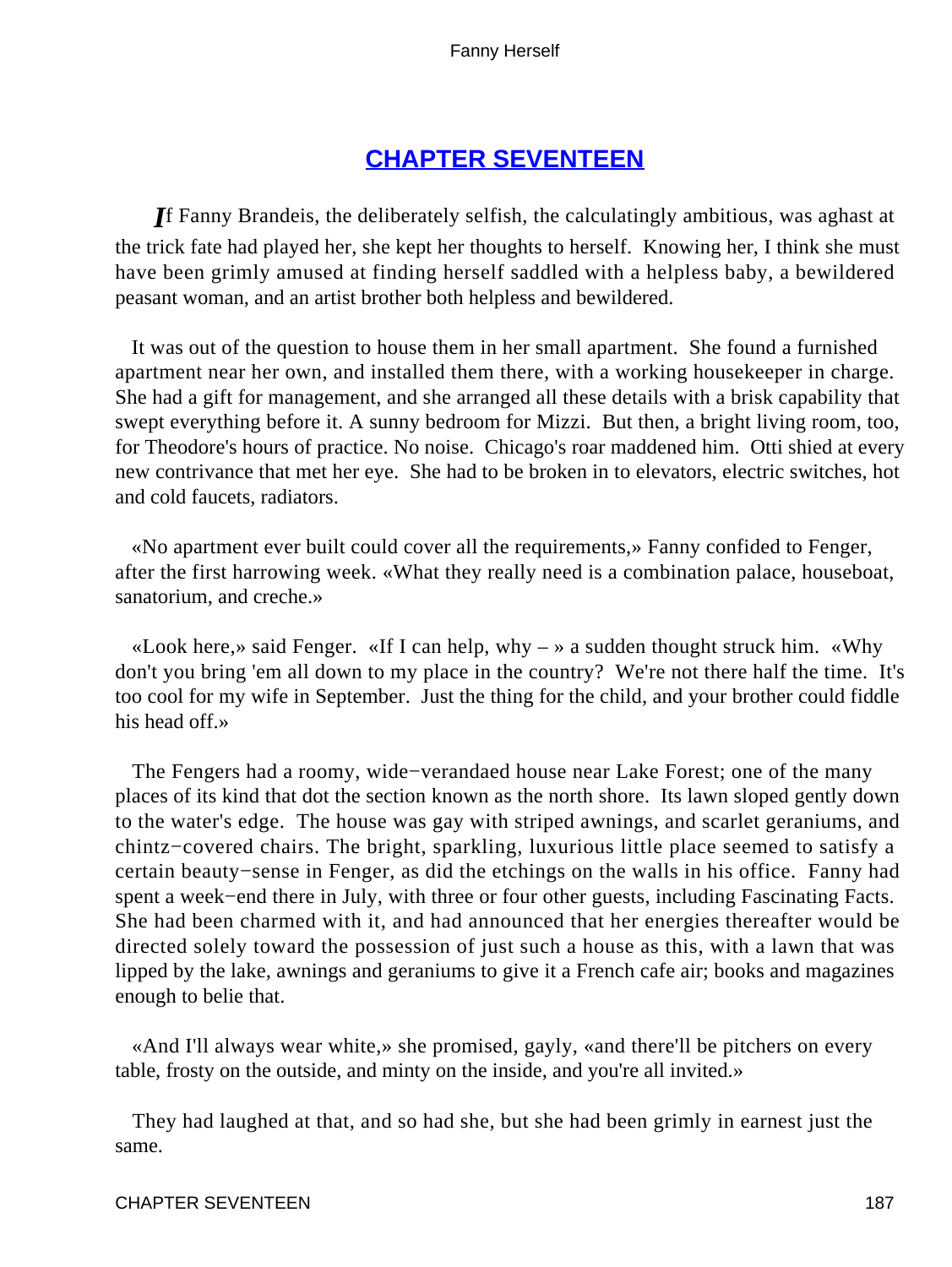## CHAPTER SEVENTEEN

*I*f Fanny Brandeis, the deliberately selfish, the calculatingly ambitious, was aghast at the trick fate had played her, she kept her thoughts to herself. Knowing her, I think she must have been grimly amused at finding herself saddled with a helpless baby, a bewildered peasant woman, and an artist brother both helpless and bewildered.

It was out of the question to house them in her small apartment. She found a furnished apartment near her own, and installed them there, with a working housekeeper in charge. She had a gift for management, and she arranged all these details with a brisk capability that swept everything before it. A sunny bedroom for Mizzi. But then, a bright living room, too, for Theodore's hours of practice. No noise. Chicago's roar maddened him. Otti shied at every new contrivance that met her eye. She had to be broken in to elevators, electric switches, hot and cold faucets, radiators.

«No apartment ever built could cover all the requirements,» Fanny confided to Fenger, after the first harrowing week. «What they really need is a combination palace, houseboat, sanatorium, and creche.»

«Look here,» said Fenger. «If I can help, why – » a sudden thought struck him. «Why don't you bring 'em all down to my place in the country? We're not there half the time. It's too cool for my wife in September. Just the thing for the child, and your brother could fiddle his head off.»

The Fengers had a roomy, wide−verandaed house near Lake Forest; one of the many places of its kind that dot the section known as the north shore. Its lawn sloped gently down to the water's edge. The house was gay with striped awnings, and scarlet geraniums, and chintz−covered chairs. The bright, sparkling, luxurious little place seemed to satisfy a certain beauty−sense in Fenger, as did the etchings on the walls in his office. Fanny had spent a week−end there in July, with three or four other guests, including Fascinating Facts. She had been charmed with it, and had announced that her energies thereafter would be directed solely toward the possession of just such a house as this, with a lawn that was lipped by the lake, awnings and geraniums to give it a French cafe air; books and magazines enough to belie that.

«And I'll always wear white,» she promised, gayly, «and there'll be pitchers on every table, frosty on the outside, and minty on the inside, and you're all invited.»

They had laughed at that, and so had she, but she had been grimly in earnest just the same.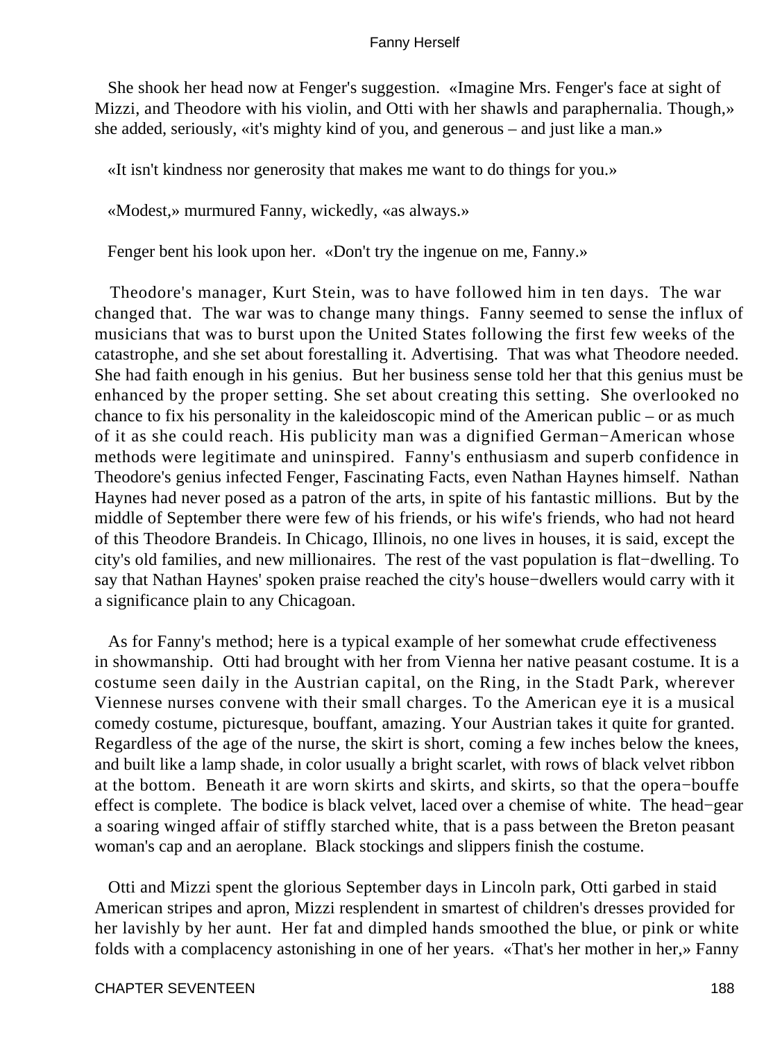She shook her head now at Fenger's suggestion. «Imagine Mrs. Fenger's face at sight of Mizzi, and Theodore with his violin, and Otti with her shawls and paraphernalia. Though,» she added, seriously, «it's mighty kind of you, and generous – and just like a man.»

«It isn't kindness nor generosity that makes me want to do things for you.»

«Modest,» murmured Fanny, wickedly, «as always.»

Fenger bent his look upon her. «Don't try the ingenue on me, Fanny.»

Theodore's manager, Kurt Stein, was to have followed him in ten days. The war changed that. The war was to change many things. Fanny seemed to sense the influx of musicians that was to burst upon the United States following the first few weeks of the catastrophe, and she set about forestalling it. Advertising. That was what Theodore needed. She had faith enough in his genius. But her business sense told her that this genius must be enhanced by the proper setting. She set about creating this setting. She overlooked no chance to fix his personality in the kaleidoscopic mind of the American public – or as much of it as she could reach. His publicity man was a dignified German−American whose methods were legitimate and uninspired. Fanny's enthusiasm and superb confidence in Theodore's genius infected Fenger, Fascinating Facts, even Nathan Haynes himself. Nathan Haynes had never posed as a patron of the arts, in spite of his fantastic millions. But by the middle of September there were few of his friends, or his wife's friends, who had not heard of this Theodore Brandeis. In Chicago, Illinois, no one lives in houses, it is said, except the city's old families, and new millionaires. The rest of the vast population is flat−dwelling. To say that Nathan Haynes' spoken praise reached the city's house−dwellers would carry with it a significance plain to any Chicagoan.

As for Fanny's method; here is a typical example of her somewhat crude effectiveness in showmanship. Otti had brought with her from Vienna her native peasant costume. It is a costume seen daily in the Austrian capital, on the Ring, in the Stadt Park, wherever Viennese nurses convene with their small charges. To the American eye it is a musical comedy costume, picturesque, bouffant, amazing. Your Austrian takes it quite for granted. Regardless of the age of the nurse, the skirt is short, coming a few inches below the knees, and built like a lamp shade, in color usually a bright scarlet, with rows of black velvet ribbon at the bottom. Beneath it are worn skirts and skirts, and skirts, so that the opera−bouffe effect is complete. The bodice is black velvet, laced over a chemise of white. The head−gear a soaring winged affair of stiffly starched white, that is a pass between the Breton peasant woman's cap and an aeroplane. Black stockings and slippers finish the costume.

Otti and Mizzi spent the glorious September days in Lincoln park, Otti garbed in staid American stripes and apron, Mizzi resplendent in smartest of children's dresses provided for her lavishly by her aunt. Her fat and dimpled hands smoothed the blue, or pink or white folds with a complacency astonishing in one of her years. «That's her mother in her,» Fanny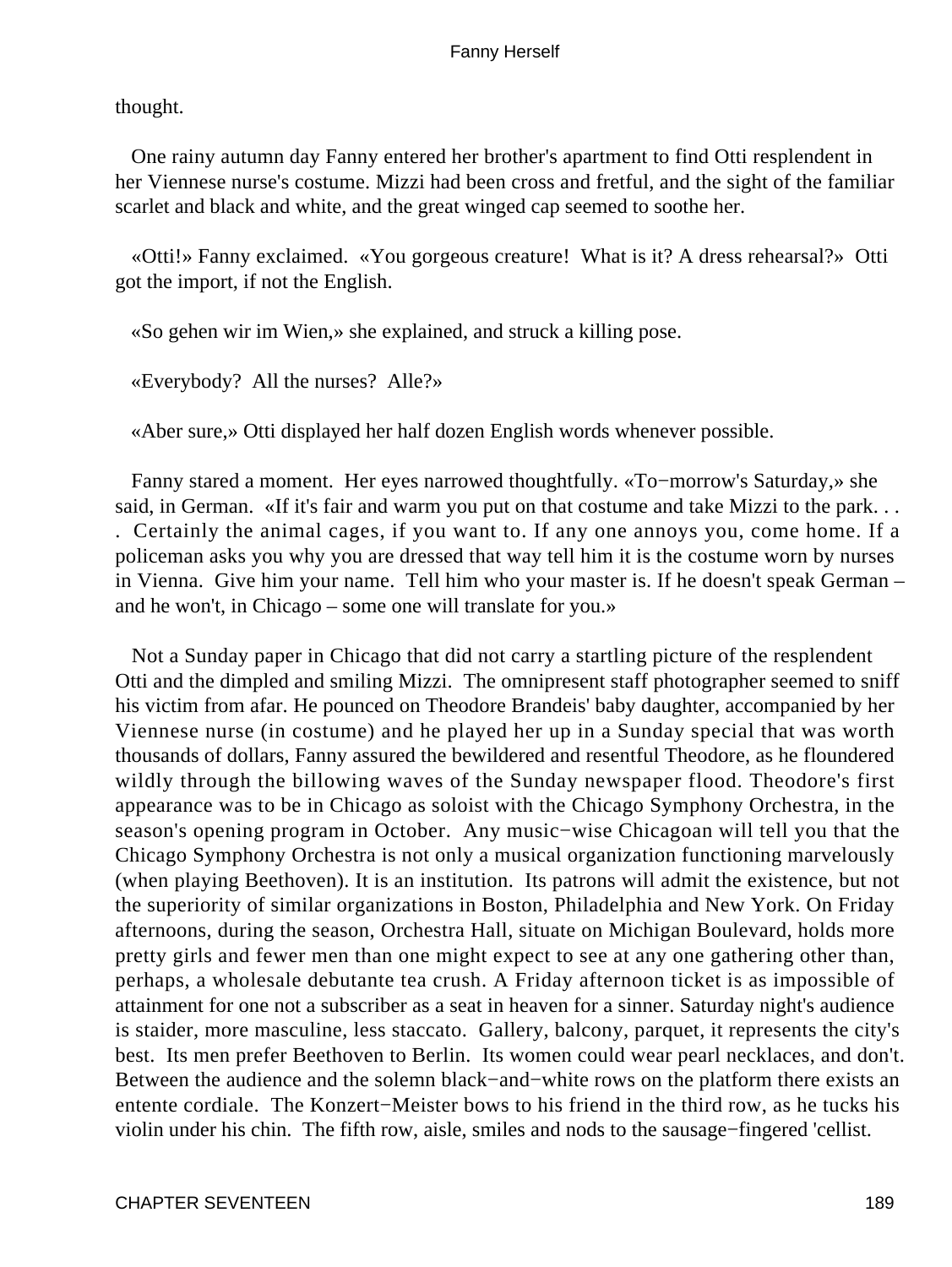thought.

One rainy autumn day Fanny entered her brother's apartment to find Otti resplendent in her Viennese nurse's costume. Mizzi had been cross and fretful, and the sight of the familiar scarlet and black and white, and the great winged cap seemed to soothe her.

«Otti!» Fanny exclaimed. «You gorgeous creature! What is it? A dress rehearsal?» Otti got the import, if not the English.

«So gehen wir im Wien,» she explained, and struck a killing pose.

«Everybody? All the nurses? Alle?»

«Aber sure,» Otti displayed her half dozen English words whenever possible.

Fanny stared a moment. Her eyes narrowed thoughtfully. «To−morrow's Saturday,» she said, in German. «If it's fair and warm you put on that costume and take Mizzi to the park. . . . Certainly the animal cages, if you want to. If any one annoys you, come home. If a policeman asks you why you are dressed that way tell him it is the costume worn by nurses in Vienna. Give him your name. Tell him who your master is. If he doesn't speak German – and he won't, in Chicago – some one will translate for you.»

Not a Sunday paper in Chicago that did not carry a startling picture of the resplendent Otti and the dimpled and smiling Mizzi. The omnipresent staff photographer seemed to sniff his victim from afar. He pounced on Theodore Brandeis' baby daughter, accompanied by her Viennese nurse (in costume) and he played her up in a Sunday special that was worth thousands of dollars, Fanny assured the bewildered and resentful Theodore, as he floundered wildly through the billowing waves of the Sunday newspaper flood. Theodore's first appearance was to be in Chicago as soloist with the Chicago Symphony Orchestra, in the season's opening program in October. Any music−wise Chicagoan will tell you that the Chicago Symphony Orchestra is not only a musical organization functioning marvelously (when playing Beethoven). It is an institution. Its patrons will admit the existence, but not the superiority of similar organizations in Boston, Philadelphia and New York. On Friday afternoons, during the season, Orchestra Hall, situate on Michigan Boulevard, holds more pretty girls and fewer men than one might expect to see at any one gathering other than, perhaps, a wholesale debutante tea crush. A Friday afternoon ticket is as impossible of attainment for one not a subscriber as a seat in heaven for a sinner. Saturday night's audience is staider, more masculine, less staccato. Gallery, balcony, parquet, it represents the city's best. Its men prefer Beethoven to Berlin. Its women could wear pearl necklaces, and don't. Between the audience and the solemn black−and−white rows on the platform there exists an entente cordiale. The Konzert−Meister bows to his friend in the third row, as he tucks his violin under his chin. The fifth row, aisle, smiles and nods to the sausage−fingered 'cellist.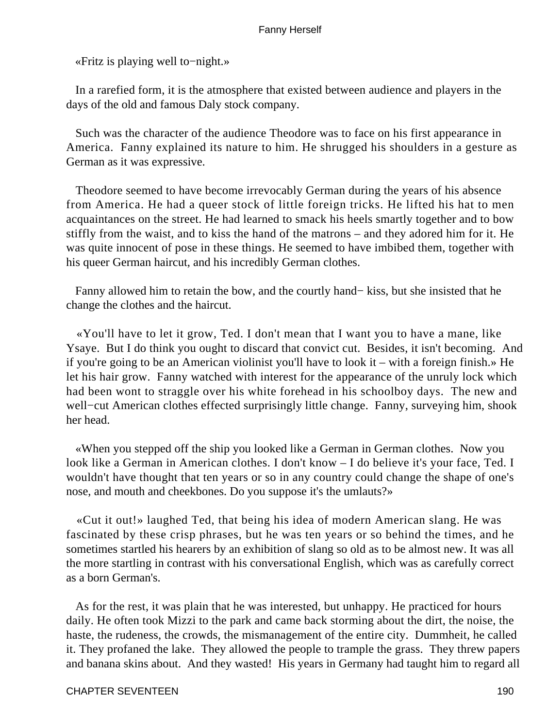«Fritz is playing well to−night.»

In a rarefied form, it is the atmosphere that existed between audience and players in the days of the old and famous Daly stock company.

Such was the character of the audience Theodore was to face on his first appearance in America. Fanny explained its nature to him. He shrugged his shoulders in a gesture as German as it was expressive.

Theodore seemed to have become irrevocably German during the years of his absence from America. He had a queer stock of little foreign tricks. He lifted his hat to men acquaintances on the street. He had learned to smack his heels smartly together and to bow stiffly from the waist, and to kiss the hand of the matrons – and they adored him for it. He was quite innocent of pose in these things. He seemed to have imbibed them, together with his queer German haircut, and his incredibly German clothes.

Fanny allowed him to retain the bow, and the courtly hand− kiss, but she insisted that he change the clothes and the haircut.

«You'll have to let it grow, Ted. I don't mean that I want you to have a mane, like Ysaye. But I do think you ought to discard that convict cut. Besides, it isn't becoming. And if you're going to be an American violinist you'll have to look it – with a foreign finish.» He let his hair grow. Fanny watched with interest for the appearance of the unruly lock which had been wont to straggle over his white forehead in his schoolboy days. The new and well−cut American clothes effected surprisingly little change. Fanny, surveying him, shook her head.

«When you stepped off the ship you looked like a German in German clothes. Now you look like a German in American clothes. I don't know – I do believe it's your face, Ted. I wouldn't have thought that ten years or so in any country could change the shape of one's nose, and mouth and cheekbones. Do you suppose it's the umlauts?»

«Cut it out!» laughed Ted, that being his idea of modern American slang. He was fascinated by these crisp phrases, but he was ten years or so behind the times, and he sometimes startled his hearers by an exhibition of slang so old as to be almost new. It was all the more startling in contrast with his conversational English, which was as carefully correct as a born German's.

As for the rest, it was plain that he was interested, but unhappy. He practiced for hours daily. He often took Mizzi to the park and came back storming about the dirt, the noise, the haste, the rudeness, the crowds, the mismanagement of the entire city. Dummheit, he called it. They profaned the lake. They allowed the people to trample the grass. They threw papers and banana skins about. And they wasted! His years in Germany had taught him to regard all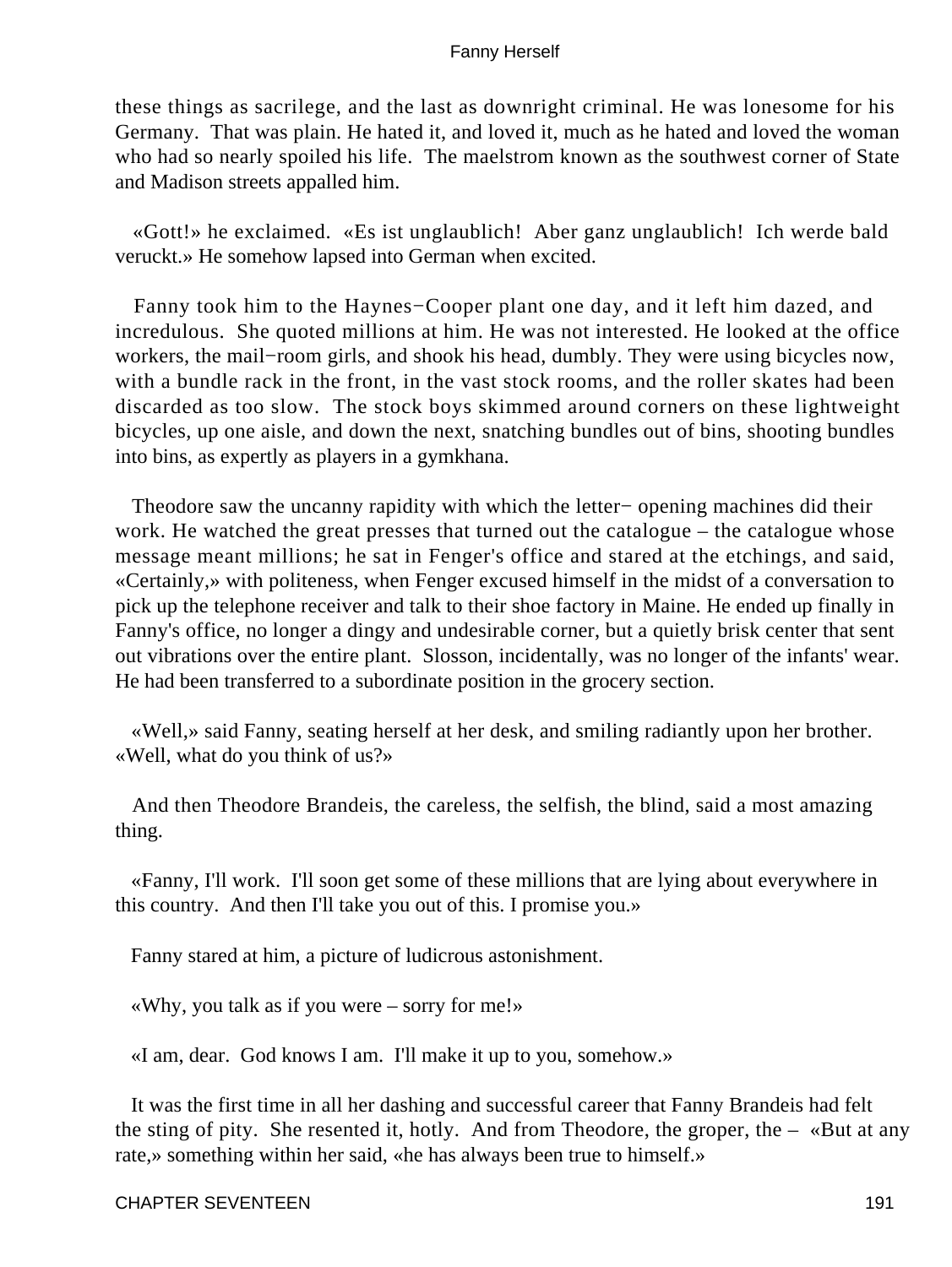these things as sacrilege, and the last as downright criminal. He was lonesome for his Germany. That was plain. He hated it, and loved it, much as he hated and loved the woman who had so nearly spoiled his life. The maelstrom known as the southwest corner of State and Madison streets appalled him.

«Gott!» he exclaimed. «Es ist unglaublich! Aber ganz unglaublich! Ich werde bald veruckt.» He somehow lapsed into German when excited.

Fanny took him to the Haynes−Cooper plant one day, and it left him dazed, and incredulous. She quoted millions at him. He was not interested. He looked at the office workers, the mail−room girls, and shook his head, dumbly. They were using bicycles now, with a bundle rack in the front, in the vast stock rooms, and the roller skates had been discarded as too slow. The stock boys skimmed around corners on these lightweight bicycles, up one aisle, and down the next, snatching bundles out of bins, shooting bundles into bins, as expertly as players in a gymkhana.

Theodore saw the uncanny rapidity with which the letter− opening machines did their work. He watched the great presses that turned out the catalogue – the catalogue whose message meant millions; he sat in Fenger's office and stared at the etchings, and said, «Certainly,» with politeness, when Fenger excused himself in the midst of a conversation to pick up the telephone receiver and talk to their shoe factory in Maine. He ended up finally in Fanny's office, no longer a dingy and undesirable corner, but a quietly brisk center that sent out vibrations over the entire plant. Slosson, incidentally, was no longer of the infants' wear. He had been transferred to a subordinate position in the grocery section.

«Well,» said Fanny, seating herself at her desk, and smiling radiantly upon her brother. «Well, what do you think of us?»

And then Theodore Brandeis, the careless, the selfish, the blind, said a most amazing thing.

«Fanny, I'll work. I'll soon get some of these millions that are lying about everywhere in this country. And then I'll take you out of this. I promise you.»

Fanny stared at him, a picture of ludicrous astonishment.

«Why, you talk as if you were – sorry for me!»

«I am, dear. God knows I am. I'll make it up to you, somehow.»

It was the first time in all her dashing and successful career that Fanny Brandeis had felt the sting of pity. She resented it, hotly. And from Theodore, the groper, the – «But at any rate,» something within her said, «he has always been true to himself.»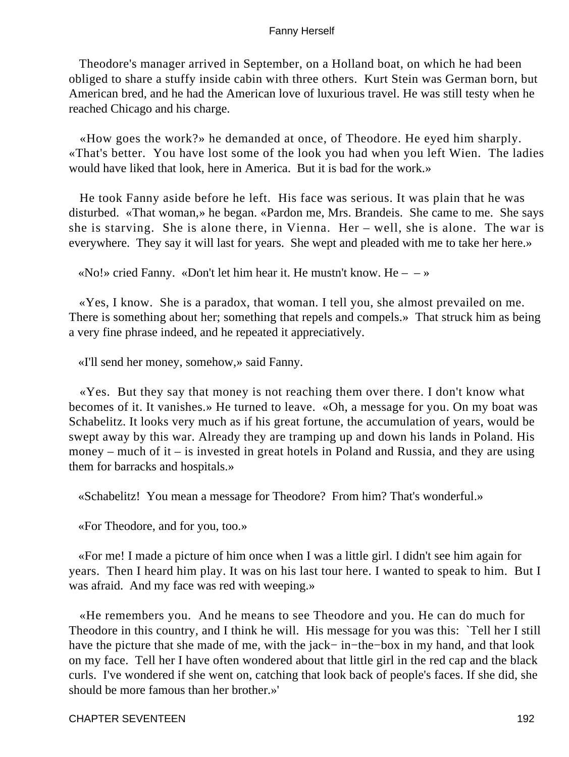Theodore's manager arrived in September, on a Holland boat, on which he had been obliged to share a stuffy inside cabin with three others. Kurt Stein was German born, but American bred, and he had the American love of luxurious travel. He was still testy when he reached Chicago and his charge.

«How goes the work?» he demanded at once, of Theodore. He eyed him sharply. «That's better. You have lost some of the look you had when you left Wien. The ladies would have liked that look, here in America. But it is bad for the work.»

He took Fanny aside before he left. His face was serious. It was plain that he was disturbed. «That woman,» he began. «Pardon me, Mrs. Brandeis. She came to me. She says she is starving. She is alone there, in Vienna. Her – well, she is alone. The war is everywhere. They say it will last for years. She wept and pleaded with me to take her here.»

«No!» cried Fanny. «Don't let him hear it. He mustn't know. He – – »

«Yes, I know. She is a paradox, that woman. I tell you, she almost prevailed on me. There is something about her; something that repels and compels.» That struck him as being a very fine phrase indeed, and he repeated it appreciatively.

«I'll send her money, somehow,» said Fanny.

«Yes. But they say that money is not reaching them over there. I don't know what becomes of it. It vanishes.» He turned to leave. «Oh, a message for you. On my boat was Schabelitz. It looks very much as if his great fortune, the accumulation of years, would be swept away by this war. Already they are tramping up and down his lands in Poland. His money – much of it – is invested in great hotels in Poland and Russia, and they are using them for barracks and hospitals.»

«Schabelitz! You mean a message for Theodore? From him? That's wonderful.»

«For Theodore, and for you, too.»

«For me! I made a picture of him once when I was a little girl. I didn't see him again for years. Then I heard him play. It was on his last tour here. I wanted to speak to him. But I was afraid. And my face was red with weeping.»

«He remembers you. And he means to see Theodore and you. He can do much for Theodore in this country, and I think he will. His message for you was this: `Tell her I still have the picture that she made of me, with the jack−in−the−box in my hand, and that look on my face. Tell her I have often wondered about that little girl in the red cap and the black curls. I've wondered if she went on, catching that look back of people's faces. If she did, she should be more famous than her brother.»'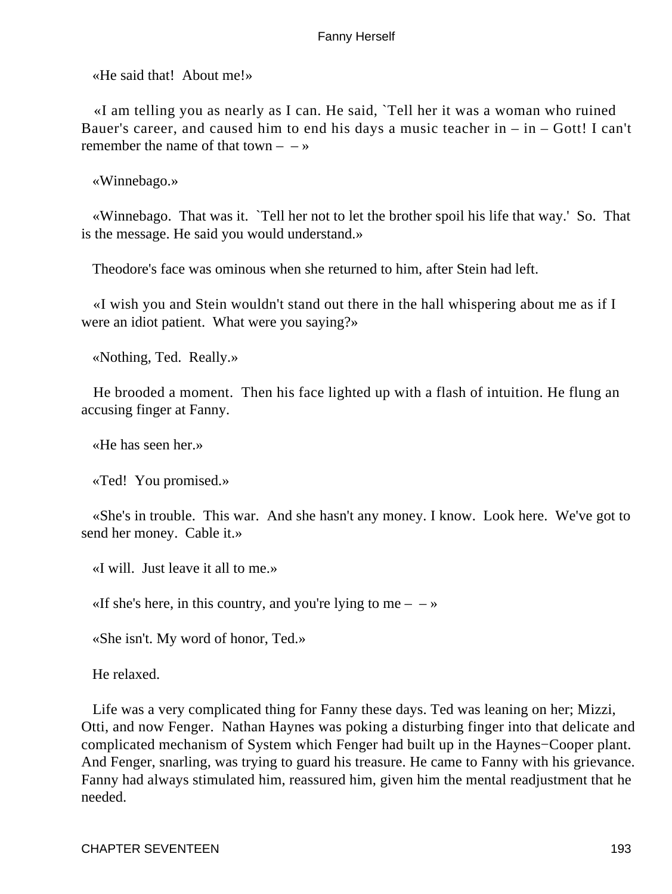«He said that!  About me!»

«I am telling you as nearly as I can. He said, `Tell her it was a woman who ruined Bauer's career, and caused him to end his days a music teacher in – in – Gott! I can't remember the name of that town – – »

«Winnebago.»

«Winnebago.  That was it.  `Tell her not to let the brother spoil his life that way.'  So.  That is the message. He said you would understand.»

Theodore's face was ominous when she returned to him, after Stein had left.

«I wish you and Stein wouldn't stand out there in the hall whispering about me as if I were an idiot patient.  What were you saying?»

«Nothing, Ted.  Really.»

He brooded a moment.  Then his face lighted up with a flash of intuition. He flung an accusing finger at Fanny.

«He has seen her.»

«Ted!  You promised.»

«She's in trouble.  This war.  And she hasn't any money. I know.  Look here.  We've got to send her money.  Cable it.»

«I will.  Just leave it all to me.»

«If she's here, in this country, and you're lying to me – – »

«She isn't. My word of honor, Ted.»

He relaxed.

Life was a very complicated thing for Fanny these days. Ted was leaning on her; Mizzi, Otti, and now Fenger.  Nathan Haynes was poking a disturbing finger into that delicate and complicated mechanism of System which Fenger had built up in the Haynes−Cooper plant. And Fenger, snarling, was trying to guard his treasure. He came to Fanny with his grievance. Fanny had always stimulated him, reassured him, given him the mental readjustment that he needed.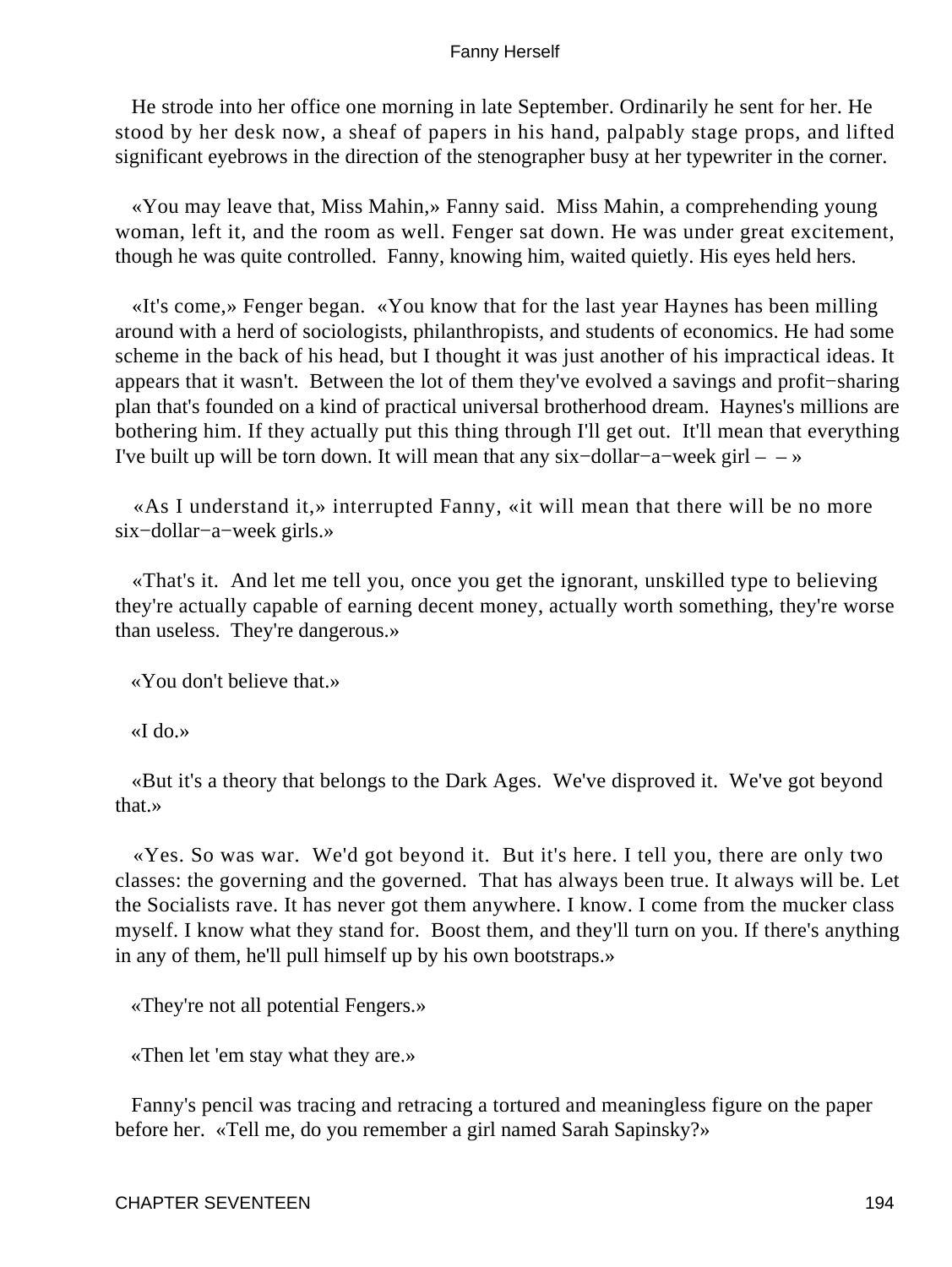He strode into her office one morning in late September. Ordinarily he sent for her. He stood by her desk now, a sheaf of papers in his hand, palpably stage props, and lifted significant eyebrows in the direction of the stenographer busy at her typewriter in the corner.

«You may leave that, Miss Mahin,» Fanny said. Miss Mahin, a comprehending young woman, left it, and the room as well. Fenger sat down. He was under great excitement, though he was quite controlled. Fanny, knowing him, waited quietly. His eyes held hers.

«It's come,» Fenger began. «You know that for the last year Haynes has been milling around with a herd of sociologists, philanthropists, and students of economics. He had some scheme in the back of his head, but I thought it was just another of his impractical ideas. It appears that it wasn't. Between the lot of them they've evolved a savings and profit−sharing plan that's founded on a kind of practical universal brotherhood dream. Haynes's millions are bothering him. If they actually put this thing through I'll get out. It'll mean that everything I've built up will be torn down. It will mean that any six−dollar−a−week girl – – »

«As I understand it,» interrupted Fanny, «it will mean that there will be no more six−dollar−a−week girls.»

«That's it. And let me tell you, once you get the ignorant, unskilled type to believing they're actually capable of earning decent money, actually worth something, they're worse than useless. They're dangerous.»

«You don't believe that.»

«I do.»

«But it's a theory that belongs to the Dark Ages. We've disproved it. We've got beyond that.»

«Yes. So was war. We'd got beyond it. But it's here. I tell you, there are only two classes: the governing and the governed. That has always been true. It always will be. Let the Socialists rave. It has never got them anywhere. I know. I come from the mucker class myself. I know what they stand for. Boost them, and they'll turn on you. If there's anything in any of them, he'll pull himself up by his own bootstraps.»

«They're not all potential Fengers.»

«Then let 'em stay what they are.»

Fanny's pencil was tracing and retracing a tortured and meaningless figure on the paper before her. «Tell me, do you remember a girl named Sarah Sapinsky?»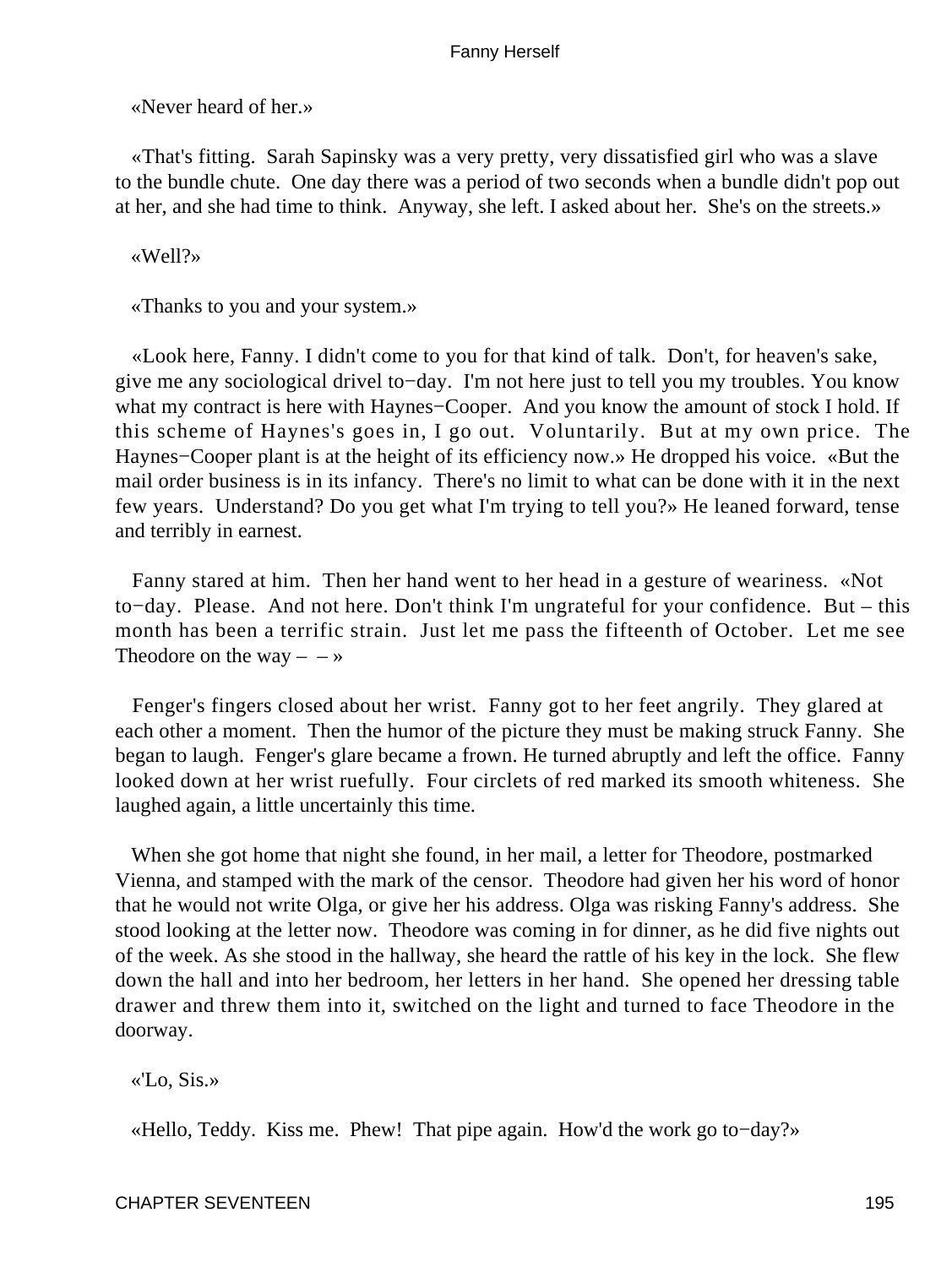«Never heard of her.»

«That's fitting. Sarah Sapinsky was a very pretty, very dissatisfied girl who was a slave to the bundle chute. One day there was a period of two seconds when a bundle didn't pop out at her, and she had time to think. Anyway, she left. I asked about her. She's on the streets.»

«Well?»

«Thanks to you and your system.»

«Look here, Fanny. I didn't come to you for that kind of talk. Don't, for heaven's sake, give me any sociological drivel to−day. I'm not here just to tell you my troubles. You know what my contract is here with Haynes−Cooper. And you know the amount of stock I hold. If this scheme of Haynes's goes in, I go out. Voluntarily. But at my own price. The Haynes−Cooper plant is at the height of its efficiency now.» He dropped his voice. «But the mail order business is in its infancy. There's no limit to what can be done with it in the next few years. Understand? Do you get what I'm trying to tell you?» He leaned forward, tense and terribly in earnest.

Fanny stared at him. Then her hand went to her head in a gesture of weariness. «Not to−day. Please. And not here. Don't think I'm ungrateful for your confidence. But – this month has been a terrific strain. Just let me pass the fifteenth of October. Let me see Theodore on the way – – »

Fenger's fingers closed about her wrist. Fanny got to her feet angrily. They glared at each other a moment. Then the humor of the picture they must be making struck Fanny. She began to laugh. Fenger's glare became a frown. He turned abruptly and left the office. Fanny looked down at her wrist ruefully. Four circlets of red marked its smooth whiteness. She laughed again, a little uncertainly this time.

When she got home that night she found, in her mail, a letter for Theodore, postmarked Vienna, and stamped with the mark of the censor. Theodore had given her his word of honor that he would not write Olga, or give her his address. Olga was risking Fanny's address. She stood looking at the letter now. Theodore was coming in for dinner, as he did five nights out of the week. As she stood in the hallway, she heard the rattle of his key in the lock. She flew down the hall and into her bedroom, her letters in her hand. She opened her dressing table drawer and threw them into it, switched on the light and turned to face Theodore in the doorway.

«'Lo, Sis.»

«Hello, Teddy. Kiss me. Phew! That pipe again. How'd the work go to−day?»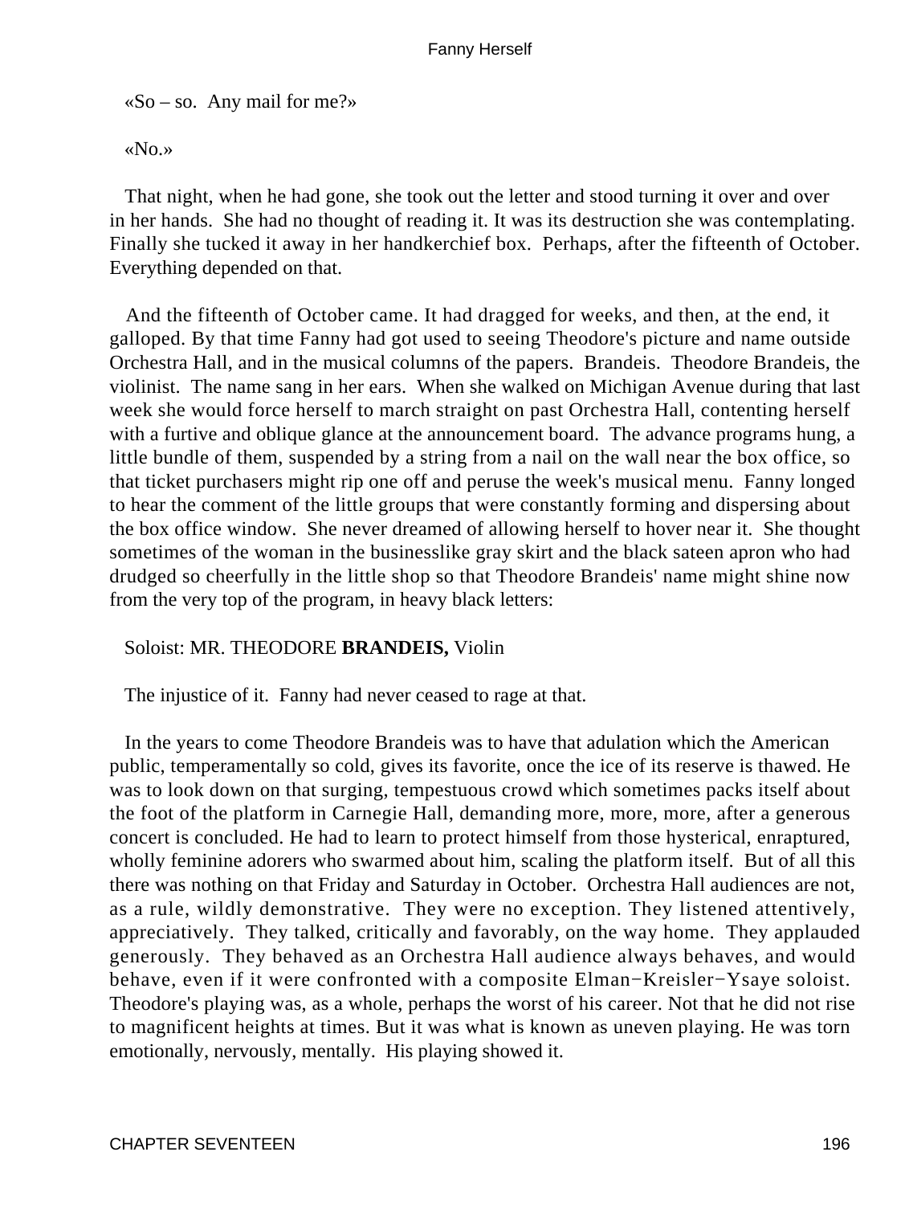«So – so. Any mail for me?»

«No.»

That night, when he had gone, she took out the letter and stood turning it over and over in her hands. She had no thought of reading it. It was its destruction she was contemplating. Finally she tucked it away in her handkerchief box. Perhaps, after the fifteenth of October. Everything depended on that.

And the fifteenth of October came. It had dragged for weeks, and then, at the end, it galloped. By that time Fanny had got used to seeing Theodore's picture and name outside Orchestra Hall, and in the musical columns of the papers. Brandeis. Theodore Brandeis, the violinist. The name sang in her ears. When she walked on Michigan Avenue during that last week she would force herself to march straight on past Orchestra Hall, contenting herself with a furtive and oblique glance at the announcement board. The advance programs hung, a little bundle of them, suspended by a string from a nail on the wall near the box office, so that ticket purchasers might rip one off and peruse the week's musical menu. Fanny longed to hear the comment of the little groups that were constantly forming and dispersing about the box office window. She never dreamed of allowing herself to hover near it. She thought sometimes of the woman in the businesslike gray skirt and the black sateen apron who had drudged so cheerfully in the little shop so that Theodore Brandeis' name might shine now from the very top of the program, in heavy black letters:

Soloist: MR. THEODORE **BRANDEIS,** Violin

The injustice of it. Fanny had never ceased to rage at that.

In the years to come Theodore Brandeis was to have that adulation which the American public, temperamentally so cold, gives its favorite, once the ice of its reserve is thawed. He was to look down on that surging, tempestuous crowd which sometimes packs itself about the foot of the platform in Carnegie Hall, demanding more, more, more, after a generous concert is concluded. He had to learn to protect himself from those hysterical, enraptured, wholly feminine adorers who swarmed about him, scaling the platform itself. But of all this there was nothing on that Friday and Saturday in October. Orchestra Hall audiences are not, as a rule, wildly demonstrative. They were no exception. They listened attentively, appreciatively. They talked, critically and favorably, on the way home. They applauded generously. They behaved as an Orchestra Hall audience always behaves, and would behave, even if it were confronted with a composite Elman−Kreisler−Ysaye soloist. Theodore's playing was, as a whole, perhaps the worst of his career. Not that he did not rise to magnificent heights at times. But it was what is known as uneven playing. He was torn emotionally, nervously, mentally. His playing showed it.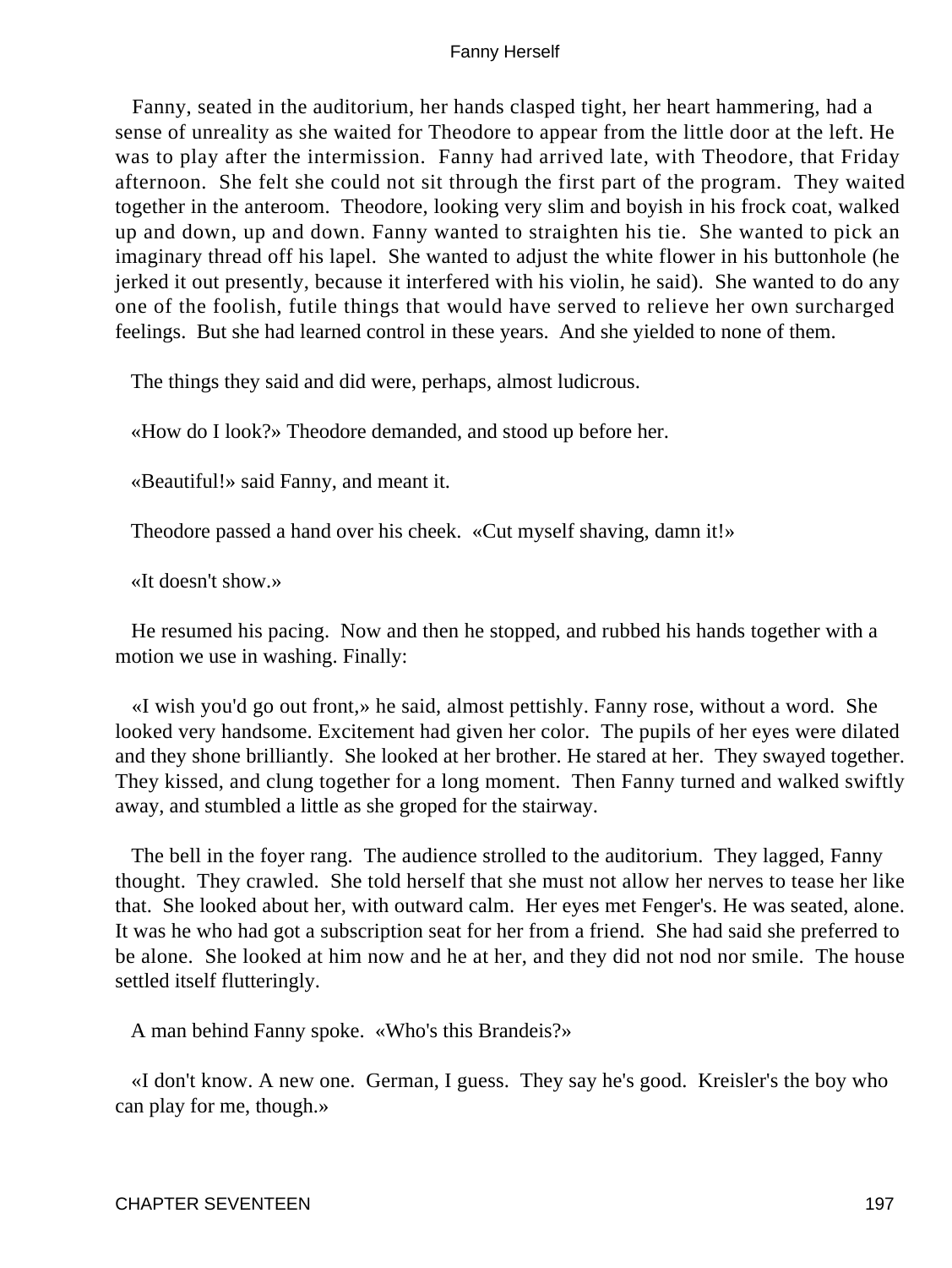Fanny, seated in the auditorium, her hands clasped tight, her heart hammering, had a sense of unreality as she waited for Theodore to appear from the little door at the left. He was to play after the intermission. Fanny had arrived late, with Theodore, that Friday afternoon. She felt she could not sit through the first part of the program. They waited together in the anteroom. Theodore, looking very slim and boyish in his frock coat, walked up and down, up and down. Fanny wanted to straighten his tie. She wanted to pick an imaginary thread off his lapel. She wanted to adjust the white flower in his buttonhole (he jerked it out presently, because it interfered with his violin, he said). She wanted to do any one of the foolish, futile things that would have served to relieve her own surcharged feelings. But she had learned control in these years. And she yielded to none of them.

The things they said and did were, perhaps, almost ludicrous.

«How do I look?» Theodore demanded, and stood up before her.

«Beautiful!» said Fanny, and meant it.

Theodore passed a hand over his cheek. «Cut myself shaving, damn it!»

«It doesn't show.»

He resumed his pacing. Now and then he stopped, and rubbed his hands together with a motion we use in washing. Finally:

«I wish you'd go out front,» he said, almost pettishly. Fanny rose, without a word. She looked very handsome. Excitement had given her color. The pupils of her eyes were dilated and they shone brilliantly. She looked at her brother. He stared at her. They swayed together. They kissed, and clung together for a long moment. Then Fanny turned and walked swiftly away, and stumbled a little as she groped for the stairway.

The bell in the foyer rang. The audience strolled to the auditorium. They lagged, Fanny thought. They crawled. She told herself that she must not allow her nerves to tease her like that. She looked about her, with outward calm. Her eyes met Fenger's. He was seated, alone. It was he who had got a subscription seat for her from a friend. She had said she preferred to be alone. She looked at him now and he at her, and they did not nod nor smile. The house settled itself flutteringly.

A man behind Fanny spoke. «Who's this Brandeis?»

«I don't know. A new one. German, I guess. They say he's good. Kreisler's the boy who can play for me, though.»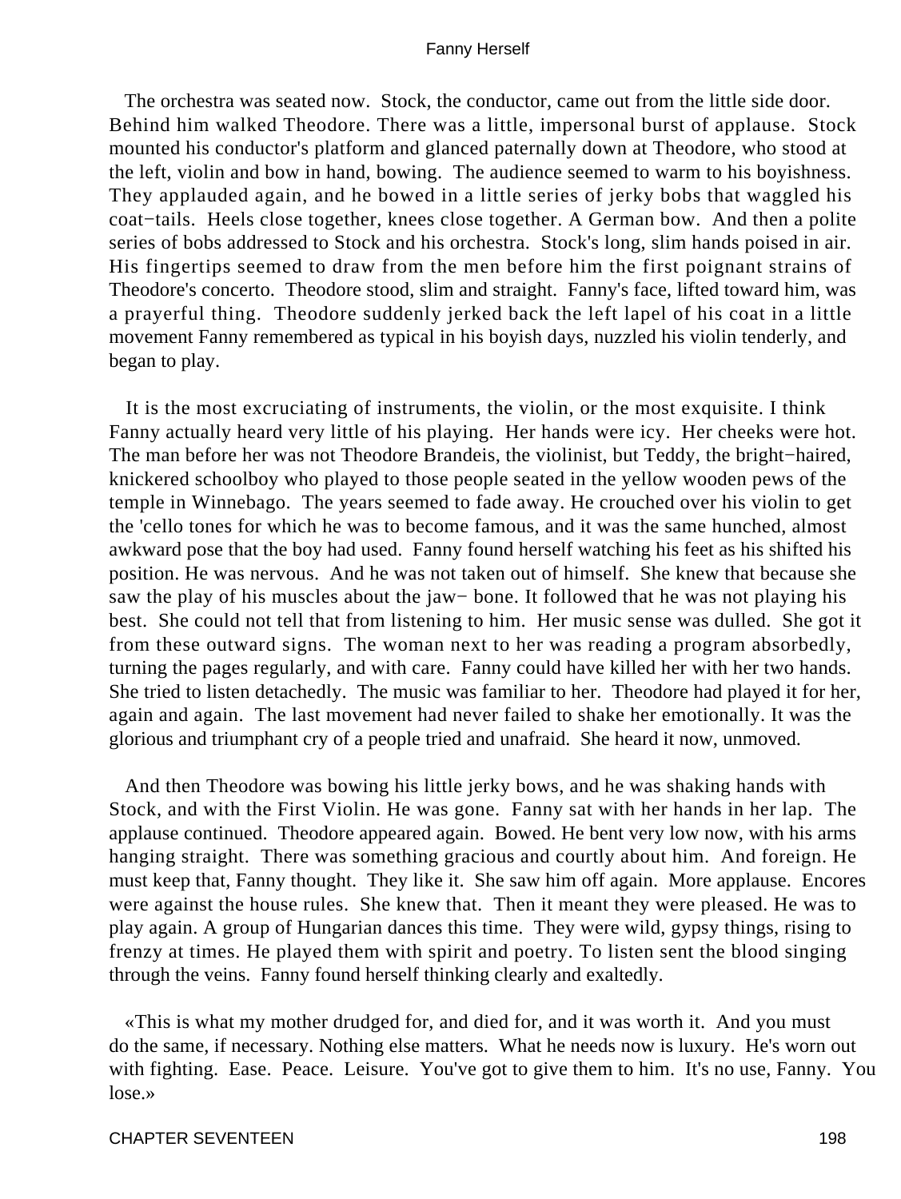The orchestra was seated now. Stock, the conductor, came out from the little side door. Behind him walked Theodore. There was a little, impersonal burst of applause. Stock mounted his conductor's platform and glanced paternally down at Theodore, who stood at the left, violin and bow in hand, bowing. The audience seemed to warm to his boyishness. They applauded again, and he bowed in a little series of jerky bobs that waggled his coat−tails. Heels close together, knees close together. A German bow. And then a polite series of bobs addressed to Stock and his orchestra. Stock's long, slim hands poised in air. His fingertips seemed to draw from the men before him the first poignant strains of Theodore's concerto. Theodore stood, slim and straight. Fanny's face, lifted toward him, was a prayerful thing. Theodore suddenly jerked back the left lapel of his coat in a little movement Fanny remembered as typical in his boyish days, nuzzled his violin tenderly, and began to play.

It is the most excruciating of instruments, the violin, or the most exquisite. I think Fanny actually heard very little of his playing. Her hands were icy. Her cheeks were hot. The man before her was not Theodore Brandeis, the violinist, but Teddy, the bright−haired, knickered schoolboy who played to those people seated in the yellow wooden pews of the temple in Winnebago. The years seemed to fade away. He crouched over his violin to get the 'cello tones for which he was to become famous, and it was the same hunched, almost awkward pose that the boy had used. Fanny found herself watching his feet as his shifted his position. He was nervous. And he was not taken out of himself. She knew that because she saw the play of his muscles about the jaw− bone. It followed that he was not playing his best. She could not tell that from listening to him. Her music sense was dulled. She got it from these outward signs. The woman next to her was reading a program absorbedly, turning the pages regularly, and with care. Fanny could have killed her with her two hands. She tried to listen detachedly. The music was familiar to her. Theodore had played it for her, again and again. The last movement had never failed to shake her emotionally. It was the glorious and triumphant cry of a people tried and unafraid. She heard it now, unmoved.

And then Theodore was bowing his little jerky bows, and he was shaking hands with Stock, and with the First Violin. He was gone. Fanny sat with her hands in her lap. The applause continued. Theodore appeared again. Bowed. He bent very low now, with his arms hanging straight. There was something gracious and courtly about him. And foreign. He must keep that, Fanny thought. They like it. She saw him off again. More applause. Encores were against the house rules. She knew that. Then it meant they were pleased. He was to play again. A group of Hungarian dances this time. They were wild, gypsy things, rising to frenzy at times. He played them with spirit and poetry. To listen sent the blood singing through the veins. Fanny found herself thinking clearly and exaltedly.

«This is what my mother drudged for, and died for, and it was worth it. And you must do the same, if necessary. Nothing else matters. What he needs now is luxury. He's worn out with fighting. Ease. Peace. Leisure. You've got to give them to him. It's no use, Fanny. You lose.»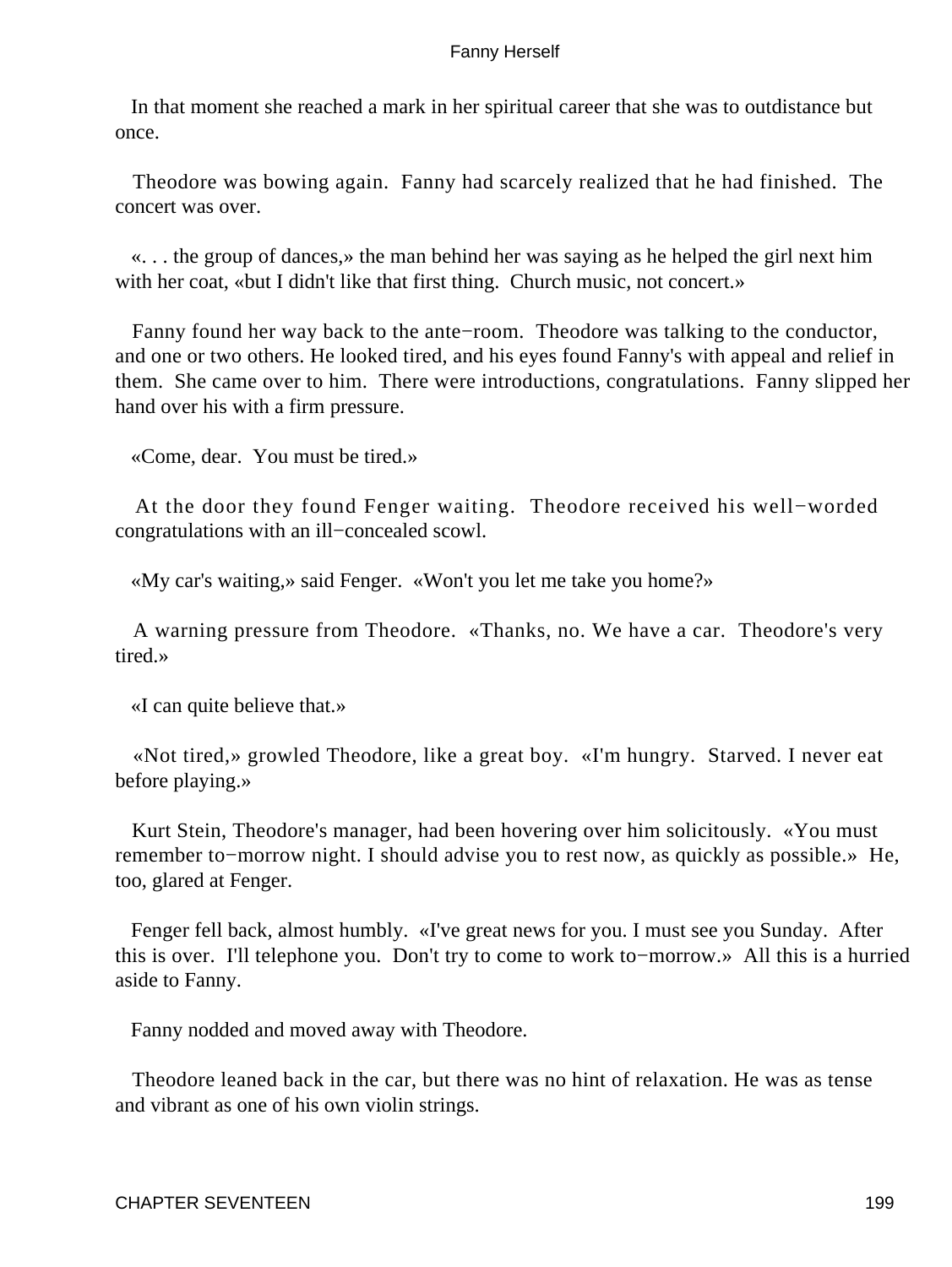In that moment she reached a mark in her spiritual career that she was to outdistance but once.

Theodore was bowing again. Fanny had scarcely realized that he had finished. The concert was over.

«. . . the group of dances,» the man behind her was saying as he helped the girl next him with her coat, «but I didn't like that first thing. Church music, not concert.»

Fanny found her way back to the ante−room. Theodore was talking to the conductor, and one or two others. He looked tired, and his eyes found Fanny's with appeal and relief in them. She came over to him. There were introductions, congratulations. Fanny slipped her hand over his with a firm pressure.

«Come, dear. You must be tired.»

At the door they found Fenger waiting. Theodore received his well−worded congratulations with an ill−concealed scowl.

«My car's waiting,» said Fenger. «Won't you let me take you home?»

A warning pressure from Theodore. «Thanks, no. We have a car. Theodore's very tired.»

«I can quite believe that.»

«Not tired,» growled Theodore, like a great boy. «I'm hungry. Starved. I never eat before playing.»

Kurt Stein, Theodore's manager, had been hovering over him solicitously. «You must remember to−morrow night. I should advise you to rest now, as quickly as possible.» He, too, glared at Fenger.

Fenger fell back, almost humbly. «I've great news for you. I must see you Sunday. After this is over. I'll telephone you. Don't try to come to work to−morrow.» All this is a hurried aside to Fanny.

Fanny nodded and moved away with Theodore.

Theodore leaned back in the car, but there was no hint of relaxation. He was as tense and vibrant as one of his own violin strings.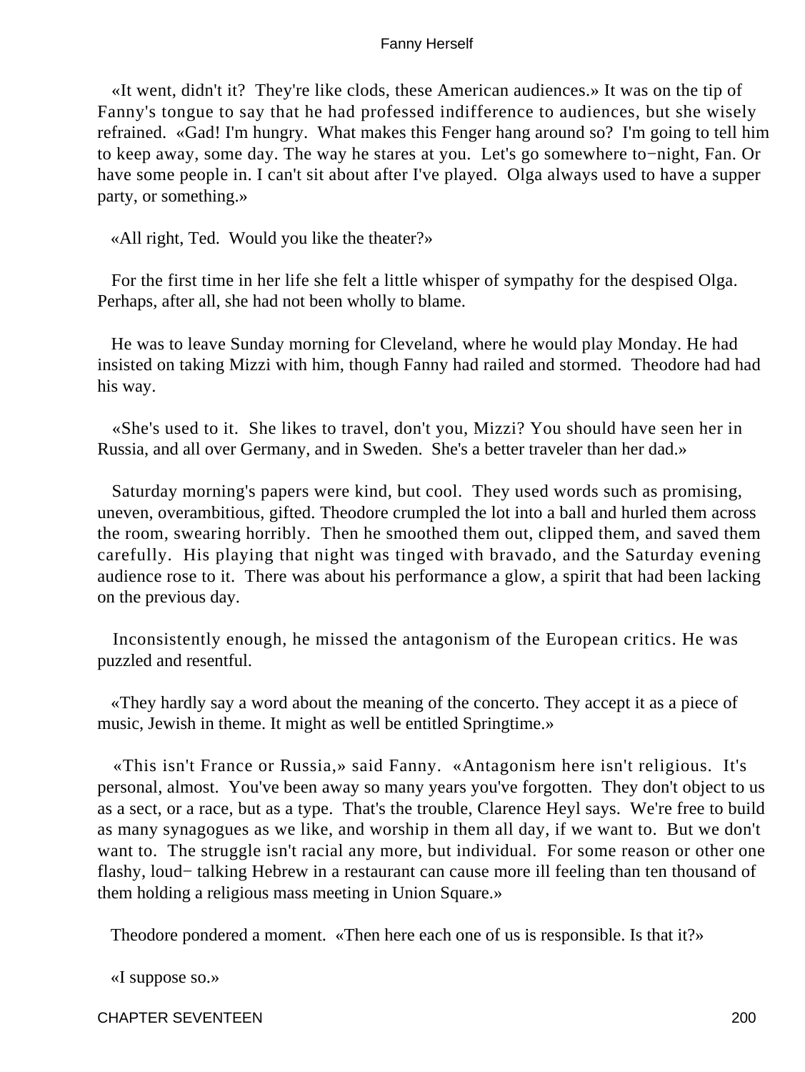«It went, didn't it? They're like clods, these American audiences.» It was on the tip of Fanny's tongue to say that he had professed indifference to audiences, but she wisely refrained. «Gad! I'm hungry. What makes this Fenger hang around so? I'm going to tell him to keep away, some day. The way he stares at you. Let's go somewhere to−night, Fan. Or have some people in. I can't sit about after I've played. Olga always used to have a supper party, or something.»

«All right, Ted. Would you like the theater?»

For the first time in her life she felt a little whisper of sympathy for the despised Olga. Perhaps, after all, she had not been wholly to blame.

He was to leave Sunday morning for Cleveland, where he would play Monday. He had insisted on taking Mizzi with him, though Fanny had railed and stormed. Theodore had had his way.

«She's used to it. She likes to travel, don't you, Mizzi? You should have seen her in Russia, and all over Germany, and in Sweden. She's a better traveler than her dad.»

Saturday morning's papers were kind, but cool. They used words such as promising, uneven, overambitious, gifted. Theodore crumpled the lot into a ball and hurled them across the room, swearing horribly. Then he smoothed them out, clipped them, and saved them carefully. His playing that night was tinged with bravado, and the Saturday evening audience rose to it. There was about his performance a glow, a spirit that had been lacking on the previous day.

Inconsistently enough, he missed the antagonism of the European critics. He was puzzled and resentful.

«They hardly say a word about the meaning of the concerto. They accept it as a piece of music, Jewish in theme. It might as well be entitled Springtime.»

«This isn't France or Russia,» said Fanny. «Antagonism here isn't religious. It's personal, almost. You've been away so many years you've forgotten. They don't object to us as a sect, or a race, but as a type. That's the trouble, Clarence Heyl says. We're free to build as many synagogues as we like, and worship in them all day, if we want to. But we don't want to. The struggle isn't racial any more, but individual. For some reason or other one flashy, loud− talking Hebrew in a restaurant can cause more ill feeling than ten thousand of them holding a religious mass meeting in Union Square.»

Theodore pondered a moment. «Then here each one of us is responsible. Is that it?»

«I suppose so.»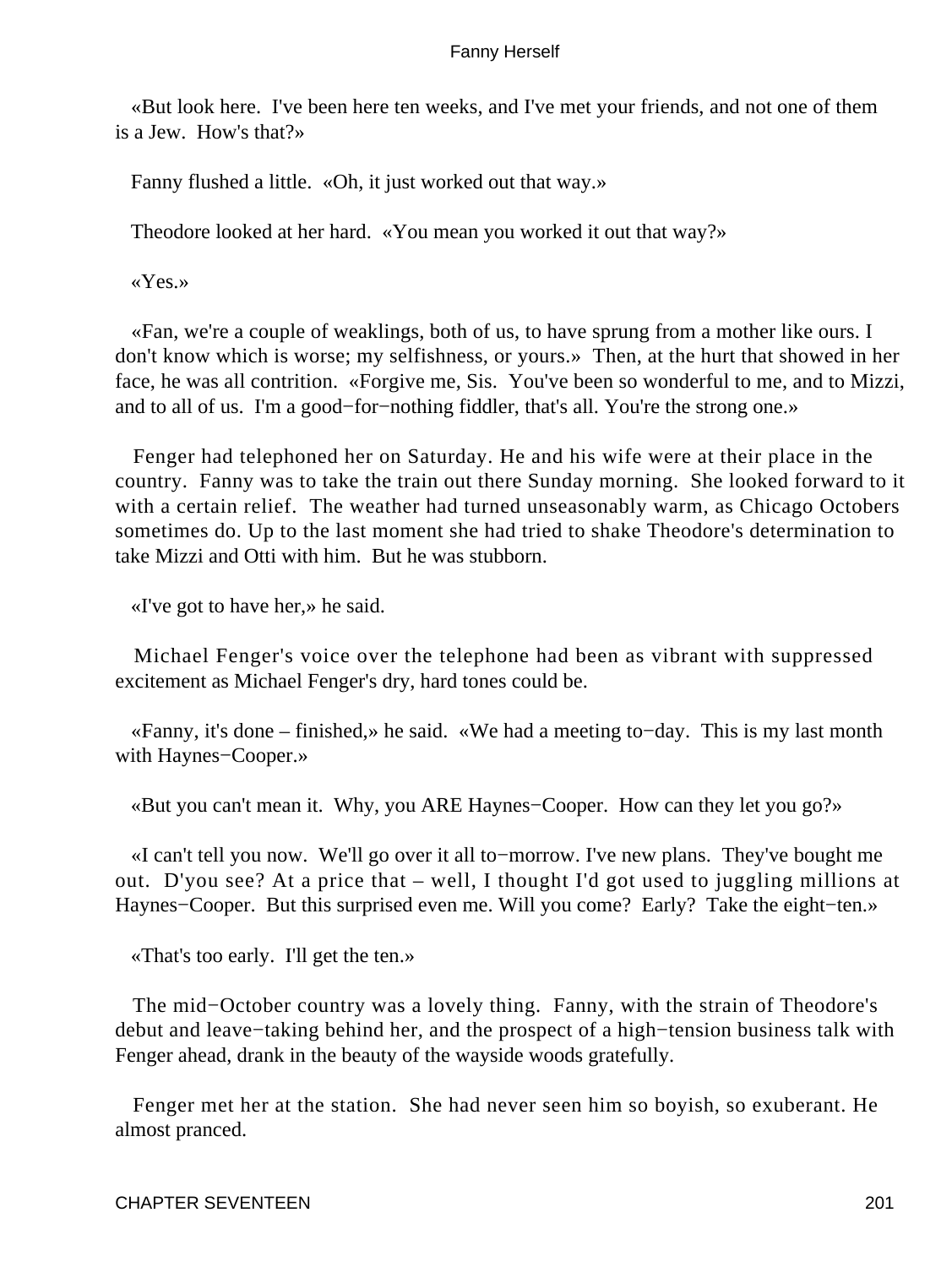«But look here. I've been here ten weeks, and I've met your friends, and not one of them is a Jew. How's that?»

Fanny flushed a little. «Oh, it just worked out that way.»

Theodore looked at her hard. «You mean you worked it out that way?»

«Yes.»

«Fan, we're a couple of weaklings, both of us, to have sprung from a mother like ours. I don't know which is worse; my selfishness, or yours.» Then, at the hurt that showed in her face, he was all contrition. «Forgive me, Sis. You've been so wonderful to me, and to Mizzi, and to all of us. I'm a good−for−nothing fiddler, that's all. You're the strong one.»

Fenger had telephoned her on Saturday. He and his wife were at their place in the country. Fanny was to take the train out there Sunday morning. She looked forward to it with a certain relief. The weather had turned unseasonably warm, as Chicago Octobers sometimes do. Up to the last moment she had tried to shake Theodore's determination to take Mizzi and Otti with him. But he was stubborn.

«I've got to have her,» he said.

Michael Fenger's voice over the telephone had been as vibrant with suppressed excitement as Michael Fenger's dry, hard tones could be.

«Fanny, it's done – finished,» he said. «We had a meeting to−day. This is my last month with Haynes−Cooper.»

«But you can't mean it. Why, you ARE Haynes−Cooper. How can they let you go?»

«I can't tell you now. We'll go over it all to−morrow. I've new plans. They've bought me out. D'you see? At a price that – well, I thought I'd got used to juggling millions at Haynes−Cooper. But this surprised even me. Will you come? Early? Take the eight−ten.»

«That's too early. I'll get the ten.»

The mid−October country was a lovely thing. Fanny, with the strain of Theodore's debut and leave−taking behind her, and the prospect of a high−tension business talk with Fenger ahead, drank in the beauty of the wayside woods gratefully.

Fenger met her at the station. She had never seen him so boyish, so exuberant. He almost pranced.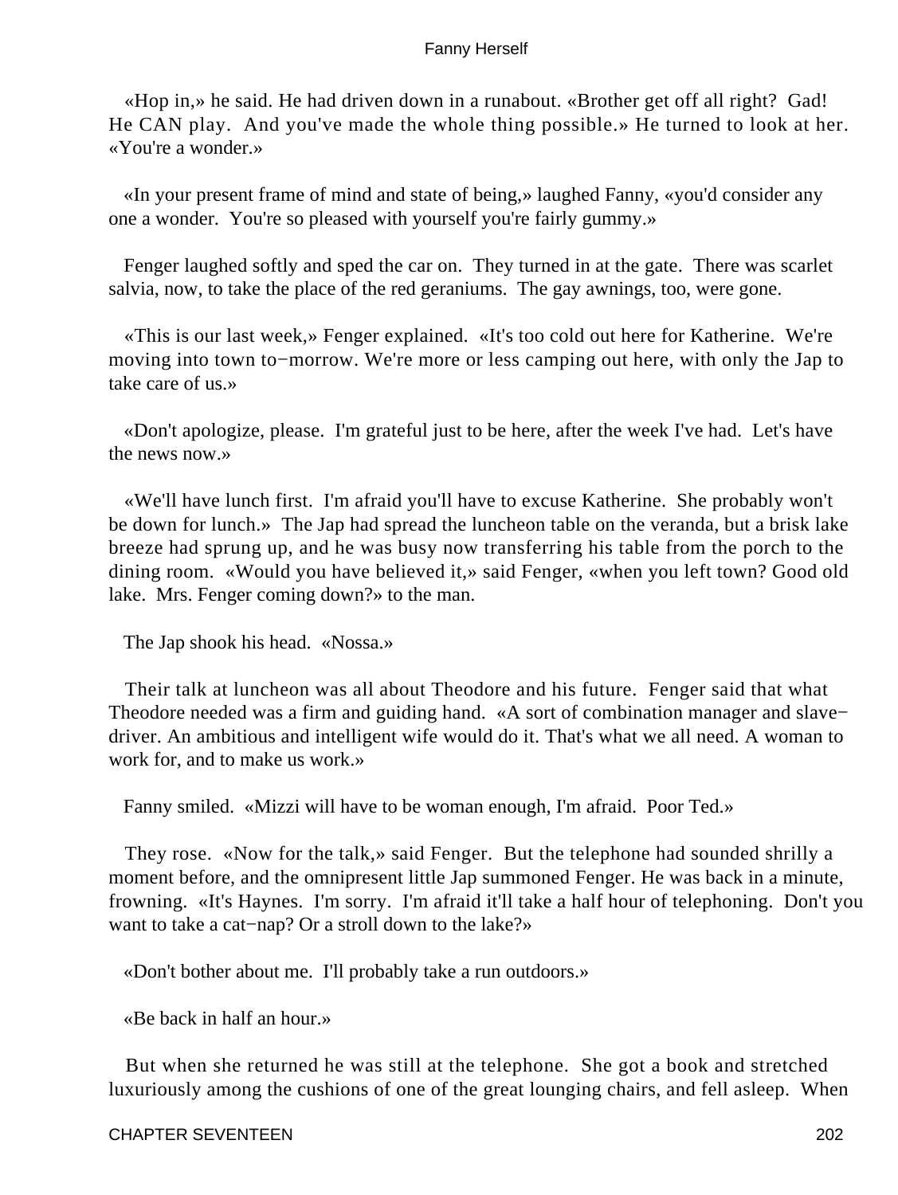«Hop in,» he said. He had driven down in a runabout. «Brother get off all right? Gad! He CAN play. And you've made the whole thing possible.» He turned to look at her. «You're a wonder.»

«In your present frame of mind and state of being,» laughed Fanny, «you'd consider any one a wonder. You're so pleased with yourself you're fairly gummy.»

Fenger laughed softly and sped the car on. They turned in at the gate. There was scarlet salvia, now, to take the place of the red geraniums. The gay awnings, too, were gone.

«This is our last week,» Fenger explained. «It's too cold out here for Katherine. We're moving into town to−morrow. We're more or less camping out here, with only the Jap to take care of us.»

«Don't apologize, please. I'm grateful just to be here, after the week I've had. Let's have the news now.»

«We'll have lunch first. I'm afraid you'll have to excuse Katherine. She probably won't be down for lunch.» The Jap had spread the luncheon table on the veranda, but a brisk lake breeze had sprung up, and he was busy now transferring his table from the porch to the dining room. «Would you have believed it,» said Fenger, «when you left town? Good old lake. Mrs. Fenger coming down?» to the man.

The Jap shook his head. «Nossa.»

Their talk at luncheon was all about Theodore and his future. Fenger said that what Theodore needed was a firm and guiding hand. «A sort of combination manager and slave−driver. An ambitious and intelligent wife would do it. That's what we all need. A woman to work for, and to make us work.»

Fanny smiled. «Mizzi will have to be woman enough, I'm afraid. Poor Ted.»

They rose. «Now for the talk,» said Fenger. But the telephone had sounded shrilly a moment before, and the omnipresent little Jap summoned Fenger. He was back in a minute, frowning. «It's Haynes. I'm sorry. I'm afraid it'll take a half hour of telephoning. Don't you want to take a cat−nap? Or a stroll down to the lake?»

«Don't bother about me. I'll probably take a run outdoors.»

«Be back in half an hour.»

But when she returned he was still at the telephone. She got a book and stretched luxuriously among the cushions of one of the great lounging chairs, and fell asleep. When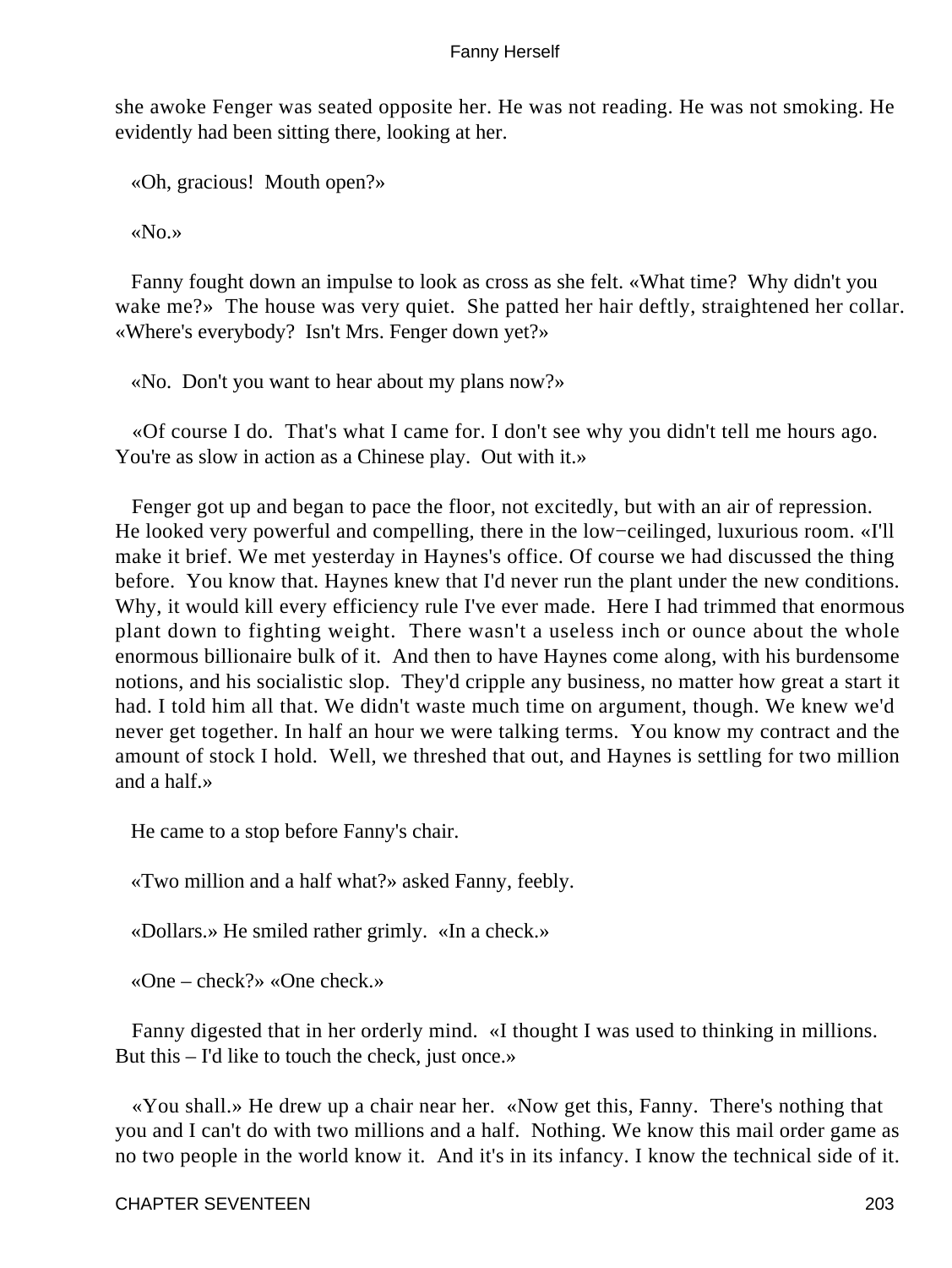she awoke Fenger was seated opposite her. He was not reading. He was not smoking. He evidently had been sitting there, looking at her.

«Oh, gracious!  Mouth open?»

«No.»

Fanny fought down an impulse to look as cross as she felt. «What time?  Why didn't you wake me?»  The house was very quiet.  She patted her hair deftly, straightened her collar.  «Where's everybody?  Isn't Mrs. Fenger down yet?»

«No.  Don't you want to hear about my plans now?»

«Of course I do.  That's what I came for. I don't see why you didn't tell me hours ago.  You're as slow in action as a Chinese play.  Out with it.»

Fenger got up and began to pace the floor, not excitedly, but with an air of repression.  He looked very powerful and compelling, there in the low−ceilinged, luxurious room. «I'll make it brief. We met yesterday in Haynes's office. Of course we had discussed the thing before.  You know that. Haynes knew that I'd never run the plant under the new conditions.  Why, it would kill every efficiency rule I've ever made.  Here I had trimmed that enormous plant down to fighting weight.  There wasn't a useless inch or ounce about the whole enormous billionaire bulk of it.  And then to have Haynes come along, with his burdensome notions, and his socialistic slop.  They'd cripple any business, no matter how great a start it had. I told him all that. We didn't waste much time on argument, though. We knew we'd never get together. In half an hour we were talking terms.  You know my contract and the amount of stock I hold.  Well, we threshed that out, and Haynes is settling for two million and a half.»

He came to a stop before Fanny's chair.

«Two million and a half what?» asked Fanny, feebly.

«Dollars.» He smiled rather grimly.  «In a check.»

«One – check?» «One check.»

Fanny digested that in her orderly mind.  «I thought I was used to thinking in millions.  But this – I'd like to touch the check, just once.»

«You shall.» He drew up a chair near her.  «Now get this, Fanny.  There's nothing that you and I can't do with two millions and a half.  Nothing. We know this mail order game as no two people in the world know it.  And it's in its infancy. I know the technical side of it.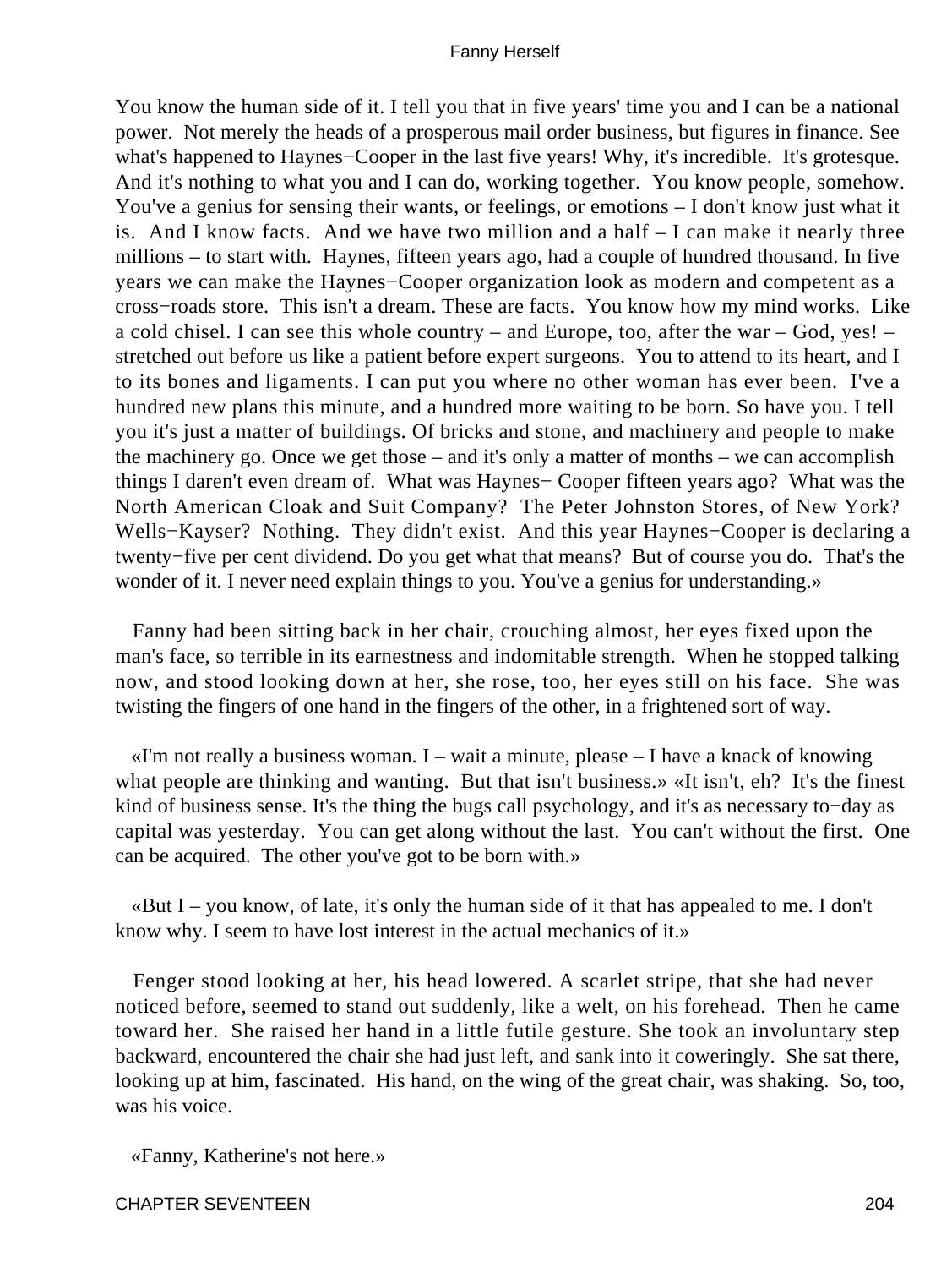You know the human side of it. I tell you that in five years' time you and I can be a national power. Not merely the heads of a prosperous mail order business, but figures in finance. See what's happened to Haynes−Cooper in the last five years! Why, it's incredible. It's grotesque. And it's nothing to what you and I can do, working together. You know people, somehow. You've a genius for sensing their wants, or feelings, or emotions – I don't know just what it is. And I know facts. And we have two million and a half – I can make it nearly three millions – to start with. Haynes, fifteen years ago, had a couple of hundred thousand. In five years we can make the Haynes−Cooper organization look as modern and competent as a cross−roads store. This isn't a dream. These are facts. You know how my mind works. Like a cold chisel. I can see this whole country – and Europe, too, after the war – God, yes! – stretched out before us like a patient before expert surgeons. You to attend to its heart, and I to its bones and ligaments. I can put you where no other woman has ever been. I've a hundred new plans this minute, and a hundred more waiting to be born. So have you. I tell you it's just a matter of buildings. Of bricks and stone, and machinery and people to make the machinery go. Once we get those – and it's only a matter of months – we can accomplish things I daren't even dream of. What was Haynes− Cooper fifteen years ago? What was the North American Cloak and Suit Company? The Peter Johnston Stores, of New York? Wells−Kayser? Nothing. They didn't exist. And this year Haynes−Cooper is declaring a twenty−five per cent dividend. Do you get what that means? But of course you do. That's the wonder of it. I never need explain things to you. You've a genius for understanding.»

Fanny had been sitting back in her chair, crouching almost, her eyes fixed upon the man's face, so terrible in its earnestness and indomitable strength. When he stopped talking now, and stood looking down at her, she rose, too, her eyes still on his face. She was twisting the fingers of one hand in the fingers of the other, in a frightened sort of way.

«I'm not really a business woman. I – wait a minute, please – I have a knack of knowing what people are thinking and wanting. But that isn't business.» «It isn't, eh? It's the finest kind of business sense. It's the thing the bugs call psychology, and it's as necessary to−day as capital was yesterday. You can get along without the last. You can't without the first. One can be acquired. The other you've got to be born with.»

«But I – you know, of late, it's only the human side of it that has appealed to me. I don't know why. I seem to have lost interest in the actual mechanics of it.»

Fenger stood looking at her, his head lowered. A scarlet stripe, that she had never noticed before, seemed to stand out suddenly, like a welt, on his forehead. Then he came toward her. She raised her hand in a little futile gesture. She took an involuntary step backward, encountered the chair she had just left, and sank into it coweringly. She sat there, looking up at him, fascinated. His hand, on the wing of the great chair, was shaking. So, too, was his voice.

«Fanny, Katherine's not here.»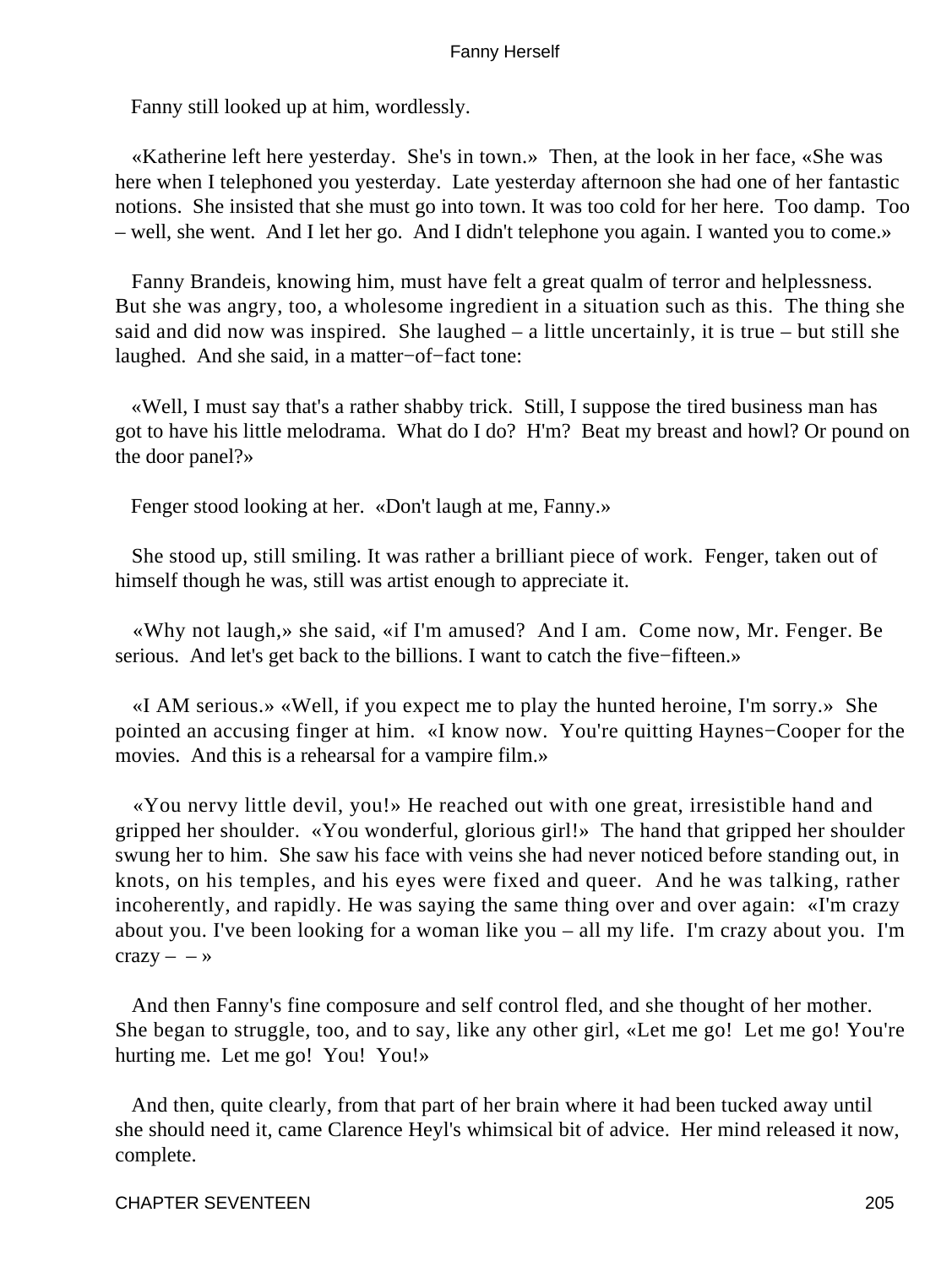Fanny still looked up at him, wordlessly.

«Katherine left here yesterday. She's in town.» Then, at the look in her face, «She was here when I telephoned you yesterday. Late yesterday afternoon she had one of her fantastic notions. She insisted that she must go into town. It was too cold for her here. Too damp. Too – well, she went. And I let her go. And I didn't telephone you again. I wanted you to come.»

Fanny Brandeis, knowing him, must have felt a great qualm of terror and helplessness. But she was angry, too, a wholesome ingredient in a situation such as this. The thing she said and did now was inspired. She laughed – a little uncertainly, it is true – but still she laughed. And she said, in a matter−of−fact tone:

«Well, I must say that's a rather shabby trick. Still, I suppose the tired business man has got to have his little melodrama. What do I do? H'm? Beat my breast and howl? Or pound on the door panel?»

Fenger stood looking at her. «Don't laugh at me, Fanny.»

She stood up, still smiling. It was rather a brilliant piece of work. Fenger, taken out of himself though he was, still was artist enough to appreciate it.

«Why not laugh,» she said, «if I'm amused? And I am. Come now, Mr. Fenger. Be serious. And let's get back to the billions. I want to catch the five−fifteen.»

«I AM serious.» «Well, if you expect me to play the hunted heroine, I'm sorry.» She pointed an accusing finger at him. «I know now. You're quitting Haynes−Cooper for the movies. And this is a rehearsal for a vampire film.»

«You nervy little devil, you!» He reached out with one great, irresistible hand and gripped her shoulder. «You wonderful, glorious girl!» The hand that gripped her shoulder swung her to him. She saw his face with veins she had never noticed before standing out, in knots, on his temples, and his eyes were fixed and queer. And he was talking, rather incoherently, and rapidly. He was saying the same thing over and over again: «I'm crazy about you. I've been looking for a woman like you – all my life. I'm crazy about you. I'm crazy – – »

And then Fanny's fine composure and self control fled, and she thought of her mother. She began to struggle, too, and to say, like any other girl, «Let me go! Let me go! You're hurting me. Let me go! You! You!»

And then, quite clearly, from that part of her brain where it had been tucked away until she should need it, came Clarence Heyl's whimsical bit of advice. Her mind released it now, complete.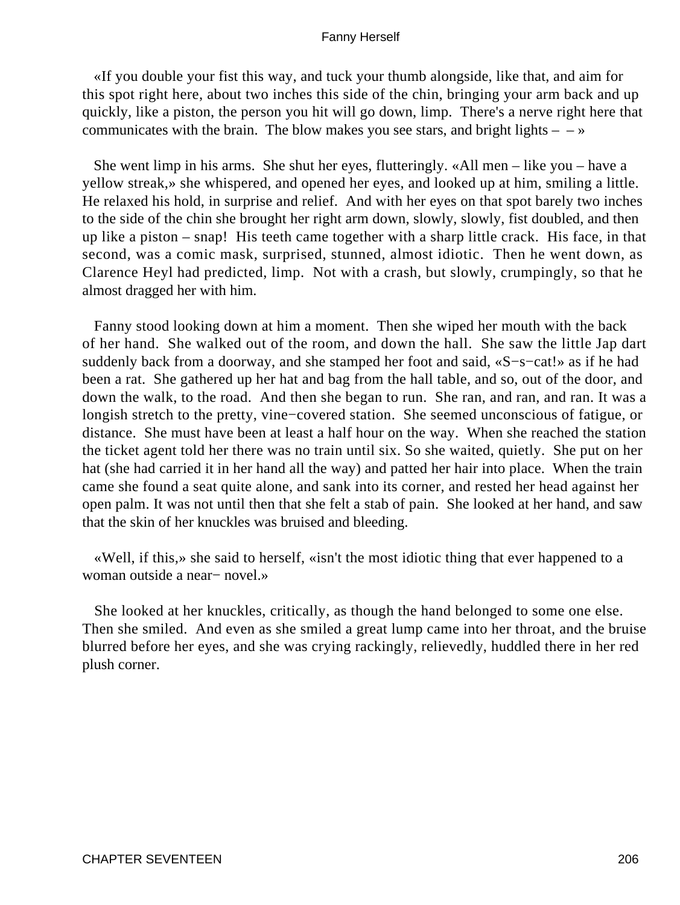«If you double your fist this way, and tuck your thumb alongside, like that, and aim for this spot right here, about two inches this side of the chin, bringing your arm back and up quickly, like a piston, the person you hit will go down, limp. There's a nerve right here that communicates with the brain. The blow makes you see stars, and bright lights – – »

She went limp in his arms. She shut her eyes, flutteringly. «All men – like you – have a yellow streak,» she whispered, and opened her eyes, and looked up at him, smiling a little. He relaxed his hold, in surprise and relief. And with her eyes on that spot barely two inches to the side of the chin she brought her right arm down, slowly, slowly, fist doubled, and then up like a piston – snap! His teeth came together with a sharp little crack. His face, in that second, was a comic mask, surprised, stunned, almost idiotic. Then he went down, as Clarence Heyl had predicted, limp. Not with a crash, but slowly, crumpingly, so that he almost dragged her with him.

Fanny stood looking down at him a moment. Then she wiped her mouth with the back of her hand. She walked out of the room, and down the hall. She saw the little Jap dart suddenly back from a doorway, and she stamped her foot and said, «S−s−cat!» as if he had been a rat. She gathered up her hat and bag from the hall table, and so, out of the door, and down the walk, to the road. And then she began to run. She ran, and ran, and ran. It was a longish stretch to the pretty, vine−covered station. She seemed unconscious of fatigue, or distance. She must have been at least a half hour on the way. When she reached the station the ticket agent told her there was no train until six. So she waited, quietly. She put on her hat (she had carried it in her hand all the way) and patted her hair into place. When the train came she found a seat quite alone, and sank into its corner, and rested her head against her open palm. It was not until then that she felt a stab of pain. She looked at her hand, and saw that the skin of her knuckles was bruised and bleeding.

«Well, if this,» she said to herself, «isn't the most idiotic thing that ever happened to a woman outside a near− novel.»

She looked at her knuckles, critically, as though the hand belonged to some one else. Then she smiled. And even as she smiled a great lump came into her throat, and the bruise blurred before her eyes, and she was crying rackingly, relievedly, huddled there in her red plush corner.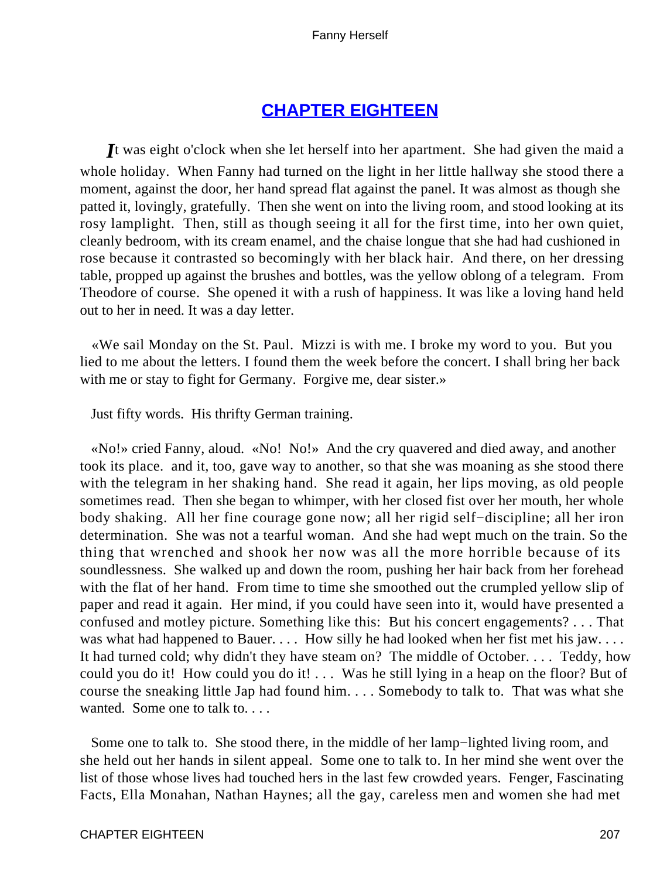## CHAPTER EIGHTEEN

*I*t was eight o'clock when she let herself into her apartment. She had given the maid a whole holiday. When Fanny had turned on the light in her little hallway she stood there a moment, against the door, her hand spread flat against the panel. It was almost as though she patted it, lovingly, gratefully. Then she went on into the living room, and stood looking at its rosy lamplight. Then, still as though seeing it all for the first time, into her own quiet, cleanly bedroom, with its cream enamel, and the chaise longue that she had had cushioned in rose because it contrasted so becomingly with her black hair. And there, on her dressing table, propped up against the brushes and bottles, was the yellow oblong of a telegram. From Theodore of course. She opened it with a rush of happiness. It was like a loving hand held out to her in need. It was a day letter.

«We sail Monday on the St. Paul. Mizzi is with me. I broke my word to you. But you lied to me about the letters. I found them the week before the concert. I shall bring her back with me or stay to fight for Germany. Forgive me, dear sister.»

Just fifty words. His thrifty German training.

«No!» cried Fanny, aloud. «No! No!» And the cry quavered and died away, and another took its place. and it, too, gave way to another, so that she was moaning as she stood there with the telegram in her shaking hand. She read it again, her lips moving, as old people sometimes read. Then she began to whimper, with her closed fist over her mouth, her whole body shaking. All her fine courage gone now; all her rigid self−discipline; all her iron determination. She was not a tearful woman. And she had wept much on the train. So the thing that wrenched and shook her now was all the more horrible because of its soundlessness. She walked up and down the room, pushing her hair back from her forehead with the flat of her hand. From time to time she smoothed out the crumpled yellow slip of paper and read it again. Her mind, if you could have seen into it, would have presented a confused and motley picture. Something like this: But his concert engagements? . . . That was what had happened to Bauer. . . . How silly he had looked when her fist met his jaw. . . . It had turned cold; why didn't they have steam on? The middle of October. . . . Teddy, how could you do it! How could you do it! . . . Was he still lying in a heap on the floor? But of course the sneaking little Jap had found him. . . . Somebody to talk to. That was what she wanted. Some one to talk to. . . .

Some one to talk to. She stood there, in the middle of her lamp−lighted living room, and she held out her hands in silent appeal. Some one to talk to. In her mind she went over the list of those whose lives had touched hers in the last few crowded years. Fenger, Fascinating Facts, Ella Monahan, Nathan Haynes; all the gay, careless men and women she had met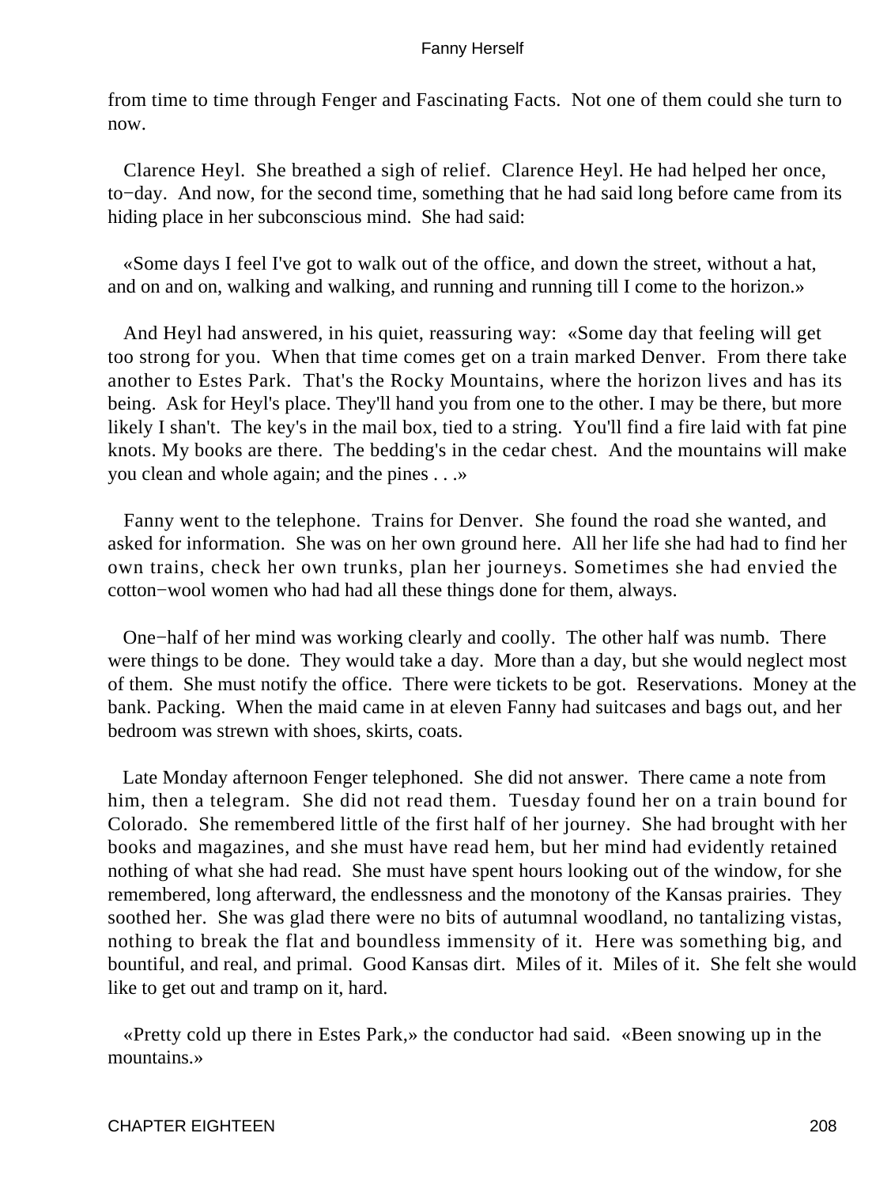from time to time through Fenger and Fascinating Facts. Not one of them could she turn to now.

Clarence Heyl. She breathed a sigh of relief. Clarence Heyl. He had helped her once, to−day. And now, for the second time, something that he had said long before came from its hiding place in her subconscious mind. She had said:

«Some days I feel I've got to walk out of the office, and down the street, without a hat, and on and on, walking and walking, and running and running till I come to the horizon.»

And Heyl had answered, in his quiet, reassuring way: «Some day that feeling will get too strong for you. When that time comes get on a train marked Denver. From there take another to Estes Park. That's the Rocky Mountains, where the horizon lives and has its being. Ask for Heyl's place. They'll hand you from one to the other. I may be there, but more likely I shan't. The key's in the mail box, tied to a string. You'll find a fire laid with fat pine knots. My books are there. The bedding's in the cedar chest. And the mountains will make you clean and whole again; and the pines . . .»

Fanny went to the telephone. Trains for Denver. She found the road she wanted, and asked for information. She was on her own ground here. All her life she had had to find her own trains, check her own trunks, plan her journeys. Sometimes she had envied the cotton−wool women who had had all these things done for them, always.

One−half of her mind was working clearly and coolly. The other half was numb. There were things to be done. They would take a day. More than a day, but she would neglect most of them. She must notify the office. There were tickets to be got. Reservations. Money at the bank. Packing. When the maid came in at eleven Fanny had suitcases and bags out, and her bedroom was strewn with shoes, skirts, coats.

Late Monday afternoon Fenger telephoned. She did not answer. There came a note from him, then a telegram. She did not read them. Tuesday found her on a train bound for Colorado. She remembered little of the first half of her journey. She had brought with her books and magazines, and she must have read hem, but her mind had evidently retained nothing of what she had read. She must have spent hours looking out of the window, for she remembered, long afterward, the endlessness and the monotony of the Kansas prairies. They soothed her. She was glad there were no bits of autumnal woodland, no tantalizing vistas, nothing to break the flat and boundless immensity of it. Here was something big, and bountiful, and real, and primal. Good Kansas dirt. Miles of it. Miles of it. She felt she would like to get out and tramp on it, hard.

«Pretty cold up there in Estes Park,» the conductor had said. «Been snowing up in the mountains.»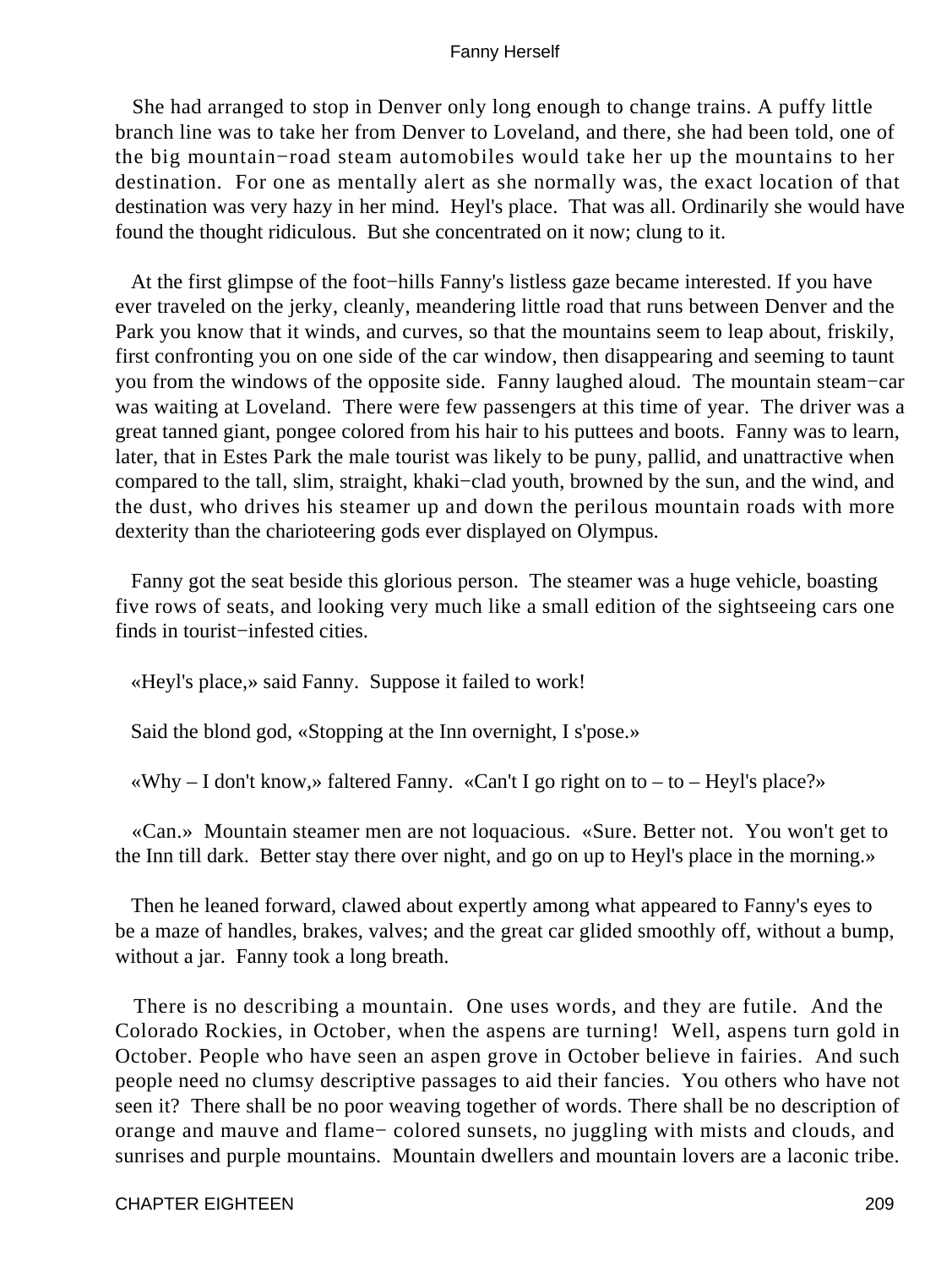She had arranged to stop in Denver only long enough to change trains. A puffy little branch line was to take her from Denver to Loveland, and there, she had been told, one of the big mountain−road steam automobiles would take her up the mountains to her destination. For one as mentally alert as she normally was, the exact location of that destination was very hazy in her mind. Heyl's place. That was all. Ordinarily she would have found the thought ridiculous. But she concentrated on it now; clung to it.

At the first glimpse of the foot−hills Fanny's listless gaze became interested. If you have ever traveled on the jerky, cleanly, meandering little road that runs between Denver and the Park you know that it winds, and curves, so that the mountains seem to leap about, friskily, first confronting you on one side of the car window, then disappearing and seeming to taunt you from the windows of the opposite side. Fanny laughed aloud. The mountain steam−car was waiting at Loveland. There were few passengers at this time of year. The driver was a great tanned giant, pongee colored from his hair to his puttees and boots. Fanny was to learn, later, that in Estes Park the male tourist was likely to be puny, pallid, and unattractive when compared to the tall, slim, straight, khaki−clad youth, browned by the sun, and the wind, and the dust, who drives his steamer up and down the perilous mountain roads with more dexterity than the charioteering gods ever displayed on Olympus.

Fanny got the seat beside this glorious person. The steamer was a huge vehicle, boasting five rows of seats, and looking very much like a small edition of the sightseeing cars one finds in tourist−infested cities.

«Heyl's place,» said Fanny. Suppose it failed to work!

Said the blond god, «Stopping at the Inn overnight, I s'pose.»

«Why – I don't know,» faltered Fanny. «Can't I go right on to – to – Heyl's place?»

«Can.» Mountain steamer men are not loquacious. «Sure. Better not. You won't get to the Inn till dark. Better stay there over night, and go on up to Heyl's place in the morning.»

Then he leaned forward, clawed about expertly among what appeared to Fanny's eyes to be a maze of handles, brakes, valves; and the great car glided smoothly off, without a bump, without a jar. Fanny took a long breath.

There is no describing a mountain. One uses words, and they are futile. And the Colorado Rockies, in October, when the aspens are turning! Well, aspens turn gold in October. People who have seen an aspen grove in October believe in fairies. And such people need no clumsy descriptive passages to aid their fancies. You others who have not seen it? There shall be no poor weaving together of words. There shall be no description of orange and mauve and flame− colored sunsets, no juggling with mists and clouds, and sunrises and purple mountains. Mountain dwellers and mountain lovers are a laconic tribe.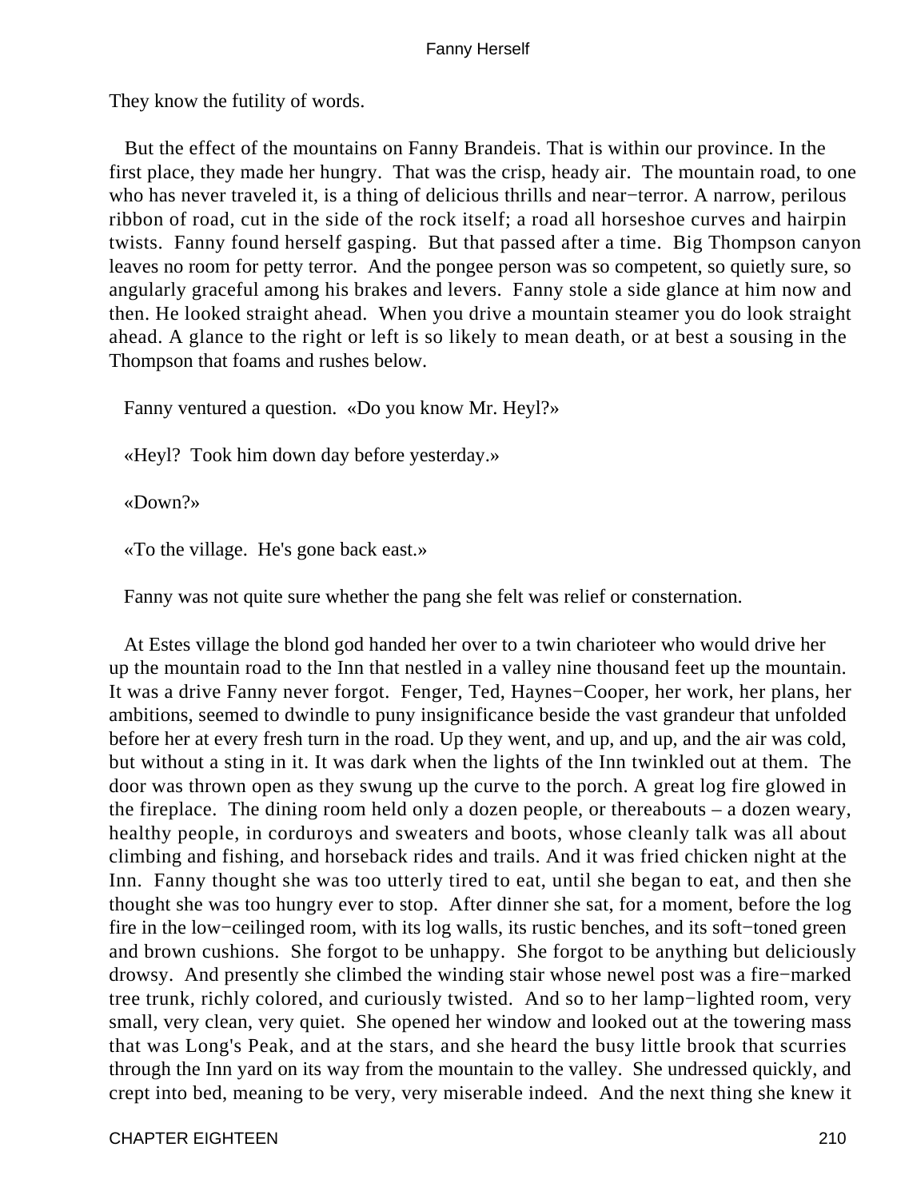They know the futility of words.

But the effect of the mountains on Fanny Brandeis. That is within our province. In the first place, they made her hungry. That was the crisp, heady air. The mountain road, to one who has never traveled it, is a thing of delicious thrills and near−terror. A narrow, perilous ribbon of road, cut in the side of the rock itself; a road all horseshoe curves and hairpin twists. Fanny found herself gasping. But that passed after a time. Big Thompson canyon leaves no room for petty terror. And the pongee person was so competent, so quietly sure, so angularly graceful among his brakes and levers. Fanny stole a side glance at him now and then. He looked straight ahead. When you drive a mountain steamer you do look straight ahead. A glance to the right or left is so likely to mean death, or at best a sousing in the Thompson that foams and rushes below.

Fanny ventured a question. «Do you know Mr. Heyl?»

«Heyl? Took him down day before yesterday.»

«Down?»

«To the village. He's gone back east.»

Fanny was not quite sure whether the pang she felt was relief or consternation.

At Estes village the blond god handed her over to a twin charioteer who would drive her up the mountain road to the Inn that nestled in a valley nine thousand feet up the mountain. It was a drive Fanny never forgot. Fenger, Ted, Haynes−Cooper, her work, her plans, her ambitions, seemed to dwindle to puny insignificance beside the vast grandeur that unfolded before her at every fresh turn in the road. Up they went, and up, and up, and the air was cold, but without a sting in it. It was dark when the lights of the Inn twinkled out at them. The door was thrown open as they swung up the curve to the porch. A great log fire glowed in the fireplace. The dining room held only a dozen people, or thereabouts – a dozen weary, healthy people, in corduroys and sweaters and boots, whose cleanly talk was all about climbing and fishing, and horseback rides and trails. And it was fried chicken night at the Inn. Fanny thought she was too utterly tired to eat, until she began to eat, and then she thought she was too hungry ever to stop. After dinner she sat, for a moment, before the log fire in the low−ceilinged room, with its log walls, its rustic benches, and its soft−toned green and brown cushions. She forgot to be unhappy. She forgot to be anything but deliciously drowsy. And presently she climbed the winding stair whose newel post was a fire−marked tree trunk, richly colored, and curiously twisted. And so to her lamp−lighted room, very small, very clean, very quiet. She opened her window and looked out at the towering mass that was Long's Peak, and at the stars, and she heard the busy little brook that scurries through the Inn yard on its way from the mountain to the valley. She undressed quickly, and crept into bed, meaning to be very, very miserable indeed. And the next thing she knew it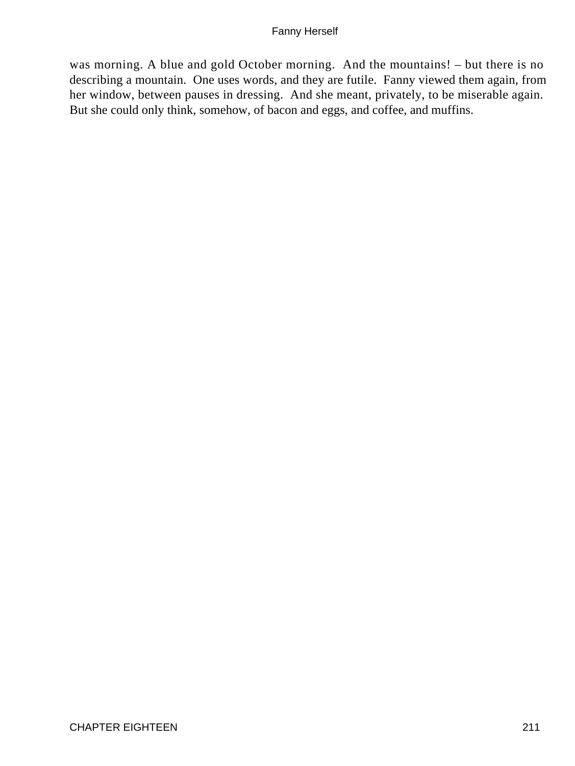was morning. A blue and gold October morning. And the mountains! – but there is no describing a mountain. One uses words, and they are futile. Fanny viewed them again, from her window, between pauses in dressing. And she meant, privately, to be miserable again. But she could only think, somehow, of bacon and eggs, and coffee, and muffins.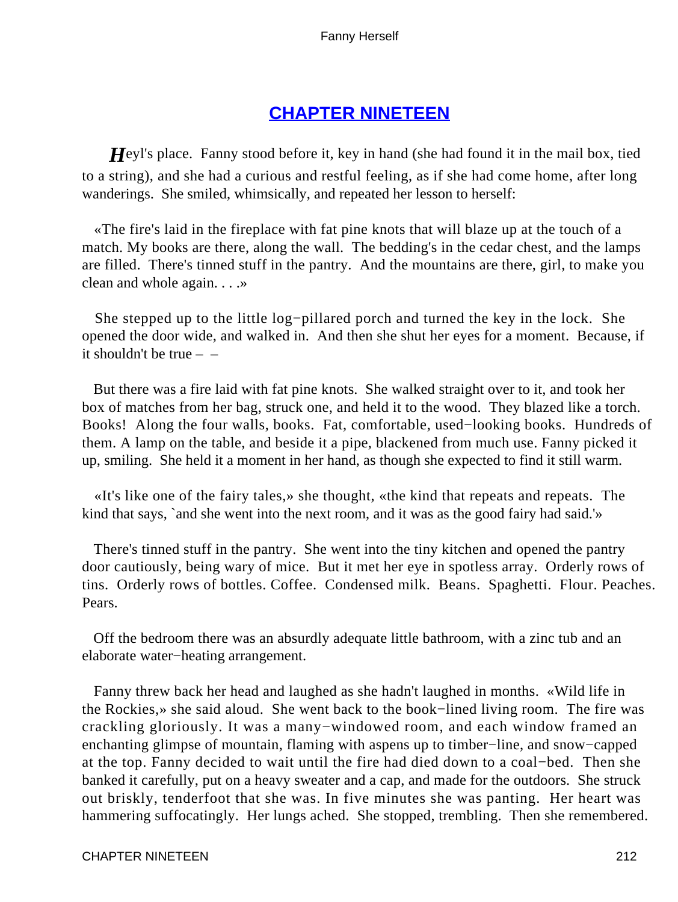## CHAPTER NINETEEN

*H*eyl's place. Fanny stood before it, key in hand (she had found it in the mail box, tied to a string), and she had a curious and restful feeling, as if she had come home, after long wanderings. She smiled, whimsically, and repeated her lesson to herself:

«The fire's laid in the fireplace with fat pine knots that will blaze up at the touch of a match. My books are there, along the wall. The bedding's in the cedar chest, and the lamps are filled. There's tinned stuff in the pantry. And the mountains are there, girl, to make you clean and whole again. . . .»

She stepped up to the little log−pillared porch and turned the key in the lock. She opened the door wide, and walked in. And then she shut her eyes for a moment. Because, if it shouldn't be true – –

But there was a fire laid with fat pine knots. She walked straight over to it, and took her box of matches from her bag, struck one, and held it to the wood. They blazed like a torch. Books! Along the four walls, books. Fat, comfortable, used−looking books. Hundreds of them. A lamp on the table, and beside it a pipe, blackened from much use. Fanny picked it up, smiling. She held it a moment in her hand, as though she expected to find it still warm.

«It's like one of the fairy tales,» she thought, «the kind that repeats and repeats. The kind that says, `and she went into the next room, and it was as the good fairy had said.'»

There's tinned stuff in the pantry. She went into the tiny kitchen and opened the pantry door cautiously, being wary of mice. But it met her eye in spotless array. Orderly rows of tins. Orderly rows of bottles. Coffee. Condensed milk. Beans. Spaghetti. Flour. Peaches. Pears.

Off the bedroom there was an absurdly adequate little bathroom, with a zinc tub and an elaborate water−heating arrangement.

Fanny threw back her head and laughed as she hadn't laughed in months. «Wild life in the Rockies,» she said aloud. She went back to the book−lined living room. The fire was crackling gloriously. It was a many−windowed room, and each window framed an enchanting glimpse of mountain, flaming with aspens up to timber−line, and snow−capped at the top. Fanny decided to wait until the fire had died down to a coal−bed. Then she banked it carefully, put on a heavy sweater and a cap, and made for the outdoors. She struck out briskly, tenderfoot that she was. In five minutes she was panting. Her heart was hammering suffocatingly. Her lungs ached. She stopped, trembling. Then she remembered.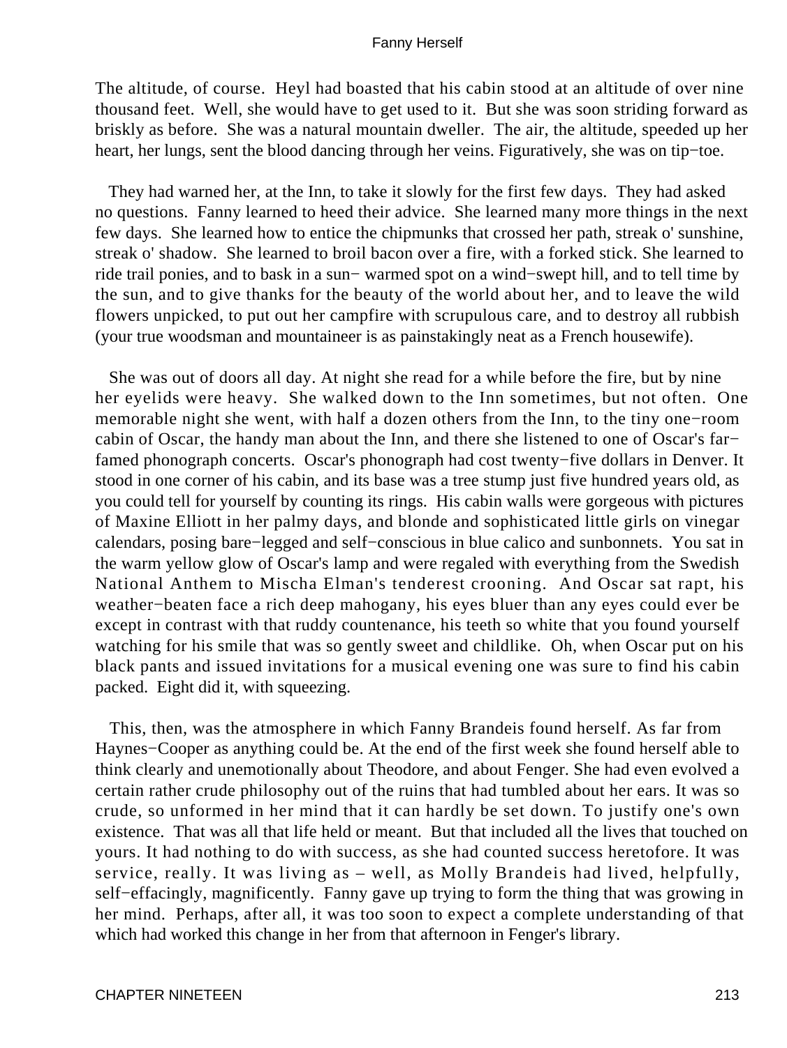The altitude, of course. Heyl had boasted that his cabin stood at an altitude of over nine thousand feet. Well, she would have to get used to it. But she was soon striding forward as briskly as before. She was a natural mountain dweller. The air, the altitude, speeded up her heart, her lungs, sent the blood dancing through her veins. Figuratively, she was on tip−toe.

They had warned her, at the Inn, to take it slowly for the first few days. They had asked no questions. Fanny learned to heed their advice. She learned many more things in the next few days. She learned how to entice the chipmunks that crossed her path, streak o' sunshine, streak o' shadow. She learned to broil bacon over a fire, with a forked stick. She learned to ride trail ponies, and to bask in a sun− warmed spot on a wind−swept hill, and to tell time by the sun, and to give thanks for the beauty of the world about her, and to leave the wild flowers unpicked, to put out her campfire with scrupulous care, and to destroy all rubbish (your true woodsman and mountaineer is as painstakingly neat as a French housewife).

She was out of doors all day. At night she read for a while before the fire, but by nine her eyelids were heavy. She walked down to the Inn sometimes, but not often. One memorable night she went, with half a dozen others from the Inn, to the tiny one−room cabin of Oscar, the handy man about the Inn, and there she listened to one of Oscar's far−famed phonograph concerts. Oscar's phonograph had cost twenty−five dollars in Denver. It stood in one corner of his cabin, and its base was a tree stump just five hundred years old, as you could tell for yourself by counting its rings. His cabin walls were gorgeous with pictures of Maxine Elliott in her palmy days, and blonde and sophisticated little girls on vinegar calendars, posing bare−legged and self−conscious in blue calico and sunbonnets. You sat in the warm yellow glow of Oscar's lamp and were regaled with everything from the Swedish National Anthem to Mischa Elman's tenderest crooning. And Oscar sat rapt, his weather−beaten face a rich deep mahogany, his eyes bluer than any eyes could ever be except in contrast with that ruddy countenance, his teeth so white that you found yourself watching for his smile that was so gently sweet and childlike. Oh, when Oscar put on his black pants and issued invitations for a musical evening one was sure to find his cabin packed. Eight did it, with squeezing.

This, then, was the atmosphere in which Fanny Brandeis found herself. As far from Haynes−Cooper as anything could be. At the end of the first week she found herself able to think clearly and unemotionally about Theodore, and about Fenger. She had even evolved a certain rather crude philosophy out of the ruins that had tumbled about her ears. It was so crude, so unformed in her mind that it can hardly be set down. To justify one's own existence. That was all that life held or meant. But that included all the lives that touched on yours. It had nothing to do with success, as she had counted success heretofore. It was service, really. It was living as – well, as Molly Brandeis had lived, helpfully, self−effacingly, magnificently. Fanny gave up trying to form the thing that was growing in her mind. Perhaps, after all, it was too soon to expect a complete understanding of that which had worked this change in her from that afternoon in Fenger's library.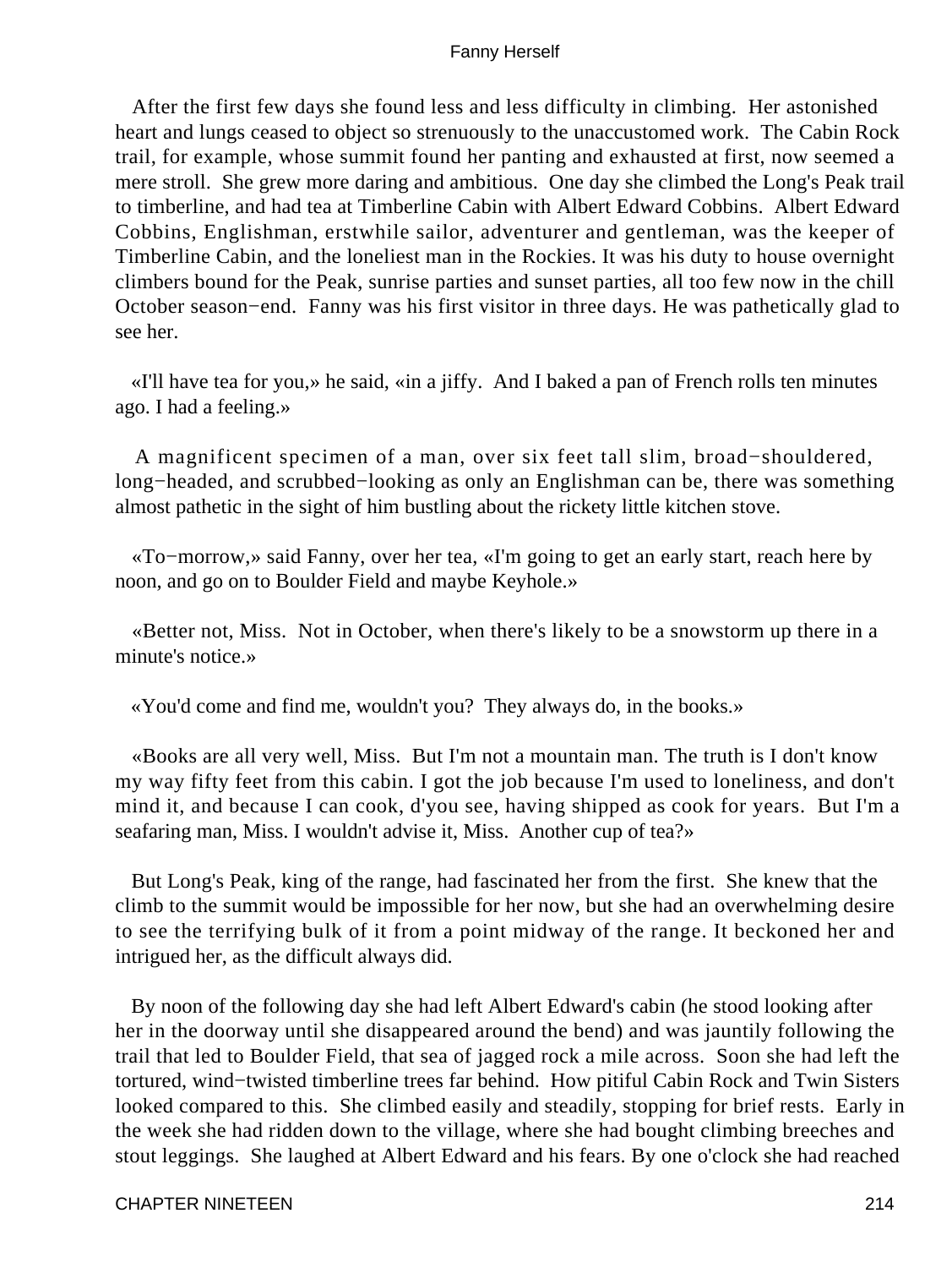After the first few days she found less and less difficulty in climbing. Her astonished heart and lungs ceased to object so strenuously to the unaccustomed work. The Cabin Rock trail, for example, whose summit found her panting and exhausted at first, now seemed a mere stroll. She grew more daring and ambitious. One day she climbed the Long's Peak trail to timberline, and had tea at Timberline Cabin with Albert Edward Cobbins. Albert Edward Cobbins, Englishman, erstwhile sailor, adventurer and gentleman, was the keeper of Timberline Cabin, and the loneliest man in the Rockies. It was his duty to house overnight climbers bound for the Peak, sunrise parties and sunset parties, all too few now in the chill October season−end. Fanny was his first visitor in three days. He was pathetically glad to see her.

«I'll have tea for you,» he said, «in a jiffy. And I baked a pan of French rolls ten minutes ago. I had a feeling.»

A magnificent specimen of a man, over six feet tall slim, broad−shouldered, long−headed, and scrubbed−looking as only an Englishman can be, there was something almost pathetic in the sight of him bustling about the rickety little kitchen stove.

«To−morrow,» said Fanny, over her tea, «I'm going to get an early start, reach here by noon, and go on to Boulder Field and maybe Keyhole.»

«Better not, Miss. Not in October, when there's likely to be a snowstorm up there in a minute's notice.»

«You'd come and find me, wouldn't you? They always do, in the books.»

«Books are all very well, Miss. But I'm not a mountain man. The truth is I don't know my way fifty feet from this cabin. I got the job because I'm used to loneliness, and don't mind it, and because I can cook, d'you see, having shipped as cook for years. But I'm a seafaring man, Miss. I wouldn't advise it, Miss. Another cup of tea?»

But Long's Peak, king of the range, had fascinated her from the first. She knew that the climb to the summit would be impossible for her now, but she had an overwhelming desire to see the terrifying bulk of it from a point midway of the range. It beckoned her and intrigued her, as the difficult always did.

By noon of the following day she had left Albert Edward's cabin (he stood looking after her in the doorway until she disappeared around the bend) and was jauntily following the trail that led to Boulder Field, that sea of jagged rock a mile across. Soon she had left the tortured, wind−twisted timberline trees far behind. How pitiful Cabin Rock and Twin Sisters looked compared to this. She climbed easily and steadily, stopping for brief rests. Early in the week she had ridden down to the village, where she had bought climbing breeches and stout leggings. She laughed at Albert Edward and his fears. By one o'clock she had reached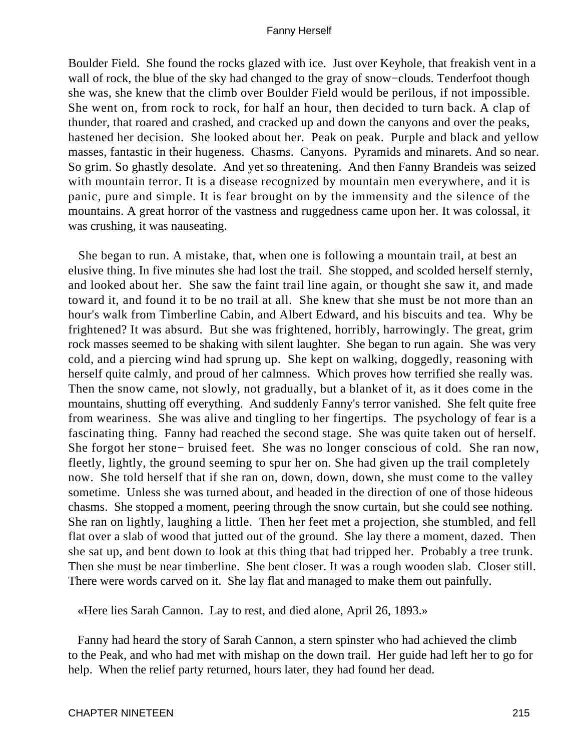Boulder Field. She found the rocks glazed with ice. Just over Keyhole, that freakish vent in a wall of rock, the blue of the sky had changed to the gray of snow−clouds. Tenderfoot though she was, she knew that the climb over Boulder Field would be perilous, if not impossible. She went on, from rock to rock, for half an hour, then decided to turn back. A clap of thunder, that roared and crashed, and cracked up and down the canyons and over the peaks, hastened her decision. She looked about her. Peak on peak. Purple and black and yellow masses, fantastic in their hugeness. Chasms. Canyons. Pyramids and minarets. And so near. So grim. So ghastly desolate. And yet so threatening. And then Fanny Brandeis was seized with mountain terror. It is a disease recognized by mountain men everywhere, and it is panic, pure and simple. It is fear brought on by the immensity and the silence of the mountains. A great horror of the vastness and ruggedness came upon her. It was colossal, it was crushing, it was nauseating.

She began to run. A mistake, that, when one is following a mountain trail, at best an elusive thing. In five minutes she had lost the trail. She stopped, and scolded herself sternly, and looked about her. She saw the faint trail line again, or thought she saw it, and made toward it, and found it to be no trail at all. She knew that she must be not more than an hour's walk from Timberline Cabin, and Albert Edward, and his biscuits and tea. Why be frightened? It was absurd. But she was frightened, horribly, harrowingly. The great, grim rock masses seemed to be shaking with silent laughter. She began to run again. She was very cold, and a piercing wind had sprung up. She kept on walking, doggedly, reasoning with herself quite calmly, and proud of her calmness. Which proves how terrified she really was. Then the snow came, not slowly, not gradually, but a blanket of it, as it does come in the mountains, shutting off everything. And suddenly Fanny's terror vanished. She felt quite free from weariness. She was alive and tingling to her fingertips. The psychology of fear is a fascinating thing. Fanny had reached the second stage. She was quite taken out of herself. She forgot her stone− bruised feet. She was no longer conscious of cold. She ran now, fleetly, lightly, the ground seeming to spur her on. She had given up the trail completely now. She told herself that if she ran on, down, down, down, she must come to the valley sometime. Unless she was turned about, and headed in the direction of one of those hideous chasms. She stopped a moment, peering through the snow curtain, but she could see nothing. She ran on lightly, laughing a little. Then her feet met a projection, she stumbled, and fell flat over a slab of wood that jutted out of the ground. She lay there a moment, dazed. Then she sat up, and bent down to look at this thing that had tripped her. Probably a tree trunk. Then she must be near timberline. She bent closer. It was a rough wooden slab. Closer still. There were words carved on it. She lay flat and managed to make them out painfully.

«Here lies Sarah Cannon. Lay to rest, and died alone, April 26, 1893.»

Fanny had heard the story of Sarah Cannon, a stern spinster who had achieved the climb to the Peak, and who had met with mishap on the down trail. Her guide had left her to go for help. When the relief party returned, hours later, they had found her dead.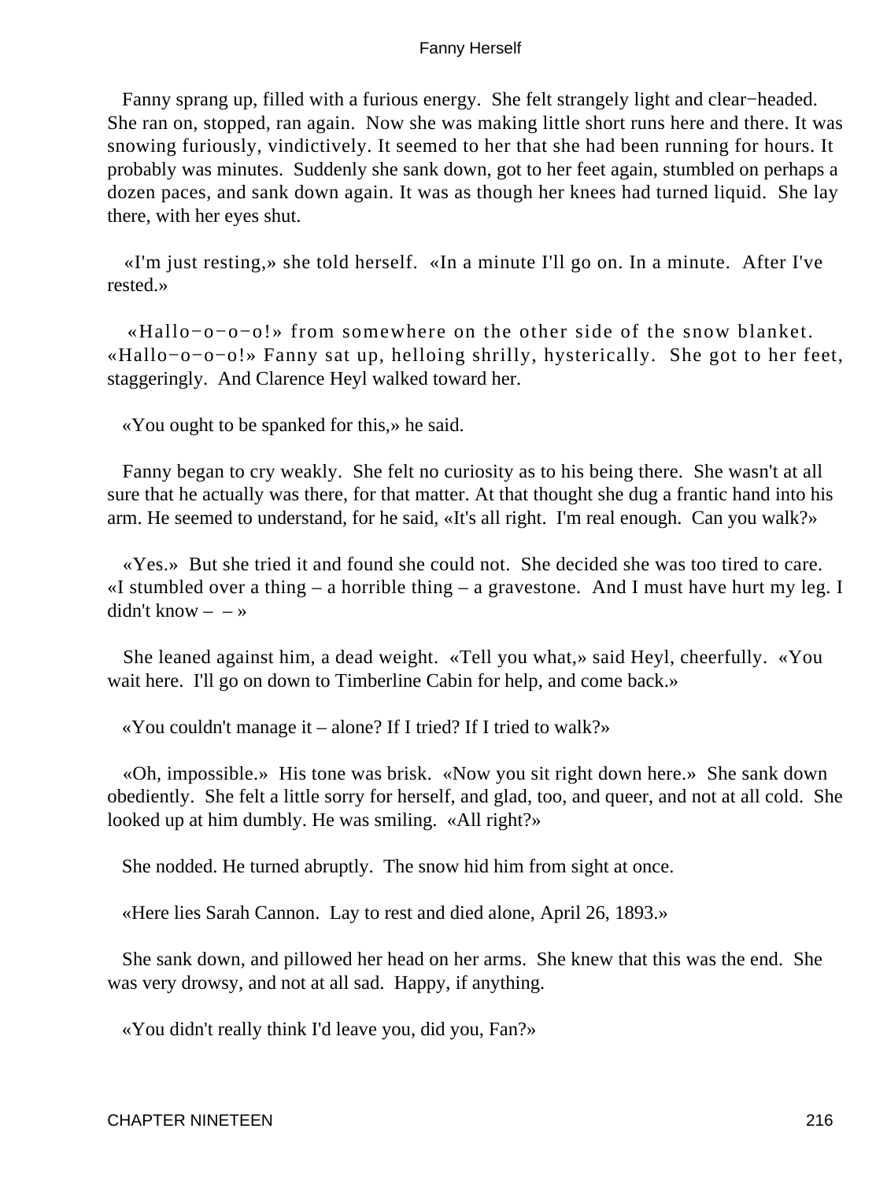Fanny sprang up, filled with a furious energy. She felt strangely light and clear−headed. She ran on, stopped, ran again. Now she was making little short runs here and there. It was snowing furiously, vindictively. It seemed to her that she had been running for hours. It probably was minutes. Suddenly she sank down, got to her feet again, stumbled on perhaps a dozen paces, and sank down again. It was as though her knees had turned liquid. She lay there, with her eyes shut.

«I'm just resting,» she told herself. «In a minute I'll go on. In a minute. After I've rested.»

«Hallo−o−o−o!» from somewhere on the other side of the snow blanket. «Hallo−o−o−o!» Fanny sat up, helloing shrilly, hysterically. She got to her feet, staggeringly. And Clarence Heyl walked toward her.

«You ought to be spanked for this,» he said.

Fanny began to cry weakly. She felt no curiosity as to his being there. She wasn't at all sure that he actually was there, for that matter. At that thought she dug a frantic hand into his arm. He seemed to understand, for he said, «It's all right. I'm real enough. Can you walk?»

«Yes.» But she tried it and found she could not. She decided she was too tired to care. «I stumbled over a thing – a horrible thing – a gravestone. And I must have hurt my leg. I didn't know – – »

She leaned against him, a dead weight. «Tell you what,» said Heyl, cheerfully. «You wait here. I'll go on down to Timberline Cabin for help, and come back.»

«You couldn't manage it – alone? If I tried? If I tried to walk?»

«Oh, impossible.» His tone was brisk. «Now you sit right down here.» She sank down obediently. She felt a little sorry for herself, and glad, too, and queer, and not at all cold. She looked up at him dumbly. He was smiling. «All right?»

She nodded. He turned abruptly. The snow hid him from sight at once.

«Here lies Sarah Cannon. Lay to rest and died alone, April 26, 1893.»

She sank down, and pillowed her head on her arms. She knew that this was the end. She was very drowsy, and not at all sad. Happy, if anything.

«You didn't really think I'd leave you, did you, Fan?»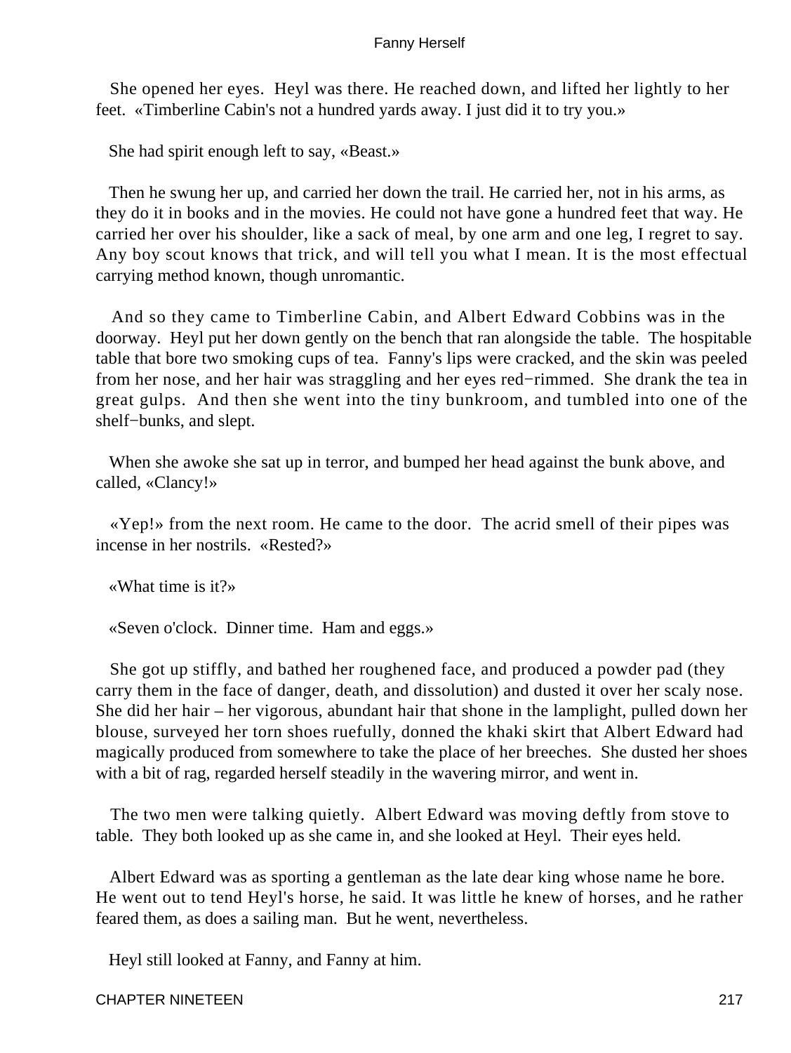She opened her eyes. Heyl was there. He reached down, and lifted her lightly to her feet. «Timberline Cabin's not a hundred yards away. I just did it to try you.»

She had spirit enough left to say, «Beast.»

Then he swung her up, and carried her down the trail. He carried her, not in his arms, as they do it in books and in the movies. He could not have gone a hundred feet that way. He carried her over his shoulder, like a sack of meal, by one arm and one leg, I regret to say. Any boy scout knows that trick, and will tell you what I mean. It is the most effectual carrying method known, though unromantic.

And so they came to Timberline Cabin, and Albert Edward Cobbins was in the doorway. Heyl put her down gently on the bench that ran alongside the table. The hospitable table that bore two smoking cups of tea. Fanny's lips were cracked, and the skin was peeled from her nose, and her hair was straggling and her eyes red−rimmed. She drank the tea in great gulps. And then she went into the tiny bunkroom, and tumbled into one of the shelf−bunks, and slept.

When she awoke she sat up in terror, and bumped her head against the bunk above, and called, «Clancy!»

«Yep!» from the next room. He came to the door. The acrid smell of their pipes was incense in her nostrils. «Rested?»

«What time is it?»

«Seven o'clock. Dinner time. Ham and eggs.»

She got up stiffly, and bathed her roughened face, and produced a powder pad (they carry them in the face of danger, death, and dissolution) and dusted it over her scaly nose. She did her hair – her vigorous, abundant hair that shone in the lamplight, pulled down her blouse, surveyed her torn shoes ruefully, donned the khaki skirt that Albert Edward had magically produced from somewhere to take the place of her breeches. She dusted her shoes with a bit of rag, regarded herself steadily in the wavering mirror, and went in.

The two men were talking quietly. Albert Edward was moving deftly from stove to table. They both looked up as she came in, and she looked at Heyl. Their eyes held.

Albert Edward was as sporting a gentleman as the late dear king whose name he bore. He went out to tend Heyl's horse, he said. It was little he knew of horses, and he rather feared them, as does a sailing man. But he went, nevertheless.

Heyl still looked at Fanny, and Fanny at him.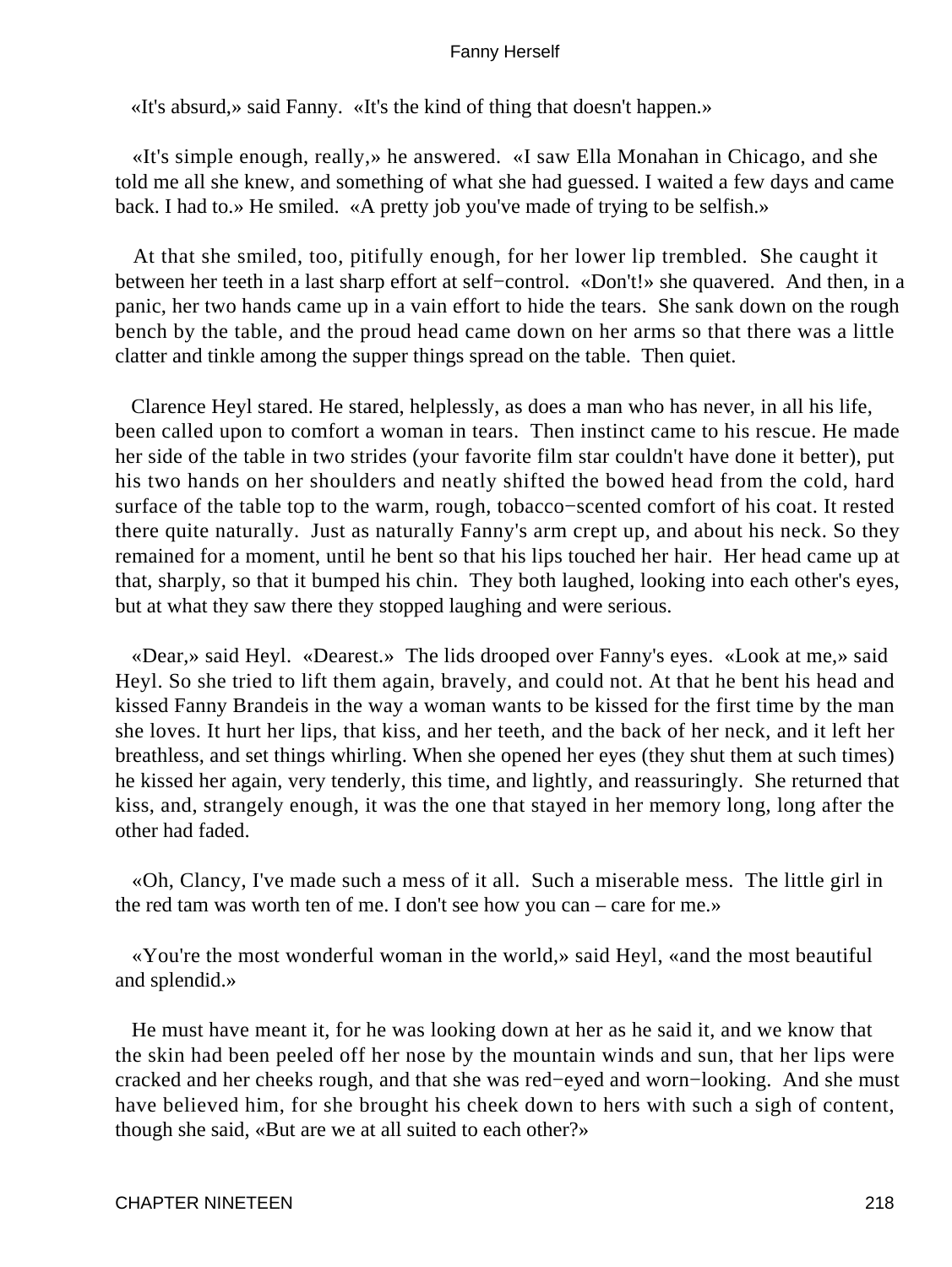«It's absurd,» said Fanny. «It's the kind of thing that doesn't happen.»

«It's simple enough, really,» he answered. «I saw Ella Monahan in Chicago, and she told me all she knew, and something of what she had guessed. I waited a few days and came back. I had to.» He smiled. «A pretty job you've made of trying to be selfish.»

At that she smiled, too, pitifully enough, for her lower lip trembled. She caught it between her teeth in a last sharp effort at self−control. «Don't!» she quavered. And then, in a panic, her two hands came up in a vain effort to hide the tears. She sank down on the rough bench by the table, and the proud head came down on her arms so that there was a little clatter and tinkle among the supper things spread on the table. Then quiet.

Clarence Heyl stared. He stared, helplessly, as does a man who has never, in all his life, been called upon to comfort a woman in tears. Then instinct came to his rescue. He made her side of the table in two strides (your favorite film star couldn't have done it better), put his two hands on her shoulders and neatly shifted the bowed head from the cold, hard surface of the table top to the warm, rough, tobacco−scented comfort of his coat. It rested there quite naturally. Just as naturally Fanny's arm crept up, and about his neck. So they remained for a moment, until he bent so that his lips touched her hair. Her head came up at that, sharply, so that it bumped his chin. They both laughed, looking into each other's eyes, but at what they saw there they stopped laughing and were serious.

«Dear,» said Heyl. «Dearest.» The lids drooped over Fanny's eyes. «Look at me,» said Heyl. So she tried to lift them again, bravely, and could not. At that he bent his head and kissed Fanny Brandeis in the way a woman wants to be kissed for the first time by the man she loves. It hurt her lips, that kiss, and her teeth, and the back of her neck, and it left her breathless, and set things whirling. When she opened her eyes (they shut them at such times) he kissed her again, very tenderly, this time, and lightly, and reassuringly. She returned that kiss, and, strangely enough, it was the one that stayed in her memory long, long after the other had faded.

«Oh, Clancy, I've made such a mess of it all. Such a miserable mess. The little girl in the red tam was worth ten of me. I don't see how you can – care for me.»

«You're the most wonderful woman in the world,» said Heyl, «and the most beautiful and splendid.»

He must have meant it, for he was looking down at her as he said it, and we know that the skin had been peeled off her nose by the mountain winds and sun, that her lips were cracked and her cheeks rough, and that she was red−eyed and worn−looking. And she must have believed him, for she brought his cheek down to hers with such a sigh of content, though she said, «But are we at all suited to each other?»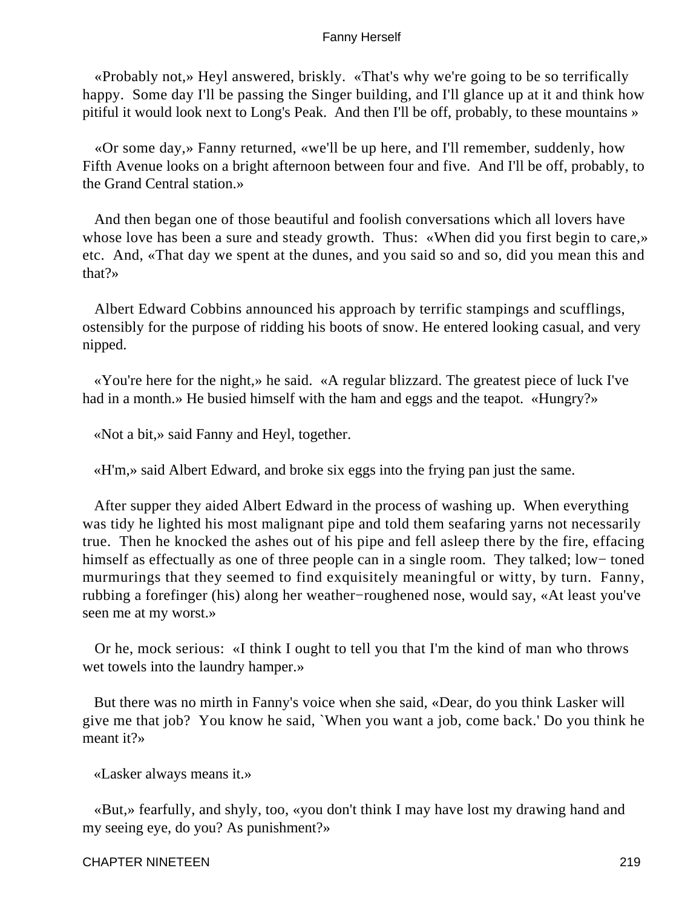«Probably not,» Heyl answered, briskly. «That's why we're going to be so terrifically happy. Some day I'll be passing the Singer building, and I'll glance up at it and think how pitiful it would look next to Long's Peak. And then I'll be off, probably, to these mountains »

«Or some day,» Fanny returned, «we'll be up here, and I'll remember, suddenly, how Fifth Avenue looks on a bright afternoon between four and five. And I'll be off, probably, to the Grand Central station.»

And then began one of those beautiful and foolish conversations which all lovers have whose love has been a sure and steady growth. Thus: «When did you first begin to care,» etc. And, «That day we spent at the dunes, and you said so and so, did you mean this and that?»

Albert Edward Cobbins announced his approach by terrific stampings and scufflings, ostensibly for the purpose of ridding his boots of snow. He entered looking casual, and very nipped.

«You're here for the night,» he said. «A regular blizzard. The greatest piece of luck I've had in a month.» He busied himself with the ham and eggs and the teapot. «Hungry?»

«Not a bit,» said Fanny and Heyl, together.

«H'm,» said Albert Edward, and broke six eggs into the frying pan just the same.

After supper they aided Albert Edward in the process of washing up. When everything was tidy he lighted his most malignant pipe and told them seafaring yarns not necessarily true. Then he knocked the ashes out of his pipe and fell asleep there by the fire, effacing himself as effectually as one of three people can in a single room. They talked; low−toned murmurings that they seemed to find exquisitely meaningful or witty, by turn. Fanny, rubbing a forefinger (his) along her weather−roughened nose, would say, «At least you've seen me at my worst.»

Or he, mock serious: «I think I ought to tell you that I'm the kind of man who throws wet towels into the laundry hamper.»

But there was no mirth in Fanny's voice when she said, «Dear, do you think Lasker will give me that job? You know he said, `When you want a job, come back.' Do you think he meant it?»

«Lasker always means it.»

«But,» fearfully, and shyly, too, «you don't think I may have lost my drawing hand and my seeing eye, do you? As punishment?»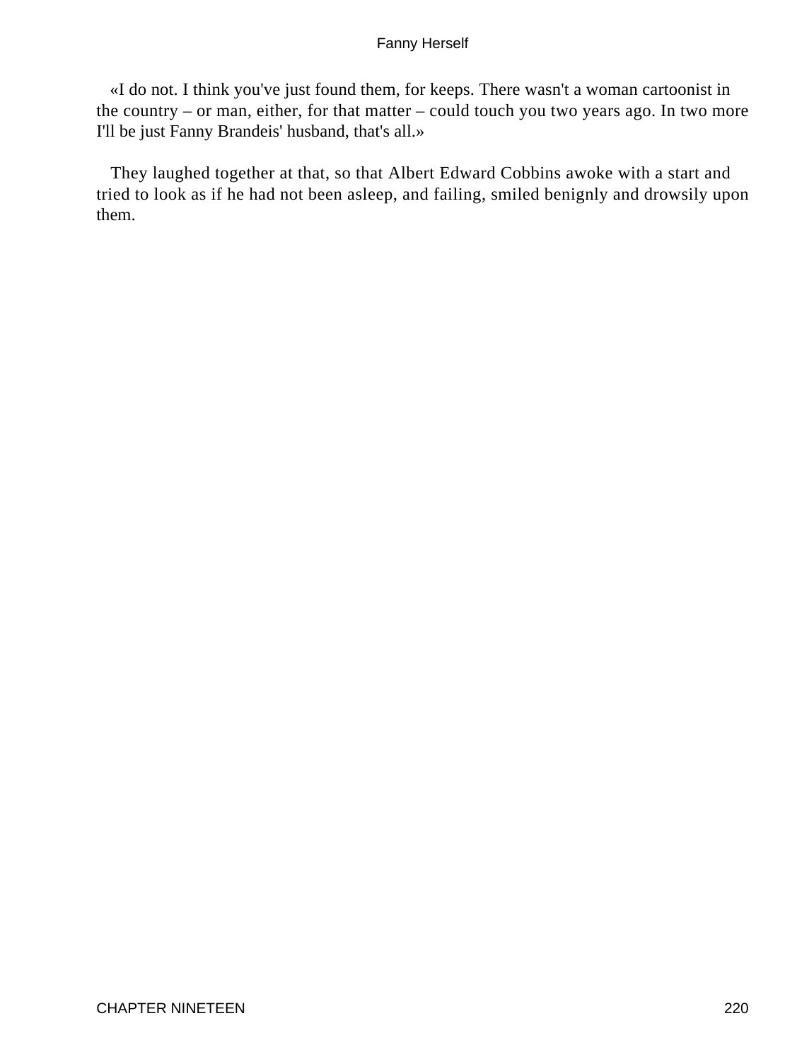«I do not. I think you've just found them, for keeps. There wasn't a woman cartoonist in the country – or man, either, for that matter – could touch you two years ago. In two more I'll be just Fanny Brandeis' husband, that's all.»

They laughed together at that, so that Albert Edward Cobbins awoke with a start and tried to look as if he had not been asleep, and failing, smiled benignly and drowsily upon them.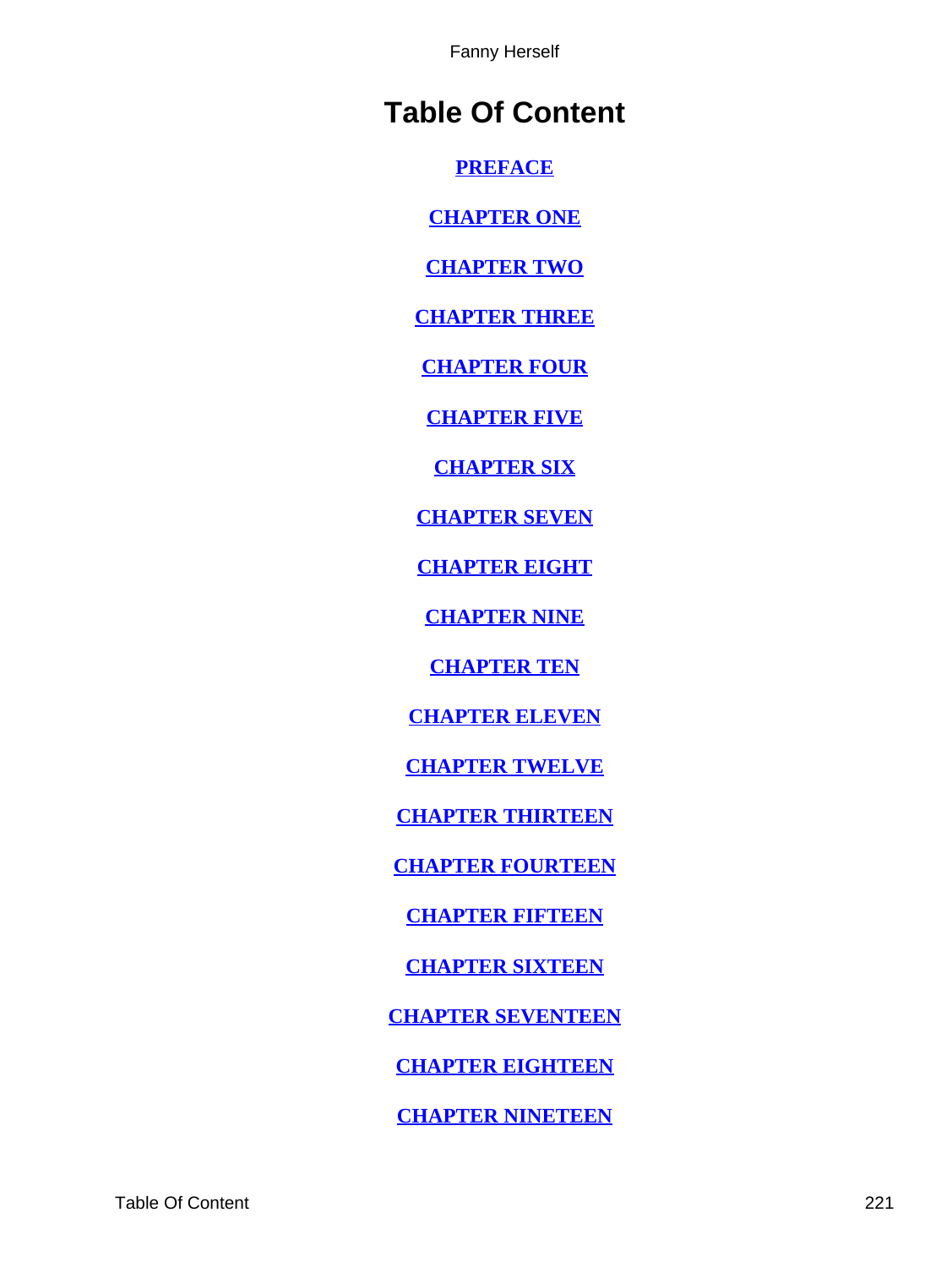# Table Of Content

PREFACE

CHAPTER ONE

CHAPTER TWO

CHAPTER THREE

CHAPTER FOUR

CHAPTER FIVE

CHAPTER SIX

CHAPTER SEVEN

CHAPTER EIGHT

CHAPTER NINE

CHAPTER TEN

CHAPTER ELEVEN

CHAPTER TWELVE

CHAPTER THIRTEEN

CHAPTER FOURTEEN

CHAPTER FIFTEEN

CHAPTER SIXTEEN

CHAPTER SEVENTEEN

CHAPTER EIGHTEEN

CHAPTER NINETEEN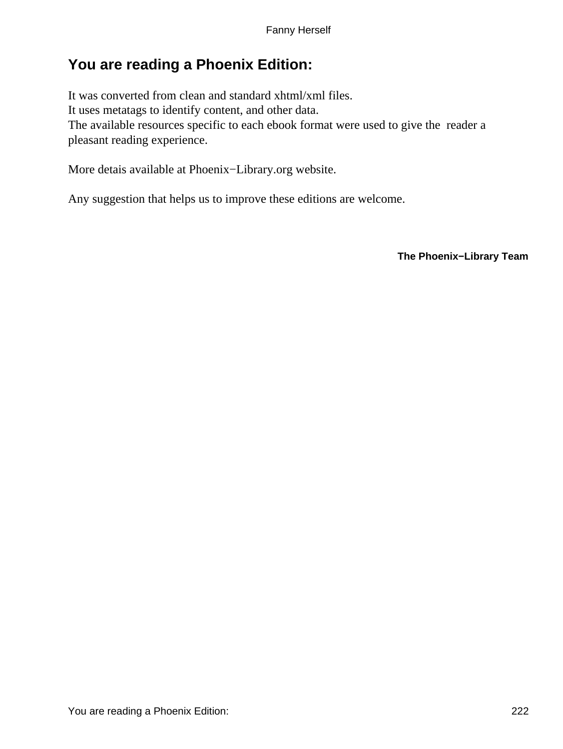## You are reading a Phoenix Edition:

It was converted from clean and standard xhtml/xml files.
It uses metatags to identify content, and other data.
The available resources specific to each ebook format were used to give the reader a pleasant reading experience.

More detais available at Phoenix−Library.org website.

Any suggestion that helps us to improve these editions are welcome.

**The Phoenix−Library Team**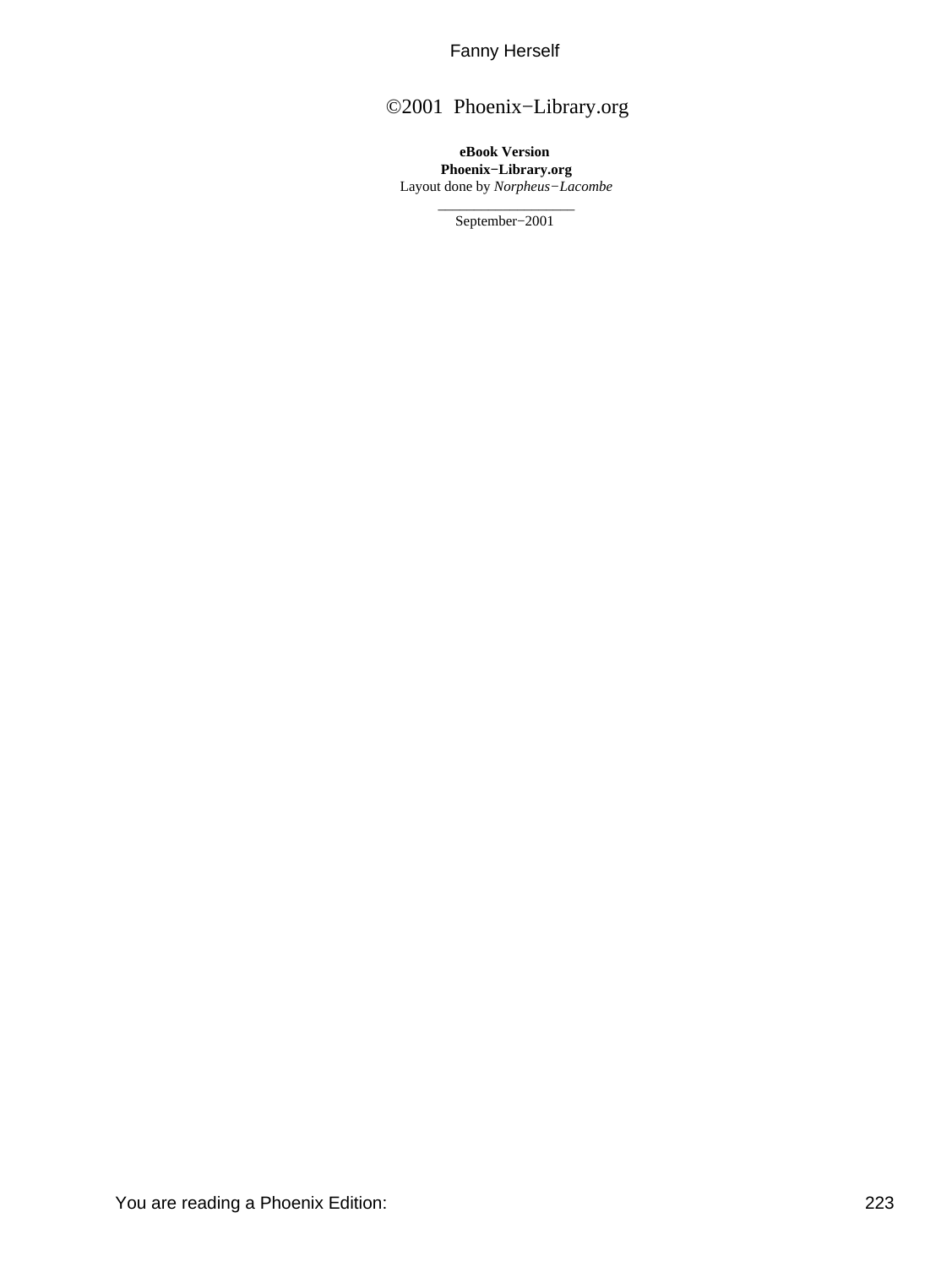©2001 Phoenix−Library.org

**eBook Version**
**Phoenix−Library.org**
Layout done by *Norpheus−Lacombe*

\_\_\_\_\_\_\_\_\_\_\_\_\_\_\_\_\_\_\_\_

September−2001